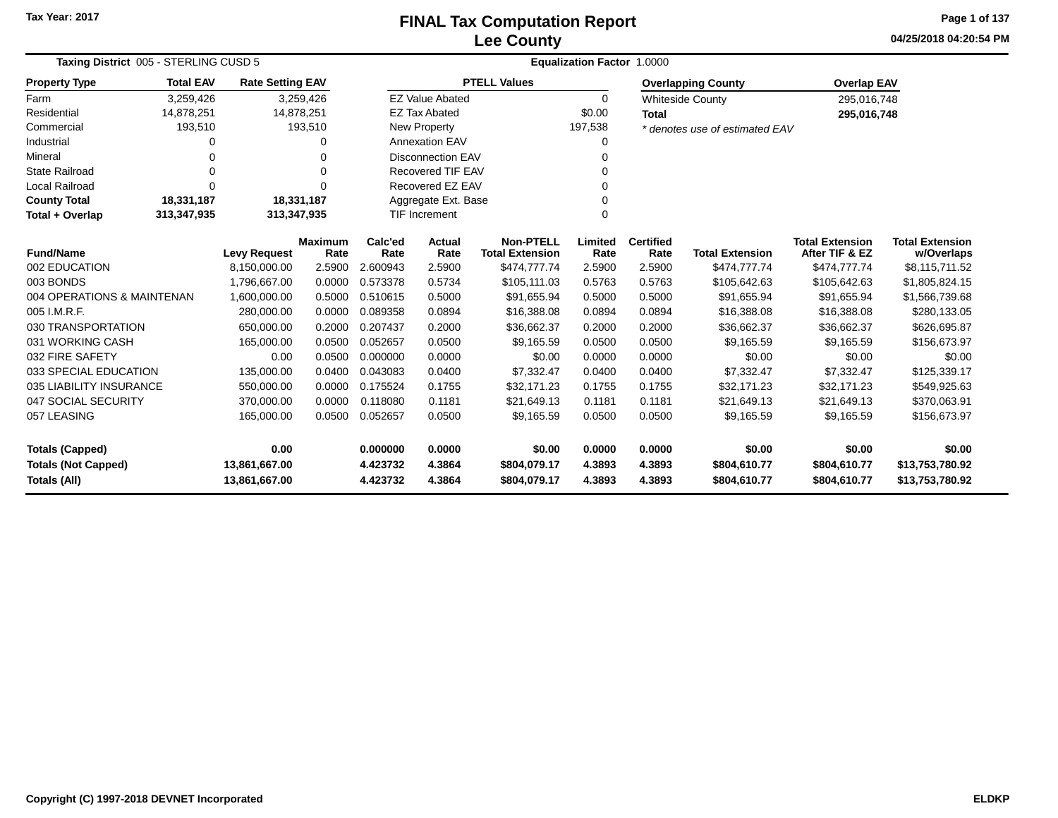Tax Year: 2017

# FINAL Tax Computation Report
## Lee County

04/25/2018 04:20:54 PM

**Taxing District** 005 - STERLING CUSD 5 **Equalization Factor** 1.0000

| Property Type | Total EAV | Rate Setting EAV |
|---|---|---|
| Farm | 3,259,426 | 3,259,426 |
| Residential | 14,878,251 | 14,878,251 |
| Commercial | 193,510 | 193,510 |
| Industrial | 0 | 0 |
| Mineral | 0 | 0 |
| State Railroad | 0 | 0 |
| Local Railroad | 0 | 0 |
| **County Total** | **18,331,187** | **18,331,187** |
| **Total + Overlap** | **313,347,935** | **313,347,935** |

| PTELL Values | |
|---|---|
| EZ Value Abated | 0 |
| EZ Tax Abated | $0.00 |
| New Property | 197,538 |
| Annexation EAV | 0 |
| Disconnection EAV | 0 |
| Recovered TIF EAV | 0 |
| Recovered EZ EAV | 0 |
| Aggregate Ext. Base | 0 |
| TIF Increment | 0 |

| Overlapping County | Overlap EAV |
|---|---|
| Whiteside County | 295,016,748 |
| **Total** | **295,016,748** |

*\* denotes use of estimated EAV*

| Fund/Name | Levy Request | Maximum Rate | Calc'ed Rate | Actual Rate | Non-PTELL Total Extension | Limited Rate | Certified Rate | Total Extension | Total Extension After TIF & EZ | Total Extension w/Overlaps |
|---|---|---|---|---|---|---|---|---|---|---|
| 002 EDUCATION | 8,150,000.00 | 2.5900 | 2.600943 | 2.5900 | $474,777.74 | 2.5900 | 2.5900 | $474,777.74 | $474,777.74 | $8,115,711.52 |
| 003 BONDS | 1,796,667.00 | 0.0000 | 0.573378 | 0.5734 | $105,111.03 | 0.5763 | 0.5763 | $105,642.63 | $105,642.63 | $1,805,824.15 |
| 004 OPERATIONS & MAINTENAN | 1,600,000.00 | 0.5000 | 0.510615 | 0.5000 | $91,655.94 | 0.5000 | 0.5000 | $91,655.94 | $91,655.94 | $1,566,739.68 |
| 005 I.M.R.F. | 280,000.00 | 0.0000 | 0.089358 | 0.0894 | $16,388.08 | 0.0894 | 0.0894 | $16,388.08 | $16,388.08 | $280,133.05 |
| 030 TRANSPORTATION | 650,000.00 | 0.2000 | 0.207437 | 0.2000 | $36,662.37 | 0.2000 | 0.2000 | $36,662.37 | $36,662.37 | $626,695.87 |
| 031 WORKING CASH | 165,000.00 | 0.0500 | 0.052657 | 0.0500 | $9,165.59 | 0.0500 | 0.0500 | $9,165.59 | $9,165.59 | $156,673.97 |
| 032 FIRE SAFETY | 0.00 | 0.0500 | 0.000000 | 0.0000 | $0.00 | 0.0000 | 0.0000 | $0.00 | $0.00 | $0.00 |
| 033 SPECIAL EDUCATION | 135,000.00 | 0.0400 | 0.043083 | 0.0400 | $7,332.47 | 0.0400 | 0.0400 | $7,332.47 | $7,332.47 | $125,339.17 |
| 035 LIABILITY INSURANCE | 550,000.00 | 0.0000 | 0.175524 | 0.1755 | $32,171.23 | 0.1755 | 0.1755 | $32,171.23 | $32,171.23 | $549,925.63 |
| 047 SOCIAL SECURITY | 370,000.00 | 0.0000 | 0.118080 | 0.1181 | $21,649.13 | 0.1181 | 0.1181 | $21,649.13 | $21,649.13 | $370,063.91 |
| 057 LEASING | 165,000.00 | 0.0500 | 0.052657 | 0.0500 | $9,165.59 | 0.0500 | 0.0500 | $9,165.59 | $9,165.59 | $156,673.97 |
| **Totals (Capped)** | **0.00** | | **0.000000** | **0.0000** | **$0.00** | **0.0000** | **0.0000** | **$0.00** | **$0.00** | **$0.00** |
| **Totals (Not Capped)** | **13,861,667.00** | | **4.423732** | **4.3864** | **$804,079.17** | **4.3893** | **4.3893** | **$804,610.77** | **$804,610.77** | **$13,753,780.92** |
| **Totals (All)** | **13,861,667.00** | | **4.423732** | **4.3864** | **$804,079.17** | **4.3893** | **4.3893** | **$804,610.77** | **$804,610.77** | **$13,753,780.92** |

Copyright (C) 1997-2018 DEVNET Incorporated ELDKP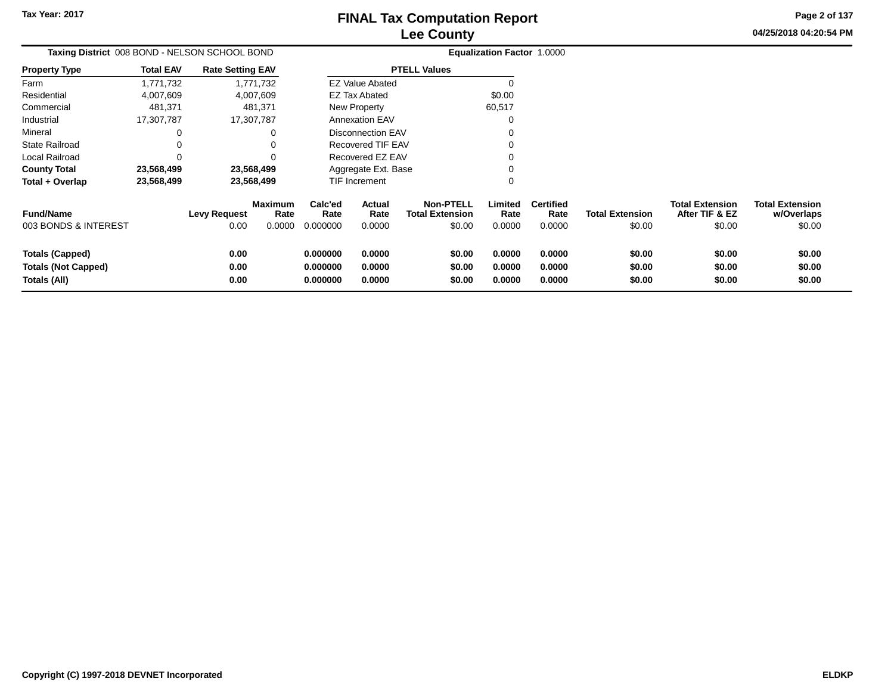Tax Year: 2017

# FINAL Tax Computation Report
## Lee County

04/25/2018 04:20:54 PM

**Taxing District** 008 BOND - NELSON SCHOOL BOND **Equalization Factor** 1.0000

| Property Type | Total EAV | Rate Setting EAV |
|---|---|---|
| Farm | 1,771,732 | 1,771,732 |
| Residential | 4,007,609 | 4,007,609 |
| Commercial | 481,371 | 481,371 |
| Industrial | 17,307,787 | 17,307,787 |
| Mineral | 0 | 0 |
| State Railroad | 0 | 0 |
| Local Railroad | 0 | 0 |
| **County Total** | **23,568,499** | **23,568,499** |
| **Total + Overlap** | **23,568,499** | **23,568,499** |

| PTELL Values | |
|---|---|
| EZ Value Abated | 0 |
| EZ Tax Abated | $0.00 |
| New Property | 60,517 |
| Annexation EAV | 0 |
| Disconnection EAV | 0 |
| Recovered TIF EAV | 0 |
| Recovered EZ EAV | 0 |
| Aggregate Ext. Base | 0 |
| TIF Increment | 0 |

| Fund/Name | Levy Request | Maximum Rate | Calc'ed Rate | Actual Rate | Non-PTELL Total Extension | Limited Rate | Certified Rate | Total Extension | Total Extension After TIF & EZ | Total Extension w/Overlaps |
|---|---|---|---|---|---|---|---|---|---|---|
| 003 BONDS & INTEREST | 0.00 | 0.0000 | 0.000000 | 0.0000 | $0.00 | 0.0000 | 0.0000 | $0.00 | $0.00 | $0.00 |
| **Totals (Capped)** | **0.00** | | **0.000000** | **0.0000** | **$0.00** | **0.0000** | **0.0000** | **$0.00** | **$0.00** | **$0.00** |
| **Totals (Not Capped)** | **0.00** | | **0.000000** | **0.0000** | **$0.00** | **0.0000** | **0.0000** | **$0.00** | **$0.00** | **$0.00** |
| **Totals (All)** | **0.00** | | **0.000000** | **0.0000** | **$0.00** | **0.0000** | **0.0000** | **$0.00** | **$0.00** | **$0.00** |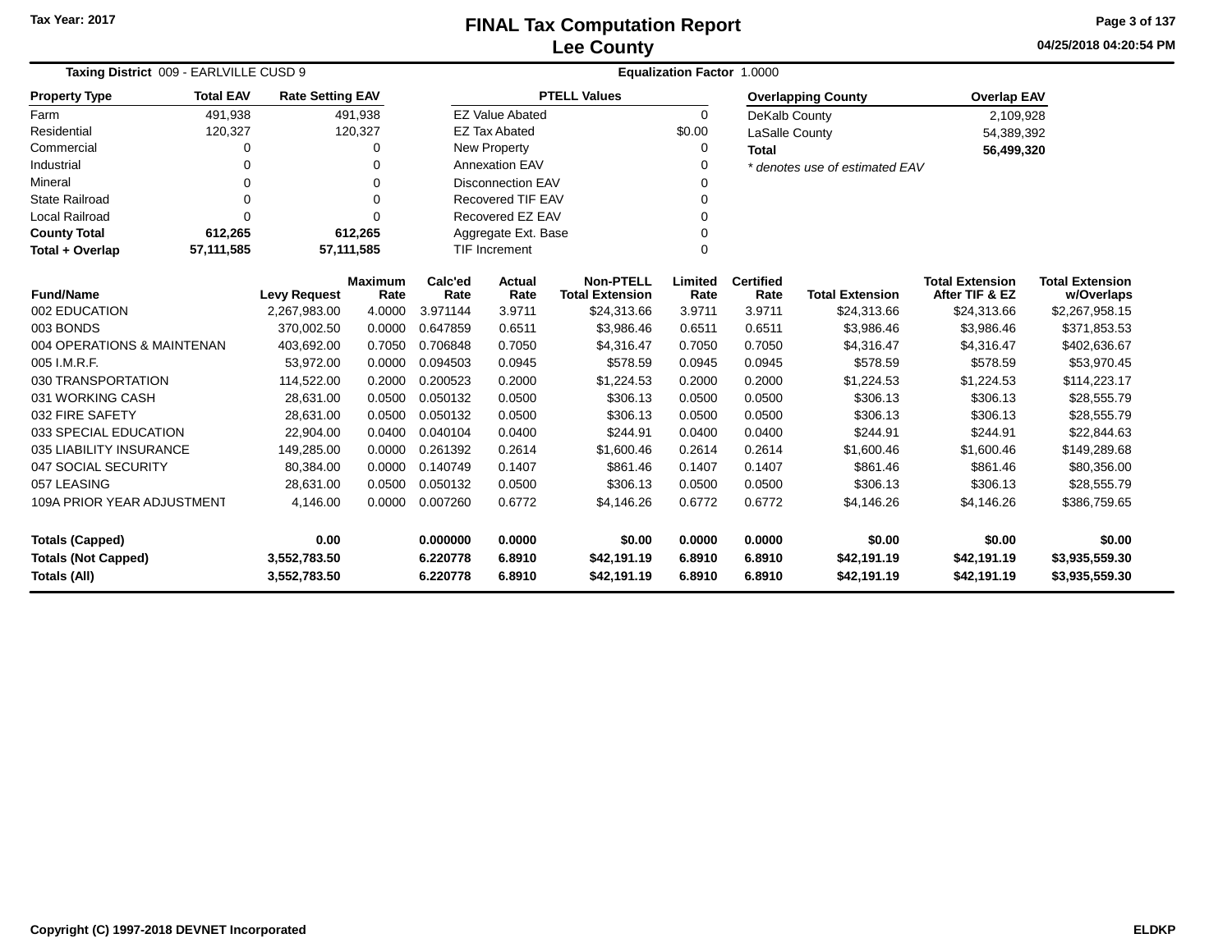Tax Year: 2017

# FINAL Tax Computation Report
## Lee County

04/25/2018 04:20:54 PM

**Taxing District** 009 - EARLVILLE CUSD 9 **Equalization Factor** 1.0000

| Property Type | Total EAV | Rate Setting EAV |
|---|---|---|
| Farm | 491,938 | 491,938 |
| Residential | 120,327 | 120,327 |
| Commercial | 0 | 0 |
| Industrial | 0 | 0 |
| Mineral | 0 | 0 |
| State Railroad | 0 | 0 |
| Local Railroad | 0 | 0 |
| **County Total** | **612,265** | **612,265** |
| **Total + Overlap** | **57,111,585** | **57,111,585** |

| PTELL Values | |
|---|---|
| EZ Value Abated | 0 |
| EZ Tax Abated | $0.00 |
| New Property | 0 |
| Annexation EAV | 0 |
| Disconnection EAV | 0 |
| Recovered TIF EAV | 0 |
| Recovered EZ EAV | 0 |
| Aggregate Ext. Base | 0 |
| TIF Increment | 0 |

| Overlapping County | Overlap EAV |
|---|---|
| DeKalb County | 2,109,928 |
| LaSalle County | 54,389,392 |
| **Total** | **56,499,320** |

*\* denotes use of estimated EAV*

| Fund/Name | Levy Request | Maximum Rate | Calc'ed Rate | Actual Rate | Non-PTELL Total Extension | Limited Rate | Certified Rate | Total Extension | Total Extension After TIF & EZ | Total Extension w/Overlaps |
|---|---|---|---|---|---|---|---|---|---|---|
| 002 EDUCATION | 2,267,983.00 | 4.0000 | 3.971144 | 3.9711 | $24,313.66 | 3.9711 | 3.9711 | $24,313.66 | $24,313.66 | $2,267,958.15 |
| 003 BONDS | 370,002.50 | 0.0000 | 0.647859 | 0.6511 | $3,986.46 | 0.6511 | 0.6511 | $3,986.46 | $3,986.46 | $371,853.53 |
| 004 OPERATIONS & MAINTENAN | 403,692.00 | 0.7050 | 0.706848 | 0.7050 | $4,316.47 | 0.7050 | 0.7050 | $4,316.47 | $4,316.47 | $402,636.67 |
| 005 I.M.R.F. | 53,972.00 | 0.0000 | 0.094503 | 0.0945 | $578.59 | 0.0945 | 0.0945 | $578.59 | $578.59 | $53,970.45 |
| 030 TRANSPORTATION | 114,522.00 | 0.2000 | 0.200523 | 0.2000 | $1,224.53 | 0.2000 | 0.2000 | $1,224.53 | $1,224.53 | $114,223.17 |
| 031 WORKING CASH | 28,631.00 | 0.0500 | 0.050132 | 0.0500 | $306.13 | 0.0500 | 0.0500 | $306.13 | $306.13 | $28,555.79 |
| 032 FIRE SAFETY | 28,631.00 | 0.0500 | 0.050132 | 0.0500 | $306.13 | 0.0500 | 0.0500 | $306.13 | $306.13 | $28,555.79 |
| 033 SPECIAL EDUCATION | 22,904.00 | 0.0400 | 0.040104 | 0.0400 | $244.91 | 0.0400 | 0.0400 | $244.91 | $244.91 | $22,844.63 |
| 035 LIABILITY INSURANCE | 149,285.00 | 0.0000 | 0.261392 | 0.2614 | $1,600.46 | 0.2614 | 0.2614 | $1,600.46 | $1,600.46 | $149,289.68 |
| 047 SOCIAL SECURITY | 80,384.00 | 0.0000 | 0.140749 | 0.1407 | $861.46 | 0.1407 | 0.1407 | $861.46 | $861.46 | $80,356.00 |
| 057 LEASING | 28,631.00 | 0.0500 | 0.050132 | 0.0500 | $306.13 | 0.0500 | 0.0500 | $306.13 | $306.13 | $28,555.79 |
| 109A PRIOR YEAR ADJUSTMENT | 4,146.00 | 0.0000 | 0.007260 | 0.6772 | $4,146.26 | 0.6772 | 0.6772 | $4,146.26 | $4,146.26 | $386,759.65 |
| **Totals (Capped)** | **0.00** | | **0.000000** | **0.0000** | **$0.00** | **0.0000** | **0.0000** | **$0.00** | **$0.00** | **$0.00** |
| **Totals (Not Capped)** | **3,552,783.50** | | **6.220778** | **6.8910** | **$42,191.19** | **6.8910** | **6.8910** | **$42,191.19** | **$42,191.19** | **$3,935,559.30** |
| **Totals (All)** | **3,552,783.50** | | **6.220778** | **6.8910** | **$42,191.19** | **6.8910** | **6.8910** | **$42,191.19** | **$42,191.19** | **$3,935,559.30** |

Copyright (C) 1997-2018 DEVNET Incorporated ELDKP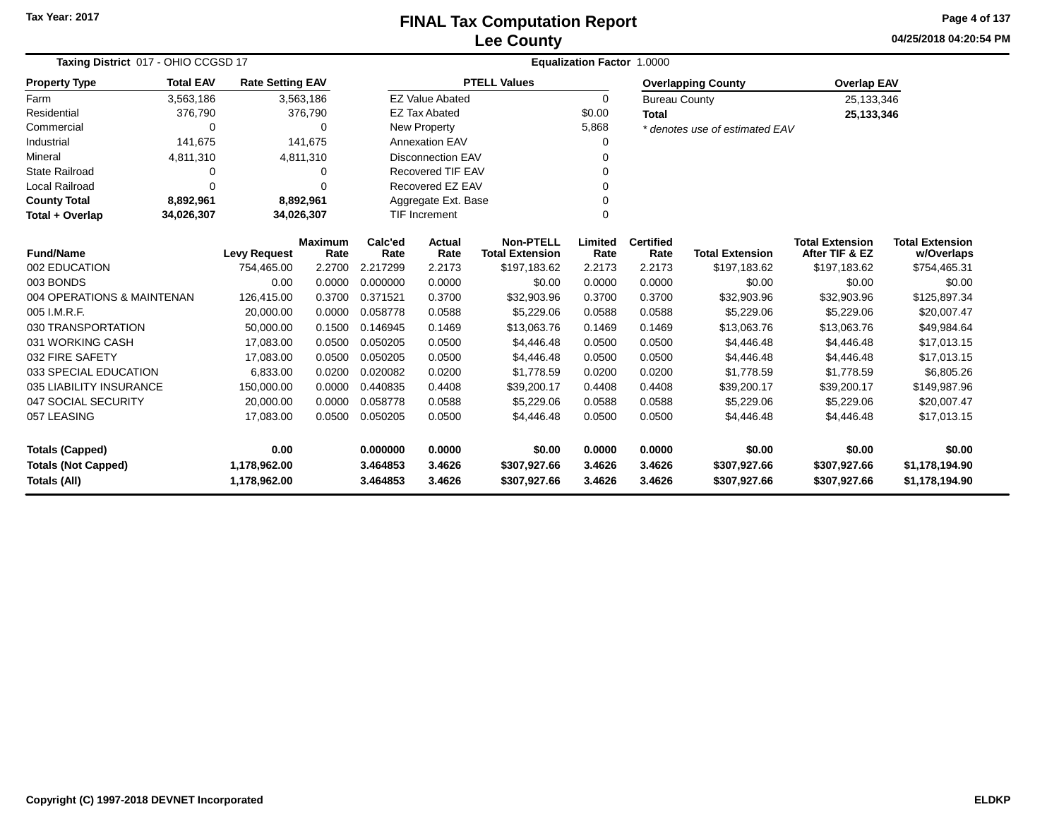Tax Year: 2017

# FINAL Tax Computation Report
## Lee County

04/25/2018 04:20:54 PM

**Taxing District** 017 - OHIO CCGSD 17 **Equalization Factor** 1.0000

| Property Type | Total EAV | Rate Setting EAV |
|---|---|---|
| Farm | 3,563,186 | 3,563,186 |
| Residential | 376,790 | 376,790 |
| Commercial | 0 | 0 |
| Industrial | 141,675 | 141,675 |
| Mineral | 4,811,310 | 4,811,310 |
| State Railroad | 0 | 0 |
| Local Railroad | 0 | 0 |
| **County Total** | **8,892,961** | **8,892,961** |
| **Total + Overlap** | **34,026,307** | **34,026,307** |

| PTELL Values | |
|---|---|
| EZ Value Abated | 0 |
| EZ Tax Abated | $0.00 |
| New Property | 5,868 |
| Annexation EAV | 0 |
| Disconnection EAV | 0 |
| Recovered TIF EAV | 0 |
| Recovered EZ EAV | 0 |
| Aggregate Ext. Base | 0 |
| TIF Increment | 0 |

| Overlapping County | Overlap EAV |
|---|---|
| Bureau County | 25,133,346 |
| **Total** | **25,133,346** |

*\* denotes use of estimated EAV*

| Fund/Name | Levy Request | Maximum Rate | Calc'ed Rate | Actual Rate | Non-PTELL Total Extension | Limited Rate | Certified Rate | Total Extension | Total Extension After TIF & EZ | Total Extension w/Overlaps |
|---|---|---|---|---|---|---|---|---|---|---|
| 002 EDUCATION | 754,465.00 | 2.2700 | 2.217299 | 2.2173 | $197,183.62 | 2.2173 | 2.2173 | $197,183.62 | $197,183.62 | $754,465.31 |
| 003 BONDS | 0.00 | 0.0000 | 0.000000 | 0.0000 | $0.00 | 0.0000 | 0.0000 | $0.00 | $0.00 | $0.00 |
| 004 OPERATIONS & MAINTENAN | 126,415.00 | 0.3700 | 0.371521 | 0.3700 | $32,903.96 | 0.3700 | 0.3700 | $32,903.96 | $32,903.96 | $125,897.34 |
| 005 I.M.R.F. | 20,000.00 | 0.0000 | 0.058778 | 0.0588 | $5,229.06 | 0.0588 | 0.0588 | $5,229.06 | $5,229.06 | $20,007.47 |
| 030 TRANSPORTATION | 50,000.00 | 0.1500 | 0.146945 | 0.1469 | $13,063.76 | 0.1469 | 0.1469 | $13,063.76 | $13,063.76 | $49,984.64 |
| 031 WORKING CASH | 17,083.00 | 0.0500 | 0.050205 | 0.0500 | $4,446.48 | 0.0500 | 0.0500 | $4,446.48 | $4,446.48 | $17,013.15 |
| 032 FIRE SAFETY | 17,083.00 | 0.0500 | 0.050205 | 0.0500 | $4,446.48 | 0.0500 | 0.0500 | $4,446.48 | $4,446.48 | $17,013.15 |
| 033 SPECIAL EDUCATION | 6,833.00 | 0.0200 | 0.020082 | 0.0200 | $1,778.59 | 0.0200 | 0.0200 | $1,778.59 | $1,778.59 | $6,805.26 |
| 035 LIABILITY INSURANCE | 150,000.00 | 0.0000 | 0.440835 | 0.4408 | $39,200.17 | 0.4408 | 0.4408 | $39,200.17 | $39,200.17 | $149,987.96 |
| 047 SOCIAL SECURITY | 20,000.00 | 0.0000 | 0.058778 | 0.0588 | $5,229.06 | 0.0588 | 0.0588 | $5,229.06 | $5,229.06 | $20,007.47 |
| 057 LEASING | 17,083.00 | 0.0500 | 0.050205 | 0.0500 | $4,446.48 | 0.0500 | 0.0500 | $4,446.48 | $4,446.48 | $17,013.15 |
| **Totals (Capped)** | **0.00** | | **0.000000** | **0.0000** | **$0.00** | **0.0000** | **0.0000** | **$0.00** | **$0.00** | **$0.00** |
| **Totals (Not Capped)** | **1,178,962.00** | | **3.464853** | **3.4626** | **$307,927.66** | **3.4626** | **3.4626** | **$307,927.66** | **$307,927.66** | **$1,178,194.90** |
| **Totals (All)** | **1,178,962.00** | | **3.464853** | **3.4626** | **$307,927.66** | **3.4626** | **3.4626** | **$307,927.66** | **$307,927.66** | **$1,178,194.90** |

Copyright (C) 1997-2018 DEVNET Incorporated — ELDKP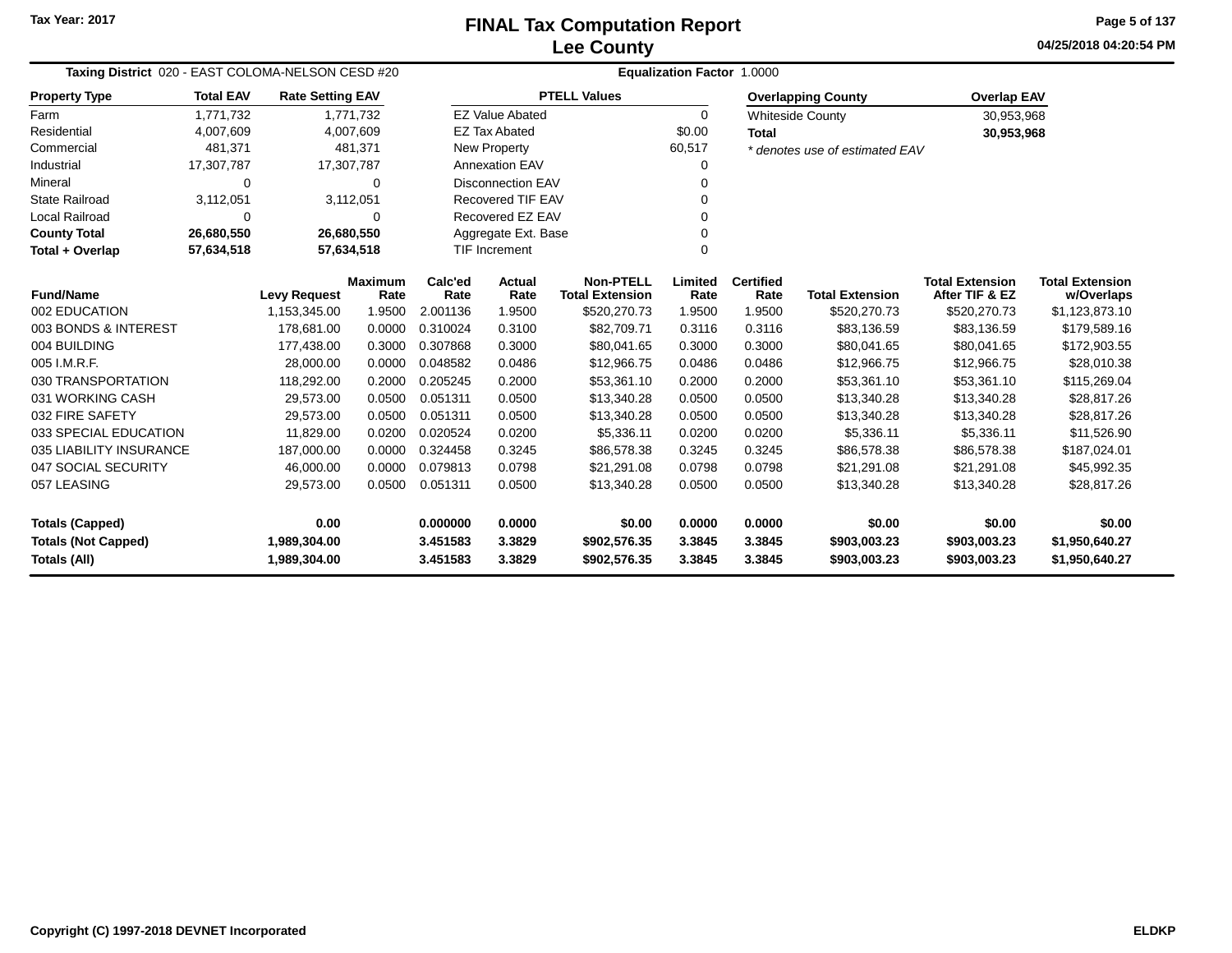# FINAL Tax Computation Report
## Lee County

Tax Year: 2017

04/25/2018 04:20:54 PM

**Taxing District** 020 - EAST COLOMA-NELSON CESD #20 **Equalization Factor** 1.0000

| Property Type | Total EAV | Rate Setting EAV |
|---|---|---|
| Farm | 1,771,732 | 1,771,732 |
| Residential | 4,007,609 | 4,007,609 |
| Commercial | 481,371 | 481,371 |
| Industrial | 17,307,787 | 17,307,787 |
| Mineral | 0 | 0 |
| State Railroad | 3,112,051 | 3,112,051 |
| Local Railroad | 0 | 0 |
| **County Total** | **26,680,550** | **26,680,550** |
| **Total + Overlap** | **57,634,518** | **57,634,518** |

| PTELL Values | |
|---|---|
| EZ Value Abated | 0 |
| EZ Tax Abated | $0.00 |
| New Property | 60,517 |
| Annexation EAV | 0 |
| Disconnection EAV | 0 |
| Recovered TIF EAV | 0 |
| Recovered EZ EAV | 0 |
| Aggregate Ext. Base | 0 |
| TIF Increment | 0 |

| Overlapping County | Overlap EAV |
|---|---|
| Whiteside County | 30,953,968 |
| **Total** | **30,953,968** |

*\* denotes use of estimated EAV*

| Fund/Name | Levy Request | Maximum Rate | Calc'ed Rate | Actual Rate | Non-PTELL Total Extension | Limited Rate | Certified Rate | Total Extension | Total Extension After TIF & EZ | Total Extension w/Overlaps |
|---|---|---|---|---|---|---|---|---|---|---|
| 002 EDUCATION | 1,153,345.00 | 1.9500 | 2.001136 | 1.9500 | $520,270.73 | 1.9500 | 1.9500 | $520,270.73 | $520,270.73 | $1,123,873.10 |
| 003 BONDS & INTEREST | 178,681.00 | 0.0000 | 0.310024 | 0.3100 | $82,709.71 | 0.3116 | 0.3116 | $83,136.59 | $83,136.59 | $179,589.16 |
| 004 BUILDING | 177,438.00 | 0.3000 | 0.307868 | 0.3000 | $80,041.65 | 0.3000 | 0.3000 | $80,041.65 | $80,041.65 | $172,903.55 |
| 005 I.M.R.F. | 28,000.00 | 0.0000 | 0.048582 | 0.0486 | $12,966.75 | 0.0486 | 0.0486 | $12,966.75 | $12,966.75 | $28,010.38 |
| 030 TRANSPORTATION | 118,292.00 | 0.2000 | 0.205245 | 0.2000 | $53,361.10 | 0.2000 | 0.2000 | $53,361.10 | $53,361.10 | $115,269.04 |
| 031 WORKING CASH | 29,573.00 | 0.0500 | 0.051311 | 0.0500 | $13,340.28 | 0.0500 | 0.0500 | $13,340.28 | $13,340.28 | $28,817.26 |
| 032 FIRE SAFETY | 29,573.00 | 0.0500 | 0.051311 | 0.0500 | $13,340.28 | 0.0500 | 0.0500 | $13,340.28 | $13,340.28 | $28,817.26 |
| 033 SPECIAL EDUCATION | 11,829.00 | 0.0200 | 0.020524 | 0.0200 | $5,336.11 | 0.0200 | 0.0200 | $5,336.11 | $5,336.11 | $11,526.90 |
| 035 LIABILITY INSURANCE | 187,000.00 | 0.0000 | 0.324458 | 0.3245 | $86,578.38 | 0.3245 | 0.3245 | $86,578.38 | $86,578.38 | $187,024.01 |
| 047 SOCIAL SECURITY | 46,000.00 | 0.0000 | 0.079813 | 0.0798 | $21,291.08 | 0.0798 | 0.0798 | $21,291.08 | $21,291.08 | $45,992.35 |
| 057 LEASING | 29,573.00 | 0.0500 | 0.051311 | 0.0500 | $13,340.28 | 0.0500 | 0.0500 | $13,340.28 | $13,340.28 | $28,817.26 |
| **Totals (Capped)** | **0.00** | | **0.000000** | **0.0000** | **$0.00** | **0.0000** | **0.0000** | **$0.00** | **$0.00** | **$0.00** |
| **Totals (Not Capped)** | **1,989,304.00** | | **3.451583** | **3.3829** | **$902,576.35** | **3.3845** | **3.3845** | **$903,003.23** | **$903,003.23** | **$1,950,640.27** |
| **Totals (All)** | **1,989,304.00** | | **3.451583** | **3.3829** | **$902,576.35** | **3.3845** | **3.3845** | **$903,003.23** | **$903,003.23** | **$1,950,640.27** |

Copyright (C) 1997-2018 DEVNET Incorporated ELDKP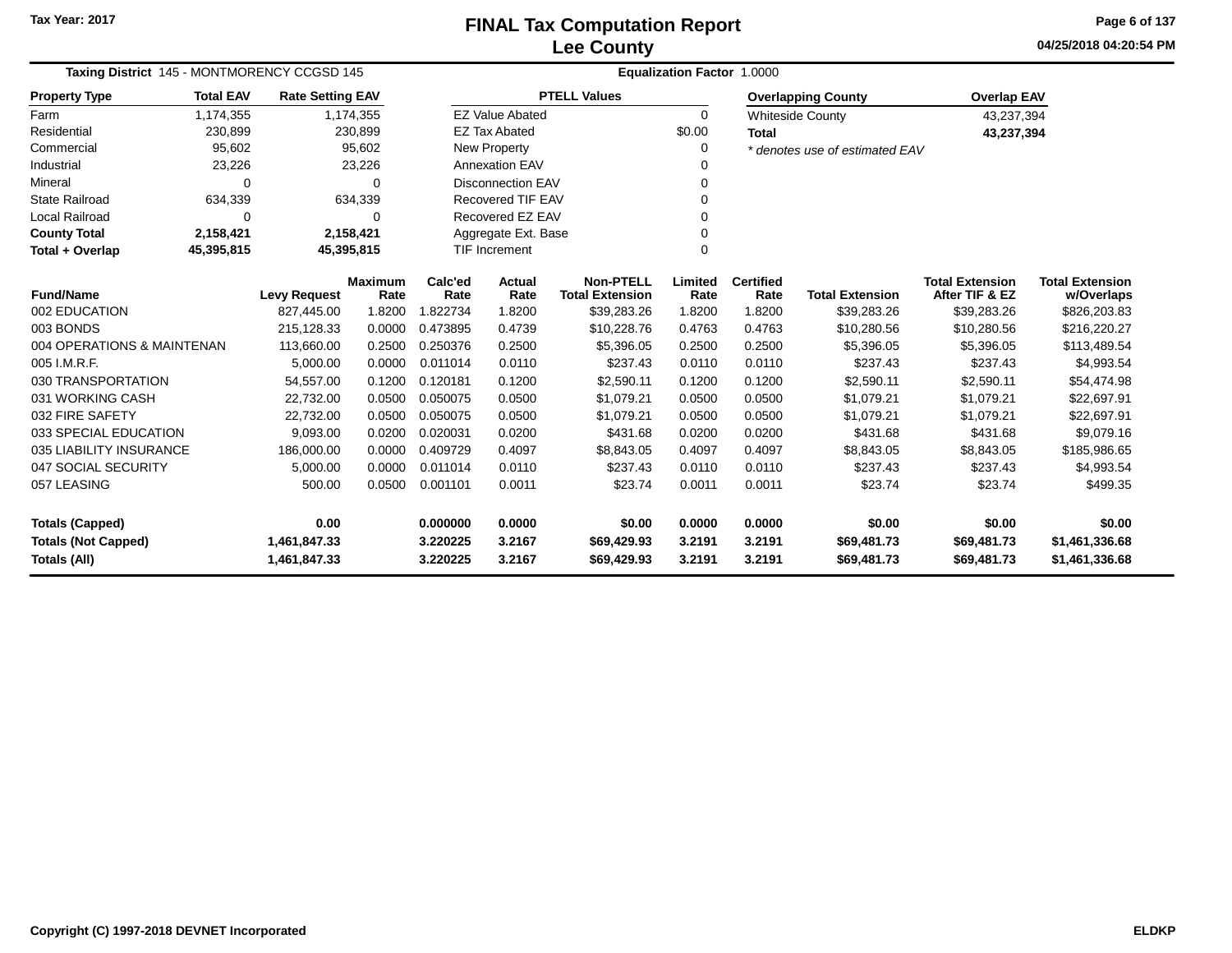Tax Year: 2017

# FINAL Tax Computation Report
## Lee County

04/25/2018 04:20:54 PM

**Taxing District** 145 - MONTMORENCY CCGSD 145 **Equalization Factor** 1.0000

| Property Type | Total EAV | Rate Setting EAV |
|---|---|---|
| Farm | 1,174,355 | 1,174,355 |
| Residential | 230,899 | 230,899 |
| Commercial | 95,602 | 95,602 |
| Industrial | 23,226 | 23,226 |
| Mineral | 0 | 0 |
| State Railroad | 634,339 | 634,339 |
| Local Railroad | 0 | 0 |
| **County Total** | **2,158,421** | **2,158,421** |
| **Total + Overlap** | **45,395,815** | **45,395,815** |

| PTELL Values | |
|---|---|
| EZ Value Abated | 0 |
| EZ Tax Abated | $0.00 |
| New Property | 0 |
| Annexation EAV | 0 |
| Disconnection EAV | 0 |
| Recovered TIF EAV | 0 |
| Recovered EZ EAV | 0 |
| Aggregate Ext. Base | 0 |
| TIF Increment | 0 |

| Overlapping County | Overlap EAV |
|---|---|
| Whiteside County | 43,237,394 |
| **Total** | **43,237,394** |

*\* denotes use of estimated EAV*

| Fund/Name | Levy Request | Maximum Rate | Calc'ed Rate | Actual Rate | Non-PTELL Total Extension | Limited Rate | Certified Rate | Total Extension | Total Extension After TIF & EZ | Total Extension w/Overlaps |
|---|---|---|---|---|---|---|---|---|---|---|
| 002 EDUCATION | 827,445.00 | 1.8200 | 1.822734 | 1.8200 | $39,283.26 | 1.8200 | 1.8200 | $39,283.26 | $39,283.26 | $826,203.83 |
| 003 BONDS | 215,128.33 | 0.0000 | 0.473895 | 0.4739 | $10,228.76 | 0.4763 | 0.4763 | $10,280.56 | $10,280.56 | $216,220.27 |
| 004 OPERATIONS & MAINTENAN | 113,660.00 | 0.2500 | 0.250376 | 0.2500 | $5,396.05 | 0.2500 | 0.2500 | $5,396.05 | $5,396.05 | $113,489.54 |
| 005 I.M.R.F. | 5,000.00 | 0.0000 | 0.011014 | 0.0110 | $237.43 | 0.0110 | 0.0110 | $237.43 | $237.43 | $4,993.54 |
| 030 TRANSPORTATION | 54,557.00 | 0.1200 | 0.120181 | 0.1200 | $2,590.11 | 0.1200 | 0.1200 | $2,590.11 | $2,590.11 | $54,474.98 |
| 031 WORKING CASH | 22,732.00 | 0.0500 | 0.050075 | 0.0500 | $1,079.21 | 0.0500 | 0.0500 | $1,079.21 | $1,079.21 | $22,697.91 |
| 032 FIRE SAFETY | 22,732.00 | 0.0500 | 0.050075 | 0.0500 | $1,079.21 | 0.0500 | 0.0500 | $1,079.21 | $1,079.21 | $22,697.91 |
| 033 SPECIAL EDUCATION | 9,093.00 | 0.0200 | 0.020031 | 0.0200 | $431.68 | 0.0200 | 0.0200 | $431.68 | $431.68 | $9,079.16 |
| 035 LIABILITY INSURANCE | 186,000.00 | 0.0000 | 0.409729 | 0.4097 | $8,843.05 | 0.4097 | 0.4097 | $8,843.05 | $8,843.05 | $185,986.65 |
| 047 SOCIAL SECURITY | 5,000.00 | 0.0000 | 0.011014 | 0.0110 | $237.43 | 0.0110 | 0.0110 | $237.43 | $237.43 | $4,993.54 |
| 057 LEASING | 500.00 | 0.0500 | 0.001101 | 0.0011 | $23.74 | 0.0011 | 0.0011 | $23.74 | $23.74 | $499.35 |
| **Totals (Capped)** | **0.00** | | **0.000000** | **0.0000** | **$0.00** | **0.0000** | **0.0000** | **$0.00** | **$0.00** | **$0.00** |
| **Totals (Not Capped)** | **1,461,847.33** | | **3.220225** | **3.2167** | **$69,429.93** | **3.2191** | **3.2191** | **$69,481.73** | **$69,481.73** | **$1,461,336.68** |
| **Totals (All)** | **1,461,847.33** | | **3.220225** | **3.2167** | **$69,429.93** | **3.2191** | **3.2191** | **$69,481.73** | **$69,481.73** | **$1,461,336.68** |

Copyright (C) 1997-2018 DEVNET Incorporated ELDKP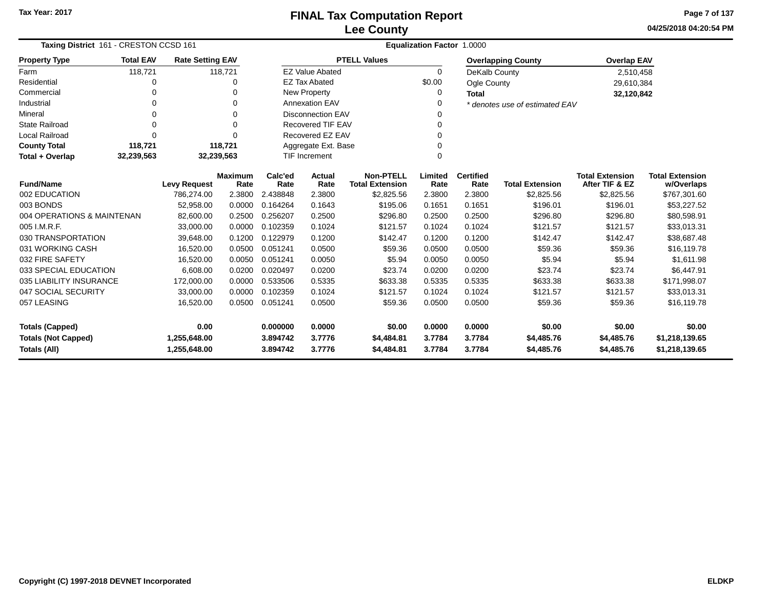Tax Year: 2017

# FINAL Tax Computation Report
## Lee County

04/25/2018 04:20:54 PM

**Taxing District** 161 - CRESTON CCSD 161 **Equalization Factor** 1.0000

| Property Type | Total EAV | Rate Setting EAV |
|---|---|---|
| Farm | 118,721 | 118,721 |
| Residential | 0 | 0 |
| Commercial | 0 | 0 |
| Industrial | 0 | 0 |
| Mineral | 0 | 0 |
| State Railroad | 0 | 0 |
| Local Railroad | 0 | 0 |
| **County Total** | **118,721** | **118,721** |
| **Total + Overlap** | **32,239,563** | **32,239,563** |

| PTELL Values | |
|---|---|
| EZ Value Abated | 0 |
| EZ Tax Abated | $0.00 |
| New Property | 0 |
| Annexation EAV | 0 |
| Disconnection EAV | 0 |
| Recovered TIF EAV | 0 |
| Recovered EZ EAV | 0 |
| Aggregate Ext. Base | 0 |
| TIF Increment | 0 |

| Overlapping County | Overlap EAV |
|---|---|
| DeKalb County | 2,510,458 |
| Ogle County | 29,610,384 |
| **Total** | **32,120,842** |

*\* denotes use of estimated EAV*

| Fund/Name | Levy Request | Maximum Rate | Calc'ed Rate | Actual Rate | Non-PTELL Total Extension | Limited Rate | Certified Rate | Total Extension | Total Extension After TIF & EZ | Total Extension w/Overlaps |
|---|---|---|---|---|---|---|---|---|---|---|
| 002 EDUCATION | 786,274.00 | 2.3800 | 2.438848 | 2.3800 | $2,825.56 | 2.3800 | 2.3800 | $2,825.56 | $2,825.56 | $767,301.60 |
| 003 BONDS | 52,958.00 | 0.0000 | 0.164264 | 0.1643 | $195.06 | 0.1651 | 0.1651 | $196.01 | $196.01 | $53,227.52 |
| 004 OPERATIONS & MAINTENAN | 82,600.00 | 0.2500 | 0.256207 | 0.2500 | $296.80 | 0.2500 | 0.2500 | $296.80 | $296.80 | $80,598.91 |
| 005 I.M.R.F. | 33,000.00 | 0.0000 | 0.102359 | 0.1024 | $121.57 | 0.1024 | 0.1024 | $121.57 | $121.57 | $33,013.31 |
| 030 TRANSPORTATION | 39,648.00 | 0.1200 | 0.122979 | 0.1200 | $142.47 | 0.1200 | 0.1200 | $142.47 | $142.47 | $38,687.48 |
| 031 WORKING CASH | 16,520.00 | 0.0500 | 0.051241 | 0.0500 | $59.36 | 0.0500 | 0.0500 | $59.36 | $59.36 | $16,119.78 |
| 032 FIRE SAFETY | 16,520.00 | 0.0050 | 0.051241 | 0.0050 | $5.94 | 0.0050 | 0.0050 | $5.94 | $5.94 | $1,611.98 |
| 033 SPECIAL EDUCATION | 6,608.00 | 0.0200 | 0.020497 | 0.0200 | $23.74 | 0.0200 | 0.0200 | $23.74 | $23.74 | $6,447.91 |
| 035 LIABILITY INSURANCE | 172,000.00 | 0.0000 | 0.533506 | 0.5335 | $633.38 | 0.5335 | 0.5335 | $633.38 | $633.38 | $171,998.07 |
| 047 SOCIAL SECURITY | 33,000.00 | 0.0000 | 0.102359 | 0.1024 | $121.57 | 0.1024 | 0.1024 | $121.57 | $121.57 | $33,013.31 |
| 057 LEASING | 16,520.00 | 0.0500 | 0.051241 | 0.0500 | $59.36 | 0.0500 | 0.0500 | $59.36 | $59.36 | $16,119.78 |
| **Totals (Capped)** | **0.00** | | **0.000000** | **0.0000** | **$0.00** | **0.0000** | **0.0000** | **$0.00** | **$0.00** | **$0.00** |
| **Totals (Not Capped)** | **1,255,648.00** | | **3.894742** | **3.7776** | **$4,484.81** | **3.7784** | **3.7784** | **$4,485.76** | **$4,485.76** | **$1,218,139.65** |
| **Totals (All)** | **1,255,648.00** | | **3.894742** | **3.7776** | **$4,484.81** | **3.7784** | **3.7784** | **$4,485.76** | **$4,485.76** | **$1,218,139.65** |

Copyright (C) 1997-2018 DEVNET Incorporated ELDKP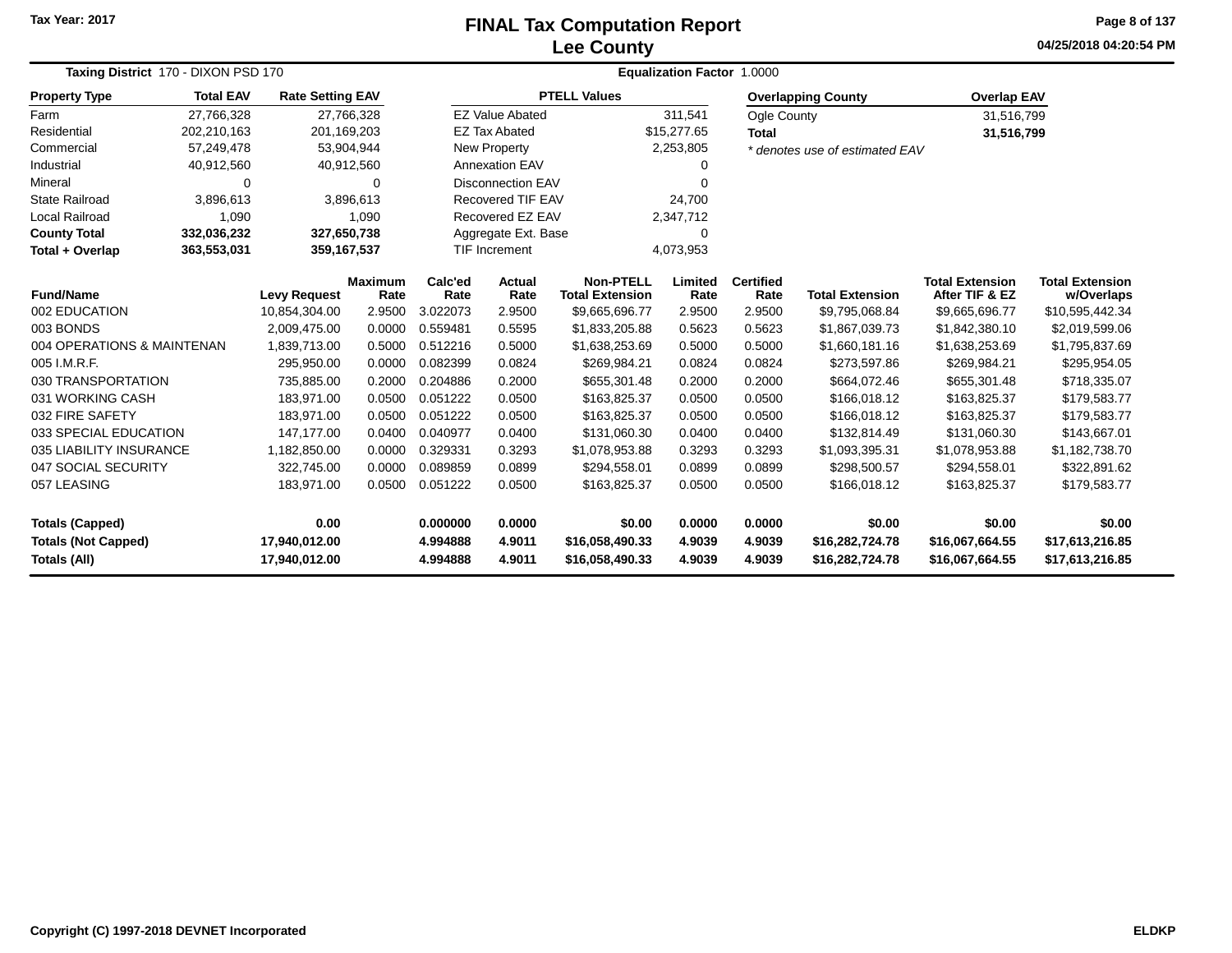Tax Year: 2017

# FINAL Tax Computation Report
## Lee County

04/25/2018 04:20:54 PM

**Taxing District** 170 - DIXON PSD 170 **Equalization Factor** 1.0000

| Property Type | Total EAV | Rate Setting EAV |
|---|---|---|
| Farm | 27,766,328 | 27,766,328 |
| Residential | 202,210,163 | 201,169,203 |
| Commercial | 57,249,478 | 53,904,944 |
| Industrial | 40,912,560 | 40,912,560 |
| Mineral | 0 | 0 |
| State Railroad | 3,896,613 | 3,896,613 |
| Local Railroad | 1,090 | 1,090 |
| **County Total** | **332,036,232** | **327,650,738** |
| **Total + Overlap** | **363,553,031** | **359,167,537** |

| PTELL Values | |
|---|---|
| EZ Value Abated | 311,541 |
| EZ Tax Abated | $15,277.65 |
| New Property | 2,253,805 |
| Annexation EAV | 0 |
| Disconnection EAV | 0 |
| Recovered TIF EAV | 24,700 |
| Recovered EZ EAV | 2,347,712 |
| Aggregate Ext. Base | 0 |
| TIF Increment | 4,073,953 |

| Overlapping County | Overlap EAV |
|---|---|
| Ogle County | 31,516,799 |
| **Total** | **31,516,799** |

*\* denotes use of estimated EAV*

| Fund/Name | Levy Request | Maximum Rate | Calc'ed Rate | Actual Rate | Non-PTELL Total Extension | Limited Rate | Certified Rate | Total Extension | Total Extension After TIF & EZ | Total Extension w/Overlaps |
|---|---|---|---|---|---|---|---|---|---|---|
| 002 EDUCATION | 10,854,304.00 | 2.9500 | 3.022073 | 2.9500 | $9,665,696.77 | 2.9500 | 2.9500 | $9,795,068.84 | $9,665,696.77 | $10,595,442.34 |
| 003 BONDS | 2,009,475.00 | 0.0000 | 0.559481 | 0.5595 | $1,833,205.88 | 0.5623 | 0.5623 | $1,867,039.73 | $1,842,380.10 | $2,019,599.06 |
| 004 OPERATIONS & MAINTENAN | 1,839,713.00 | 0.5000 | 0.512216 | 0.5000 | $1,638,253.69 | 0.5000 | 0.5000 | $1,660,181.16 | $1,638,253.69 | $1,795,837.69 |
| 005 I.M.R.F. | 295,950.00 | 0.0000 | 0.082399 | 0.0824 | $269,984.21 | 0.0824 | 0.0824 | $273,597.86 | $269,984.21 | $295,954.05 |
| 030 TRANSPORTATION | 735,885.00 | 0.2000 | 0.204886 | 0.2000 | $655,301.48 | 0.2000 | 0.2000 | $664,072.46 | $655,301.48 | $718,335.07 |
| 031 WORKING CASH | 183,971.00 | 0.0500 | 0.051222 | 0.0500 | $163,825.37 | 0.0500 | 0.0500 | $166,018.12 | $163,825.37 | $179,583.77 |
| 032 FIRE SAFETY | 183,971.00 | 0.0500 | 0.051222 | 0.0500 | $163,825.37 | 0.0500 | 0.0500 | $166,018.12 | $163,825.37 | $179,583.77 |
| 033 SPECIAL EDUCATION | 147,177.00 | 0.0400 | 0.040977 | 0.0400 | $131,060.30 | 0.0400 | 0.0400 | $132,814.49 | $131,060.30 | $143,667.01 |
| 035 LIABILITY INSURANCE | 1,182,850.00 | 0.0000 | 0.329331 | 0.3293 | $1,078,953.88 | 0.3293 | 0.3293 | $1,093,395.31 | $1,078,953.88 | $1,182,738.70 |
| 047 SOCIAL SECURITY | 322,745.00 | 0.0000 | 0.089859 | 0.0899 | $294,558.01 | 0.0899 | 0.0899 | $298,500.57 | $294,558.01 | $322,891.62 |
| 057 LEASING | 183,971.00 | 0.0500 | 0.051222 | 0.0500 | $163,825.37 | 0.0500 | 0.0500 | $166,018.12 | $163,825.37 | $179,583.77 |
| **Totals (Capped)** | **0.00** | | **0.000000** | **0.0000** | **$0.00** | **0.0000** | **0.0000** | **$0.00** | **$0.00** | **$0.00** |
| **Totals (Not Capped)** | **17,940,012.00** | | **4.994888** | **4.9011** | **$16,058,490.33** | **4.9039** | **4.9039** | **$16,282,724.78** | **$16,067,664.55** | **$17,613,216.85** |
| **Totals (All)** | **17,940,012.00** | | **4.994888** | **4.9011** | **$16,058,490.33** | **4.9039** | **4.9039** | **$16,282,724.78** | **$16,067,664.55** | **$17,613,216.85** |

Copyright (C) 1997-2018 DEVNET Incorporated ELDKP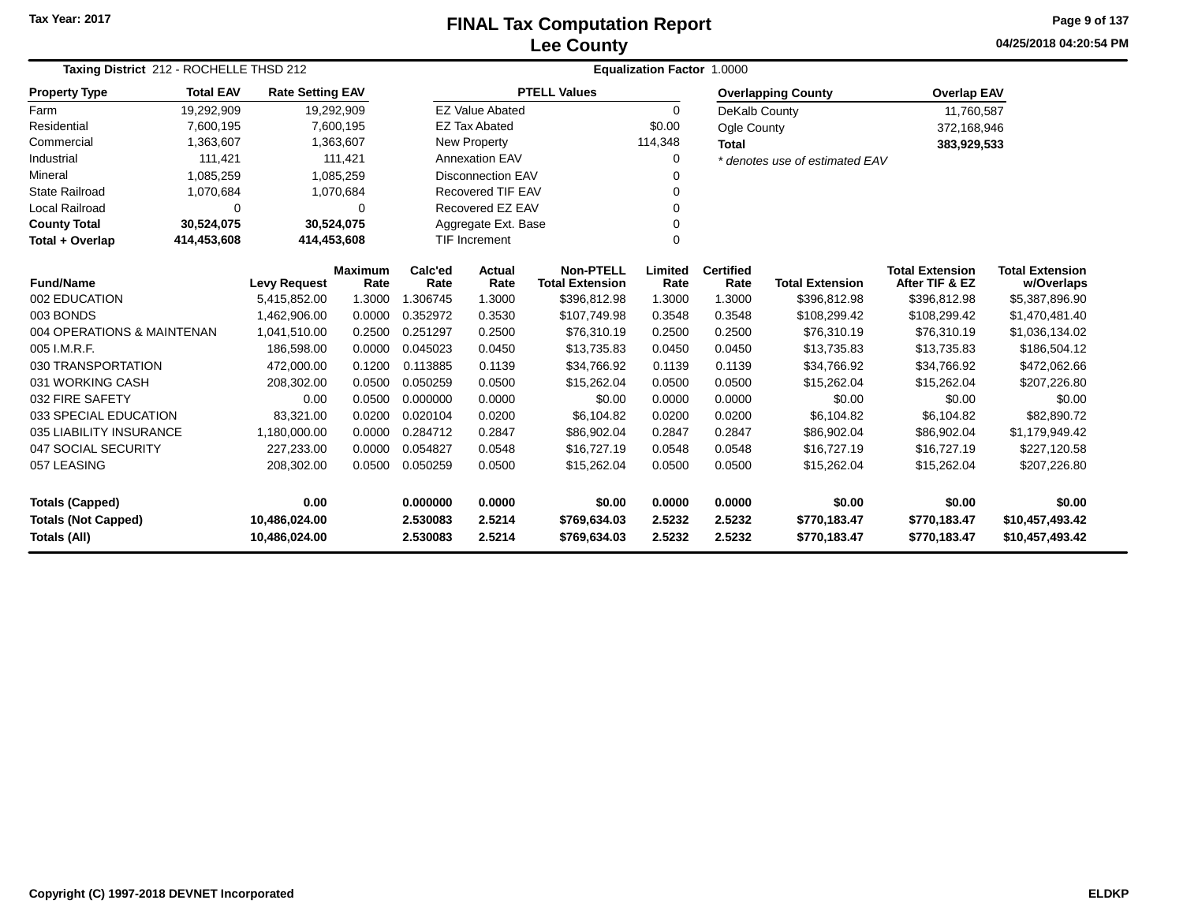Tax Year: 2017

# FINAL Tax Computation Report
## Lee County

04/25/2018 04:20:54 PM

**Taxing District** 212 - ROCHELLE THSD 212 | **Equalization Factor** 1.0000

| Property Type | Total EAV | Rate Setting EAV |
|---|---|---|
| Farm | 19,292,909 | 19,292,909 |
| Residential | 7,600,195 | 7,600,195 |
| Commercial | 1,363,607 | 1,363,607 |
| Industrial | 111,421 | 111,421 |
| Mineral | 1,085,259 | 1,085,259 |
| State Railroad | 1,070,684 | 1,070,684 |
| Local Railroad | 0 | 0 |
| **County Total** | **30,524,075** | **30,524,075** |
| **Total + Overlap** | **414,453,608** | **414,453,608** |

| PTELL Values | |
|---|---|
| EZ Value Abated | 0 |
| EZ Tax Abated | $0.00 |
| New Property | 114,348 |
| Annexation EAV | 0 |
| Disconnection EAV | 0 |
| Recovered TIF EAV | 0 |
| Recovered EZ EAV | 0 |
| Aggregate Ext. Base | 0 |
| TIF Increment | 0 |

| Overlapping County | Overlap EAV |
|---|---|
| DeKalb County | 11,760,587 |
| Ogle County | 372,168,946 |
| **Total** | **383,929,533** |

*\* denotes use of estimated EAV*

| Fund/Name | Levy Request | Maximum Rate | Calc'ed Rate | Actual Rate | Non-PTELL Total Extension | Limited Rate | Certified Rate | Total Extension | Total Extension After TIF & EZ | Total Extension w/Overlaps |
|---|---|---|---|---|---|---|---|---|---|---|
| 002 EDUCATION | 5,415,852.00 | 1.3000 | 1.306745 | 1.3000 | $396,812.98 | 1.3000 | 1.3000 | $396,812.98 | $396,812.98 | $5,387,896.90 |
| 003 BONDS | 1,462,906.00 | 0.0000 | 0.352972 | 0.3530 | $107,749.98 | 0.3548 | 0.3548 | $108,299.42 | $108,299.42 | $1,470,481.40 |
| 004 OPERATIONS & MAINTENAN | 1,041,510.00 | 0.2500 | 0.251297 | 0.2500 | $76,310.19 | 0.2500 | 0.2500 | $76,310.19 | $76,310.19 | $1,036,134.02 |
| 005 I.M.R.F. | 186,598.00 | 0.0000 | 0.045023 | 0.0450 | $13,735.83 | 0.0450 | 0.0450 | $13,735.83 | $13,735.83 | $186,504.12 |
| 030 TRANSPORTATION | 472,000.00 | 0.1200 | 0.113885 | 0.1139 | $34,766.92 | 0.1139 | 0.1139 | $34,766.92 | $34,766.92 | $472,062.66 |
| 031 WORKING CASH | 208,302.00 | 0.0500 | 0.050259 | 0.0500 | $15,262.04 | 0.0500 | 0.0500 | $15,262.04 | $15,262.04 | $207,226.80 |
| 032 FIRE SAFETY | 0.00 | 0.0500 | 0.000000 | 0.0000 | $0.00 | 0.0000 | 0.0000 | $0.00 | $0.00 | $0.00 |
| 033 SPECIAL EDUCATION | 83,321.00 | 0.0200 | 0.020104 | 0.0200 | $6,104.82 | 0.0200 | 0.0200 | $6,104.82 | $6,104.82 | $82,890.72 |
| 035 LIABILITY INSURANCE | 1,180,000.00 | 0.0000 | 0.284712 | 0.2847 | $86,902.04 | 0.2847 | 0.2847 | $86,902.04 | $86,902.04 | $1,179,949.42 |
| 047 SOCIAL SECURITY | 227,233.00 | 0.0000 | 0.054827 | 0.0548 | $16,727.19 | 0.0548 | 0.0548 | $16,727.19 | $16,727.19 | $227,120.58 |
| 057 LEASING | 208,302.00 | 0.0500 | 0.050259 | 0.0500 | $15,262.04 | 0.0500 | 0.0500 | $15,262.04 | $15,262.04 | $207,226.80 |
| **Totals (Capped)** | **0.00** | | **0.000000** | **0.0000** | **$0.00** | **0.0000** | **0.0000** | **$0.00** | **$0.00** | **$0.00** |
| **Totals (Not Capped)** | **10,486,024.00** | | **2.530083** | **2.5214** | **$769,634.03** | **2.5232** | **2.5232** | **$770,183.47** | **$770,183.47** | **$10,457,493.42** |
| **Totals (All)** | **10,486,024.00** | | **2.530083** | **2.5214** | **$769,634.03** | **2.5232** | **2.5232** | **$770,183.47** | **$770,183.47** | **$10,457,493.42** |

Copyright (C) 1997-2018 DEVNET Incorporated — ELDKP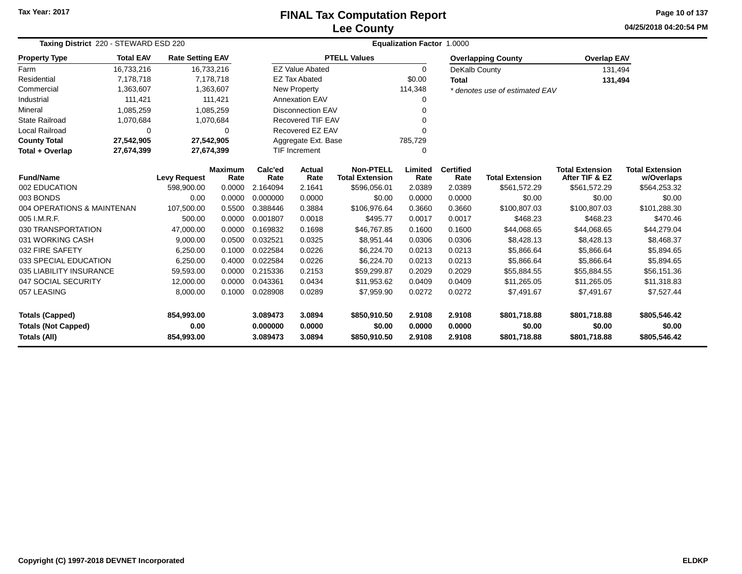Tax Year: 2017

# FINAL Tax Computation Report
## Lee County

04/25/2018 04:20:54 PM

**Taxing District** 220 - STEWARD ESD 220 | **Equalization Factor** 1.0000

| Property Type | Total EAV | Rate Setting EAV |
|---|---|---|
| Farm | 16,733,216 | 16,733,216 |
| Residential | 7,178,718 | 7,178,718 |
| Commercial | 1,363,607 | 1,363,607 |
| Industrial | 111,421 | 111,421 |
| Mineral | 1,085,259 | 1,085,259 |
| State Railroad | 1,070,684 | 1,070,684 |
| Local Railroad | 0 | 0 |
| **County Total** | **27,542,905** | **27,542,905** |
| **Total + Overlap** | **27,674,399** | **27,674,399** |

| PTELL Values | |
|---|---|
| EZ Value Abated | 0 |
| EZ Tax Abated | $0.00 |
| New Property | 114,348 |
| Annexation EAV | 0 |
| Disconnection EAV | 0 |
| Recovered TIF EAV | 0 |
| Recovered EZ EAV | 0 |
| Aggregate Ext. Base | 785,729 |
| TIF Increment | 0 |

| Overlapping County | Overlap EAV |
|---|---|
| DeKalb County | 131,494 |
| **Total** | **131,494** |

*\* denotes use of estimated EAV*

| Fund/Name | Levy Request | Maximum Rate | Calc'ed Rate | Actual Rate | Non-PTELL Total Extension | Limited Rate | Certified Rate | Total Extension | Total Extension After TIF & EZ | Total Extension w/Overlaps |
|---|---|---|---|---|---|---|---|---|---|---|
| 002 EDUCATION | 598,900.00 | 0.0000 | 2.164094 | 2.1641 | $596,056.01 | 2.0389 | 2.0389 | $561,572.29 | $561,572.29 | $564,253.32 |
| 003 BONDS | 0.00 | 0.0000 | 0.000000 | 0.0000 | $0.00 | 0.0000 | 0.0000 | $0.00 | $0.00 | $0.00 |
| 004 OPERATIONS & MAINTENAN | 107,500.00 | 0.5500 | 0.388446 | 0.3884 | $106,976.64 | 0.3660 | 0.3660 | $100,807.03 | $100,807.03 | $101,288.30 |
| 005 I.M.R.F. | 500.00 | 0.0000 | 0.001807 | 0.0018 | $495.77 | 0.0017 | 0.0017 | $468.23 | $468.23 | $470.46 |
| 030 TRANSPORTATION | 47,000.00 | 0.0000 | 0.169832 | 0.1698 | $46,767.85 | 0.1600 | 0.1600 | $44,068.65 | $44,068.65 | $44,279.04 |
| 031 WORKING CASH | 9,000.00 | 0.0500 | 0.032521 | 0.0325 | $8,951.44 | 0.0306 | 0.0306 | $8,428.13 | $8,428.13 | $8,468.37 |
| 032 FIRE SAFETY | 6,250.00 | 0.1000 | 0.022584 | 0.0226 | $6,224.70 | 0.0213 | 0.0213 | $5,866.64 | $5,866.64 | $5,894.65 |
| 033 SPECIAL EDUCATION | 6,250.00 | 0.4000 | 0.022584 | 0.0226 | $6,224.70 | 0.0213 | 0.0213 | $5,866.64 | $5,866.64 | $5,894.65 |
| 035 LIABILITY INSURANCE | 59,593.00 | 0.0000 | 0.215336 | 0.2153 | $59,299.87 | 0.2029 | 0.2029 | $55,884.55 | $55,884.55 | $56,151.36 |
| 047 SOCIAL SECURITY | 12,000.00 | 0.0000 | 0.043361 | 0.0434 | $11,953.62 | 0.0409 | 0.0409 | $11,265.05 | $11,265.05 | $11,318.83 |
| 057 LEASING | 8,000.00 | 0.1000 | 0.028908 | 0.0289 | $7,959.90 | 0.0272 | 0.0272 | $7,491.67 | $7,491.67 | $7,527.44 |
| **Totals (Capped)** | **854,993.00** | | **3.089473** | **3.0894** | **$850,910.50** | **2.9108** | **2.9108** | **$801,718.88** | **$801,718.88** | **$805,546.42** |
| **Totals (Not Capped)** | **0.00** | | **0.000000** | **0.0000** | **$0.00** | **0.0000** | **0.0000** | **$0.00** | **$0.00** | **$0.00** |
| **Totals (All)** | **854,993.00** | | **3.089473** | **3.0894** | **$850,910.50** | **2.9108** | **2.9108** | **$801,718.88** | **$801,718.88** | **$805,546.42** |

Copyright (C) 1997-2018 DEVNET Incorporated — ELDKP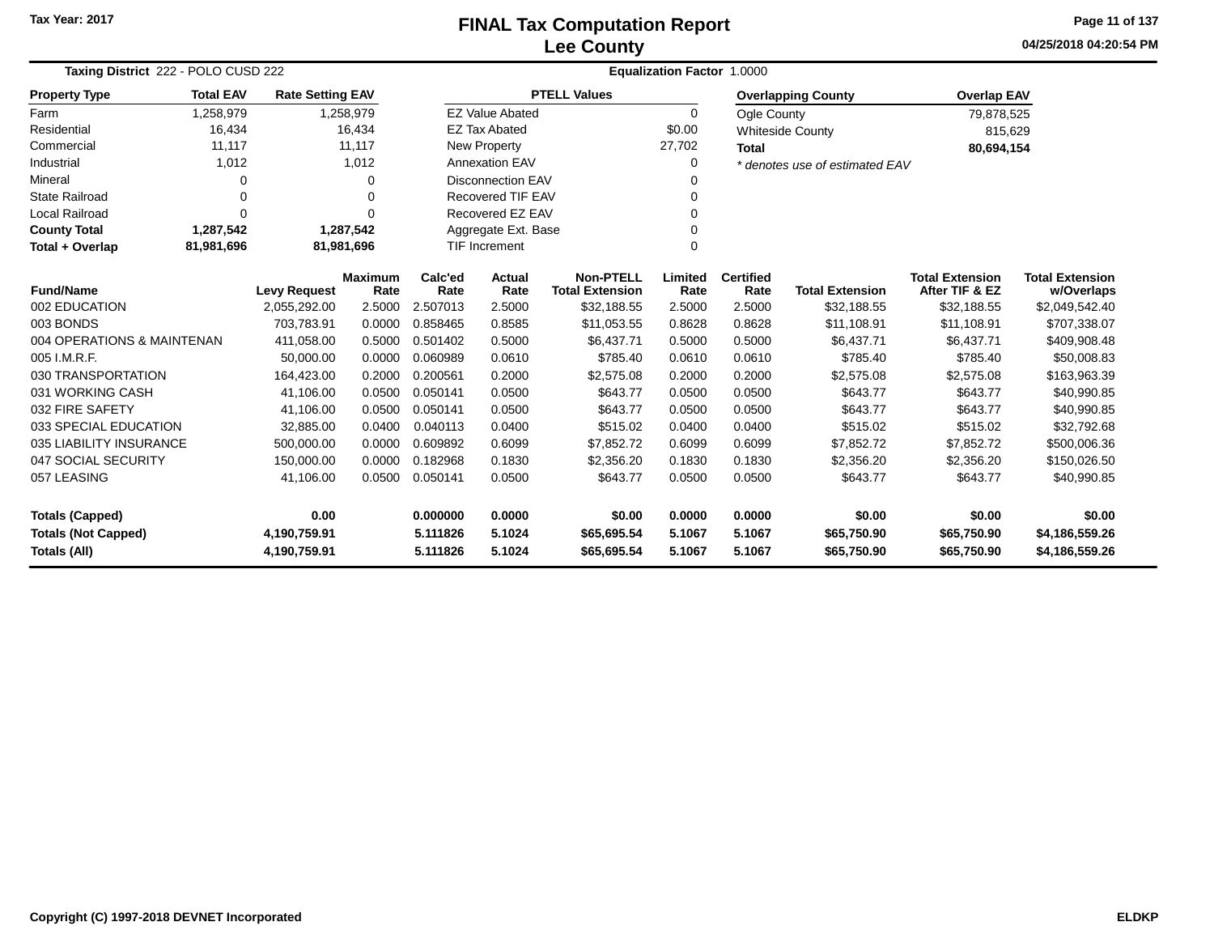Tax Year: 2017

# FINAL Tax Computation Report
## Lee County

04/25/2018 04:20:54 PM

**Taxing District** 222 - POLO CUSD 222 **Equalization Factor** 1.0000

| Property Type | Total EAV | Rate Setting EAV |
|---|---|---|
| Farm | 1,258,979 | 1,258,979 |
| Residential | 16,434 | 16,434 |
| Commercial | 11,117 | 11,117 |
| Industrial | 1,012 | 1,012 |
| Mineral | 0 | 0 |
| State Railroad | 0 | 0 |
| Local Railroad | 0 | 0 |
| **County Total** | **1,287,542** | **1,287,542** |
| **Total + Overlap** | **81,981,696** | **81,981,696** |

| PTELL Values | |
|---|---|
| EZ Value Abated | 0 |
| EZ Tax Abated | $0.00 |
| New Property | 27,702 |
| Annexation EAV | 0 |
| Disconnection EAV | 0 |
| Recovered TIF EAV | 0 |
| Recovered EZ EAV | 0 |
| Aggregate Ext. Base | 0 |
| TIF Increment | 0 |

| Overlapping County | Overlap EAV |
|---|---|
| Ogle County | 79,878,525 |
| Whiteside County | 815,629 |
| **Total** | **80,694,154** |

*\* denotes use of estimated EAV*

| Fund/Name | Levy Request | Maximum Rate | Calc'ed Rate | Actual Rate | Non-PTELL Total Extension | Limited Rate | Certified Rate | Total Extension | Total Extension After TIF & EZ | Total Extension w/Overlaps |
|---|---|---|---|---|---|---|---|---|---|---|
| 002 EDUCATION | 2,055,292.00 | 2.5000 | 2.507013 | 2.5000 | $32,188.55 | 2.5000 | 2.5000 | $32,188.55 | $32,188.55 | $2,049,542.40 |
| 003 BONDS | 703,783.91 | 0.0000 | 0.858465 | 0.8585 | $11,053.55 | 0.8628 | 0.8628 | $11,108.91 | $11,108.91 | $707,338.07 |
| 004 OPERATIONS & MAINTENAN | 411,058.00 | 0.5000 | 0.501402 | 0.5000 | $6,437.71 | 0.5000 | 0.5000 | $6,437.71 | $6,437.71 | $409,908.48 |
| 005 I.M.R.F. | 50,000.00 | 0.0000 | 0.060989 | 0.0610 | $785.40 | 0.0610 | 0.0610 | $785.40 | $785.40 | $50,008.83 |
| 030 TRANSPORTATION | 164,423.00 | 0.2000 | 0.200561 | 0.2000 | $2,575.08 | 0.2000 | 0.2000 | $2,575.08 | $2,575.08 | $163,963.39 |
| 031 WORKING CASH | 41,106.00 | 0.0500 | 0.050141 | 0.0500 | $643.77 | 0.0500 | 0.0500 | $643.77 | $643.77 | $40,990.85 |
| 032 FIRE SAFETY | 41,106.00 | 0.0500 | 0.050141 | 0.0500 | $643.77 | 0.0500 | 0.0500 | $643.77 | $643.77 | $40,990.85 |
| 033 SPECIAL EDUCATION | 32,885.00 | 0.0400 | 0.040113 | 0.0400 | $515.02 | 0.0400 | 0.0400 | $515.02 | $515.02 | $32,792.68 |
| 035 LIABILITY INSURANCE | 500,000.00 | 0.0000 | 0.609892 | 0.6099 | $7,852.72 | 0.6099 | 0.6099 | $7,852.72 | $7,852.72 | $500,006.36 |
| 047 SOCIAL SECURITY | 150,000.00 | 0.0000 | 0.182968 | 0.1830 | $2,356.20 | 0.1830 | 0.1830 | $2,356.20 | $2,356.20 | $150,026.50 |
| 057 LEASING | 41,106.00 | 0.0500 | 0.050141 | 0.0500 | $643.77 | 0.0500 | 0.0500 | $643.77 | $643.77 | $40,990.85 |
| **Totals (Capped)** | **0.00** | | **0.000000** | **0.0000** | **$0.00** | **0.0000** | **0.0000** | **$0.00** | **$0.00** | **$0.00** |
| **Totals (Not Capped)** | **4,190,759.91** | | **5.111826** | **5.1024** | **$65,695.54** | **5.1067** | **5.1067** | **$65,750.90** | **$65,750.90** | **$4,186,559.26** |
| **Totals (All)** | **4,190,759.91** | | **5.111826** | **5.1024** | **$65,695.54** | **5.1067** | **5.1067** | **$65,750.90** | **$65,750.90** | **$4,186,559.26** |

Copyright (C) 1997-2018 DEVNET Incorporated ELDKP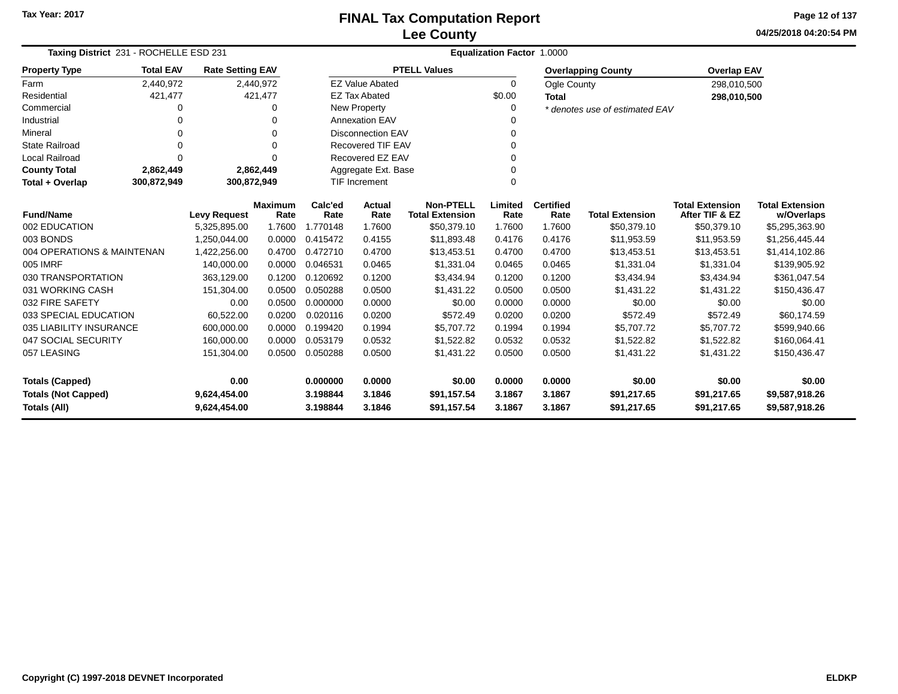Tax Year: 2017

# FINAL Tax Computation Report
## Lee County

04/25/2018 04:20:54 PM

**Taxing District** 231 - ROCHELLE ESD 231 **Equalization Factor** 1.0000

| Property Type | Total EAV | Rate Setting EAV |
|---|---|---|
| Farm | 2,440,972 | 2,440,972 |
| Residential | 421,477 | 421,477 |
| Commercial | 0 | 0 |
| Industrial | 0 | 0 |
| Mineral | 0 | 0 |
| State Railroad | 0 | 0 |
| Local Railroad | 0 | 0 |
| **County Total** | **2,862,449** | **2,862,449** |
| **Total + Overlap** | **300,872,949** | **300,872,949** |

| PTELL Values | |
|---|---|
| EZ Value Abated | 0 |
| EZ Tax Abated | $0.00 |
| New Property | 0 |
| Annexation EAV | 0 |
| Disconnection EAV | 0 |
| Recovered TIF EAV | 0 |
| Recovered EZ EAV | 0 |
| Aggregate Ext. Base | 0 |
| TIF Increment | 0 |

| Overlapping County | Overlap EAV |
|---|---|
| Ogle County | 298,010,500 |
| **Total** | **298,010,500** |

*\* denotes use of estimated EAV*

| Fund/Name | Levy Request | Maximum Rate | Calc'ed Rate | Actual Rate | Non-PTELL Total Extension | Limited Rate | Certified Rate | Total Extension | Total Extension After TIF & EZ | Total Extension w/Overlaps |
|---|---|---|---|---|---|---|---|---|---|---|
| 002 EDUCATION | 5,325,895.00 | 1.7600 | 1.770148 | 1.7600 | $50,379.10 | 1.7600 | 1.7600 | $50,379.10 | $50,379.10 | $5,295,363.90 |
| 003 BONDS | 1,250,044.00 | 0.0000 | 0.415472 | 0.4155 | $11,893.48 | 0.4176 | 0.4176 | $11,953.59 | $11,953.59 | $1,256,445.44 |
| 004 OPERATIONS & MAINTENAN | 1,422,256.00 | 0.4700 | 0.472710 | 0.4700 | $13,453.51 | 0.4700 | 0.4700 | $13,453.51 | $13,453.51 | $1,414,102.86 |
| 005 IMRF | 140,000.00 | 0.0000 | 0.046531 | 0.0465 | $1,331.04 | 0.0465 | 0.0465 | $1,331.04 | $1,331.04 | $139,905.92 |
| 030 TRANSPORTATION | 363,129.00 | 0.1200 | 0.120692 | 0.1200 | $3,434.94 | 0.1200 | 0.1200 | $3,434.94 | $3,434.94 | $361,047.54 |
| 031 WORKING CASH | 151,304.00 | 0.0500 | 0.050288 | 0.0500 | $1,431.22 | 0.0500 | 0.0500 | $1,431.22 | $1,431.22 | $150,436.47 |
| 032 FIRE SAFETY | 0.00 | 0.0500 | 0.000000 | 0.0000 | $0.00 | 0.0000 | 0.0000 | $0.00 | $0.00 | $0.00 |
| 033 SPECIAL EDUCATION | 60,522.00 | 0.0200 | 0.020116 | 0.0200 | $572.49 | 0.0200 | 0.0200 | $572.49 | $572.49 | $60,174.59 |
| 035 LIABILITY INSURANCE | 600,000.00 | 0.0000 | 0.199420 | 0.1994 | $5,707.72 | 0.1994 | 0.1994 | $5,707.72 | $5,707.72 | $599,940.66 |
| 047 SOCIAL SECURITY | 160,000.00 | 0.0000 | 0.053179 | 0.0532 | $1,522.82 | 0.0532 | 0.0532 | $1,522.82 | $1,522.82 | $160,064.41 |
| 057 LEASING | 151,304.00 | 0.0500 | 0.050288 | 0.0500 | $1,431.22 | 0.0500 | 0.0500 | $1,431.22 | $1,431.22 | $150,436.47 |
| **Totals (Capped)** | **0.00** | | **0.000000** | **0.0000** | **$0.00** | **0.0000** | **0.0000** | **$0.00** | **$0.00** | **$0.00** |
| **Totals (Not Capped)** | **9,624,454.00** | | **3.198844** | **3.1846** | **$91,157.54** | **3.1867** | **3.1867** | **$91,217.65** | **$91,217.65** | **$9,587,918.26** |
| **Totals (All)** | **9,624,454.00** | | **3.198844** | **3.1846** | **$91,157.54** | **3.1867** | **3.1867** | **$91,217.65** | **$91,217.65** | **$9,587,918.26** |

Copyright (C) 1997-2018 DEVNET Incorporated ELDKP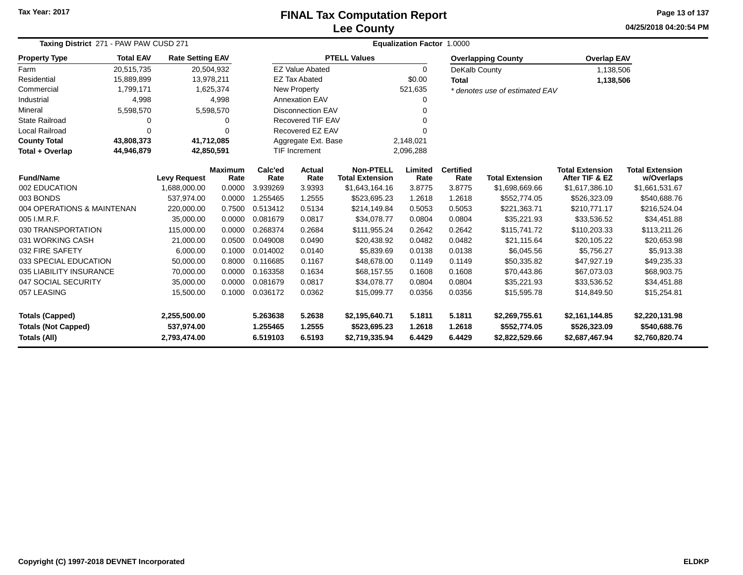Tax Year: 2017

# FINAL Tax Computation Report
## Lee County

04/25/2018 04:20:54 PM

**Taxing District** 271 - PAW PAW CUSD 271 **Equalization Factor** 1.0000

| Property Type | Total EAV | Rate Setting EAV |
|---|---|---|
| Farm | 20,515,735 | 20,504,932 |
| Residential | 15,889,899 | 13,978,211 |
| Commercial | 1,799,171 | 1,625,374 |
| Industrial | 4,998 | 4,998 |
| Mineral | 5,598,570 | 5,598,570 |
| State Railroad | 0 | 0 |
| Local Railroad | 0 | 0 |
| **County Total** | **43,808,373** | **41,712,085** |
| **Total + Overlap** | **44,946,879** | **42,850,591** |

| PTELL Values | |
|---|---|
| EZ Value Abated | 0 |
| EZ Tax Abated | $0.00 |
| New Property | 521,635 |
| Annexation EAV | 0 |
| Disconnection EAV | 0 |
| Recovered TIF EAV | 0 |
| Recovered EZ EAV | 0 |
| Aggregate Ext. Base | 2,148,021 |
| TIF Increment | 2,096,288 |

| Overlapping County | Overlap EAV |
|---|---|
| DeKalb County | 1,138,506 |
| **Total** | **1,138,506** |

*\* denotes use of estimated EAV*

| Fund/Name | Levy Request | Maximum Rate | Calc'ed Rate | Actual Rate | Non-PTELL Total Extension | Limited Rate | Certified Rate | Total Extension | Total Extension After TIF & EZ | Total Extension w/Overlaps |
|---|---|---|---|---|---|---|---|---|---|---|
| 002 EDUCATION | 1,688,000.00 | 0.0000 | 3.939269 | 3.9393 | $1,643,164.16 | 3.8775 | 3.8775 | $1,698,669.66 | $1,617,386.10 | $1,661,531.67 |
| 003 BONDS | 537,974.00 | 0.0000 | 1.255465 | 1.2555 | $523,695.23 | 1.2618 | 1.2618 | $552,774.05 | $526,323.09 | $540,688.76 |
| 004 OPERATIONS & MAINTENAN | 220,000.00 | 0.7500 | 0.513412 | 0.5134 | $214,149.84 | 0.5053 | 0.5053 | $221,363.71 | $210,771.17 | $216,524.04 |
| 005 I.M.R.F. | 35,000.00 | 0.0000 | 0.081679 | 0.0817 | $34,078.77 | 0.0804 | 0.0804 | $35,221.93 | $33,536.52 | $34,451.88 |
| 030 TRANSPORTATION | 115,000.00 | 0.0000 | 0.268374 | 0.2684 | $111,955.24 | 0.2642 | 0.2642 | $115,741.72 | $110,203.33 | $113,211.26 |
| 031 WORKING CASH | 21,000.00 | 0.0500 | 0.049008 | 0.0490 | $20,438.92 | 0.0482 | 0.0482 | $21,115.64 | $20,105.22 | $20,653.98 |
| 032 FIRE SAFETY | 6,000.00 | 0.1000 | 0.014002 | 0.0140 | $5,839.69 | 0.0138 | 0.0138 | $6,045.56 | $5,756.27 | $5,913.38 |
| 033 SPECIAL EDUCATION | 50,000.00 | 0.8000 | 0.116685 | 0.1167 | $48,678.00 | 0.1149 | 0.1149 | $50,335.82 | $47,927.19 | $49,235.33 |
| 035 LIABILITY INSURANCE | 70,000.00 | 0.0000 | 0.163358 | 0.1634 | $68,157.55 | 0.1608 | 0.1608 | $70,443.86 | $67,073.03 | $68,903.75 |
| 047 SOCIAL SECURITY | 35,000.00 | 0.0000 | 0.081679 | 0.0817 | $34,078.77 | 0.0804 | 0.0804 | $35,221.93 | $33,536.52 | $34,451.88 |
| 057 LEASING | 15,500.00 | 0.1000 | 0.036172 | 0.0362 | $15,099.77 | 0.0356 | 0.0356 | $15,595.78 | $14,849.50 | $15,254.81 |
| **Totals (Capped)** | **2,255,500.00** | | **5.263638** | **5.2638** | **$2,195,640.71** | **5.1811** | **5.1811** | **$2,269,755.61** | **$2,161,144.85** | **$2,220,131.98** |
| **Totals (Not Capped)** | **537,974.00** | | **1.255465** | **1.2555** | **$523,695.23** | **1.2618** | **1.2618** | **$552,774.05** | **$526,323.09** | **$540,688.76** |
| **Totals (All)** | **2,793,474.00** | | **6.519103** | **6.5193** | **$2,719,335.94** | **6.4429** | **6.4429** | **$2,822,529.66** | **$2,687,467.94** | **$2,760,820.74** |

Copyright (C) 1997-2018 DEVNET Incorporated ELDKP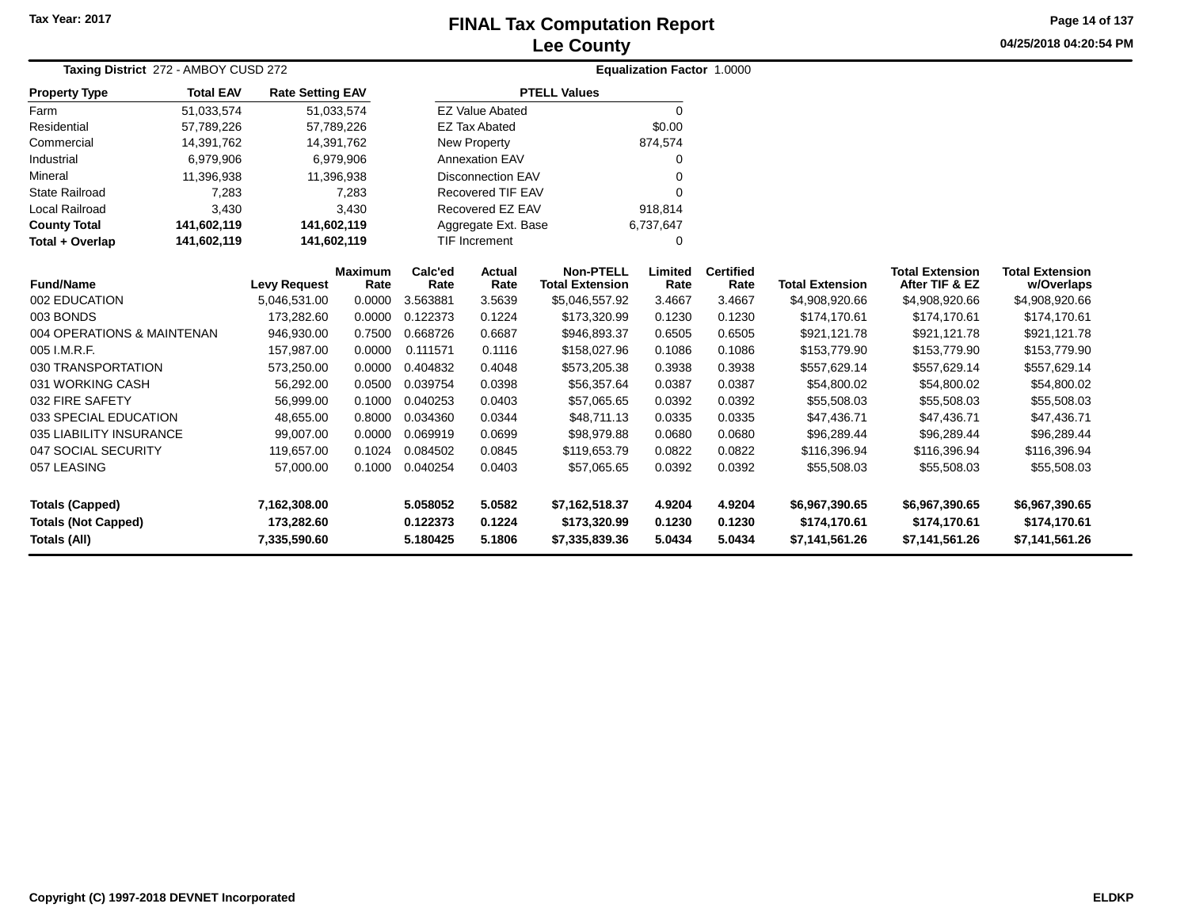Tax Year: 2017

# FINAL Tax Computation Report
## Lee County

04/25/2018 04:20:54 PM

**Taxing District** 272 - AMBOY CUSD 272 **Equalization Factor** 1.0000

| Property Type | Total EAV | Rate Setting EAV |
|---|---|---|
| Farm | 51,033,574 | 51,033,574 |
| Residential | 57,789,226 | 57,789,226 |
| Commercial | 14,391,762 | 14,391,762 |
| Industrial | 6,979,906 | 6,979,906 |
| Mineral | 11,396,938 | 11,396,938 |
| State Railroad | 7,283 | 7,283 |
| Local Railroad | 3,430 | 3,430 |
| **County Total** | **141,602,119** | **141,602,119** |
| **Total + Overlap** | **141,602,119** | **141,602,119** |

| PTELL Values | |
|---|---|
| EZ Value Abated | 0 |
| EZ Tax Abated | $0.00 |
| New Property | 874,574 |
| Annexation EAV | 0 |
| Disconnection EAV | 0 |
| Recovered TIF EAV | 0 |
| Recovered EZ EAV | 918,814 |
| Aggregate Ext. Base | 6,737,647 |
| TIF Increment | 0 |

| Fund/Name | Levy Request | Maximum Rate | Calc'ed Rate | Actual Rate | Non-PTELL Total Extension | Limited Rate | Certified Rate | Total Extension | Total Extension After TIF & EZ | Total Extension w/Overlaps |
|---|---|---|---|---|---|---|---|---|---|---|
| 002 EDUCATION | 5,046,531.00 | 0.0000 | 3.563881 | 3.5639 | $5,046,557.92 | 3.4667 | 3.4667 | $4,908,920.66 | $4,908,920.66 | $4,908,920.66 |
| 003 BONDS | 173,282.60 | 0.0000 | 0.122373 | 0.1224 | $173,320.99 | 0.1230 | 0.1230 | $174,170.61 | $174,170.61 | $174,170.61 |
| 004 OPERATIONS & MAINTENAN | 946,930.00 | 0.7500 | 0.668726 | 0.6687 | $946,893.37 | 0.6505 | 0.6505 | $921,121.78 | $921,121.78 | $921,121.78 |
| 005 I.M.R.F. | 157,987.00 | 0.0000 | 0.111571 | 0.1116 | $158,027.96 | 0.1086 | 0.1086 | $153,779.90 | $153,779.90 | $153,779.90 |
| 030 TRANSPORTATION | 573,250.00 | 0.0000 | 0.404832 | 0.4048 | $573,205.38 | 0.3938 | 0.3938 | $557,629.14 | $557,629.14 | $557,629.14 |
| 031 WORKING CASH | 56,292.00 | 0.0500 | 0.039754 | 0.0398 | $56,357.64 | 0.0387 | 0.0387 | $54,800.02 | $54,800.02 | $54,800.02 |
| 032 FIRE SAFETY | 56,999.00 | 0.1000 | 0.040253 | 0.0403 | $57,065.65 | 0.0392 | 0.0392 | $55,508.03 | $55,508.03 | $55,508.03 |
| 033 SPECIAL EDUCATION | 48,655.00 | 0.8000 | 0.034360 | 0.0344 | $48,711.13 | 0.0335 | 0.0335 | $47,436.71 | $47,436.71 | $47,436.71 |
| 035 LIABILITY INSURANCE | 99,007.00 | 0.0000 | 0.069919 | 0.0699 | $98,979.88 | 0.0680 | 0.0680 | $96,289.44 | $96,289.44 | $96,289.44 |
| 047 SOCIAL SECURITY | 119,657.00 | 0.1024 | 0.084502 | 0.0845 | $119,653.79 | 0.0822 | 0.0822 | $116,396.94 | $116,396.94 | $116,396.94 |
| 057 LEASING | 57,000.00 | 0.1000 | 0.040254 | 0.0403 | $57,065.65 | 0.0392 | 0.0392 | $55,508.03 | $55,508.03 | $55,508.03 |
| **Totals (Capped)** | **7,162,308.00** | | **5.058052** | **5.0582** | **$7,162,518.37** | **4.9204** | **4.9204** | **$6,967,390.65** | **$6,967,390.65** | **$6,967,390.65** |
| **Totals (Not Capped)** | **173,282.60** | | **0.122373** | **0.1224** | **$173,320.99** | **0.1230** | **0.1230** | **$174,170.61** | **$174,170.61** | **$174,170.61** |
| **Totals (All)** | **7,335,590.60** | | **5.180425** | **5.1806** | **$7,335,839.36** | **5.0434** | **5.0434** | **$7,141,561.26** | **$7,141,561.26** | **$7,141,561.26** |

Copyright (C) 1997-2018 DEVNET Incorporated ELDKP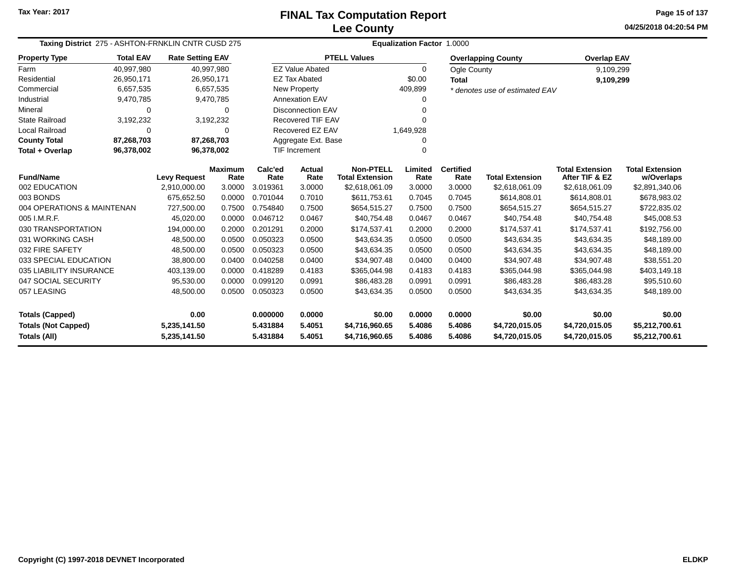Tax Year: 2017

# FINAL Tax Computation Report
## Lee County

04/25/2018 04:20:54 PM

**Taxing District** 275 - ASHTON-FRNKLIN CNTR CUSD 275 **Equalization Factor** 1.0000

| Property Type | Total EAV | Rate Setting EAV |
|---|---|---|
| Farm | 40,997,980 | 40,997,980 |
| Residential | 26,950,171 | 26,950,171 |
| Commercial | 6,657,535 | 6,657,535 |
| Industrial | 9,470,785 | 9,470,785 |
| Mineral | 0 | 0 |
| State Railroad | 3,192,232 | 3,192,232 |
| Local Railroad | 0 | 0 |
| **County Total** | **87,268,703** | **87,268,703** |
| **Total + Overlap** | **96,378,002** | **96,378,002** |

| PTELL Values | |
|---|---|
| EZ Value Abated | 0 |
| EZ Tax Abated | $0.00 |
| New Property | 409,899 |
| Annexation EAV | 0 |
| Disconnection EAV | 0 |
| Recovered TIF EAV | 0 |
| Recovered EZ EAV | 1,649,928 |
| Aggregate Ext. Base | 0 |
| TIF Increment | 0 |

| Overlapping County | Overlap EAV |
|---|---|
| Ogle County | 9,109,299 |
| **Total** | **9,109,299** |

*\* denotes use of estimated EAV*

| Fund/Name | Levy Request | Maximum Rate | Calc'ed Rate | Actual Rate | Non-PTELL Total Extension | Limited Rate | Certified Rate | Total Extension | Total Extension After TIF & EZ | Total Extension w/Overlaps |
|---|---|---|---|---|---|---|---|---|---|---|
| 002 EDUCATION | 2,910,000.00 | 3.0000 | 3.019361 | 3.0000 | $2,618,061.09 | 3.0000 | 3.0000 | $2,618,061.09 | $2,618,061.09 | $2,891,340.06 |
| 003 BONDS | 675,652.50 | 0.0000 | 0.701044 | 0.7010 | $611,753.61 | 0.7045 | 0.7045 | $614,808.01 | $614,808.01 | $678,983.02 |
| 004 OPERATIONS & MAINTENAN | 727,500.00 | 0.7500 | 0.754840 | 0.7500 | $654,515.27 | 0.7500 | 0.7500 | $654,515.27 | $654,515.27 | $722,835.02 |
| 005 I.M.R.F. | 45,020.00 | 0.0000 | 0.046712 | 0.0467 | $40,754.48 | 0.0467 | 0.0467 | $40,754.48 | $40,754.48 | $45,008.53 |
| 030 TRANSPORTATION | 194,000.00 | 0.2000 | 0.201291 | 0.2000 | $174,537.41 | 0.2000 | 0.2000 | $174,537.41 | $174,537.41 | $192,756.00 |
| 031 WORKING CASH | 48,500.00 | 0.0500 | 0.050323 | 0.0500 | $43,634.35 | 0.0500 | 0.0500 | $43,634.35 | $43,634.35 | $48,189.00 |
| 032 FIRE SAFETY | 48,500.00 | 0.0500 | 0.050323 | 0.0500 | $43,634.35 | 0.0500 | 0.0500 | $43,634.35 | $43,634.35 | $48,189.00 |
| 033 SPECIAL EDUCATION | 38,800.00 | 0.0400 | 0.040258 | 0.0400 | $34,907.48 | 0.0400 | 0.0400 | $34,907.48 | $34,907.48 | $38,551.20 |
| 035 LIABILITY INSURANCE | 403,139.00 | 0.0000 | 0.418289 | 0.4183 | $365,044.98 | 0.4183 | 0.4183 | $365,044.98 | $365,044.98 | $403,149.18 |
| 047 SOCIAL SECURITY | 95,530.00 | 0.0000 | 0.099120 | 0.0991 | $86,483.28 | 0.0991 | 0.0991 | $86,483.28 | $86,483.28 | $95,510.60 |
| 057 LEASING | 48,500.00 | 0.0500 | 0.050323 | 0.0500 | $43,634.35 | 0.0500 | 0.0500 | $43,634.35 | $43,634.35 | $48,189.00 |
| **Totals (Capped)** | **0.00** | | **0.000000** | **0.0000** | **$0.00** | **0.0000** | **0.0000** | **$0.00** | **$0.00** | **$0.00** |
| **Totals (Not Capped)** | **5,235,141.50** | | **5.431884** | **5.4051** | **$4,716,960.65** | **5.4086** | **5.4086** | **$4,720,015.05** | **$4,720,015.05** | **$5,212,700.61** |
| **Totals (All)** | **5,235,141.50** | | **5.431884** | **5.4051** | **$4,716,960.65** | **5.4086** | **5.4086** | **$4,720,015.05** | **$4,720,015.05** | **$5,212,700.61** |

Copyright (C) 1997-2018 DEVNET Incorporated ELDKP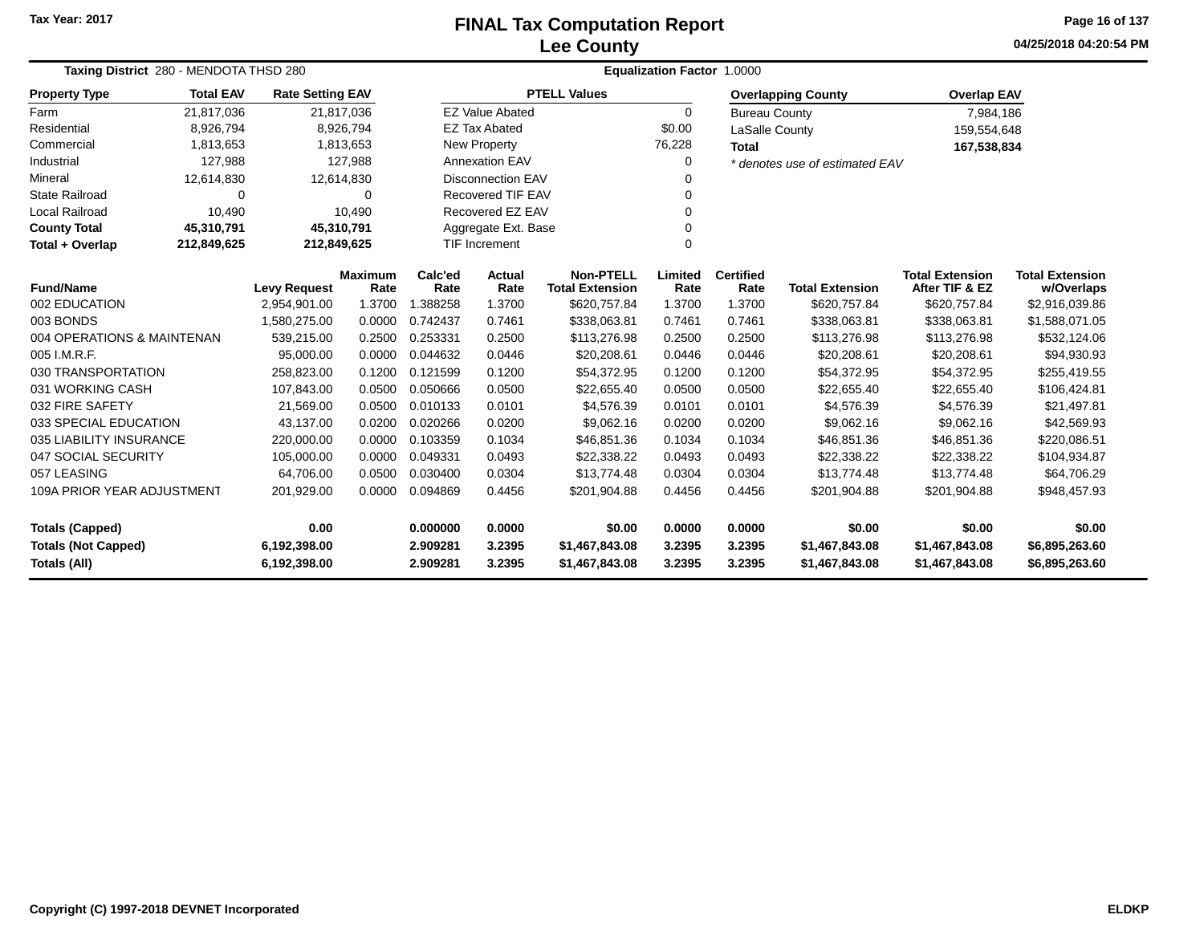Tax Year: 2017

# FINAL Tax Computation Report
## Lee County

04/25/2018 04:20:54 PM

**Taxing District** 280 - MENDOTA THSD 280 | **Equalization Factor** 1.0000

| Property Type | Total EAV | Rate Setting EAV |
|---|---|---|
| Farm | 21,817,036 | 21,817,036 |
| Residential | 8,926,794 | 8,926,794 |
| Commercial | 1,813,653 | 1,813,653 |
| Industrial | 127,988 | 127,988 |
| Mineral | 12,614,830 | 12,614,830 |
| State Railroad | 0 | 0 |
| Local Railroad | 10,490 | 10,490 |
| **County Total** | **45,310,791** | **45,310,791** |
| **Total + Overlap** | **212,849,625** | **212,849,625** |

| PTELL Values | |
|---|---|
| EZ Value Abated | 0 |
| EZ Tax Abated | $0.00 |
| New Property | 76,228 |
| Annexation EAV | 0 |
| Disconnection EAV | 0 |
| Recovered TIF EAV | 0 |
| Recovered EZ EAV | 0 |
| Aggregate Ext. Base | 0 |
| TIF Increment | 0 |

| Overlapping County | Overlap EAV |
|---|---|
| Bureau County | 7,984,186 |
| LaSalle County | 159,554,648 |
| **Total** | **167,538,834** |

*\* denotes use of estimated EAV*

| Fund/Name | Levy Request | Maximum Rate | Calc'ed Rate | Actual Rate | Non-PTELL Total Extension | Limited Rate | Certified Rate | Total Extension | Total Extension After TIF & EZ | Total Extension w/Overlaps |
|---|---|---|---|---|---|---|---|---|---|---|
| 002 EDUCATION | 2,954,901.00 | 1.3700 | 1.388258 | 1.3700 | $620,757.84 | 1.3700 | 1.3700 | $620,757.84 | $620,757.84 | $2,916,039.86 |
| 003 BONDS | 1,580,275.00 | 0.0000 | 0.742437 | 0.7461 | $338,063.81 | 0.7461 | 0.7461 | $338,063.81 | $338,063.81 | $1,588,071.05 |
| 004 OPERATIONS & MAINTENAN | 539,215.00 | 0.2500 | 0.253331 | 0.2500 | $113,276.98 | 0.2500 | 0.2500 | $113,276.98 | $113,276.98 | $532,124.06 |
| 005 I.M.R.F. | 95,000.00 | 0.0000 | 0.044632 | 0.0446 | $20,208.61 | 0.0446 | 0.0446 | $20,208.61 | $20,208.61 | $94,930.93 |
| 030 TRANSPORTATION | 258,823.00 | 0.1200 | 0.121599 | 0.1200 | $54,372.95 | 0.1200 | 0.1200 | $54,372.95 | $54,372.95 | $255,419.55 |
| 031 WORKING CASH | 107,843.00 | 0.0500 | 0.050666 | 0.0500 | $22,655.40 | 0.0500 | 0.0500 | $22,655.40 | $22,655.40 | $106,424.81 |
| 032 FIRE SAFETY | 21,569.00 | 0.0500 | 0.010133 | 0.0101 | $4,576.39 | 0.0101 | 0.0101 | $4,576.39 | $4,576.39 | $21,497.81 |
| 033 SPECIAL EDUCATION | 43,137.00 | 0.0200 | 0.020266 | 0.0200 | $9,062.16 | 0.0200 | 0.0200 | $9,062.16 | $9,062.16 | $42,569.93 |
| 035 LIABILITY INSURANCE | 220,000.00 | 0.0000 | 0.103359 | 0.1034 | $46,851.36 | 0.1034 | 0.1034 | $46,851.36 | $46,851.36 | $220,086.51 |
| 047 SOCIAL SECURITY | 105,000.00 | 0.0000 | 0.049331 | 0.0493 | $22,338.22 | 0.0493 | 0.0493 | $22,338.22 | $22,338.22 | $104,934.87 |
| 057 LEASING | 64,706.00 | 0.0500 | 0.030400 | 0.0304 | $13,774.48 | 0.0304 | 0.0304 | $13,774.48 | $13,774.48 | $64,706.29 |
| 109A PRIOR YEAR ADJUSTMENT | 201,929.00 | 0.0000 | 0.094869 | 0.4456 | $201,904.88 | 0.4456 | 0.4456 | $201,904.88 | $201,904.88 | $948,457.93 |
| **Totals (Capped)** | **0.00** | | **0.000000** | **0.0000** | **$0.00** | **0.0000** | **0.0000** | **$0.00** | **$0.00** | **$0.00** |
| **Totals (Not Capped)** | **6,192,398.00** | | **2.909281** | **3.2395** | **$1,467,843.08** | **3.2395** | **3.2395** | **$1,467,843.08** | **$1,467,843.08** | **$6,895,263.60** |
| **Totals (All)** | **6,192,398.00** | | **2.909281** | **3.2395** | **$1,467,843.08** | **3.2395** | **3.2395** | **$1,467,843.08** | **$1,467,843.08** | **$6,895,263.60** |

Copyright (C) 1997-2018 DEVNET Incorporated | ELDKP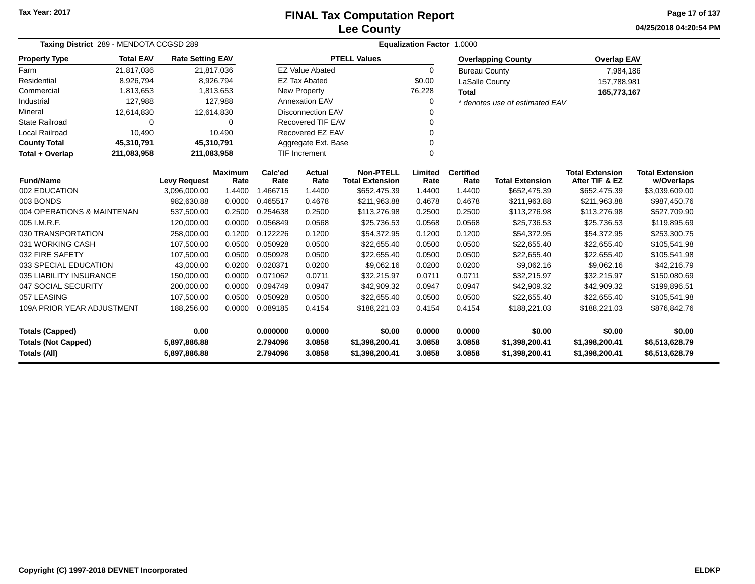Tax Year: 2017

# FINAL Tax Computation Report
## Lee County

04/25/2018 04:20:54 PM

**Taxing District** 289 - MENDOTA CCGSD 289 **Equalization Factor** 1.0000

| Property Type | Total EAV | Rate Setting EAV |
|---|---|---|
| Farm | 21,817,036 | 21,817,036 |
| Residential | 8,926,794 | 8,926,794 |
| Commercial | 1,813,653 | 1,813,653 |
| Industrial | 127,988 | 127,988 |
| Mineral | 12,614,830 | 12,614,830 |
| State Railroad | 0 | 0 |
| Local Railroad | 10,490 | 10,490 |
| **County Total** | **45,310,791** | **45,310,791** |
| **Total + Overlap** | **211,083,958** | **211,083,958** |

| PTELL Values | |
|---|---|
| EZ Value Abated | 0 |
| EZ Tax Abated | $0.00 |
| New Property | 76,228 |
| Annexation EAV | 0 |
| Disconnection EAV | 0 |
| Recovered TIF EAV | 0 |
| Recovered EZ EAV | 0 |
| Aggregate Ext. Base | 0 |
| TIF Increment | 0 |

| Overlapping County | Overlap EAV |
|---|---|
| Bureau County | 7,984,186 |
| LaSalle County | 157,788,981 |
| **Total** | **165,773,167** |

*\* denotes use of estimated EAV*

| Fund/Name | Levy Request | Maximum Rate | Calc'ed Rate | Actual Rate | Non-PTELL Total Extension | Limited Rate | Certified Rate | Total Extension | Total Extension After TIF & EZ | Total Extension w/Overlaps |
|---|---|---|---|---|---|---|---|---|---|---|
| 002 EDUCATION | 3,096,000.00 | 1.4400 | 1.466715 | 1.4400 | $652,475.39 | 1.4400 | 1.4400 | $652,475.39 | $652,475.39 | $3,039,609.00 |
| 003 BONDS | 982,630.88 | 0.0000 | 0.465517 | 0.4678 | $211,963.88 | 0.4678 | 0.4678 | $211,963.88 | $211,963.88 | $987,450.76 |
| 004 OPERATIONS & MAINTENAN | 537,500.00 | 0.2500 | 0.254638 | 0.2500 | $113,276.98 | 0.2500 | 0.2500 | $113,276.98 | $113,276.98 | $527,709.90 |
| 005 I.M.R.F. | 120,000.00 | 0.0000 | 0.056849 | 0.0568 | $25,736.53 | 0.0568 | 0.0568 | $25,736.53 | $25,736.53 | $119,895.69 |
| 030 TRANSPORTATION | 258,000.00 | 0.1200 | 0.122226 | 0.1200 | $54,372.95 | 0.1200 | 0.1200 | $54,372.95 | $54,372.95 | $253,300.75 |
| 031 WORKING CASH | 107,500.00 | 0.0500 | 0.050928 | 0.0500 | $22,655.40 | 0.0500 | 0.0500 | $22,655.40 | $22,655.40 | $105,541.98 |
| 032 FIRE SAFETY | 107,500.00 | 0.0500 | 0.050928 | 0.0500 | $22,655.40 | 0.0500 | 0.0500 | $22,655.40 | $22,655.40 | $105,541.98 |
| 033 SPECIAL EDUCATION | 43,000.00 | 0.0200 | 0.020371 | 0.0200 | $9,062.16 | 0.0200 | 0.0200 | $9,062.16 | $9,062.16 | $42,216.79 |
| 035 LIABILITY INSURANCE | 150,000.00 | 0.0000 | 0.071062 | 0.0711 | $32,215.97 | 0.0711 | 0.0711 | $32,215.97 | $32,215.97 | $150,080.69 |
| 047 SOCIAL SECURITY | 200,000.00 | 0.0000 | 0.094749 | 0.0947 | $42,909.32 | 0.0947 | 0.0947 | $42,909.32 | $42,909.32 | $199,896.51 |
| 057 LEASING | 107,500.00 | 0.0500 | 0.050928 | 0.0500 | $22,655.40 | 0.0500 | 0.0500 | $22,655.40 | $22,655.40 | $105,541.98 |
| 109A PRIOR YEAR ADJUSTMENT | 188,256.00 | 0.0000 | 0.089185 | 0.4154 | $188,221.03 | 0.4154 | 0.4154 | $188,221.03 | $188,221.03 | $876,842.76 |
| **Totals (Capped)** | **0.00** | | **0.000000** | **0.0000** | **$0.00** | **0.0000** | **0.0000** | **$0.00** | **$0.00** | **$0.00** |
| **Totals (Not Capped)** | **5,897,886.88** | | **2.794096** | **3.0858** | **$1,398,200.41** | **3.0858** | **3.0858** | **$1,398,200.41** | **$1,398,200.41** | **$6,513,628.79** |
| **Totals (All)** | **5,897,886.88** | | **2.794096** | **3.0858** | **$1,398,200.41** | **3.0858** | **3.0858** | **$1,398,200.41** | **$1,398,200.41** | **$6,513,628.79** |

Copyright (C) 1997-2018 DEVNET Incorporated ELDKP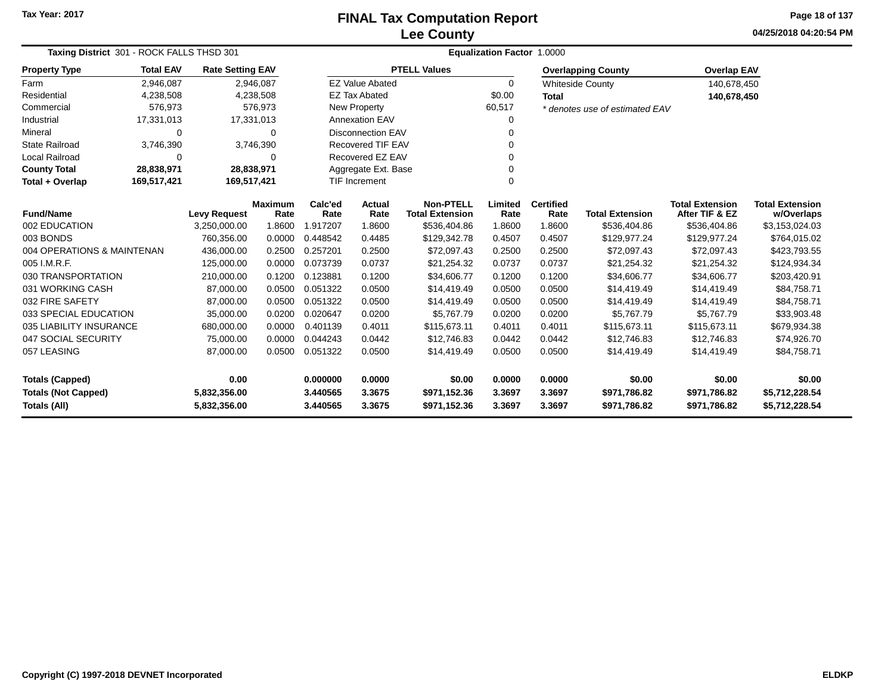Tax Year: 2017

# FINAL Tax Computation Report
## Lee County

04/25/2018 04:20:54 PM

**Taxing District** 301 - ROCK FALLS THSD 301 **Equalization Factor** 1.0000

| Property Type | Total EAV | Rate Setting EAV |
|---|---|---|
| Farm | 2,946,087 | 2,946,087 |
| Residential | 4,238,508 | 4,238,508 |
| Commercial | 576,973 | 576,973 |
| Industrial | 17,331,013 | 17,331,013 |
| Mineral | 0 | 0 |
| State Railroad | 3,746,390 | 3,746,390 |
| Local Railroad | 0 | 0 |
| **County Total** | **28,838,971** | **28,838,971** |
| **Total + Overlap** | **169,517,421** | **169,517,421** |

| PTELL Values | |
|---|---|
| EZ Value Abated | 0 |
| EZ Tax Abated | $0.00 |
| New Property | 60,517 |
| Annexation EAV | 0 |
| Disconnection EAV | 0 |
| Recovered TIF EAV | 0 |
| Recovered EZ EAV | 0 |
| Aggregate Ext. Base | 0 |
| TIF Increment | 0 |

| Overlapping County | Overlap EAV |
|---|---|
| Whiteside County | 140,678,450 |
| **Total** | **140,678,450** |

*\* denotes use of estimated EAV*

| Fund/Name | Levy Request | Maximum Rate | Calc'ed Rate | Actual Rate | Non-PTELL Total Extension | Limited Rate | Certified Rate | Total Extension | Total Extension After TIF & EZ | Total Extension w/Overlaps |
|---|---|---|---|---|---|---|---|---|---|---|
| 002 EDUCATION | 3,250,000.00 | 1.8600 | 1.917207 | 1.8600 | $536,404.86 | 1.8600 | 1.8600 | $536,404.86 | $536,404.86 | $3,153,024.03 |
| 003 BONDS | 760,356.00 | 0.0000 | 0.448542 | 0.4485 | $129,342.78 | 0.4507 | 0.4507 | $129,977.24 | $129,977.24 | $764,015.02 |
| 004 OPERATIONS & MAINTENAN | 436,000.00 | 0.2500 | 0.257201 | 0.2500 | $72,097.43 | 0.2500 | 0.2500 | $72,097.43 | $72,097.43 | $423,793.55 |
| 005 I.M.R.F. | 125,000.00 | 0.0000 | 0.073739 | 0.0737 | $21,254.32 | 0.0737 | 0.0737 | $21,254.32 | $21,254.32 | $124,934.34 |
| 030 TRANSPORTATION | 210,000.00 | 0.1200 | 0.123881 | 0.1200 | $34,606.77 | 0.1200 | 0.1200 | $34,606.77 | $34,606.77 | $203,420.91 |
| 031 WORKING CASH | 87,000.00 | 0.0500 | 0.051322 | 0.0500 | $14,419.49 | 0.0500 | 0.0500 | $14,419.49 | $14,419.49 | $84,758.71 |
| 032 FIRE SAFETY | 87,000.00 | 0.0500 | 0.051322 | 0.0500 | $14,419.49 | 0.0500 | 0.0500 | $14,419.49 | $14,419.49 | $84,758.71 |
| 033 SPECIAL EDUCATION | 35,000.00 | 0.0200 | 0.020647 | 0.0200 | $5,767.79 | 0.0200 | 0.0200 | $5,767.79 | $5,767.79 | $33,903.48 |
| 035 LIABILITY INSURANCE | 680,000.00 | 0.0000 | 0.401139 | 0.4011 | $115,673.11 | 0.4011 | 0.4011 | $115,673.11 | $115,673.11 | $679,934.38 |
| 047 SOCIAL SECURITY | 75,000.00 | 0.0000 | 0.044243 | 0.0442 | $12,746.83 | 0.0442 | 0.0442 | $12,746.83 | $12,746.83 | $74,926.70 |
| 057 LEASING | 87,000.00 | 0.0500 | 0.051322 | 0.0500 | $14,419.49 | 0.0500 | 0.0500 | $14,419.49 | $14,419.49 | $84,758.71 |
| **Totals (Capped)** | **0.00** | | **0.000000** | **0.0000** | **$0.00** | **0.0000** | **0.0000** | **$0.00** | **$0.00** | **$0.00** |
| **Totals (Not Capped)** | **5,832,356.00** | | **3.440565** | **3.3675** | **$971,152.36** | **3.3697** | **3.3697** | **$971,786.82** | **$971,786.82** | **$5,712,228.54** |
| **Totals (All)** | **5,832,356.00** | | **3.440565** | **3.3675** | **$971,152.36** | **3.3697** | **3.3697** | **$971,786.82** | **$971,786.82** | **$5,712,228.54** |

Copyright (C) 1997-2018 DEVNET Incorporated ELDKP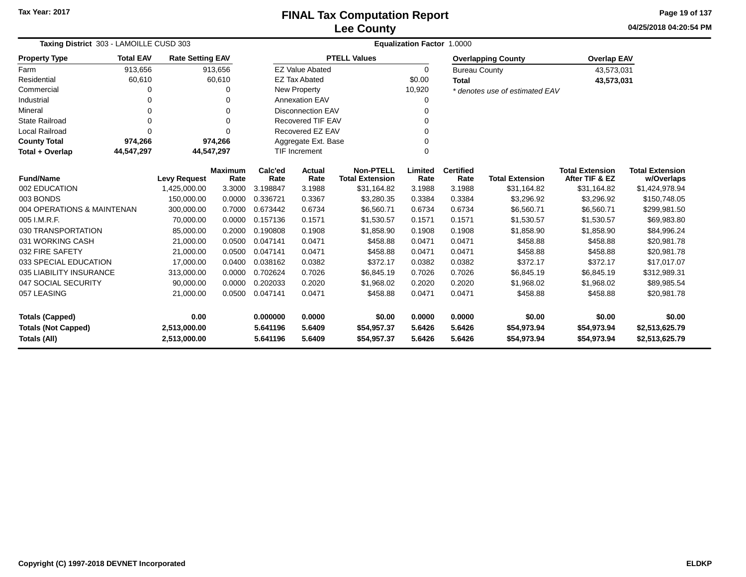# FINAL Tax Computation Report
## Lee County

Tax Year: 2017

04/25/2018 04:20:54 PM

**Taxing District** 303 - LAMOILLE CUSD 303 **Equalization Factor** 1.0000

| Property Type | Total EAV | Rate Setting EAV |
|---|---|---|
| Farm | 913,656 | 913,656 |
| Residential | 60,610 | 60,610 |
| Commercial | 0 | 0 |
| Industrial | 0 | 0 |
| Mineral | 0 | 0 |
| State Railroad | 0 | 0 |
| Local Railroad | 0 | 0 |
| **County Total** | **974,266** | **974,266** |
| **Total + Overlap** | **44,547,297** | **44,547,297** |

| PTELL Values | |
|---|---|
| EZ Value Abated | 0 |
| EZ Tax Abated | $0.00 |
| New Property | 10,920 |
| Annexation EAV | 0 |
| Disconnection EAV | 0 |
| Recovered TIF EAV | 0 |
| Recovered EZ EAV | 0 |
| Aggregate Ext. Base | 0 |
| TIF Increment | 0 |

| Overlapping County | Overlap EAV |
|---|---|
| Bureau County | 43,573,031 |
| **Total** | **43,573,031** |

*\* denotes use of estimated EAV*

| Fund/Name | Levy Request | Maximum Rate | Calc'ed Rate | Actual Rate | Non-PTELL Total Extension | Limited Rate | Certified Rate | Total Extension | Total Extension After TIF & EZ | Total Extension w/Overlaps |
|---|---|---|---|---|---|---|---|---|---|---|
| 002 EDUCATION | 1,425,000.00 | 3.3000 | 3.198847 | 3.1988 | $31,164.82 | 3.1988 | 3.1988 | $31,164.82 | $31,164.82 | $1,424,978.94 |
| 003 BONDS | 150,000.00 | 0.0000 | 0.336721 | 0.3367 | $3,280.35 | 0.3384 | 0.3384 | $3,296.92 | $3,296.92 | $150,748.05 |
| 004 OPERATIONS & MAINTENAN | 300,000.00 | 0.7000 | 0.673442 | 0.6734 | $6,560.71 | 0.6734 | 0.6734 | $6,560.71 | $6,560.71 | $299,981.50 |
| 005 I.M.R.F. | 70,000.00 | 0.0000 | 0.157136 | 0.1571 | $1,530.57 | 0.1571 | 0.1571 | $1,530.57 | $1,530.57 | $69,983.80 |
| 030 TRANSPORTATION | 85,000.00 | 0.2000 | 0.190808 | 0.1908 | $1,858.90 | 0.1908 | 0.1908 | $1,858.90 | $1,858.90 | $84,996.24 |
| 031 WORKING CASH | 21,000.00 | 0.0500 | 0.047141 | 0.0471 | $458.88 | 0.0471 | 0.0471 | $458.88 | $458.88 | $20,981.78 |
| 032 FIRE SAFETY | 21,000.00 | 0.0500 | 0.047141 | 0.0471 | $458.88 | 0.0471 | 0.0471 | $458.88 | $458.88 | $20,981.78 |
| 033 SPECIAL EDUCATION | 17,000.00 | 0.0400 | 0.038162 | 0.0382 | $372.17 | 0.0382 | 0.0382 | $372.17 | $372.17 | $17,017.07 |
| 035 LIABILITY INSURANCE | 313,000.00 | 0.0000 | 0.702624 | 0.7026 | $6,845.19 | 0.7026 | 0.7026 | $6,845.19 | $6,845.19 | $312,989.31 |
| 047 SOCIAL SECURITY | 90,000.00 | 0.0000 | 0.202033 | 0.2020 | $1,968.02 | 0.2020 | 0.2020 | $1,968.02 | $1,968.02 | $89,985.54 |
| 057 LEASING | 21,000.00 | 0.0500 | 0.047141 | 0.0471 | $458.88 | 0.0471 | 0.0471 | $458.88 | $458.88 | $20,981.78 |
| **Totals (Capped)** | **0.00** | | **0.000000** | **0.0000** | **$0.00** | **0.0000** | **0.0000** | **$0.00** | **$0.00** | **$0.00** |
| **Totals (Not Capped)** | **2,513,000.00** | | **5.641196** | **5.6409** | **$54,957.37** | **5.6426** | **5.6426** | **$54,973.94** | **$54,973.94** | **$2,513,625.79** |
| **Totals (All)** | **2,513,000.00** | | **5.641196** | **5.6409** | **$54,957.37** | **5.6426** | **5.6426** | **$54,973.94** | **$54,973.94** | **$2,513,625.79** |

Copyright (C) 1997-2018 DEVNET Incorporated ELDKP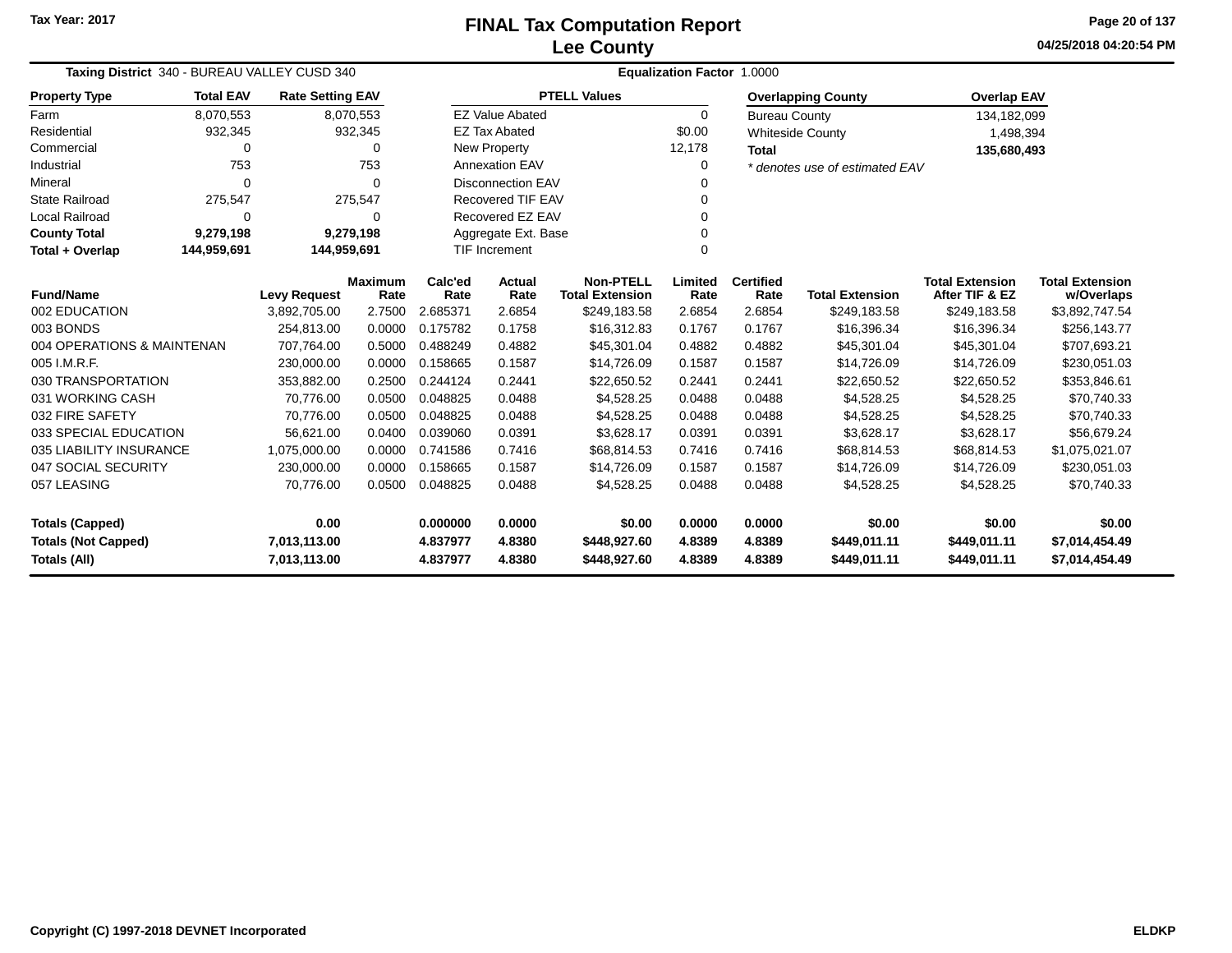# FINAL Tax Computation Report
## Lee County

Tax Year: 2017

04/25/2018 04:20:54 PM

**Taxing District** 340 - BUREAU VALLEY CUSD 340 **Equalization Factor** 1.0000

| Property Type | Total EAV | Rate Setting EAV |
|---|---|---|
| Farm | 8,070,553 | 8,070,553 |
| Residential | 932,345 | 932,345 |
| Commercial | 0 | 0 |
| Industrial | 753 | 753 |
| Mineral | 0 | 0 |
| State Railroad | 275,547 | 275,547 |
| Local Railroad | 0 | 0 |
| **County Total** | **9,279,198** | **9,279,198** |
| **Total + Overlap** | **144,959,691** | **144,959,691** |

| PTELL Values | |
|---|---|
| EZ Value Abated | 0 |
| EZ Tax Abated | $0.00 |
| New Property | 12,178 |
| Annexation EAV | 0 |
| Disconnection EAV | 0 |
| Recovered TIF EAV | 0 |
| Recovered EZ EAV | 0 |
| Aggregate Ext. Base | 0 |
| TIF Increment | 0 |

| Overlapping County | Overlap EAV |
|---|---|
| Bureau County | 134,182,099 |
| Whiteside County | 1,498,394 |
| **Total** | **135,680,493** |

*\* denotes use of estimated EAV*

| Fund/Name | Levy Request | Maximum Rate | Calc'ed Rate | Actual Rate | Non-PTELL Total Extension | Limited Rate | Certified Rate | Total Extension | Total Extension After TIF & EZ | Total Extension w/Overlaps |
|---|---|---|---|---|---|---|---|---|---|---|
| 002 EDUCATION | 3,892,705.00 | 2.7500 | 2.685371 | 2.6854 | $249,183.58 | 2.6854 | 2.6854 | $249,183.58 | $249,183.58 | $3,892,747.54 |
| 003 BONDS | 254,813.00 | 0.0000 | 0.175782 | 0.1758 | $16,312.83 | 0.1767 | 0.1767 | $16,396.34 | $16,396.34 | $256,143.77 |
| 004 OPERATIONS & MAINTENAN | 707,764.00 | 0.5000 | 0.488249 | 0.4882 | $45,301.04 | 0.4882 | 0.4882 | $45,301.04 | $45,301.04 | $707,693.21 |
| 005 I.M.R.F. | 230,000.00 | 0.0000 | 0.158665 | 0.1587 | $14,726.09 | 0.1587 | 0.1587 | $14,726.09 | $14,726.09 | $230,051.03 |
| 030 TRANSPORTATION | 353,882.00 | 0.2500 | 0.244124 | 0.2441 | $22,650.52 | 0.2441 | 0.2441 | $22,650.52 | $22,650.52 | $353,846.61 |
| 031 WORKING CASH | 70,776.00 | 0.0500 | 0.048825 | 0.0488 | $4,528.25 | 0.0488 | 0.0488 | $4,528.25 | $4,528.25 | $70,740.33 |
| 032 FIRE SAFETY | 70,776.00 | 0.0500 | 0.048825 | 0.0488 | $4,528.25 | 0.0488 | 0.0488 | $4,528.25 | $4,528.25 | $70,740.33 |
| 033 SPECIAL EDUCATION | 56,621.00 | 0.0400 | 0.039060 | 0.0391 | $3,628.17 | 0.0391 | 0.0391 | $3,628.17 | $3,628.17 | $56,679.24 |
| 035 LIABILITY INSURANCE | 1,075,000.00 | 0.0000 | 0.741586 | 0.7416 | $68,814.53 | 0.7416 | 0.7416 | $68,814.53 | $68,814.53 | $1,075,021.07 |
| 047 SOCIAL SECURITY | 230,000.00 | 0.0000 | 0.158665 | 0.1587 | $14,726.09 | 0.1587 | 0.1587 | $14,726.09 | $14,726.09 | $230,051.03 |
| 057 LEASING | 70,776.00 | 0.0500 | 0.048825 | 0.0488 | $4,528.25 | 0.0488 | 0.0488 | $4,528.25 | $4,528.25 | $70,740.33 |
| **Totals (Capped)** | **0.00** | | **0.000000** | **0.0000** | **$0.00** | **0.0000** | **0.0000** | **$0.00** | **$0.00** | **$0.00** |
| **Totals (Not Capped)** | **7,013,113.00** | | **4.837977** | **4.8380** | **$448,927.60** | **4.8389** | **4.8389** | **$449,011.11** | **$449,011.11** | **$7,014,454.49** |
| **Totals (All)** | **7,013,113.00** | | **4.837977** | **4.8380** | **$448,927.60** | **4.8389** | **4.8389** | **$449,011.11** | **$449,011.11** | **$7,014,454.49** |

Copyright (C) 1997-2018 DEVNET Incorporated ELDKP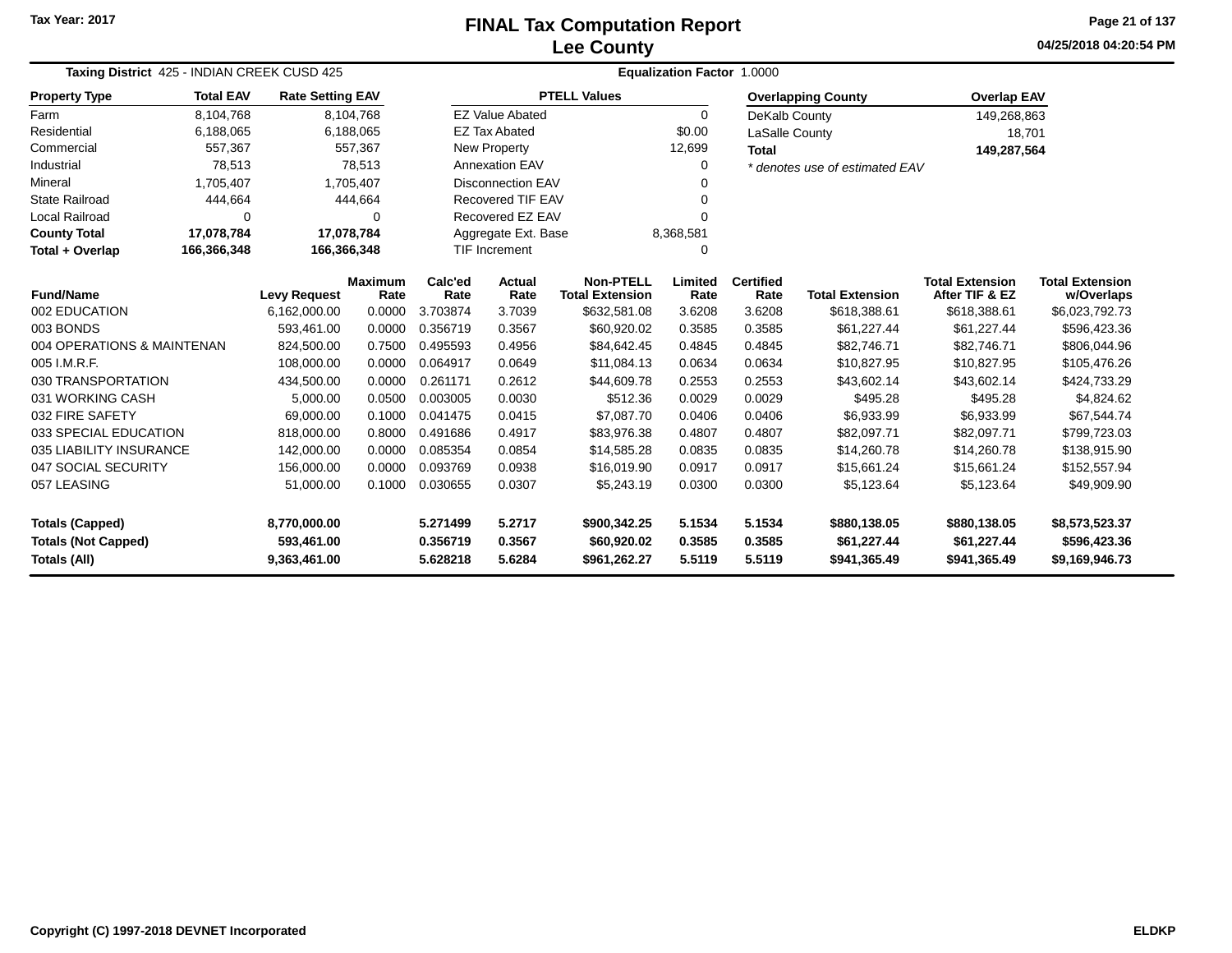Tax Year: 2017

# FINAL Tax Computation Report
## Lee County

04/25/2018 04:20:54 PM

**Taxing District** 425 - INDIAN CREEK CUSD 425 **Equalization Factor** 1.0000

| Property Type | Total EAV | Rate Setting EAV |
|---|---|---|
| Farm | 8,104,768 | 8,104,768 |
| Residential | 6,188,065 | 6,188,065 |
| Commercial | 557,367 | 557,367 |
| Industrial | 78,513 | 78,513 |
| Mineral | 1,705,407 | 1,705,407 |
| State Railroad | 444,664 | 444,664 |
| Local Railroad | 0 | 0 |
| **County Total** | **17,078,784** | **17,078,784** |
| **Total + Overlap** | **166,366,348** | **166,366,348** |

| PTELL Values | |
|---|---|
| EZ Value Abated | 0 |
| EZ Tax Abated | $0.00 |
| New Property | 12,699 |
| Annexation EAV | 0 |
| Disconnection EAV | 0 |
| Recovered TIF EAV | 0 |
| Recovered EZ EAV | 0 |
| Aggregate Ext. Base | 8,368,581 |
| TIF Increment | 0 |

| Overlapping County | Overlap EAV |
|---|---|
| DeKalb County | 149,268,863 |
| LaSalle County | 18,701 |
| **Total** | **149,287,564** |

*\* denotes use of estimated EAV*

| Fund/Name | Levy Request | Maximum Rate | Calc'ed Rate | Actual Rate | Non-PTELL Total Extension | Limited Rate | Certified Rate | Total Extension | Total Extension After TIF & EZ | Total Extension w/Overlaps |
|---|---|---|---|---|---|---|---|---|---|---|
| 002 EDUCATION | 6,162,000.00 | 0.0000 | 3.703874 | 3.7039 | $632,581.08 | 3.6208 | 3.6208 | $618,388.61 | $618,388.61 | $6,023,792.73 |
| 003 BONDS | 593,461.00 | 0.0000 | 0.356719 | 0.3567 | $60,920.02 | 0.3585 | 0.3585 | $61,227.44 | $61,227.44 | $596,423.36 |
| 004 OPERATIONS & MAINTENAN | 824,500.00 | 0.7500 | 0.495593 | 0.4956 | $84,642.45 | 0.4845 | 0.4845 | $82,746.71 | $82,746.71 | $806,044.96 |
| 005 I.M.R.F. | 108,000.00 | 0.0000 | 0.064917 | 0.0649 | $11,084.13 | 0.0634 | 0.0634 | $10,827.95 | $10,827.95 | $105,476.26 |
| 030 TRANSPORTATION | 434,500.00 | 0.0000 | 0.261171 | 0.2612 | $44,609.78 | 0.2553 | 0.2553 | $43,602.14 | $43,602.14 | $424,733.29 |
| 031 WORKING CASH | 5,000.00 | 0.0500 | 0.003005 | 0.0030 | $512.36 | 0.0029 | 0.0029 | $495.28 | $495.28 | $4,824.62 |
| 032 FIRE SAFETY | 69,000.00 | 0.1000 | 0.041475 | 0.0415 | $7,087.70 | 0.0406 | 0.0406 | $6,933.99 | $6,933.99 | $67,544.74 |
| 033 SPECIAL EDUCATION | 818,000.00 | 0.8000 | 0.491686 | 0.4917 | $83,976.38 | 0.4807 | 0.4807 | $82,097.71 | $82,097.71 | $799,723.03 |
| 035 LIABILITY INSURANCE | 142,000.00 | 0.0000 | 0.085354 | 0.0854 | $14,585.28 | 0.0835 | 0.0835 | $14,260.78 | $14,260.78 | $138,915.90 |
| 047 SOCIAL SECURITY | 156,000.00 | 0.0000 | 0.093769 | 0.0938 | $16,019.90 | 0.0917 | 0.0917 | $15,661.24 | $15,661.24 | $152,557.94 |
| 057 LEASING | 51,000.00 | 0.1000 | 0.030655 | 0.0307 | $5,243.19 | 0.0300 | 0.0300 | $5,123.64 | $5,123.64 | $49,909.90 |
| **Totals (Capped)** | **8,770,000.00** | | **5.271499** | **5.2717** | **$900,342.25** | **5.1534** | **5.1534** | **$880,138.05** | **$880,138.05** | **$8,573,523.37** |
| **Totals (Not Capped)** | **593,461.00** | | **0.356719** | **0.3567** | **$60,920.02** | **0.3585** | **0.3585** | **$61,227.44** | **$61,227.44** | **$596,423.36** |
| **Totals (All)** | **9,363,461.00** | | **5.628218** | **5.6284** | **$961,262.27** | **5.5119** | **5.5119** | **$941,365.49** | **$941,365.49** | **$9,169,946.73** |

Copyright (C) 1997-2018 DEVNET Incorporated ELDKP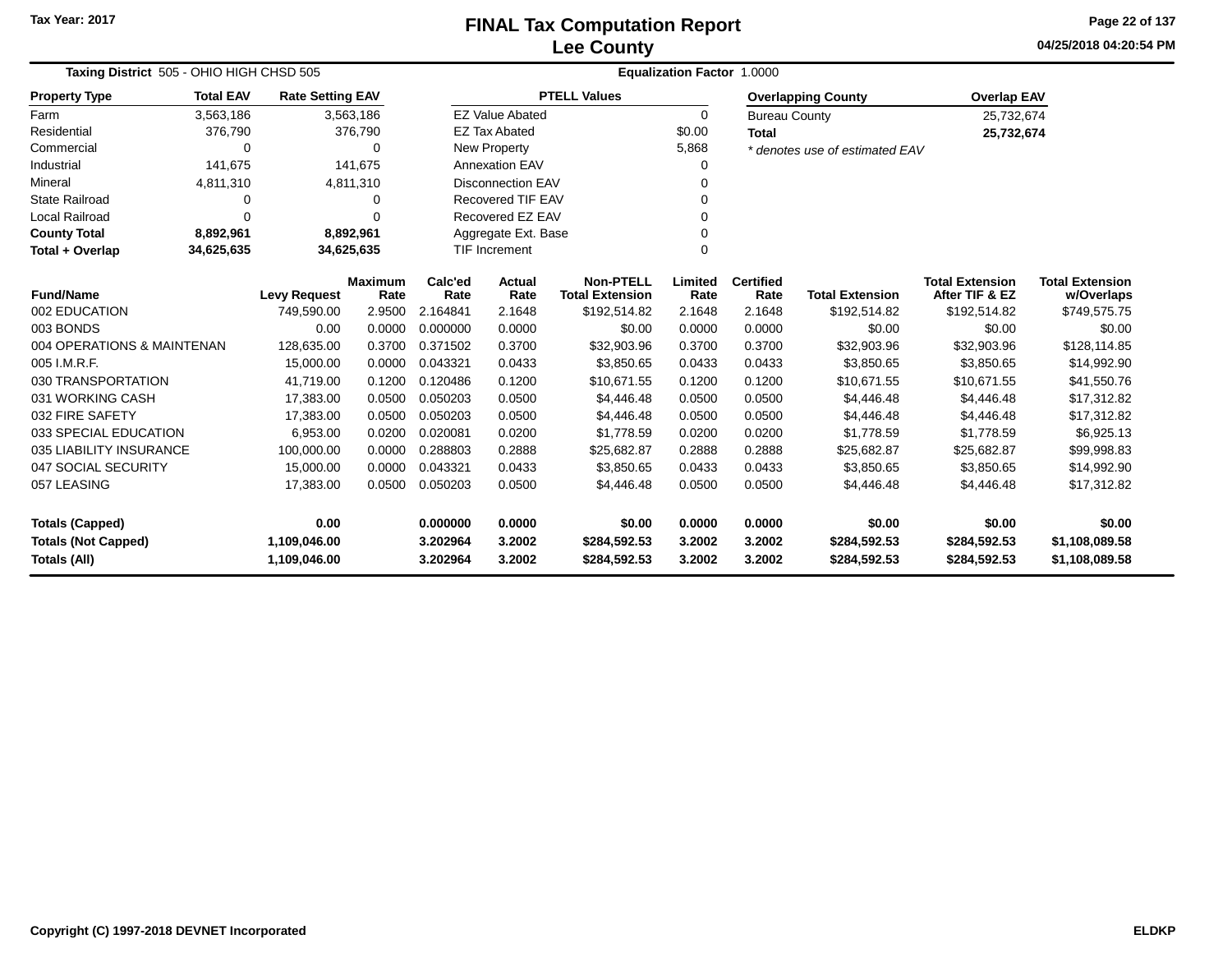# FINAL Tax Computation Report
## Lee County

Tax Year: 2017

04/25/2018 04:20:54 PM

**Taxing District** 505 - OHIO HIGH CHSD 505

**Equalization Factor** 1.0000

| Property Type | Total EAV | Rate Setting EAV |
|---|---|---|
| Farm | 3,563,186 | 3,563,186 |
| Residential | 376,790 | 376,790 |
| Commercial | 0 | 0 |
| Industrial | 141,675 | 141,675 |
| Mineral | 4,811,310 | 4,811,310 |
| State Railroad | 0 | 0 |
| Local Railroad | 0 | 0 |
| **County Total** | **8,892,961** | **8,892,961** |
| **Total + Overlap** | **34,625,635** | **34,625,635** |

| PTELL Values | |
|---|---|
| EZ Value Abated | 0 |
| EZ Tax Abated | $0.00 |
| New Property | 5,868 |
| Annexation EAV | 0 |
| Disconnection EAV | 0 |
| Recovered TIF EAV | 0 |
| Recovered EZ EAV | 0 |
| Aggregate Ext. Base | 0 |
| TIF Increment | 0 |

| Overlapping County | Overlap EAV |
|---|---|
| Bureau County | 25,732,674 |
| **Total** | **25,732,674** |

*\* denotes use of estimated EAV*

| Fund/Name | Levy Request | Maximum Rate | Calc'ed Rate | Actual Rate | Non-PTELL Total Extension | Limited Rate | Certified Rate | Total Extension | Total Extension After TIF & EZ | Total Extension w/Overlaps |
|---|---|---|---|---|---|---|---|---|---|---|
| 002 EDUCATION | 749,590.00 | 2.9500 | 2.164841 | 2.1648 | $192,514.82 | 2.1648 | 2.1648 | $192,514.82 | $192,514.82 | $749,575.75 |
| 003 BONDS | 0.00 | 0.0000 | 0.000000 | 0.0000 | $0.00 | 0.0000 | 0.0000 | $0.00 | $0.00 | $0.00 |
| 004 OPERATIONS & MAINTENAN | 128,635.00 | 0.3700 | 0.371502 | 0.3700 | $32,903.96 | 0.3700 | 0.3700 | $32,903.96 | $32,903.96 | $128,114.85 |
| 005 I.M.R.F. | 15,000.00 | 0.0000 | 0.043321 | 0.0433 | $3,850.65 | 0.0433 | 0.0433 | $3,850.65 | $3,850.65 | $14,992.90 |
| 030 TRANSPORTATION | 41,719.00 | 0.1200 | 0.120486 | 0.1200 | $10,671.55 | 0.1200 | 0.1200 | $10,671.55 | $10,671.55 | $41,550.76 |
| 031 WORKING CASH | 17,383.00 | 0.0500 | 0.050203 | 0.0500 | $4,446.48 | 0.0500 | 0.0500 | $4,446.48 | $4,446.48 | $17,312.82 |
| 032 FIRE SAFETY | 17,383.00 | 0.0500 | 0.050203 | 0.0500 | $4,446.48 | 0.0500 | 0.0500 | $4,446.48 | $4,446.48 | $17,312.82 |
| 033 SPECIAL EDUCATION | 6,953.00 | 0.0200 | 0.020081 | 0.0200 | $1,778.59 | 0.0200 | 0.0200 | $1,778.59 | $1,778.59 | $6,925.13 |
| 035 LIABILITY INSURANCE | 100,000.00 | 0.0000 | 0.288803 | 0.2888 | $25,682.87 | 0.2888 | 0.2888 | $25,682.87 | $25,682.87 | $99,998.83 |
| 047 SOCIAL SECURITY | 15,000.00 | 0.0000 | 0.043321 | 0.0433 | $3,850.65 | 0.0433 | 0.0433 | $3,850.65 | $3,850.65 | $14,992.90 |
| 057 LEASING | 17,383.00 | 0.0500 | 0.050203 | 0.0500 | $4,446.48 | 0.0500 | 0.0500 | $4,446.48 | $4,446.48 | $17,312.82 |
| **Totals (Capped)** | **0.00** | | **0.000000** | **0.0000** | **$0.00** | **0.0000** | **0.0000** | **$0.00** | **$0.00** | **$0.00** |
| **Totals (Not Capped)** | **1,109,046.00** | | **3.202964** | **3.2002** | **$284,592.53** | **3.2002** | **3.2002** | **$284,592.53** | **$284,592.53** | **$1,108,089.58** |
| **Totals (All)** | **1,109,046.00** | | **3.202964** | **3.2002** | **$284,592.53** | **3.2002** | **3.2002** | **$284,592.53** | **$284,592.53** | **$1,108,089.58** |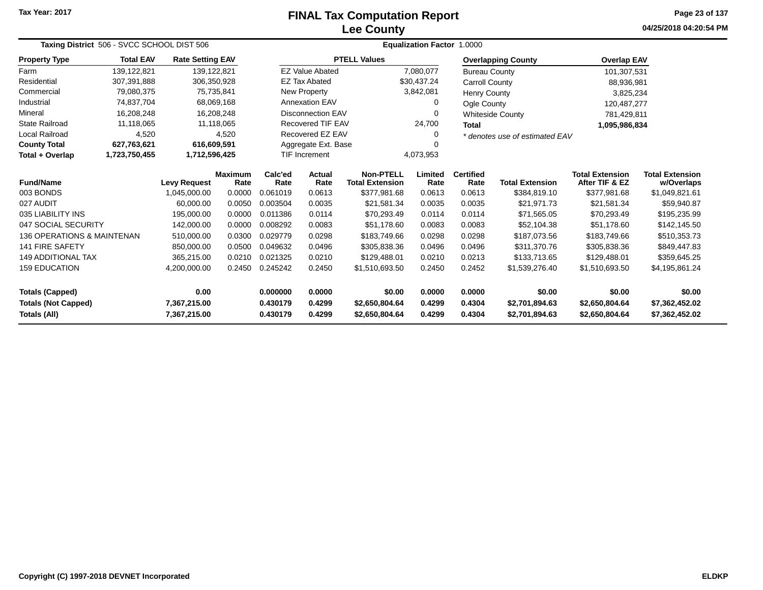Tax Year: 2017

# FINAL Tax Computation Report
## Lee County

04/25/2018 04:20:54 PM

**Taxing District** 506 - SVCC SCHOOL DIST 506 **Equalization Factor** 1.0000

| Property Type | Total EAV | Rate Setting EAV |
|---|---|---|
| Farm | 139,122,821 | 139,122,821 |
| Residential | 307,391,888 | 306,350,928 |
| Commercial | 79,080,375 | 75,735,841 |
| Industrial | 74,837,704 | 68,069,168 |
| Mineral | 16,208,248 | 16,208,248 |
| State Railroad | 11,118,065 | 11,118,065 |
| Local Railroad | 4,520 | 4,520 |
| **County Total** | **627,763,621** | **616,609,591** |
| **Total + Overlap** | **1,723,750,455** | **1,712,596,425** |

| PTELL Values | |
|---|---|
| EZ Value Abated | 7,080,077 |
| EZ Tax Abated | $30,437.24 |
| New Property | 3,842,081 |
| Annexation EAV | 0 |
| Disconnection EAV | 0 |
| Recovered TIF EAV | 24,700 |
| Recovered EZ EAV | 0 |
| Aggregate Ext. Base | 0 |
| TIF Increment | 4,073,953 |

| Overlapping County | Overlap EAV |
|---|---|
| Bureau County | 101,307,531 |
| Carroll County | 88,936,981 |
| Henry County | 3,825,234 |
| Ogle County | 120,487,277 |
| Whiteside County | 781,429,811 |
| **Total** | **1,095,986,834** |

*\* denotes use of estimated EAV*

| Fund/Name | Levy Request | Maximum Rate | Calc'ed Rate | Actual Rate | Non-PTELL Total Extension | Limited Rate | Certified Rate | Total Extension | Total Extension After TIF & EZ | Total Extension w/Overlaps |
|---|---|---|---|---|---|---|---|---|---|---|
| 003 BONDS | 1,045,000.00 | 0.0000 | 0.061019 | 0.0613 | $377,981.68 | 0.0613 | 0.0613 | $384,819.10 | $377,981.68 | $1,049,821.61 |
| 027 AUDIT | 60,000.00 | 0.0050 | 0.003504 | 0.0035 | $21,581.34 | 0.0035 | 0.0035 | $21,971.73 | $21,581.34 | $59,940.87 |
| 035 LIABILITY INS | 195,000.00 | 0.0000 | 0.011386 | 0.0114 | $70,293.49 | 0.0114 | 0.0114 | $71,565.05 | $70,293.49 | $195,235.99 |
| 047 SOCIAL SECURITY | 142,000.00 | 0.0000 | 0.008292 | 0.0083 | $51,178.60 | 0.0083 | 0.0083 | $52,104.38 | $51,178.60 | $142,145.50 |
| 136 OPERATIONS & MAINTENAN | 510,000.00 | 0.0300 | 0.029779 | 0.0298 | $183,749.66 | 0.0298 | 0.0298 | $187,073.56 | $183,749.66 | $510,353.73 |
| 141 FIRE SAFETY | 850,000.00 | 0.0500 | 0.049632 | 0.0496 | $305,838.36 | 0.0496 | 0.0496 | $311,370.76 | $305,838.36 | $849,447.83 |
| 149 ADDITIONAL TAX | 365,215.00 | 0.0210 | 0.021325 | 0.0210 | $129,488.01 | 0.0210 | 0.0213 | $133,713.65 | $129,488.01 | $359,645.25 |
| 159 EDUCATION | 4,200,000.00 | 0.2450 | 0.245242 | 0.2450 | $1,510,693.50 | 0.2450 | 0.2452 | $1,539,276.40 | $1,510,693.50 | $4,195,861.24 |
| **Totals (Capped)** | **0.00** | | **0.000000** | **0.0000** | **$0.00** | **0.0000** | **0.0000** | **$0.00** | **$0.00** | **$0.00** |
| **Totals (Not Capped)** | **7,367,215.00** | | **0.430179** | **0.4299** | **$2,650,804.64** | **0.4299** | **0.4304** | **$2,701,894.63** | **$2,650,804.64** | **$7,362,452.02** |
| **Totals (All)** | **7,367,215.00** | | **0.430179** | **0.4299** | **$2,650,804.64** | **0.4299** | **0.4304** | **$2,701,894.63** | **$2,650,804.64** | **$7,362,452.02** |

Copyright (C) 1997-2018 DEVNET Incorporated ELDKP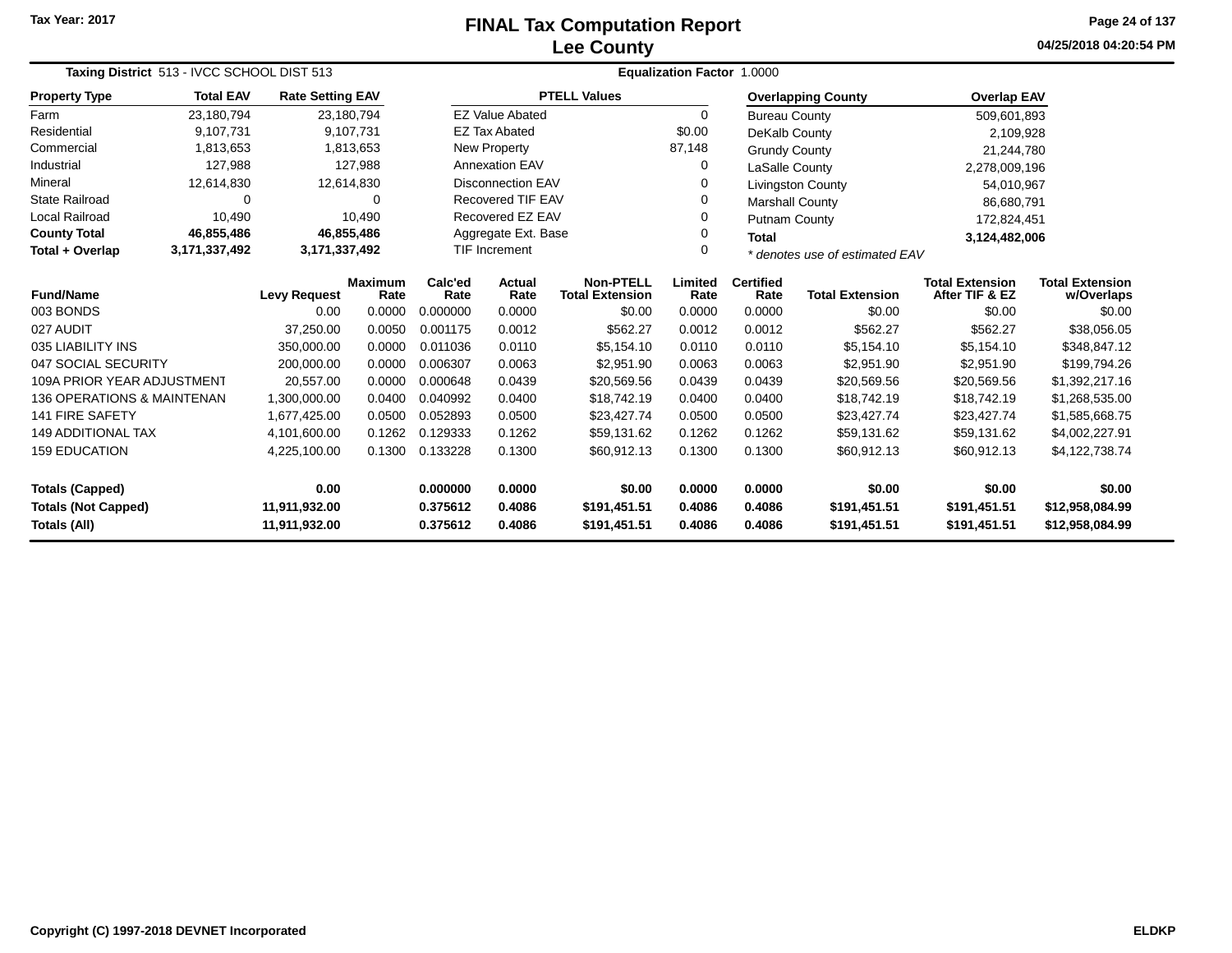Tax Year: 2017

# FINAL Tax Computation Report
## Lee County

04/25/2018 04:20:54 PM

**Taxing District** 513 - IVCC SCHOOL DIST 513 **Equalization Factor** 1.0000

| Property Type | Total EAV | Rate Setting EAV |
|---|---|---|
| Farm | 23,180,794 | 23,180,794 |
| Residential | 9,107,731 | 9,107,731 |
| Commercial | 1,813,653 | 1,813,653 |
| Industrial | 127,988 | 127,988 |
| Mineral | 12,614,830 | 12,614,830 |
| State Railroad | 0 | 0 |
| Local Railroad | 10,490 | 10,490 |
| **County Total** | **46,855,486** | **46,855,486** |
| **Total + Overlap** | **3,171,337,492** | **3,171,337,492** |

| PTELL Values | |
|---|---|
| EZ Value Abated | 0 |
| EZ Tax Abated | $0.00 |
| New Property | 87,148 |
| Annexation EAV | 0 |
| Disconnection EAV | 0 |
| Recovered TIF EAV | 0 |
| Recovered EZ EAV | 0 |
| Aggregate Ext. Base | 0 |
| TIF Increment | 0 |

| Overlapping County | Overlap EAV |
|---|---|
| Bureau County | 509,601,893 |
| DeKalb County | 2,109,928 |
| Grundy County | 21,244,780 |
| LaSalle County | 2,278,009,196 |
| Livingston County | 54,010,967 |
| Marshall County | 86,680,791 |
| Putnam County | 172,824,451 |
| **Total** | **3,124,482,006** |

*\* denotes use of estimated EAV*

| Fund/Name | Levy Request | Maximum Rate | Calc'ed Rate | Actual Rate | Non-PTELL Total Extension | Limited Rate | Certified Rate | Total Extension | Total Extension After TIF & EZ | Total Extension w/Overlaps |
|---|---|---|---|---|---|---|---|---|---|---|
| 003 BONDS | 0.00 | 0.0000 | 0.000000 | 0.0000 | $0.00 | 0.0000 | 0.0000 | $0.00 | $0.00 | $0.00 |
| 027 AUDIT | 37,250.00 | 0.0050 | 0.001175 | 0.0012 | $562.27 | 0.0012 | 0.0012 | $562.27 | $562.27 | $38,056.05 |
| 035 LIABILITY INS | 350,000.00 | 0.0000 | 0.011036 | 0.0110 | $5,154.10 | 0.0110 | 0.0110 | $5,154.10 | $5,154.10 | $348,847.12 |
| 047 SOCIAL SECURITY | 200,000.00 | 0.0000 | 0.006307 | 0.0063 | $2,951.90 | 0.0063 | 0.0063 | $2,951.90 | $2,951.90 | $199,794.26 |
| 109A PRIOR YEAR ADJUSTMENT | 20,557.00 | 0.0000 | 0.000648 | 0.0439 | $20,569.56 | 0.0439 | 0.0439 | $20,569.56 | $20,569.56 | $1,392,217.16 |
| 136 OPERATIONS & MAINTENAN | 1,300,000.00 | 0.0400 | 0.040992 | 0.0400 | $18,742.19 | 0.0400 | 0.0400 | $18,742.19 | $18,742.19 | $1,268,535.00 |
| 141 FIRE SAFETY | 1,677,425.00 | 0.0500 | 0.052893 | 0.0500 | $23,427.74 | 0.0500 | 0.0500 | $23,427.74 | $23,427.74 | $1,585,668.75 |
| 149 ADDITIONAL TAX | 4,101,600.00 | 0.1262 | 0.129333 | 0.1262 | $59,131.62 | 0.1262 | 0.1262 | $59,131.62 | $59,131.62 | $4,002,227.91 |
| 159 EDUCATION | 4,225,100.00 | 0.1300 | 0.133228 | 0.1300 | $60,912.13 | 0.1300 | 0.1300 | $60,912.13 | $60,912.13 | $4,122,738.74 |
| **Totals (Capped)** | **0.00** | | **0.000000** | **0.0000** | **$0.00** | **0.0000** | **0.0000** | **$0.00** | **$0.00** | **$0.00** |
| **Totals (Not Capped)** | **11,911,932.00** | | **0.375612** | **0.4086** | **$191,451.51** | **0.4086** | **0.4086** | **$191,451.51** | **$191,451.51** | **$12,958,084.99** |
| **Totals (All)** | **11,911,932.00** | | **0.375612** | **0.4086** | **$191,451.51** | **0.4086** | **0.4086** | **$191,451.51** | **$191,451.51** | **$12,958,084.99** |

Copyright (C) 1997-2018 DEVNET Incorporated ELDKP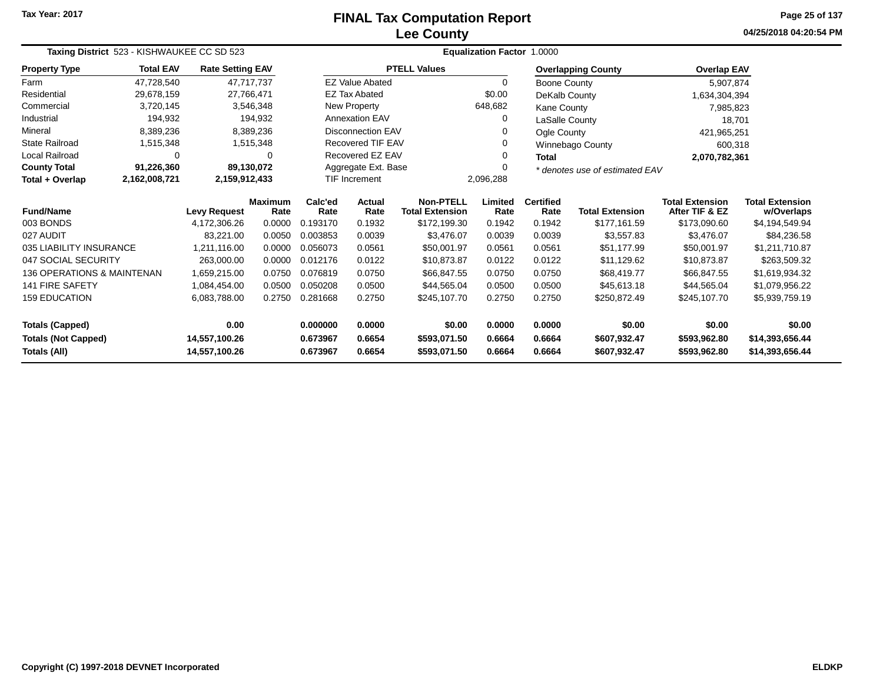# FINAL Tax Computation Report
## Lee County

Tax Year: 2017

04/25/2018 04:20:54 PM

**Taxing District** 523 - KISHWAUKEE CC SD 523 **Equalization Factor** 1.0000

| Property Type | Total EAV | Rate Setting EAV |
|---|---|---|
| Farm | 47,728,540 | 47,717,737 |
| Residential | 29,678,159 | 27,766,471 |
| Commercial | 3,720,145 | 3,546,348 |
| Industrial | 194,932 | 194,932 |
| Mineral | 8,389,236 | 8,389,236 |
| State Railroad | 1,515,348 | 1,515,348 |
| Local Railroad | 0 | 0 |
| **County Total** | **91,226,360** | **89,130,072** |
| **Total + Overlap** | **2,162,008,721** | **2,159,912,433** |

| PTELL Values | |
|---|---|
| EZ Value Abated | 0 |
| EZ Tax Abated | $0.00 |
| New Property | 648,682 |
| Annexation EAV | 0 |
| Disconnection EAV | 0 |
| Recovered TIF EAV | 0 |
| Recovered EZ EAV | 0 |
| Aggregate Ext. Base | 0 |
| TIF Increment | 2,096,288 |

| Overlapping County | Overlap EAV |
|---|---|
| Boone County | 5,907,874 |
| DeKalb County | 1,634,304,394 |
| Kane County | 7,985,823 |
| LaSalle County | 18,701 |
| Ogle County | 421,965,251 |
| Winnebago County | 600,318 |
| **Total** | **2,070,782,361** |

*\* denotes use of estimated EAV*

| Fund/Name | Levy Request | Maximum Rate | Calc'ed Rate | Actual Rate | Non-PTELL Total Extension | Limited Rate | Certified Rate | Total Extension | Total Extension After TIF & EZ | Total Extension w/Overlaps |
|---|---|---|---|---|---|---|---|---|---|---|
| 003 BONDS | 4,172,306.26 | 0.0000 | 0.193170 | 0.1932 | $172,199.30 | 0.1942 | 0.1942 | $177,161.59 | $173,090.60 | $4,194,549.94 |
| 027 AUDIT | 83,221.00 | 0.0050 | 0.003853 | 0.0039 | $3,476.07 | 0.0039 | 0.0039 | $3,557.83 | $3,476.07 | $84,236.58 |
| 035 LIABILITY INSURANCE | 1,211,116.00 | 0.0000 | 0.056073 | 0.0561 | $50,001.97 | 0.0561 | 0.0561 | $51,177.99 | $50,001.97 | $1,211,710.87 |
| 047 SOCIAL SECURITY | 263,000.00 | 0.0000 | 0.012176 | 0.0122 | $10,873.87 | 0.0122 | 0.0122 | $11,129.62 | $10,873.87 | $263,509.32 |
| 136 OPERATIONS & MAINTENAN | 1,659,215.00 | 0.0750 | 0.076819 | 0.0750 | $66,847.55 | 0.0750 | 0.0750 | $68,419.77 | $66,847.55 | $1,619,934.32 |
| 141 FIRE SAFETY | 1,084,454.00 | 0.0500 | 0.050208 | 0.0500 | $44,565.04 | 0.0500 | 0.0500 | $45,613.18 | $44,565.04 | $1,079,956.22 |
| 159 EDUCATION | 6,083,788.00 | 0.2750 | 0.281668 | 0.2750 | $245,107.70 | 0.2750 | 0.2750 | $250,872.49 | $245,107.70 | $5,939,759.19 |
| **Totals (Capped)** | **0.00** | | **0.000000** | **0.0000** | **$0.00** | **0.0000** | **0.0000** | **$0.00** | **$0.00** | **$0.00** |
| **Totals (Not Capped)** | **14,557,100.26** | | **0.673967** | **0.6654** | **$593,071.50** | **0.6664** | **0.6664** | **$607,932.47** | **$593,962.80** | **$14,393,656.44** |
| **Totals (All)** | **14,557,100.26** | | **0.673967** | **0.6654** | **$593,071.50** | **0.6664** | **0.6664** | **$607,932.47** | **$593,962.80** | **$14,393,656.44** |

Copyright (C) 1997-2018 DEVNET Incorporated — ELDKP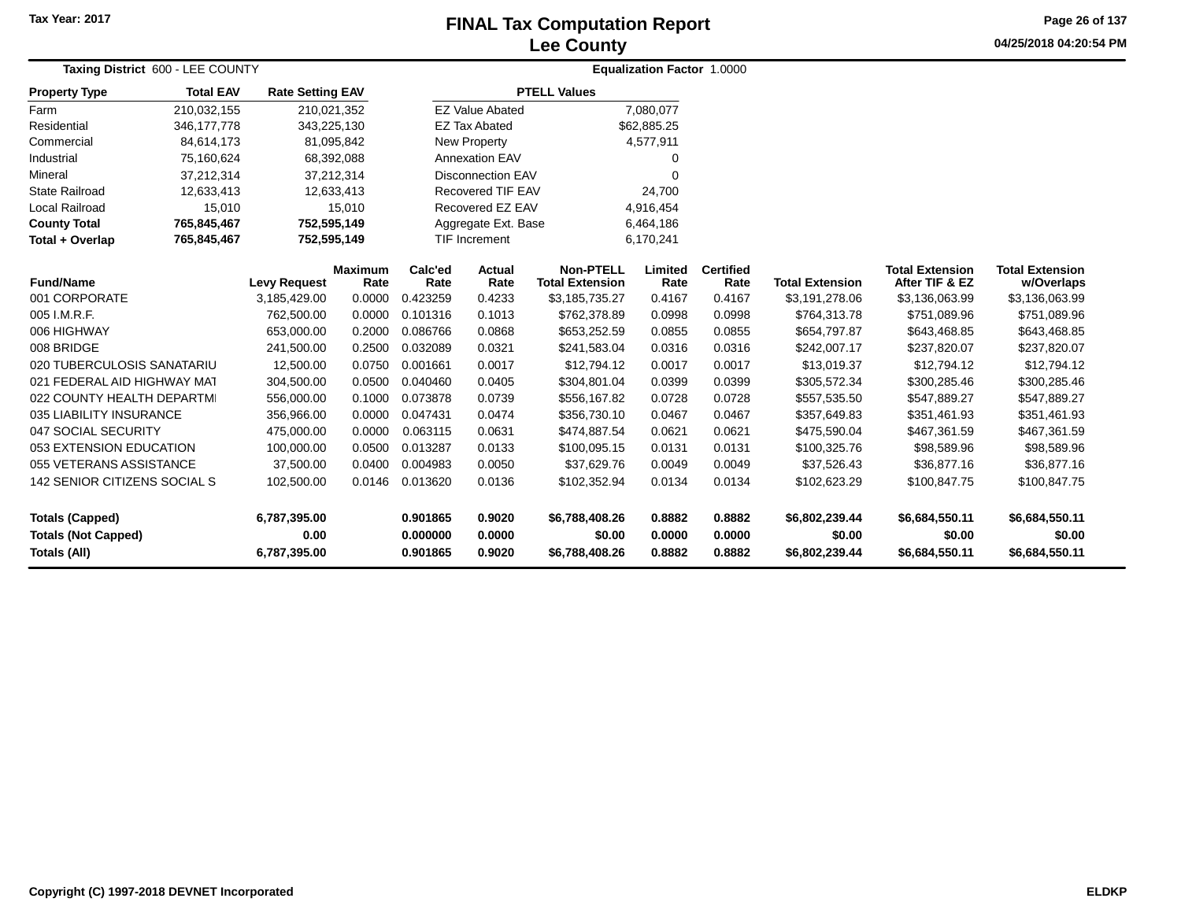# FINAL Tax Computation Report
## Lee County

Tax Year: 2017

04/25/2018 04:20:54 PM

**Taxing District** 600 - LEE COUNTY

**Equalization Factor** 1.0000

| Property Type | Total EAV | Rate Setting EAV |
|---|---|---|
| Farm | 210,032,155 | 210,021,352 |
| Residential | 346,177,778 | 343,225,130 |
| Commercial | 84,614,173 | 81,095,842 |
| Industrial | 75,160,624 | 68,392,088 |
| Mineral | 37,212,314 | 37,212,314 |
| State Railroad | 12,633,413 | 12,633,413 |
| Local Railroad | 15,010 | 15,010 |
| **County Total** | **765,845,467** | **752,595,149** |
| **Total + Overlap** | **765,845,467** | **752,595,149** |

| PTELL Values | |
|---|---|
| EZ Value Abated | 7,080,077 |
| EZ Tax Abated | $62,885.25 |
| New Property | 4,577,911 |
| Annexation EAV | 0 |
| Disconnection EAV | 0 |
| Recovered TIF EAV | 24,700 |
| Recovered EZ EAV | 4,916,454 |
| Aggregate Ext. Base | 6,464,186 |
| TIF Increment | 6,170,241 |

| Fund/Name | Levy Request | Maximum Rate | Calc'ed Rate | Actual Rate | Non-PTELL Total Extension | Limited Rate | Certified Rate | Total Extension | Total Extension After TIF & EZ | Total Extension w/Overlaps |
|---|---|---|---|---|---|---|---|---|---|---|
| 001 CORPORATE | 3,185,429.00 | 0.0000 | 0.423259 | 0.4233 | $3,185,735.27 | 0.4167 | 0.4167 | $3,191,278.06 | $3,136,063.99 | $3,136,063.99 |
| 005 I.M.R.F. | 762,500.00 | 0.0000 | 0.101316 | 0.1013 | $762,378.89 | 0.0998 | 0.0998 | $764,313.78 | $751,089.96 | $751,089.96 |
| 006 HIGHWAY | 653,000.00 | 0.2000 | 0.086766 | 0.0868 | $653,252.59 | 0.0855 | 0.0855 | $654,797.87 | $643,468.85 | $643,468.85 |
| 008 BRIDGE | 241,500.00 | 0.2500 | 0.032089 | 0.0321 | $241,583.04 | 0.0316 | 0.0316 | $242,007.17 | $237,820.07 | $237,820.07 |
| 020 TUBERCULOSIS SANATARIU | 12,500.00 | 0.0750 | 0.001661 | 0.0017 | $12,794.12 | 0.0017 | 0.0017 | $13,019.37 | $12,794.12 | $12,794.12 |
| 021 FEDERAL AID HIGHWAY MAT | 304,500.00 | 0.0500 | 0.040460 | 0.0405 | $304,801.04 | 0.0399 | 0.0399 | $305,572.34 | $300,285.46 | $300,285.46 |
| 022 COUNTY HEALTH DEPARTMI | 556,000.00 | 0.1000 | 0.073878 | 0.0739 | $556,167.82 | 0.0728 | 0.0728 | $557,535.50 | $547,889.27 | $547,889.27 |
| 035 LIABILITY INSURANCE | 356,966.00 | 0.0000 | 0.047431 | 0.0474 | $356,730.10 | 0.0467 | 0.0467 | $357,649.83 | $351,461.93 | $351,461.93 |
| 047 SOCIAL SECURITY | 475,000.00 | 0.0000 | 0.063115 | 0.0631 | $474,887.54 | 0.0621 | 0.0621 | $475,590.04 | $467,361.59 | $467,361.59 |
| 053 EXTENSION EDUCATION | 100,000.00 | 0.0500 | 0.013287 | 0.0133 | $100,095.15 | 0.0131 | 0.0131 | $100,325.76 | $98,589.96 | $98,589.96 |
| 055 VETERANS ASSISTANCE | 37,500.00 | 0.0400 | 0.004983 | 0.0050 | $37,629.76 | 0.0049 | 0.0049 | $37,526.43 | $36,877.16 | $36,877.16 |
| 142 SENIOR CITIZENS SOCIAL S | 102,500.00 | 0.0146 | 0.013620 | 0.0136 | $102,352.94 | 0.0134 | 0.0134 | $102,623.29 | $100,847.75 | $100,847.75 |
| **Totals (Capped)** | **6,787,395.00** | | **0.901865** | **0.9020** | **$6,788,408.26** | **0.8882** | **0.8882** | **$6,802,239.44** | **$6,684,550.11** | **$6,684,550.11** |
| **Totals (Not Capped)** | **0.00** | | **0.000000** | **0.0000** | **$0.00** | **0.0000** | **0.0000** | **$0.00** | **$0.00** | **$0.00** |
| **Totals (All)** | **6,787,395.00** | | **0.901865** | **0.9020** | **$6,788,408.26** | **0.8882** | **0.8882** | **$6,802,239.44** | **$6,684,550.11** | **$6,684,550.11** |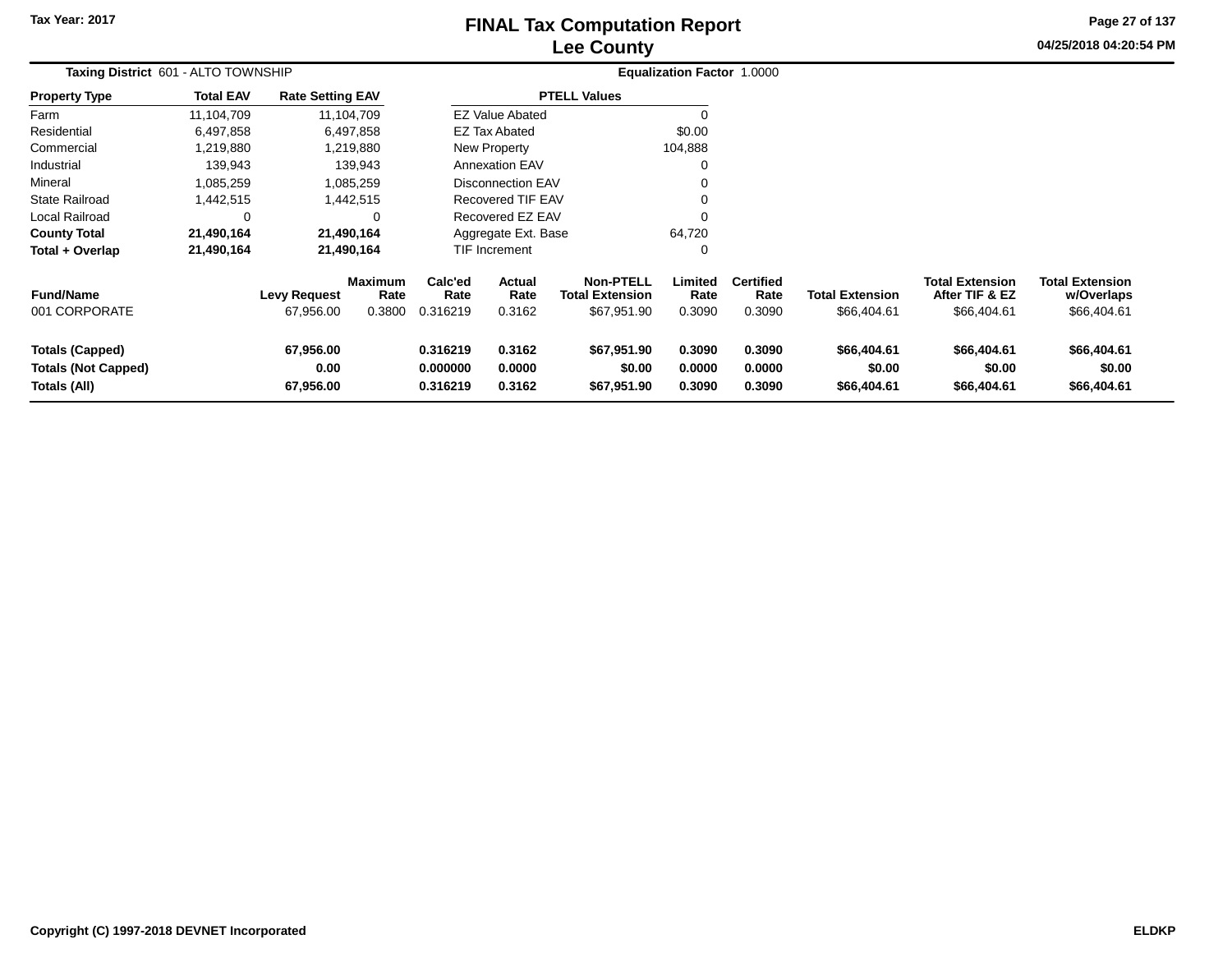**Tax Year: 2017**

# FINAL Tax Computation Report
## Lee County

04/25/2018 04:20:54 PM

**Taxing District** 601 - ALTO TOWNSHIP **Equalization Factor** 1.0000

| Property Type | Total EAV | Rate Setting EAV |
|---|---|---|
| Farm | 11,104,709 | 11,104,709 |
| Residential | 6,497,858 | 6,497,858 |
| Commercial | 1,219,880 | 1,219,880 |
| Industrial | 139,943 | 139,943 |
| Mineral | 1,085,259 | 1,085,259 |
| State Railroad | 1,442,515 | 1,442,515 |
| Local Railroad | 0 | 0 |
| **County Total** | **21,490,164** | **21,490,164** |
| **Total + Overlap** | **21,490,164** | **21,490,164** |

| PTELL Values | |
|---|---|
| EZ Value Abated | 0 |
| EZ Tax Abated | $0.00 |
| New Property | 104,888 |
| Annexation EAV | 0 |
| Disconnection EAV | 0 |
| Recovered TIF EAV | 0 |
| Recovered EZ EAV | 0 |
| Aggregate Ext. Base | 64,720 |
| TIF Increment | 0 |

| Fund/Name | Levy Request | Maximum Rate | Calc'ed Rate | Actual Rate | Non-PTELL Total Extension | Limited Rate | Certified Rate | Total Extension | Total Extension After TIF & EZ | Total Extension w/Overlaps |
|---|---|---|---|---|---|---|---|---|---|---|
| 001 CORPORATE | 67,956.00 | 0.3800 | 0.316219 | 0.3162 | $67,951.90 | 0.3090 | 0.3090 | $66,404.61 | $66,404.61 | $66,404.61 |
| **Totals (Capped)** | **67,956.00** | | **0.316219** | **0.3162** | **$67,951.90** | **0.3090** | **0.3090** | **$66,404.61** | **$66,404.61** | **$66,404.61** |
| **Totals (Not Capped)** | **0.00** | | **0.000000** | **0.0000** | **$0.00** | **0.0000** | **0.0000** | **$0.00** | **$0.00** | **$0.00** |
| **Totals (All)** | **67,956.00** | | **0.316219** | **0.3162** | **$67,951.90** | **0.3090** | **0.3090** | **$66,404.61** | **$66,404.61** | **$66,404.61** |

Copyright (C) 1997-2018 DEVNET Incorporated ELDKP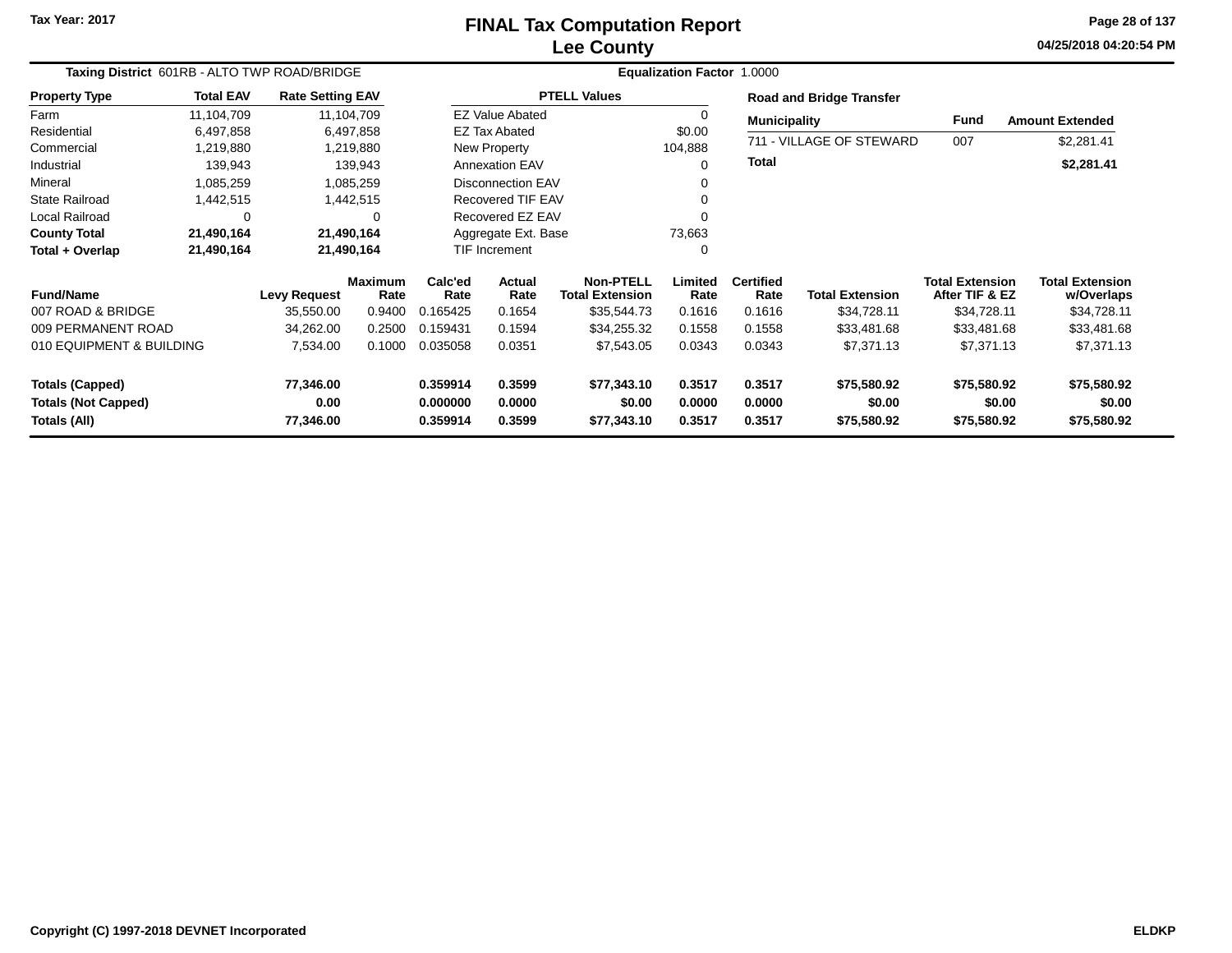Tax Year: 2017

# FINAL Tax Computation Report
## Lee County

04/25/2018 04:20:54 PM

**Taxing District** 601RB - ALTO TWP ROAD/BRIDGE **Equalization Factor** 1.0000

| Property Type | Total EAV | Rate Setting EAV |
|---|---|---|
| Farm | 11,104,709 | 11,104,709 |
| Residential | 6,497,858 | 6,497,858 |
| Commercial | 1,219,880 | 1,219,880 |
| Industrial | 139,943 | 139,943 |
| Mineral | 1,085,259 | 1,085,259 |
| State Railroad | 1,442,515 | 1,442,515 |
| Local Railroad | 0 | 0 |
| **County Total** | **21,490,164** | **21,490,164** |
| **Total + Overlap** | **21,490,164** | **21,490,164** |

| PTELL Values | |
|---|---|
| EZ Value Abated | 0 |
| EZ Tax Abated | $0.00 |
| New Property | 104,888 |
| Annexation EAV | 0 |
| Disconnection EAV | 0 |
| Recovered TIF EAV | 0 |
| Recovered EZ EAV | 0 |
| Aggregate Ext. Base | 73,663 |
| TIF Increment | 0 |

**Road and Bridge Transfer**

| Municipality | Fund | Amount Extended |
|---|---|---|
| 711 - VILLAGE OF STEWARD | 007 | $2,281.41 |
| **Total** | | **$2,281.41** |

| Fund/Name | Levy Request | Maximum Rate | Calc'ed Rate | Actual Rate | Non-PTELL Total Extension | Limited Rate | Certified Rate | Total Extension | Total Extension After TIF & EZ | Total Extension w/Overlaps |
|---|---|---|---|---|---|---|---|---|---|---|
| 007 ROAD & BRIDGE | 35,550.00 | 0.9400 | 0.165425 | 0.1654 | $35,544.73 | 0.1616 | 0.1616 | $34,728.11 | $34,728.11 | $34,728.11 |
| 009 PERMANENT ROAD | 34,262.00 | 0.2500 | 0.159431 | 0.1594 | $34,255.32 | 0.1558 | 0.1558 | $33,481.68 | $33,481.68 | $33,481.68 |
| 010 EQUIPMENT & BUILDING | 7,534.00 | 0.1000 | 0.035058 | 0.0351 | $7,543.05 | 0.0343 | 0.0343 | $7,371.13 | $7,371.13 | $7,371.13 |
| **Totals (Capped)** | **77,346.00** | | **0.359914** | **0.3599** | **$77,343.10** | **0.3517** | **0.3517** | **$75,580.92** | **$75,580.92** | **$75,580.92** |
| **Totals (Not Capped)** | **0.00** | | **0.000000** | **0.0000** | **$0.00** | **0.0000** | **0.0000** | **$0.00** | **$0.00** | **$0.00** |
| **Totals (All)** | **77,346.00** | | **0.359914** | **0.3599** | **$77,343.10** | **0.3517** | **0.3517** | **$75,580.92** | **$75,580.92** | **$75,580.92** |

Copyright (C) 1997-2018 DEVNET Incorporated ELDKP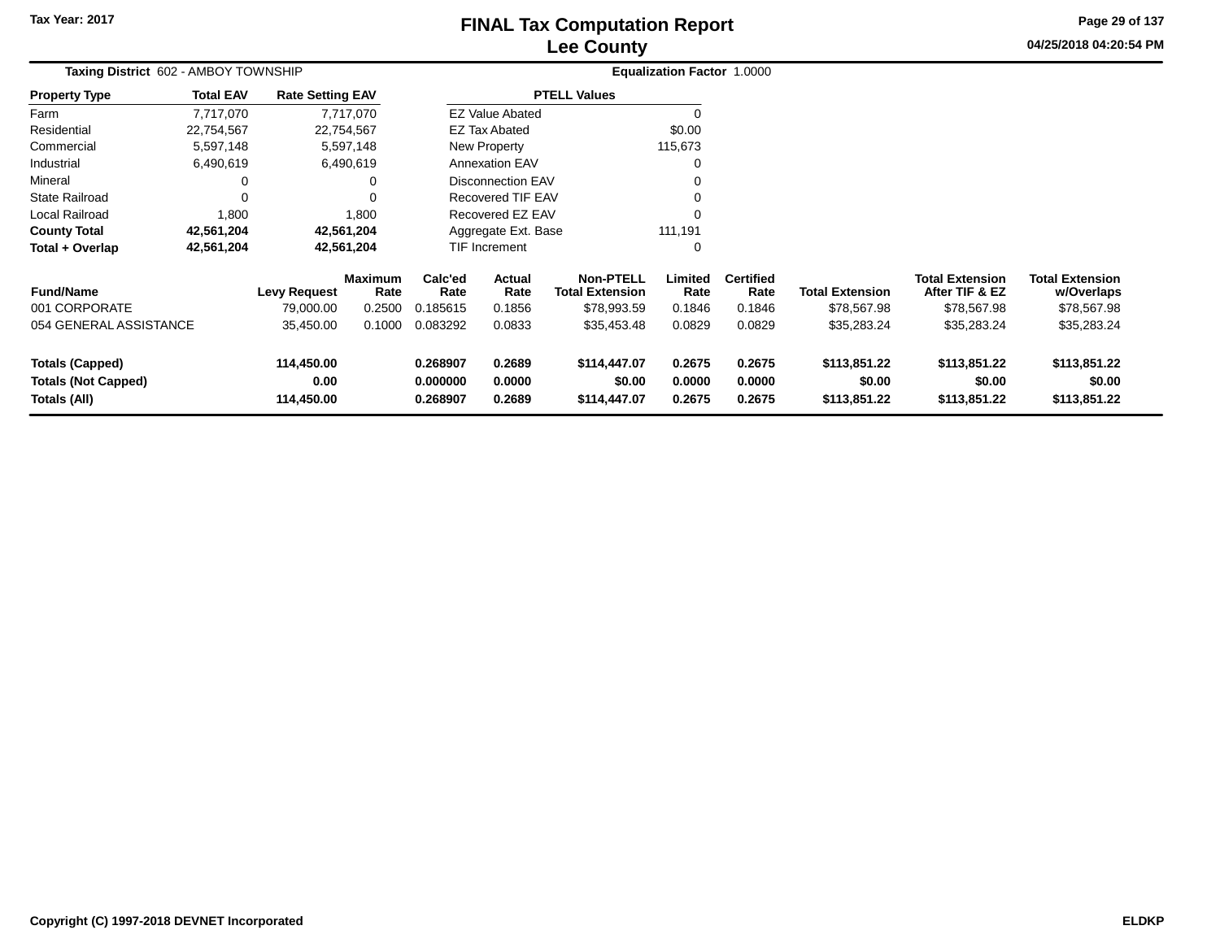# FINAL Tax Computation Report
# Lee County

Tax Year: 2017

04/25/2018 04:20:54 PM

**Taxing District** 602 - AMBOY TOWNSHIP

**Equalization Factor** 1.0000

| Property Type | Total EAV | Rate Setting EAV |
|---|---|---|
| Farm | 7,717,070 | 7,717,070 |
| Residential | 22,754,567 | 22,754,567 |
| Commercial | 5,597,148 | 5,597,148 |
| Industrial | 6,490,619 | 6,490,619 |
| Mineral | 0 | 0 |
| State Railroad | 0 | 0 |
| Local Railroad | 1,800 | 1,800 |
| **County Total** | **42,561,204** | **42,561,204** |
| **Total + Overlap** | **42,561,204** | **42,561,204** |

| PTELL Values | |
|---|---|
| EZ Value Abated | 0 |
| EZ Tax Abated | $0.00 |
| New Property | 115,673 |
| Annexation EAV | 0 |
| Disconnection EAV | 0 |
| Recovered TIF EAV | 0 |
| Recovered EZ EAV | 0 |
| Aggregate Ext. Base | 111,191 |
| TIF Increment | 0 |

| Fund/Name | Levy Request | Maximum Rate | Calc'ed Rate | Actual Rate | Non-PTELL Total Extension | Limited Rate | Certified Rate | Total Extension | Total Extension After TIF & EZ | Total Extension w/Overlaps |
|---|---|---|---|---|---|---|---|---|---|---|
| 001 CORPORATE | 79,000.00 | 0.2500 | 0.185615 | 0.1856 | $78,993.59 | 0.1846 | 0.1846 | $78,567.98 | $78,567.98 | $78,567.98 |
| 054 GENERAL ASSISTANCE | 35,450.00 | 0.1000 | 0.083292 | 0.0833 | $35,453.48 | 0.0829 | 0.0829 | $35,283.24 | $35,283.24 | $35,283.24 |
| **Totals (Capped)** | **114,450.00** | | **0.268907** | **0.2689** | **$114,447.07** | **0.2675** | **0.2675** | **$113,851.22** | **$113,851.22** | **$113,851.22** |
| **Totals (Not Capped)** | **0.00** | | **0.000000** | **0.0000** | **$0.00** | **0.0000** | **0.0000** | **$0.00** | **$0.00** | **$0.00** |
| **Totals (All)** | **114,450.00** | | **0.268907** | **0.2689** | **$114,447.07** | **0.2675** | **0.2675** | **$113,851.22** | **$113,851.22** | **$113,851.22** |

Copyright (C) 1997-2018 DEVNET Incorporated

ELDKP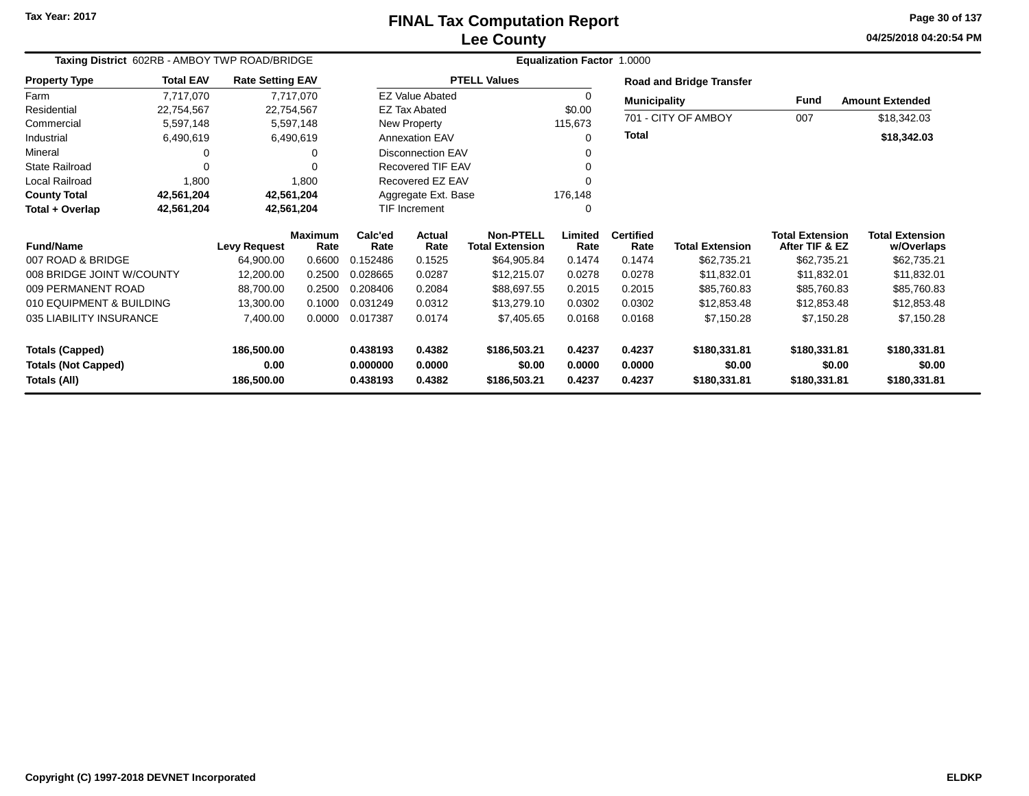# FINAL Tax Computation Report
## Lee County

Tax Year: 2017

04/25/2018 04:20:54 PM

**Taxing District** 602RB - AMBOY TWP ROAD/BRIDGE

**Equalization Factor** 1.0000

| Property Type | Total EAV | Rate Setting EAV |
|---|---|---|
| Farm | 7,717,070 | 7,717,070 |
| Residential | 22,754,567 | 22,754,567 |
| Commercial | 5,597,148 | 5,597,148 |
| Industrial | 6,490,619 | 6,490,619 |
| Mineral | 0 | 0 |
| State Railroad | 0 | 0 |
| Local Railroad | 1,800 | 1,800 |
| **County Total** | **42,561,204** | **42,561,204** |
| **Total + Overlap** | **42,561,204** | **42,561,204** |

| PTELL Values | |
|---|---|
| EZ Value Abated | 0 |
| EZ Tax Abated | $0.00 |
| New Property | 115,673 |
| Annexation EAV | 0 |
| Disconnection EAV | 0 |
| Recovered TIF EAV | 0 |
| Recovered EZ EAV | 0 |
| Aggregate Ext. Base | 176,148 |
| TIF Increment | 0 |

**Road and Bridge Transfer**

| Municipality | Fund | Amount Extended |
|---|---|---|
| 701 - CITY OF AMBOY | 007 | $18,342.03 |
| **Total** | | **$18,342.03** |

| Fund/Name | Levy Request | Maximum Rate | Calc'ed Rate | Actual Rate | Non-PTELL Total Extension | Limited Rate | Certified Rate | Total Extension | Total Extension After TIF & EZ | Total Extension w/Overlaps |
|---|---|---|---|---|---|---|---|---|---|---|
| 007 ROAD & BRIDGE | 64,900.00 | 0.6600 | 0.152486 | 0.1525 | $64,905.84 | 0.1474 | 0.1474 | $62,735.21 | $62,735.21 | $62,735.21 |
| 008 BRIDGE JOINT W/COUNTY | 12,200.00 | 0.2500 | 0.028665 | 0.0287 | $12,215.07 | 0.0278 | 0.0278 | $11,832.01 | $11,832.01 | $11,832.01 |
| 009 PERMANENT ROAD | 88,700.00 | 0.2500 | 0.208406 | 0.2084 | $88,697.55 | 0.2015 | 0.2015 | $85,760.83 | $85,760.83 | $85,760.83 |
| 010 EQUIPMENT & BUILDING | 13,300.00 | 0.1000 | 0.031249 | 0.0312 | $13,279.10 | 0.0302 | 0.0302 | $12,853.48 | $12,853.48 | $12,853.48 |
| 035 LIABILITY INSURANCE | 7,400.00 | 0.0000 | 0.017387 | 0.0174 | $7,405.65 | 0.0168 | 0.0168 | $7,150.28 | $7,150.28 | $7,150.28 |
| **Totals (Capped)** | **186,500.00** | | **0.438193** | **0.4382** | **$186,503.21** | **0.4237** | **0.4237** | **$180,331.81** | **$180,331.81** | **$180,331.81** |
| **Totals (Not Capped)** | **0.00** | | **0.000000** | **0.0000** | **$0.00** | **0.0000** | **0.0000** | **$0.00** | **$0.00** | **$0.00** |
| **Totals (All)** | **186,500.00** | | **0.438193** | **0.4382** | **$186,503.21** | **0.4237** | **0.4237** | **$180,331.81** | **$180,331.81** | **$180,331.81** |

Copyright (C) 1997-2018 DEVNET Incorporated

ELDKP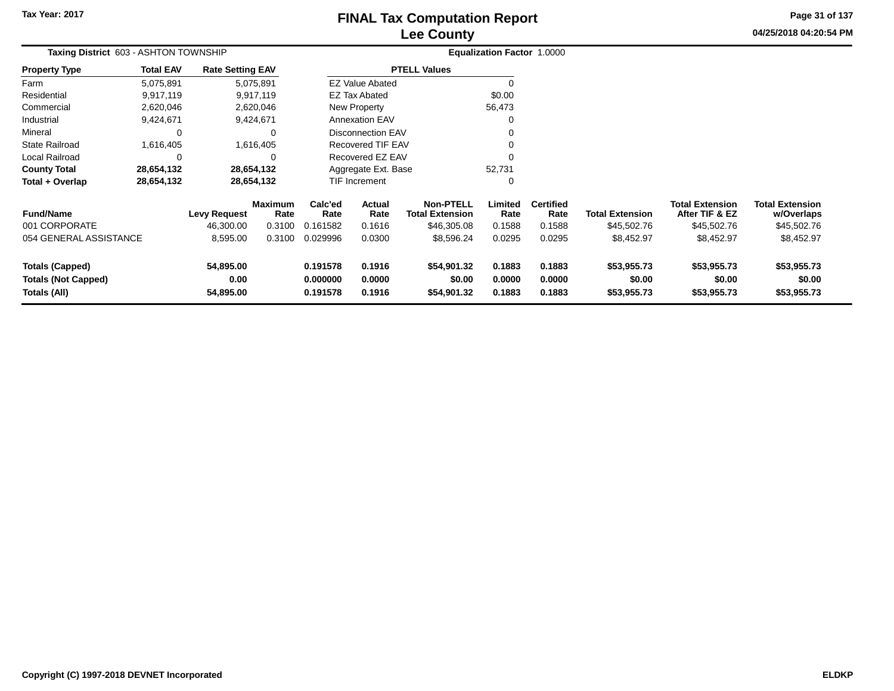Tax Year: 2017

# FINAL Tax Computation Report
## Lee County

04/25/2018 04:20:54 PM

**Taxing District** 603 - ASHTON TOWNSHIP **Equalization Factor** 1.0000

| Property Type | Total EAV | Rate Setting EAV |
|---|---|---|
| Farm | 5,075,891 | 5,075,891 |
| Residential | 9,917,119 | 9,917,119 |
| Commercial | 2,620,046 | 2,620,046 |
| Industrial | 9,424,671 | 9,424,671 |
| Mineral | 0 | 0 |
| State Railroad | 1,616,405 | 1,616,405 |
| Local Railroad | 0 | 0 |
| **County Total** | **28,654,132** | **28,654,132** |
| **Total + Overlap** | **28,654,132** | **28,654,132** |

| PTELL Values | |
|---|---|
| EZ Value Abated | 0 |
| EZ Tax Abated | $0.00 |
| New Property | 56,473 |
| Annexation EAV | 0 |
| Disconnection EAV | 0 |
| Recovered TIF EAV | 0 |
| Recovered EZ EAV | 0 |
| Aggregate Ext. Base | 52,731 |
| TIF Increment | 0 |

| Fund/Name | Levy Request | Maximum Rate | Calc'ed Rate | Actual Rate | Non-PTELL Total Extension | Limited Rate | Certified Rate | Total Extension | Total Extension After TIF & EZ | Total Extension w/Overlaps |
|---|---|---|---|---|---|---|---|---|---|---|
| 001 CORPORATE | 46,300.00 | 0.3100 | 0.161582 | 0.1616 | $46,305.08 | 0.1588 | 0.1588 | $45,502.76 | $45,502.76 | $45,502.76 |
| 054 GENERAL ASSISTANCE | 8,595.00 | 0.3100 | 0.029996 | 0.0300 | $8,596.24 | 0.0295 | 0.0295 | $8,452.97 | $8,452.97 | $8,452.97 |
| **Totals (Capped)** | **54,895.00** | | **0.191578** | **0.1916** | **$54,901.32** | **0.1883** | **0.1883** | **$53,955.73** | **$53,955.73** | **$53,955.73** |
| **Totals (Not Capped)** | **0.00** | | **0.000000** | **0.0000** | **$0.00** | **0.0000** | **0.0000** | **$0.00** | **$0.00** | **$0.00** |
| **Totals (All)** | **54,895.00** | | **0.191578** | **0.1916** | **$54,901.32** | **0.1883** | **0.1883** | **$53,955.73** | **$53,955.73** | **$53,955.73** |

Copyright (C) 1997-2018 DEVNET Incorporated ELDKP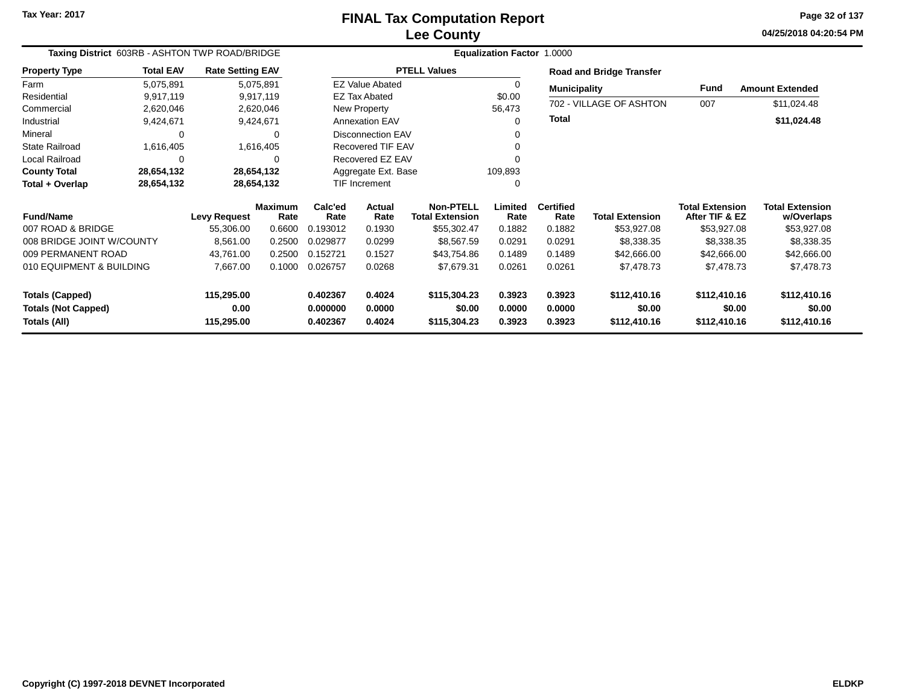# FINAL Tax Computation Report
## Lee County

Tax Year: 2017

04/25/2018 04:20:54 PM

**Taxing District** 603RB - ASHTON TWP ROAD/BRIDGE

**Equalization Factor** 1.0000

| Property Type | Total EAV | Rate Setting EAV |
|---|---|---|
| Farm | 5,075,891 | 5,075,891 |
| Residential | 9,917,119 | 9,917,119 |
| Commercial | 2,620,046 | 2,620,046 |
| Industrial | 9,424,671 | 9,424,671 |
| Mineral | 0 | 0 |
| State Railroad | 1,616,405 | 1,616,405 |
| Local Railroad | 0 | 0 |
| **County Total** | **28,654,132** | **28,654,132** |
| **Total + Overlap** | **28,654,132** | **28,654,132** |

| PTELL Values | |
|---|---|
| EZ Value Abated | 0 |
| EZ Tax Abated | $0.00 |
| New Property | 56,473 |
| Annexation EAV | 0 |
| Disconnection EAV | 0 |
| Recovered TIF EAV | 0 |
| Recovered EZ EAV | 0 |
| Aggregate Ext. Base | 109,893 |
| TIF Increment | 0 |

**Road and Bridge Transfer**

| Municipality | Fund | Amount Extended |
|---|---|---|
| 702 - VILLAGE OF ASHTON | 007 | $11,024.48 |
| **Total** | | **$11,024.48** |

| Fund/Name | Levy Request | Maximum Rate | Calc'ed Rate | Actual Rate | Non-PTELL Total Extension | Limited Rate | Certified Rate | Total Extension | Total Extension After TIF & EZ | Total Extension w/Overlaps |
|---|---|---|---|---|---|---|---|---|---|---|
| 007 ROAD & BRIDGE | 55,306.00 | 0.6600 | 0.193012 | 0.1930 | $55,302.47 | 0.1882 | 0.1882 | $53,927.08 | $53,927.08 | $53,927.08 |
| 008 BRIDGE JOINT W/COUNTY | 8,561.00 | 0.2500 | 0.029877 | 0.0299 | $8,567.59 | 0.0291 | 0.0291 | $8,338.35 | $8,338.35 | $8,338.35 |
| 009 PERMANENT ROAD | 43,761.00 | 0.2500 | 0.152721 | 0.1527 | $43,754.86 | 0.1489 | 0.1489 | $42,666.00 | $42,666.00 | $42,666.00 |
| 010 EQUIPMENT & BUILDING | 7,667.00 | 0.1000 | 0.026757 | 0.0268 | $7,679.31 | 0.0261 | 0.0261 | $7,478.73 | $7,478.73 | $7,478.73 |
| **Totals (Capped)** | **115,295.00** | | **0.402367** | **0.4024** | **$115,304.23** | **0.3923** | **0.3923** | **$112,410.16** | **$112,410.16** | **$112,410.16** |
| **Totals (Not Capped)** | **0.00** | | **0.000000** | **0.0000** | **$0.00** | **0.0000** | **0.0000** | **$0.00** | **$0.00** | **$0.00** |
| **Totals (All)** | **115,295.00** | | **0.402367** | **0.4024** | **$115,304.23** | **0.3923** | **0.3923** | **$112,410.16** | **$112,410.16** | **$112,410.16** |

Copyright (C) 1997-2018 DEVNET Incorporated

ELDKP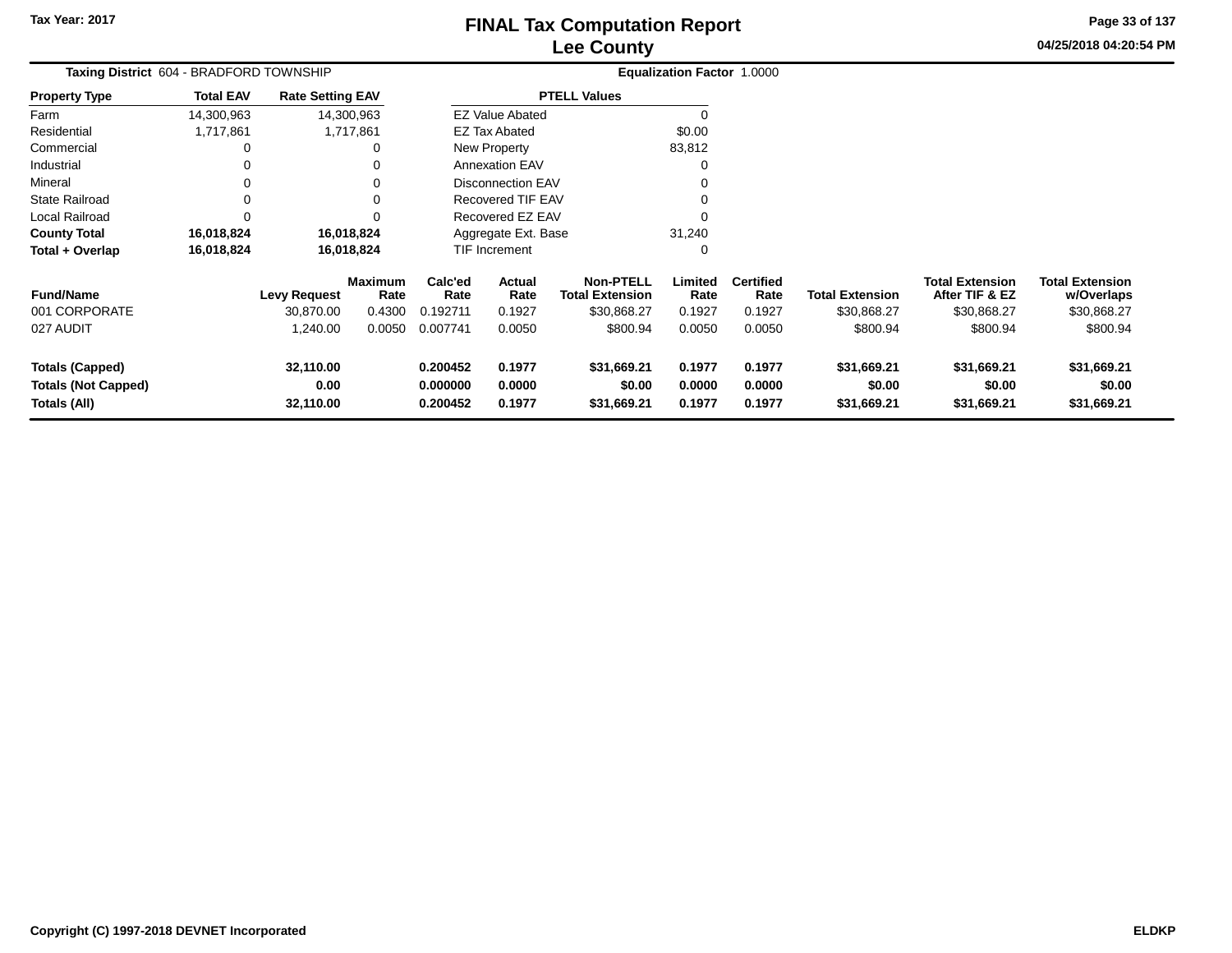# FINAL Tax Computation Report
## Lee County

Tax Year: 2017

04/25/2018 04:20:54 PM

**Taxing District** 604 - BRADFORD TOWNSHIP **Equalization Factor** 1.0000

| Property Type | Total EAV | Rate Setting EAV |
|---|---|---|
| Farm | 14,300,963 | 14,300,963 |
| Residential | 1,717,861 | 1,717,861 |
| Commercial | 0 | 0 |
| Industrial | 0 | 0 |
| Mineral | 0 | 0 |
| State Railroad | 0 | 0 |
| Local Railroad | 0 | 0 |
| **County Total** | **16,018,824** | **16,018,824** |
| **Total + Overlap** | **16,018,824** | **16,018,824** |

| PTELL Values | |
|---|---|
| EZ Value Abated | 0 |
| EZ Tax Abated | $0.00 |
| New Property | 83,812 |
| Annexation EAV | 0 |
| Disconnection EAV | 0 |
| Recovered TIF EAV | 0 |
| Recovered EZ EAV | 0 |
| Aggregate Ext. Base | 31,240 |
| TIF Increment | 0 |

| Fund/Name | Levy Request | Maximum Rate | Calc'ed Rate | Actual Rate | Non-PTELL Total Extension | Limited Rate | Certified Rate | Total Extension | Total Extension After TIF & EZ | Total Extension w/Overlaps |
|---|---|---|---|---|---|---|---|---|---|---|
| 001 CORPORATE | 30,870.00 | 0.4300 | 0.192711 | 0.1927 | $30,868.27 | 0.1927 | 0.1927 | $30,868.27 | $30,868.27 | $30,868.27 |
| 027 AUDIT | 1,240.00 | 0.0050 | 0.007741 | 0.0050 | $800.94 | 0.0050 | 0.0050 | $800.94 | $800.94 | $800.94 |
| **Totals (Capped)** | **32,110.00** | | **0.200452** | **0.1977** | **$31,669.21** | **0.1977** | **0.1977** | **$31,669.21** | **$31,669.21** | **$31,669.21** |
| **Totals (Not Capped)** | **0.00** | | **0.000000** | **0.0000** | **$0.00** | **0.0000** | **0.0000** | **$0.00** | **$0.00** | **$0.00** |
| **Totals (All)** | **32,110.00** | | **0.200452** | **0.1977** | **$31,669.21** | **0.1977** | **0.1977** | **$31,669.21** | **$31,669.21** | **$31,669.21** |

Copyright (C) 1997-2018 DEVNET Incorporated ELDKP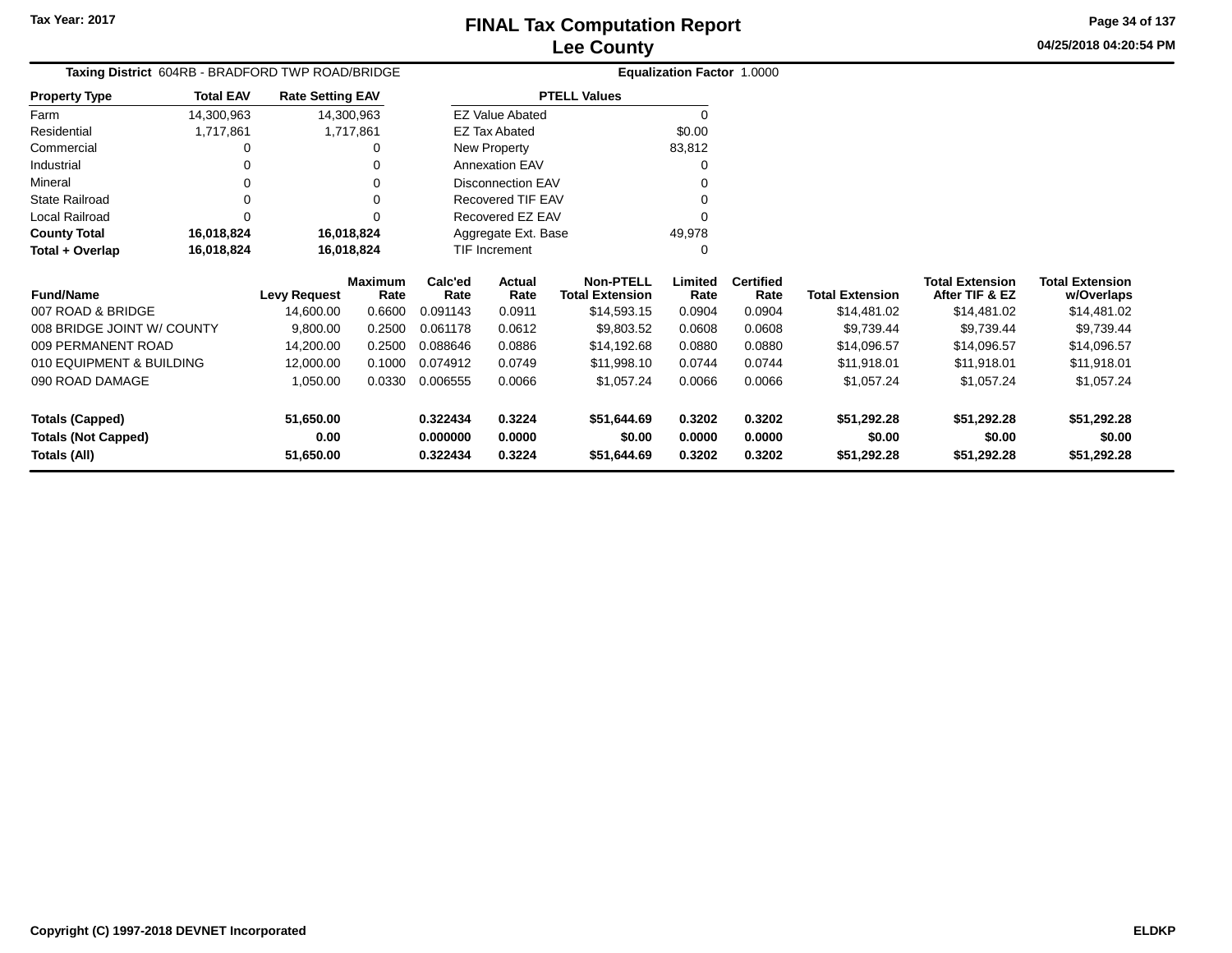Tax Year: 2017

# FINAL Tax Computation Report
## Lee County

04/25/2018 04:20:54 PM

**Taxing District** 604RB - BRADFORD TWP ROAD/BRIDGE **Equalization Factor** 1.0000

| Property Type | Total EAV | Rate Setting EAV |
|---|---|---|
| Farm | 14,300,963 | 14,300,963 |
| Residential | 1,717,861 | 1,717,861 |
| Commercial | 0 | 0 |
| Industrial | 0 | 0 |
| Mineral | 0 | 0 |
| State Railroad | 0 | 0 |
| Local Railroad | 0 | 0 |
| **County Total** | **16,018,824** | **16,018,824** |
| **Total + Overlap** | **16,018,824** | **16,018,824** |

| PTELL Values | |
|---|---|
| EZ Value Abated | 0 |
| EZ Tax Abated | $0.00 |
| New Property | 83,812 |
| Annexation EAV | 0 |
| Disconnection EAV | 0 |
| Recovered TIF EAV | 0 |
| Recovered EZ EAV | 0 |
| Aggregate Ext. Base | 49,978 |
| TIF Increment | 0 |

| Fund/Name | Levy Request | Maximum Rate | Calc'ed Rate | Actual Rate | Non-PTELL Total Extension | Limited Rate | Certified Rate | Total Extension | Total Extension After TIF & EZ | Total Extension w/Overlaps |
|---|---|---|---|---|---|---|---|---|---|---|
| 007 ROAD & BRIDGE | 14,600.00 | 0.6600 | 0.091143 | 0.0911 | $14,593.15 | 0.0904 | 0.0904 | $14,481.02 | $14,481.02 | $14,481.02 |
| 008 BRIDGE JOINT W/ COUNTY | 9,800.00 | 0.2500 | 0.061178 | 0.0612 | $9,803.52 | 0.0608 | 0.0608 | $9,739.44 | $9,739.44 | $9,739.44 |
| 009 PERMANENT ROAD | 14,200.00 | 0.2500 | 0.088646 | 0.0886 | $14,192.68 | 0.0880 | 0.0880 | $14,096.57 | $14,096.57 | $14,096.57 |
| 010 EQUIPMENT & BUILDING | 12,000.00 | 0.1000 | 0.074912 | 0.0749 | $11,998.10 | 0.0744 | 0.0744 | $11,918.01 | $11,918.01 | $11,918.01 |
| 090 ROAD DAMAGE | 1,050.00 | 0.0330 | 0.006555 | 0.0066 | $1,057.24 | 0.0066 | 0.0066 | $1,057.24 | $1,057.24 | $1,057.24 |
| **Totals (Capped)** | **51,650.00** | | **0.322434** | **0.3224** | **$51,644.69** | **0.3202** | **0.3202** | **$51,292.28** | **$51,292.28** | **$51,292.28** |
| **Totals (Not Capped)** | **0.00** | | **0.000000** | **0.0000** | **$0.00** | **0.0000** | **0.0000** | **$0.00** | **$0.00** | **$0.00** |
| **Totals (All)** | **51,650.00** | | **0.322434** | **0.3224** | **$51,644.69** | **0.3202** | **0.3202** | **$51,292.28** | **$51,292.28** | **$51,292.28** |

Copyright (C) 1997-2018 DEVNET Incorporated ELDKP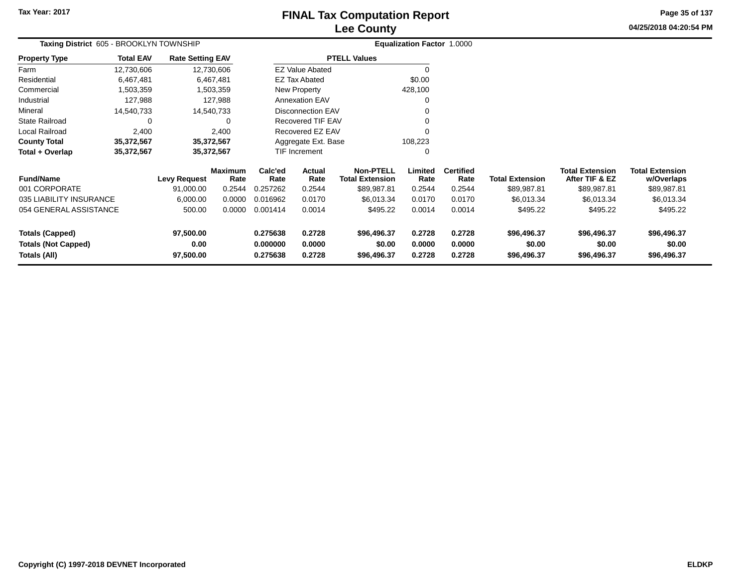# FINAL Tax Computation Report
# Lee County

Tax Year: 2017

04/25/2018 04:20:54 PM

**Taxing District** 605 - BROOKLYN TOWNSHIP

**Equalization Factor** 1.0000

| Property Type | Total EAV | Rate Setting EAV |
|---|---|---|
| Farm | 12,730,606 | 12,730,606 |
| Residential | 6,467,481 | 6,467,481 |
| Commercial | 1,503,359 | 1,503,359 |
| Industrial | 127,988 | 127,988 |
| Mineral | 14,540,733 | 14,540,733 |
| State Railroad | 0 | 0 |
| Local Railroad | 2,400 | 2,400 |
| **County Total** | **35,372,567** | **35,372,567** |
| **Total + Overlap** | **35,372,567** | **35,372,567** |

| PTELL Values | |
|---|---|
| EZ Value Abated | 0 |
| EZ Tax Abated | $0.00 |
| New Property | 428,100 |
| Annexation EAV | 0 |
| Disconnection EAV | 0 |
| Recovered TIF EAV | 0 |
| Recovered EZ EAV | 0 |
| Aggregate Ext. Base | 108,223 |
| TIF Increment | 0 |

| Fund/Name | Levy Request | Maximum Rate | Calc'ed Rate | Actual Rate | Non-PTELL Total Extension | Limited Rate | Certified Rate | Total Extension | Total Extension After TIF & EZ | Total Extension w/Overlaps |
|---|---|---|---|---|---|---|---|---|---|---|
| 001 CORPORATE | 91,000.00 | 0.2544 | 0.257262 | 0.2544 | $89,987.81 | 0.2544 | 0.2544 | $89,987.81 | $89,987.81 | $89,987.81 |
| 035 LIABILITY INSURANCE | 6,000.00 | 0.0000 | 0.016962 | 0.0170 | $6,013.34 | 0.0170 | 0.0170 | $6,013.34 | $6,013.34 | $6,013.34 |
| 054 GENERAL ASSISTANCE | 500.00 | 0.0000 | 0.001414 | 0.0014 | $495.22 | 0.0014 | 0.0014 | $495.22 | $495.22 | $495.22 |
| **Totals (Capped)** | **97,500.00** | | **0.275638** | **0.2728** | **$96,496.37** | **0.2728** | **0.2728** | **$96,496.37** | **$96,496.37** | **$96,496.37** |
| **Totals (Not Capped)** | **0.00** | | **0.000000** | **0.0000** | **$0.00** | **0.0000** | **0.0000** | **$0.00** | **$0.00** | **$0.00** |
| **Totals (All)** | **97,500.00** | | **0.275638** | **0.2728** | **$96,496.37** | **0.2728** | **0.2728** | **$96,496.37** | **$96,496.37** | **$96,496.37** |

Copyright (C) 1997-2018 DEVNET Incorporated

ELDKP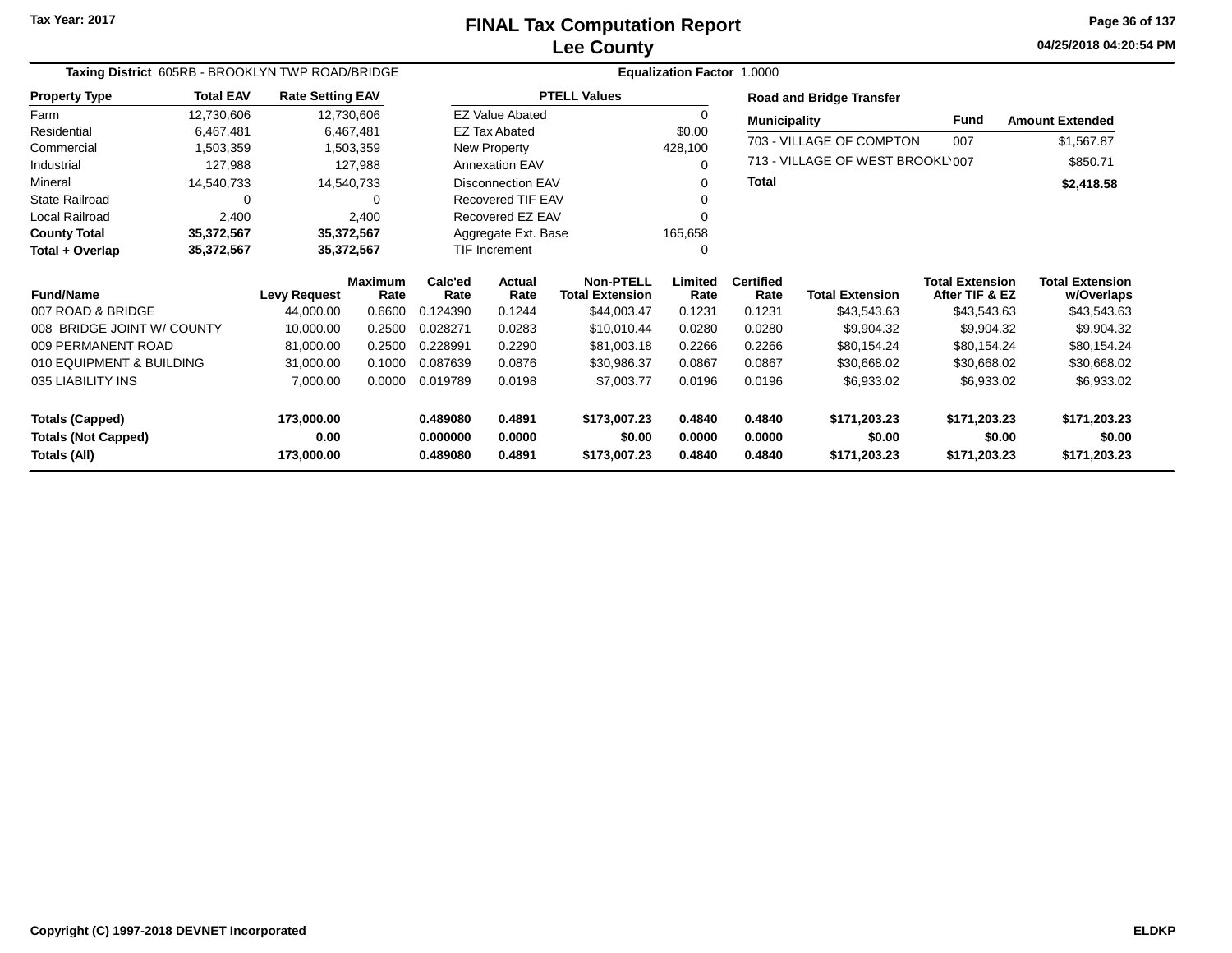# FINAL Tax Computation Report
## Lee County

Tax Year: 2017

04/25/2018 04:20:54 PM

**Taxing District** 605RB - BROOKLYN TWP ROAD/BRIDGE **Equalization Factor** 1.0000

| Property Type | Total EAV | Rate Setting EAV |
|---|---|---|
| Farm | 12,730,606 | 12,730,606 |
| Residential | 6,467,481 | 6,467,481 |
| Commercial | 1,503,359 | 1,503,359 |
| Industrial | 127,988 | 127,988 |
| Mineral | 14,540,733 | 14,540,733 |
| State Railroad | 0 | 0 |
| Local Railroad | 2,400 | 2,400 |
| **County Total** | **35,372,567** | **35,372,567** |
| **Total + Overlap** | **35,372,567** | **35,372,567** |

| PTELL Values | |
|---|---|
| EZ Value Abated | 0 |
| EZ Tax Abated | $0.00 |
| New Property | 428,100 |
| Annexation EAV | 0 |
| Disconnection EAV | 0 |
| Recovered TIF EAV | 0 |
| Recovered EZ EAV | 0 |
| Aggregate Ext. Base | 165,658 |
| TIF Increment | 0 |

**Road and Bridge Transfer**

| Municipality | Fund | Amount Extended |
|---|---|---|
| 703 - VILLAGE OF COMPTON | 007 | $1,567.87 |
| 713 - VILLAGE OF WEST BROOKLY | 007 | $850.71 |
| **Total** | | **$2,418.58** |

| Fund/Name | Levy Request | Maximum Rate | Calc'ed Rate | Actual Rate | Non-PTELL Total Extension | Limited Rate | Certified Rate | Total Extension | Total Extension After TIF & EZ | Total Extension w/Overlaps |
|---|---|---|---|---|---|---|---|---|---|---|
| 007 ROAD & BRIDGE | 44,000.00 | 0.6600 | 0.124390 | 0.1244 | $44,003.47 | 0.1231 | 0.1231 | $43,543.63 | $43,543.63 | $43,543.63 |
| 008 BRIDGE JOINT W/ COUNTY | 10,000.00 | 0.2500 | 0.028271 | 0.0283 | $10,010.44 | 0.0280 | 0.0280 | $9,904.32 | $9,904.32 | $9,904.32 |
| 009 PERMANENT ROAD | 81,000.00 | 0.2500 | 0.228991 | 0.2290 | $81,003.18 | 0.2266 | 0.2266 | $80,154.24 | $80,154.24 | $80,154.24 |
| 010 EQUIPMENT & BUILDING | 31,000.00 | 0.1000 | 0.087639 | 0.0876 | $30,986.37 | 0.0867 | 0.0867 | $30,668.02 | $30,668.02 | $30,668.02 |
| 035 LIABILITY INS | 7,000.00 | 0.0000 | 0.019789 | 0.0198 | $7,003.77 | 0.0196 | 0.0196 | $6,933.02 | $6,933.02 | $6,933.02 |
| **Totals (Capped)** | **173,000.00** | | **0.489080** | **0.4891** | **$173,007.23** | **0.4840** | **0.4840** | **$171,203.23** | **$171,203.23** | **$171,203.23** |
| **Totals (Not Capped)** | **0.00** | | **0.000000** | **0.0000** | **$0.00** | **0.0000** | **0.0000** | **$0.00** | **$0.00** | **$0.00** |
| **Totals (All)** | **173,000.00** | | **0.489080** | **0.4891** | **$173,007.23** | **0.4840** | **0.4840** | **$171,203.23** | **$171,203.23** | **$171,203.23** |

Copyright (C) 1997-2018 DEVNET Incorporated ELDKP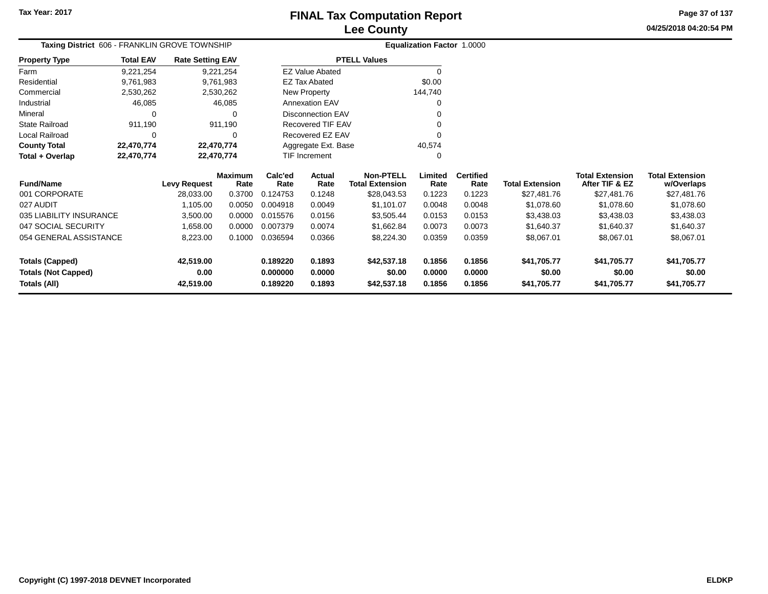# FINAL Tax Computation Report
## Lee County

Tax Year: 2017

04/25/2018 04:20:54 PM

**Taxing District** 606 - FRANKLIN GROVE TOWNSHIP

**Equalization Factor** 1.0000

| Property Type | Total EAV | Rate Setting EAV |
|---|---|---|
| Farm | 9,221,254 | 9,221,254 |
| Residential | 9,761,983 | 9,761,983 |
| Commercial | 2,530,262 | 2,530,262 |
| Industrial | 46,085 | 46,085 |
| Mineral | 0 | 0 |
| State Railroad | 911,190 | 911,190 |
| Local Railroad | 0 | 0 |
| **County Total** | **22,470,774** | **22,470,774** |
| **Total + Overlap** | **22,470,774** | **22,470,774** |

| PTELL Values | |
|---|---|
| EZ Value Abated | 0 |
| EZ Tax Abated | $0.00 |
| New Property | 144,740 |
| Annexation EAV | 0 |
| Disconnection EAV | 0 |
| Recovered TIF EAV | 0 |
| Recovered EZ EAV | 0 |
| Aggregate Ext. Base | 40,574 |
| TIF Increment | 0 |

| Fund/Name | Levy Request | Maximum Rate | Calc'ed Rate | Actual Rate | Non-PTELL Total Extension | Limited Rate | Certified Rate | Total Extension | Total Extension After TIF & EZ | Total Extension w/Overlaps |
|---|---|---|---|---|---|---|---|---|---|---|
| 001 CORPORATE | 28,033.00 | 0.3700 | 0.124753 | 0.1248 | $28,043.53 | 0.1223 | 0.1223 | $27,481.76 | $27,481.76 | $27,481.76 |
| 027 AUDIT | 1,105.00 | 0.0050 | 0.004918 | 0.0049 | $1,101.07 | 0.0048 | 0.0048 | $1,078.60 | $1,078.60 | $1,078.60 |
| 035 LIABILITY INSURANCE | 3,500.00 | 0.0000 | 0.015576 | 0.0156 | $3,505.44 | 0.0153 | 0.0153 | $3,438.03 | $3,438.03 | $3,438.03 |
| 047 SOCIAL SECURITY | 1,658.00 | 0.0000 | 0.007379 | 0.0074 | $1,662.84 | 0.0073 | 0.0073 | $1,640.37 | $1,640.37 | $1,640.37 |
| 054 GENERAL ASSISTANCE | 8,223.00 | 0.1000 | 0.036594 | 0.0366 | $8,224.30 | 0.0359 | 0.0359 | $8,067.01 | $8,067.01 | $8,067.01 |
| **Totals (Capped)** | **42,519.00** | | **0.189220** | **0.1893** | **$42,537.18** | **0.1856** | **0.1856** | **$41,705.77** | **$41,705.77** | **$41,705.77** |
| **Totals (Not Capped)** | **0.00** | | **0.000000** | **0.0000** | **$0.00** | **0.0000** | **0.0000** | **$0.00** | **$0.00** | **$0.00** |
| **Totals (All)** | **42,519.00** | | **0.189220** | **0.1893** | **$42,537.18** | **0.1856** | **0.1856** | **$41,705.77** | **$41,705.77** | **$41,705.77** |

Copyright (C) 1997-2018 DEVNET Incorporated

ELDKP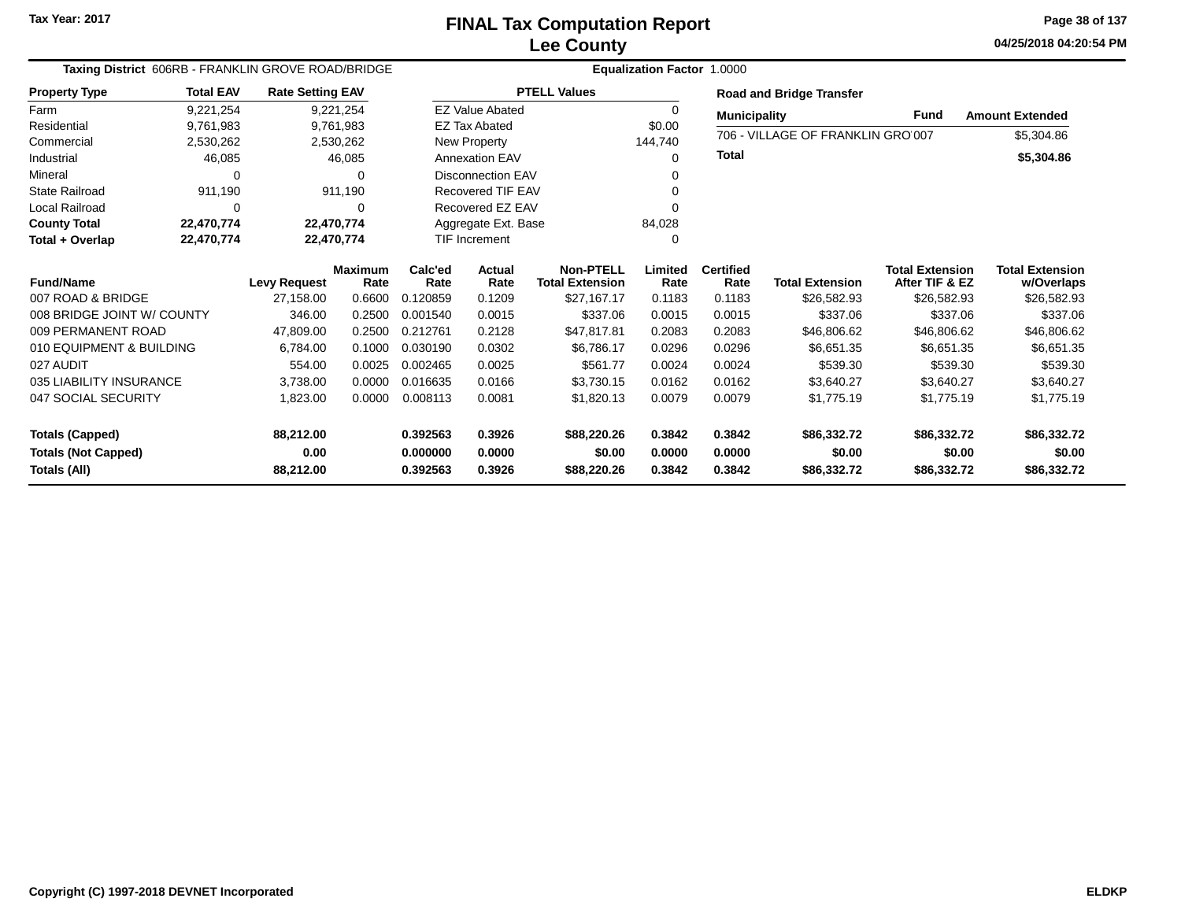# FINAL Tax Computation Report
# Lee County

Tax Year: 2017

04/25/2018 04:20:54 PM

**Taxing District** 606RB - FRANKLIN GROVE ROAD/BRIDGE **Equalization Factor** 1.0000

| Property Type | Total EAV | Rate Setting EAV |
|---|---|---|
| Farm | 9,221,254 | 9,221,254 |
| Residential | 9,761,983 | 9,761,983 |
| Commercial | 2,530,262 | 2,530,262 |
| Industrial | 46,085 | 46,085 |
| Mineral | 0 | 0 |
| State Railroad | 911,190 | 911,190 |
| Local Railroad | 0 | 0 |
| **County Total** | **22,470,774** | **22,470,774** |
| **Total + Overlap** | **22,470,774** | **22,470,774** |

| PTELL Values | |
|---|---|
| EZ Value Abated | 0 |
| EZ Tax Abated | $0.00 |
| New Property | 144,740 |
| Annexation EAV | 0 |
| Disconnection EAV | 0 |
| Recovered TIF EAV | 0 |
| Recovered EZ EAV | 0 |
| Aggregate Ext. Base | 84,028 |
| TIF Increment | 0 |

**Road and Bridge Transfer**

| Municipality | Fund | Amount Extended |
|---|---|---|
| 706 - VILLAGE OF FRANKLIN GRO | 007 | $5,304.86 |
| **Total** | | **$5,304.86** |

| Fund/Name | Levy Request | Maximum Rate | Calc'ed Rate | Actual Rate | Non-PTELL Total Extension | Limited Rate | Certified Rate | Total Extension | Total Extension After TIF & EZ | Total Extension w/Overlaps |
|---|---|---|---|---|---|---|---|---|---|---|
| 007 ROAD & BRIDGE | 27,158.00 | 0.6600 | 0.120859 | 0.1209 | $27,167.17 | 0.1183 | 0.1183 | $26,582.93 | $26,582.93 | $26,582.93 |
| 008 BRIDGE JOINT W/ COUNTY | 346.00 | 0.2500 | 0.001540 | 0.0015 | $337.06 | 0.0015 | 0.0015 | $337.06 | $337.06 | $337.06 |
| 009 PERMANENT ROAD | 47,809.00 | 0.2500 | 0.212761 | 0.2128 | $47,817.81 | 0.2083 | 0.2083 | $46,806.62 | $46,806.62 | $46,806.62 |
| 010 EQUIPMENT & BUILDING | 6,784.00 | 0.1000 | 0.030190 | 0.0302 | $6,786.17 | 0.0296 | 0.0296 | $6,651.35 | $6,651.35 | $6,651.35 |
| 027 AUDIT | 554.00 | 0.0025 | 0.002465 | 0.0025 | $561.77 | 0.0024 | 0.0024 | $539.30 | $539.30 | $539.30 |
| 035 LIABILITY INSURANCE | 3,738.00 | 0.0000 | 0.016635 | 0.0166 | $3,730.15 | 0.0162 | 0.0162 | $3,640.27 | $3,640.27 | $3,640.27 |
| 047 SOCIAL SECURITY | 1,823.00 | 0.0000 | 0.008113 | 0.0081 | $1,820.13 | 0.0079 | 0.0079 | $1,775.19 | $1,775.19 | $1,775.19 |
| **Totals (Capped)** | **88,212.00** | | **0.392563** | **0.3926** | **$88,220.26** | **0.3842** | **0.3842** | **$86,332.72** | **$86,332.72** | **$86,332.72** |
| **Totals (Not Capped)** | **0.00** | | **0.000000** | **0.0000** | **$0.00** | **0.0000** | **0.0000** | **$0.00** | **$0.00** | **$0.00** |
| **Totals (All)** | **88,212.00** | | **0.392563** | **0.3926** | **$88,220.26** | **0.3842** | **0.3842** | **$86,332.72** | **$86,332.72** | **$86,332.72** |

**Copyright (C) 1997-2018 DEVNET Incorporated** **ELDKP**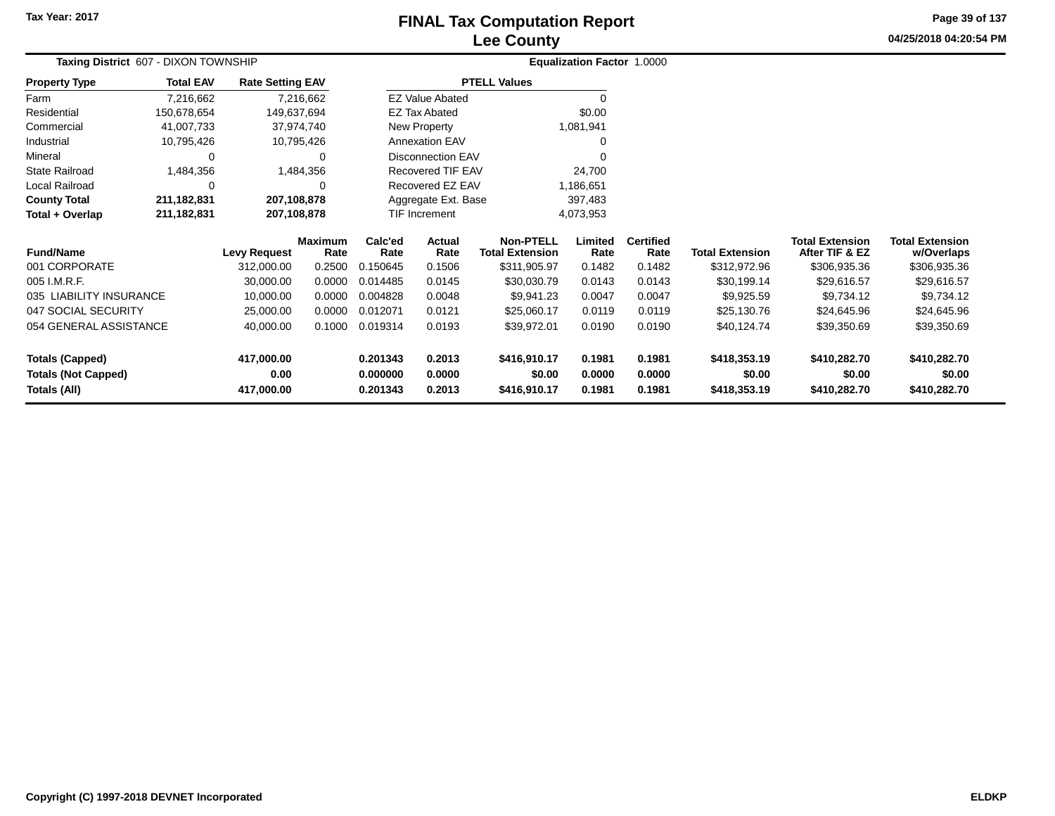# FINAL Tax Computation Report
## Lee County

Tax Year: 2017

04/25/2018 04:20:54 PM

**Taxing District** 607 - DIXON TOWNSHIP

**Equalization Factor** 1.0000

| Property Type | Total EAV | Rate Setting EAV |
|---|---|---|
| Farm | 7,216,662 | 7,216,662 |
| Residential | 150,678,654 | 149,637,694 |
| Commercial | 41,007,733 | 37,974,740 |
| Industrial | 10,795,426 | 10,795,426 |
| Mineral | 0 | 0 |
| State Railroad | 1,484,356 | 1,484,356 |
| Local Railroad | 0 | 0 |
| **County Total** | **211,182,831** | **207,108,878** |
| **Total + Overlap** | **211,182,831** | **207,108,878** |

| PTELL Values | |
|---|---|
| EZ Value Abated | 0 |
| EZ Tax Abated | $0.00 |
| New Property | 1,081,941 |
| Annexation EAV | 0 |
| Disconnection EAV | 0 |
| Recovered TIF EAV | 24,700 |
| Recovered EZ EAV | 1,186,651 |
| Aggregate Ext. Base | 397,483 |
| TIF Increment | 4,073,953 |

| Fund/Name | Levy Request | Maximum Rate | Calc'ed Rate | Actual Rate | Non-PTELL Total Extension | Limited Rate | Certified Rate | Total Extension | Total Extension After TIF & EZ | Total Extension w/Overlaps |
|---|---|---|---|---|---|---|---|---|---|---|
| 001 CORPORATE | 312,000.00 | 0.2500 | 0.150645 | 0.1506 | $311,905.97 | 0.1482 | 0.1482 | $312,972.96 | $306,935.36 | $306,935.36 |
| 005 I.M.R.F. | 30,000.00 | 0.0000 | 0.014485 | 0.0145 | $30,030.79 | 0.0143 | 0.0143 | $30,199.14 | $29,616.57 | $29,616.57 |
| 035 LIABILITY INSURANCE | 10,000.00 | 0.0000 | 0.004828 | 0.0048 | $9,941.23 | 0.0047 | 0.0047 | $9,925.59 | $9,734.12 | $9,734.12 |
| 047 SOCIAL SECURITY | 25,000.00 | 0.0000 | 0.012071 | 0.0121 | $25,060.17 | 0.0119 | 0.0119 | $25,130.76 | $24,645.96 | $24,645.96 |
| 054 GENERAL ASSISTANCE | 40,000.00 | 0.1000 | 0.019314 | 0.0193 | $39,972.01 | 0.0190 | 0.0190 | $40,124.74 | $39,350.69 | $39,350.69 |
| **Totals (Capped)** | **417,000.00** | | **0.201343** | **0.2013** | **$416,910.17** | **0.1981** | **0.1981** | **$418,353.19** | **$410,282.70** | **$410,282.70** |
| **Totals (Not Capped)** | **0.00** | | **0.000000** | **0.0000** | **$0.00** | **0.0000** | **0.0000** | **$0.00** | **$0.00** | **$0.00** |
| **Totals (All)** | **417,000.00** | | **0.201343** | **0.2013** | **$416,910.17** | **0.1981** | **0.1981** | **$418,353.19** | **$410,282.70** | **$410,282.70** |

Copyright (C) 1997-2018 DEVNET Incorporated

ELDKP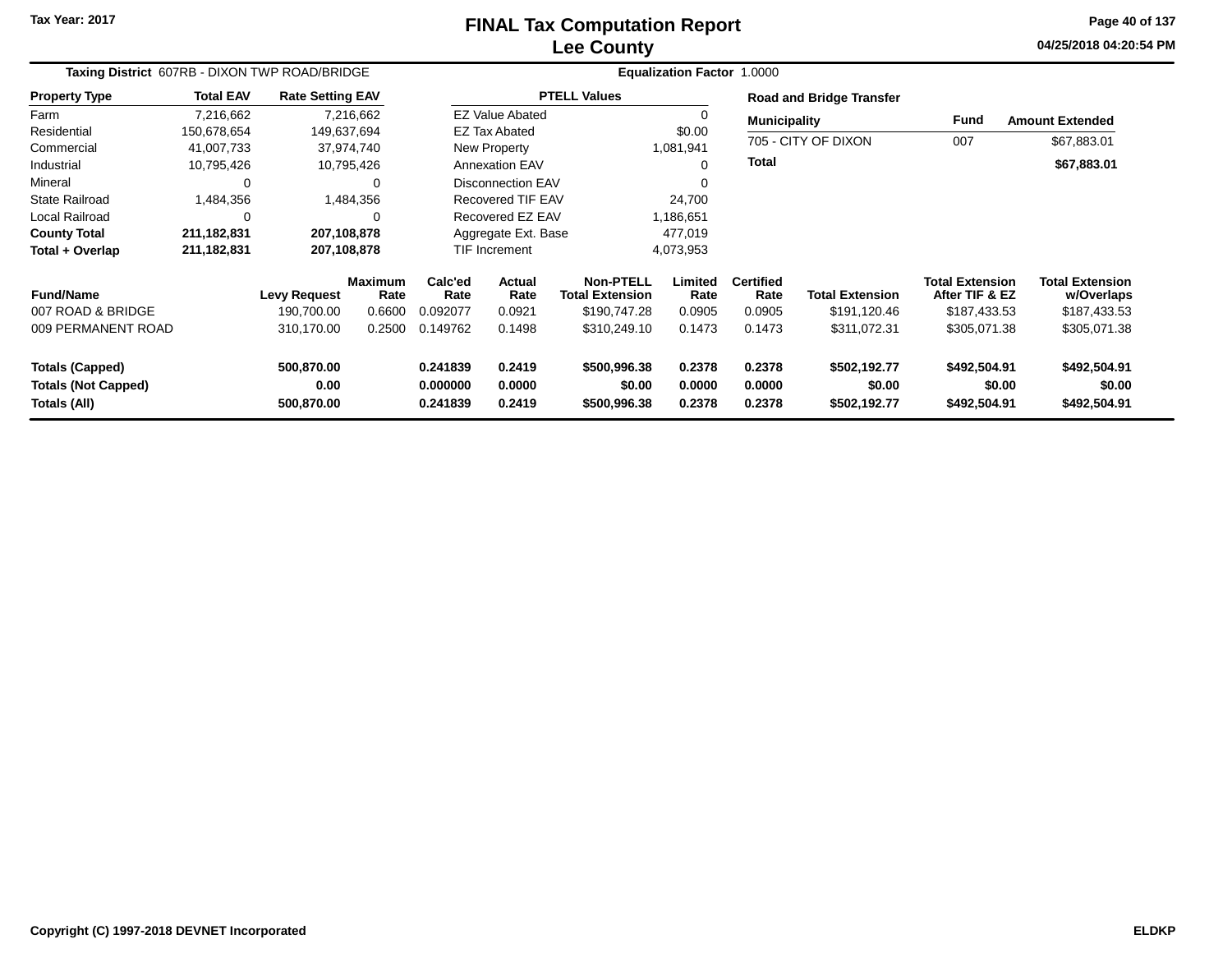Tax Year: 2017

# FINAL Tax Computation Report
## Lee County

04/25/2018 04:20:54 PM

**Taxing District** 607RB - DIXON TWP ROAD/BRIDGE **Equalization Factor** 1.0000

| Property Type | Total EAV | Rate Setting EAV |
|---|---|---|
| Farm | 7,216,662 | 7,216,662 |
| Residential | 150,678,654 | 149,637,694 |
| Commercial | 41,007,733 | 37,974,740 |
| Industrial | 10,795,426 | 10,795,426 |
| Mineral | 0 | 0 |
| State Railroad | 1,484,356 | 1,484,356 |
| Local Railroad | 0 | 0 |
| **County Total** | **211,182,831** | **207,108,878** |
| **Total + Overlap** | **211,182,831** | **207,108,878** |

| PTELL Values | |
|---|---|
| EZ Value Abated | 0 |
| EZ Tax Abated | $0.00 |
| New Property | 1,081,941 |
| Annexation EAV | 0 |
| Disconnection EAV | 0 |
| Recovered TIF EAV | 24,700 |
| Recovered EZ EAV | 1,186,651 |
| Aggregate Ext. Base | 477,019 |
| TIF Increment | 4,073,953 |

**Road and Bridge Transfer**

| Municipality | Fund | Amount Extended |
|---|---|---|
| 705 - CITY OF DIXON | 007 | $67,883.01 |
| **Total** | | **$67,883.01** |

| Fund/Name | Levy Request | Maximum Rate | Calc'ed Rate | Actual Rate | Non-PTELL Total Extension | Limited Rate | Certified Rate | Total Extension | Total Extension After TIF & EZ | Total Extension w/Overlaps |
|---|---|---|---|---|---|---|---|---|---|---|
| 007 ROAD & BRIDGE | 190,700.00 | 0.6600 | 0.092077 | 0.0921 | $190,747.28 | 0.0905 | 0.0905 | $191,120.46 | $187,433.53 | $187,433.53 |
| 009 PERMANENT ROAD | 310,170.00 | 0.2500 | 0.149762 | 0.1498 | $310,249.10 | 0.1473 | 0.1473 | $311,072.31 | $305,071.38 | $305,071.38 |
| **Totals (Capped)** | **500,870.00** | | **0.241839** | **0.2419** | **$500,996.38** | **0.2378** | **0.2378** | **$502,192.77** | **$492,504.91** | **$492,504.91** |
| **Totals (Not Capped)** | **0.00** | | **0.000000** | **0.0000** | **$0.00** | **0.0000** | **0.0000** | **$0.00** | **$0.00** | **$0.00** |
| **Totals (All)** | **500,870.00** | | **0.241839** | **0.2419** | **$500,996.38** | **0.2378** | **0.2378** | **$502,192.77** | **$492,504.91** | **$492,504.91** |

Copyright (C) 1997-2018 DEVNET Incorporated ELDKP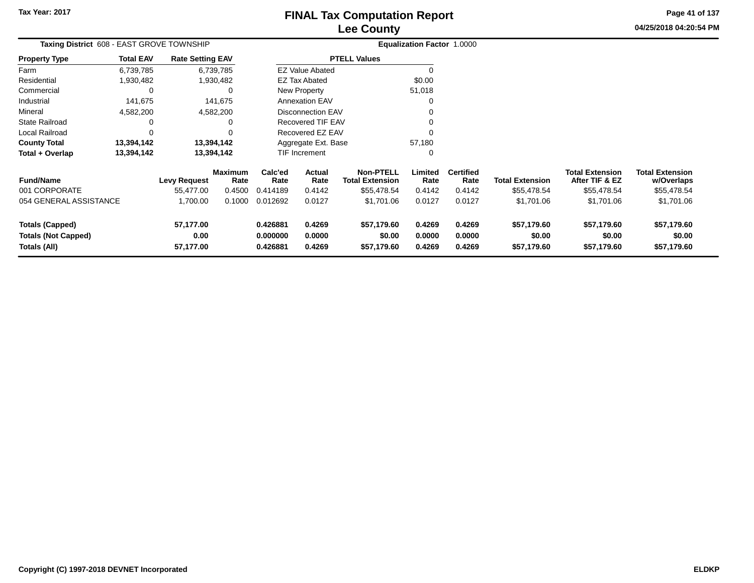# FINAL Tax Computation Report
## Lee County

**Tax Year: 2017**

04/25/2018 04:20:54 PM

**Taxing District** 608 - EAST GROVE TOWNSHIP

**Equalization Factor** 1.0000

| Property Type | Total EAV | Rate Setting EAV |
|---|---|---|
| Farm | 6,739,785 | 6,739,785 |
| Residential | 1,930,482 | 1,930,482 |
| Commercial | 0 | 0 |
| Industrial | 141,675 | 141,675 |
| Mineral | 4,582,200 | 4,582,200 |
| State Railroad | 0 | 0 |
| Local Railroad | 0 | 0 |
| **County Total** | **13,394,142** | **13,394,142** |
| **Total + Overlap** | **13,394,142** | **13,394,142** |

| PTELL Values | |
|---|---|
| EZ Value Abated | 0 |
| EZ Tax Abated | $0.00 |
| New Property | 51,018 |
| Annexation EAV | 0 |
| Disconnection EAV | 0 |
| Recovered TIF EAV | 0 |
| Recovered EZ EAV | 0 |
| Aggregate Ext. Base | 57,180 |
| TIF Increment | 0 |

| Fund/Name | Levy Request | Maximum Rate | Calc'ed Rate | Actual Rate | Non-PTELL Total Extension | Limited Rate | Certified Rate | Total Extension | Total Extension After TIF & EZ | Total Extension w/Overlaps |
|---|---|---|---|---|---|---|---|---|---|---|
| 001 CORPORATE | 55,477.00 | 0.4500 | 0.414189 | 0.4142 | $55,478.54 | 0.4142 | 0.4142 | $55,478.54 | $55,478.54 | $55,478.54 |
| 054 GENERAL ASSISTANCE | 1,700.00 | 0.1000 | 0.012692 | 0.0127 | $1,701.06 | 0.0127 | 0.0127 | $1,701.06 | $1,701.06 | $1,701.06 |
| **Totals (Capped)** | **57,177.00** | | **0.426881** | **0.4269** | **$57,179.60** | **0.4269** | **0.4269** | **$57,179.60** | **$57,179.60** | **$57,179.60** |
| **Totals (Not Capped)** | **0.00** | | **0.000000** | **0.0000** | **$0.00** | **0.0000** | **0.0000** | **$0.00** | **$0.00** | **$0.00** |
| **Totals (All)** | **57,177.00** | | **0.426881** | **0.4269** | **$57,179.60** | **0.4269** | **0.4269** | **$57,179.60** | **$57,179.60** | **$57,179.60** |

Copyright (C) 1997-2018 DEVNET Incorporated

ELDKP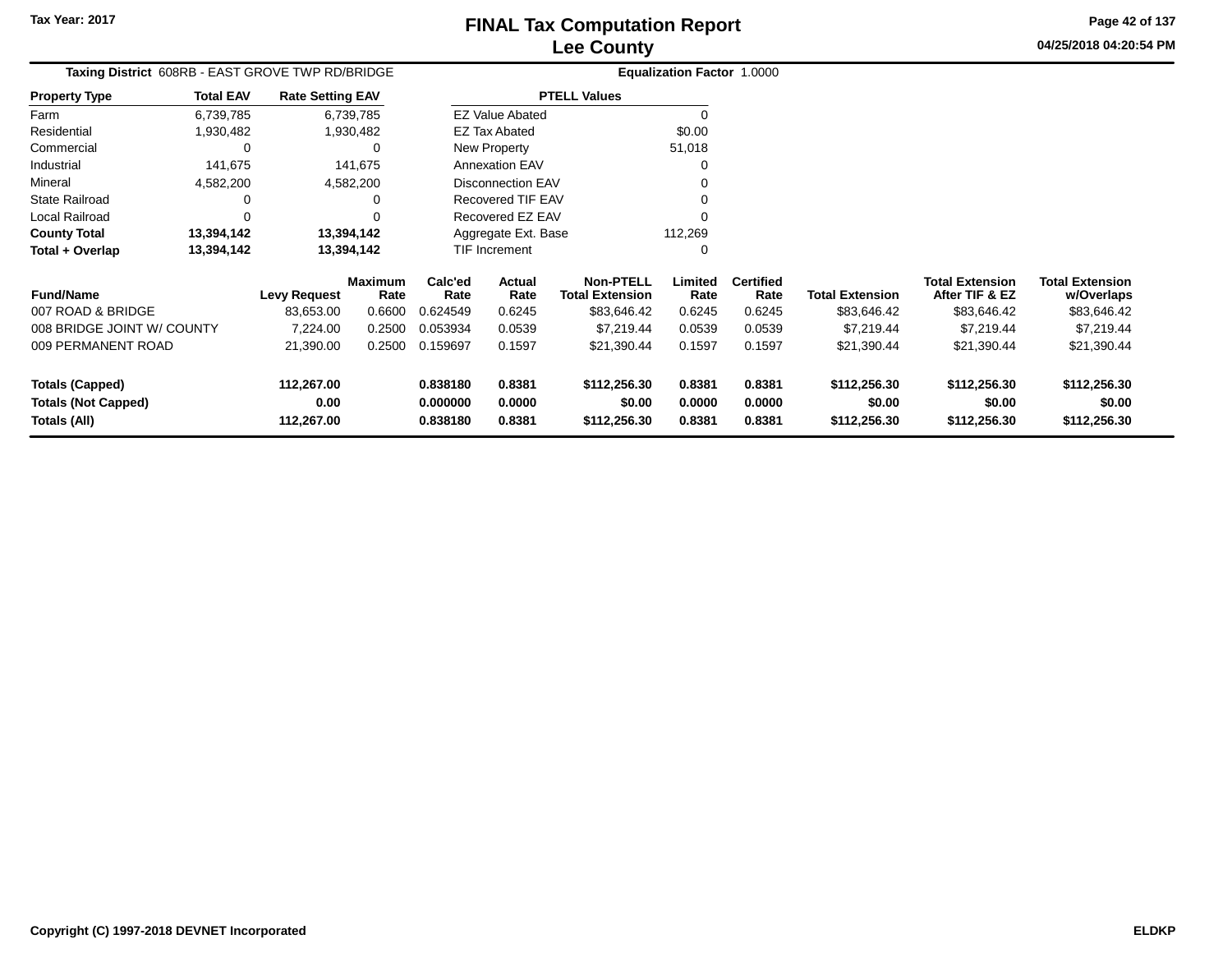Tax Year: 2017

# FINAL Tax Computation Report
## Lee County

04/25/2018 04:20:54 PM

**Taxing District** 608RB - EAST GROVE TWP RD/BRIDGE

**Equalization Factor** 1.0000

| Property Type | Total EAV | Rate Setting EAV |
|---|---|---|
| Farm | 6,739,785 | 6,739,785 |
| Residential | 1,930,482 | 1,930,482 |
| Commercial | 0 | 0 |
| Industrial | 141,675 | 141,675 |
| Mineral | 4,582,200 | 4,582,200 |
| State Railroad | 0 | 0 |
| Local Railroad | 0 | 0 |
| **County Total** | **13,394,142** | **13,394,142** |
| **Total + Overlap** | **13,394,142** | **13,394,142** |

| PTELL Values | |
|---|---|
| EZ Value Abated | 0 |
| EZ Tax Abated | $0.00 |
| New Property | 51,018 |
| Annexation EAV | 0 |
| Disconnection EAV | 0 |
| Recovered TIF EAV | 0 |
| Recovered EZ EAV | 0 |
| Aggregate Ext. Base | 112,269 |
| TIF Increment | 0 |

| Fund/Name | Levy Request | Maximum Rate | Calc'ed Rate | Actual Rate | Non-PTELL Total Extension | Limited Rate | Certified Rate | Total Extension | Total Extension After TIF & EZ | Total Extension w/Overlaps |
|---|---|---|---|---|---|---|---|---|---|---|
| 007 ROAD & BRIDGE | 83,653.00 | 0.6600 | 0.624549 | 0.6245 | $83,646.42 | 0.6245 | 0.6245 | $83,646.42 | $83,646.42 | $83,646.42 |
| 008 BRIDGE JOINT W/ COUNTY | 7,224.00 | 0.2500 | 0.053934 | 0.0539 | $7,219.44 | 0.0539 | 0.0539 | $7,219.44 | $7,219.44 | $7,219.44 |
| 009 PERMANENT ROAD | 21,390.00 | 0.2500 | 0.159697 | 0.1597 | $21,390.44 | 0.1597 | 0.1597 | $21,390.44 | $21,390.44 | $21,390.44 |
| **Totals (Capped)** | **112,267.00** | | **0.838180** | **0.8381** | **$112,256.30** | **0.8381** | **0.8381** | **$112,256.30** | **$112,256.30** | **$112,256.30** |
| **Totals (Not Capped)** | **0.00** | | **0.000000** | **0.0000** | **$0.00** | **0.0000** | **0.0000** | **$0.00** | **$0.00** | **$0.00** |
| **Totals (All)** | **112,267.00** | | **0.838180** | **0.8381** | **$112,256.30** | **0.8381** | **0.8381** | **$112,256.30** | **$112,256.30** | **$112,256.30** |

Copyright (C) 1997-2018 DEVNET Incorporated

ELDKP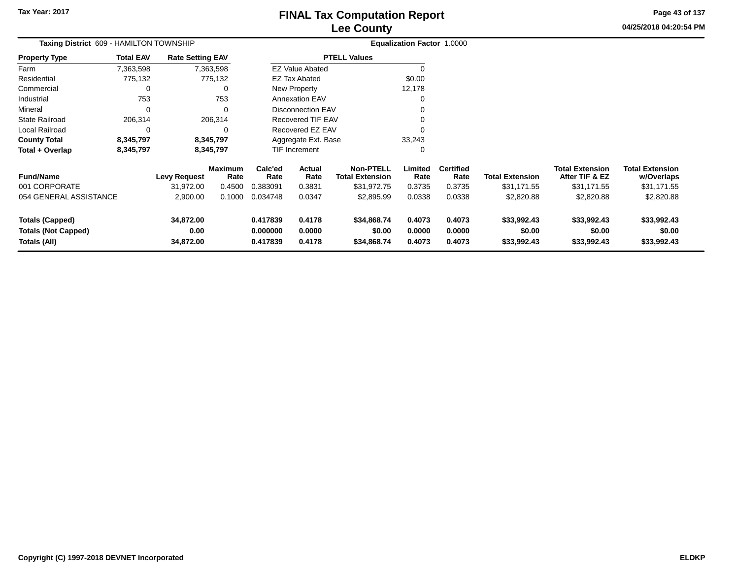Tax Year: 2017

# FINAL Tax Computation Report
## Lee County

04/25/2018 04:20:54 PM

**Taxing District** 609 - HAMILTON TOWNSHIP

**Equalization Factor** 1.0000

| Property Type | Total EAV | Rate Setting EAV |
|---|---|---|
| Farm | 7,363,598 | 7,363,598 |
| Residential | 775,132 | 775,132 |
| Commercial | 0 | 0 |
| Industrial | 753 | 753 |
| Mineral | 0 | 0 |
| State Railroad | 206,314 | 206,314 |
| Local Railroad | 0 | 0 |
| **County Total** | **8,345,797** | **8,345,797** |
| **Total + Overlap** | **8,345,797** | **8,345,797** |

| PTELL Values | |
|---|---|
| EZ Value Abated | 0 |
| EZ Tax Abated | $0.00 |
| New Property | 12,178 |
| Annexation EAV | 0 |
| Disconnection EAV | 0 |
| Recovered TIF EAV | 0 |
| Recovered EZ EAV | 0 |
| Aggregate Ext. Base | 33,243 |
| TIF Increment | 0 |

| Fund/Name | Levy Request | Maximum Rate | Calc'ed Rate | Actual Rate | Non-PTELL Total Extension | Limited Rate | Certified Rate | Total Extension | Total Extension After TIF & EZ | Total Extension w/Overlaps |
|---|---|---|---|---|---|---|---|---|---|---|
| 001 CORPORATE | 31,972.00 | 0.4500 | 0.383091 | 0.3831 | $31,972.75 | 0.3735 | 0.3735 | $31,171.55 | $31,171.55 | $31,171.55 |
| 054 GENERAL ASSISTANCE | 2,900.00 | 0.1000 | 0.034748 | 0.0347 | $2,895.99 | 0.0338 | 0.0338 | $2,820.88 | $2,820.88 | $2,820.88 |
| **Totals (Capped)** | **34,872.00** | | **0.417839** | **0.4178** | **$34,868.74** | **0.4073** | **0.4073** | **$33,992.43** | **$33,992.43** | **$33,992.43** |
| **Totals (Not Capped)** | **0.00** | | **0.000000** | **0.0000** | **$0.00** | **0.0000** | **0.0000** | **$0.00** | **$0.00** | **$0.00** |
| **Totals (All)** | **34,872.00** | | **0.417839** | **0.4178** | **$34,868.74** | **0.4073** | **0.4073** | **$33,992.43** | **$33,992.43** | **$33,992.43** |

Copyright (C) 1997-2018 DEVNET Incorporated

ELDKP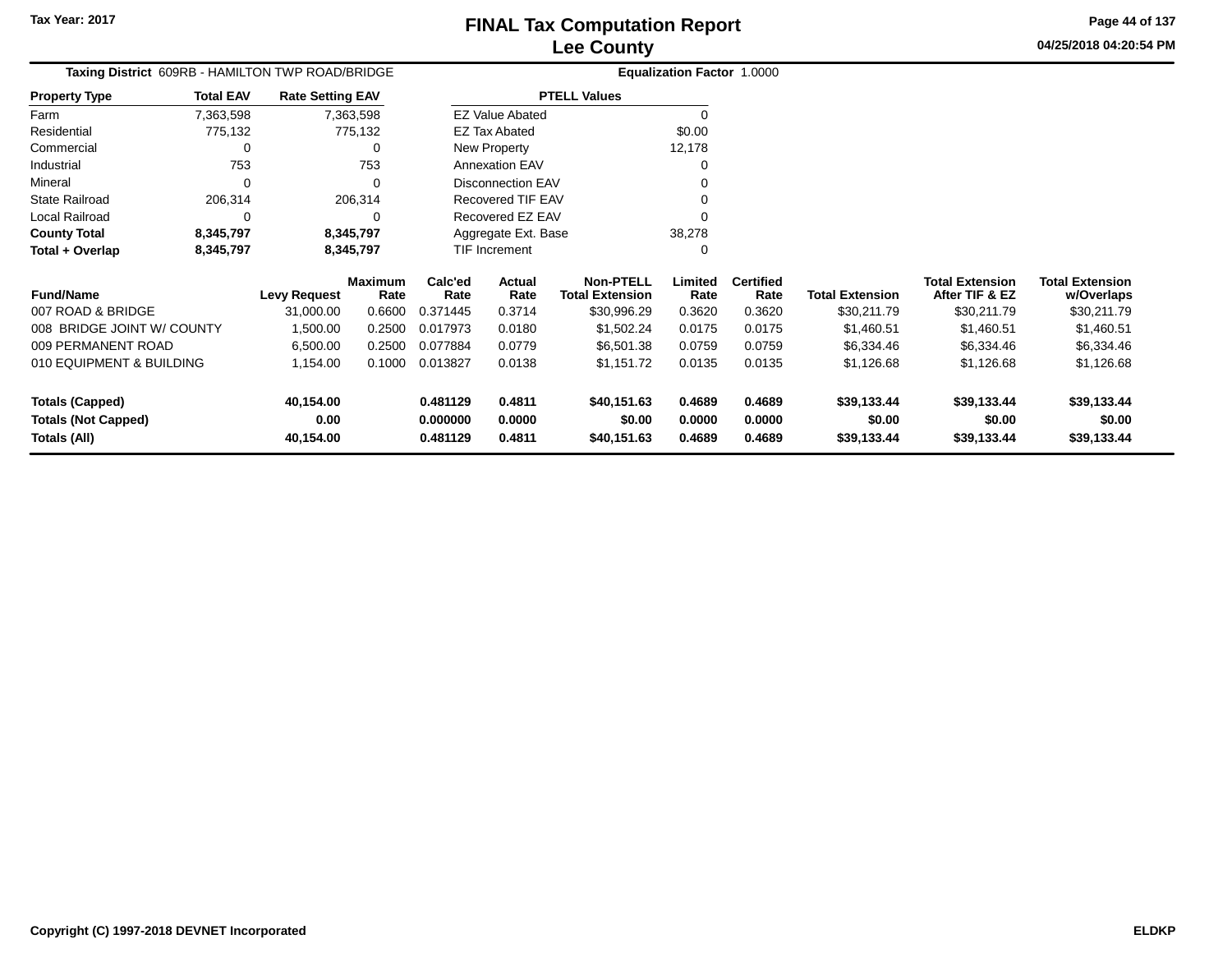Tax Year: 2017

# FINAL Tax Computation Report
## Lee County

04/25/2018 04:20:54 PM

**Taxing District** 609RB - HAMILTON TWP ROAD/BRIDGE

**Equalization Factor** 1.0000

| Property Type | Total EAV | Rate Setting EAV |
|---|---|---|
| Farm | 7,363,598 | 7,363,598 |
| Residential | 775,132 | 775,132 |
| Commercial | 0 | 0 |
| Industrial | 753 | 753 |
| Mineral | 0 | 0 |
| State Railroad | 206,314 | 206,314 |
| Local Railroad | 0 | 0 |
| **County Total** | **8,345,797** | **8,345,797** |
| **Total + Overlap** | **8,345,797** | **8,345,797** |

| PTELL Values | |
|---|---|
| EZ Value Abated | 0 |
| EZ Tax Abated | $0.00 |
| New Property | 12,178 |
| Annexation EAV | 0 |
| Disconnection EAV | 0 |
| Recovered TIF EAV | 0 |
| Recovered EZ EAV | 0 |
| Aggregate Ext. Base | 38,278 |
| TIF Increment | 0 |

| Fund/Name | Levy Request | Maximum Rate | Calc'ed Rate | Actual Rate | Non-PTELL Total Extension | Limited Rate | Certified Rate | Total Extension | Total Extension After TIF & EZ | Total Extension w/Overlaps |
|---|---|---|---|---|---|---|---|---|---|---|
| 007 ROAD & BRIDGE | 31,000.00 | 0.6600 | 0.371445 | 0.3714 | $30,996.29 | 0.3620 | 0.3620 | $30,211.79 | $30,211.79 | $30,211.79 |
| 008 BRIDGE JOINT W/ COUNTY | 1,500.00 | 0.2500 | 0.017973 | 0.0180 | $1,502.24 | 0.0175 | 0.0175 | $1,460.51 | $1,460.51 | $1,460.51 |
| 009 PERMANENT ROAD | 6,500.00 | 0.2500 | 0.077884 | 0.0779 | $6,501.38 | 0.0759 | 0.0759 | $6,334.46 | $6,334.46 | $6,334.46 |
| 010 EQUIPMENT & BUILDING | 1,154.00 | 0.1000 | 0.013827 | 0.0138 | $1,151.72 | 0.0135 | 0.0135 | $1,126.68 | $1,126.68 | $1,126.68 |
| **Totals (Capped)** | **40,154.00** | | **0.481129** | **0.4811** | **$40,151.63** | **0.4689** | **0.4689** | **$39,133.44** | **$39,133.44** | **$39,133.44** |
| **Totals (Not Capped)** | **0.00** | | **0.000000** | **0.0000** | **$0.00** | **0.0000** | **0.0000** | **$0.00** | **$0.00** | **$0.00** |
| **Totals (All)** | **40,154.00** | | **0.481129** | **0.4811** | **$40,151.63** | **0.4689** | **0.4689** | **$39,133.44** | **$39,133.44** | **$39,133.44** |

Copyright (C) 1997-2018 DEVNET Incorporated

ELDKP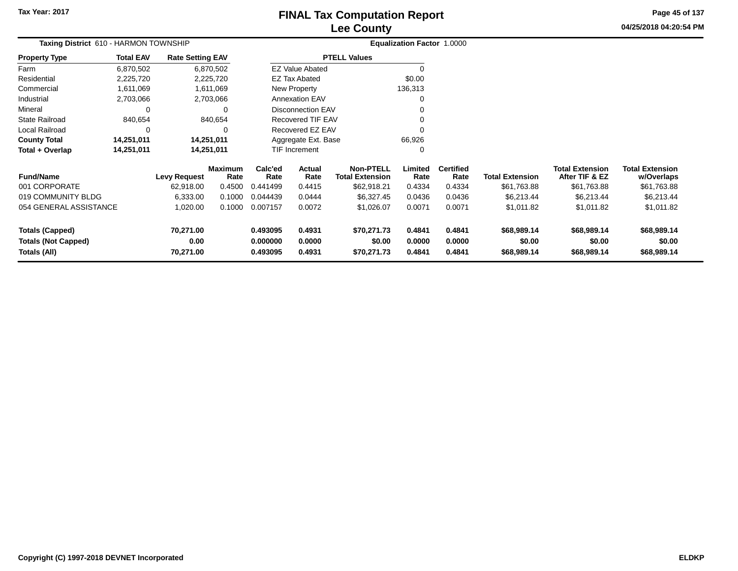Tax Year: 2017

# FINAL Tax Computation Report
## Lee County

04/25/2018 04:20:54 PM

**Taxing District** 610 - HARMON TOWNSHIP

**Equalization Factor** 1.0000

| Property Type | Total EAV | Rate Setting EAV |
|---|---|---|
| Farm | 6,870,502 | 6,870,502 |
| Residential | 2,225,720 | 2,225,720 |
| Commercial | 1,611,069 | 1,611,069 |
| Industrial | 2,703,066 | 2,703,066 |
| Mineral | 0 | 0 |
| State Railroad | 840,654 | 840,654 |
| Local Railroad | 0 | 0 |
| **County Total** | **14,251,011** | **14,251,011** |
| **Total + Overlap** | **14,251,011** | **14,251,011** |

| PTELL Values | |
|---|---|
| EZ Value Abated | 0 |
| EZ Tax Abated | $0.00 |
| New Property | 136,313 |
| Annexation EAV | 0 |
| Disconnection EAV | 0 |
| Recovered TIF EAV | 0 |
| Recovered EZ EAV | 0 |
| Aggregate Ext. Base | 66,926 |
| TIF Increment | 0 |

| Fund/Name | Levy Request | Maximum Rate | Calc'ed Rate | Actual Rate | Non-PTELL Total Extension | Limited Rate | Certified Rate | Total Extension | Total Extension After TIF & EZ | Total Extension w/Overlaps |
|---|---|---|---|---|---|---|---|---|---|---|
| 001 CORPORATE | 62,918.00 | 0.4500 | 0.441499 | 0.4415 | $62,918.21 | 0.4334 | 0.4334 | $61,763.88 | $61,763.88 | $61,763.88 |
| 019 COMMUNITY BLDG | 6,333.00 | 0.1000 | 0.044439 | 0.0444 | $6,327.45 | 0.0436 | 0.0436 | $6,213.44 | $6,213.44 | $6,213.44 |
| 054 GENERAL ASSISTANCE | 1,020.00 | 0.1000 | 0.007157 | 0.0072 | $1,026.07 | 0.0071 | 0.0071 | $1,011.82 | $1,011.82 | $1,011.82 |
| **Totals (Capped)** | **70,271.00** | | **0.493095** | **0.4931** | **$70,271.73** | **0.4841** | **0.4841** | **$68,989.14** | **$68,989.14** | **$68,989.14** |
| **Totals (Not Capped)** | **0.00** | | **0.000000** | **0.0000** | **$0.00** | **0.0000** | **0.0000** | **$0.00** | **$0.00** | **$0.00** |
| **Totals (All)** | **70,271.00** | | **0.493095** | **0.4931** | **$70,271.73** | **0.4841** | **0.4841** | **$68,989.14** | **$68,989.14** | **$68,989.14** |

Copyright (C) 1997-2018 DEVNET Incorporated

ELDKP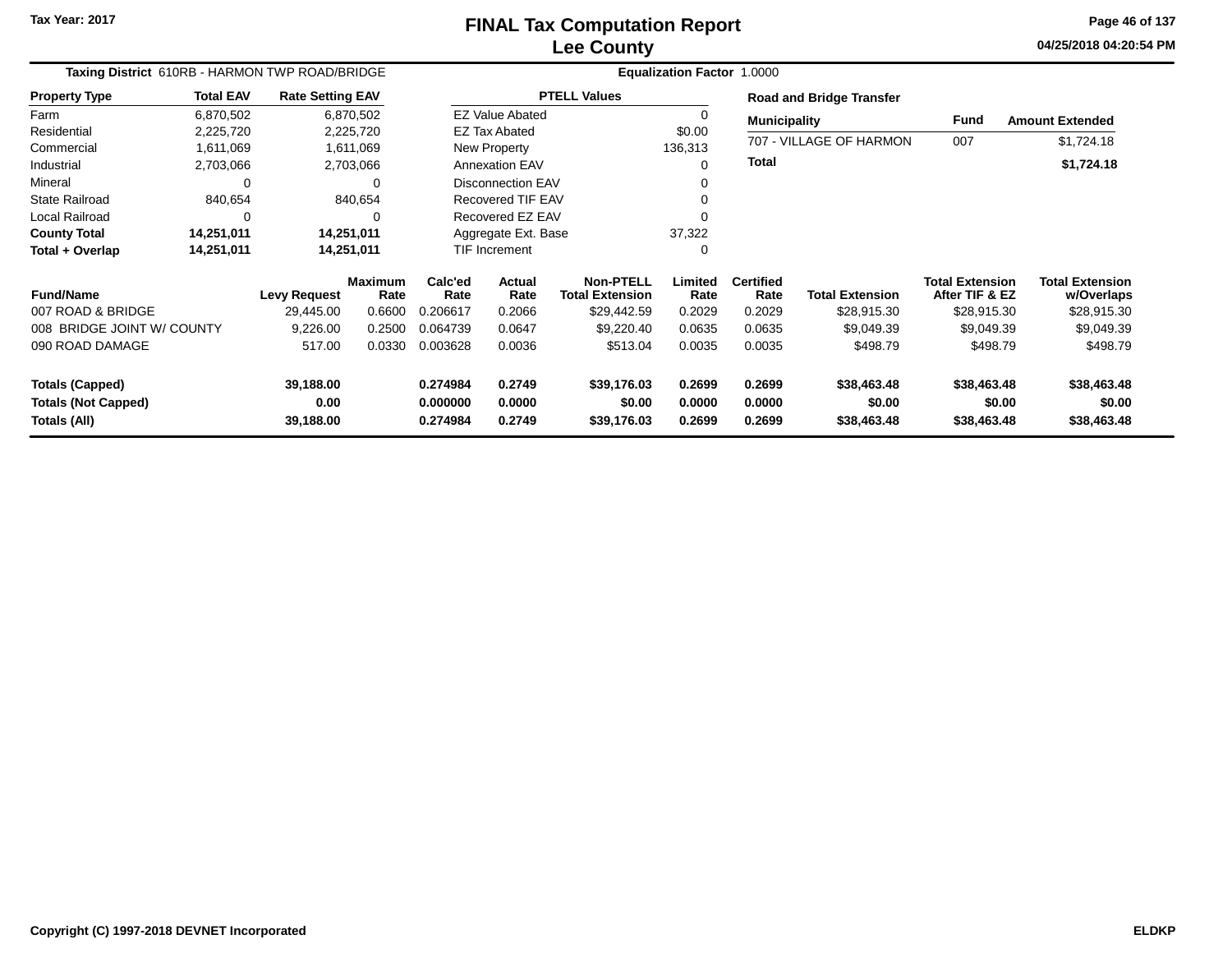Tax Year: 2017

# FINAL Tax Computation Report
## Lee County

04/25/2018 04:20:54 PM

**Taxing District** 610RB - HARMON TWP ROAD/BRIDGE **Equalization Factor** 1.0000

| Property Type | Total EAV | Rate Setting EAV |
|---|---|---|
| Farm | 6,870,502 | 6,870,502 |
| Residential | 2,225,720 | 2,225,720 |
| Commercial | 1,611,069 | 1,611,069 |
| Industrial | 2,703,066 | 2,703,066 |
| Mineral | 0 | 0 |
| State Railroad | 840,654 | 840,654 |
| Local Railroad | 0 | 0 |
| **County Total** | **14,251,011** | **14,251,011** |
| **Total + Overlap** | **14,251,011** | **14,251,011** |

| PTELL Values | |
|---|---|
| EZ Value Abated | 0 |
| EZ Tax Abated | $0.00 |
| New Property | 136,313 |
| Annexation EAV | 0 |
| Disconnection EAV | 0 |
| Recovered TIF EAV | 0 |
| Recovered EZ EAV | 0 |
| Aggregate Ext. Base | 37,322 |
| TIF Increment | 0 |

**Road and Bridge Transfer**

| Municipality | Fund | Amount Extended |
|---|---|---|
| 707 - VILLAGE OF HARMON | 007 | $1,724.18 |
| **Total** | | **$1,724.18** |

| Fund/Name | Levy Request | Maximum Rate | Calc'ed Rate | Actual Rate | Non-PTELL Total Extension | Limited Rate | Certified Rate | Total Extension | Total Extension After TIF & EZ | Total Extension w/Overlaps |
|---|---|---|---|---|---|---|---|---|---|---|
| 007 ROAD & BRIDGE | 29,445.00 | 0.6600 | 0.206617 | 0.2066 | $29,442.59 | 0.2029 | 0.2029 | $28,915.30 | $28,915.30 | $28,915.30 |
| 008 BRIDGE JOINT W/ COUNTY | 9,226.00 | 0.2500 | 0.064739 | 0.0647 | $9,220.40 | 0.0635 | 0.0635 | $9,049.39 | $9,049.39 | $9,049.39 |
| 090 ROAD DAMAGE | 517.00 | 0.0330 | 0.003628 | 0.0036 | $513.04 | 0.0035 | 0.0035 | $498.79 | $498.79 | $498.79 |
| **Totals (Capped)** | **39,188.00** | | **0.274984** | **0.2749** | **$39,176.03** | **0.2699** | **0.2699** | **$38,463.48** | **$38,463.48** | **$38,463.48** |
| **Totals (Not Capped)** | **0.00** | | **0.000000** | **0.0000** | **$0.00** | **0.0000** | **0.0000** | **$0.00** | **$0.00** | **$0.00** |
| **Totals (All)** | **39,188.00** | | **0.274984** | **0.2749** | **$39,176.03** | **0.2699** | **0.2699** | **$38,463.48** | **$38,463.48** | **$38,463.48** |

Copyright (C) 1997-2018 DEVNET Incorporated ELDKP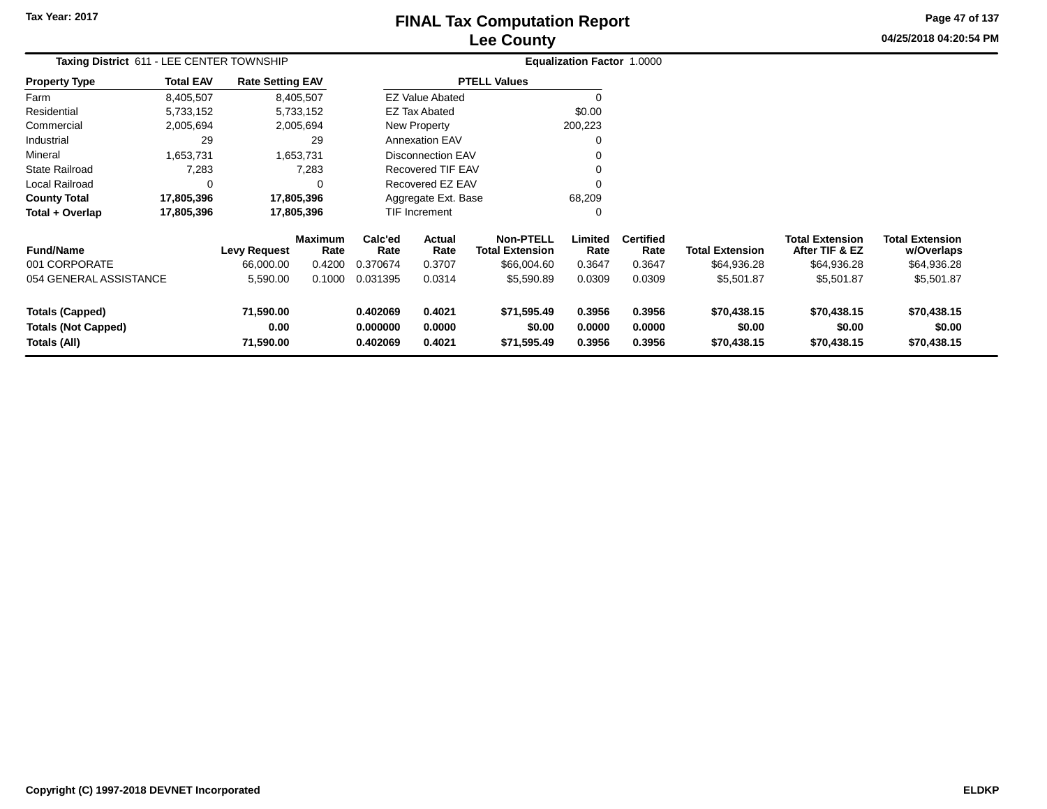# FINAL Tax Computation Report
## Lee County

Tax Year: 2017

04/25/2018 04:20:54 PM

**Taxing District** 611 - LEE CENTER TOWNSHIP | **Equalization Factor** 1.0000

| Property Type | Total EAV | Rate Setting EAV |
|---|---|---|
| Farm | 8,405,507 | 8,405,507 |
| Residential | 5,733,152 | 5,733,152 |
| Commercial | 2,005,694 | 2,005,694 |
| Industrial | 29 | 29 |
| Mineral | 1,653,731 | 1,653,731 |
| State Railroad | 7,283 | 7,283 |
| Local Railroad | 0 | 0 |
| **County Total** | **17,805,396** | **17,805,396** |
| **Total + Overlap** | **17,805,396** | **17,805,396** |

| PTELL Values | |
|---|---|
| EZ Value Abated | 0 |
| EZ Tax Abated | $0.00 |
| New Property | 200,223 |
| Annexation EAV | 0 |
| Disconnection EAV | 0 |
| Recovered TIF EAV | 0 |
| Recovered EZ EAV | 0 |
| Aggregate Ext. Base | 68,209 |
| TIF Increment | 0 |

| Fund/Name | Levy Request | Maximum Rate | Calc'ed Rate | Actual Rate | Non-PTELL Total Extension | Limited Rate | Certified Rate | Total Extension | Total Extension After TIF & EZ | Total Extension w/Overlaps |
|---|---|---|---|---|---|---|---|---|---|---|
| 001 CORPORATE | 66,000.00 | 0.4200 | 0.370674 | 0.3707 | $66,004.60 | 0.3647 | 0.3647 | $64,936.28 | $64,936.28 | $64,936.28 |
| 054 GENERAL ASSISTANCE | 5,590.00 | 0.1000 | 0.031395 | 0.0314 | $5,590.89 | 0.0309 | 0.0309 | $5,501.87 | $5,501.87 | $5,501.87 |
| **Totals (Capped)** | **71,590.00** | | **0.402069** | **0.4021** | **$71,595.49** | **0.3956** | **0.3956** | **$70,438.15** | **$70,438.15** | **$70,438.15** |
| **Totals (Not Capped)** | **0.00** | | **0.000000** | **0.0000** | **$0.00** | **0.0000** | **0.0000** | **$0.00** | **$0.00** | **$0.00** |
| **Totals (All)** | **71,590.00** | | **0.402069** | **0.4021** | **$71,595.49** | **0.3956** | **0.3956** | **$70,438.15** | **$70,438.15** | **$70,438.15** |

Copyright (C) 1997-2018 DEVNET Incorporated — ELDKP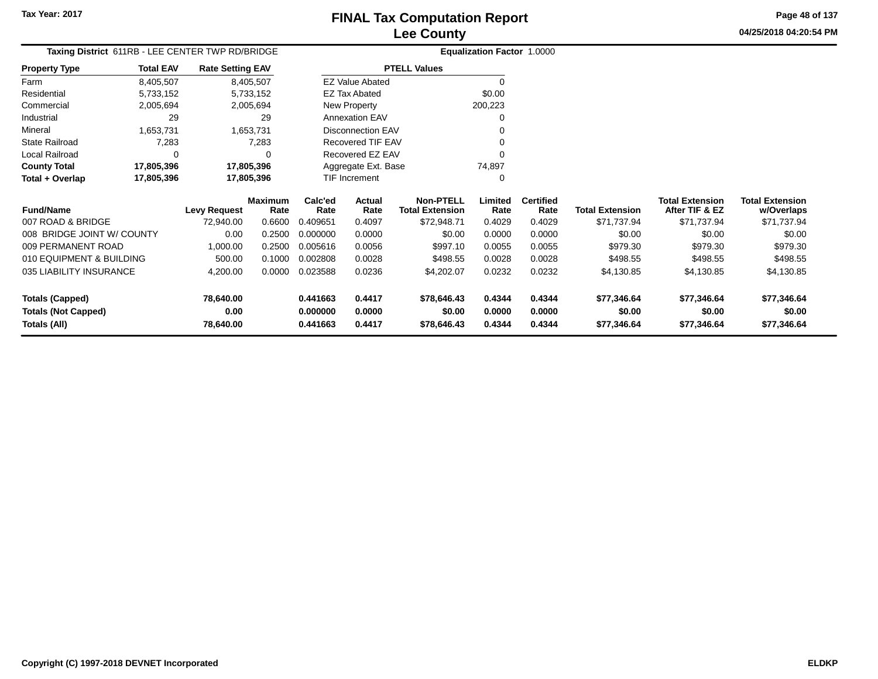# FINAL Tax Computation Report
## Lee County

Tax Year: 2017

04/25/2018 04:20:54 PM

**Taxing District** 611RB - LEE CENTER TWP RD/BRIDGE

**Equalization Factor** 1.0000

| Property Type | Total EAV | Rate Setting EAV |
|---|---|---|
| Farm | 8,405,507 | 8,405,507 |
| Residential | 5,733,152 | 5,733,152 |
| Commercial | 2,005,694 | 2,005,694 |
| Industrial | 29 | 29 |
| Mineral | 1,653,731 | 1,653,731 |
| State Railroad | 7,283 | 7,283 |
| Local Railroad | 0 | 0 |
| **County Total** | **17,805,396** | **17,805,396** |
| **Total + Overlap** | **17,805,396** | **17,805,396** |

| PTELL Values | |
|---|---|
| EZ Value Abated | 0 |
| EZ Tax Abated | $0.00 |
| New Property | 200,223 |
| Annexation EAV | 0 |
| Disconnection EAV | 0 |
| Recovered TIF EAV | 0 |
| Recovered EZ EAV | 0 |
| Aggregate Ext. Base | 74,897 |
| TIF Increment | 0 |

| Fund/Name | Levy Request | Maximum Rate | Calc'ed Rate | Actual Rate | Non-PTELL Total Extension | Limited Rate | Certified Rate | Total Extension | Total Extension After TIF & EZ | Total Extension w/Overlaps |
|---|---|---|---|---|---|---|---|---|---|---|
| 007 ROAD & BRIDGE | 72,940.00 | 0.6600 | 0.409651 | 0.4097 | $72,948.71 | 0.4029 | 0.4029 | $71,737.94 | $71,737.94 | $71,737.94 |
| 008 BRIDGE JOINT W/ COUNTY | 0.00 | 0.2500 | 0.000000 | 0.0000 | $0.00 | 0.0000 | 0.0000 | $0.00 | $0.00 | $0.00 |
| 009 PERMANENT ROAD | 1,000.00 | 0.2500 | 0.005616 | 0.0056 | $997.10 | 0.0055 | 0.0055 | $979.30 | $979.30 | $979.30 |
| 010 EQUIPMENT & BUILDING | 500.00 | 0.1000 | 0.002808 | 0.0028 | $498.55 | 0.0028 | 0.0028 | $498.55 | $498.55 | $498.55 |
| 035 LIABILITY INSURANCE | 4,200.00 | 0.0000 | 0.023588 | 0.0236 | $4,202.07 | 0.0232 | 0.0232 | $4,130.85 | $4,130.85 | $4,130.85 |
| **Totals (Capped)** | **78,640.00** | | **0.441663** | **0.4417** | **$78,646.43** | **0.4344** | **0.4344** | **$77,346.64** | **$77,346.64** | **$77,346.64** |
| **Totals (Not Capped)** | **0.00** | | **0.000000** | **0.0000** | **$0.00** | **0.0000** | **0.0000** | **$0.00** | **$0.00** | **$0.00** |
| **Totals (All)** | **78,640.00** | | **0.441663** | **0.4417** | **$78,646.43** | **0.4344** | **0.4344** | **$77,346.64** | **$77,346.64** | **$77,346.64** |

Copyright (C) 1997-2018 DEVNET Incorporated

ELDKP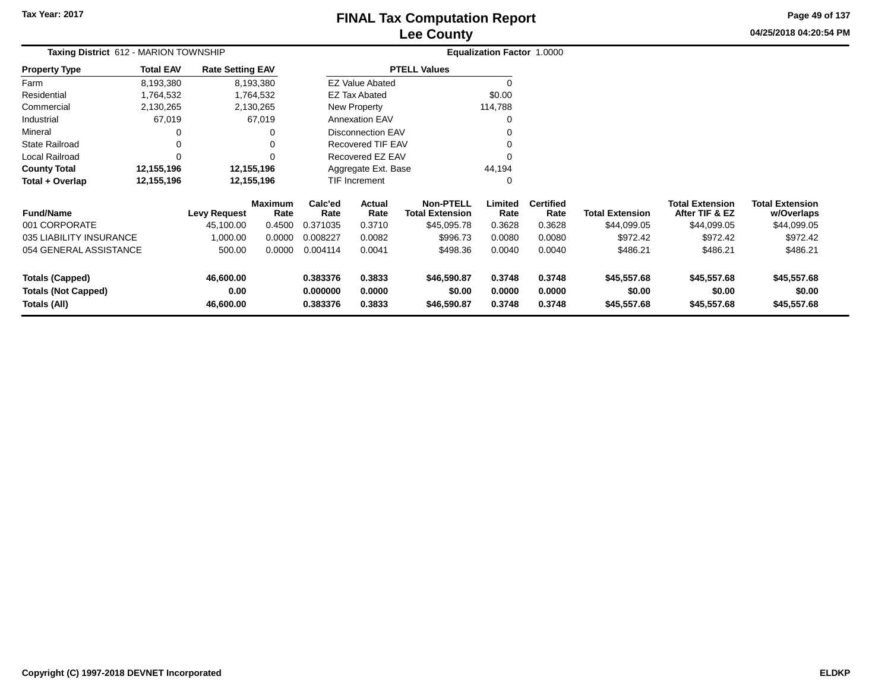# FINAL Tax Computation Report
## Lee County

Tax Year: 2017

04/25/2018 04:20:54 PM

**Taxing District** 612 - MARION TOWNSHIP

**Equalization Factor** 1.0000

| Property Type | Total EAV | Rate Setting EAV |
|---|---|---|
| Farm | 8,193,380 | 8,193,380 |
| Residential | 1,764,532 | 1,764,532 |
| Commercial | 2,130,265 | 2,130,265 |
| Industrial | 67,019 | 67,019 |
| Mineral | 0 | 0 |
| State Railroad | 0 | 0 |
| Local Railroad | 0 | 0 |
| **County Total** | **12,155,196** | **12,155,196** |
| **Total + Overlap** | **12,155,196** | **12,155,196** |

| PTELL Values | |
|---|---|
| EZ Value Abated | 0 |
| EZ Tax Abated | $0.00 |
| New Property | 114,788 |
| Annexation EAV | 0 |
| Disconnection EAV | 0 |
| Recovered TIF EAV | 0 |
| Recovered EZ EAV | 0 |
| Aggregate Ext. Base | 44,194 |
| TIF Increment | 0 |

| Fund/Name | Levy Request | Maximum Rate | Calc'ed Rate | Actual Rate | Non-PTELL Total Extension | Limited Rate | Certified Rate | Total Extension | Total Extension After TIF & EZ | Total Extension w/Overlaps |
|---|---|---|---|---|---|---|---|---|---|---|
| 001 CORPORATE | 45,100.00 | 0.4500 | 0.371035 | 0.3710 | $45,095.78 | 0.3628 | 0.3628 | $44,099.05 | $44,099.05 | $44,099.05 |
| 035 LIABILITY INSURANCE | 1,000.00 | 0.0000 | 0.008227 | 0.0082 | $996.73 | 0.0080 | 0.0080 | $972.42 | $972.42 | $972.42 |
| 054 GENERAL ASSISTANCE | 500.00 | 0.0000 | 0.004114 | 0.0041 | $498.36 | 0.0040 | 0.0040 | $486.21 | $486.21 | $486.21 |
| **Totals (Capped)** | **46,600.00** | | **0.383376** | **0.3833** | **$46,590.87** | **0.3748** | **0.3748** | **$45,557.68** | **$45,557.68** | **$45,557.68** |
| **Totals (Not Capped)** | **0.00** | | **0.000000** | **0.0000** | **$0.00** | **0.0000** | **0.0000** | **$0.00** | **$0.00** | **$0.00** |
| **Totals (All)** | **46,600.00** | | **0.383376** | **0.3833** | **$46,590.87** | **0.3748** | **0.3748** | **$45,557.68** | **$45,557.68** | **$45,557.68** |

Copyright (C) 1997-2018 DEVNET Incorporated

ELDKP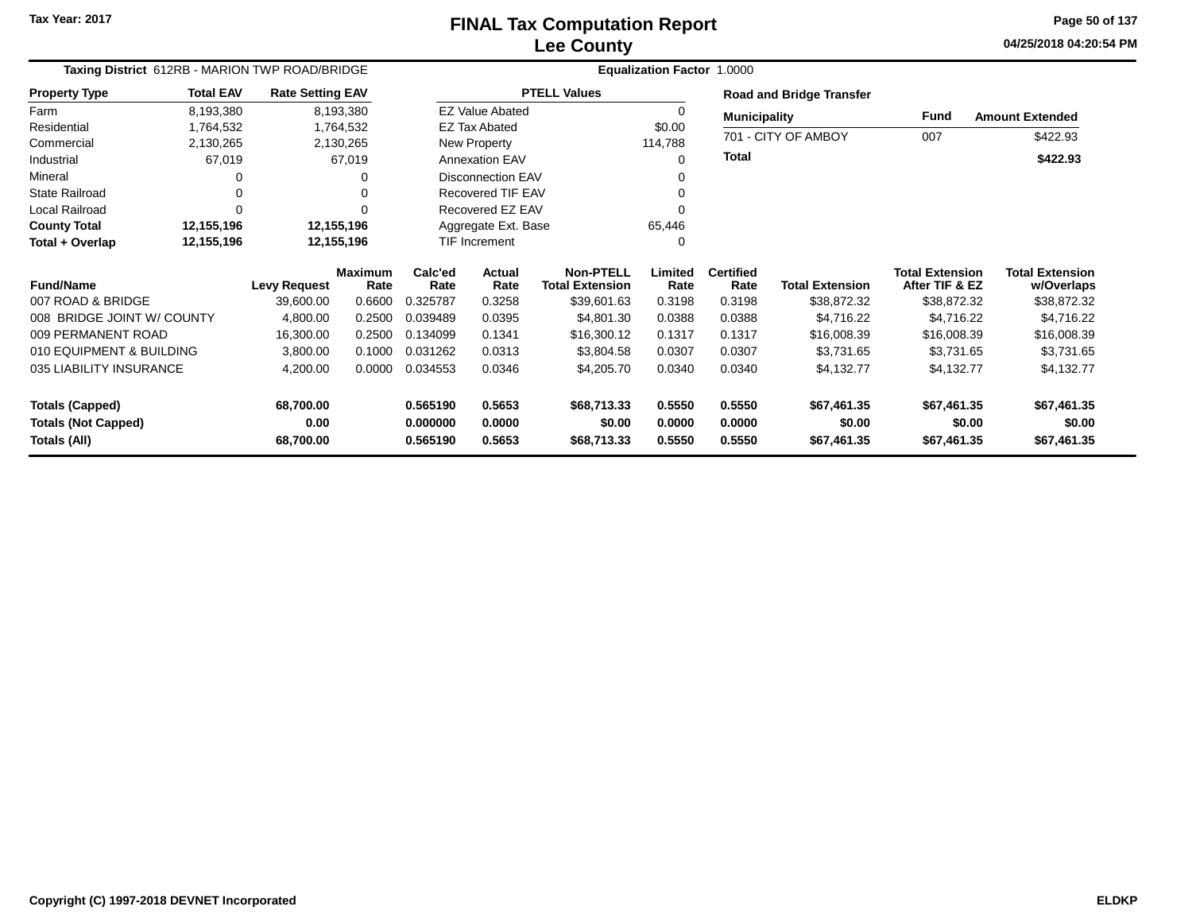# FINAL Tax Computation Report
## Lee County

Tax Year: 2017

04/25/2018 04:20:54 PM

**Taxing District** 612RB - MARION TWP ROAD/BRIDGE

**Equalization Factor** 1.0000

| Property Type | Total EAV | Rate Setting EAV |
|---|---|---|
| Farm | 8,193,380 | 8,193,380 |
| Residential | 1,764,532 | 1,764,532 |
| Commercial | 2,130,265 | 2,130,265 |
| Industrial | 67,019 | 67,019 |
| Mineral | 0 | 0 |
| State Railroad | 0 | 0 |
| Local Railroad | 0 | 0 |
| **County Total** | **12,155,196** | **12,155,196** |
| **Total + Overlap** | **12,155,196** | **12,155,196** |

| PTELL Values | |
|---|---|
| EZ Value Abated | 0 |
| EZ Tax Abated | $0.00 |
| New Property | 114,788 |
| Annexation EAV | 0 |
| Disconnection EAV | 0 |
| Recovered TIF EAV | 0 |
| Recovered EZ EAV | 0 |
| Aggregate Ext. Base | 65,446 |
| TIF Increment | 0 |

**Road and Bridge Transfer**

| Municipality | Fund | Amount Extended |
|---|---|---|
| 701 - CITY OF AMBOY | 007 | $422.93 |
| **Total** | | **$422.93** |

| Fund/Name | Levy Request | Maximum Rate | Calc'ed Rate | Actual Rate | Non-PTELL Total Extension | Limited Rate | Certified Rate | Total Extension | Total Extension After TIF & EZ | Total Extension w/Overlaps |
|---|---|---|---|---|---|---|---|---|---|---|
| 007 ROAD & BRIDGE | 39,600.00 | 0.6600 | 0.325787 | 0.3258 | $39,601.63 | 0.3198 | 0.3198 | $38,872.32 | $38,872.32 | $38,872.32 |
| 008 BRIDGE JOINT W/ COUNTY | 4,800.00 | 0.2500 | 0.039489 | 0.0395 | $4,801.30 | 0.0388 | 0.0388 | $4,716.22 | $4,716.22 | $4,716.22 |
| 009 PERMANENT ROAD | 16,300.00 | 0.2500 | 0.134099 | 0.1341 | $16,300.12 | 0.1317 | 0.1317 | $16,008.39 | $16,008.39 | $16,008.39 |
| 010 EQUIPMENT & BUILDING | 3,800.00 | 0.1000 | 0.031262 | 0.0313 | $3,804.58 | 0.0307 | 0.0307 | $3,731.65 | $3,731.65 | $3,731.65 |
| 035 LIABILITY INSURANCE | 4,200.00 | 0.0000 | 0.034553 | 0.0346 | $4,205.70 | 0.0340 | 0.0340 | $4,132.77 | $4,132.77 | $4,132.77 |
| **Totals (Capped)** | **68,700.00** | | **0.565190** | **0.5653** | **$68,713.33** | **0.5550** | **0.5550** | **$67,461.35** | **$67,461.35** | **$67,461.35** |
| **Totals (Not Capped)** | **0.00** | | **0.000000** | **0.0000** | **$0.00** | **0.0000** | **0.0000** | **$0.00** | **$0.00** | **$0.00** |
| **Totals (All)** | **68,700.00** | | **0.565190** | **0.5653** | **$68,713.33** | **0.5550** | **0.5550** | **$67,461.35** | **$67,461.35** | **$67,461.35** |

Copyright (C) 1997-2018 DEVNET Incorporated

ELDKP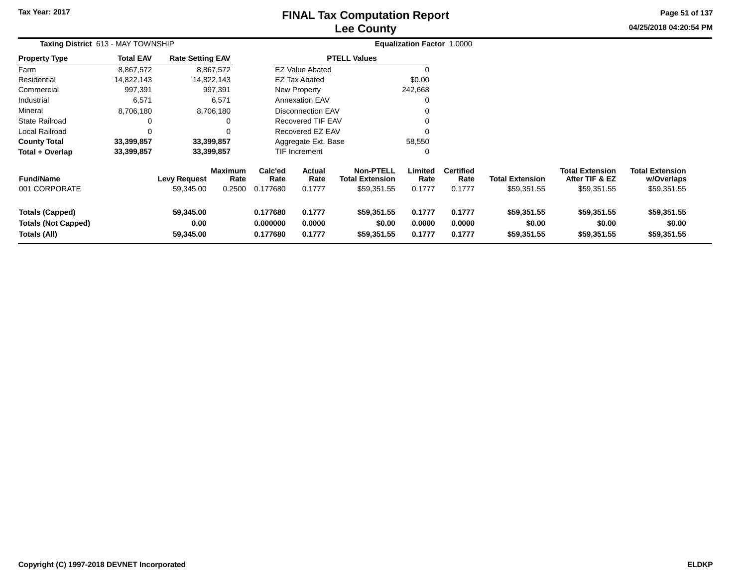# FINAL Tax Computation Report
# Lee County

Tax Year: 2017

04/25/2018 04:20:54 PM

**Taxing District** 613 - MAY TOWNSHIP

**Equalization Factor** 1.0000

| Property Type | Total EAV | Rate Setting EAV |
|---|---|---|
| Farm | 8,867,572 | 8,867,572 |
| Residential | 14,822,143 | 14,822,143 |
| Commercial | 997,391 | 997,391 |
| Industrial | 6,571 | 6,571 |
| Mineral | 8,706,180 | 8,706,180 |
| State Railroad | 0 | 0 |
| Local Railroad | 0 | 0 |
| **County Total** | **33,399,857** | **33,399,857** |
| **Total + Overlap** | **33,399,857** | **33,399,857** |

| PTELL Values | |
|---|---|
| EZ Value Abated | 0 |
| EZ Tax Abated | $0.00 |
| New Property | 242,668 |
| Annexation EAV | 0 |
| Disconnection EAV | 0 |
| Recovered TIF EAV | 0 |
| Recovered EZ EAV | 0 |
| Aggregate Ext. Base | 58,550 |
| TIF Increment | 0 |

| Fund/Name | Levy Request | Maximum Rate | Calc'ed Rate | Actual Rate | Non-PTELL Total Extension | Limited Rate | Certified Rate | Total Extension | Total Extension After TIF & EZ | Total Extension w/Overlaps |
|---|---|---|---|---|---|---|---|---|---|---|
| 001 CORPORATE | 59,345.00 | 0.2500 | 0.177680 | 0.1777 | $59,351.55 | 0.1777 | 0.1777 | $59,351.55 | $59,351.55 | $59,351.55 |
| **Totals (Capped)** | **59,345.00** | | **0.177680** | **0.1777** | **$59,351.55** | **0.1777** | **0.1777** | **$59,351.55** | **$59,351.55** | **$59,351.55** |
| **Totals (Not Capped)** | **0.00** | | **0.000000** | **0.0000** | **$0.00** | **0.0000** | **0.0000** | **$0.00** | **$0.00** | **$0.00** |
| **Totals (All)** | **59,345.00** | | **0.177680** | **0.1777** | **$59,351.55** | **0.1777** | **0.1777** | **$59,351.55** | **$59,351.55** | **$59,351.55** |

**Copyright (C) 1997-2018 DEVNET Incorporated** **ELDKP**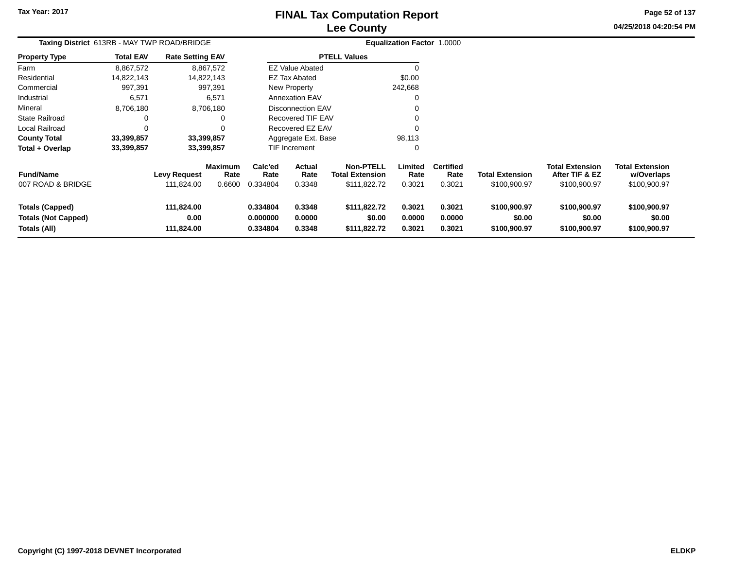# FINAL Tax Computation Report
## Lee County

Tax Year: 2017

04/25/2018 04:20:54 PM

**Taxing District** 613RB - MAY TWP ROAD/BRIDGE **Equalization Factor** 1.0000

| Property Type | Total EAV | Rate Setting EAV |
|---|---|---|
| Farm | 8,867,572 | 8,867,572 |
| Residential | 14,822,143 | 14,822,143 |
| Commercial | 997,391 | 997,391 |
| Industrial | 6,571 | 6,571 |
| Mineral | 8,706,180 | 8,706,180 |
| State Railroad | 0 | 0 |
| Local Railroad | 0 | 0 |
| **County Total** | **33,399,857** | **33,399,857** |
| **Total + Overlap** | **33,399,857** | **33,399,857** |

| PTELL Values | |
|---|---|
| EZ Value Abated | 0 |
| EZ Tax Abated | $0.00 |
| New Property | 242,668 |
| Annexation EAV | 0 |
| Disconnection EAV | 0 |
| Recovered TIF EAV | 0 |
| Recovered EZ EAV | 0 |
| Aggregate Ext. Base | 98,113 |
| TIF Increment | 0 |

| Fund/Name | Levy Request | Maximum Rate | Calc'ed Rate | Actual Rate | Non-PTELL Total Extension | Limited Rate | Certified Rate | Total Extension | Total Extension After TIF & EZ | Total Extension w/Overlaps |
|---|---|---|---|---|---|---|---|---|---|---|
| 007 ROAD & BRIDGE | 111,824.00 | 0.6600 | 0.334804 | 0.3348 | $111,822.72 | 0.3021 | 0.3021 | $100,900.97 | $100,900.97 | $100,900.97 |
| **Totals (Capped)** | **111,824.00** | | **0.334804** | **0.3348** | **$111,822.72** | **0.3021** | **0.3021** | **$100,900.97** | **$100,900.97** | **$100,900.97** |
| **Totals (Not Capped)** | **0.00** | | **0.000000** | **0.0000** | **$0.00** | **0.0000** | **0.0000** | **$0.00** | **$0.00** | **$0.00** |
| **Totals (All)** | **111,824.00** | | **0.334804** | **0.3348** | **$111,822.72** | **0.3021** | **0.3021** | **$100,900.97** | **$100,900.97** | **$100,900.97** |

Copyright (C) 1997-2018 DEVNET Incorporated ELDKP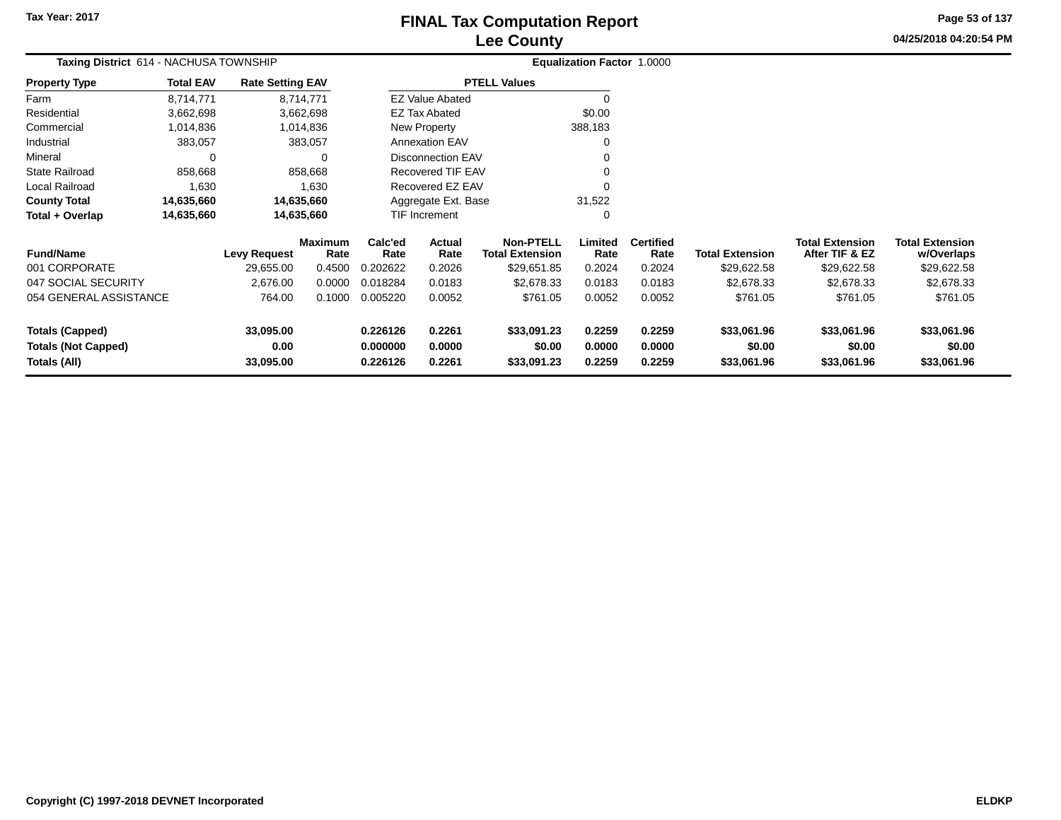# FINAL Tax Computation Report
# Lee County

Tax Year: 2017

04/25/2018 04:20:54 PM

**Taxing District** 614 - NACHUSA TOWNSHIP **Equalization Factor** 1.0000

| Property Type | Total EAV | Rate Setting EAV |
|---|---|---|
| Farm | 8,714,771 | 8,714,771 |
| Residential | 3,662,698 | 3,662,698 |
| Commercial | 1,014,836 | 1,014,836 |
| Industrial | 383,057 | 383,057 |
| Mineral | 0 | 0 |
| State Railroad | 858,668 | 858,668 |
| Local Railroad | 1,630 | 1,630 |
| **County Total** | **14,635,660** | **14,635,660** |
| **Total + Overlap** | **14,635,660** | **14,635,660** |

| PTELL Values | |
|---|---|
| EZ Value Abated | 0 |
| EZ Tax Abated | $0.00 |
| New Property | 388,183 |
| Annexation EAV | 0 |
| Disconnection EAV | 0 |
| Recovered TIF EAV | 0 |
| Recovered EZ EAV | 0 |
| Aggregate Ext. Base | 31,522 |
| TIF Increment | 0 |

| Fund/Name | Levy Request | Maximum Rate | Calc'ed Rate | Actual Rate | Non-PTELL Total Extension | Limited Rate | Certified Rate | Total Extension | Total Extension After TIF & EZ | Total Extension w/Overlaps |
|---|---|---|---|---|---|---|---|---|---|---|
| 001 CORPORATE | 29,655.00 | 0.4500 | 0.202622 | 0.2026 | $29,651.85 | 0.2024 | 0.2024 | $29,622.58 | $29,622.58 | $29,622.58 |
| 047 SOCIAL SECURITY | 2,676.00 | 0.0000 | 0.018284 | 0.0183 | $2,678.33 | 0.0183 | 0.0183 | $2,678.33 | $2,678.33 | $2,678.33 |
| 054 GENERAL ASSISTANCE | 764.00 | 0.1000 | 0.005220 | 0.0052 | $761.05 | 0.0052 | 0.0052 | $761.05 | $761.05 | $761.05 |
| **Totals (Capped)** | **33,095.00** | | **0.226126** | **0.2261** | **$33,091.23** | **0.2259** | **0.2259** | **$33,061.96** | **$33,061.96** | **$33,061.96** |
| **Totals (Not Capped)** | **0.00** | | **0.000000** | **0.0000** | **$0.00** | **0.0000** | **0.0000** | **$0.00** | **$0.00** | **$0.00** |
| **Totals (All)** | **33,095.00** | | **0.226126** | **0.2261** | **$33,091.23** | **0.2259** | **0.2259** | **$33,061.96** | **$33,061.96** | **$33,061.96** |

Copyright (C) 1997-2018 DEVNET Incorporated ELDKP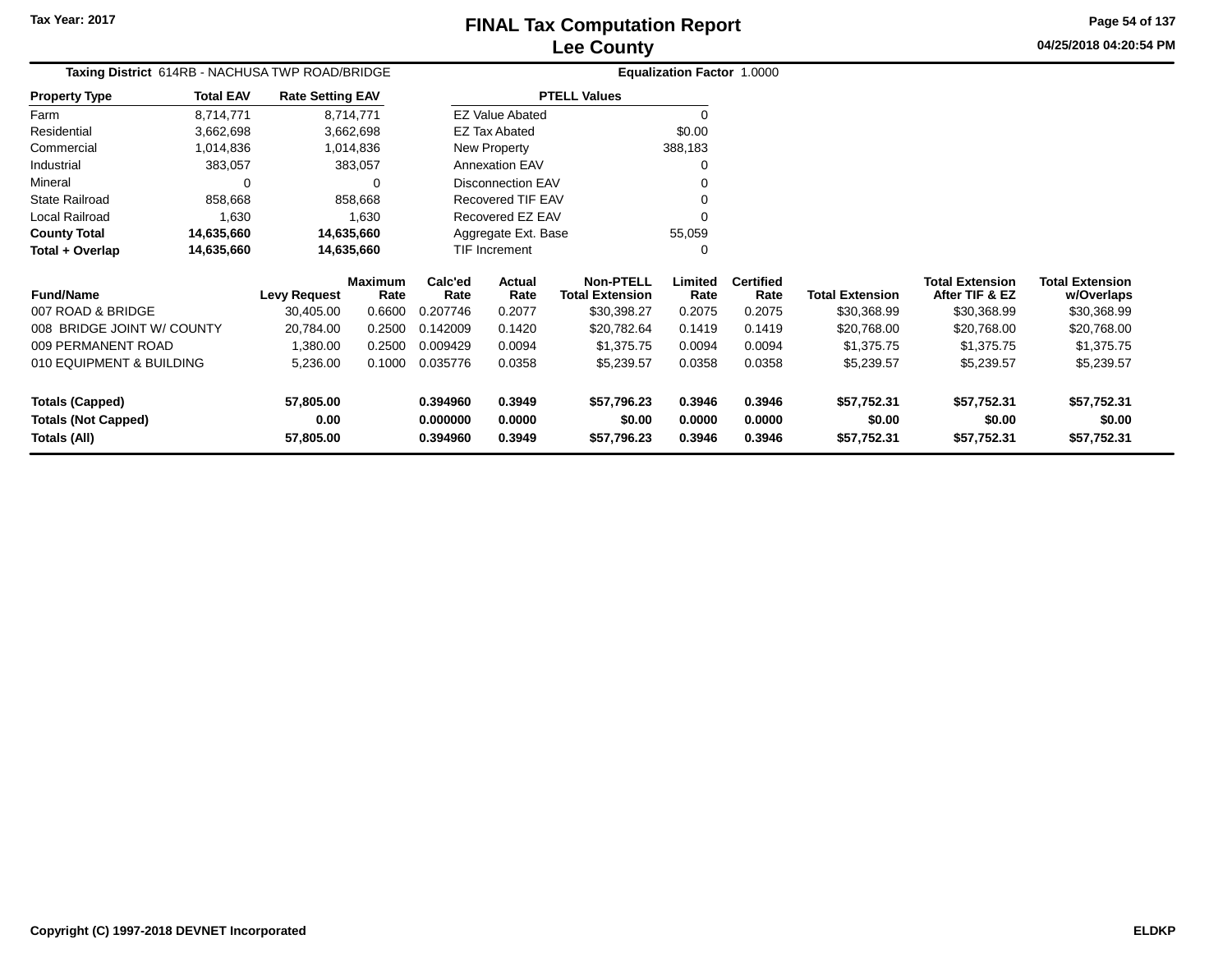Tax Year: 2017

# FINAL Tax Computation Report
## Lee County

04/25/2018 04:20:54 PM

**Taxing District** 614RB - NACHUSA TWP ROAD/BRIDGE **Equalization Factor** 1.0000

| Property Type | Total EAV | Rate Setting EAV |
|---|---|---|
| Farm | 8,714,771 | 8,714,771 |
| Residential | 3,662,698 | 3,662,698 |
| Commercial | 1,014,836 | 1,014,836 |
| Industrial | 383,057 | 383,057 |
| Mineral | 0 | 0 |
| State Railroad | 858,668 | 858,668 |
| Local Railroad | 1,630 | 1,630 |
| **County Total** | **14,635,660** | **14,635,660** |
| **Total + Overlap** | **14,635,660** | **14,635,660** |

| PTELL Values | |
|---|---|
| EZ Value Abated | 0 |
| EZ Tax Abated | $0.00 |
| New Property | 388,183 |
| Annexation EAV | 0 |
| Disconnection EAV | 0 |
| Recovered TIF EAV | 0 |
| Recovered EZ EAV | 0 |
| Aggregate Ext. Base | 55,059 |
| TIF Increment | 0 |

| Fund/Name | Levy Request | Maximum Rate | Calc'ed Rate | Actual Rate | Non-PTELL Total Extension | Limited Rate | Certified Rate | Total Extension | Total Extension After TIF & EZ | Total Extension w/Overlaps |
|---|---|---|---|---|---|---|---|---|---|---|
| 007 ROAD & BRIDGE | 30,405.00 | 0.6600 | 0.207746 | 0.2077 | $30,398.27 | 0.2075 | 0.2075 | $30,368.99 | $30,368.99 | $30,368.99 |
| 008 BRIDGE JOINT W/ COUNTY | 20,784.00 | 0.2500 | 0.142009 | 0.1420 | $20,782.64 | 0.1419 | 0.1419 | $20,768.00 | $20,768.00 | $20,768.00 |
| 009 PERMANENT ROAD | 1,380.00 | 0.2500 | 0.009429 | 0.0094 | $1,375.75 | 0.0094 | 0.0094 | $1,375.75 | $1,375.75 | $1,375.75 |
| 010 EQUIPMENT & BUILDING | 5,236.00 | 0.1000 | 0.035776 | 0.0358 | $5,239.57 | 0.0358 | 0.0358 | $5,239.57 | $5,239.57 | $5,239.57 |
| **Totals (Capped)** | **57,805.00** | | **0.394960** | **0.3949** | **$57,796.23** | **0.3946** | **0.3946** | **$57,752.31** | **$57,752.31** | **$57,752.31** |
| **Totals (Not Capped)** | **0.00** | | **0.000000** | **0.0000** | **$0.00** | **0.0000** | **0.0000** | **$0.00** | **$0.00** | **$0.00** |
| **Totals (All)** | **57,805.00** | | **0.394960** | **0.3949** | **$57,796.23** | **0.3946** | **0.3946** | **$57,752.31** | **$57,752.31** | **$57,752.31** |

Copyright (C) 1997-2018 DEVNET Incorporated ELDKP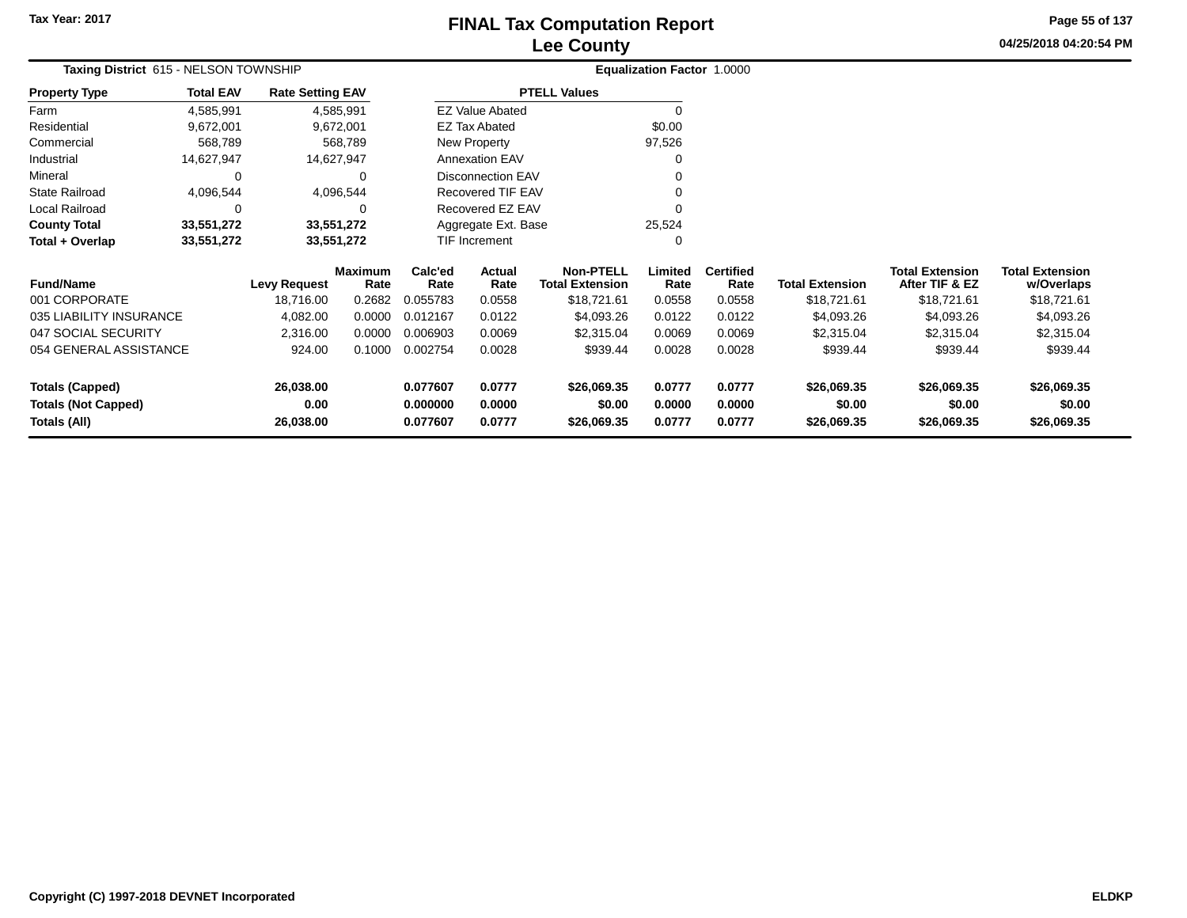Tax Year: 2017

# FINAL Tax Computation Report
## Lee County

04/25/2018 04:20:54 PM

**Taxing District** 615 - NELSON TOWNSHIP | **Equalization Factor** 1.0000

| Property Type | Total EAV | Rate Setting EAV |
|---|---|---|
| Farm | 4,585,991 | 4,585,991 |
| Residential | 9,672,001 | 9,672,001 |
| Commercial | 568,789 | 568,789 |
| Industrial | 14,627,947 | 14,627,947 |
| Mineral | 0 | 0 |
| State Railroad | 4,096,544 | 4,096,544 |
| Local Railroad | 0 | 0 |
| **County Total** | **33,551,272** | **33,551,272** |
| **Total + Overlap** | **33,551,272** | **33,551,272** |

| PTELL Values | |
|---|---|
| EZ Value Abated | 0 |
| EZ Tax Abated | $0.00 |
| New Property | 97,526 |
| Annexation EAV | 0 |
| Disconnection EAV | 0 |
| Recovered TIF EAV | 0 |
| Recovered EZ EAV | 0 |
| Aggregate Ext. Base | 25,524 |
| TIF Increment | 0 |

| Fund/Name | Levy Request | Maximum Rate | Calc'ed Rate | Actual Rate | Non-PTELL Total Extension | Limited Rate | Certified Rate | Total Extension | Total Extension After TIF & EZ | Total Extension w/Overlaps |
|---|---|---|---|---|---|---|---|---|---|---|
| 001 CORPORATE | 18,716.00 | 0.2682 | 0.055783 | 0.0558 | $18,721.61 | 0.0558 | 0.0558 | $18,721.61 | $18,721.61 | $18,721.61 |
| 035 LIABILITY INSURANCE | 4,082.00 | 0.0000 | 0.012167 | 0.0122 | $4,093.26 | 0.0122 | 0.0122 | $4,093.26 | $4,093.26 | $4,093.26 |
| 047 SOCIAL SECURITY | 2,316.00 | 0.0000 | 0.006903 | 0.0069 | $2,315.04 | 0.0069 | 0.0069 | $2,315.04 | $2,315.04 | $2,315.04 |
| 054 GENERAL ASSISTANCE | 924.00 | 0.1000 | 0.002754 | 0.0028 | $939.44 | 0.0028 | 0.0028 | $939.44 | $939.44 | $939.44 |
| **Totals (Capped)** | **26,038.00** | | **0.077607** | **0.0777** | **$26,069.35** | **0.0777** | **0.0777** | **$26,069.35** | **$26,069.35** | **$26,069.35** |
| **Totals (Not Capped)** | **0.00** | | **0.000000** | **0.0000** | **$0.00** | **0.0000** | **0.0000** | **$0.00** | **$0.00** | **$0.00** |
| **Totals (All)** | **26,038.00** | | **0.077607** | **0.0777** | **$26,069.35** | **0.0777** | **0.0777** | **$26,069.35** | **$26,069.35** | **$26,069.35** |

Copyright (C) 1997-2018 DEVNET Incorporated | ELDKP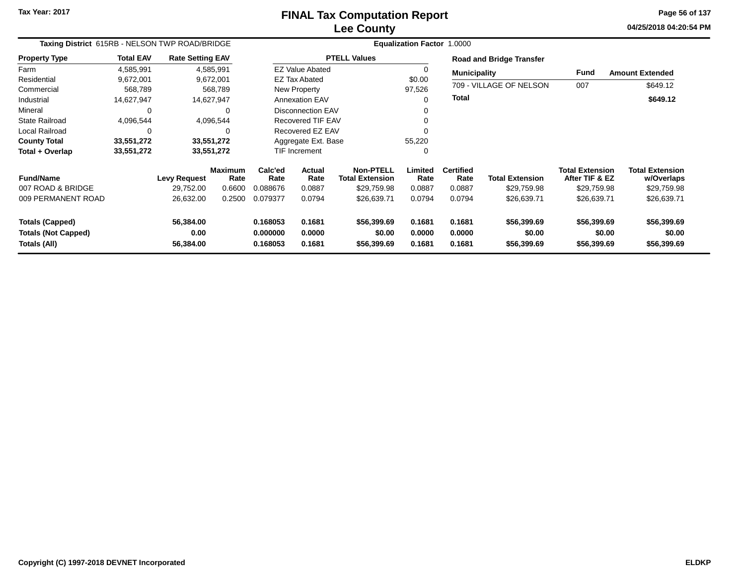# FINAL Tax Computation Report
## Lee County

Tax Year: 2017

04/25/2018 04:20:54 PM

**Taxing District** 615RB - NELSON TWP ROAD/BRIDGE

**Equalization Factor** 1.0000

| Property Type | Total EAV | Rate Setting EAV |
|---|---|---|
| Farm | 4,585,991 | 4,585,991 |
| Residential | 9,672,001 | 9,672,001 |
| Commercial | 568,789 | 568,789 |
| Industrial | 14,627,947 | 14,627,947 |
| Mineral | 0 | 0 |
| State Railroad | 4,096,544 | 4,096,544 |
| Local Railroad | 0 | 0 |
| **County Total** | **33,551,272** | **33,551,272** |
| **Total + Overlap** | **33,551,272** | **33,551,272** |

| PTELL Values | |
|---|---|
| EZ Value Abated | 0 |
| EZ Tax Abated | $0.00 |
| New Property | 97,526 |
| Annexation EAV | 0 |
| Disconnection EAV | 0 |
| Recovered TIF EAV | 0 |
| Recovered EZ EAV | 0 |
| Aggregate Ext. Base | 55,220 |
| TIF Increment | 0 |

**Road and Bridge Transfer**

| Municipality | Fund | Amount Extended |
|---|---|---|
| 709 - VILLAGE OF NELSON | 007 | $649.12 |
| **Total** | | **$649.12** |

| Fund/Name | Levy Request | Maximum Rate | Calc'ed Rate | Actual Rate | Non-PTELL Total Extension | Limited Rate | Certified Rate | Total Extension | Total Extension After TIF & EZ | Total Extension w/Overlaps |
|---|---|---|---|---|---|---|---|---|---|---|
| 007 ROAD & BRIDGE | 29,752.00 | 0.6600 | 0.088676 | 0.0887 | $29,759.98 | 0.0887 | 0.0887 | $29,759.98 | $29,759.98 | $29,759.98 |
| 009 PERMANENT ROAD | 26,632.00 | 0.2500 | 0.079377 | 0.0794 | $26,639.71 | 0.0794 | 0.0794 | $26,639.71 | $26,639.71 | $26,639.71 |
| **Totals (Capped)** | **56,384.00** | | **0.168053** | **0.1681** | **$56,399.69** | **0.1681** | **0.1681** | **$56,399.69** | **$56,399.69** | **$56,399.69** |
| **Totals (Not Capped)** | **0.00** | | **0.000000** | **0.0000** | **$0.00** | **0.0000** | **0.0000** | **$0.00** | **$0.00** | **$0.00** |
| **Totals (All)** | **56,384.00** | | **0.168053** | **0.1681** | **$56,399.69** | **0.1681** | **0.1681** | **$56,399.69** | **$56,399.69** | **$56,399.69** |

Copyright (C) 1997-2018 DEVNET Incorporated

ELDKP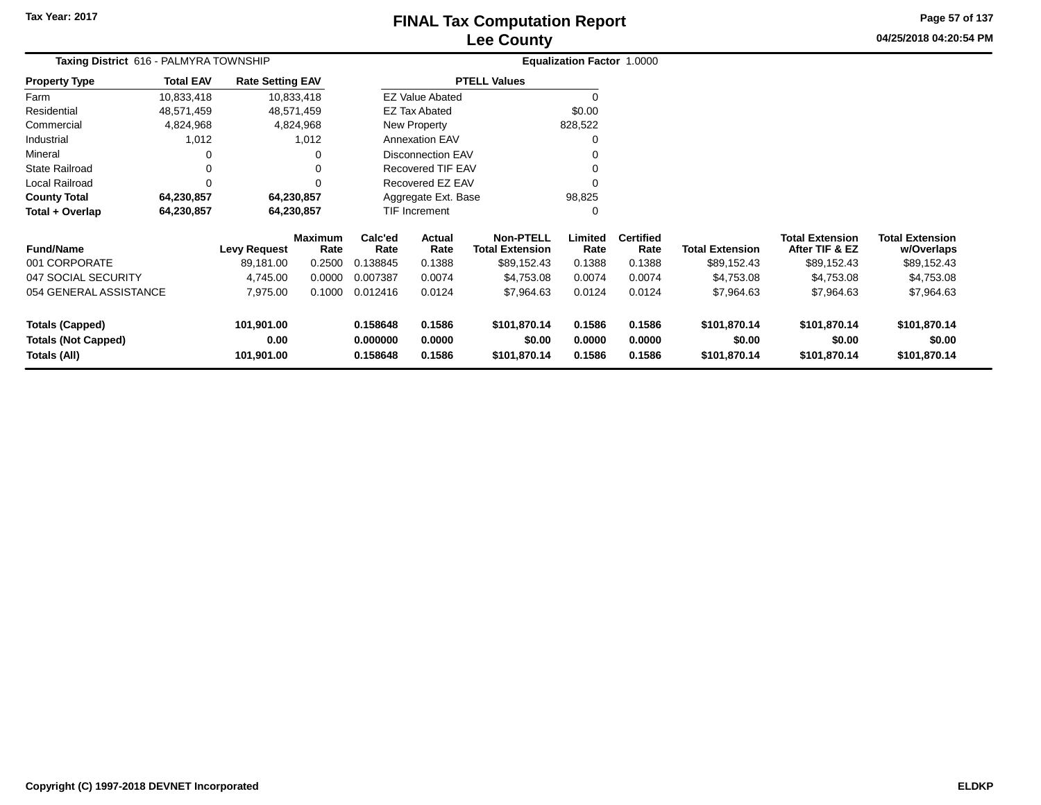Tax Year: 2017

# FINAL Tax Computation Report
## Lee County

04/25/2018 04:20:54 PM

**Taxing District** 616 - PALMYRA TOWNSHIP **Equalization Factor** 1.0000

| Property Type | Total EAV | Rate Setting EAV |
|---|---|---|
| Farm | 10,833,418 | 10,833,418 |
| Residential | 48,571,459 | 48,571,459 |
| Commercial | 4,824,968 | 4,824,968 |
| Industrial | 1,012 | 1,012 |
| Mineral | 0 | 0 |
| State Railroad | 0 | 0 |
| Local Railroad | 0 | 0 |
| **County Total** | **64,230,857** | **64,230,857** |
| **Total + Overlap** | **64,230,857** | **64,230,857** |

| PTELL Values | |
|---|---|
| EZ Value Abated | 0 |
| EZ Tax Abated | $0.00 |
| New Property | 828,522 |
| Annexation EAV | 0 |
| Disconnection EAV | 0 |
| Recovered TIF EAV | 0 |
| Recovered EZ EAV | 0 |
| Aggregate Ext. Base | 98,825 |
| TIF Increment | 0 |

| Fund/Name | Levy Request | Maximum Rate | Calc'ed Rate | Actual Rate | Non-PTELL Total Extension | Limited Rate | Certified Rate | Total Extension | Total Extension After TIF & EZ | Total Extension w/Overlaps |
|---|---|---|---|---|---|---|---|---|---|---|
| 001 CORPORATE | 89,181.00 | 0.2500 | 0.138845 | 0.1388 | $89,152.43 | 0.1388 | 0.1388 | $89,152.43 | $89,152.43 | $89,152.43 |
| 047 SOCIAL SECURITY | 4,745.00 | 0.0000 | 0.007387 | 0.0074 | $4,753.08 | 0.0074 | 0.0074 | $4,753.08 | $4,753.08 | $4,753.08 |
| 054 GENERAL ASSISTANCE | 7,975.00 | 0.1000 | 0.012416 | 0.0124 | $7,964.63 | 0.0124 | 0.0124 | $7,964.63 | $7,964.63 | $7,964.63 |
| **Totals (Capped)** | **101,901.00** | | **0.158648** | **0.1586** | **$101,870.14** | **0.1586** | **0.1586** | **$101,870.14** | **$101,870.14** | **$101,870.14** |
| **Totals (Not Capped)** | **0.00** | | **0.000000** | **0.0000** | **$0.00** | **0.0000** | **0.0000** | **$0.00** | **$0.00** | **$0.00** |
| **Totals (All)** | **101,901.00** | | **0.158648** | **0.1586** | **$101,870.14** | **0.1586** | **0.1586** | **$101,870.14** | **$101,870.14** | **$101,870.14** |

Copyright (C) 1997-2018 DEVNET Incorporated — ELDKP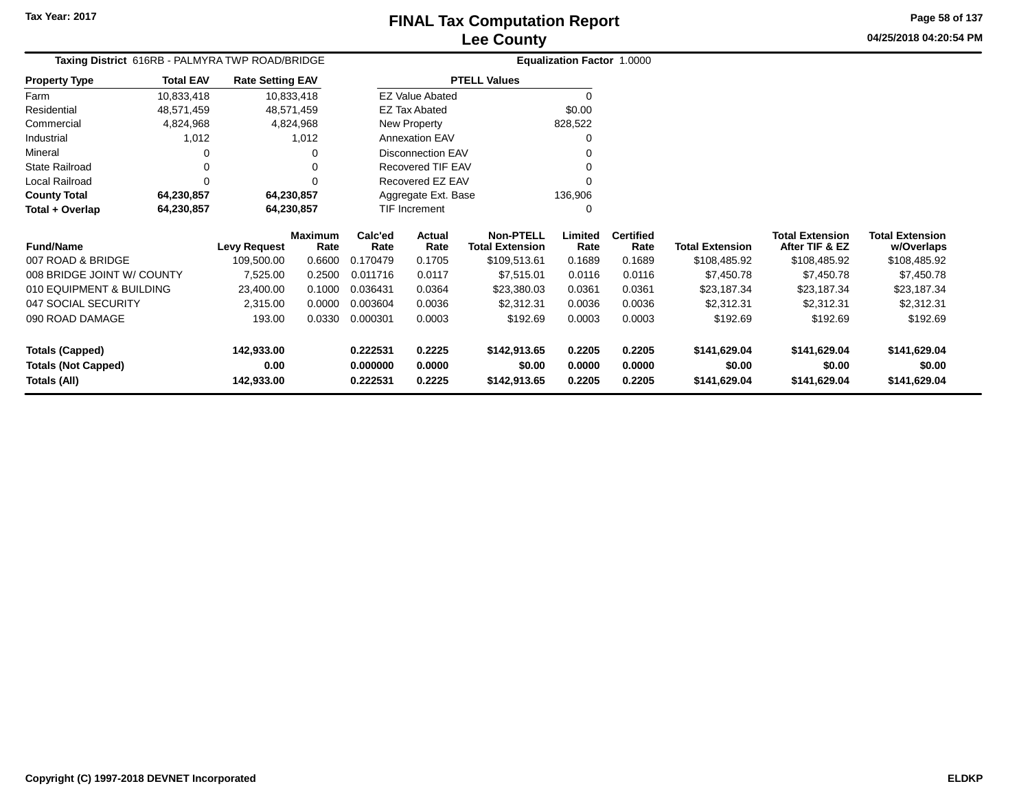Tax Year: 2017

# FINAL Tax Computation Report
## Lee County

04/25/2018 04:20:54 PM

**Taxing District** 616RB - PALMYRA TWP ROAD/BRIDGE **Equalization Factor** 1.0000

| Property Type | Total EAV | Rate Setting EAV |
|---|---|---|
| Farm | 10,833,418 | 10,833,418 |
| Residential | 48,571,459 | 48,571,459 |
| Commercial | 4,824,968 | 4,824,968 |
| Industrial | 1,012 | 1,012 |
| Mineral | 0 | 0 |
| State Railroad | 0 | 0 |
| Local Railroad | 0 | 0 |
| **County Total** | **64,230,857** | **64,230,857** |
| **Total + Overlap** | **64,230,857** | **64,230,857** |

| PTELL Values | |
|---|---|
| EZ Value Abated | 0 |
| EZ Tax Abated | $0.00 |
| New Property | 828,522 |
| Annexation EAV | 0 |
| Disconnection EAV | 0 |
| Recovered TIF EAV | 0 |
| Recovered EZ EAV | 0 |
| Aggregate Ext. Base | 136,906 |
| TIF Increment | 0 |

| Fund/Name | Levy Request | Maximum Rate | Calc'ed Rate | Actual Rate | Non-PTELL Total Extension | Limited Rate | Certified Rate | Total Extension | Total Extension After TIF & EZ | Total Extension w/Overlaps |
|---|---|---|---|---|---|---|---|---|---|---|
| 007 ROAD & BRIDGE | 109,500.00 | 0.6600 | 0.170479 | 0.1705 | $109,513.61 | 0.1689 | 0.1689 | $108,485.92 | $108,485.92 | $108,485.92 |
| 008 BRIDGE JOINT W/ COUNTY | 7,525.00 | 0.2500 | 0.011716 | 0.0117 | $7,515.01 | 0.0116 | 0.0116 | $7,450.78 | $7,450.78 | $7,450.78 |
| 010 EQUIPMENT & BUILDING | 23,400.00 | 0.1000 | 0.036431 | 0.0364 | $23,380.03 | 0.0361 | 0.0361 | $23,187.34 | $23,187.34 | $23,187.34 |
| 047 SOCIAL SECURITY | 2,315.00 | 0.0000 | 0.003604 | 0.0036 | $2,312.31 | 0.0036 | 0.0036 | $2,312.31 | $2,312.31 | $2,312.31 |
| 090 ROAD DAMAGE | 193.00 | 0.0330 | 0.000301 | 0.0003 | $192.69 | 0.0003 | 0.0003 | $192.69 | $192.69 | $192.69 |
| **Totals (Capped)** | **142,933.00** | | **0.222531** | **0.2225** | **$142,913.65** | **0.2205** | **0.2205** | **$141,629.04** | **$141,629.04** | **$141,629.04** |
| **Totals (Not Capped)** | **0.00** | | **0.000000** | **0.0000** | **$0.00** | **0.0000** | **0.0000** | **$0.00** | **$0.00** | **$0.00** |
| **Totals (All)** | **142,933.00** | | **0.222531** | **0.2225** | **$142,913.65** | **0.2205** | **0.2205** | **$141,629.04** | **$141,629.04** | **$141,629.04** |

Copyright (C) 1997-2018 DEVNET Incorporated ELDKP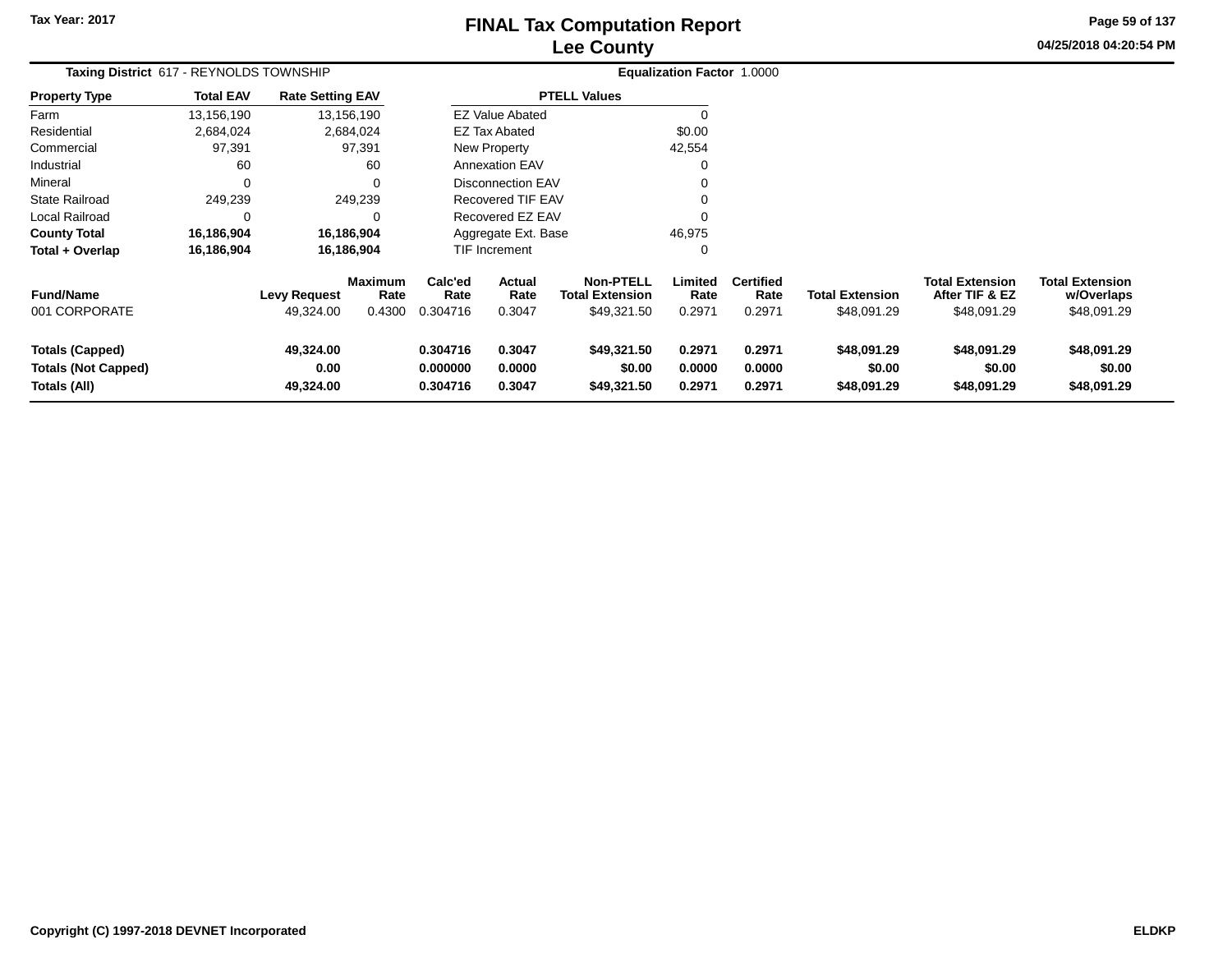# FINAL Tax Computation Report
# Lee County

Tax Year: 2017

04/25/2018 04:20:54 PM

**Taxing District** 617 - REYNOLDS TOWNSHIP **Equalization Factor** 1.0000

| Property Type | Total EAV | Rate Setting EAV |
|---|---|---|
| Farm | 13,156,190 | 13,156,190 |
| Residential | 2,684,024 | 2,684,024 |
| Commercial | 97,391 | 97,391 |
| Industrial | 60 | 60 |
| Mineral | 0 | 0 |
| State Railroad | 249,239 | 249,239 |
| Local Railroad | 0 | 0 |
| **County Total** | **16,186,904** | **16,186,904** |
| **Total + Overlap** | **16,186,904** | **16,186,904** |

| PTELL Values | |
|---|---|
| EZ Value Abated | 0 |
| EZ Tax Abated | $0.00 |
| New Property | 42,554 |
| Annexation EAV | 0 |
| Disconnection EAV | 0 |
| Recovered TIF EAV | 0 |
| Recovered EZ EAV | 0 |
| Aggregate Ext. Base | 46,975 |
| TIF Increment | 0 |

| Fund/Name | Levy Request | Maximum Rate | Calc'ed Rate | Actual Rate | Non-PTELL Total Extension | Limited Rate | Certified Rate | Total Extension | Total Extension After TIF & EZ | Total Extension w/Overlaps |
|---|---|---|---|---|---|---|---|---|---|---|
| 001 CORPORATE | 49,324.00 | 0.4300 | 0.304716 | 0.3047 | $49,321.50 | 0.2971 | 0.2971 | $48,091.29 | $48,091.29 | $48,091.29 |
| **Totals (Capped)** | **49,324.00** | | **0.304716** | **0.3047** | **$49,321.50** | **0.2971** | **0.2971** | **$48,091.29** | **$48,091.29** | **$48,091.29** |
| **Totals (Not Capped)** | **0.00** | | **0.000000** | **0.0000** | **$0.00** | **0.0000** | **0.0000** | **$0.00** | **$0.00** | **$0.00** |
| **Totals (All)** | **49,324.00** | | **0.304716** | **0.3047** | **$49,321.50** | **0.2971** | **0.2971** | **$48,091.29** | **$48,091.29** | **$48,091.29** |

Copyright (C) 1997-2018 DEVNET Incorporated ELDKP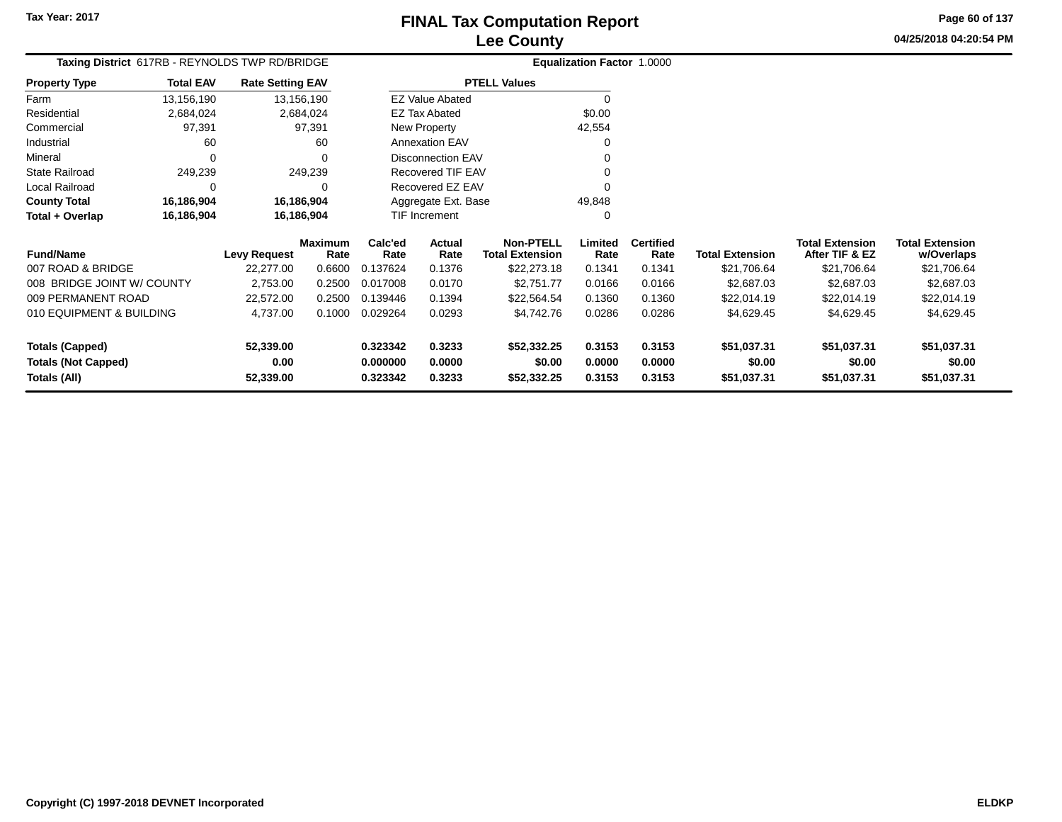Tax Year: 2017

# FINAL Tax Computation Report
## Lee County

04/25/2018 04:20:54 PM

**Taxing District** 617RB - REYNOLDS TWP RD/BRIDGE

**Equalization Factor** 1.0000

| Property Type | Total EAV | Rate Setting EAV |
|---|---|---|
| Farm | 13,156,190 | 13,156,190 |
| Residential | 2,684,024 | 2,684,024 |
| Commercial | 97,391 | 97,391 |
| Industrial | 60 | 60 |
| Mineral | 0 | 0 |
| State Railroad | 249,239 | 249,239 |
| Local Railroad | 0 | 0 |
| **County Total** | **16,186,904** | **16,186,904** |
| **Total + Overlap** | **16,186,904** | **16,186,904** |

| PTELL Values | |
|---|---|
| EZ Value Abated | 0 |
| EZ Tax Abated | $0.00 |
| New Property | 42,554 |
| Annexation EAV | 0 |
| Disconnection EAV | 0 |
| Recovered TIF EAV | 0 |
| Recovered EZ EAV | 0 |
| Aggregate Ext. Base | 49,848 |
| TIF Increment | 0 |

| Fund/Name | Levy Request | Maximum Rate | Calc'ed Rate | Actual Rate | Non-PTELL Total Extension | Limited Rate | Certified Rate | Total Extension | Total Extension After TIF & EZ | Total Extension w/Overlaps |
|---|---|---|---|---|---|---|---|---|---|---|
| 007 ROAD & BRIDGE | 22,277.00 | 0.6600 | 0.137624 | 0.1376 | $22,273.18 | 0.1341 | 0.1341 | $21,706.64 | $21,706.64 | $21,706.64 |
| 008 BRIDGE JOINT W/ COUNTY | 2,753.00 | 0.2500 | 0.017008 | 0.0170 | $2,751.77 | 0.0166 | 0.0166 | $2,687.03 | $2,687.03 | $2,687.03 |
| 009 PERMANENT ROAD | 22,572.00 | 0.2500 | 0.139446 | 0.1394 | $22,564.54 | 0.1360 | 0.1360 | $22,014.19 | $22,014.19 | $22,014.19 |
| 010 EQUIPMENT & BUILDING | 4,737.00 | 0.1000 | 0.029264 | 0.0293 | $4,742.76 | 0.0286 | 0.0286 | $4,629.45 | $4,629.45 | $4,629.45 |
| **Totals (Capped)** | **52,339.00** | | **0.323342** | **0.3233** | **$52,332.25** | **0.3153** | **0.3153** | **$51,037.31** | **$51,037.31** | **$51,037.31** |
| **Totals (Not Capped)** | **0.00** | | **0.000000** | **0.0000** | **$0.00** | **0.0000** | **0.0000** | **$0.00** | **$0.00** | **$0.00** |
| **Totals (All)** | **52,339.00** | | **0.323342** | **0.3233** | **$52,332.25** | **0.3153** | **0.3153** | **$51,037.31** | **$51,037.31** | **$51,037.31** |

Copyright (C) 1997-2018 DEVNET Incorporated

ELDKP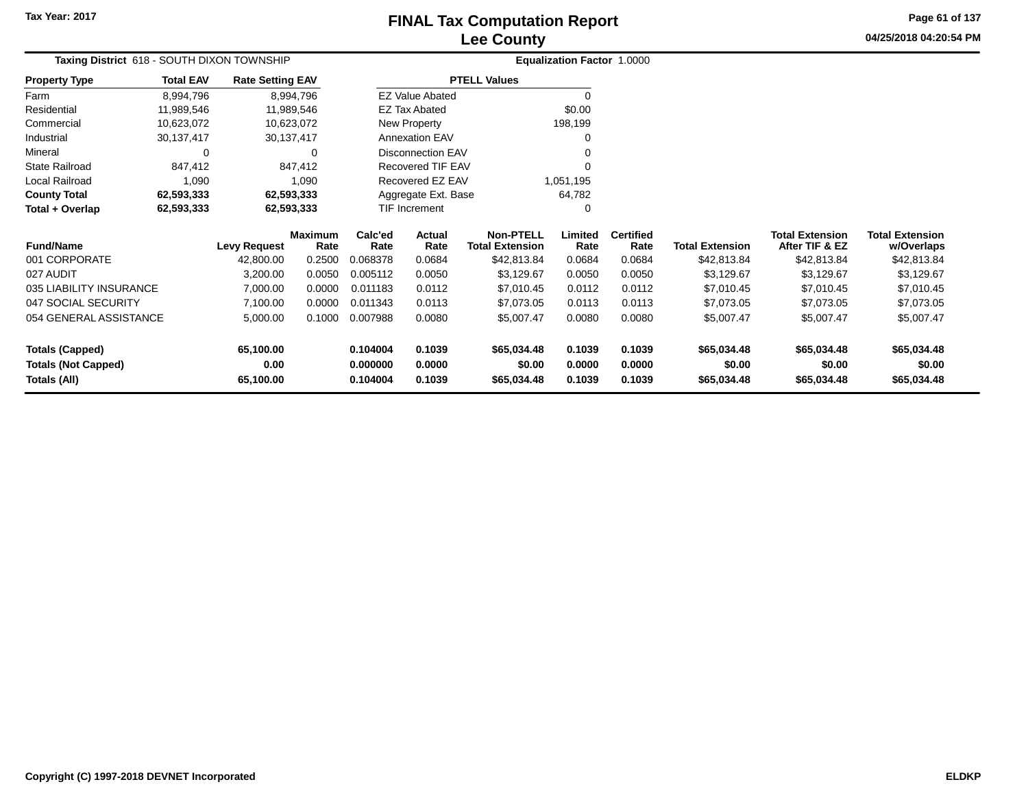# FINAL Tax Computation Report
## Lee County

Tax Year: 2017

04/25/2018 04:20:54 PM

**Taxing District** 618 - SOUTH DIXON TOWNSHIP

**Equalization Factor** 1.0000

| Property Type | Total EAV | Rate Setting EAV |
|---|---|---|
| Farm | 8,994,796 | 8,994,796 |
| Residential | 11,989,546 | 11,989,546 |
| Commercial | 10,623,072 | 10,623,072 |
| Industrial | 30,137,417 | 30,137,417 |
| Mineral | 0 | 0 |
| State Railroad | 847,412 | 847,412 |
| Local Railroad | 1,090 | 1,090 |
| **County Total** | **62,593,333** | **62,593,333** |
| **Total + Overlap** | **62,593,333** | **62,593,333** |

| PTELL Values | |
|---|---|
| EZ Value Abated | 0 |
| EZ Tax Abated | $0.00 |
| New Property | 198,199 |
| Annexation EAV | 0 |
| Disconnection EAV | 0 |
| Recovered TIF EAV | 0 |
| Recovered EZ EAV | 1,051,195 |
| Aggregate Ext. Base | 64,782 |
| TIF Increment | 0 |

| Fund/Name | Levy Request | Maximum Rate | Calc'ed Rate | Actual Rate | Non-PTELL Total Extension | Limited Rate | Certified Rate | Total Extension | Total Extension After TIF & EZ | Total Extension w/Overlaps |
|---|---|---|---|---|---|---|---|---|---|---|
| 001 CORPORATE | 42,800.00 | 0.2500 | 0.068378 | 0.0684 | $42,813.84 | 0.0684 | 0.0684 | $42,813.84 | $42,813.84 | $42,813.84 |
| 027 AUDIT | 3,200.00 | 0.0050 | 0.005112 | 0.0050 | $3,129.67 | 0.0050 | 0.0050 | $3,129.67 | $3,129.67 | $3,129.67 |
| 035 LIABILITY INSURANCE | 7,000.00 | 0.0000 | 0.011183 | 0.0112 | $7,010.45 | 0.0112 | 0.0112 | $7,010.45 | $7,010.45 | $7,010.45 |
| 047 SOCIAL SECURITY | 7,100.00 | 0.0000 | 0.011343 | 0.0113 | $7,073.05 | 0.0113 | 0.0113 | $7,073.05 | $7,073.05 | $7,073.05 |
| 054 GENERAL ASSISTANCE | 5,000.00 | 0.1000 | 0.007988 | 0.0080 | $5,007.47 | 0.0080 | 0.0080 | $5,007.47 | $5,007.47 | $5,007.47 |
| **Totals (Capped)** | **65,100.00** | | **0.104004** | **0.1039** | **$65,034.48** | **0.1039** | **0.1039** | **$65,034.48** | **$65,034.48** | **$65,034.48** |
| **Totals (Not Capped)** | **0.00** | | **0.000000** | **0.0000** | **$0.00** | **0.0000** | **0.0000** | **$0.00** | **$0.00** | **$0.00** |
| **Totals (All)** | **65,100.00** | | **0.104004** | **0.1039** | **$65,034.48** | **0.1039** | **0.1039** | **$65,034.48** | **$65,034.48** | **$65,034.48** |

Copyright (C) 1997-2018 DEVNET Incorporated

ELDKP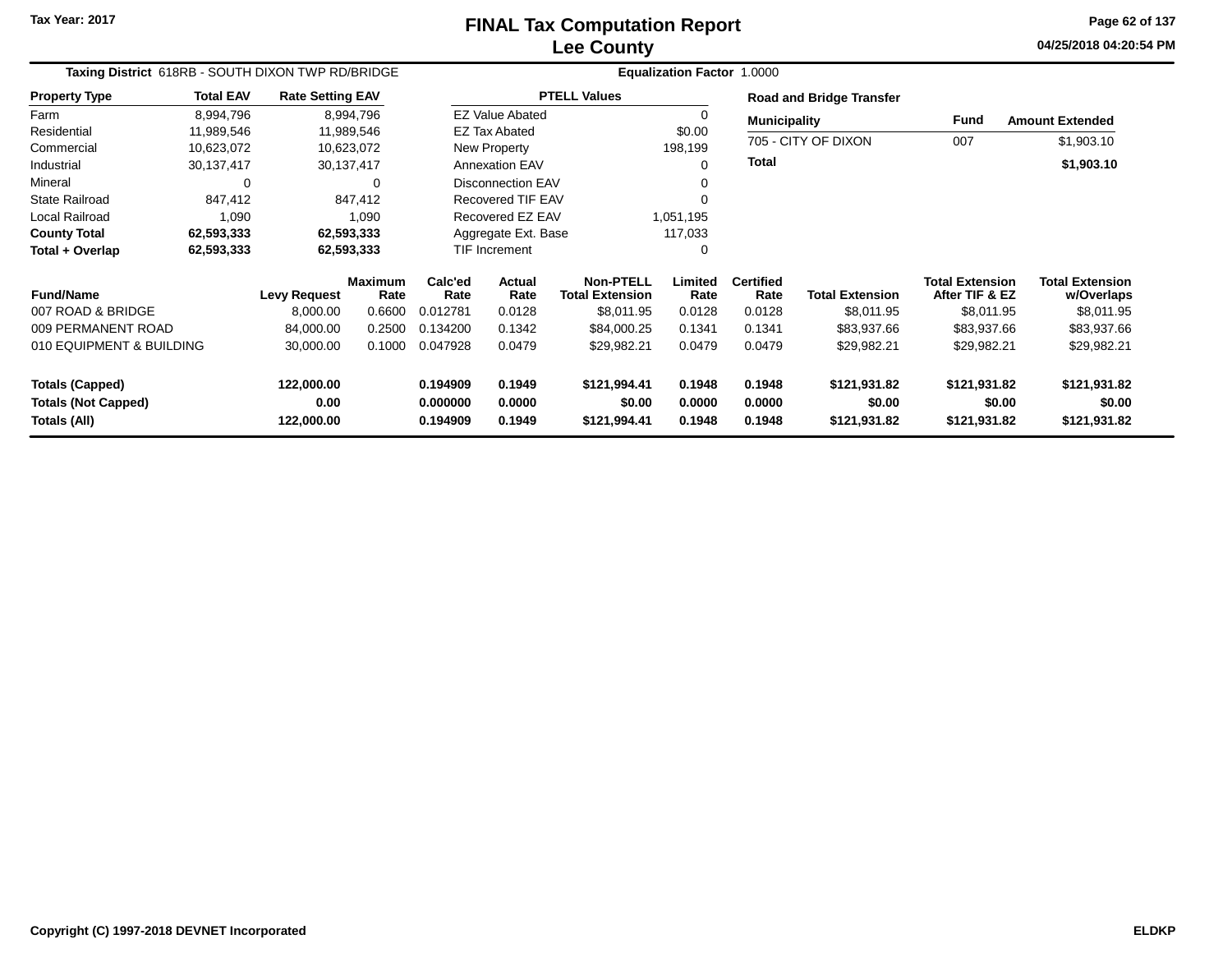Tax Year: 2017

# FINAL Tax Computation Report
## Lee County

04/25/2018 04:20:54 PM

**Taxing District** 618RB - SOUTH DIXON TWP RD/BRIDGE **Equalization Factor** 1.0000

| Property Type | Total EAV | Rate Setting EAV |
|---|---|---|
| Farm | 8,994,796 | 8,994,796 |
| Residential | 11,989,546 | 11,989,546 |
| Commercial | 10,623,072 | 10,623,072 |
| Industrial | 30,137,417 | 30,137,417 |
| Mineral | 0 | 0 |
| State Railroad | 847,412 | 847,412 |
| Local Railroad | 1,090 | 1,090 |
| **County Total** | **62,593,333** | **62,593,333** |
| **Total + Overlap** | **62,593,333** | **62,593,333** |

| PTELL Values | |
|---|---|
| EZ Value Abated | 0 |
| EZ Tax Abated | $0.00 |
| New Property | 198,199 |
| Annexation EAV | 0 |
| Disconnection EAV | 0 |
| Recovered TIF EAV | 0 |
| Recovered EZ EAV | 1,051,195 |
| Aggregate Ext. Base | 117,033 |
| TIF Increment | 0 |

**Road and Bridge Transfer**

| Municipality | Fund | Amount Extended |
|---|---|---|
| 705 - CITY OF DIXON | 007 | $1,903.10 |
| **Total** | | **$1,903.10** |

| Fund/Name | Levy Request | Maximum Rate | Calc'ed Rate | Actual Rate | Non-PTELL Total Extension | Limited Rate | Certified Rate | Total Extension | Total Extension After TIF & EZ | Total Extension w/Overlaps |
|---|---|---|---|---|---|---|---|---|---|---|
| 007 ROAD & BRIDGE | 8,000.00 | 0.6600 | 0.012781 | 0.0128 | $8,011.95 | 0.0128 | 0.0128 | $8,011.95 | $8,011.95 | $8,011.95 |
| 009 PERMANENT ROAD | 84,000.00 | 0.2500 | 0.134200 | 0.1342 | $84,000.25 | 0.1341 | 0.1341 | $83,937.66 | $83,937.66 | $83,937.66 |
| 010 EQUIPMENT & BUILDING | 30,000.00 | 0.1000 | 0.047928 | 0.0479 | $29,982.21 | 0.0479 | 0.0479 | $29,982.21 | $29,982.21 | $29,982.21 |
| **Totals (Capped)** | **122,000.00** | | **0.194909** | **0.1949** | **$121,994.41** | **0.1948** | **0.1948** | **$121,931.82** | **$121,931.82** | **$121,931.82** |
| **Totals (Not Capped)** | **0.00** | | **0.000000** | **0.0000** | **$0.00** | **0.0000** | **0.0000** | **$0.00** | **$0.00** | **$0.00** |
| **Totals (All)** | **122,000.00** | | **0.194909** | **0.1949** | **$121,994.41** | **0.1948** | **0.1948** | **$121,931.82** | **$121,931.82** | **$121,931.82** |

Copyright (C) 1997-2018 DEVNET Incorporated ELDKP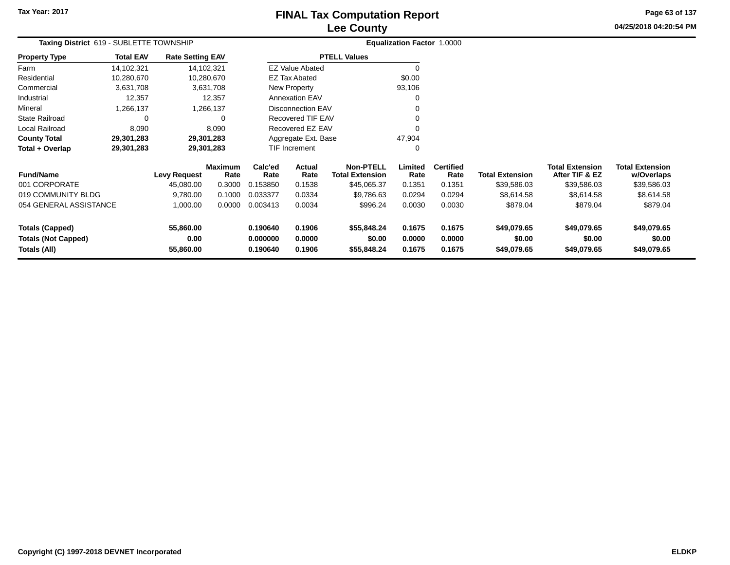Tax Year: 2017

# FINAL Tax Computation Report
## Lee County

04/25/2018 04:20:54 PM

**Taxing District** 619 - SUBLETTE TOWNSHIP **Equalization Factor** 1.0000

| Property Type | Total EAV | Rate Setting EAV |
|---|---|---|
| Farm | 14,102,321 | 14,102,321 |
| Residential | 10,280,670 | 10,280,670 |
| Commercial | 3,631,708 | 3,631,708 |
| Industrial | 12,357 | 12,357 |
| Mineral | 1,266,137 | 1,266,137 |
| State Railroad | 0 | 0 |
| Local Railroad | 8,090 | 8,090 |
| **County Total** | **29,301,283** | **29,301,283** |
| **Total + Overlap** | **29,301,283** | **29,301,283** |

| PTELL Values | |
|---|---|
| EZ Value Abated | 0 |
| EZ Tax Abated | $0.00 |
| New Property | 93,106 |
| Annexation EAV | 0 |
| Disconnection EAV | 0 |
| Recovered TIF EAV | 0 |
| Recovered EZ EAV | 0 |
| Aggregate Ext. Base | 47,904 |
| TIF Increment | 0 |

| Fund/Name | Levy Request | Maximum Rate | Calc'ed Rate | Actual Rate | Non-PTELL Total Extension | Limited Rate | Certified Rate | Total Extension | Total Extension After TIF & EZ | Total Extension w/Overlaps |
|---|---|---|---|---|---|---|---|---|---|---|
| 001 CORPORATE | 45,080.00 | 0.3000 | 0.153850 | 0.1538 | $45,065.37 | 0.1351 | 0.1351 | $39,586.03 | $39,586.03 | $39,586.03 |
| 019 COMMUNITY BLDG | 9,780.00 | 0.1000 | 0.033377 | 0.0334 | $9,786.63 | 0.0294 | 0.0294 | $8,614.58 | $8,614.58 | $8,614.58 |
| 054 GENERAL ASSISTANCE | 1,000.00 | 0.0000 | 0.003413 | 0.0034 | $996.24 | 0.0030 | 0.0030 | $879.04 | $879.04 | $879.04 |
| **Totals (Capped)** | **55,860.00** | | **0.190640** | **0.1906** | **$55,848.24** | **0.1675** | **0.1675** | **$49,079.65** | **$49,079.65** | **$49,079.65** |
| **Totals (Not Capped)** | **0.00** | | **0.000000** | **0.0000** | **$0.00** | **0.0000** | **0.0000** | **$0.00** | **$0.00** | **$0.00** |
| **Totals (All)** | **55,860.00** | | **0.190640** | **0.1906** | **$55,848.24** | **0.1675** | **0.1675** | **$49,079.65** | **$49,079.65** | **$49,079.65** |

Copyright (C) 1997-2018 DEVNET Incorporated ELDKP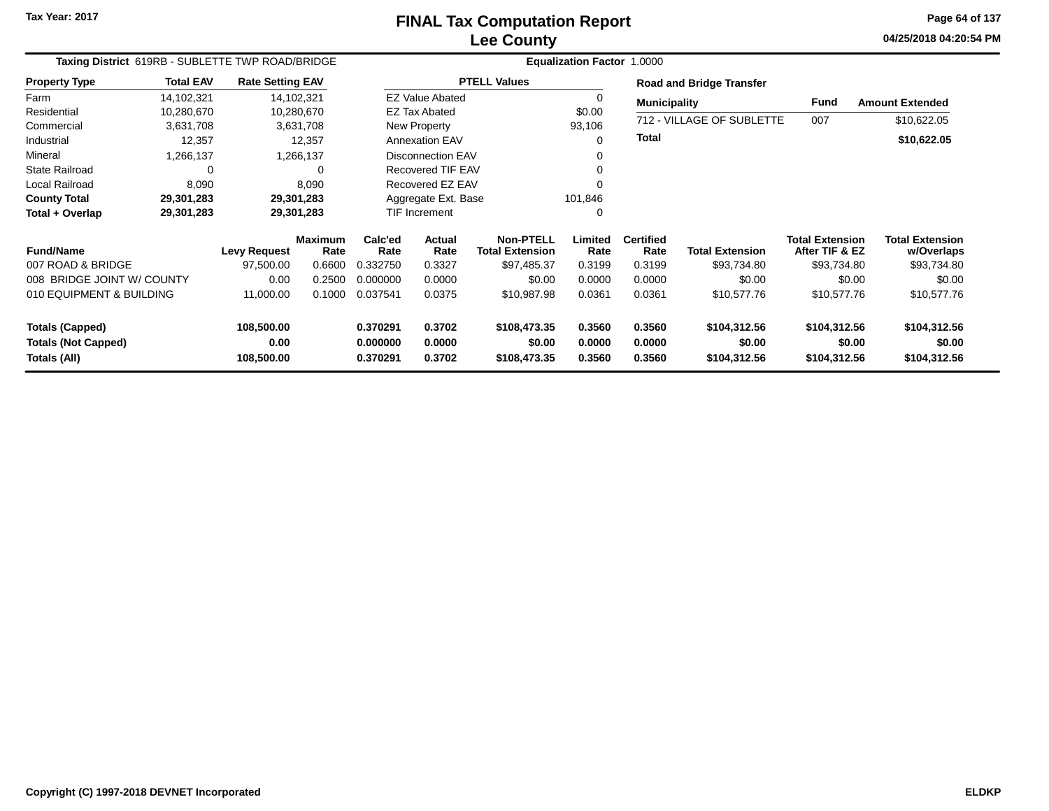# FINAL Tax Computation Report
## Lee County

Tax Year: 2017

04/25/2018 04:20:54 PM

**Taxing District** 619RB - SUBLETTE TWP ROAD/BRIDGE **Equalization Factor** 1.0000

| Property Type | Total EAV | Rate Setting EAV |
|---|---|---|
| Farm | 14,102,321 | 14,102,321 |
| Residential | 10,280,670 | 10,280,670 |
| Commercial | 3,631,708 | 3,631,708 |
| Industrial | 12,357 | 12,357 |
| Mineral | 1,266,137 | 1,266,137 |
| State Railroad | 0 | 0 |
| Local Railroad | 8,090 | 8,090 |
| **County Total** | **29,301,283** | **29,301,283** |
| **Total + Overlap** | **29,301,283** | **29,301,283** |

| PTELL Values | |
|---|---|
| EZ Value Abated | 0 |
| EZ Tax Abated | $0.00 |
| New Property | 93,106 |
| Annexation EAV | 0 |
| Disconnection EAV | 0 |
| Recovered TIF EAV | 0 |
| Recovered EZ EAV | 0 |
| Aggregate Ext. Base | 101,846 |
| TIF Increment | 0 |

**Road and Bridge Transfer**

| Municipality | Fund | Amount Extended |
|---|---|---|
| 712 - VILLAGE OF SUBLETTE | 007 | $10,622.05 |
| **Total** | | **$10,622.05** |

| Fund/Name | Levy Request | Maximum Rate | Calc'ed Rate | Actual Rate | Non-PTELL Total Extension | Limited Rate | Certified Rate | Total Extension | Total Extension After TIF & EZ | Total Extension w/Overlaps |
|---|---|---|---|---|---|---|---|---|---|---|
| 007 ROAD & BRIDGE | 97,500.00 | 0.6600 | 0.332750 | 0.3327 | $97,485.37 | 0.3199 | 0.3199 | $93,734.80 | $93,734.80 | $93,734.80 |
| 008 BRIDGE JOINT W/ COUNTY | 0.00 | 0.2500 | 0.000000 | 0.0000 | $0.00 | 0.0000 | 0.0000 | $0.00 | $0.00 | $0.00 |
| 010 EQUIPMENT & BUILDING | 11,000.00 | 0.1000 | 0.037541 | 0.0375 | $10,987.98 | 0.0361 | 0.0361 | $10,577.76 | $10,577.76 | $10,577.76 |
| **Totals (Capped)** | **108,500.00** | | **0.370291** | **0.3702** | **$108,473.35** | **0.3560** | **0.3560** | **$104,312.56** | **$104,312.56** | **$104,312.56** |
| **Totals (Not Capped)** | **0.00** | | **0.000000** | **0.0000** | **$0.00** | **0.0000** | **0.0000** | **$0.00** | **$0.00** | **$0.00** |
| **Totals (All)** | **108,500.00** | | **0.370291** | **0.3702** | **$108,473.35** | **0.3560** | **0.3560** | **$104,312.56** | **$104,312.56** | **$104,312.56** |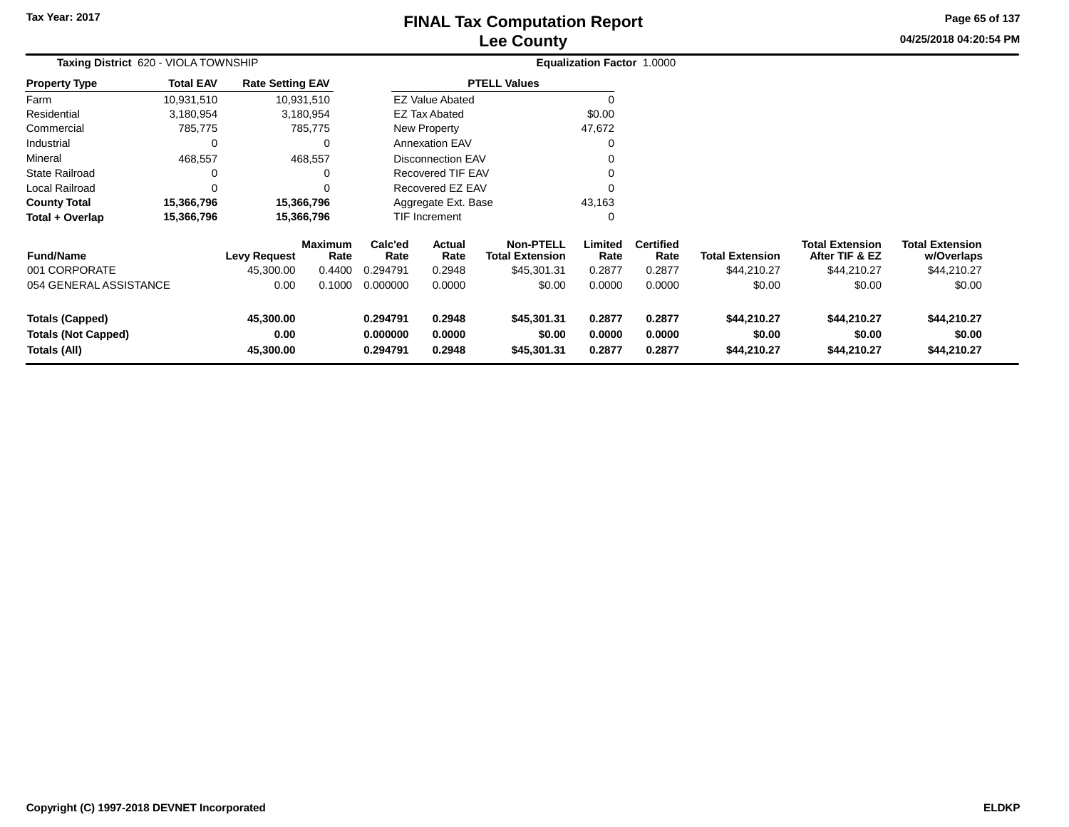# FINAL Tax Computation Report
## Lee County

Tax Year: 2017

04/25/2018 04:20:54 PM

**Taxing District** 620 - VIOLA TOWNSHIP **Equalization Factor** 1.0000

| Property Type | Total EAV | Rate Setting EAV |
|---|---|---|
| Farm | 10,931,510 | 10,931,510 |
| Residential | 3,180,954 | 3,180,954 |
| Commercial | 785,775 | 785,775 |
| Industrial | 0 | 0 |
| Mineral | 468,557 | 468,557 |
| State Railroad | 0 | 0 |
| Local Railroad | 0 | 0 |
| **County Total** | **15,366,796** | **15,366,796** |
| **Total + Overlap** | **15,366,796** | **15,366,796** |

| PTELL Values | |
|---|---|
| EZ Value Abated | 0 |
| EZ Tax Abated | $0.00 |
| New Property | 47,672 |
| Annexation EAV | 0 |
| Disconnection EAV | 0 |
| Recovered TIF EAV | 0 |
| Recovered EZ EAV | 0 |
| Aggregate Ext. Base | 43,163 |
| TIF Increment | 0 |

| Fund/Name | Levy Request | Maximum Rate | Calc'ed Rate | Actual Rate | Non-PTELL Total Extension | Limited Rate | Certified Rate | Total Extension | Total Extension After TIF & EZ | Total Extension w/Overlaps |
|---|---|---|---|---|---|---|---|---|---|---|
| 001 CORPORATE | 45,300.00 | 0.4400 | 0.294791 | 0.2948 | $45,301.31 | 0.2877 | 0.2877 | $44,210.27 | $44,210.27 | $44,210.27 |
| 054 GENERAL ASSISTANCE | 0.00 | 0.1000 | 0.000000 | 0.0000 | $0.00 | 0.0000 | 0.0000 | $0.00 | $0.00 | $0.00 |
| **Totals (Capped)** | **45,300.00** | | **0.294791** | **0.2948** | **$45,301.31** | **0.2877** | **0.2877** | **$44,210.27** | **$44,210.27** | **$44,210.27** |
| **Totals (Not Capped)** | **0.00** | | **0.000000** | **0.0000** | **$0.00** | **0.0000** | **0.0000** | **$0.00** | **$0.00** | **$0.00** |
| **Totals (All)** | **45,300.00** | | **0.294791** | **0.2948** | **$45,301.31** | **0.2877** | **0.2877** | **$44,210.27** | **$44,210.27** | **$44,210.27** |

Copyright (C) 1997-2018 DEVNET Incorporated ELDKP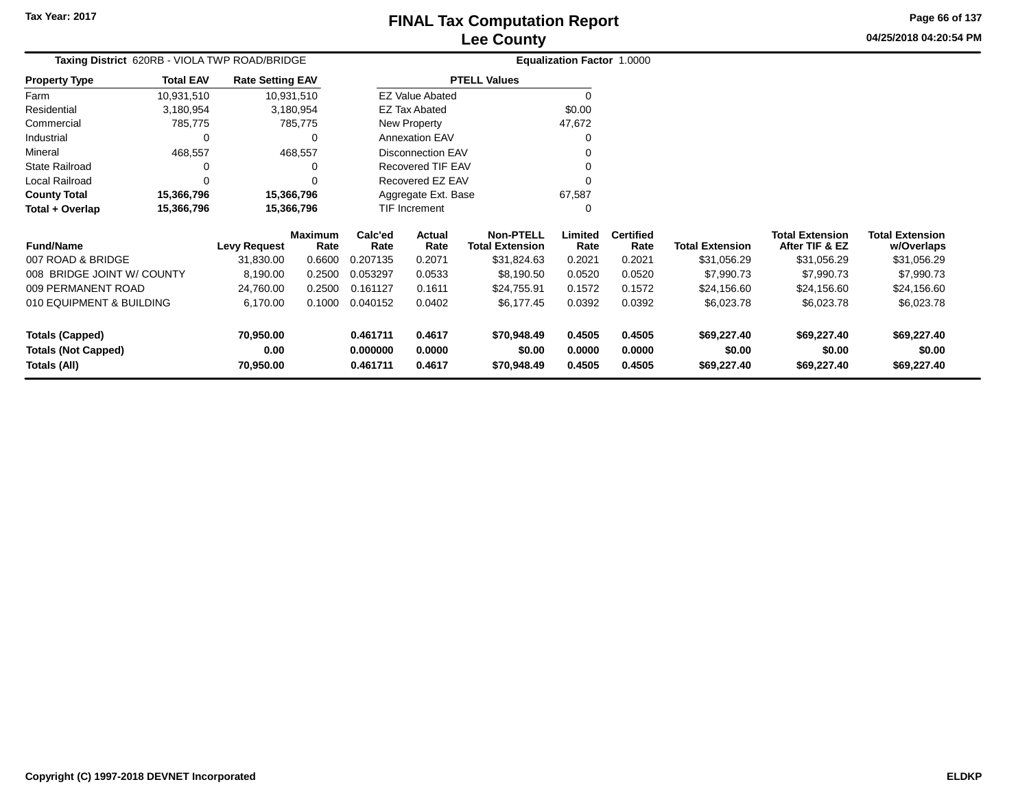Tax Year: 2017

# FINAL Tax Computation Report
## Lee County

04/25/2018 04:20:54 PM

**Taxing District** 620RB - VIOLA TWP ROAD/BRIDGE

**Equalization Factor** 1.0000

| Property Type | Total EAV | Rate Setting EAV |
|---|---|---|
| Farm | 10,931,510 | 10,931,510 |
| Residential | 3,180,954 | 3,180,954 |
| Commercial | 785,775 | 785,775 |
| Industrial | 0 | 0 |
| Mineral | 468,557 | 468,557 |
| State Railroad | 0 | 0 |
| Local Railroad | 0 | 0 |
| **County Total** | **15,366,796** | **15,366,796** |
| **Total + Overlap** | **15,366,796** | **15,366,796** |

| PTELL Values | |
|---|---|
| EZ Value Abated | 0 |
| EZ Tax Abated | $0.00 |
| New Property | 47,672 |
| Annexation EAV | 0 |
| Disconnection EAV | 0 |
| Recovered TIF EAV | 0 |
| Recovered EZ EAV | 0 |
| Aggregate Ext. Base | 67,587 |
| TIF Increment | 0 |

| Fund/Name | Levy Request | Maximum Rate | Calc'ed Rate | Actual Rate | Non-PTELL Total Extension | Limited Rate | Certified Rate | Total Extension | Total Extension After TIF & EZ | Total Extension w/Overlaps |
|---|---|---|---|---|---|---|---|---|---|---|
| 007 ROAD & BRIDGE | 31,830.00 | 0.6600 | 0.207135 | 0.2071 | $31,824.63 | 0.2021 | 0.2021 | $31,056.29 | $31,056.29 | $31,056.29 |
| 008 BRIDGE JOINT W/ COUNTY | 8,190.00 | 0.2500 | 0.053297 | 0.0533 | $8,190.50 | 0.0520 | 0.0520 | $7,990.73 | $7,990.73 | $7,990.73 |
| 009 PERMANENT ROAD | 24,760.00 | 0.2500 | 0.161127 | 0.1611 | $24,755.91 | 0.1572 | 0.1572 | $24,156.60 | $24,156.60 | $24,156.60 |
| 010 EQUIPMENT & BUILDING | 6,170.00 | 0.1000 | 0.040152 | 0.0402 | $6,177.45 | 0.0392 | 0.0392 | $6,023.78 | $6,023.78 | $6,023.78 |
| **Totals (Capped)** | **70,950.00** | | **0.461711** | **0.4617** | **$70,948.49** | **0.4505** | **0.4505** | **$69,227.40** | **$69,227.40** | **$69,227.40** |
| **Totals (Not Capped)** | **0.00** | | **0.000000** | **0.0000** | **$0.00** | **0.0000** | **0.0000** | **$0.00** | **$0.00** | **$0.00** |
| **Totals (All)** | **70,950.00** | | **0.461711** | **0.4617** | **$70,948.49** | **0.4505** | **0.4505** | **$69,227.40** | **$69,227.40** | **$69,227.40** |

Copyright (C) 1997-2018 DEVNET Incorporated

ELDKP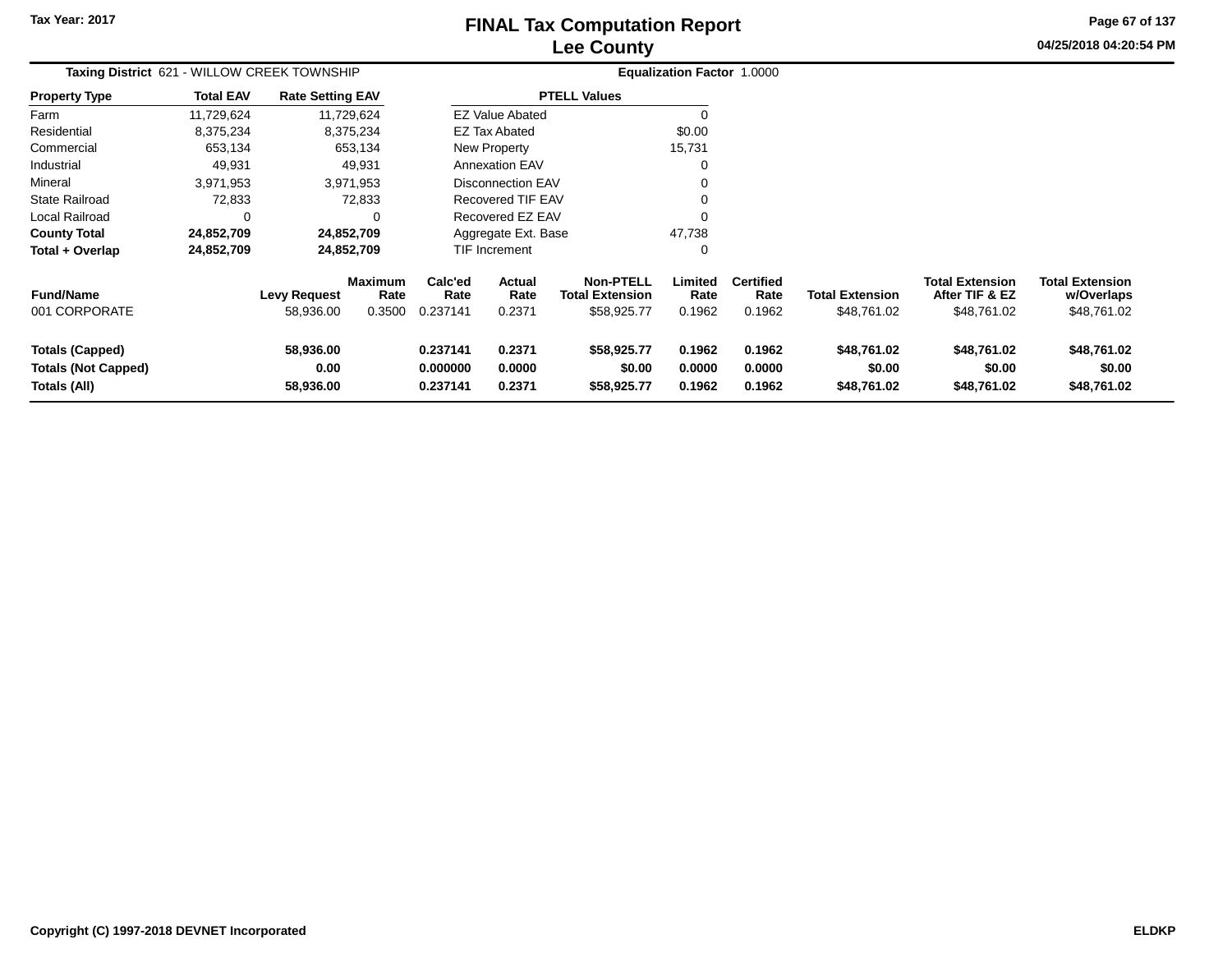Tax Year: 2017

# FINAL Tax Computation Report
## Lee County

04/25/2018 04:20:54 PM

**Taxing District** 621 - WILLOW CREEK TOWNSHIP **Equalization Factor** 1.0000

| Property Type | Total EAV | Rate Setting EAV |
|---|---|---|
| Farm | 11,729,624 | 11,729,624 |
| Residential | 8,375,234 | 8,375,234 |
| Commercial | 653,134 | 653,134 |
| Industrial | 49,931 | 49,931 |
| Mineral | 3,971,953 | 3,971,953 |
| State Railroad | 72,833 | 72,833 |
| Local Railroad | 0 | 0 |
| **County Total** | **24,852,709** | **24,852,709** |
| **Total + Overlap** | **24,852,709** | **24,852,709** |

| PTELL Values | |
|---|---|
| EZ Value Abated | 0 |
| EZ Tax Abated | $0.00 |
| New Property | 15,731 |
| Annexation EAV | 0 |
| Disconnection EAV | 0 |
| Recovered TIF EAV | 0 |
| Recovered EZ EAV | 0 |
| Aggregate Ext. Base | 47,738 |
| TIF Increment | 0 |

| Fund/Name | Levy Request | Maximum Rate | Calc'ed Rate | Actual Rate | Non-PTELL Total Extension | Limited Rate | Certified Rate | Total Extension | Total Extension After TIF & EZ | Total Extension w/Overlaps |
|---|---|---|---|---|---|---|---|---|---|---|
| 001 CORPORATE | 58,936.00 | 0.3500 | 0.237141 | 0.2371 | $58,925.77 | 0.1962 | 0.1962 | $48,761.02 | $48,761.02 | $48,761.02 |
| **Totals (Capped)** | **58,936.00** | | **0.237141** | **0.2371** | **$58,925.77** | **0.1962** | **0.1962** | **$48,761.02** | **$48,761.02** | **$48,761.02** |
| **Totals (Not Capped)** | **0.00** | | **0.000000** | **0.0000** | **$0.00** | **0.0000** | **0.0000** | **$0.00** | **$0.00** | **$0.00** |
| **Totals (All)** | **58,936.00** | | **0.237141** | **0.2371** | **$58,925.77** | **0.1962** | **0.1962** | **$48,761.02** | **$48,761.02** | **$48,761.02** |

Copyright (C) 1997-2018 DEVNET Incorporated ELDKP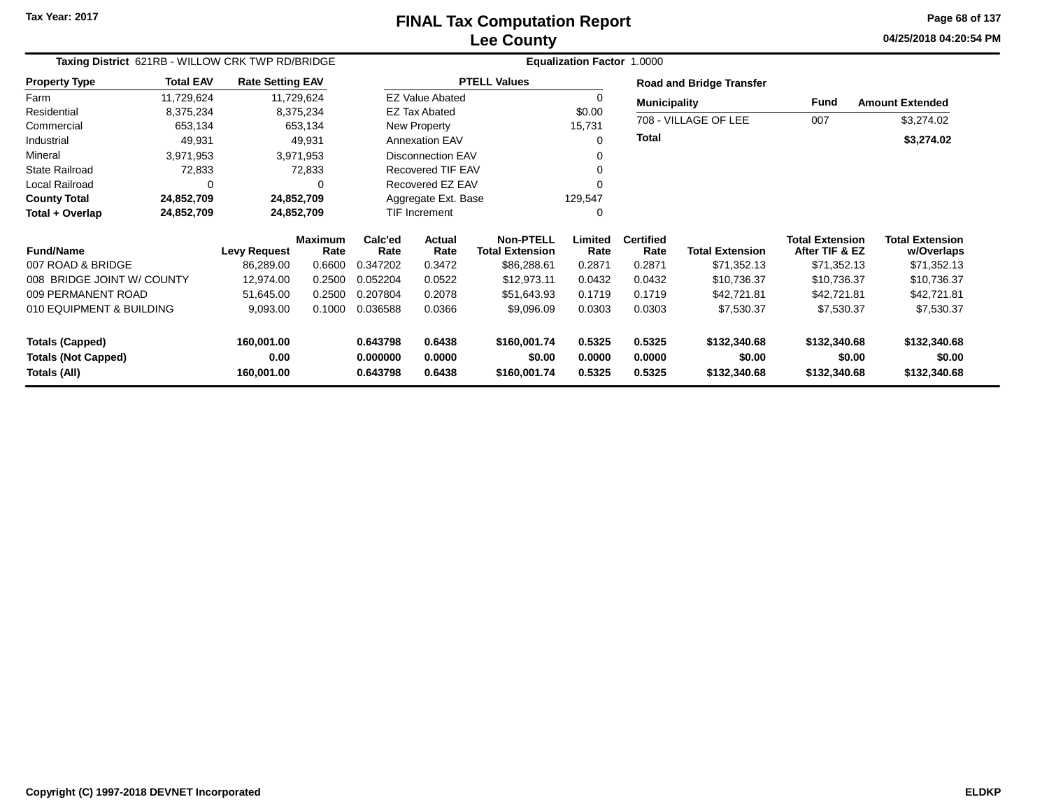# FINAL Tax Computation Report
## Lee County

Tax Year: 2017

04/25/2018 04:20:54 PM

**Taxing District** 621RB - WILLOW CRK TWP RD/BRIDGE **Equalization Factor** 1.0000

| Property Type | Total EAV | Rate Setting EAV |
|---|---|---|
| Farm | 11,729,624 | 11,729,624 |
| Residential | 8,375,234 | 8,375,234 |
| Commercial | 653,134 | 653,134 |
| Industrial | 49,931 | 49,931 |
| Mineral | 3,971,953 | 3,971,953 |
| State Railroad | 72,833 | 72,833 |
| Local Railroad | 0 | 0 |
| **County Total** | **24,852,709** | **24,852,709** |
| **Total + Overlap** | **24,852,709** | **24,852,709** |

| PTELL Values | |
|---|---|
| EZ Value Abated | 0 |
| EZ Tax Abated | $0.00 |
| New Property | 15,731 |
| Annexation EAV | 0 |
| Disconnection EAV | 0 |
| Recovered TIF EAV | 0 |
| Recovered EZ EAV | 0 |
| Aggregate Ext. Base | 129,547 |
| TIF Increment | 0 |

**Road and Bridge Transfer**

| Municipality | Fund | Amount Extended |
|---|---|---|
| 708 - VILLAGE OF LEE | 007 | $3,274.02 |
| **Total** | | **$3,274.02** |

| Fund/Name | Levy Request | Maximum Rate | Calc'ed Rate | Actual Rate | Non-PTELL Total Extension | Limited Rate | Certified Rate | Total Extension | Total Extension After TIF & EZ | Total Extension w/Overlaps |
|---|---|---|---|---|---|---|---|---|---|---|
| 007 ROAD & BRIDGE | 86,289.00 | 0.6600 | 0.347202 | 0.3472 | $86,288.61 | 0.2871 | 0.2871 | $71,352.13 | $71,352.13 | $71,352.13 |
| 008 BRIDGE JOINT W/ COUNTY | 12,974.00 | 0.2500 | 0.052204 | 0.0522 | $12,973.11 | 0.0432 | 0.0432 | $10,736.37 | $10,736.37 | $10,736.37 |
| 009 PERMANENT ROAD | 51,645.00 | 0.2500 | 0.207804 | 0.2078 | $51,643.93 | 0.1719 | 0.1719 | $42,721.81 | $42,721.81 | $42,721.81 |
| 010 EQUIPMENT & BUILDING | 9,093.00 | 0.1000 | 0.036588 | 0.0366 | $9,096.09 | 0.0303 | 0.0303 | $7,530.37 | $7,530.37 | $7,530.37 |
| **Totals (Capped)** | **160,001.00** | | **0.643798** | **0.6438** | **$160,001.74** | **0.5325** | **0.5325** | **$132,340.68** | **$132,340.68** | **$132,340.68** |
| **Totals (Not Capped)** | **0.00** | | **0.000000** | **0.0000** | **$0.00** | **0.0000** | **0.0000** | **$0.00** | **$0.00** | **$0.00** |
| **Totals (All)** | **160,001.00** | | **0.643798** | **0.6438** | **$160,001.74** | **0.5325** | **0.5325** | **$132,340.68** | **$132,340.68** | **$132,340.68** |

Copyright (C) 1997-2018 DEVNET Incorporated ELDKP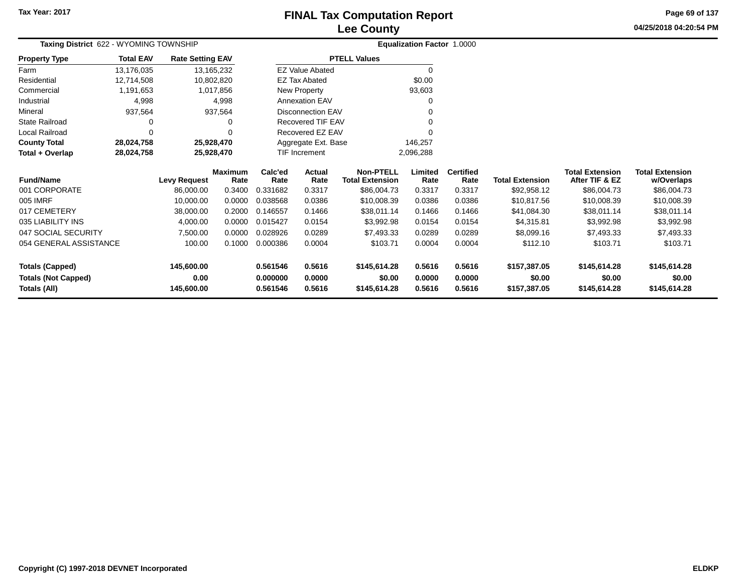# FINAL Tax Computation Report
## Lee County

Tax Year: 2017

**Taxing District** 622 - WYOMING TOWNSHIP

**Equalization Factor** 1.0000

| Property Type | Total EAV | Rate Setting EAV |
|---|---|---|
| Farm | 13,176,035 | 13,165,232 |
| Residential | 12,714,508 | 10,802,820 |
| Commercial | 1,191,653 | 1,017,856 |
| Industrial | 4,998 | 4,998 |
| Mineral | 937,564 | 937,564 |
| State Railroad | 0 | 0 |
| Local Railroad | 0 | 0 |
| **County Total** | **28,024,758** | **25,928,470** |
| **Total + Overlap** | **28,024,758** | **25,928,470** |

| PTELL Values | |
|---|---|
| EZ Value Abated | 0 |
| EZ Tax Abated | $0.00 |
| New Property | 93,603 |
| Annexation EAV | 0 |
| Disconnection EAV | 0 |
| Recovered TIF EAV | 0 |
| Recovered EZ EAV | 0 |
| Aggregate Ext. Base | 146,257 |
| TIF Increment | 2,096,288 |

| Fund/Name | Levy Request | Maximum Rate | Calc'ed Rate | Actual Rate | Non-PTELL Total Extension | Limited Rate | Certified Rate | Total Extension | Total Extension After TIF & EZ | Total Extension w/Overlaps |
|---|---|---|---|---|---|---|---|---|---|---|
| 001 CORPORATE | 86,000.00 | 0.3400 | 0.331682 | 0.3317 | $86,004.73 | 0.3317 | 0.3317 | $92,958.12 | $86,004.73 | $86,004.73 |
| 005 IMRF | 10,000.00 | 0.0000 | 0.038568 | 0.0386 | $10,008.39 | 0.0386 | 0.0386 | $10,817.56 | $10,008.39 | $10,008.39 |
| 017 CEMETERY | 38,000.00 | 0.2000 | 0.146557 | 0.1466 | $38,011.14 | 0.1466 | 0.1466 | $41,084.30 | $38,011.14 | $38,011.14 |
| 035 LIABILITY INS | 4,000.00 | 0.0000 | 0.015427 | 0.0154 | $3,992.98 | 0.0154 | 0.0154 | $4,315.81 | $3,992.98 | $3,992.98 |
| 047 SOCIAL SECURITY | 7,500.00 | 0.0000 | 0.028926 | 0.0289 | $7,493.33 | 0.0289 | 0.0289 | $8,099.16 | $7,493.33 | $7,493.33 |
| 054 GENERAL ASSISTANCE | 100.00 | 0.1000 | 0.000386 | 0.0004 | $103.71 | 0.0004 | 0.0004 | $112.10 | $103.71 | $103.71 |
| **Totals (Capped)** | **145,600.00** | | **0.561546** | **0.5616** | **$145,614.28** | **0.5616** | **0.5616** | **$157,387.05** | **$145,614.28** | **$145,614.28** |
| **Totals (Not Capped)** | **0.00** | | **0.000000** | **0.0000** | **$0.00** | **0.0000** | **0.0000** | **$0.00** | **$0.00** | **$0.00** |
| **Totals (All)** | **145,600.00** | | **0.561546** | **0.5616** | **$145,614.28** | **0.5616** | **0.5616** | **$157,387.05** | **$145,614.28** | **$145,614.28** |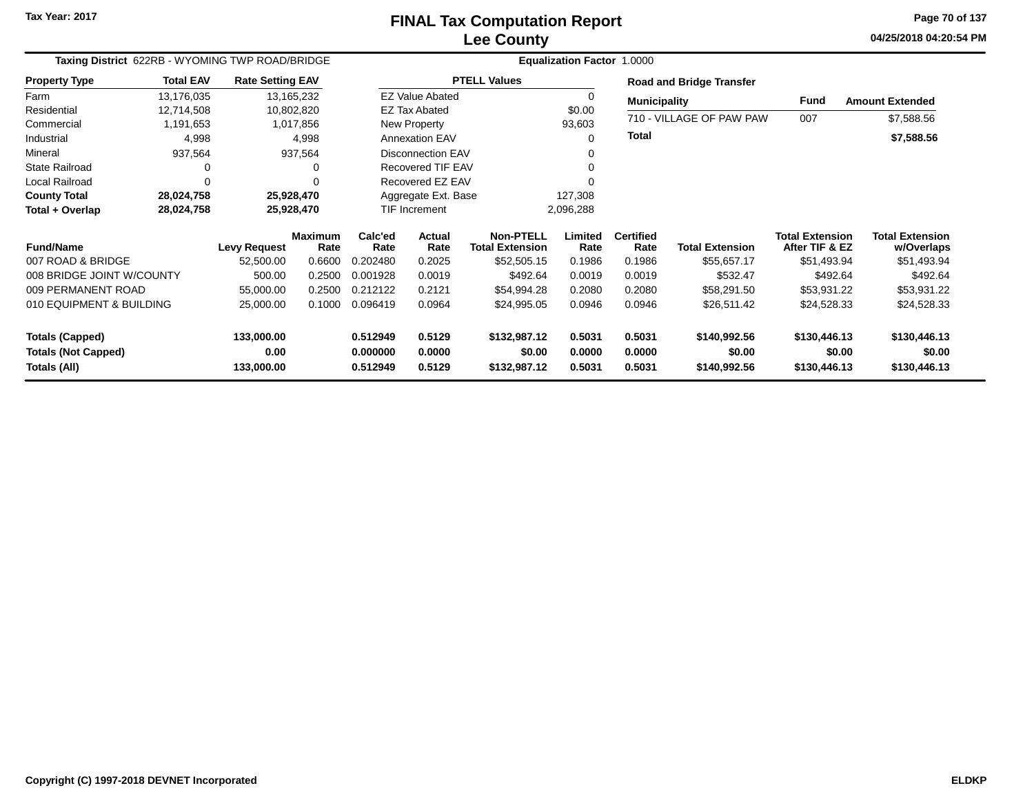Tax Year: 2017

# FINAL Tax Computation Report
## Lee County

04/25/2018 04:20:54 PM

**Taxing District** 622RB - WYOMING TWP ROAD/BRIDGE — **Equalization Factor** 1.0000

| Property Type | Total EAV | Rate Setting EAV |
|---|---|---|
| Farm | 13,176,035 | 13,165,232 |
| Residential | 12,714,508 | 10,802,820 |
| Commercial | 1,191,653 | 1,017,856 |
| Industrial | 4,998 | 4,998 |
| Mineral | 937,564 | 937,564 |
| State Railroad | 0 | 0 |
| Local Railroad | 0 | 0 |
| **County Total** | **28,024,758** | **25,928,470** |
| **Total + Overlap** | **28,024,758** | **25,928,470** |

| PTELL Values | |
|---|---|
| EZ Value Abated | 0 |
| EZ Tax Abated | $0.00 |
| New Property | 93,603 |
| Annexation EAV | 0 |
| Disconnection EAV | 0 |
| Recovered TIF EAV | 0 |
| Recovered EZ EAV | 0 |
| Aggregate Ext. Base | 127,308 |
| TIF Increment | 2,096,288 |

**Road and Bridge Transfer**

| Municipality | Fund | Amount Extended |
|---|---|---|
| 710 - VILLAGE OF PAW PAW | 007 | $7,588.56 |
| **Total** | | **$7,588.56** |

| Fund/Name | Levy Request | Maximum Rate | Calc'ed Rate | Actual Rate | Non-PTELL Total Extension | Limited Rate | Certified Rate | Total Extension | Total Extension After TIF & EZ | Total Extension w/Overlaps |
|---|---|---|---|---|---|---|---|---|---|---|
| 007 ROAD & BRIDGE | 52,500.00 | 0.6600 | 0.202480 | 0.2025 | $52,505.15 | 0.1986 | 0.1986 | $55,657.17 | $51,493.94 | $51,493.94 |
| 008 BRIDGE JOINT W/COUNTY | 500.00 | 0.2500 | 0.001928 | 0.0019 | $492.64 | 0.0019 | 0.0019 | $532.47 | $492.64 | $492.64 |
| 009 PERMANENT ROAD | 55,000.00 | 0.2500 | 0.212122 | 0.2121 | $54,994.28 | 0.2080 | 0.2080 | $58,291.50 | $53,931.22 | $53,931.22 |
| 010 EQUIPMENT & BUILDING | 25,000.00 | 0.1000 | 0.096419 | 0.0964 | $24,995.05 | 0.0946 | 0.0946 | $26,511.42 | $24,528.33 | $24,528.33 |
| **Totals (Capped)** | **133,000.00** | | **0.512949** | **0.5129** | **$132,987.12** | **0.5031** | **0.5031** | **$140,992.56** | **$130,446.13** | **$130,446.13** |
| **Totals (Not Capped)** | **0.00** | | **0.000000** | **0.0000** | **$0.00** | **0.0000** | **0.0000** | **$0.00** | **$0.00** | **$0.00** |
| **Totals (All)** | **133,000.00** | | **0.512949** | **0.5129** | **$132,987.12** | **0.5031** | **0.5031** | **$140,992.56** | **$130,446.13** | **$130,446.13** |

Copyright (C) 1997-2018 DEVNET Incorporated — ELDKP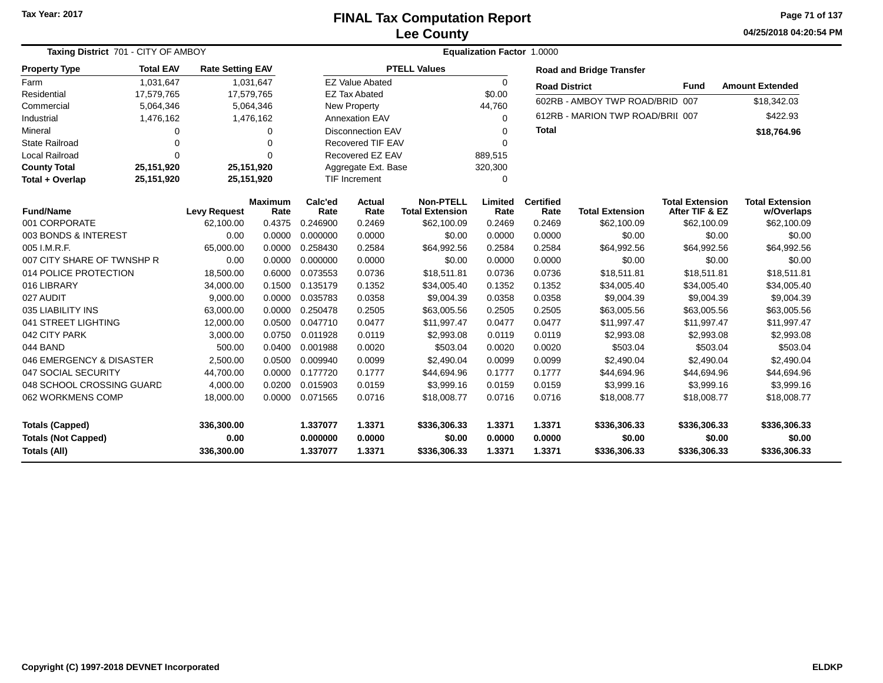Tax Year: 2017

# FINAL Tax Computation Report
## Lee County

04/25/2018 04:20:54 PM

**Taxing District** 701 - CITY OF AMBOY **Equalization Factor** 1.0000

| Property Type | Total EAV | Rate Setting EAV |
|---|---|---|
| Farm | 1,031,647 | 1,031,647 |
| Residential | 17,579,765 | 17,579,765 |
| Commercial | 5,064,346 | 5,064,346 |
| Industrial | 1,476,162 | 1,476,162 |
| Mineral | 0 | 0 |
| State Railroad | 0 | 0 |
| Local Railroad | 0 | 0 |
| **County Total** | **25,151,920** | **25,151,920** |
| **Total + Overlap** | **25,151,920** | **25,151,920** |

| PTELL Values | |
|---|---|
| EZ Value Abated | 0 |
| EZ Tax Abated | $0.00 |
| New Property | 44,760 |
| Annexation EAV | 0 |
| Disconnection EAV | 0 |
| Recovered TIF EAV | 0 |
| Recovered EZ EAV | 889,515 |
| Aggregate Ext. Base | 320,300 |
| TIF Increment | 0 |

**Road and Bridge Transfer**

| Road District | Fund | Amount Extended |
|---|---|---|
| 602RB - AMBOY TWP ROAD/BRID | 007 | $18,342.03 |
| 612RB - MARION TWP ROAD/BRII | 007 | $422.93 |
| **Total** | | **$18,764.96** |

| Fund/Name | Levy Request | Maximum Rate | Calc'ed Rate | Actual Rate | Non-PTELL Total Extension | Limited Rate | Certified Rate | Total Extension | Total Extension After TIF & EZ | Total Extension w/Overlaps |
|---|---|---|---|---|---|---|---|---|---|---|
| 001 CORPORATE | 62,100.00 | 0.4375 | 0.246900 | 0.2469 | $62,100.09 | 0.2469 | 0.2469 | $62,100.09 | $62,100.09 | $62,100.09 |
| 003 BONDS & INTEREST | 0.00 | 0.0000 | 0.000000 | 0.0000 | $0.00 | 0.0000 | 0.0000 | $0.00 | $0.00 | $0.00 |
| 005 I.M.R.F. | 65,000.00 | 0.0000 | 0.258430 | 0.2584 | $64,992.56 | 0.2584 | 0.2584 | $64,992.56 | $64,992.56 | $64,992.56 |
| 007 CITY SHARE OF TWNSHP R | 0.00 | 0.0000 | 0.000000 | 0.0000 | $0.00 | 0.0000 | 0.0000 | $0.00 | $0.00 | $0.00 |
| 014 POLICE PROTECTION | 18,500.00 | 0.6000 | 0.073553 | 0.0736 | $18,511.81 | 0.0736 | 0.0736 | $18,511.81 | $18,511.81 | $18,511.81 |
| 016 LIBRARY | 34,000.00 | 0.1500 | 0.135179 | 0.1352 | $34,005.40 | 0.1352 | 0.1352 | $34,005.40 | $34,005.40 | $34,005.40 |
| 027 AUDIT | 9,000.00 | 0.0000 | 0.035783 | 0.0358 | $9,004.39 | 0.0358 | 0.0358 | $9,004.39 | $9,004.39 | $9,004.39 |
| 035 LIABILITY INS | 63,000.00 | 0.0000 | 0.250478 | 0.2505 | $63,005.56 | 0.2505 | 0.2505 | $63,005.56 | $63,005.56 | $63,005.56 |
| 041 STREET LIGHTING | 12,000.00 | 0.0500 | 0.047710 | 0.0477 | $11,997.47 | 0.0477 | 0.0477 | $11,997.47 | $11,997.47 | $11,997.47 |
| 042 CITY PARK | 3,000.00 | 0.0750 | 0.011928 | 0.0119 | $2,993.08 | 0.0119 | 0.0119 | $2,993.08 | $2,993.08 | $2,993.08 |
| 044 BAND | 500.00 | 0.0400 | 0.001988 | 0.0020 | $503.04 | 0.0020 | 0.0020 | $503.04 | $503.04 | $503.04 |
| 046 EMERGENCY & DISASTER | 2,500.00 | 0.0500 | 0.009940 | 0.0099 | $2,490.04 | 0.0099 | 0.0099 | $2,490.04 | $2,490.04 | $2,490.04 |
| 047 SOCIAL SECURITY | 44,700.00 | 0.0000 | 0.177720 | 0.1777 | $44,694.96 | 0.1777 | 0.1777 | $44,694.96 | $44,694.96 | $44,694.96 |
| 048 SCHOOL CROSSING GUARD | 4,000.00 | 0.0200 | 0.015903 | 0.0159 | $3,999.16 | 0.0159 | 0.0159 | $3,999.16 | $3,999.16 | $3,999.16 |
| 062 WORKMENS COMP | 18,000.00 | 0.0000 | 0.071565 | 0.0716 | $18,008.77 | 0.0716 | 0.0716 | $18,008.77 | $18,008.77 | $18,008.77 |
| **Totals (Capped)** | **336,300.00** | | **1.337077** | **1.3371** | **$336,306.33** | **1.3371** | **1.3371** | **$336,306.33** | **$336,306.33** | **$336,306.33** |
| **Totals (Not Capped)** | **0.00** | | **0.000000** | **0.0000** | **$0.00** | **0.0000** | **0.0000** | **$0.00** | **$0.00** | **$0.00** |
| **Totals (All)** | **336,300.00** | | **1.337077** | **1.3371** | **$336,306.33** | **1.3371** | **1.3371** | **$336,306.33** | **$336,306.33** | **$336,306.33** |

Copyright (C) 1997-2018 DEVNET Incorporated ELDKP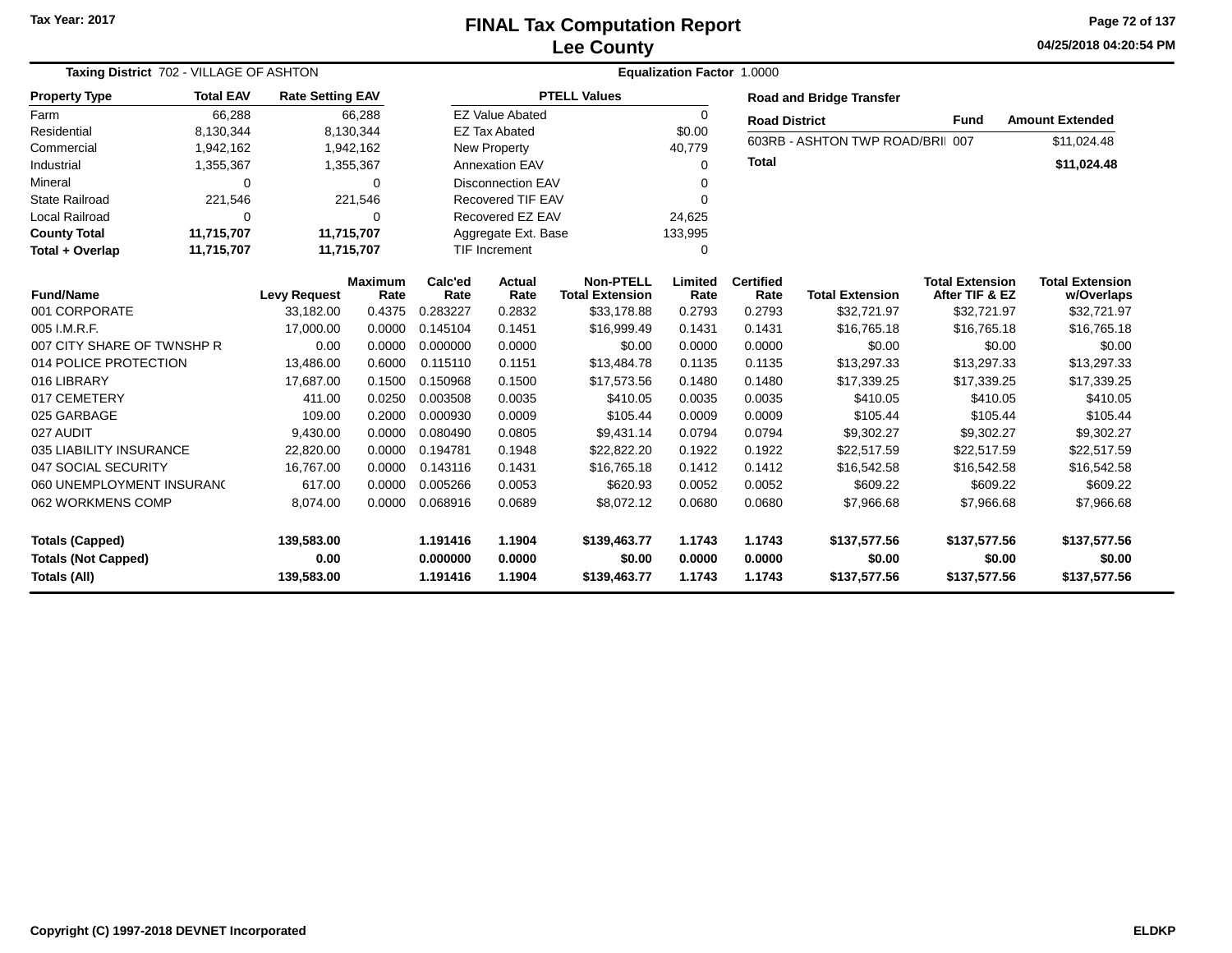Tax Year: 2017

# FINAL Tax Computation Report
## Lee County

04/25/2018 04:20:54 PM

**Taxing District** 702 - VILLAGE OF ASHTON

**Equalization Factor** 1.0000

| Property Type | Total EAV | Rate Setting EAV |
|---|---|---|
| Farm | 66,288 | 66,288 |
| Residential | 8,130,344 | 8,130,344 |
| Commercial | 1,942,162 | 1,942,162 |
| Industrial | 1,355,367 | 1,355,367 |
| Mineral | 0 | 0 |
| State Railroad | 221,546 | 221,546 |
| Local Railroad | 0 | 0 |
| **County Total** | **11,715,707** | **11,715,707** |
| **Total + Overlap** | **11,715,707** | **11,715,707** |

| PTELL Values | |
|---|---|
| EZ Value Abated | 0 |
| EZ Tax Abated | $0.00 |
| New Property | 40,779 |
| Annexation EAV | 0 |
| Disconnection EAV | 0 |
| Recovered TIF EAV | 0 |
| Recovered EZ EAV | 24,625 |
| Aggregate Ext. Base | 133,995 |
| TIF Increment | 0 |

**Road and Bridge Transfer**

| Road District | Fund | Amount Extended |
|---|---|---|
| 603RB - ASHTON TWP ROAD/BRII | 007 | $11,024.48 |
| **Total** | | **$11,024.48** |

| Fund/Name | Levy Request | Maximum Rate | Calc'ed Rate | Actual Rate | Non-PTELL Total Extension | Limited Rate | Certified Rate | Total Extension | Total Extension After TIF & EZ | Total Extension w/Overlaps |
|---|---|---|---|---|---|---|---|---|---|---|
| 001 CORPORATE | 33,182.00 | 0.4375 | 0.283227 | 0.2832 | $33,178.88 | 0.2793 | 0.2793 | $32,721.97 | $32,721.97 | $32,721.97 |
| 005 I.M.R.F. | 17,000.00 | 0.0000 | 0.145104 | 0.1451 | $16,999.49 | 0.1431 | 0.1431 | $16,765.18 | $16,765.18 | $16,765.18 |
| 007 CITY SHARE OF TWNSHP R | 0.00 | 0.0000 | 0.000000 | 0.0000 | $0.00 | 0.0000 | 0.0000 | $0.00 | $0.00 | $0.00 |
| 014 POLICE PROTECTION | 13,486.00 | 0.6000 | 0.115110 | 0.1151 | $13,484.78 | 0.1135 | 0.1135 | $13,297.33 | $13,297.33 | $13,297.33 |
| 016 LIBRARY | 17,687.00 | 0.1500 | 0.150968 | 0.1500 | $17,573.56 | 0.1480 | 0.1480 | $17,339.25 | $17,339.25 | $17,339.25 |
| 017 CEMETERY | 411.00 | 0.0250 | 0.003508 | 0.0035 | $410.05 | 0.0035 | 0.0035 | $410.05 | $410.05 | $410.05 |
| 025 GARBAGE | 109.00 | 0.2000 | 0.000930 | 0.0009 | $105.44 | 0.0009 | 0.0009 | $105.44 | $105.44 | $105.44 |
| 027 AUDIT | 9,430.00 | 0.0000 | 0.080490 | 0.0805 | $9,431.14 | 0.0794 | 0.0794 | $9,302.27 | $9,302.27 | $9,302.27 |
| 035 LIABILITY INSURANCE | 22,820.00 | 0.0000 | 0.194781 | 0.1948 | $22,822.20 | 0.1922 | 0.1922 | $22,517.59 | $22,517.59 | $22,517.59 |
| 047 SOCIAL SECURITY | 16,767.00 | 0.0000 | 0.143116 | 0.1431 | $16,765.18 | 0.1412 | 0.1412 | $16,542.58 | $16,542.58 | $16,542.58 |
| 060 UNEMPLOYMENT INSURANC | 617.00 | 0.0000 | 0.005266 | 0.0053 | $620.93 | 0.0052 | 0.0052 | $609.22 | $609.22 | $609.22 |
| 062 WORKMENS COMP | 8,074.00 | 0.0000 | 0.068916 | 0.0689 | $8,072.12 | 0.0680 | 0.0680 | $7,966.68 | $7,966.68 | $7,966.68 |
| **Totals (Capped)** | **139,583.00** | | **1.191416** | **1.1904** | **$139,463.77** | **1.1743** | **1.1743** | **$137,577.56** | **$137,577.56** | **$137,577.56** |
| **Totals (Not Capped)** | **0.00** | | **0.000000** | **0.0000** | **$0.00** | **0.0000** | **0.0000** | **$0.00** | **$0.00** | **$0.00** |
| **Totals (All)** | **139,583.00** | | **1.191416** | **1.1904** | **$139,463.77** | **1.1743** | **1.1743** | **$137,577.56** | **$137,577.56** | **$137,577.56** |

Copyright (C) 1997-2018 DEVNET Incorporated

ELDKP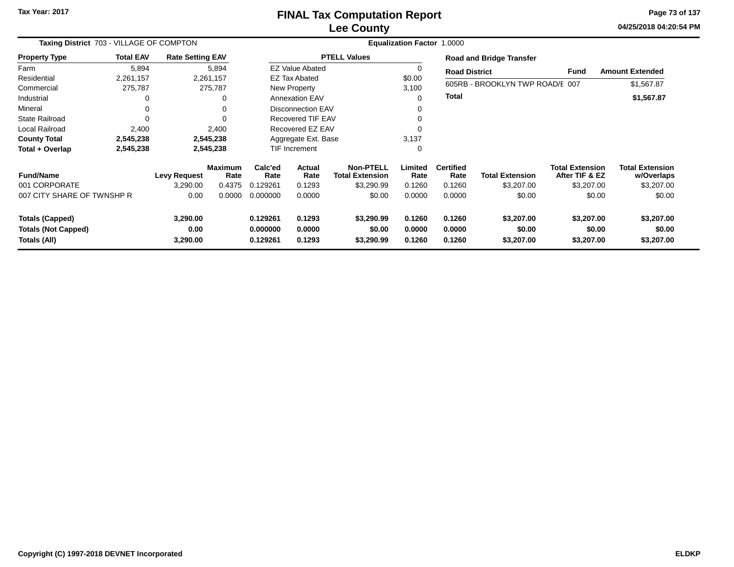# FINAL Tax Computation Report
## Lee County

Tax Year: 2017

04/25/2018 04:20:54 PM

**Taxing District** 703 - VILLAGE OF COMPTON **Equalization Factor** 1.0000

| Property Type | Total EAV | Rate Setting EAV |
|---|---|---|
| Farm | 5,894 | 5,894 |
| Residential | 2,261,157 | 2,261,157 |
| Commercial | 275,787 | 275,787 |
| Industrial | 0 | 0 |
| Mineral | 0 | 0 |
| State Railroad | 0 | 0 |
| Local Railroad | 2,400 | 2,400 |
| **County Total** | **2,545,238** | **2,545,238** |
| **Total + Overlap** | **2,545,238** | **2,545,238** |

| PTELL Values | |
|---|---|
| EZ Value Abated | 0 |
| EZ Tax Abated | $0.00 |
| New Property | 3,100 |
| Annexation EAV | 0 |
| Disconnection EAV | 0 |
| Recovered TIF EAV | 0 |
| Recovered EZ EAV | 0 |
| Aggregate Ext. Base | 3,137 |
| TIF Increment | 0 |

**Road and Bridge Transfer**

| Road District | Fund | Amount Extended |
|---|---|---|
| 605RB - BROOKLYN TWP ROAD/E | 007 | $1,567.87 |
| **Total** | | **$1,567.87** |

| Fund/Name | Levy Request | Maximum Rate | Calc'ed Rate | Actual Rate | Non-PTELL Total Extension | Limited Rate | Certified Rate | Total Extension | Total Extension After TIF & EZ | Total Extension w/Overlaps |
|---|---|---|---|---|---|---|---|---|---|---|
| 001 CORPORATE | 3,290.00 | 0.4375 | 0.129261 | 0.1293 | $3,290.99 | 0.1260 | 0.1260 | $3,207.00 | $3,207.00 | $3,207.00 |
| 007 CITY SHARE OF TWNSHP R | 0.00 | 0.0000 | 0.000000 | 0.0000 | $0.00 | 0.0000 | 0.0000 | $0.00 | $0.00 | $0.00 |
| **Totals (Capped)** | **3,290.00** | | **0.129261** | **0.1293** | **$3,290.99** | **0.1260** | **0.1260** | **$3,207.00** | **$3,207.00** | **$3,207.00** |
| **Totals (Not Capped)** | **0.00** | | **0.000000** | **0.0000** | **$0.00** | **0.0000** | **0.0000** | **$0.00** | **$0.00** | **$0.00** |
| **Totals (All)** | **3,290.00** | | **0.129261** | **0.1293** | **$3,290.99** | **0.1260** | **0.1260** | **$3,207.00** | **$3,207.00** | **$3,207.00** |

Copyright (C) 1997-2018 DEVNET Incorporated

ELDKP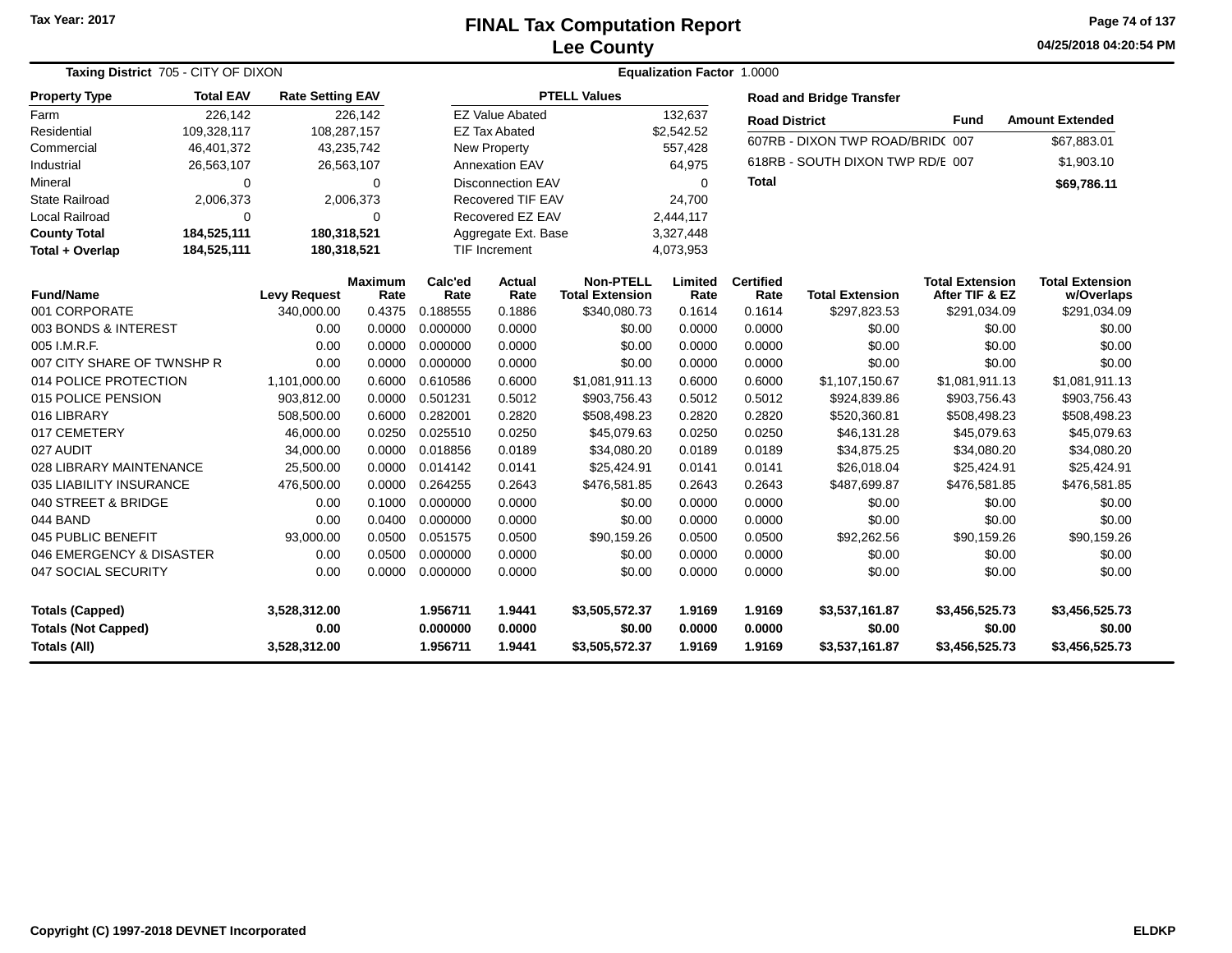Tax Year: 2017

# FINAL Tax Computation Report
## Lee County

04/25/2018 04:20:54 PM

**Taxing District** 705 - CITY OF DIXON **Equalization Factor** 1.0000

| Property Type | Total EAV | Rate Setting EAV |
|---|---|---|
| Farm | 226,142 | 226,142 |
| Residential | 109,328,117 | 108,287,157 |
| Commercial | 46,401,372 | 43,235,742 |
| Industrial | 26,563,107 | 26,563,107 |
| Mineral | 0 | 0 |
| State Railroad | 2,006,373 | 2,006,373 |
| Local Railroad | 0 | 0 |
| **County Total** | **184,525,111** | **180,318,521** |
| **Total + Overlap** | **184,525,111** | **180,318,521** |

| PTELL Values | |
|---|---|
| EZ Value Abated | 132,637 |
| EZ Tax Abated | $2,542.52 |
| New Property | 557,428 |
| Annexation EAV | 64,975 |
| Disconnection EAV | 0 |
| Recovered TIF EAV | 24,700 |
| Recovered EZ EAV | 2,444,117 |
| Aggregate Ext. Base | 3,327,448 |
| TIF Increment | 4,073,953 |

**Road and Bridge Transfer**

| Road District | Fund | Amount Extended |
|---|---|---|
| 607RB - DIXON TWP ROAD/BRID( | 007 | $67,883.01 |
| 618RB - SOUTH DIXON TWP RD/E | 007 | $1,903.10 |
| **Total** | | **$69,786.11** |

| Fund/Name | Levy Request | Maximum Rate | Calc'ed Rate | Actual Rate | Non-PTELL Total Extension | Limited Rate | Certified Rate | Total Extension | Total Extension After TIF & EZ | Total Extension w/Overlaps |
|---|---|---|---|---|---|---|---|---|---|---|
| 001 CORPORATE | 340,000.00 | 0.4375 | 0.188555 | 0.1886 | $340,080.73 | 0.1614 | 0.1614 | $297,823.53 | $291,034.09 | $291,034.09 |
| 003 BONDS & INTEREST | 0.00 | 0.0000 | 0.000000 | 0.0000 | $0.00 | 0.0000 | 0.0000 | $0.00 | $0.00 | $0.00 |
| 005 I.M.R.F. | 0.00 | 0.0000 | 0.000000 | 0.0000 | $0.00 | 0.0000 | 0.0000 | $0.00 | $0.00 | $0.00 |
| 007 CITY SHARE OF TWNSHP R | 0.00 | 0.0000 | 0.000000 | 0.0000 | $0.00 | 0.0000 | 0.0000 | $0.00 | $0.00 | $0.00 |
| 014 POLICE PROTECTION | 1,101,000.00 | 0.6000 | 0.610586 | 0.6000 | $1,081,911.13 | 0.6000 | 0.6000 | $1,107,150.67 | $1,081,911.13 | $1,081,911.13 |
| 015 POLICE PENSION | 903,812.00 | 0.0000 | 0.501231 | 0.5012 | $903,756.43 | 0.5012 | 0.5012 | $924,839.86 | $903,756.43 | $903,756.43 |
| 016 LIBRARY | 508,500.00 | 0.6000 | 0.282001 | 0.2820 | $508,498.23 | 0.2820 | 0.2820 | $520,360.81 | $508,498.23 | $508,498.23 |
| 017 CEMETERY | 46,000.00 | 0.0250 | 0.025510 | 0.0250 | $45,079.63 | 0.0250 | 0.0250 | $46,131.28 | $45,079.63 | $45,079.63 |
| 027 AUDIT | 34,000.00 | 0.0000 | 0.018856 | 0.0189 | $34,080.20 | 0.0189 | 0.0189 | $34,875.25 | $34,080.20 | $34,080.20 |
| 028 LIBRARY MAINTENANCE | 25,500.00 | 0.0000 | 0.014142 | 0.0141 | $25,424.91 | 0.0141 | 0.0141 | $26,018.04 | $25,424.91 | $25,424.91 |
| 035 LIABILITY INSURANCE | 476,500.00 | 0.0000 | 0.264255 | 0.2643 | $476,581.85 | 0.2643 | 0.2643 | $487,699.87 | $476,581.85 | $476,581.85 |
| 040 STREET & BRIDGE | 0.00 | 0.1000 | 0.000000 | 0.0000 | $0.00 | 0.0000 | 0.0000 | $0.00 | $0.00 | $0.00 |
| 044 BAND | 0.00 | 0.0400 | 0.000000 | 0.0000 | $0.00 | 0.0000 | 0.0000 | $0.00 | $0.00 | $0.00 |
| 045 PUBLIC BENEFIT | 93,000.00 | 0.0500 | 0.051575 | 0.0500 | $90,159.26 | 0.0500 | 0.0500 | $92,262.56 | $90,159.26 | $90,159.26 |
| 046 EMERGENCY & DISASTER | 0.00 | 0.0500 | 0.000000 | 0.0000 | $0.00 | 0.0000 | 0.0000 | $0.00 | $0.00 | $0.00 |
| 047 SOCIAL SECURITY | 0.00 | 0.0000 | 0.000000 | 0.0000 | $0.00 | 0.0000 | 0.0000 | $0.00 | $0.00 | $0.00 |
| **Totals (Capped)** | **3,528,312.00** | | **1.956711** | **1.9441** | **$3,505,572.37** | **1.9169** | **1.9169** | **$3,537,161.87** | **$3,456,525.73** | **$3,456,525.73** |
| **Totals (Not Capped)** | **0.00** | | **0.000000** | **0.0000** | **$0.00** | **0.0000** | **0.0000** | **$0.00** | **$0.00** | **$0.00** |
| **Totals (All)** | **3,528,312.00** | | **1.956711** | **1.9441** | **$3,505,572.37** | **1.9169** | **1.9169** | **$3,537,161.87** | **$3,456,525.73** | **$3,456,525.73** |

Copyright (C) 1997-2018 DEVNET Incorporated ELDKP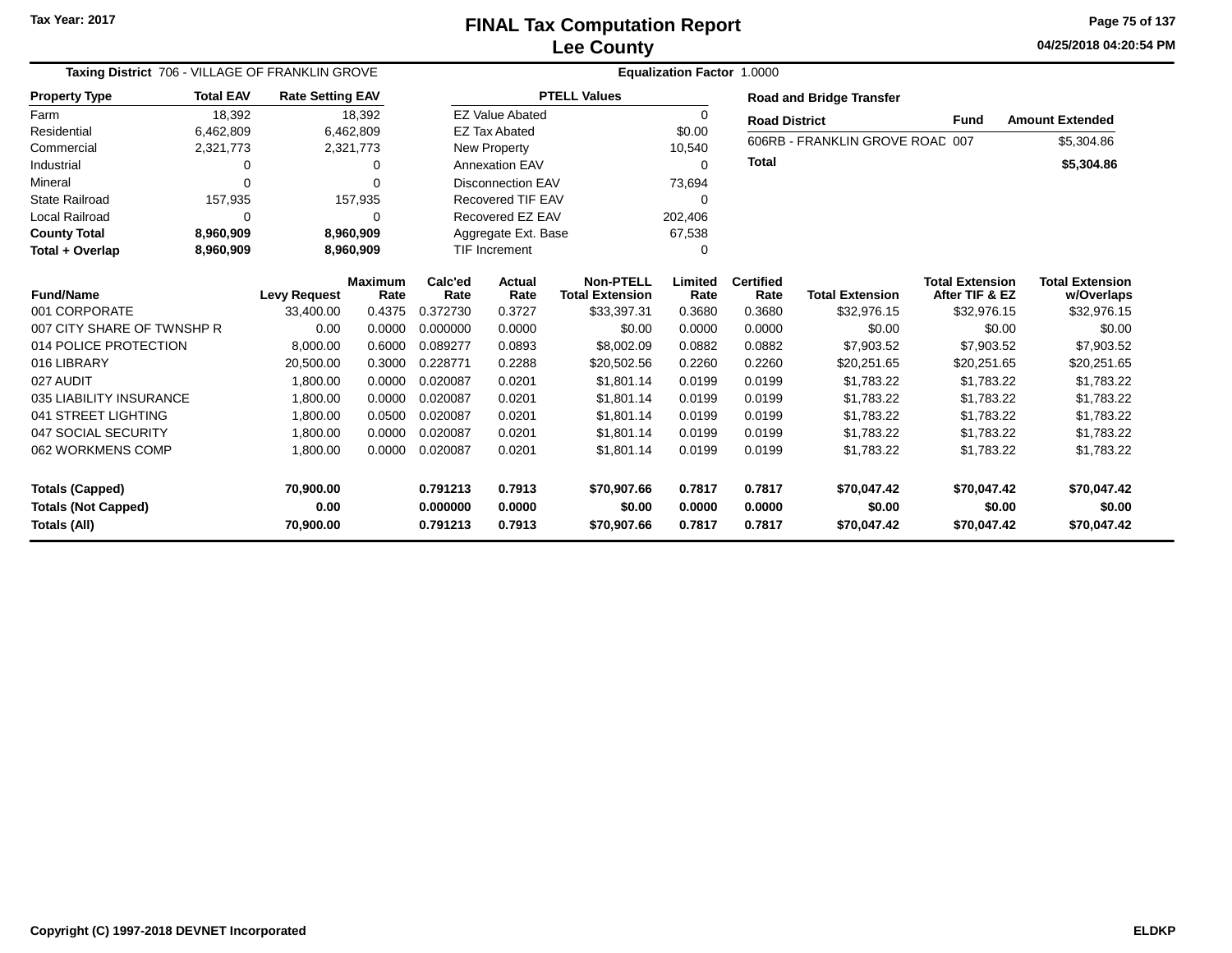Tax Year: 2017

# FINAL Tax Computation Report
## Lee County

04/25/2018 04:20:54 PM

**Taxing District** 706 - VILLAGE OF FRANKLIN GROVE **Equalization Factor** 1.0000

| Property Type | Total EAV | Rate Setting EAV |
|---|---|---|
| Farm | 18,392 | 18,392 |
| Residential | 6,462,809 | 6,462,809 |
| Commercial | 2,321,773 | 2,321,773 |
| Industrial | 0 | 0 |
| Mineral | 0 | 0 |
| State Railroad | 157,935 | 157,935 |
| Local Railroad | 0 | 0 |
| **County Total** | **8,960,909** | **8,960,909** |
| **Total + Overlap** | **8,960,909** | **8,960,909** |

| PTELL Values | |
|---|---|
| EZ Value Abated | 0 |
| EZ Tax Abated | $0.00 |
| New Property | 10,540 |
| Annexation EAV | 0 |
| Disconnection EAV | 73,694 |
| Recovered TIF EAV | 0 |
| Recovered EZ EAV | 202,406 |
| Aggregate Ext. Base | 67,538 |
| TIF Increment | 0 |

**Road and Bridge Transfer**

| Road District | Fund | Amount Extended |
|---|---|---|
| 606RB - FRANKLIN GROVE ROAD | 007 | $5,304.86 |
| **Total** | | **$5,304.86** |

| Fund/Name | Levy Request | Maximum Rate | Calc'ed Rate | Actual Rate | Non-PTELL Total Extension | Limited Rate | Certified Rate | Total Extension | Total Extension After TIF & EZ | Total Extension w/Overlaps |
|---|---|---|---|---|---|---|---|---|---|---|
| 001 CORPORATE | 33,400.00 | 0.4375 | 0.372730 | 0.3727 | $33,397.31 | 0.3680 | 0.3680 | $32,976.15 | $32,976.15 | $32,976.15 |
| 007 CITY SHARE OF TWNSHP R | 0.00 | 0.0000 | 0.000000 | 0.0000 | $0.00 | 0.0000 | 0.0000 | $0.00 | $0.00 | $0.00 |
| 014 POLICE PROTECTION | 8,000.00 | 0.6000 | 0.089277 | 0.0893 | $8,002.09 | 0.0882 | 0.0882 | $7,903.52 | $7,903.52 | $7,903.52 |
| 016 LIBRARY | 20,500.00 | 0.3000 | 0.228771 | 0.2288 | $20,502.56 | 0.2260 | 0.2260 | $20,251.65 | $20,251.65 | $20,251.65 |
| 027 AUDIT | 1,800.00 | 0.0000 | 0.020087 | 0.0201 | $1,801.14 | 0.0199 | 0.0199 | $1,783.22 | $1,783.22 | $1,783.22 |
| 035 LIABILITY INSURANCE | 1,800.00 | 0.0000 | 0.020087 | 0.0201 | $1,801.14 | 0.0199 | 0.0199 | $1,783.22 | $1,783.22 | $1,783.22 |
| 041 STREET LIGHTING | 1,800.00 | 0.0500 | 0.020087 | 0.0201 | $1,801.14 | 0.0199 | 0.0199 | $1,783.22 | $1,783.22 | $1,783.22 |
| 047 SOCIAL SECURITY | 1,800.00 | 0.0000 | 0.020087 | 0.0201 | $1,801.14 | 0.0199 | 0.0199 | $1,783.22 | $1,783.22 | $1,783.22 |
| 062 WORKMENS COMP | 1,800.00 | 0.0000 | 0.020087 | 0.0201 | $1,801.14 | 0.0199 | 0.0199 | $1,783.22 | $1,783.22 | $1,783.22 |
| **Totals (Capped)** | **70,900.00** | | **0.791213** | **0.7913** | **$70,907.66** | **0.7817** | **0.7817** | **$70,047.42** | **$70,047.42** | **$70,047.42** |
| **Totals (Not Capped)** | **0.00** | | **0.000000** | **0.0000** | **$0.00** | **0.0000** | **0.0000** | **$0.00** | **$0.00** | **$0.00** |
| **Totals (All)** | **70,900.00** | | **0.791213** | **0.7913** | **$70,907.66** | **0.7817** | **0.7817** | **$70,047.42** | **$70,047.42** | **$70,047.42** |

Copyright (C) 1997-2018 DEVNET Incorporated ELDKP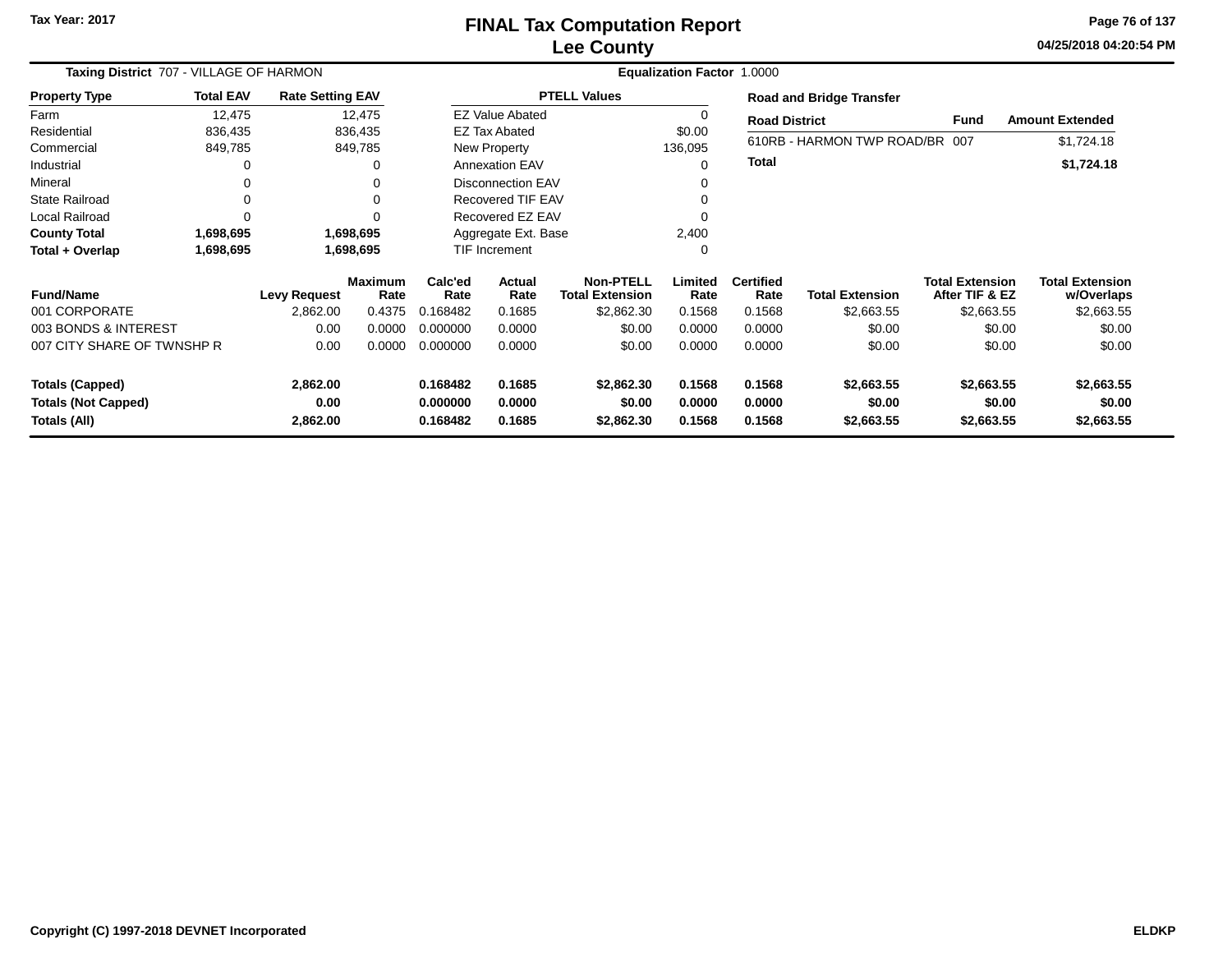Tax Year: 2017

# FINAL Tax Computation Report
## Lee County

04/25/2018 04:20:54 PM

**Taxing District** 707 - VILLAGE OF HARMON **Equalization Factor** 1.0000

| Property Type | Total EAV | Rate Setting EAV |
|---|---|---|
| Farm | 12,475 | 12,475 |
| Residential | 836,435 | 836,435 |
| Commercial | 849,785 | 849,785 |
| Industrial | 0 | 0 |
| Mineral | 0 | 0 |
| State Railroad | 0 | 0 |
| Local Railroad | 0 | 0 |
| **County Total** | **1,698,695** | **1,698,695** |
| **Total + Overlap** | **1,698,695** | **1,698,695** |

| PTELL Values | |
|---|---|
| EZ Value Abated | 0 |
| EZ Tax Abated | $0.00 |
| New Property | 136,095 |
| Annexation EAV | 0 |
| Disconnection EAV | 0 |
| Recovered TIF EAV | 0 |
| Recovered EZ EAV | 0 |
| Aggregate Ext. Base | 2,400 |
| TIF Increment | 0 |

**Road and Bridge Transfer**

| Road District | Fund | Amount Extended |
|---|---|---|
| 610RB - HARMON TWP ROAD/BR | 007 | $1,724.18 |
| **Total** | | **$1,724.18** |

| Fund/Name | Levy Request | Maximum Rate | Calc'ed Rate | Actual Rate | Non-PTELL Total Extension | Limited Rate | Certified Rate | Total Extension | Total Extension After TIF & EZ | Total Extension w/Overlaps |
|---|---|---|---|---|---|---|---|---|---|---|
| 001 CORPORATE | 2,862.00 | 0.4375 | 0.168482 | 0.1685 | $2,862.30 | 0.1568 | 0.1568 | $2,663.55 | $2,663.55 | $2,663.55 |
| 003 BONDS & INTEREST | 0.00 | 0.0000 | 0.000000 | 0.0000 | $0.00 | 0.0000 | 0.0000 | $0.00 | $0.00 | $0.00 |
| 007 CITY SHARE OF TWNSHP R | 0.00 | 0.0000 | 0.000000 | 0.0000 | $0.00 | 0.0000 | 0.0000 | $0.00 | $0.00 | $0.00 |
| **Totals (Capped)** | **2,862.00** | | **0.168482** | **0.1685** | **$2,862.30** | **0.1568** | **0.1568** | **$2,663.55** | **$2,663.55** | **$2,663.55** |
| **Totals (Not Capped)** | **0.00** | | **0.000000** | **0.0000** | **$0.00** | **0.0000** | **0.0000** | **$0.00** | **$0.00** | **$0.00** |
| **Totals (All)** | **2,862.00** | | **0.168482** | **0.1685** | **$2,862.30** | **0.1568** | **0.1568** | **$2,663.55** | **$2,663.55** | **$2,663.55** |

Copyright (C) 1997-2018 DEVNET Incorporated ELDKP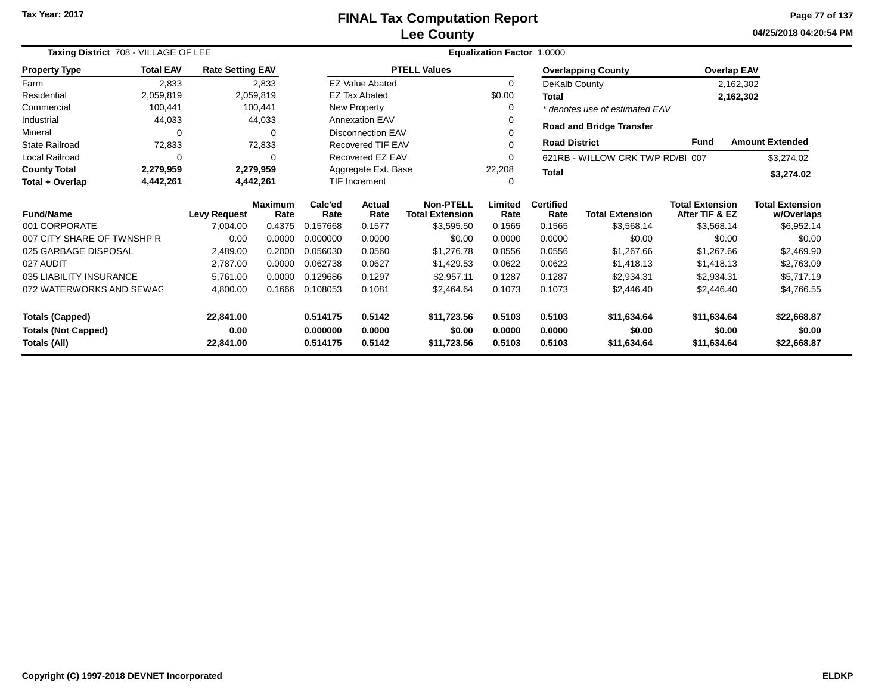# FINAL Tax Computation Report
## Lee County

Tax Year: 2017

04/25/2018 04:20:54 PM

**Taxing District** 708 - VILLAGE OF LEE | **Equalization Factor** 1.0000

| Property Type | Total EAV | Rate Setting EAV |
|---|---|---|
| Farm | 2,833 | 2,833 |
| Residential | 2,059,819 | 2,059,819 |
| Commercial | 100,441 | 100,441 |
| Industrial | 44,033 | 44,033 |
| Mineral | 0 | 0 |
| State Railroad | 72,833 | 72,833 |
| Local Railroad | 0 | 0 |
| **County Total** | **2,279,959** | **2,279,959** |
| **Total + Overlap** | **4,442,261** | **4,442,261** |

| PTELL Values | |
|---|---|
| EZ Value Abated | 0 |
| EZ Tax Abated | $0.00 |
| New Property | 0 |
| Annexation EAV | 0 |
| Disconnection EAV | 0 |
| Recovered TIF EAV | 0 |
| Recovered EZ EAV | 0 |
| Aggregate Ext. Base | 22,208 |
| TIF Increment | 0 |

| Overlapping County | Overlap EAV |
|---|---|
| DeKalb County | 2,162,302 |
| **Total** | **2,162,302** |

*\* denotes use of estimated EAV*

**Road and Bridge Transfer**

| Road District | Fund | Amount Extended |
|---|---|---|
| 621RB - WILLOW CRK TWP RD/BI | 007 | $3,274.02 |
| **Total** | | **$3,274.02** |

| Fund/Name | Levy Request | Maximum Rate | Calc'ed Rate | Actual Rate | Non-PTELL Total Extension | Limited Rate | Certified Rate | Total Extension | Total Extension After TIF & EZ | Total Extension w/Overlaps |
|---|---|---|---|---|---|---|---|---|---|---|
| 001 CORPORATE | 7,004.00 | 0.4375 | 0.157668 | 0.1577 | $3,595.50 | 0.1565 | 0.1565 | $3,568.14 | $3,568.14 | $6,952.14 |
| 007 CITY SHARE OF TWNSHP R | 0.00 | 0.0000 | 0.000000 | 0.0000 | $0.00 | 0.0000 | 0.0000 | $0.00 | $0.00 | $0.00 |
| 025 GARBAGE DISPOSAL | 2,489.00 | 0.2000 | 0.056030 | 0.0560 | $1,276.78 | 0.0556 | 0.0556 | $1,267.66 | $1,267.66 | $2,469.90 |
| 027 AUDIT | 2,787.00 | 0.0000 | 0.062738 | 0.0627 | $1,429.53 | 0.0622 | 0.0622 | $1,418.13 | $1,418.13 | $2,763.09 |
| 035 LIABILITY INSURANCE | 5,761.00 | 0.0000 | 0.129686 | 0.1297 | $2,957.11 | 0.1287 | 0.1287 | $2,934.31 | $2,934.31 | $5,717.19 |
| 072 WATERWORKS AND SEWAG | 4,800.00 | 0.1666 | 0.108053 | 0.1081 | $2,464.64 | 0.1073 | 0.1073 | $2,446.40 | $2,446.40 | $4,766.55 |
| **Totals (Capped)** | **22,841.00** | | **0.514175** | **0.5142** | **$11,723.56** | **0.5103** | **0.5103** | **$11,634.64** | **$11,634.64** | **$22,668.87** |
| **Totals (Not Capped)** | **0.00** | | **0.000000** | **0.0000** | **$0.00** | **0.0000** | **0.0000** | **$0.00** | **$0.00** | **$0.00** |
| **Totals (All)** | **22,841.00** | | **0.514175** | **0.5142** | **$11,723.56** | **0.5103** | **0.5103** | **$11,634.64** | **$11,634.64** | **$22,668.87** |

Copyright (C) 1997-2018 DEVNET Incorporated | ELDKP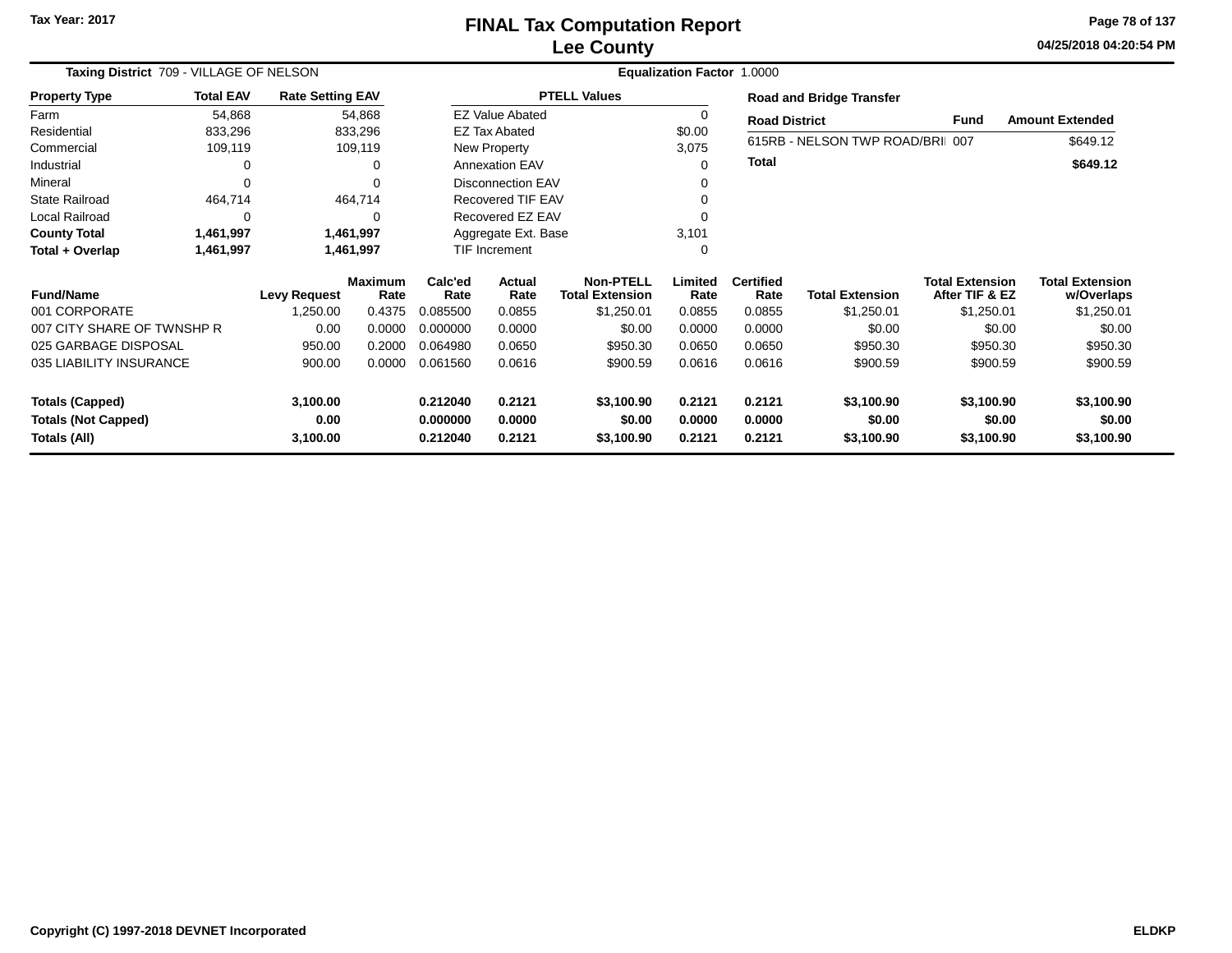# FINAL Tax Computation Report
## Lee County

Tax Year: 2017

04/25/2018 04:20:54 PM

**Taxing District** 709 - VILLAGE OF NELSON

**Equalization Factor** 1.0000

| Property Type | Total EAV | Rate Setting EAV |
|---|---|---|
| Farm | 54,868 | 54,868 |
| Residential | 833,296 | 833,296 |
| Commercial | 109,119 | 109,119 |
| Industrial | 0 | 0 |
| Mineral | 0 | 0 |
| State Railroad | 464,714 | 464,714 |
| Local Railroad | 0 | 0 |
| **County Total** | **1,461,997** | **1,461,997** |
| **Total + Overlap** | **1,461,997** | **1,461,997** |

| PTELL Values | |
|---|---|
| EZ Value Abated | 0 |
| EZ Tax Abated | $0.00 |
| New Property | 3,075 |
| Annexation EAV | 0 |
| Disconnection EAV | 0 |
| Recovered TIF EAV | 0 |
| Recovered EZ EAV | 0 |
| Aggregate Ext. Base | 3,101 |
| TIF Increment | 0 |

**Road and Bridge Transfer**

| Road District | Fund | Amount Extended |
|---|---|---|
| 615RB - NELSON TWP ROAD/BRI | 007 | $649.12 |
| **Total** | | **$649.12** |

| Fund/Name | Levy Request | Maximum Rate | Calc'ed Rate | Actual Rate | Non-PTELL Total Extension | Limited Rate | Certified Rate | Total Extension | Total Extension After TIF & EZ | Total Extension w/Overlaps |
|---|---|---|---|---|---|---|---|---|---|---|
| 001 CORPORATE | 1,250.00 | 0.4375 | 0.085500 | 0.0855 | $1,250.01 | 0.0855 | 0.0855 | $1,250.01 | $1,250.01 | $1,250.01 |
| 007 CITY SHARE OF TWNSHP R | 0.00 | 0.0000 | 0.000000 | 0.0000 | $0.00 | 0.0000 | 0.0000 | $0.00 | $0.00 | $0.00 |
| 025 GARBAGE DISPOSAL | 950.00 | 0.2000 | 0.064980 | 0.0650 | $950.30 | 0.0650 | 0.0650 | $950.30 | $950.30 | $950.30 |
| 035 LIABILITY INSURANCE | 900.00 | 0.0000 | 0.061560 | 0.0616 | $900.59 | 0.0616 | 0.0616 | $900.59 | $900.59 | $900.59 |
| **Totals (Capped)** | **3,100.00** | | **0.212040** | **0.2121** | **$3,100.90** | **0.2121** | **0.2121** | **$3,100.90** | **$3,100.90** | **$3,100.90** |
| **Totals (Not Capped)** | **0.00** | | **0.000000** | **0.0000** | **$0.00** | **0.0000** | **0.0000** | **$0.00** | **$0.00** | **$0.00** |
| **Totals (All)** | **3,100.00** | | **0.212040** | **0.2121** | **$3,100.90** | **0.2121** | **0.2121** | **$3,100.90** | **$3,100.90** | **$3,100.90** |

Copyright (C) 1997-2018 DEVNET Incorporated

ELDKP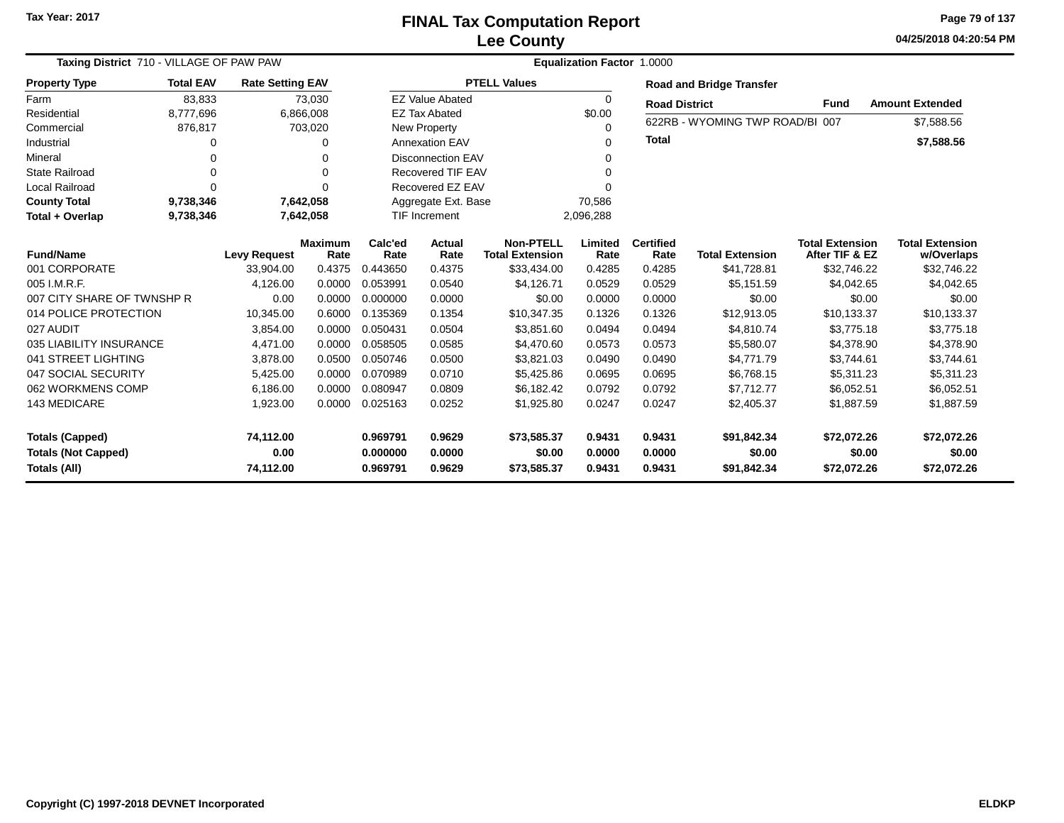# FINAL Tax Computation Report
## Lee County

Tax Year: 2017

**Taxing District** 710 - VILLAGE OF PAW PAW

**Equalization Factor** 1.0000

| Property Type | Total EAV | Rate Setting EAV |
|---|---|---|
| Farm | 83,833 | 73,030 |
| Residential | 8,777,696 | 6,866,008 |
| Commercial | 876,817 | 703,020 |
| Industrial | 0 | 0 |
| Mineral | 0 | 0 |
| State Railroad | 0 | 0 |
| Local Railroad | 0 | 0 |
| **County Total** | **9,738,346** | **7,642,058** |
| **Total + Overlap** | **9,738,346** | **7,642,058** |

| PTELL Values | |
|---|---|
| EZ Value Abated | 0 |
| EZ Tax Abated | $0.00 |
| New Property | 0 |
| Annexation EAV | 0 |
| Disconnection EAV | 0 |
| Recovered TIF EAV | 0 |
| Recovered EZ EAV | 0 |
| Aggregate Ext. Base | 70,586 |
| TIF Increment | 2,096,288 |

**Road and Bridge Transfer**

| Road District | Fund | Amount Extended |
|---|---|---|
| 622RB - WYOMING TWP ROAD/BI | 007 | $7,588.56 |
| **Total** | | **$7,588.56** |

| Fund/Name | Levy Request | Maximum Rate | Calc'ed Rate | Actual Rate | Non-PTELL Total Extension | Limited Rate | Certified Rate | Total Extension | Total Extension After TIF & EZ | Total Extension w/Overlaps |
|---|---|---|---|---|---|---|---|---|---|---|
| 001 CORPORATE | 33,904.00 | 0.4375 | 0.443650 | 0.4375 | $33,434.00 | 0.4285 | 0.4285 | $41,728.81 | $32,746.22 | $32,746.22 |
| 005 I.M.R.F. | 4,126.00 | 0.0000 | 0.053991 | 0.0540 | $4,126.71 | 0.0529 | 0.0529 | $5,151.59 | $4,042.65 | $4,042.65 |
| 007 CITY SHARE OF TWNSHP R | 0.00 | 0.0000 | 0.000000 | 0.0000 | $0.00 | 0.0000 | 0.0000 | $0.00 | $0.00 | $0.00 |
| 014 POLICE PROTECTION | 10,345.00 | 0.6000 | 0.135369 | 0.1354 | $10,347.35 | 0.1326 | 0.1326 | $12,913.05 | $10,133.37 | $10,133.37 |
| 027 AUDIT | 3,854.00 | 0.0000 | 0.050431 | 0.0504 | $3,851.60 | 0.0494 | 0.0494 | $4,810.74 | $3,775.18 | $3,775.18 |
| 035 LIABILITY INSURANCE | 4,471.00 | 0.0000 | 0.058505 | 0.0585 | $4,470.60 | 0.0573 | 0.0573 | $5,580.07 | $4,378.90 | $4,378.90 |
| 041 STREET LIGHTING | 3,878.00 | 0.0500 | 0.050746 | 0.0500 | $3,821.03 | 0.0490 | 0.0490 | $4,771.79 | $3,744.61 | $3,744.61 |
| 047 SOCIAL SECURITY | 5,425.00 | 0.0000 | 0.070989 | 0.0710 | $5,425.86 | 0.0695 | 0.0695 | $6,768.15 | $5,311.23 | $5,311.23 |
| 062 WORKMENS COMP | 6,186.00 | 0.0000 | 0.080947 | 0.0809 | $6,182.42 | 0.0792 | 0.0792 | $7,712.77 | $6,052.51 | $6,052.51 |
| 143 MEDICARE | 1,923.00 | 0.0000 | 0.025163 | 0.0252 | $1,925.80 | 0.0247 | 0.0247 | $2,405.37 | $1,887.59 | $1,887.59 |
| **Totals (Capped)** | **74,112.00** | | **0.969791** | **0.9629** | **$73,585.37** | **0.9431** | **0.9431** | **$91,842.34** | **$72,072.26** | **$72,072.26** |
| **Totals (Not Capped)** | **0.00** | | **0.000000** | **0.0000** | **$0.00** | **0.0000** | **0.0000** | **$0.00** | **$0.00** | **$0.00** |
| **Totals (All)** | **74,112.00** | | **0.969791** | **0.9629** | **$73,585.37** | **0.9431** | **0.9431** | **$91,842.34** | **$72,072.26** | **$72,072.26** |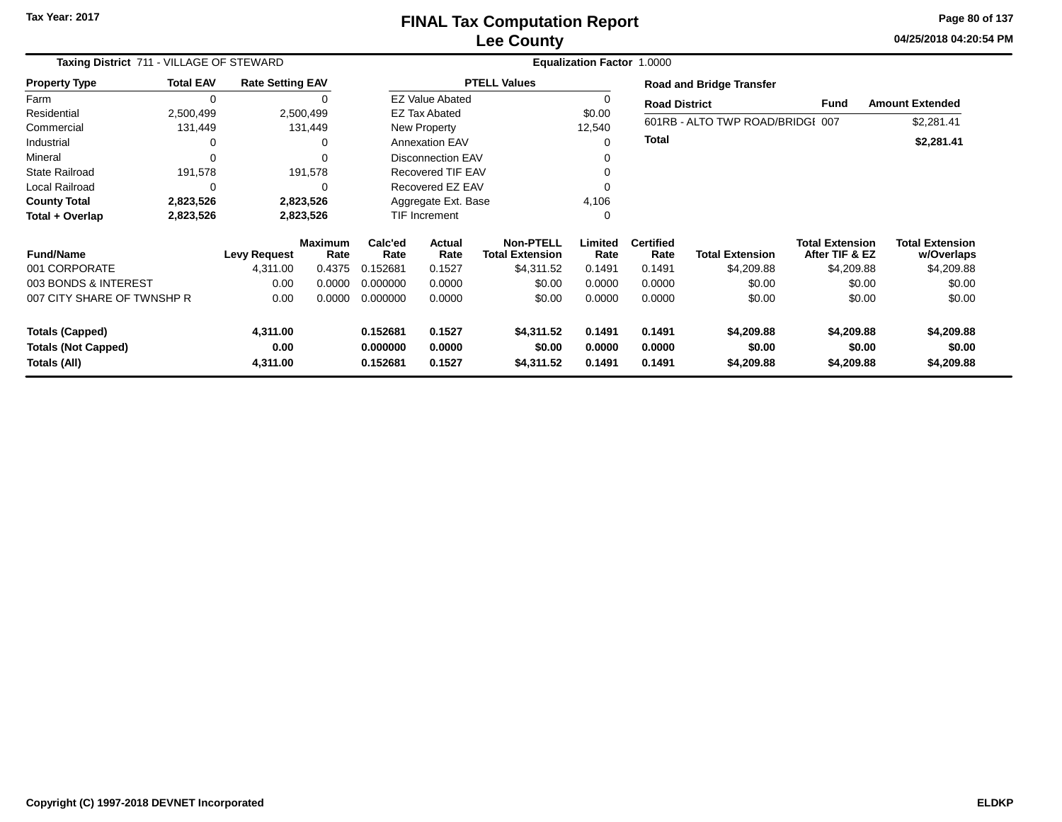Tax Year: 2017

# FINAL Tax Computation Report
## Lee County

04/25/2018 04:20:54 PM

**Taxing District** 711 - VILLAGE OF STEWARD **Equalization Factor** 1.0000

| Property Type | Total EAV | Rate Setting EAV |
|---|---|---|
| Farm | 0 | 0 |
| Residential | 2,500,499 | 2,500,499 |
| Commercial | 131,449 | 131,449 |
| Industrial | 0 | 0 |
| Mineral | 0 | 0 |
| State Railroad | 191,578 | 191,578 |
| Local Railroad | 0 | 0 |
| **County Total** | **2,823,526** | **2,823,526** |
| **Total + Overlap** | **2,823,526** | **2,823,526** |

| PTELL Values | |
|---|---|
| EZ Value Abated | 0 |
| EZ Tax Abated | $0.00 |
| New Property | 12,540 |
| Annexation EAV | 0 |
| Disconnection EAV | 0 |
| Recovered TIF EAV | 0 |
| Recovered EZ EAV | 0 |
| Aggregate Ext. Base | 4,106 |
| TIF Increment | 0 |

**Road and Bridge Transfer**

| Road District | Fund | Amount Extended |
|---|---|---|
| 601RB - ALTO TWP ROAD/BRIDGE | 007 | $2,281.41 |
| **Total** | | **$2,281.41** |

| Fund/Name | Levy Request | Maximum Rate | Calc'ed Rate | Actual Rate | Non-PTELL Total Extension | Limited Rate | Certified Rate | Total Extension | Total Extension After TIF & EZ | Total Extension w/Overlaps |
|---|---|---|---|---|---|---|---|---|---|---|
| 001 CORPORATE | 4,311.00 | 0.4375 | 0.152681 | 0.1527 | $4,311.52 | 0.1491 | 0.1491 | $4,209.88 | $4,209.88 | $4,209.88 |
| 003 BONDS & INTEREST | 0.00 | 0.0000 | 0.000000 | 0.0000 | $0.00 | 0.0000 | 0.0000 | $0.00 | $0.00 | $0.00 |
| 007 CITY SHARE OF TWNSHP R | 0.00 | 0.0000 | 0.000000 | 0.0000 | $0.00 | 0.0000 | 0.0000 | $0.00 | $0.00 | $0.00 |
| **Totals (Capped)** | **4,311.00** | | **0.152681** | **0.1527** | **$4,311.52** | **0.1491** | **0.1491** | **$4,209.88** | **$4,209.88** | **$4,209.88** |
| **Totals (Not Capped)** | **0.00** | | **0.000000** | **0.0000** | **$0.00** | **0.0000** | **0.0000** | **$0.00** | **$0.00** | **$0.00** |
| **Totals (All)** | **4,311.00** | | **0.152681** | **0.1527** | **$4,311.52** | **0.1491** | **0.1491** | **$4,209.88** | **$4,209.88** | **$4,209.88** |

Copyright (C) 1997-2018 DEVNET Incorporated ELDKP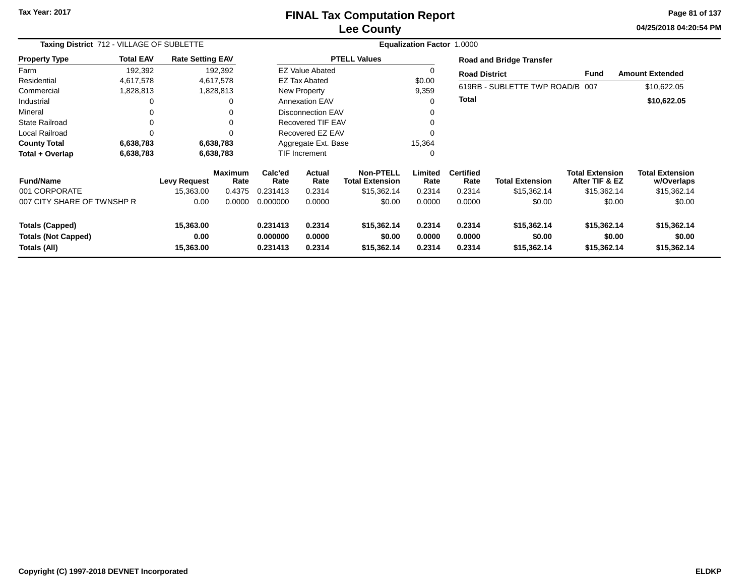Tax Year: 2017

# FINAL Tax Computation Report
## Lee County

04/25/2018 04:20:54 PM

**Taxing District** 712 - VILLAGE OF SUBLETTE | **Equalization Factor** 1.0000

| Property Type | Total EAV | Rate Setting EAV |
|---|---|---|
| Farm | 192,392 | 192,392 |
| Residential | 4,617,578 | 4,617,578 |
| Commercial | 1,828,813 | 1,828,813 |
| Industrial | 0 | 0 |
| Mineral | 0 | 0 |
| State Railroad | 0 | 0 |
| Local Railroad | 0 | 0 |
| **County Total** | **6,638,783** | **6,638,783** |
| **Total + Overlap** | **6,638,783** | **6,638,783** |

| PTELL Values | |
|---|---|
| EZ Value Abated | 0 |
| EZ Tax Abated | $0.00 |
| New Property | 9,359 |
| Annexation EAV | 0 |
| Disconnection EAV | 0 |
| Recovered TIF EAV | 0 |
| Recovered EZ EAV | 0 |
| Aggregate Ext. Base | 15,364 |
| TIF Increment | 0 |

**Road and Bridge Transfer**

| Road District | Fund | Amount Extended |
|---|---|---|
| 619RB - SUBLETTE TWP ROAD/B | 007 | $10,622.05 |
| **Total** | | **$10,622.05** |

| Fund/Name | Levy Request | Maximum Rate | Calc'ed Rate | Actual Rate | Non-PTELL Total Extension | Limited Rate | Certified Rate | Total Extension | Total Extension After TIF & EZ | Total Extension w/Overlaps |
|---|---|---|---|---|---|---|---|---|---|---|
| 001 CORPORATE | 15,363.00 | 0.4375 | 0.231413 | 0.2314 | $15,362.14 | 0.2314 | 0.2314 | $15,362.14 | $15,362.14 | $15,362.14 |
| 007 CITY SHARE OF TWNSHP R | 0.00 | 0.0000 | 0.000000 | 0.0000 | $0.00 | 0.0000 | 0.0000 | $0.00 | $0.00 | $0.00 |
| **Totals (Capped)** | **15,363.00** | | **0.231413** | **0.2314** | **$15,362.14** | **0.2314** | **0.2314** | **$15,362.14** | **$15,362.14** | **$15,362.14** |
| **Totals (Not Capped)** | **0.00** | | **0.000000** | **0.0000** | **$0.00** | **0.0000** | **0.0000** | **$0.00** | **$0.00** | **$0.00** |
| **Totals (All)** | **15,363.00** | | **0.231413** | **0.2314** | **$15,362.14** | **0.2314** | **0.2314** | **$15,362.14** | **$15,362.14** | **$15,362.14** |

Copyright (C) 1997-2018 DEVNET Incorporated | ELDKP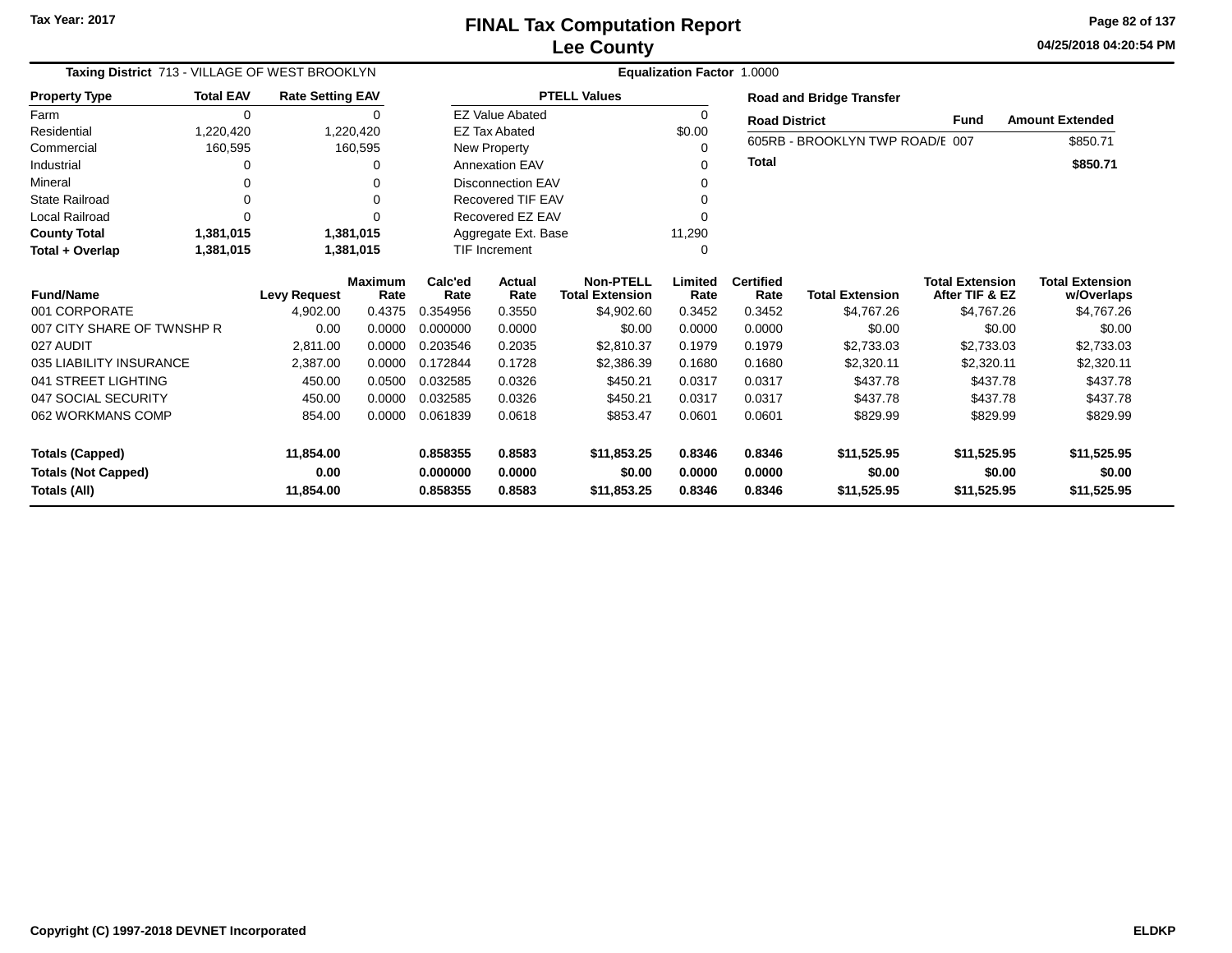# FINAL Tax Computation Report
## Lee County

Tax Year: 2017

04/25/2018 04:20:54 PM

**Taxing District** 713 - VILLAGE OF WEST BROOKLYN

**Equalization Factor** 1.0000

| Property Type | Total EAV | Rate Setting EAV |
|---|---|---|
| Farm | 0 | 0 |
| Residential | 1,220,420 | 1,220,420 |
| Commercial | 160,595 | 160,595 |
| Industrial | 0 | 0 |
| Mineral | 0 | 0 |
| State Railroad | 0 | 0 |
| Local Railroad | 0 | 0 |
| **County Total** | **1,381,015** | **1,381,015** |
| **Total + Overlap** | **1,381,015** | **1,381,015** |

| PTELL Values | |
|---|---|
| EZ Value Abated | 0 |
| EZ Tax Abated | $0.00 |
| New Property | 0 |
| Annexation EAV | 0 |
| Disconnection EAV | 0 |
| Recovered TIF EAV | 0 |
| Recovered EZ EAV | 0 |
| Aggregate Ext. Base | 11,290 |
| TIF Increment | 0 |

**Road and Bridge Transfer**

| Road District | Fund | Amount Extended |
|---|---|---|
| 605RB - BROOKLYN TWP ROAD/E | 007 | $850.71 |
| **Total** | | **$850.71** |

| Fund/Name | Levy Request | Maximum Rate | Calc'ed Rate | Actual Rate | Non-PTELL Total Extension | Limited Rate | Certified Rate | Total Extension | Total Extension After TIF & EZ | Total Extension w/Overlaps |
|---|---|---|---|---|---|---|---|---|---|---|
| 001 CORPORATE | 4,902.00 | 0.4375 | 0.354956 | 0.3550 | $4,902.60 | 0.3452 | 0.3452 | $4,767.26 | $4,767.26 | $4,767.26 |
| 007 CITY SHARE OF TWNSHP R | 0.00 | 0.0000 | 0.000000 | 0.0000 | $0.00 | 0.0000 | 0.0000 | $0.00 | $0.00 | $0.00 |
| 027 AUDIT | 2,811.00 | 0.0000 | 0.203546 | 0.2035 | $2,810.37 | 0.1979 | 0.1979 | $2,733.03 | $2,733.03 | $2,733.03 |
| 035 LIABILITY INSURANCE | 2,387.00 | 0.0000 | 0.172844 | 0.1728 | $2,386.39 | 0.1680 | 0.1680 | $2,320.11 | $2,320.11 | $2,320.11 |
| 041 STREET LIGHTING | 450.00 | 0.0500 | 0.032585 | 0.0326 | $450.21 | 0.0317 | 0.0317 | $437.78 | $437.78 | $437.78 |
| 047 SOCIAL SECURITY | 450.00 | 0.0000 | 0.032585 | 0.0326 | $450.21 | 0.0317 | 0.0317 | $437.78 | $437.78 | $437.78 |
| 062 WORKMANS COMP | 854.00 | 0.0000 | 0.061839 | 0.0618 | $853.47 | 0.0601 | 0.0601 | $829.99 | $829.99 | $829.99 |
| **Totals (Capped)** | **11,854.00** | | **0.858355** | **0.8583** | **$11,853.25** | **0.8346** | **0.8346** | **$11,525.95** | **$11,525.95** | **$11,525.95** |
| **Totals (Not Capped)** | **0.00** | | **0.000000** | **0.0000** | **$0.00** | **0.0000** | **0.0000** | **$0.00** | **$0.00** | **$0.00** |
| **Totals (All)** | **11,854.00** | | **0.858355** | **0.8583** | **$11,853.25** | **0.8346** | **0.8346** | **$11,525.95** | **$11,525.95** | **$11,525.95** |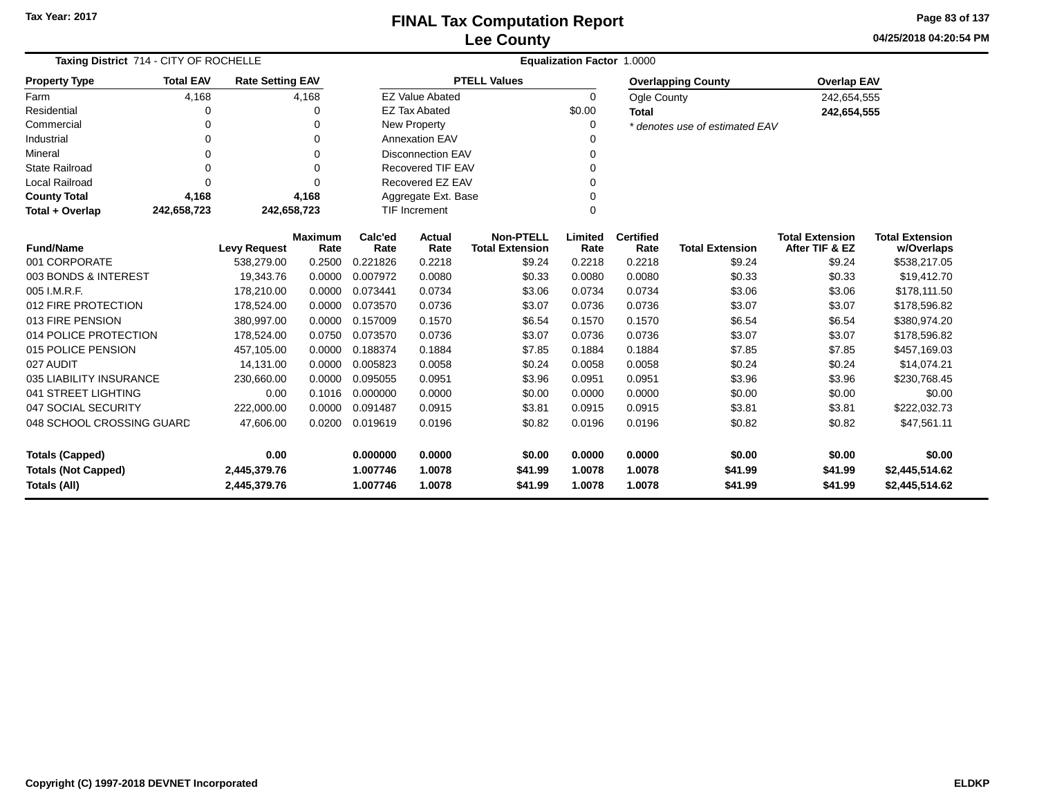Tax Year: 2017

# FINAL Tax Computation Report
## Lee County

04/25/2018 04:20:54 PM

**Taxing District** 714 - CITY OF ROCHELLE

**Equalization Factor** 1.0000

| Property Type | Total EAV | Rate Setting EAV |
|---|---|---|
| Farm | 4,168 | 4,168 |
| Residential | 0 | 0 |
| Commercial | 0 | 0 |
| Industrial | 0 | 0 |
| Mineral | 0 | 0 |
| State Railroad | 0 | 0 |
| Local Railroad | 0 | 0 |
| **County Total** | **4,168** | **4,168** |
| **Total + Overlap** | **242,658,723** | **242,658,723** |

| PTELL Values | |
|---|---|
| EZ Value Abated | 0 |
| EZ Tax Abated | $0.00 |
| New Property | 0 |
| Annexation EAV | 0 |
| Disconnection EAV | 0 |
| Recovered TIF EAV | 0 |
| Recovered EZ EAV | 0 |
| Aggregate Ext. Base | 0 |
| TIF Increment | 0 |

| Overlapping County | Overlap EAV |
|---|---|
| Ogle County | 242,654,555 |
| **Total** | **242,654,555** |

*\* denotes use of estimated EAV*

| Fund/Name | Levy Request | Maximum Rate | Calc'ed Rate | Actual Rate | Non-PTELL Total Extension | Limited Rate | Certified Rate | Total Extension | Total Extension After TIF & EZ | Total Extension w/Overlaps |
|---|---|---|---|---|---|---|---|---|---|---|
| 001 CORPORATE | 538,279.00 | 0.2500 | 0.221826 | 0.2218 | $9.24 | 0.2218 | 0.2218 | $9.24 | $9.24 | $538,217.05 |
| 003 BONDS & INTEREST | 19,343.76 | 0.0000 | 0.007972 | 0.0080 | $0.33 | 0.0080 | 0.0080 | $0.33 | $0.33 | $19,412.70 |
| 005 I.M.R.F. | 178,210.00 | 0.0000 | 0.073441 | 0.0734 | $3.06 | 0.0734 | 0.0734 | $3.06 | $3.06 | $178,111.50 |
| 012 FIRE PROTECTION | 178,524.00 | 0.0000 | 0.073570 | 0.0736 | $3.07 | 0.0736 | 0.0736 | $3.07 | $3.07 | $178,596.82 |
| 013 FIRE PENSION | 380,997.00 | 0.0000 | 0.157009 | 0.1570 | $6.54 | 0.1570 | 0.1570 | $6.54 | $6.54 | $380,974.20 |
| 014 POLICE PROTECTION | 178,524.00 | 0.0750 | 0.073570 | 0.0736 | $3.07 | 0.0736 | 0.0736 | $3.07 | $3.07 | $178,596.82 |
| 015 POLICE PENSION | 457,105.00 | 0.0000 | 0.188374 | 0.1884 | $7.85 | 0.1884 | 0.1884 | $7.85 | $7.85 | $457,169.03 |
| 027 AUDIT | 14,131.00 | 0.0000 | 0.005823 | 0.0058 | $0.24 | 0.0058 | 0.0058 | $0.24 | $0.24 | $14,074.21 |
| 035 LIABILITY INSURANCE | 230,660.00 | 0.0000 | 0.095055 | 0.0951 | $3.96 | 0.0951 | 0.0951 | $3.96 | $3.96 | $230,768.45 |
| 041 STREET LIGHTING | 0.00 | 0.1016 | 0.000000 | 0.0000 | $0.00 | 0.0000 | 0.0000 | $0.00 | $0.00 | $0.00 |
| 047 SOCIAL SECURITY | 222,000.00 | 0.0000 | 0.091487 | 0.0915 | $3.81 | 0.0915 | 0.0915 | $3.81 | $3.81 | $222,032.73 |
| 048 SCHOOL CROSSING GUARD | 47,606.00 | 0.0200 | 0.019619 | 0.0196 | $0.82 | 0.0196 | 0.0196 | $0.82 | $0.82 | $47,561.11 |
| **Totals (Capped)** | **0.00** | | **0.000000** | **0.0000** | **$0.00** | **0.0000** | **0.0000** | **$0.00** | **$0.00** | **$0.00** |
| **Totals (Not Capped)** | **2,445,379.76** | | **1.007746** | **1.0078** | **$41.99** | **1.0078** | **1.0078** | **$41.99** | **$41.99** | **$2,445,514.62** |
| **Totals (All)** | **2,445,379.76** | | **1.007746** | **1.0078** | **$41.99** | **1.0078** | **1.0078** | **$41.99** | **$41.99** | **$2,445,514.62** |

Copyright (C) 1997-2018 DEVNET Incorporated

ELDKP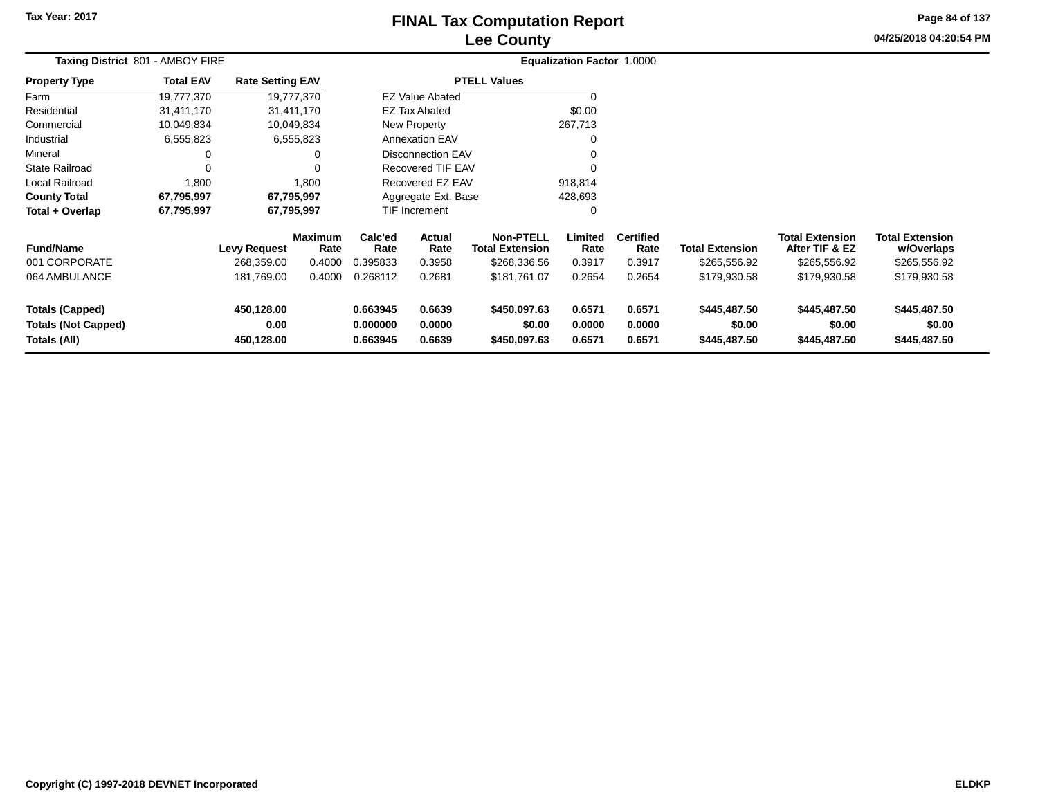# FINAL Tax Computation Report
## Lee County

Tax Year: 2017

04/25/2018 04:20:54 PM

**Taxing District** 801 - AMBOY FIRE

**Equalization Factor** 1.0000

| Property Type | Total EAV | Rate Setting EAV |
|---|---|---|
| Farm | 19,777,370 | 19,777,370 |
| Residential | 31,411,170 | 31,411,170 |
| Commercial | 10,049,834 | 10,049,834 |
| Industrial | 6,555,823 | 6,555,823 |
| Mineral | 0 | 0 |
| State Railroad | 0 | 0 |
| Local Railroad | 1,800 | 1,800 |
| **County Total** | **67,795,997** | **67,795,997** |
| **Total + Overlap** | **67,795,997** | **67,795,997** |

| PTELL Values | |
|---|---|
| EZ Value Abated | 0 |
| EZ Tax Abated | $0.00 |
| New Property | 267,713 |
| Annexation EAV | 0 |
| Disconnection EAV | 0 |
| Recovered TIF EAV | 0 |
| Recovered EZ EAV | 918,814 |
| Aggregate Ext. Base | 428,693 |
| TIF Increment | 0 |

| Fund/Name | Levy Request | Maximum Rate | Calc'ed Rate | Actual Rate | Non-PTELL Total Extension | Limited Rate | Certified Rate | Total Extension | Total Extension After TIF & EZ | Total Extension w/Overlaps |
|---|---|---|---|---|---|---|---|---|---|---|
| 001 CORPORATE | 268,359.00 | 0.4000 | 0.395833 | 0.3958 | $268,336.56 | 0.3917 | 0.3917 | $265,556.92 | $265,556.92 | $265,556.92 |
| 064 AMBULANCE | 181,769.00 | 0.4000 | 0.268112 | 0.2681 | $181,761.07 | 0.2654 | 0.2654 | $179,930.58 | $179,930.58 | $179,930.58 |
| **Totals (Capped)** | **450,128.00** | | **0.663945** | **0.6639** | **$450,097.63** | **0.6571** | **0.6571** | **$445,487.50** | **$445,487.50** | **$445,487.50** |
| **Totals (Not Capped)** | **0.00** | | **0.000000** | **0.0000** | **$0.00** | **0.0000** | **0.0000** | **$0.00** | **$0.00** | **$0.00** |
| **Totals (All)** | **450,128.00** | | **0.663945** | **0.6639** | **$450,097.63** | **0.6571** | **0.6571** | **$445,487.50** | **$445,487.50** | **$445,487.50** |

Copyright (C) 1997-2018 DEVNET Incorporated

ELDKP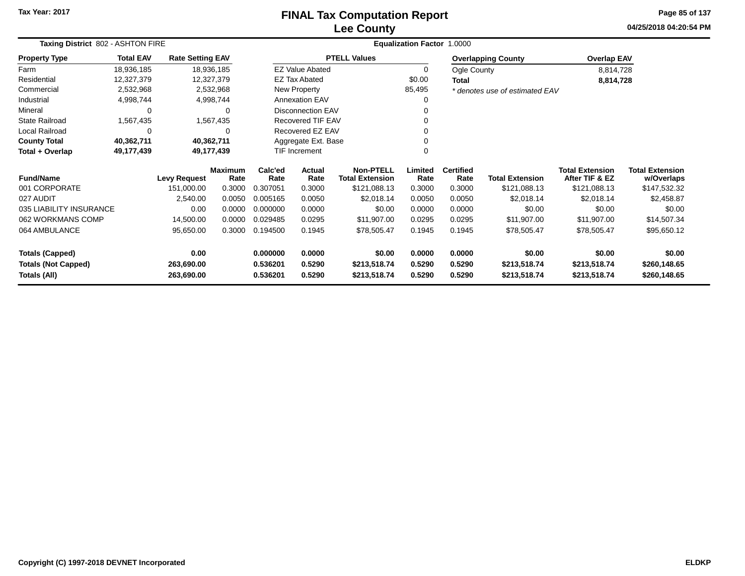# FINAL Tax Computation Report
## Lee County

Tax Year: 2017

04/25/2018 04:20:54 PM

**Taxing District** 802 - ASHTON FIRE

**Equalization Factor** 1.0000

| Property Type | Total EAV | Rate Setting EAV |
|---|---|---|
| Farm | 18,936,185 | 18,936,185 |
| Residential | 12,327,379 | 12,327,379 |
| Commercial | 2,532,968 | 2,532,968 |
| Industrial | 4,998,744 | 4,998,744 |
| Mineral | 0 | 0 |
| State Railroad | 1,567,435 | 1,567,435 |
| Local Railroad | 0 | 0 |
| **County Total** | **40,362,711** | **40,362,711** |
| **Total + Overlap** | **49,177,439** | **49,177,439** |

| PTELL Values | |
|---|---|
| EZ Value Abated | 0 |
| EZ Tax Abated | $0.00 |
| New Property | 85,495 |
| Annexation EAV | 0 |
| Disconnection EAV | 0 |
| Recovered TIF EAV | 0 |
| Recovered EZ EAV | 0 |
| Aggregate Ext. Base | 0 |
| TIF Increment | 0 |

| Overlapping County | Overlap EAV |
|---|---|
| Ogle County | 8,814,728 |
| **Total** | **8,814,728** |

*\* denotes use of estimated EAV*

| Fund/Name | Levy Request | Maximum Rate | Calc'ed Rate | Actual Rate | Non-PTELL Total Extension | Limited Rate | Certified Rate | Total Extension | Total Extension After TIF & EZ | Total Extension w/Overlaps |
|---|---|---|---|---|---|---|---|---|---|---|
| 001 CORPORATE | 151,000.00 | 0.3000 | 0.307051 | 0.3000 | $121,088.13 | 0.3000 | 0.3000 | $121,088.13 | $121,088.13 | $147,532.32 |
| 027 AUDIT | 2,540.00 | 0.0050 | 0.005165 | 0.0050 | $2,018.14 | 0.0050 | 0.0050 | $2,018.14 | $2,018.14 | $2,458.87 |
| 035 LIABILITY INSURANCE | 0.00 | 0.0000 | 0.000000 | 0.0000 | $0.00 | 0.0000 | 0.0000 | $0.00 | $0.00 | $0.00 |
| 062 WORKMANS COMP | 14,500.00 | 0.0000 | 0.029485 | 0.0295 | $11,907.00 | 0.0295 | 0.0295 | $11,907.00 | $11,907.00 | $14,507.34 |
| 064 AMBULANCE | 95,650.00 | 0.3000 | 0.194500 | 0.1945 | $78,505.47 | 0.1945 | 0.1945 | $78,505.47 | $78,505.47 | $95,650.12 |
| **Totals (Capped)** | **0.00** | | **0.000000** | **0.0000** | **$0.00** | **0.0000** | **0.0000** | **$0.00** | **$0.00** | **$0.00** |
| **Totals (Not Capped)** | **263,690.00** | | **0.536201** | **0.5290** | **$213,518.74** | **0.5290** | **0.5290** | **$213,518.74** | **$213,518.74** | **$260,148.65** |
| **Totals (All)** | **263,690.00** | | **0.536201** | **0.5290** | **$213,518.74** | **0.5290** | **0.5290** | **$213,518.74** | **$213,518.74** | **$260,148.65** |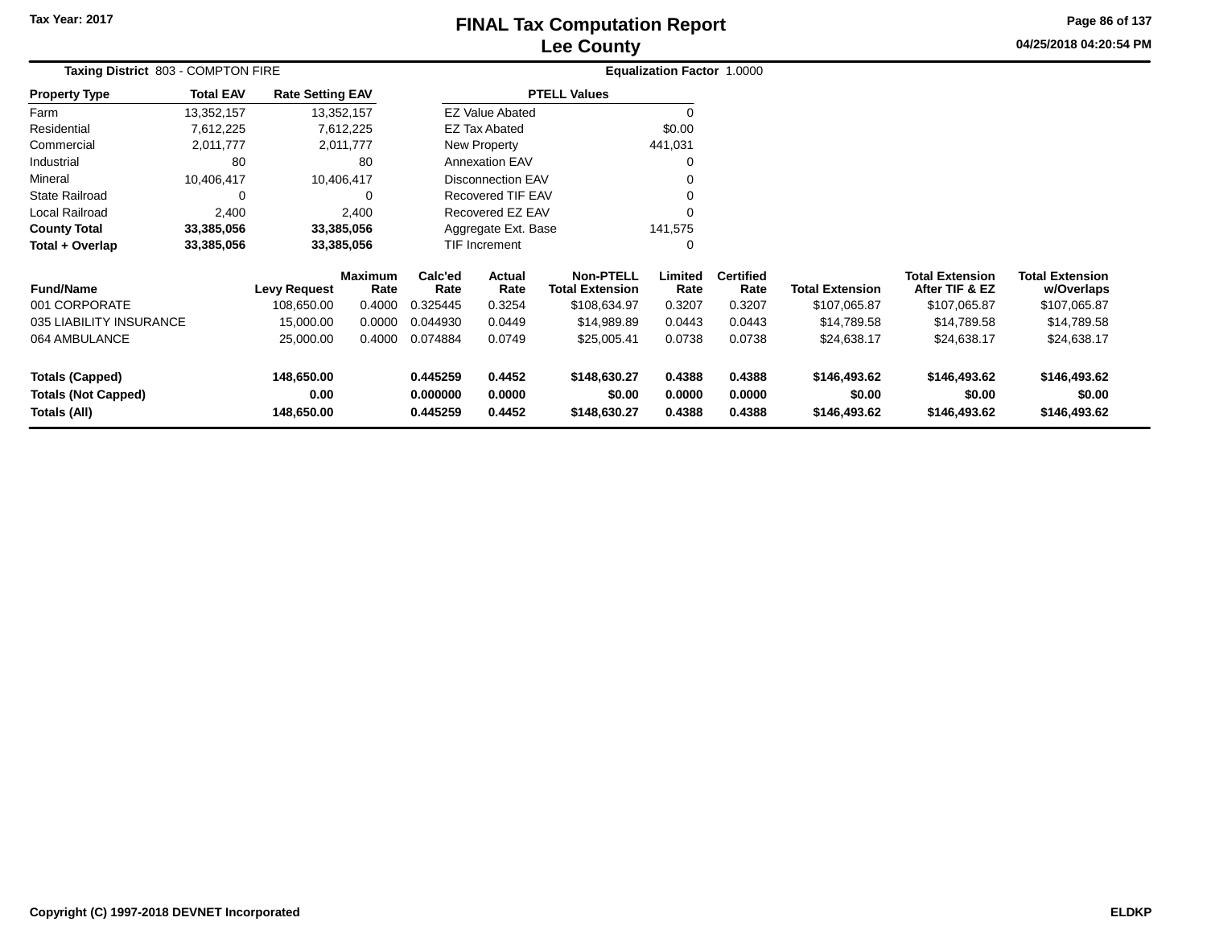Tax Year: 2017

# FINAL Tax Computation Report
## Lee County

04/25/2018 04:20:54 PM

**Taxing District** 803 - COMPTON FIRE

**Equalization Factor** 1.0000

| Property Type | Total EAV | Rate Setting EAV |
|---|---|---|
| Farm | 13,352,157 | 13,352,157 |
| Residential | 7,612,225 | 7,612,225 |
| Commercial | 2,011,777 | 2,011,777 |
| Industrial | 80 | 80 |
| Mineral | 10,406,417 | 10,406,417 |
| State Railroad | 0 | 0 |
| Local Railroad | 2,400 | 2,400 |
| **County Total** | **33,385,056** | **33,385,056** |
| **Total + Overlap** | **33,385,056** | **33,385,056** |

| PTELL Values | |
|---|---|
| EZ Value Abated | 0 |
| EZ Tax Abated | $0.00 |
| New Property | 441,031 |
| Annexation EAV | 0 |
| Disconnection EAV | 0 |
| Recovered TIF EAV | 0 |
| Recovered EZ EAV | 0 |
| Aggregate Ext. Base | 141,575 |
| TIF Increment | 0 |

| Fund/Name | Levy Request | Maximum Rate | Calc'ed Rate | Actual Rate | Non-PTELL Total Extension | Limited Rate | Certified Rate | Total Extension | Total Extension After TIF & EZ | Total Extension w/Overlaps |
|---|---|---|---|---|---|---|---|---|---|---|
| 001 CORPORATE | 108,650.00 | 0.4000 | 0.325445 | 0.3254 | $108,634.97 | 0.3207 | 0.3207 | $107,065.87 | $107,065.87 | $107,065.87 |
| 035 LIABILITY INSURANCE | 15,000.00 | 0.0000 | 0.044930 | 0.0449 | $14,989.89 | 0.0443 | 0.0443 | $14,789.58 | $14,789.58 | $14,789.58 |
| 064 AMBULANCE | 25,000.00 | 0.4000 | 0.074884 | 0.0749 | $25,005.41 | 0.0738 | 0.0738 | $24,638.17 | $24,638.17 | $24,638.17 |
| **Totals (Capped)** | **148,650.00** | | **0.445259** | **0.4452** | **$148,630.27** | **0.4388** | **0.4388** | **$146,493.62** | **$146,493.62** | **$146,493.62** |
| **Totals (Not Capped)** | **0.00** | | **0.000000** | **0.0000** | **$0.00** | **0.0000** | **0.0000** | **$0.00** | **$0.00** | **$0.00** |
| **Totals (All)** | **148,650.00** | | **0.445259** | **0.4452** | **$148,630.27** | **0.4388** | **0.4388** | **$146,493.62** | **$146,493.62** | **$146,493.62** |

Copyright (C) 1997-2018 DEVNET Incorporated

ELDKP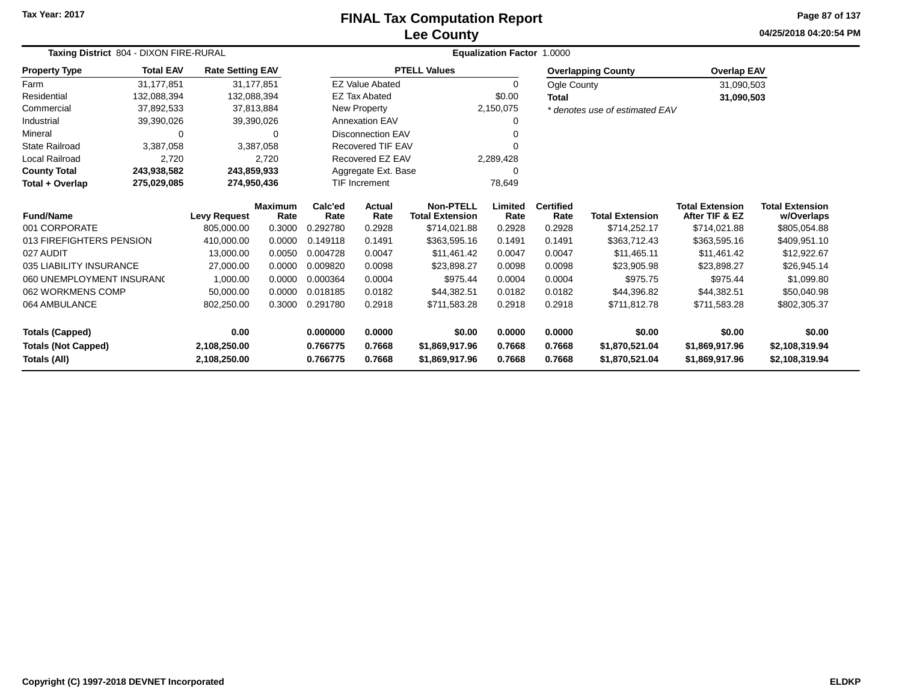Tax Year: 2017

# FINAL Tax Computation Report
## Lee County

04/25/2018 04:20:54 PM

**Taxing District** 804 - DIXON FIRE-RURAL

**Equalization Factor** 1.0000

| Property Type | Total EAV | Rate Setting EAV |
|---|---|---|
| Farm | 31,177,851 | 31,177,851 |
| Residential | 132,088,394 | 132,088,394 |
| Commercial | 37,892,533 | 37,813,884 |
| Industrial | 39,390,026 | 39,390,026 |
| Mineral | 0 | 0 |
| State Railroad | 3,387,058 | 3,387,058 |
| Local Railroad | 2,720 | 2,720 |
| **County Total** | **243,938,582** | **243,859,933** |
| **Total + Overlap** | **275,029,085** | **274,950,436** |

| PTELL Values | |
|---|---|
| EZ Value Abated | 0 |
| EZ Tax Abated | $0.00 |
| New Property | 2,150,075 |
| Annexation EAV | 0 |
| Disconnection EAV | 0 |
| Recovered TIF EAV | 0 |
| Recovered EZ EAV | 2,289,428 |
| Aggregate Ext. Base | 0 |
| TIF Increment | 78,649 |

| Overlapping County | Overlap EAV |
|---|---|
| Ogle County | 31,090,503 |
| **Total** | **31,090,503** |

*\* denotes use of estimated EAV*

| Fund/Name | Levy Request | Maximum Rate | Calc'ed Rate | Actual Rate | Non-PTELL Total Extension | Limited Rate | Certified Rate | Total Extension | Total Extension After TIF & EZ | Total Extension w/Overlaps |
|---|---|---|---|---|---|---|---|---|---|---|
| 001 CORPORATE | 805,000.00 | 0.3000 | 0.292780 | 0.2928 | $714,021.88 | 0.2928 | 0.2928 | $714,252.17 | $714,021.88 | $805,054.88 |
| 013 FIREFIGHTERS PENSION | 410,000.00 | 0.0000 | 0.149118 | 0.1491 | $363,595.16 | 0.1491 | 0.1491 | $363,712.43 | $363,595.16 | $409,951.10 |
| 027 AUDIT | 13,000.00 | 0.0050 | 0.004728 | 0.0047 | $11,461.42 | 0.0047 | 0.0047 | $11,465.11 | $11,461.42 | $12,922.67 |
| 035 LIABILITY INSURANCE | 27,000.00 | 0.0000 | 0.009820 | 0.0098 | $23,898.27 | 0.0098 | 0.0098 | $23,905.98 | $23,898.27 | $26,945.14 |
| 060 UNEMPLOYMENT INSURANC | 1,000.00 | 0.0000 | 0.000364 | 0.0004 | $975.44 | 0.0004 | 0.0004 | $975.75 | $975.44 | $1,099.80 |
| 062 WORKMENS COMP | 50,000.00 | 0.0000 | 0.018185 | 0.0182 | $44,382.51 | 0.0182 | 0.0182 | $44,396.82 | $44,382.51 | $50,040.98 |
| 064 AMBULANCE | 802,250.00 | 0.3000 | 0.291780 | 0.2918 | $711,583.28 | 0.2918 | 0.2918 | $711,812.78 | $711,583.28 | $802,305.37 |
| **Totals (Capped)** | **0.00** | | **0.000000** | **0.0000** | **$0.00** | **0.0000** | **0.0000** | **$0.00** | **$0.00** | **$0.00** |
| **Totals (Not Capped)** | **2,108,250.00** | | **0.766775** | **0.7668** | **$1,869,917.96** | **0.7668** | **0.7668** | **$1,870,521.04** | **$1,869,917.96** | **$2,108,319.94** |
| **Totals (All)** | **2,108,250.00** | | **0.766775** | **0.7668** | **$1,869,917.96** | **0.7668** | **0.7668** | **$1,870,521.04** | **$1,869,917.96** | **$2,108,319.94** |

Copyright (C) 1997-2018 DEVNET Incorporated

ELDKP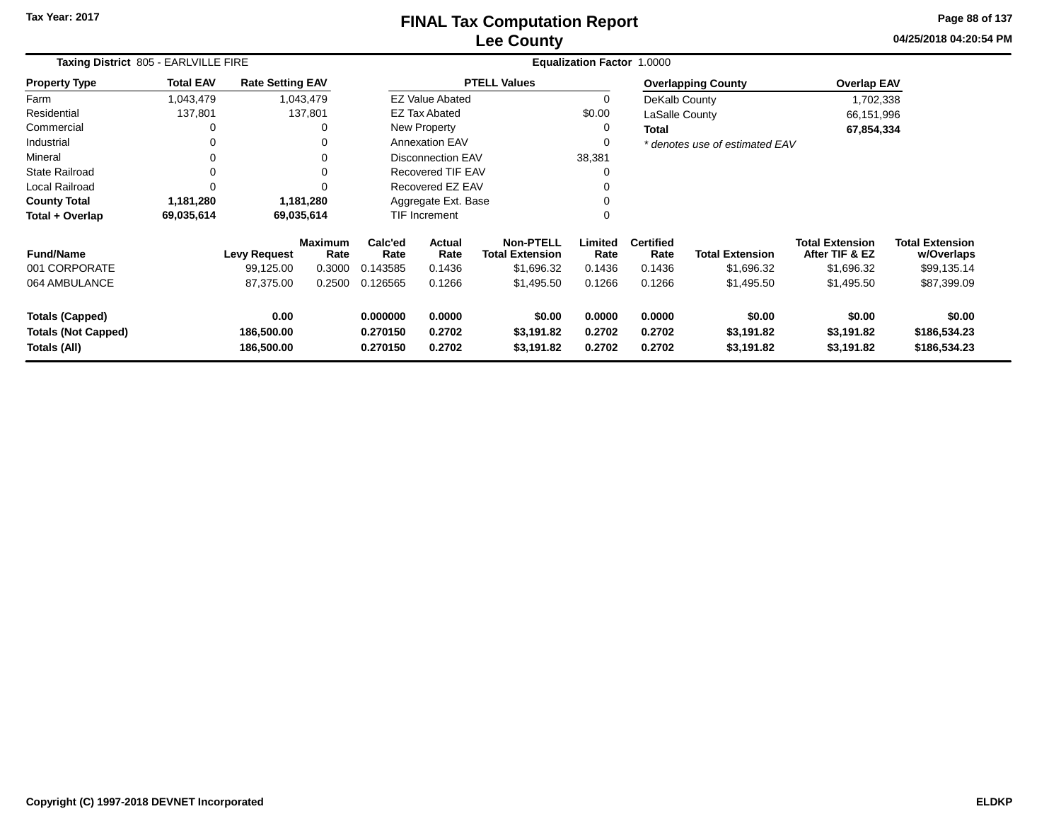# FINAL Tax Computation Report
# Lee County

Tax Year: 2017

04/25/2018 04:20:54 PM

**Taxing District** 805 - EARLVILLE FIRE

**Equalization Factor** 1.0000

| Property Type | Total EAV | Rate Setting EAV |
|---|---|---|
| Farm | 1,043,479 | 1,043,479 |
| Residential | 137,801 | 137,801 |
| Commercial | 0 | 0 |
| Industrial | 0 | 0 |
| Mineral | 0 | 0 |
| State Railroad | 0 | 0 |
| Local Railroad | 0 | 0 |
| **County Total** | **1,181,280** | **1,181,280** |
| **Total + Overlap** | **69,035,614** | **69,035,614** |

| PTELL Values | |
|---|---|
| EZ Value Abated | 0 |
| EZ Tax Abated | $0.00 |
| New Property | 0 |
| Annexation EAV | 0 |
| Disconnection EAV | 38,381 |
| Recovered TIF EAV | 0 |
| Recovered EZ EAV | 0 |
| Aggregate Ext. Base | 0 |
| TIF Increment | 0 |

| Overlapping County | Overlap EAV |
|---|---|
| DeKalb County | 1,702,338 |
| LaSalle County | 66,151,996 |
| **Total** | **67,854,334** |

*\* denotes use of estimated EAV*

| Fund/Name | Levy Request | Maximum Rate | Calc'ed Rate | Actual Rate | Non-PTELL Total Extension | Limited Rate | Certified Rate | Total Extension | Total Extension After TIF & EZ | Total Extension w/Overlaps |
|---|---|---|---|---|---|---|---|---|---|---|
| 001 CORPORATE | 99,125.00 | 0.3000 | 0.143585 | 0.1436 | $1,696.32 | 0.1436 | 0.1436 | $1,696.32 | $1,696.32 | $99,135.14 |
| 064 AMBULANCE | 87,375.00 | 0.2500 | 0.126565 | 0.1266 | $1,495.50 | 0.1266 | 0.1266 | $1,495.50 | $1,495.50 | $87,399.09 |
| **Totals (Capped)** | **0.00** | | **0.000000** | **0.0000** | **$0.00** | **0.0000** | **0.0000** | **$0.00** | **$0.00** | **$0.00** |
| **Totals (Not Capped)** | **186,500.00** | | **0.270150** | **0.2702** | **$3,191.82** | **0.2702** | **0.2702** | **$3,191.82** | **$3,191.82** | **$186,534.23** |
| **Totals (All)** | **186,500.00** | | **0.270150** | **0.2702** | **$3,191.82** | **0.2702** | **0.2702** | **$3,191.82** | **$3,191.82** | **$186,534.23** |

Copyright (C) 1997-2018 DEVNET Incorporated

ELDKP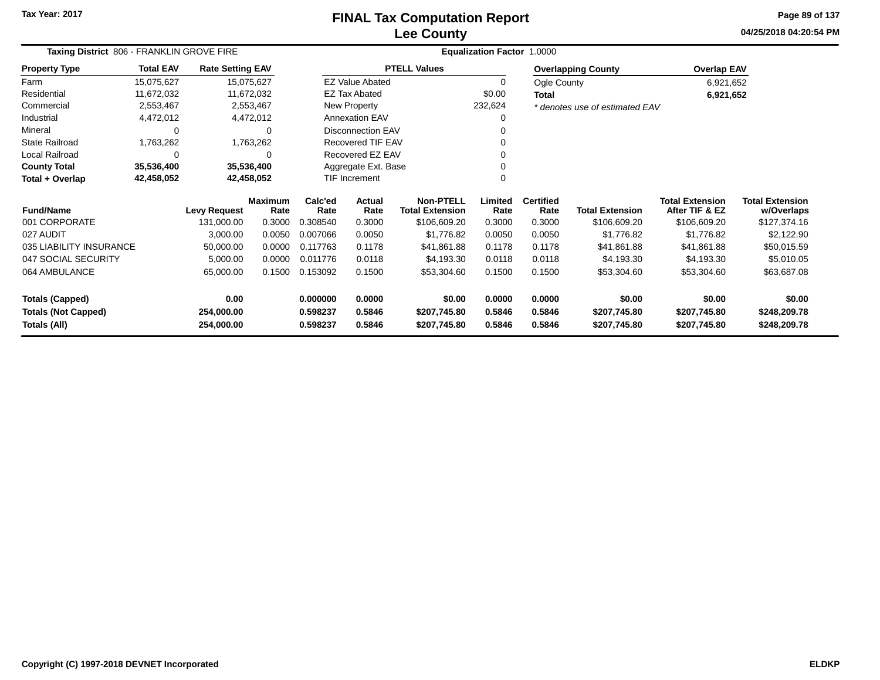Tax Year: 2017

# FINAL Tax Computation Report
# Lee County

04/25/2018 04:20:54 PM

**Taxing District** 806 - FRANKLIN GROVE FIRE    **Equalization Factor** 1.0000

| Property Type | Total EAV | Rate Setting EAV |
|---|---|---|
| Farm | 15,075,627 | 15,075,627 |
| Residential | 11,672,032 | 11,672,032 |
| Commercial | 2,553,467 | 2,553,467 |
| Industrial | 4,472,012 | 4,472,012 |
| Mineral | 0 | 0 |
| State Railroad | 1,763,262 | 1,763,262 |
| Local Railroad | 0 | 0 |
| **County Total** | **35,536,400** | **35,536,400** |
| **Total + Overlap** | **42,458,052** | **42,458,052** |

| PTELL Values | |
|---|---|
| EZ Value Abated | 0 |
| EZ Tax Abated | $0.00 |
| New Property | 232,624 |
| Annexation EAV | 0 |
| Disconnection EAV | 0 |
| Recovered TIF EAV | 0 |
| Recovered EZ EAV | 0 |
| Aggregate Ext. Base | 0 |
| TIF Increment | 0 |

| Overlapping County | Overlap EAV |
|---|---|
| Ogle County | 6,921,652 |
| **Total** | **6,921,652** |

*\* denotes use of estimated EAV*

| Fund/Name | Levy Request | Maximum Rate | Calc'ed Rate | Actual Rate | Non-PTELL Total Extension | Limited Rate | Certified Rate | Total Extension | Total Extension After TIF & EZ | Total Extension w/Overlaps |
|---|---|---|---|---|---|---|---|---|---|---|
| 001 CORPORATE | 131,000.00 | 0.3000 | 0.308540 | 0.3000 | $106,609.20 | 0.3000 | 0.3000 | $106,609.20 | $106,609.20 | $127,374.16 |
| 027 AUDIT | 3,000.00 | 0.0050 | 0.007066 | 0.0050 | $1,776.82 | 0.0050 | 0.0050 | $1,776.82 | $1,776.82 | $2,122.90 |
| 035 LIABILITY INSURANCE | 50,000.00 | 0.0000 | 0.117763 | 0.1178 | $41,861.88 | 0.1178 | 0.1178 | $41,861.88 | $41,861.88 | $50,015.59 |
| 047 SOCIAL SECURITY | 5,000.00 | 0.0000 | 0.011776 | 0.0118 | $4,193.30 | 0.0118 | 0.0118 | $4,193.30 | $4,193.30 | $5,010.05 |
| 064 AMBULANCE | 65,000.00 | 0.1500 | 0.153092 | 0.1500 | $53,304.60 | 0.1500 | 0.1500 | $53,304.60 | $53,304.60 | $63,687.08 |
| **Totals (Capped)** | **0.00** | | **0.000000** | **0.0000** | **$0.00** | **0.0000** | **0.0000** | **$0.00** | **$0.00** | **$0.00** |
| **Totals (Not Capped)** | **254,000.00** | | **0.598237** | **0.5846** | **$207,745.80** | **0.5846** | **0.5846** | **$207,745.80** | **$207,745.80** | **$248,209.78** |
| **Totals (All)** | **254,000.00** | | **0.598237** | **0.5846** | **$207,745.80** | **0.5846** | **0.5846** | **$207,745.80** | **$207,745.80** | **$248,209.78** |

Copyright (C) 1997-2018 DEVNET Incorporated    ELDKP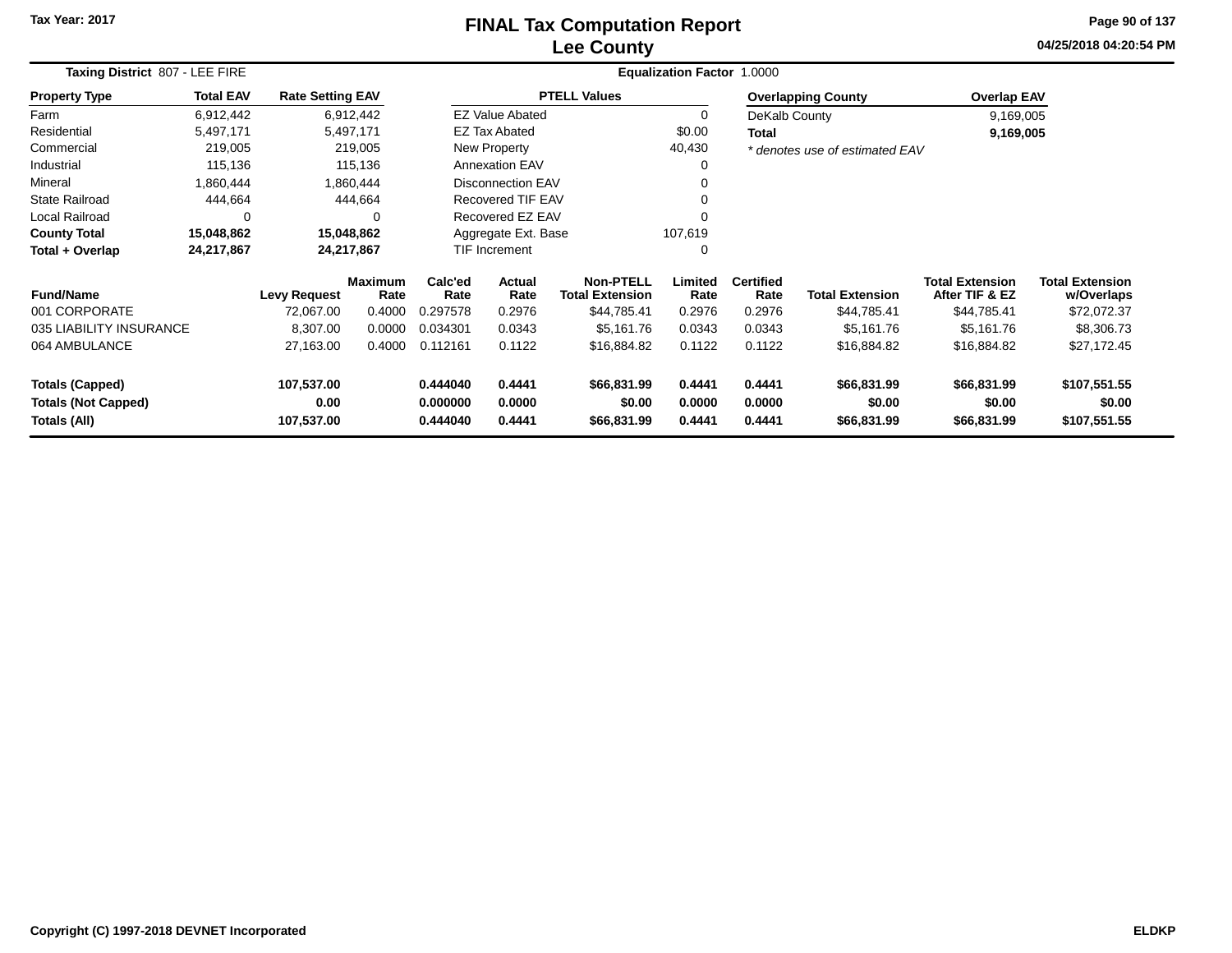# FINAL Tax Computation Report
## Lee County

Tax Year: 2017

04/25/2018 04:20:54 PM

**Taxing District** 807 - LEE FIRE **Equalization Factor** 1.0000

| Property Type | Total EAV | Rate Setting EAV |
|---|---|---|
| Farm | 6,912,442 | 6,912,442 |
| Residential | 5,497,171 | 5,497,171 |
| Commercial | 219,005 | 219,005 |
| Industrial | 115,136 | 115,136 |
| Mineral | 1,860,444 | 1,860,444 |
| State Railroad | 444,664 | 444,664 |
| Local Railroad | 0 | 0 |
| **County Total** | **15,048,862** | **15,048,862** |
| **Total + Overlap** | **24,217,867** | **24,217,867** |

| PTELL Values | |
|---|---|
| EZ Value Abated | 0 |
| EZ Tax Abated | $0.00 |
| New Property | 40,430 |
| Annexation EAV | 0 |
| Disconnection EAV | 0 |
| Recovered TIF EAV | 0 |
| Recovered EZ EAV | 0 |
| Aggregate Ext. Base | 107,619 |
| TIF Increment | 0 |

| Overlapping County | Overlap EAV |
|---|---|
| DeKalb County | 9,169,005 |
| **Total** | **9,169,005** |

*\* denotes use of estimated EAV*

| Fund/Name | Levy Request | Maximum Rate | Calc'ed Rate | Actual Rate | Non-PTELL Total Extension | Limited Rate | Certified Rate | Total Extension | Total Extension After TIF & EZ | Total Extension w/Overlaps |
|---|---|---|---|---|---|---|---|---|---|---|
| 001 CORPORATE | 72,067.00 | 0.4000 | 0.297578 | 0.2976 | $44,785.41 | 0.2976 | 0.2976 | $44,785.41 | $44,785.41 | $72,072.37 |
| 035 LIABILITY INSURANCE | 8,307.00 | 0.0000 | 0.034301 | 0.0343 | $5,161.76 | 0.0343 | 0.0343 | $5,161.76 | $5,161.76 | $8,306.73 |
| 064 AMBULANCE | 27,163.00 | 0.4000 | 0.112161 | 0.1122 | $16,884.82 | 0.1122 | 0.1122 | $16,884.82 | $16,884.82 | $27,172.45 |
| **Totals (Capped)** | **107,537.00** | | **0.444040** | **0.4441** | **$66,831.99** | **0.4441** | **0.4441** | **$66,831.99** | **$66,831.99** | **$107,551.55** |
| **Totals (Not Capped)** | **0.00** | | **0.000000** | **0.0000** | **$0.00** | **0.0000** | **0.0000** | **$0.00** | **$0.00** | **$0.00** |
| **Totals (All)** | **107,537.00** | | **0.444040** | **0.4441** | **$66,831.99** | **0.4441** | **0.4441** | **$66,831.99** | **$66,831.99** | **$107,551.55** |

Copyright (C) 1997-2018 DEVNET Incorporated ELDKP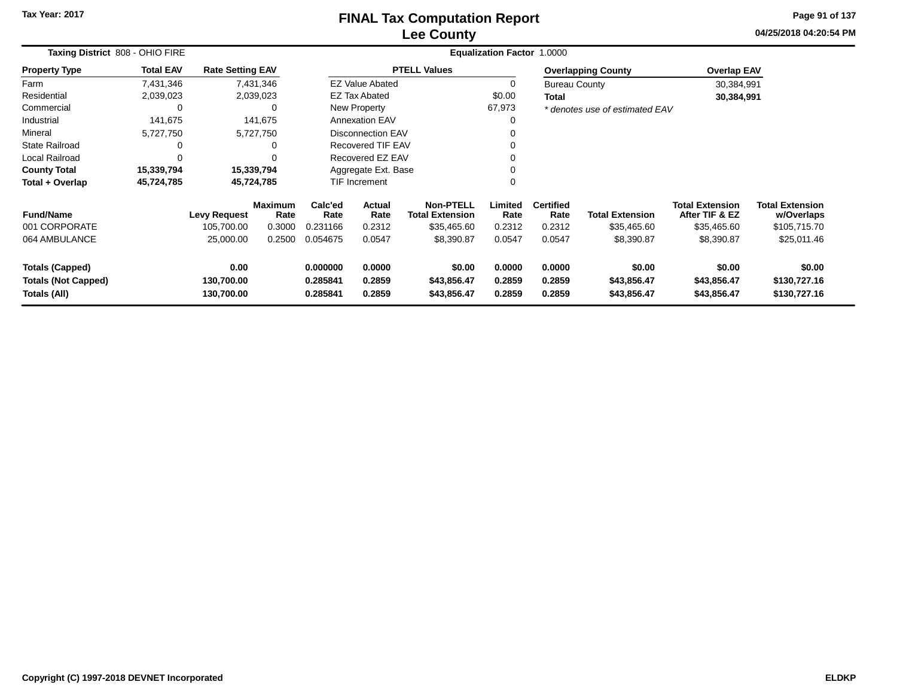# FINAL Tax Computation Report
## Lee County

Tax Year: 2017

04/25/2018 04:20:54 PM

**Taxing District** 808 - OHIO FIRE

**Equalization Factor** 1.0000

| Property Type | Total EAV | Rate Setting EAV |
|---|---|---|
| Farm | 7,431,346 | 7,431,346 |
| Residential | 2,039,023 | 2,039,023 |
| Commercial | 0 | 0 |
| Industrial | 141,675 | 141,675 |
| Mineral | 5,727,750 | 5,727,750 |
| State Railroad | 0 | 0 |
| Local Railroad | 0 | 0 |
| **County Total** | **15,339,794** | **15,339,794** |
| **Total + Overlap** | **45,724,785** | **45,724,785** |

| PTELL Values | |
|---|---|
| EZ Value Abated | 0 |
| EZ Tax Abated | $0.00 |
| New Property | 67,973 |
| Annexation EAV | 0 |
| Disconnection EAV | 0 |
| Recovered TIF EAV | 0 |
| Recovered EZ EAV | 0 |
| Aggregate Ext. Base | 0 |
| TIF Increment | 0 |

| Overlapping County | Overlap EAV |
|---|---|
| Bureau County | 30,384,991 |
| **Total** | **30,384,991** |

*\* denotes use of estimated EAV*

| Fund/Name | Levy Request | Maximum Rate | Calc'ed Rate | Actual Rate | Non-PTELL Total Extension | Limited Rate | Certified Rate | Total Extension | Total Extension After TIF & EZ | Total Extension w/Overlaps |
|---|---|---|---|---|---|---|---|---|---|---|
| 001 CORPORATE | 105,700.00 | 0.3000 | 0.231166 | 0.2312 | $35,465.60 | 0.2312 | 0.2312 | $35,465.60 | $35,465.60 | $105,715.70 |
| 064 AMBULANCE | 25,000.00 | 0.2500 | 0.054675 | 0.0547 | $8,390.87 | 0.0547 | 0.0547 | $8,390.87 | $8,390.87 | $25,011.46 |
| **Totals (Capped)** | **0.00** | | **0.000000** | **0.0000** | **$0.00** | **0.0000** | **0.0000** | **$0.00** | **$0.00** | **$0.00** |
| **Totals (Not Capped)** | **130,700.00** | | **0.285841** | **0.2859** | **$43,856.47** | **0.2859** | **0.2859** | **$43,856.47** | **$43,856.47** | **$130,727.16** |
| **Totals (All)** | **130,700.00** | | **0.285841** | **0.2859** | **$43,856.47** | **0.2859** | **0.2859** | **$43,856.47** | **$43,856.47** | **$130,727.16** |

Copyright (C) 1997-2018 DEVNET Incorporated — ELDKP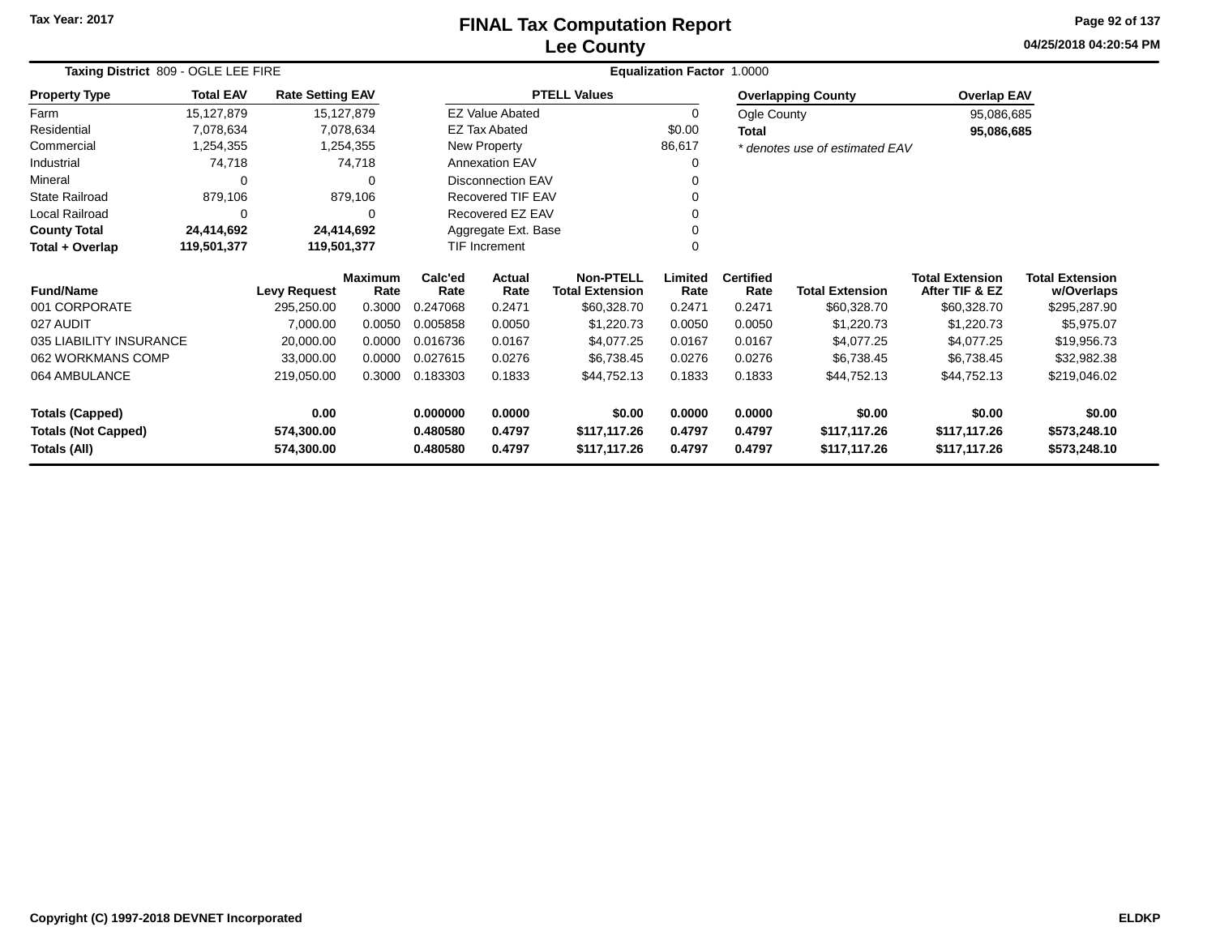Tax Year: 2017

# FINAL Tax Computation Report
## Lee County

04/25/2018 04:20:54 PM

**Taxing District** 809 - OGLE LEE FIRE

**Equalization Factor** 1.0000

| Property Type | Total EAV | Rate Setting EAV |
|---|---|---|
| Farm | 15,127,879 | 15,127,879 |
| Residential | 7,078,634 | 7,078,634 |
| Commercial | 1,254,355 | 1,254,355 |
| Industrial | 74,718 | 74,718 |
| Mineral | 0 | 0 |
| State Railroad | 879,106 | 879,106 |
| Local Railroad | 0 | 0 |
| **County Total** | **24,414,692** | **24,414,692** |
| **Total + Overlap** | **119,501,377** | **119,501,377** |

| PTELL Values | |
|---|---|
| EZ Value Abated | 0 |
| EZ Tax Abated | $0.00 |
| New Property | 86,617 |
| Annexation EAV | 0 |
| Disconnection EAV | 0 |
| Recovered TIF EAV | 0 |
| Recovered EZ EAV | 0 |
| Aggregate Ext. Base | 0 |
| TIF Increment | 0 |

| Overlapping County | Overlap EAV |
|---|---|
| Ogle County | 95,086,685 |
| **Total** | **95,086,685** |

*\* denotes use of estimated EAV*

| Fund/Name | Levy Request | Maximum Rate | Calc'ed Rate | Actual Rate | Non-PTELL Total Extension | Limited Rate | Certified Rate | Total Extension | Total Extension After TIF & EZ | Total Extension w/Overlaps |
|---|---|---|---|---|---|---|---|---|---|---|
| 001 CORPORATE | 295,250.00 | 0.3000 | 0.247068 | 0.2471 | $60,328.70 | 0.2471 | 0.2471 | $60,328.70 | $60,328.70 | $295,287.90 |
| 027 AUDIT | 7,000.00 | 0.0050 | 0.005858 | 0.0050 | $1,220.73 | 0.0050 | 0.0050 | $1,220.73 | $1,220.73 | $5,975.07 |
| 035 LIABILITY INSURANCE | 20,000.00 | 0.0000 | 0.016736 | 0.0167 | $4,077.25 | 0.0167 | 0.0167 | $4,077.25 | $4,077.25 | $19,956.73 |
| 062 WORKMANS COMP | 33,000.00 | 0.0000 | 0.027615 | 0.0276 | $6,738.45 | 0.0276 | 0.0276 | $6,738.45 | $6,738.45 | $32,982.38 |
| 064 AMBULANCE | 219,050.00 | 0.3000 | 0.183303 | 0.1833 | $44,752.13 | 0.1833 | 0.1833 | $44,752.13 | $44,752.13 | $219,046.02 |
| **Totals (Capped)** | **0.00** | | **0.000000** | **0.0000** | **$0.00** | **0.0000** | **0.0000** | **$0.00** | **$0.00** | **$0.00** |
| **Totals (Not Capped)** | **574,300.00** | | **0.480580** | **0.4797** | **$117,117.26** | **0.4797** | **0.4797** | **$117,117.26** | **$117,117.26** | **$573,248.10** |
| **Totals (All)** | **574,300.00** | | **0.480580** | **0.4797** | **$117,117.26** | **0.4797** | **0.4797** | **$117,117.26** | **$117,117.26** | **$573,248.10** |

Copyright (C) 1997-2018 DEVNET Incorporated

ELDKP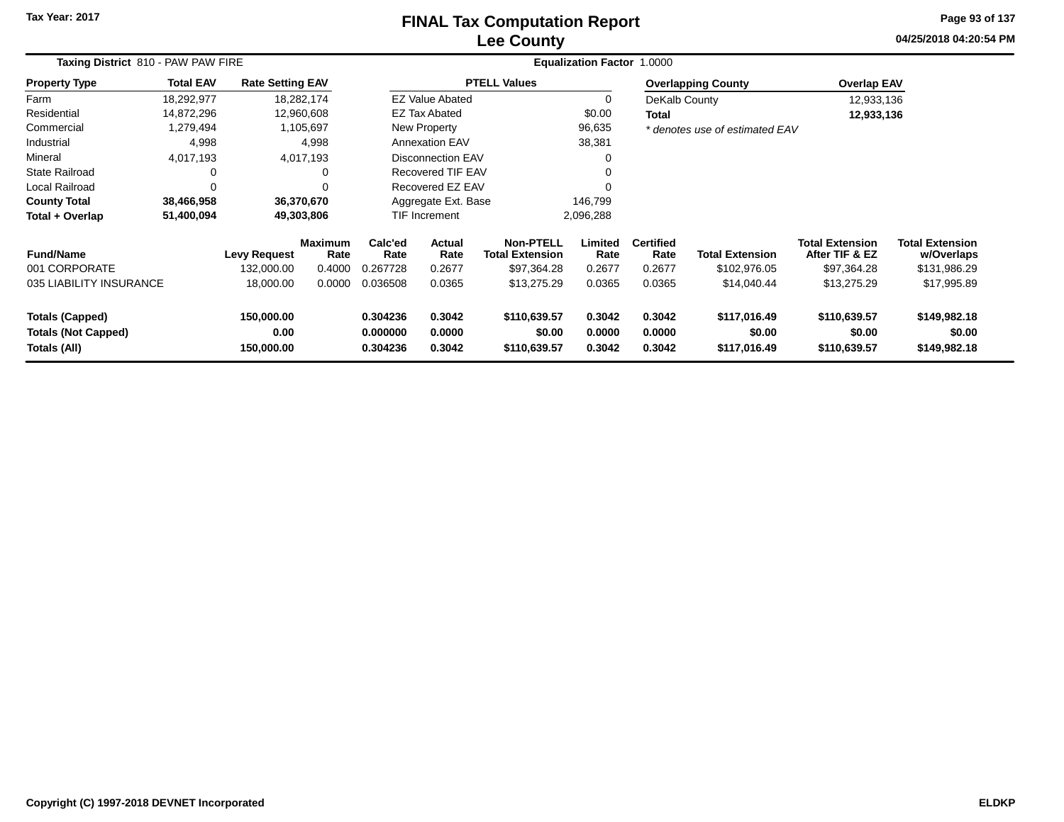Tax Year: 2017

# FINAL Tax Computation Report
## Lee County

04/25/2018 04:20:54 PM

**Taxing District** 810 - PAW PAW FIRE

**Equalization Factor** 1.0000

| Property Type | Total EAV | Rate Setting EAV |
|---|---|---|
| Farm | 18,292,977 | 18,282,174 |
| Residential | 14,872,296 | 12,960,608 |
| Commercial | 1,279,494 | 1,105,697 |
| Industrial | 4,998 | 4,998 |
| Mineral | 4,017,193 | 4,017,193 |
| State Railroad | 0 | 0 |
| Local Railroad | 0 | 0 |
| **County Total** | **38,466,958** | **36,370,670** |
| **Total + Overlap** | **51,400,094** | **49,303,806** |

| PTELL Values | |
|---|---|
| EZ Value Abated | 0 |
| EZ Tax Abated | $0.00 |
| New Property | 96,635 |
| Annexation EAV | 38,381 |
| Disconnection EAV | 0 |
| Recovered TIF EAV | 0 |
| Recovered EZ EAV | 0 |
| Aggregate Ext. Base | 146,799 |
| TIF Increment | 2,096,288 |

| Overlapping County | Overlap EAV |
|---|---|
| DeKalb County | 12,933,136 |
| **Total** | **12,933,136** |

*\* denotes use of estimated EAV*

| Fund/Name | Levy Request | Maximum Rate | Calc'ed Rate | Actual Rate | Non-PTELL Total Extension | Limited Rate | Certified Rate | Total Extension | Total Extension After TIF & EZ | Total Extension w/Overlaps |
|---|---|---|---|---|---|---|---|---|---|---|
| 001 CORPORATE | 132,000.00 | 0.4000 | 0.267728 | 0.2677 | $97,364.28 | 0.2677 | 0.2677 | $102,976.05 | $97,364.28 | $131,986.29 |
| 035 LIABILITY INSURANCE | 18,000.00 | 0.0000 | 0.036508 | 0.0365 | $13,275.29 | 0.0365 | 0.0365 | $14,040.44 | $13,275.29 | $17,995.89 |
| **Totals (Capped)** | **150,000.00** | | **0.304236** | **0.3042** | **$110,639.57** | **0.3042** | **0.3042** | **$117,016.49** | **$110,639.57** | **$149,982.18** |
| **Totals (Not Capped)** | **0.00** | | **0.000000** | **0.0000** | **$0.00** | **0.0000** | **0.0000** | **$0.00** | **$0.00** | **$0.00** |
| **Totals (All)** | **150,000.00** | | **0.304236** | **0.3042** | **$110,639.57** | **0.3042** | **0.3042** | **$117,016.49** | **$110,639.57** | **$149,982.18** |

Copyright (C) 1997-2018 DEVNET Incorporated

ELDKP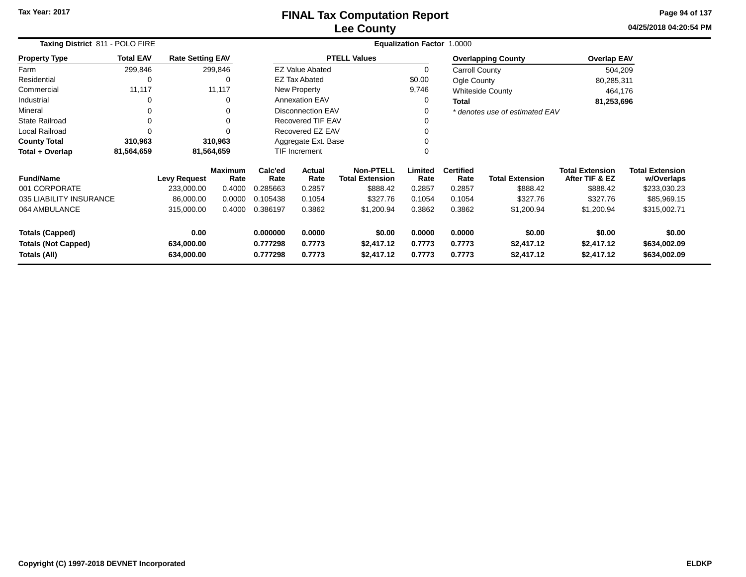Tax Year: 2017

# FINAL Tax Computation Report
## Lee County

04/25/2018 04:20:54 PM

**Taxing District** 811 - POLO FIRE

**Equalization Factor** 1.0000

| Property Type | Total EAV | Rate Setting EAV |
|---|---|---|
| Farm | 299,846 | 299,846 |
| Residential | 0 | 0 |
| Commercial | 11,117 | 11,117 |
| Industrial | 0 | 0 |
| Mineral | 0 | 0 |
| State Railroad | 0 | 0 |
| Local Railroad | 0 | 0 |
| **County Total** | **310,963** | **310,963** |
| **Total + Overlap** | **81,564,659** | **81,564,659** |

| PTELL Values | |
|---|---|
| EZ Value Abated | 0 |
| EZ Tax Abated | $0.00 |
| New Property | 9,746 |
| Annexation EAV | 0 |
| Disconnection EAV | 0 |
| Recovered TIF EAV | 0 |
| Recovered EZ EAV | 0 |
| Aggregate Ext. Base | 0 |
| TIF Increment | 0 |

| Overlapping County | Overlap EAV |
|---|---|
| Carroll County | 504,209 |
| Ogle County | 80,285,311 |
| Whiteside County | 464,176 |
| **Total** | **81,253,696** |

*\* denotes use of estimated EAV*

| Fund/Name | Levy Request | Maximum Rate | Calc'ed Rate | Actual Rate | Non-PTELL Total Extension | Limited Rate | Certified Rate | Total Extension | Total Extension After TIF & EZ | Total Extension w/Overlaps |
|---|---|---|---|---|---|---|---|---|---|---|
| 001 CORPORATE | 233,000.00 | 0.4000 | 0.285663 | 0.2857 | $888.42 | 0.2857 | 0.2857 | $888.42 | $888.42 | $233,030.23 |
| 035 LIABILITY INSURANCE | 86,000.00 | 0.0000 | 0.105438 | 0.1054 | $327.76 | 0.1054 | 0.1054 | $327.76 | $327.76 | $85,969.15 |
| 064 AMBULANCE | 315,000.00 | 0.4000 | 0.386197 | 0.3862 | $1,200.94 | 0.3862 | 0.3862 | $1,200.94 | $1,200.94 | $315,002.71 |
| **Totals (Capped)** | **0.00** | | **0.000000** | **0.0000** | **$0.00** | **0.0000** | **0.0000** | **$0.00** | **$0.00** | **$0.00** |
| **Totals (Not Capped)** | **634,000.00** | | **0.777298** | **0.7773** | **$2,417.12** | **0.7773** | **0.7773** | **$2,417.12** | **$2,417.12** | **$634,002.09** |
| **Totals (All)** | **634,000.00** | | **0.777298** | **0.7773** | **$2,417.12** | **0.7773** | **0.7773** | **$2,417.12** | **$2,417.12** | **$634,002.09** |

Copyright (C) 1997-2018 DEVNET Incorporated

ELDKP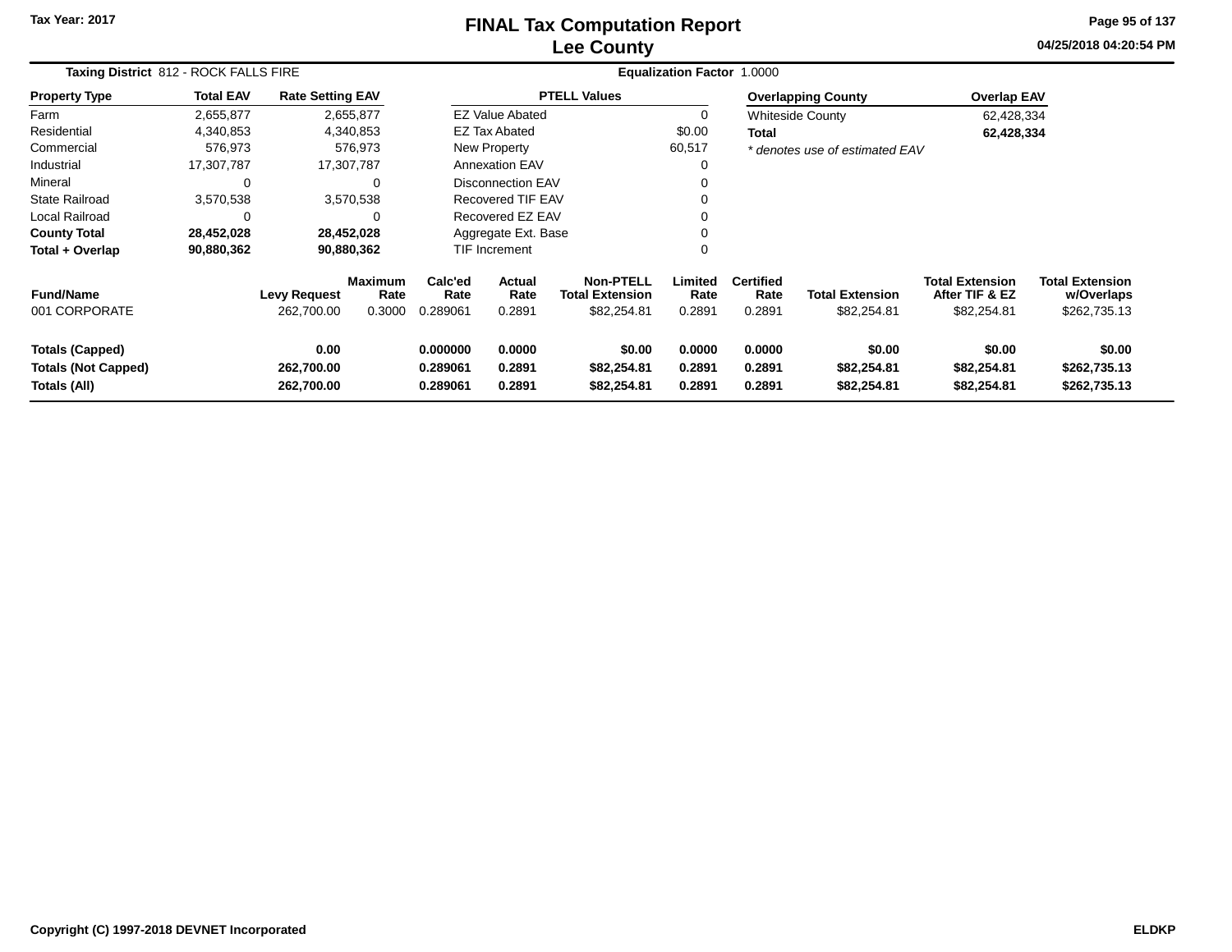# FINAL Tax Computation Report
## Lee County

Tax Year: 2017

04/25/2018 04:20:54 PM

**Taxing District** 812 - ROCK FALLS FIRE **Equalization Factor** 1.0000

| Property Type | Total EAV | Rate Setting EAV |
|---|---|---|
| Farm | 2,655,877 | 2,655,877 |
| Residential | 4,340,853 | 4,340,853 |
| Commercial | 576,973 | 576,973 |
| Industrial | 17,307,787 | 17,307,787 |
| Mineral | 0 | 0 |
| State Railroad | 3,570,538 | 3,570,538 |
| Local Railroad | 0 | 0 |
| **County Total** | **28,452,028** | **28,452,028** |
| **Total + Overlap** | **90,880,362** | **90,880,362** |

| PTELL Values | |
|---|---|
| EZ Value Abated | 0 |
| EZ Tax Abated | $0.00 |
| New Property | 60,517 |
| Annexation EAV | 0 |
| Disconnection EAV | 0 |
| Recovered TIF EAV | 0 |
| Recovered EZ EAV | 0 |
| Aggregate Ext. Base | 0 |
| TIF Increment | 0 |

| Overlapping County | Overlap EAV |
|---|---|
| Whiteside County | 62,428,334 |
| **Total** | **62,428,334** |

*\* denotes use of estimated EAV*

| Fund/Name | Levy Request | Maximum Rate | Calc'ed Rate | Actual Rate | Non-PTELL Total Extension | Limited Rate | Certified Rate | Total Extension | Total Extension After TIF & EZ | Total Extension w/Overlaps |
|---|---|---|---|---|---|---|---|---|---|---|
| 001 CORPORATE | 262,700.00 | 0.3000 | 0.289061 | 0.2891 | $82,254.81 | 0.2891 | 0.2891 | $82,254.81 | $82,254.81 | $262,735.13 |
| **Totals (Capped)** | **0.00** | | **0.000000** | **0.0000** | **$0.00** | **0.0000** | **0.0000** | **$0.00** | **$0.00** | **$0.00** |
| **Totals (Not Capped)** | **262,700.00** | | **0.289061** | **0.2891** | **$82,254.81** | **0.2891** | **0.2891** | **$82,254.81** | **$82,254.81** | **$262,735.13** |
| **Totals (All)** | **262,700.00** | | **0.289061** | **0.2891** | **$82,254.81** | **0.2891** | **0.2891** | **$82,254.81** | **$82,254.81** | **$262,735.13** |

Copyright (C) 1997-2018 DEVNET Incorporated

ELDKP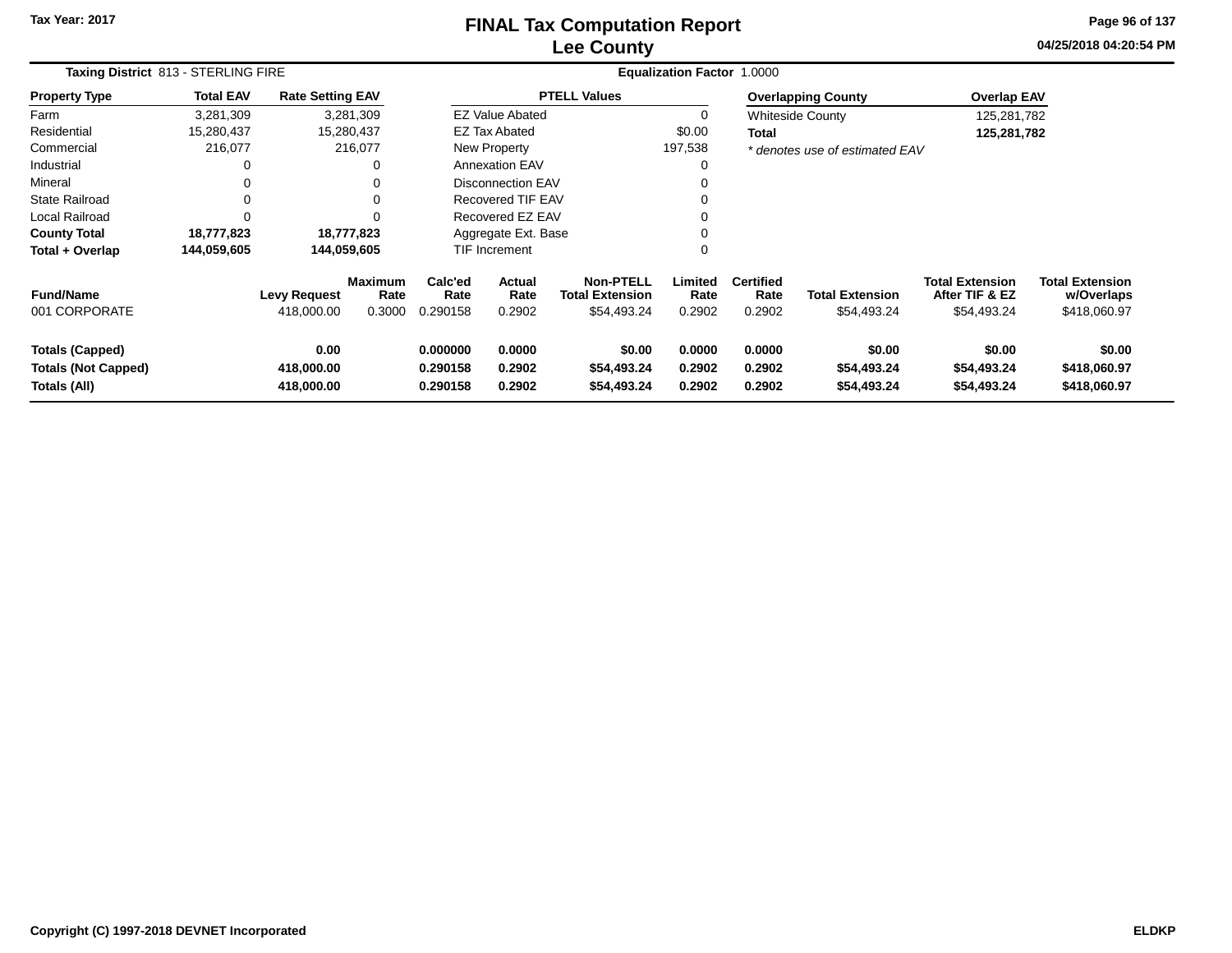Tax Year: 2017

# FINAL Tax Computation Report
## Lee County

04/25/2018 04:20:54 PM

**Taxing District** 813 - STERLING FIRE **Equalization Factor** 1.0000

| Property Type | Total EAV | Rate Setting EAV |
|---|---|---|
| Farm | 3,281,309 | 3,281,309 |
| Residential | 15,280,437 | 15,280,437 |
| Commercial | 216,077 | 216,077 |
| Industrial | 0 | 0 |
| Mineral | 0 | 0 |
| State Railroad | 0 | 0 |
| Local Railroad | 0 | 0 |
| **County Total** | **18,777,823** | **18,777,823** |
| **Total + Overlap** | **144,059,605** | **144,059,605** |

| PTELL Values | |
|---|---|
| EZ Value Abated | 0 |
| EZ Tax Abated | $0.00 |
| New Property | 197,538 |
| Annexation EAV | 0 |
| Disconnection EAV | 0 |
| Recovered TIF EAV | 0 |
| Recovered EZ EAV | 0 |
| Aggregate Ext. Base | 0 |
| TIF Increment | 0 |

| Overlapping County | Overlap EAV |
|---|---|
| Whiteside County | 125,281,782 |
| **Total** | **125,281,782** |

*\* denotes use of estimated EAV*

| Fund/Name | Levy Request | Maximum Rate | Calc'ed Rate | Actual Rate | Non-PTELL Total Extension | Limited Rate | Certified Rate | Total Extension | Total Extension After TIF & EZ | Total Extension w/Overlaps |
|---|---|---|---|---|---|---|---|---|---|---|
| 001 CORPORATE | 418,000.00 | 0.3000 | 0.290158 | 0.2902 | $54,493.24 | 0.2902 | 0.2902 | $54,493.24 | $54,493.24 | $418,060.97 |
| **Totals (Capped)** | **0.00** | | **0.000000** | **0.0000** | **$0.00** | **0.0000** | **0.0000** | **$0.00** | **$0.00** | **$0.00** |
| **Totals (Not Capped)** | **418,000.00** | | **0.290158** | **0.2902** | **$54,493.24** | **0.2902** | **0.2902** | **$54,493.24** | **$54,493.24** | **$418,060.97** |
| **Totals (All)** | **418,000.00** | | **0.290158** | **0.2902** | **$54,493.24** | **0.2902** | **0.2902** | **$54,493.24** | **$54,493.24** | **$418,060.97** |

Copyright (C) 1997-2018 DEVNET Incorporated ELDKP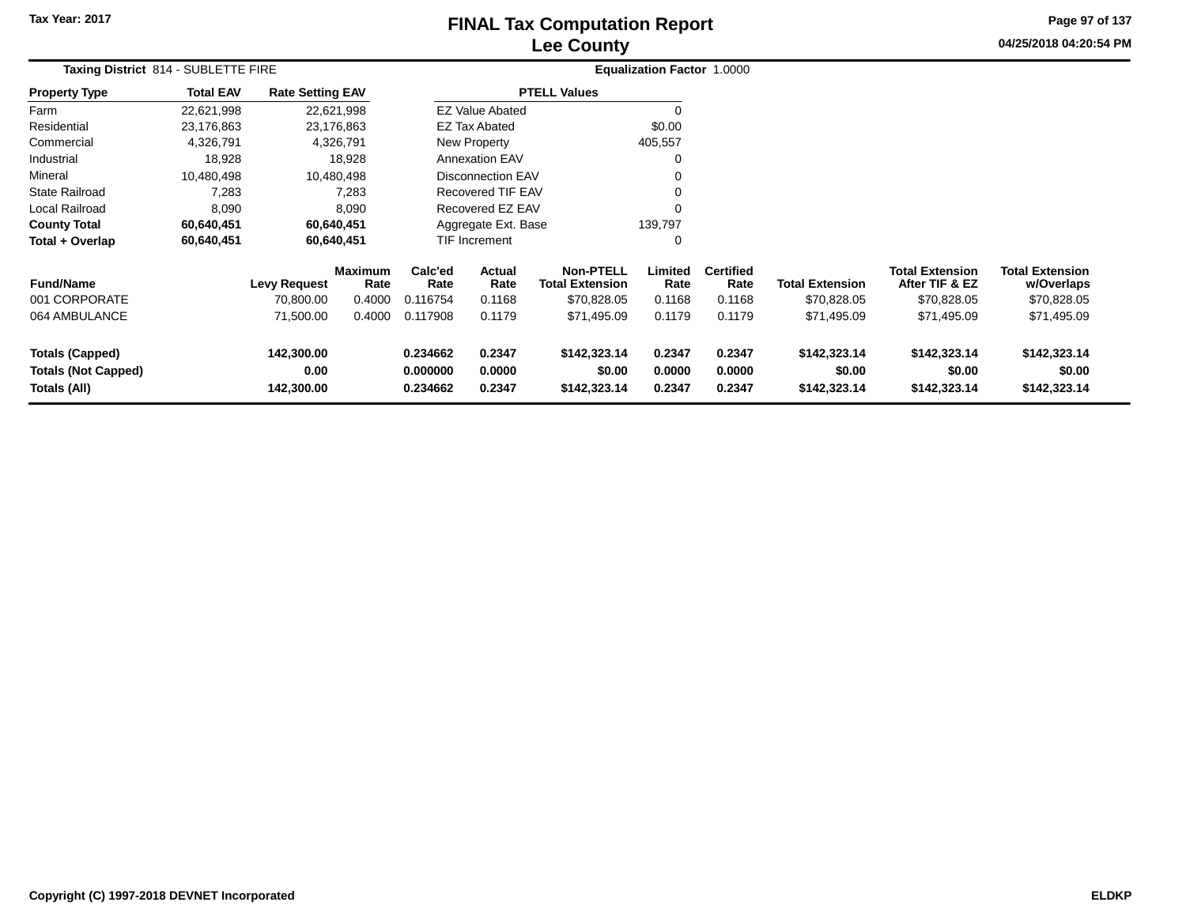Tax Year: 2017

# FINAL Tax Computation Report
## Lee County

04/25/2018 04:20:54 PM

**Taxing District** 814 - SUBLETTE FIRE

**Equalization Factor** 1.0000

| Property Type | Total EAV | Rate Setting EAV |
|---|---|---|
| Farm | 22,621,998 | 22,621,998 |
| Residential | 23,176,863 | 23,176,863 |
| Commercial | 4,326,791 | 4,326,791 |
| Industrial | 18,928 | 18,928 |
| Mineral | 10,480,498 | 10,480,498 |
| State Railroad | 7,283 | 7,283 |
| Local Railroad | 8,090 | 8,090 |
| **County Total** | **60,640,451** | **60,640,451** |
| **Total + Overlap** | **60,640,451** | **60,640,451** |

| PTELL Values | |
|---|---|
| EZ Value Abated | 0 |
| EZ Tax Abated | $0.00 |
| New Property | 405,557 |
| Annexation EAV | 0 |
| Disconnection EAV | 0 |
| Recovered TIF EAV | 0 |
| Recovered EZ EAV | 0 |
| Aggregate Ext. Base | 139,797 |
| TIF Increment | 0 |

| Fund/Name | Levy Request | Maximum Rate | Calc'ed Rate | Actual Rate | Non-PTELL Total Extension | Limited Rate | Certified Rate | Total Extension | Total Extension After TIF & EZ | Total Extension w/Overlaps |
|---|---|---|---|---|---|---|---|---|---|---|
| 001 CORPORATE | 70,800.00 | 0.4000 | 0.116754 | 0.1168 | $70,828.05 | 0.1168 | 0.1168 | $70,828.05 | $70,828.05 | $70,828.05 |
| 064 AMBULANCE | 71,500.00 | 0.4000 | 0.117908 | 0.1179 | $71,495.09 | 0.1179 | 0.1179 | $71,495.09 | $71,495.09 | $71,495.09 |
| **Totals (Capped)** | **142,300.00** | | **0.234662** | **0.2347** | **$142,323.14** | **0.2347** | **0.2347** | **$142,323.14** | **$142,323.14** | **$142,323.14** |
| **Totals (Not Capped)** | **0.00** | | **0.000000** | **0.0000** | **$0.00** | **0.0000** | **0.0000** | **$0.00** | **$0.00** | **$0.00** |
| **Totals (All)** | **142,300.00** | | **0.234662** | **0.2347** | **$142,323.14** | **0.2347** | **0.2347** | **$142,323.14** | **$142,323.14** | **$142,323.14** |

Copyright (C) 1997-2018 DEVNET Incorporated

ELDKP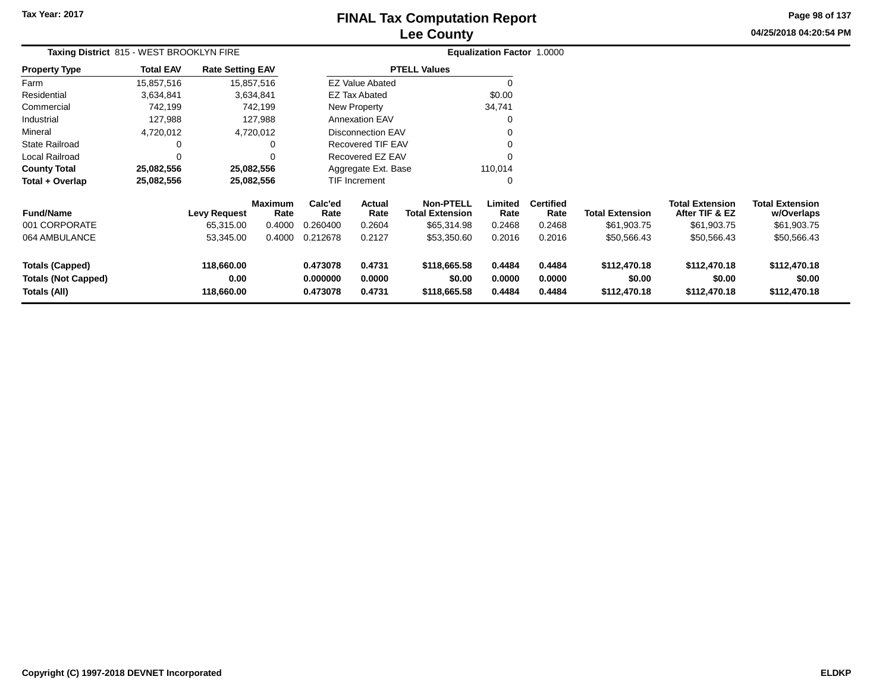# FINAL Tax Computation Report
# Lee County

Tax Year: 2017

04/25/2018 04:20:54 PM

**Taxing District** 815 - WEST BROOKLYN FIRE

**Equalization Factor** 1.0000

| Property Type | Total EAV | Rate Setting EAV |
|---|---|---|
| Farm | 15,857,516 | 15,857,516 |
| Residential | 3,634,841 | 3,634,841 |
| Commercial | 742,199 | 742,199 |
| Industrial | 127,988 | 127,988 |
| Mineral | 4,720,012 | 4,720,012 |
| State Railroad | 0 | 0 |
| Local Railroad | 0 | 0 |
| **County Total** | **25,082,556** | **25,082,556** |
| **Total + Overlap** | **25,082,556** | **25,082,556** |

| PTELL Values | |
|---|---|
| EZ Value Abated | 0 |
| EZ Tax Abated | $0.00 |
| New Property | 34,741 |
| Annexation EAV | 0 |
| Disconnection EAV | 0 |
| Recovered TIF EAV | 0 |
| Recovered EZ EAV | 0 |
| Aggregate Ext. Base | 110,014 |
| TIF Increment | 0 |

| Fund/Name | Levy Request | Maximum Rate | Calc'ed Rate | Actual Rate | Non-PTELL Total Extension | Limited Rate | Certified Rate | Total Extension | Total Extension After TIF & EZ | Total Extension w/Overlaps |
|---|---|---|---|---|---|---|---|---|---|---|
| 001 CORPORATE | 65,315.00 | 0.4000 | 0.260400 | 0.2604 | $65,314.98 | 0.2468 | 0.2468 | $61,903.75 | $61,903.75 | $61,903.75 |
| 064 AMBULANCE | 53,345.00 | 0.4000 | 0.212678 | 0.2127 | $53,350.60 | 0.2016 | 0.2016 | $50,566.43 | $50,566.43 | $50,566.43 |
| **Totals (Capped)** | **118,660.00** | | **0.473078** | **0.4731** | **$118,665.58** | **0.4484** | **0.4484** | **$112,470.18** | **$112,470.18** | **$112,470.18** |
| **Totals (Not Capped)** | **0.00** | | **0.000000** | **0.0000** | **$0.00** | **0.0000** | **0.0000** | **$0.00** | **$0.00** | **$0.00** |
| **Totals (All)** | **118,660.00** | | **0.473078** | **0.4731** | **$118,665.58** | **0.4484** | **0.4484** | **$112,470.18** | **$112,470.18** | **$112,470.18** |

Copyright (C) 1997-2018 DEVNET Incorporated

ELDKP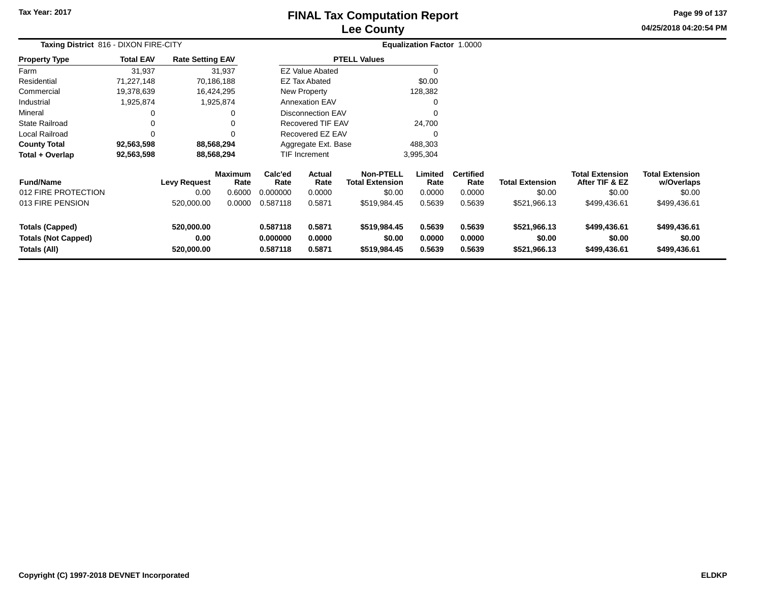Tax Year: 2017

# FINAL Tax Computation Report
# Lee County

04/25/2018 04:20:54 PM

**Taxing District** 816 - DIXON FIRE-CITY

**Equalization Factor** 1.0000

| Property Type | Total EAV | Rate Setting EAV |
|---|---|---|
| Farm | 31,937 | 31,937 |
| Residential | 71,227,148 | 70,186,188 |
| Commercial | 19,378,639 | 16,424,295 |
| Industrial | 1,925,874 | 1,925,874 |
| Mineral | 0 | 0 |
| State Railroad | 0 | 0 |
| Local Railroad | 0 | 0 |
| **County Total** | **92,563,598** | **88,568,294** |
| **Total + Overlap** | **92,563,598** | **88,568,294** |

| PTELL Values | |
|---|---|
| EZ Value Abated | 0 |
| EZ Tax Abated | $0.00 |
| New Property | 128,382 |
| Annexation EAV | 0 |
| Disconnection EAV | 0 |
| Recovered TIF EAV | 24,700 |
| Recovered EZ EAV | 0 |
| Aggregate Ext. Base | 488,303 |
| TIF Increment | 3,995,304 |

| Fund/Name | Levy Request | Maximum Rate | Calc'ed Rate | Actual Rate | Non-PTELL Total Extension | Limited Rate | Certified Rate | Total Extension | Total Extension After TIF & EZ | Total Extension w/Overlaps |
|---|---|---|---|---|---|---|---|---|---|---|
| 012 FIRE PROTECTION | 0.00 | 0.6000 | 0.000000 | 0.0000 | $0.00 | 0.0000 | 0.0000 | $0.00 | $0.00 | $0.00 |
| 013 FIRE PENSION | 520,000.00 | 0.0000 | 0.587118 | 0.5871 | $519,984.45 | 0.5639 | 0.5639 | $521,966.13 | $499,436.61 | $499,436.61 |
| **Totals (Capped)** | **520,000.00** | | **0.587118** | **0.5871** | **$519,984.45** | **0.5639** | **0.5639** | **$521,966.13** | **$499,436.61** | **$499,436.61** |
| **Totals (Not Capped)** | **0.00** | | **0.000000** | **0.0000** | **$0.00** | **0.0000** | **0.0000** | **$0.00** | **$0.00** | **$0.00** |
| **Totals (All)** | **520,000.00** | | **0.587118** | **0.5871** | **$519,984.45** | **0.5639** | **0.5639** | **$521,966.13** | **$499,436.61** | **$499,436.61** |

Copyright (C) 1997-2018 DEVNET Incorporated

ELDKP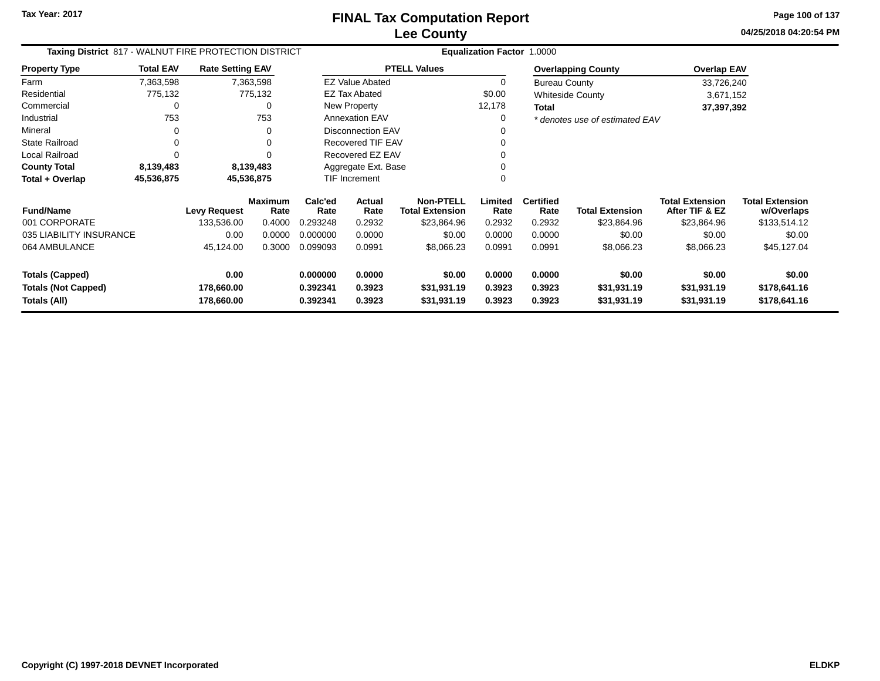# FINAL Tax Computation Report
## Lee County

Tax Year: 2017

04/25/2018 04:20:54 PM

**Taxing District** 817 - WALNUT FIRE PROTECTION DISTRICT **Equalization Factor** 1.0000

| Property Type | Total EAV | Rate Setting EAV |
|---|---|---|
| Farm | 7,363,598 | 7,363,598 |
| Residential | 775,132 | 775,132 |
| Commercial | 0 | 0 |
| Industrial | 753 | 753 |
| Mineral | 0 | 0 |
| State Railroad | 0 | 0 |
| Local Railroad | 0 | 0 |
| **County Total** | **8,139,483** | **8,139,483** |
| **Total + Overlap** | **45,536,875** | **45,536,875** |

| PTELL Values | |
|---|---|
| EZ Value Abated | 0 |
| EZ Tax Abated | $0.00 |
| New Property | 12,178 |
| Annexation EAV | 0 |
| Disconnection EAV | 0 |
| Recovered TIF EAV | 0 |
| Recovered EZ EAV | 0 |
| Aggregate Ext. Base | 0 |
| TIF Increment | 0 |

| Overlapping County | Overlap EAV |
|---|---|
| Bureau County | 33,726,240 |
| Whiteside County | 3,671,152 |
| **Total** | **37,397,392** |

*\* denotes use of estimated EAV*

| Fund/Name | Levy Request | Maximum Rate | Calc'ed Rate | Actual Rate | Non-PTELL Total Extension | Limited Rate | Certified Rate | Total Extension | Total Extension After TIF & EZ | Total Extension w/Overlaps |
|---|---|---|---|---|---|---|---|---|---|---|
| 001 CORPORATE | 133,536.00 | 0.4000 | 0.293248 | 0.2932 | $23,864.96 | 0.2932 | 0.2932 | $23,864.96 | $23,864.96 | $133,514.12 |
| 035 LIABILITY INSURANCE | 0.00 | 0.0000 | 0.000000 | 0.0000 | $0.00 | 0.0000 | 0.0000 | $0.00 | $0.00 | $0.00 |
| 064 AMBULANCE | 45,124.00 | 0.3000 | 0.099093 | 0.0991 | $8,066.23 | 0.0991 | 0.0991 | $8,066.23 | $8,066.23 | $45,127.04 |
| **Totals (Capped)** | **0.00** | | **0.000000** | **0.0000** | **$0.00** | **0.0000** | **0.0000** | **$0.00** | **$0.00** | **$0.00** |
| **Totals (Not Capped)** | **178,660.00** | | **0.392341** | **0.3923** | **$31,931.19** | **0.3923** | **0.3923** | **$31,931.19** | **$31,931.19** | **$178,641.16** |
| **Totals (All)** | **178,660.00** | | **0.392341** | **0.3923** | **$31,931.19** | **0.3923** | **0.3923** | **$31,931.19** | **$31,931.19** | **$178,641.16** |

Copyright (C) 1997-2018 DEVNET Incorporated

ELDKP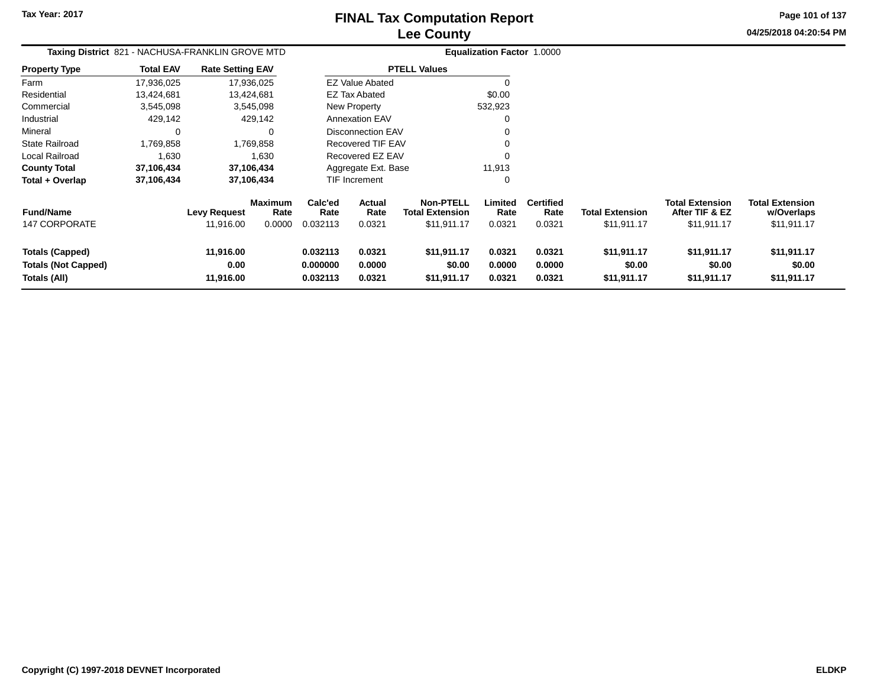# FINAL Tax Computation Report
## Lee County

Tax Year: 2017

04/25/2018 04:20:54 PM

**Taxing District** 821 - NACHUSA-FRANKLIN GROVE MTD

**Equalization Factor** 1.0000

| Property Type | Total EAV | Rate Setting EAV |
|---|---|---|
| Farm | 17,936,025 | 17,936,025 |
| Residential | 13,424,681 | 13,424,681 |
| Commercial | 3,545,098 | 3,545,098 |
| Industrial | 429,142 | 429,142 |
| Mineral | 0 | 0 |
| State Railroad | 1,769,858 | 1,769,858 |
| Local Railroad | 1,630 | 1,630 |
| **County Total** | **37,106,434** | **37,106,434** |
| **Total + Overlap** | **37,106,434** | **37,106,434** |

| PTELL Values | |
|---|---|
| EZ Value Abated | 0 |
| EZ Tax Abated | $0.00 |
| New Property | 532,923 |
| Annexation EAV | 0 |
| Disconnection EAV | 0 |
| Recovered TIF EAV | 0 |
| Recovered EZ EAV | 0 |
| Aggregate Ext. Base | 11,913 |
| TIF Increment | 0 |

| Fund/Name | Levy Request | Maximum Rate | Calc'ed Rate | Actual Rate | Non-PTELL Total Extension | Limited Rate | Certified Rate | Total Extension | Total Extension After TIF & EZ | Total Extension w/Overlaps |
|---|---|---|---|---|---|---|---|---|---|---|
| 147 CORPORATE | 11,916.00 | 0.0000 | 0.032113 | 0.0321 | $11,911.17 | 0.0321 | 0.0321 | $11,911.17 | $11,911.17 | $11,911.17 |
| **Totals (Capped)** | **11,916.00** | | **0.032113** | **0.0321** | **$11,911.17** | **0.0321** | **0.0321** | **$11,911.17** | **$11,911.17** | **$11,911.17** |
| **Totals (Not Capped)** | **0.00** | | **0.000000** | **0.0000** | **$0.00** | **0.0000** | **0.0000** | **$0.00** | **$0.00** | **$0.00** |
| **Totals (All)** | **11,916.00** | | **0.032113** | **0.0321** | **$11,911.17** | **0.0321** | **0.0321** | **$11,911.17** | **$11,911.17** | **$11,911.17** |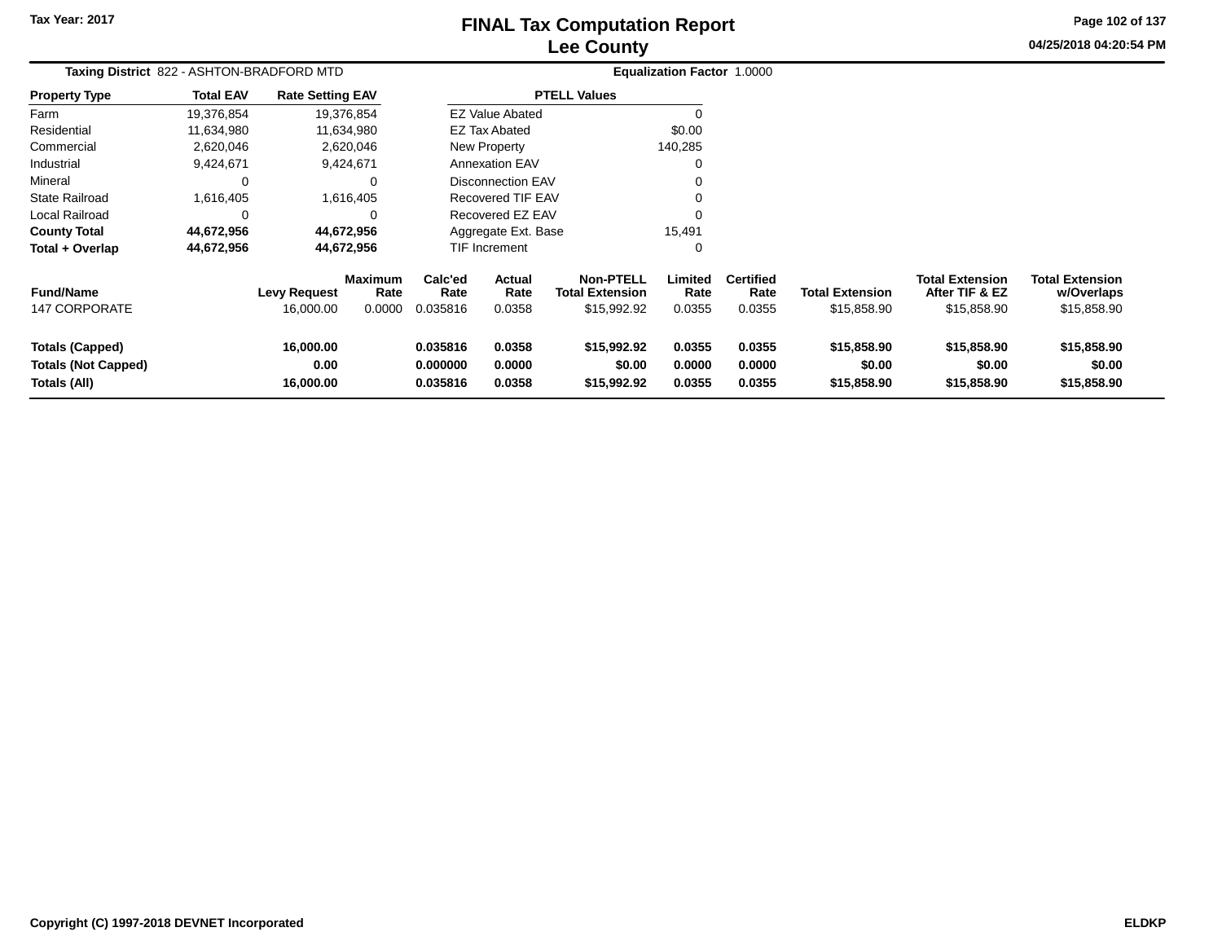# FINAL Tax Computation Report
## Lee County

Tax Year: 2017

04/25/2018 04:20:54 PM

**Taxing District** 822 - ASHTON-BRADFORD MTD **Equalization Factor** 1.0000

| Property Type | Total EAV | Rate Setting EAV |
|---|---|---|
| Farm | 19,376,854 | 19,376,854 |
| Residential | 11,634,980 | 11,634,980 |
| Commercial | 2,620,046 | 2,620,046 |
| Industrial | 9,424,671 | 9,424,671 |
| Mineral | 0 | 0 |
| State Railroad | 1,616,405 | 1,616,405 |
| Local Railroad | 0 | 0 |
| **County Total** | **44,672,956** | **44,672,956** |
| **Total + Overlap** | **44,672,956** | **44,672,956** |

| PTELL Values | |
|---|---|
| EZ Value Abated | 0 |
| EZ Tax Abated | $0.00 |
| New Property | 140,285 |
| Annexation EAV | 0 |
| Disconnection EAV | 0 |
| Recovered TIF EAV | 0 |
| Recovered EZ EAV | 0 |
| Aggregate Ext. Base | 15,491 |
| TIF Increment | 0 |

| Fund/Name | Levy Request | Maximum Rate | Calc'ed Rate | Actual Rate | Non-PTELL Total Extension | Limited Rate | Certified Rate | Total Extension | Total Extension After TIF & EZ | Total Extension w/Overlaps |
|---|---|---|---|---|---|---|---|---|---|---|
| 147 CORPORATE | 16,000.00 | 0.0000 | 0.035816 | 0.0358 | $15,992.92 | 0.0355 | 0.0355 | $15,858.90 | $15,858.90 | $15,858.90 |
| **Totals (Capped)** | **16,000.00** | | **0.035816** | **0.0358** | **$15,992.92** | **0.0355** | **0.0355** | **$15,858.90** | **$15,858.90** | **$15,858.90** |
| **Totals (Not Capped)** | **0.00** | | **0.000000** | **0.0000** | **$0.00** | **0.0000** | **0.0000** | **$0.00** | **$0.00** | **$0.00** |
| **Totals (All)** | **16,000.00** | | **0.035816** | **0.0358** | **$15,992.92** | **0.0355** | **0.0355** | **$15,858.90** | **$15,858.90** | **$15,858.90** |

Copyright (C) 1997-2018 DEVNET Incorporated

ELDKP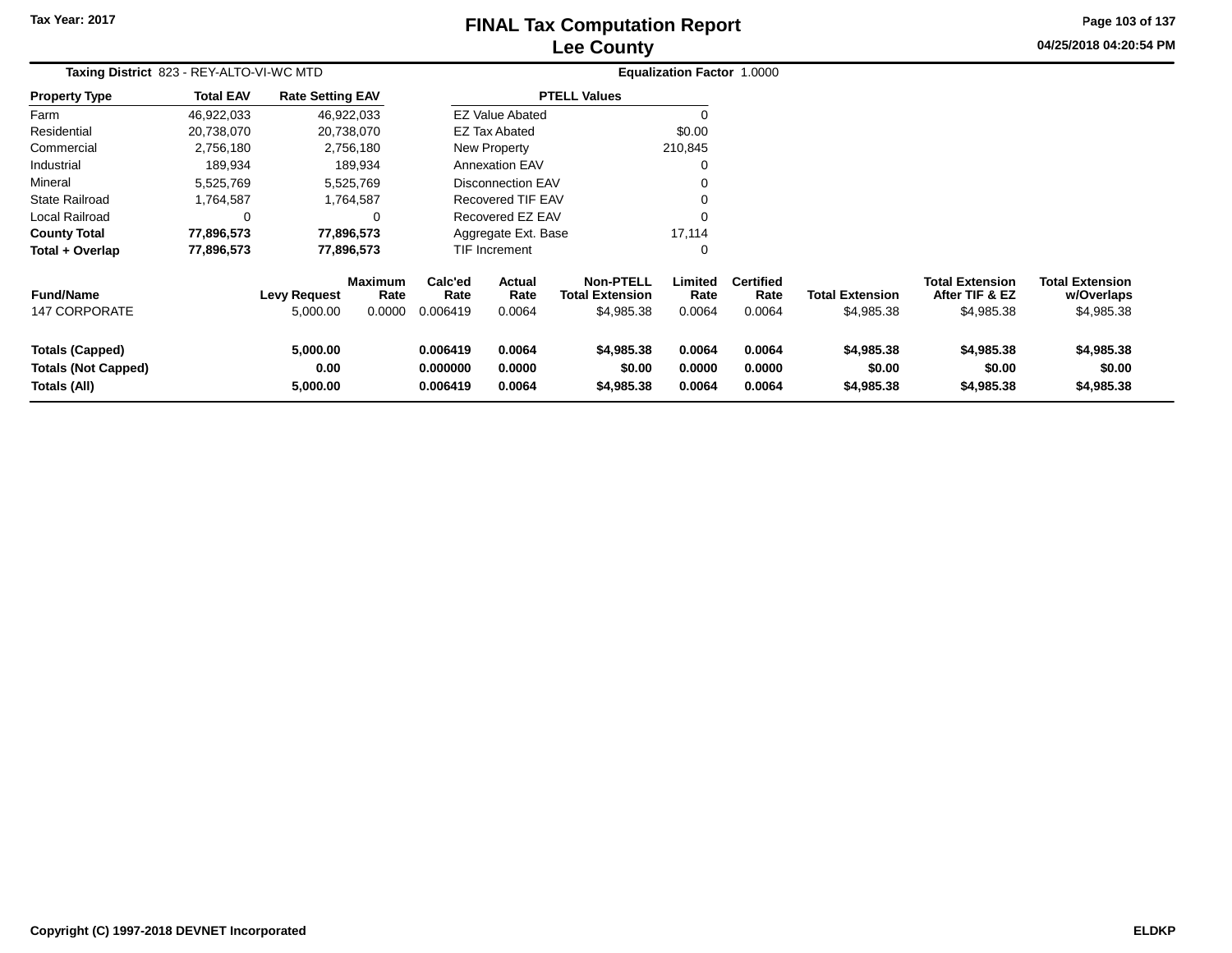# FINAL Tax Computation Report
## Lee County

Tax Year: 2017

04/25/2018 04:20:54 PM

**Taxing District** 823 - REY-ALTO-VI-WC MTD **Equalization Factor** 1.0000

| Property Type | Total EAV | Rate Setting EAV |
|---|---|---|
| Farm | 46,922,033 | 46,922,033 |
| Residential | 20,738,070 | 20,738,070 |
| Commercial | 2,756,180 | 2,756,180 |
| Industrial | 189,934 | 189,934 |
| Mineral | 5,525,769 | 5,525,769 |
| State Railroad | 1,764,587 | 1,764,587 |
| Local Railroad | 0 | 0 |
| **County Total** | **77,896,573** | **77,896,573** |
| **Total + Overlap** | **77,896,573** | **77,896,573** |

| PTELL Values | |
|---|---|
| EZ Value Abated | 0 |
| EZ Tax Abated | $0.00 |
| New Property | 210,845 |
| Annexation EAV | 0 |
| Disconnection EAV | 0 |
| Recovered TIF EAV | 0 |
| Recovered EZ EAV | 0 |
| Aggregate Ext. Base | 17,114 |
| TIF Increment | 0 |

| Fund/Name | Levy Request | Maximum Rate | Calc'ed Rate | Actual Rate | Non-PTELL Total Extension | Limited Rate | Certified Rate | Total Extension | Total Extension After TIF & EZ | Total Extension w/Overlaps |
|---|---|---|---|---|---|---|---|---|---|---|
| 147 CORPORATE | 5,000.00 | 0.0000 | 0.006419 | 0.0064 | $4,985.38 | 0.0064 | 0.0064 | $4,985.38 | $4,985.38 | $4,985.38 |
| **Totals (Capped)** | **5,000.00** | | **0.006419** | **0.0064** | **$4,985.38** | **0.0064** | **0.0064** | **$4,985.38** | **$4,985.38** | **$4,985.38** |
| **Totals (Not Capped)** | **0.00** | | **0.000000** | **0.0000** | **$0.00** | **0.0000** | **0.0000** | **$0.00** | **$0.00** | **$0.00** |
| **Totals (All)** | **5,000.00** | | **0.006419** | **0.0064** | **$4,985.38** | **0.0064** | **0.0064** | **$4,985.38** | **$4,985.38** | **$4,985.38** |

Copyright (C) 1997-2018 DEVNET Incorporated ELDKP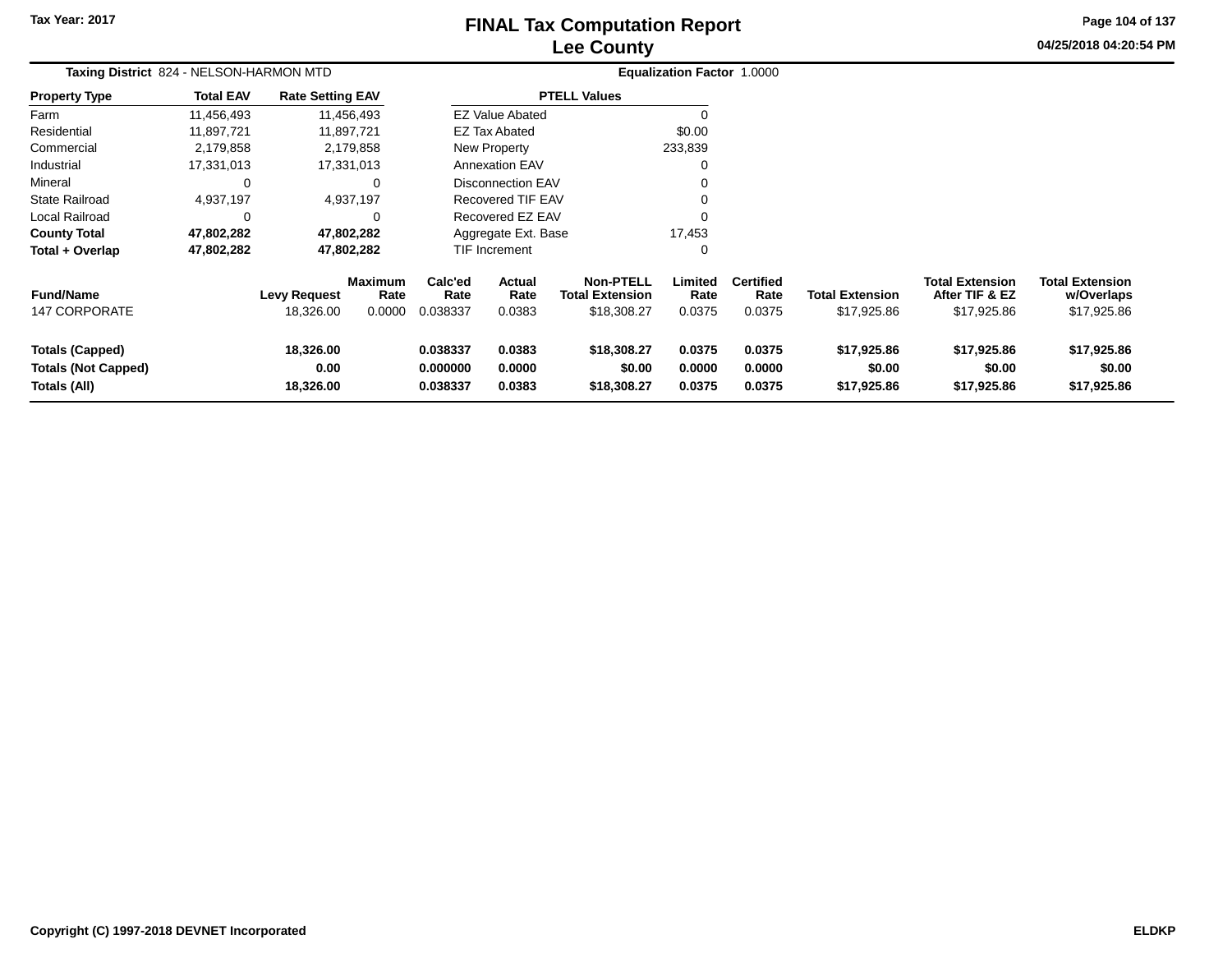# FINAL Tax Computation Report
# Lee County

Tax Year: 2017

04/25/2018 04:20:54 PM

**Taxing District** 824 - NELSON-HARMON MTD

**Equalization Factor** 1.0000

| Property Type | Total EAV | Rate Setting EAV |
|---|---|---|
| Farm | 11,456,493 | 11,456,493 |
| Residential | 11,897,721 | 11,897,721 |
| Commercial | 2,179,858 | 2,179,858 |
| Industrial | 17,331,013 | 17,331,013 |
| Mineral | 0 | 0 |
| State Railroad | 4,937,197 | 4,937,197 |
| Local Railroad | 0 | 0 |
| **County Total** | **47,802,282** | **47,802,282** |
| **Total + Overlap** | **47,802,282** | **47,802,282** |

| PTELL Values | |
|---|---|
| EZ Value Abated | 0 |
| EZ Tax Abated | $0.00 |
| New Property | 233,839 |
| Annexation EAV | 0 |
| Disconnection EAV | 0 |
| Recovered TIF EAV | 0 |
| Recovered EZ EAV | 0 |
| Aggregate Ext. Base | 17,453 |
| TIF Increment | 0 |

| Fund/Name | Levy Request | Maximum Rate | Calc'ed Rate | Actual Rate | Non-PTELL Total Extension | Limited Rate | Certified Rate | Total Extension | Total Extension After TIF & EZ | Total Extension w/Overlaps |
|---|---|---|---|---|---|---|---|---|---|---|
| 147 CORPORATE | 18,326.00 | 0.0000 | 0.038337 | 0.0383 | $18,308.27 | 0.0375 | 0.0375 | $17,925.86 | $17,925.86 | $17,925.86 |
| **Totals (Capped)** | **18,326.00** | | **0.038337** | **0.0383** | **$18,308.27** | **0.0375** | **0.0375** | **$17,925.86** | **$17,925.86** | **$17,925.86** |
| **Totals (Not Capped)** | **0.00** | | **0.000000** | **0.0000** | **$0.00** | **0.0000** | **0.0000** | **$0.00** | **$0.00** | **$0.00** |
| **Totals (All)** | **18,326.00** | | **0.038337** | **0.0383** | **$18,308.27** | **0.0375** | **0.0375** | **$17,925.86** | **$17,925.86** | **$17,925.86** |

Copyright (C) 1997-2018 DEVNET Incorporated

ELDKP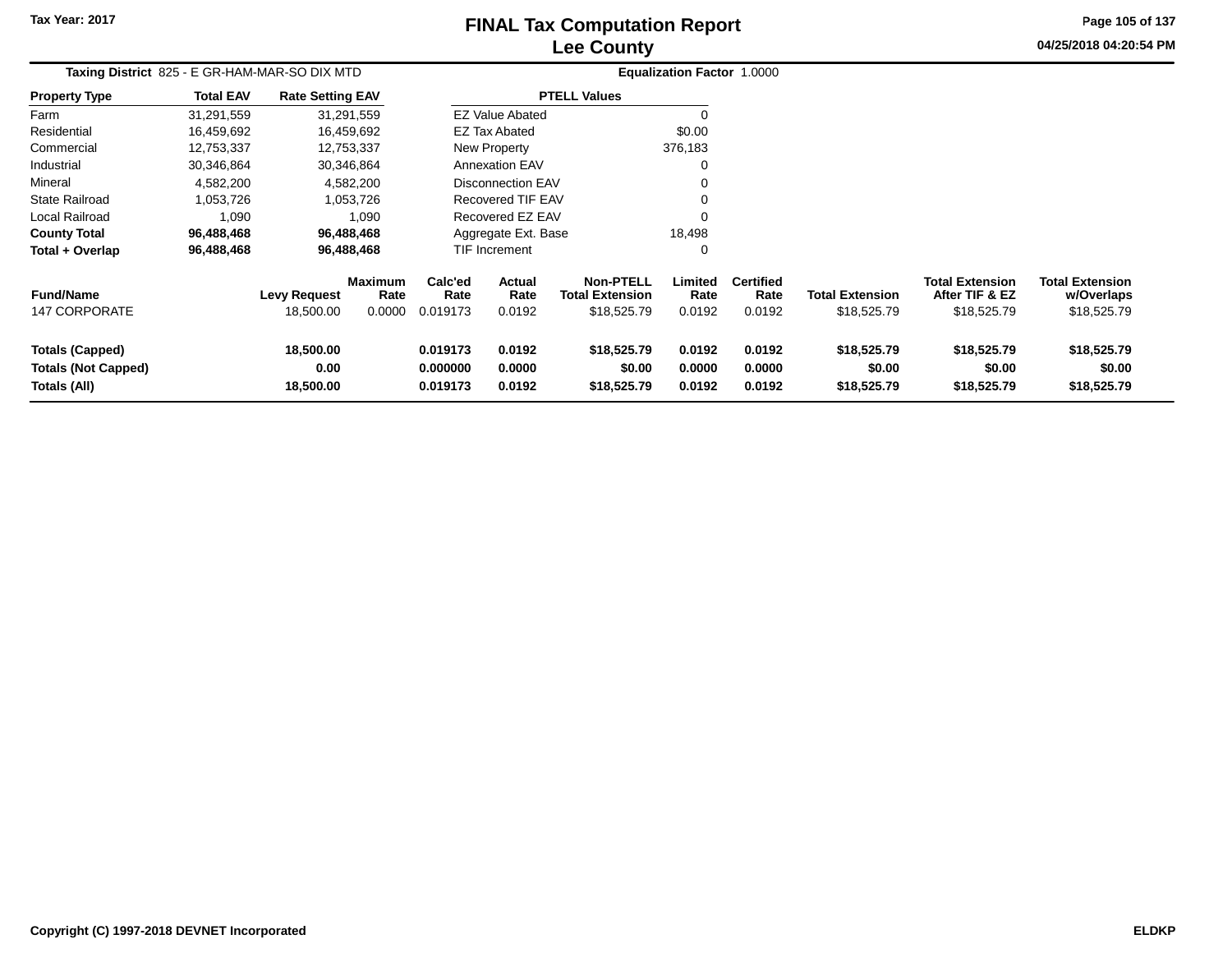Tax Year: 2017

# FINAL Tax Computation Report
## Lee County

04/25/2018 04:20:54 PM

**Taxing District** 825 - E GR-HAM-MAR-SO DIX MTD    **Equalization Factor** 1.0000

| Property Type | Total EAV | Rate Setting EAV |
|---|---|---|
| Farm | 31,291,559 | 31,291,559 |
| Residential | 16,459,692 | 16,459,692 |
| Commercial | 12,753,337 | 12,753,337 |
| Industrial | 30,346,864 | 30,346,864 |
| Mineral | 4,582,200 | 4,582,200 |
| State Railroad | 1,053,726 | 1,053,726 |
| Local Railroad | 1,090 | 1,090 |
| **County Total** | **96,488,468** | **96,488,468** |
| **Total + Overlap** | **96,488,468** | **96,488,468** |

| PTELL Values | |
|---|---|
| EZ Value Abated | 0 |
| EZ Tax Abated | $0.00 |
| New Property | 376,183 |
| Annexation EAV | 0 |
| Disconnection EAV | 0 |
| Recovered TIF EAV | 0 |
| Recovered EZ EAV | 0 |
| Aggregate Ext. Base | 18,498 |
| TIF Increment | 0 |

| Fund/Name | Levy Request | Maximum Rate | Calc'ed Rate | Actual Rate | Non-PTELL Total Extension | Limited Rate | Certified Rate | Total Extension | Total Extension After TIF & EZ | Total Extension w/Overlaps |
|---|---|---|---|---|---|---|---|---|---|---|
| 147 CORPORATE | 18,500.00 | 0.0000 | 0.019173 | 0.0192 | $18,525.79 | 0.0192 | 0.0192 | $18,525.79 | $18,525.79 | $18,525.79 |
| **Totals (Capped)** | **18,500.00** | | **0.019173** | **0.0192** | **$18,525.79** | **0.0192** | **0.0192** | **$18,525.79** | **$18,525.79** | **$18,525.79** |
| **Totals (Not Capped)** | **0.00** | | **0.000000** | **0.0000** | **$0.00** | **0.0000** | **0.0000** | **$0.00** | **$0.00** | **$0.00** |
| **Totals (All)** | **18,500.00** | | **0.019173** | **0.0192** | **$18,525.79** | **0.0192** | **0.0192** | **$18,525.79** | **$18,525.79** | **$18,525.79** |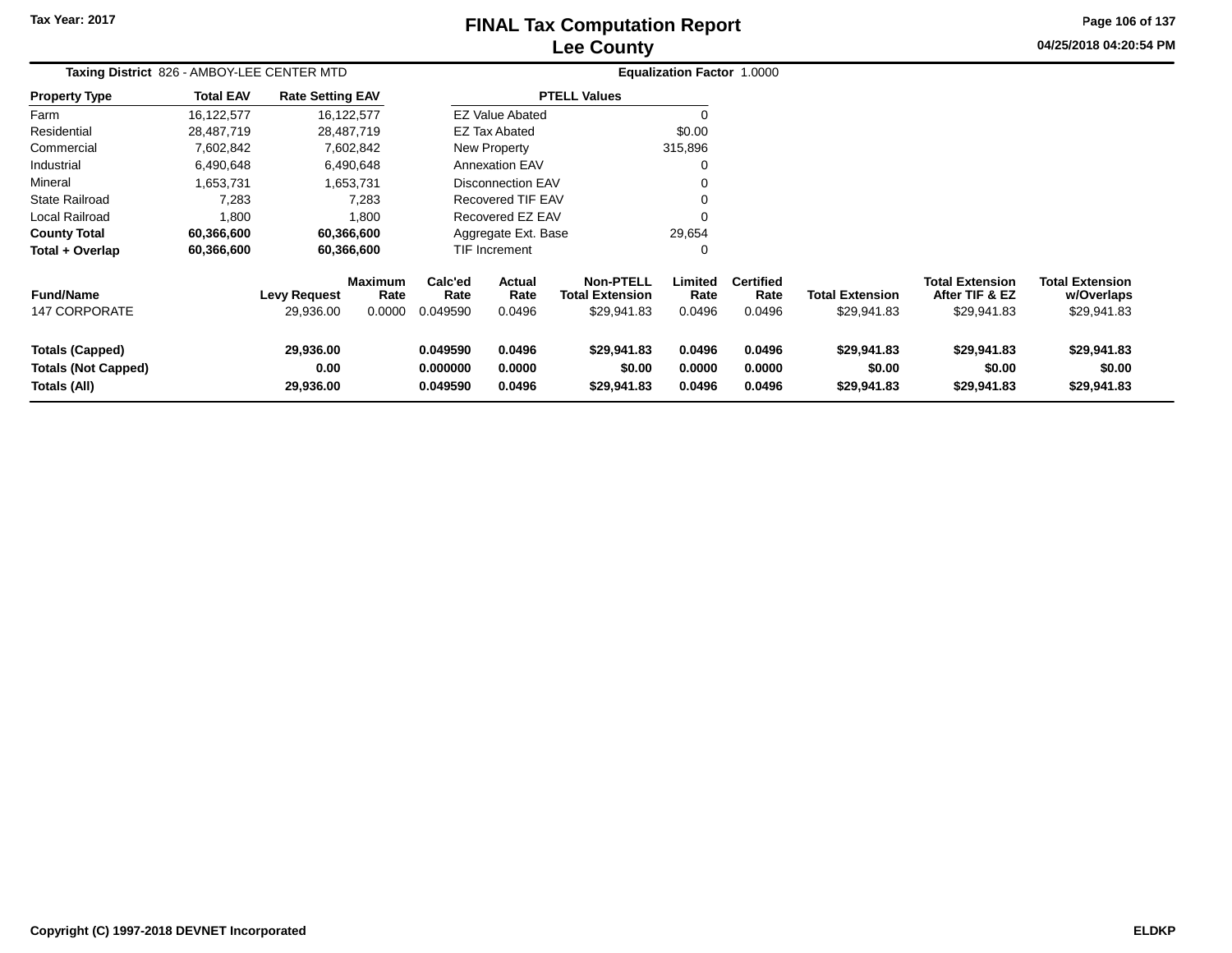Tax Year: 2017

# FINAL Tax Computation Report
## Lee County

04/25/2018 04:20:54 PM

**Taxing District** 826 - AMBOY-LEE CENTER MTD **Equalization Factor** 1.0000

| Property Type | Total EAV | Rate Setting EAV |
|---|---|---|
| Farm | 16,122,577 | 16,122,577 |
| Residential | 28,487,719 | 28,487,719 |
| Commercial | 7,602,842 | 7,602,842 |
| Industrial | 6,490,648 | 6,490,648 |
| Mineral | 1,653,731 | 1,653,731 |
| State Railroad | 7,283 | 7,283 |
| Local Railroad | 1,800 | 1,800 |
| **County Total** | **60,366,600** | **60,366,600** |
| **Total + Overlap** | **60,366,600** | **60,366,600** |

| PTELL Values | |
|---|---|
| EZ Value Abated | 0 |
| EZ Tax Abated | $0.00 |
| New Property | 315,896 |
| Annexation EAV | 0 |
| Disconnection EAV | 0 |
| Recovered TIF EAV | 0 |
| Recovered EZ EAV | 0 |
| Aggregate Ext. Base | 29,654 |
| TIF Increment | 0 |

| Fund/Name | Levy Request | Maximum Rate | Calc'ed Rate | Actual Rate | Non-PTELL Total Extension | Limited Rate | Certified Rate | Total Extension | Total Extension After TIF & EZ | Total Extension w/Overlaps |
|---|---|---|---|---|---|---|---|---|---|---|
| 147 CORPORATE | 29,936.00 | 0.0000 | 0.049590 | 0.0496 | $29,941.83 | 0.0496 | 0.0496 | $29,941.83 | $29,941.83 | $29,941.83 |
| **Totals (Capped)** | **29,936.00** | | **0.049590** | **0.0496** | **$29,941.83** | **0.0496** | **0.0496** | **$29,941.83** | **$29,941.83** | **$29,941.83** |
| **Totals (Not Capped)** | **0.00** | | **0.000000** | **0.0000** | **$0.00** | **0.0000** | **0.0000** | **$0.00** | **$0.00** | **$0.00** |
| **Totals (All)** | **29,936.00** | | **0.049590** | **0.0496** | **$29,941.83** | **0.0496** | **0.0496** | **$29,941.83** | **$29,941.83** | **$29,941.83** |

Copyright (C) 1997-2018 DEVNET Incorporated ELDKP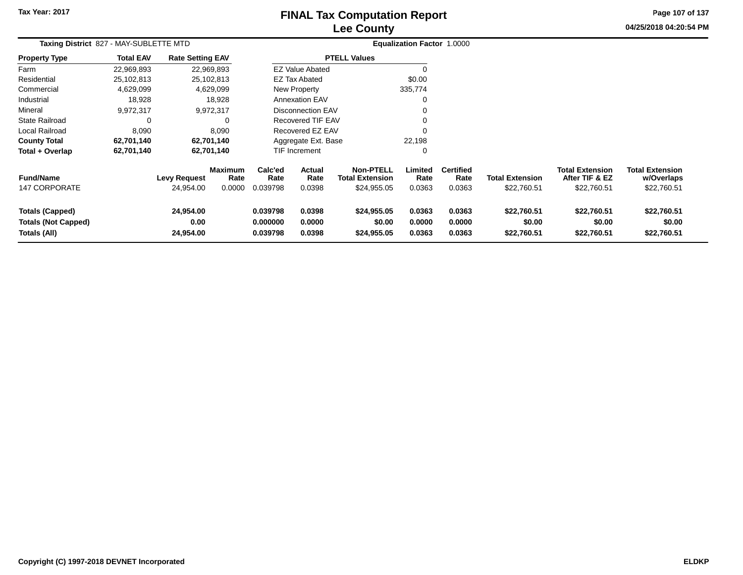Tax Year: 2017

# FINAL Tax Computation Report
## Lee County

04/25/2018 04:20:54 PM

**Taxing District** 827 - MAY-SUBLETTE MTD **Equalization Factor** 1.0000

| Property Type | Total EAV | Rate Setting EAV |
|---|---|---|
| Farm | 22,969,893 | 22,969,893 |
| Residential | 25,102,813 | 25,102,813 |
| Commercial | 4,629,099 | 4,629,099 |
| Industrial | 18,928 | 18,928 |
| Mineral | 9,972,317 | 9,972,317 |
| State Railroad | 0 | 0 |
| Local Railroad | 8,090 | 8,090 |
| **County Total** | **62,701,140** | **62,701,140** |
| **Total + Overlap** | **62,701,140** | **62,701,140** |

| PTELL Values | |
|---|---|
| EZ Value Abated | 0 |
| EZ Tax Abated | $0.00 |
| New Property | 335,774 |
| Annexation EAV | 0 |
| Disconnection EAV | 0 |
| Recovered TIF EAV | 0 |
| Recovered EZ EAV | 0 |
| Aggregate Ext. Base | 22,198 |
| TIF Increment | 0 |

| Fund/Name | Levy Request | Maximum Rate | Calc'ed Rate | Actual Rate | Non-PTELL Total Extension | Limited Rate | Certified Rate | Total Extension | Total Extension After TIF & EZ | Total Extension w/Overlaps |
|---|---|---|---|---|---|---|---|---|---|---|
| 147 CORPORATE | 24,954.00 | 0.0000 | 0.039798 | 0.0398 | $24,955.05 | 0.0363 | 0.0363 | $22,760.51 | $22,760.51 | $22,760.51 |
| **Totals (Capped)** | **24,954.00** | | **0.039798** | **0.0398** | **$24,955.05** | **0.0363** | **0.0363** | **$22,760.51** | **$22,760.51** | **$22,760.51** |
| **Totals (Not Capped)** | **0.00** | | **0.000000** | **0.0000** | **$0.00** | **0.0000** | **0.0000** | **$0.00** | **$0.00** | **$0.00** |
| **Totals (All)** | **24,954.00** | | **0.039798** | **0.0398** | **$24,955.05** | **0.0363** | **0.0363** | **$22,760.51** | **$22,760.51** | **$22,760.51** |

Copyright (C) 1997-2018 DEVNET Incorporated ELDKP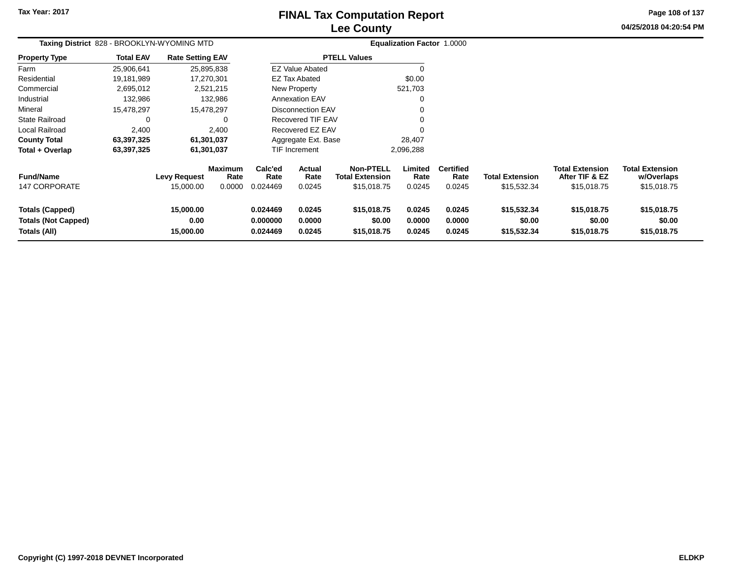Tax Year: 2017

# FINAL Tax Computation Report
# Lee County

04/25/2018 04:20:54 PM

**Taxing District** 828 - BROOKLYN-WYOMING MTD **Equalization Factor** 1.0000

| Property Type | Total EAV | Rate Setting EAV |
|---|---|---|
| Farm | 25,906,641 | 25,895,838 |
| Residential | 19,181,989 | 17,270,301 |
| Commercial | 2,695,012 | 2,521,215 |
| Industrial | 132,986 | 132,986 |
| Mineral | 15,478,297 | 15,478,297 |
| State Railroad | 0 | 0 |
| Local Railroad | 2,400 | 2,400 |
| **County Total** | **63,397,325** | **61,301,037** |
| **Total + Overlap** | **63,397,325** | **61,301,037** |

| PTELL Values | |
|---|---|
| EZ Value Abated | 0 |
| EZ Tax Abated | $0.00 |
| New Property | 521,703 |
| Annexation EAV | 0 |
| Disconnection EAV | 0 |
| Recovered TIF EAV | 0 |
| Recovered EZ EAV | 0 |
| Aggregate Ext. Base | 28,407 |
| TIF Increment | 2,096,288 |

| Fund/Name | Levy Request | Maximum Rate | Calc'ed Rate | Actual Rate | Non-PTELL Total Extension | Limited Rate | Certified Rate | Total Extension | Total Extension After TIF & EZ | Total Extension w/Overlaps |
|---|---|---|---|---|---|---|---|---|---|---|
| 147 CORPORATE | 15,000.00 | 0.0000 | 0.024469 | 0.0245 | $15,018.75 | 0.0245 | 0.0245 | $15,532.34 | $15,018.75 | $15,018.75 |
| **Totals (Capped)** | **15,000.00** | | **0.024469** | **0.0245** | **$15,018.75** | **0.0245** | **0.0245** | **$15,532.34** | **$15,018.75** | **$15,018.75** |
| **Totals (Not Capped)** | **0.00** | | **0.000000** | **0.0000** | **$0.00** | **0.0000** | **0.0000** | **$0.00** | **$0.00** | **$0.00** |
| **Totals (All)** | **15,000.00** | | **0.024469** | **0.0245** | **$15,018.75** | **0.0245** | **0.0245** | **$15,532.34** | **$15,018.75** | **$15,018.75** |

Copyright (C) 1997-2018 DEVNET Incorporated ELDKP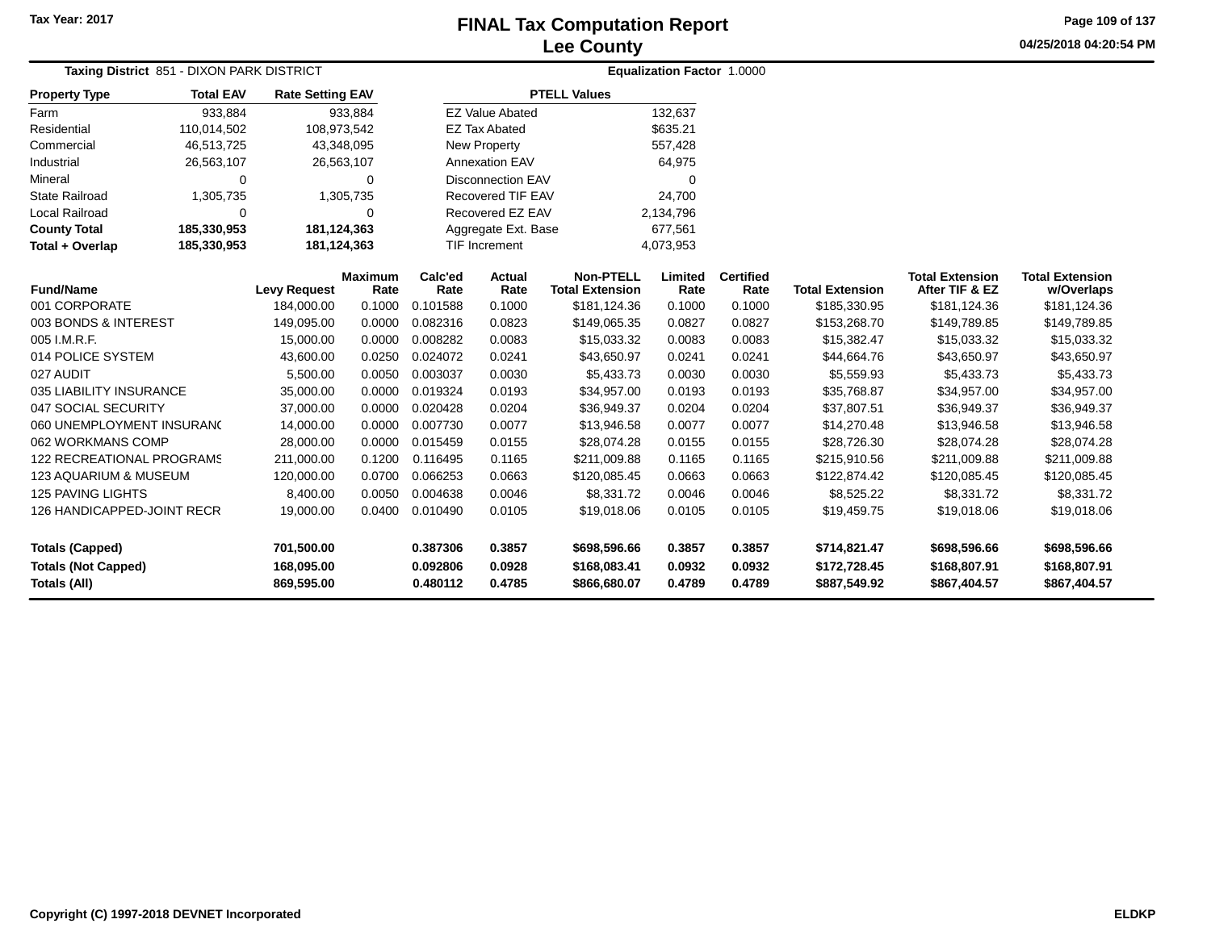Tax Year: 2017

# FINAL Tax Computation Report
## Lee County

04/25/2018 04:20:54 PM

**Taxing District** 851 - DIXON PARK DISTRICT

**Equalization Factor** 1.0000

| Property Type | Total EAV | Rate Setting EAV |
|---|---|---|
| Farm | 933,884 | 933,884 |
| Residential | 110,014,502 | 108,973,542 |
| Commercial | 46,513,725 | 43,348,095 |
| Industrial | 26,563,107 | 26,563,107 |
| Mineral | 0 | 0 |
| State Railroad | 1,305,735 | 1,305,735 |
| Local Railroad | 0 | 0 |
| **County Total** | **185,330,953** | **181,124,363** |
| **Total + Overlap** | **185,330,953** | **181,124,363** |

| PTELL Values | |
|---|---|
| EZ Value Abated | 132,637 |
| EZ Tax Abated | $635.21 |
| New Property | 557,428 |
| Annexation EAV | 64,975 |
| Disconnection EAV | 0 |
| Recovered TIF EAV | 24,700 |
| Recovered EZ EAV | 2,134,796 |
| Aggregate Ext. Base | 677,561 |
| TIF Increment | 4,073,953 |

| Fund/Name | Levy Request | Maximum Rate | Calc'ed Rate | Actual Rate | Non-PTELL Total Extension | Limited Rate | Certified Rate | Total Extension | Total Extension After TIF & EZ | Total Extension w/Overlaps |
|---|---|---|---|---|---|---|---|---|---|---|
| 001 CORPORATE | 184,000.00 | 0.1000 | 0.101588 | 0.1000 | $181,124.36 | 0.1000 | 0.1000 | $185,330.95 | $181,124.36 | $181,124.36 |
| 003 BONDS & INTEREST | 149,095.00 | 0.0000 | 0.082316 | 0.0823 | $149,065.35 | 0.0827 | 0.0827 | $153,268.70 | $149,789.85 | $149,789.85 |
| 005 I.M.R.F. | 15,000.00 | 0.0000 | 0.008282 | 0.0083 | $15,033.32 | 0.0083 | 0.0083 | $15,382.47 | $15,033.32 | $15,033.32 |
| 014 POLICE SYSTEM | 43,600.00 | 0.0250 | 0.024072 | 0.0241 | $43,650.97 | 0.0241 | 0.0241 | $44,664.76 | $43,650.97 | $43,650.97 |
| 027 AUDIT | 5,500.00 | 0.0050 | 0.003037 | 0.0030 | $5,433.73 | 0.0030 | 0.0030 | $5,559.93 | $5,433.73 | $5,433.73 |
| 035 LIABILITY INSURANCE | 35,000.00 | 0.0000 | 0.019324 | 0.0193 | $34,957.00 | 0.0193 | 0.0193 | $35,768.87 | $34,957.00 | $34,957.00 |
| 047 SOCIAL SECURITY | 37,000.00 | 0.0000 | 0.020428 | 0.0204 | $36,949.37 | 0.0204 | 0.0204 | $37,807.51 | $36,949.37 | $36,949.37 |
| 060 UNEMPLOYMENT INSURANC | 14,000.00 | 0.0000 | 0.007730 | 0.0077 | $13,946.58 | 0.0077 | 0.0077 | $14,270.48 | $13,946.58 | $13,946.58 |
| 062 WORKMANS COMP | 28,000.00 | 0.0000 | 0.015459 | 0.0155 | $28,074.28 | 0.0155 | 0.0155 | $28,726.30 | $28,074.28 | $28,074.28 |
| 122 RECREATIONAL PROGRAMS | 211,000.00 | 0.1200 | 0.116495 | 0.1165 | $211,009.88 | 0.1165 | 0.1165 | $215,910.56 | $211,009.88 | $211,009.88 |
| 123 AQUARIUM & MUSEUM | 120,000.00 | 0.0700 | 0.066253 | 0.0663 | $120,085.45 | 0.0663 | 0.0663 | $122,874.42 | $120,085.45 | $120,085.45 |
| 125 PAVING LIGHTS | 8,400.00 | 0.0050 | 0.004638 | 0.0046 | $8,331.72 | 0.0046 | 0.0046 | $8,525.22 | $8,331.72 | $8,331.72 |
| 126 HANDICAPPED-JOINT RECR | 19,000.00 | 0.0400 | 0.010490 | 0.0105 | $19,018.06 | 0.0105 | 0.0105 | $19,459.75 | $19,018.06 | $19,018.06 |
| **Totals (Capped)** | **701,500.00** | | **0.387306** | **0.3857** | **$698,596.66** | **0.3857** | **0.3857** | **$714,821.47** | **$698,596.66** | **$698,596.66** |
| **Totals (Not Capped)** | **168,095.00** | | **0.092806** | **0.0928** | **$168,083.41** | **0.0932** | **0.0932** | **$172,728.45** | **$168,807.91** | **$168,807.91** |
| **Totals (All)** | **869,595.00** | | **0.480112** | **0.4785** | **$866,680.07** | **0.4789** | **0.4789** | **$887,549.92** | **$867,404.57** | **$867,404.57** |

Copyright (C) 1997-2018 DEVNET Incorporated

ELDKP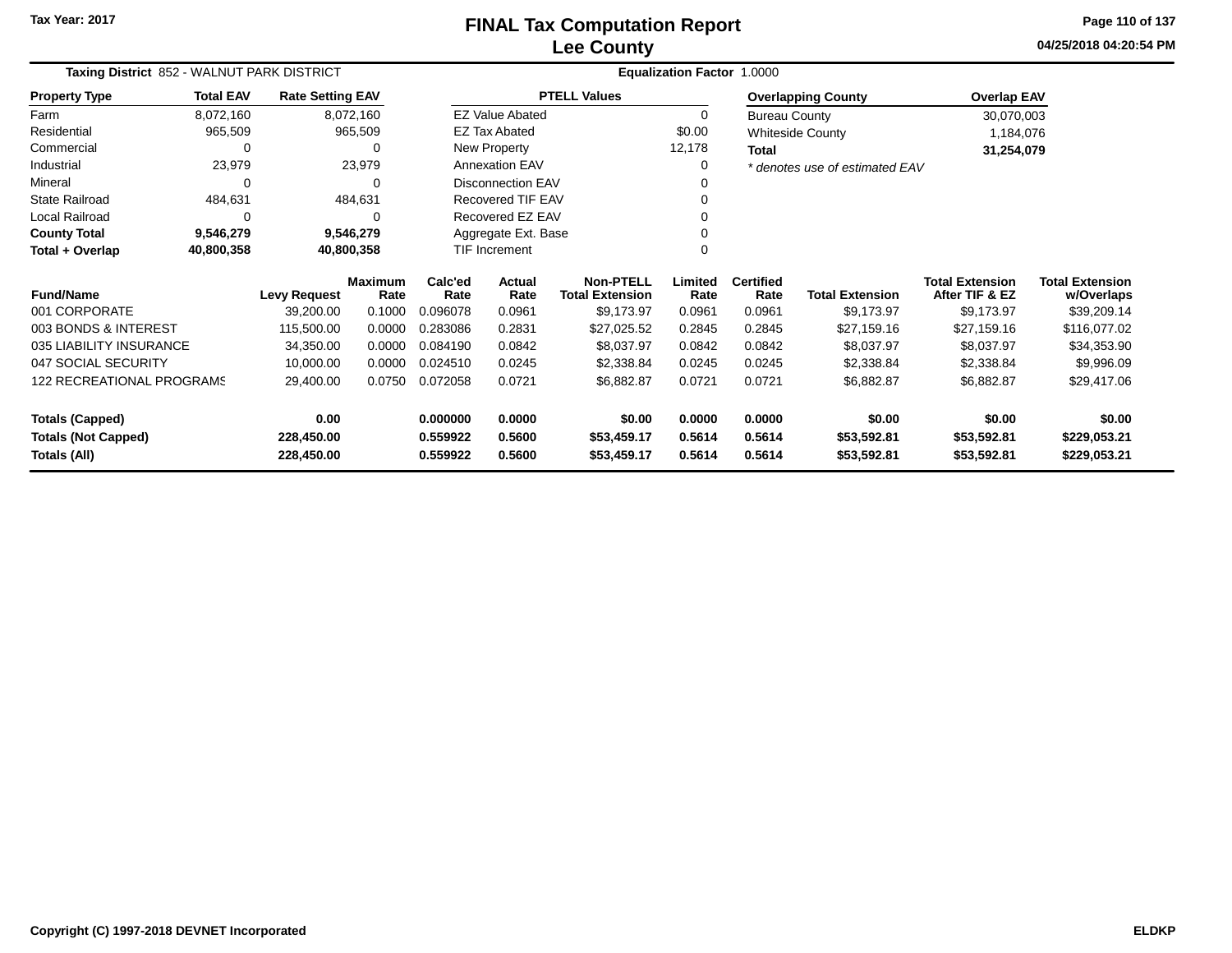Tax Year: 2017

# FINAL Tax Computation Report
## Lee County

04/25/2018 04:20:54 PM

**Taxing District** 852 - WALNUT PARK DISTRICT | **Equalization Factor** 1.0000

| Property Type | Total EAV | Rate Setting EAV |
|---|---|---|
| Farm | 8,072,160 | 8,072,160 |
| Residential | 965,509 | 965,509 |
| Commercial | 0 | 0 |
| Industrial | 23,979 | 23,979 |
| Mineral | 0 | 0 |
| State Railroad | 484,631 | 484,631 |
| Local Railroad | 0 | 0 |
| **County Total** | **9,546,279** | **9,546,279** |
| **Total + Overlap** | **40,800,358** | **40,800,358** |

| PTELL Values | |
|---|---|
| EZ Value Abated | 0 |
| EZ Tax Abated | $0.00 |
| New Property | 12,178 |
| Annexation EAV | 0 |
| Disconnection EAV | 0 |
| Recovered TIF EAV | 0 |
| Recovered EZ EAV | 0 |
| Aggregate Ext. Base | 0 |
| TIF Increment | 0 |

| Overlapping County | Overlap EAV |
|---|---|
| Bureau County | 30,070,003 |
| Whiteside County | 1,184,076 |
| **Total** | **31,254,079** |

*\* denotes use of estimated EAV*

| Fund/Name | Levy Request | Maximum Rate | Calc'ed Rate | Actual Rate | Non-PTELL Total Extension | Limited Rate | Certified Rate | Total Extension | Total Extension After TIF & EZ | Total Extension w/Overlaps |
|---|---|---|---|---|---|---|---|---|---|---|
| 001 CORPORATE | 39,200.00 | 0.1000 | 0.096078 | 0.0961 | $9,173.97 | 0.0961 | 0.0961 | $9,173.97 | $9,173.97 | $39,209.14 |
| 003 BONDS & INTEREST | 115,500.00 | 0.0000 | 0.283086 | 0.2831 | $27,025.52 | 0.2845 | 0.2845 | $27,159.16 | $27,159.16 | $116,077.02 |
| 035 LIABILITY INSURANCE | 34,350.00 | 0.0000 | 0.084190 | 0.0842 | $8,037.97 | 0.0842 | 0.0842 | $8,037.97 | $8,037.97 | $34,353.90 |
| 047 SOCIAL SECURITY | 10,000.00 | 0.0000 | 0.024510 | 0.0245 | $2,338.84 | 0.0245 | 0.0245 | $2,338.84 | $2,338.84 | $9,996.09 |
| 122 RECREATIONAL PROGRAMS | 29,400.00 | 0.0750 | 0.072058 | 0.0721 | $6,882.87 | 0.0721 | 0.0721 | $6,882.87 | $6,882.87 | $29,417.06 |
| **Totals (Capped)** | **0.00** | | **0.000000** | **0.0000** | **$0.00** | **0.0000** | **0.0000** | **$0.00** | **$0.00** | **$0.00** |
| **Totals (Not Capped)** | **228,450.00** | | **0.559922** | **0.5600** | **$53,459.17** | **0.5614** | **0.5614** | **$53,592.81** | **$53,592.81** | **$229,053.21** |
| **Totals (All)** | **228,450.00** | | **0.559922** | **0.5600** | **$53,459.17** | **0.5614** | **0.5614** | **$53,592.81** | **$53,592.81** | **$229,053.21** |

Copyright (C) 1997-2018 DEVNET Incorporated ELDKP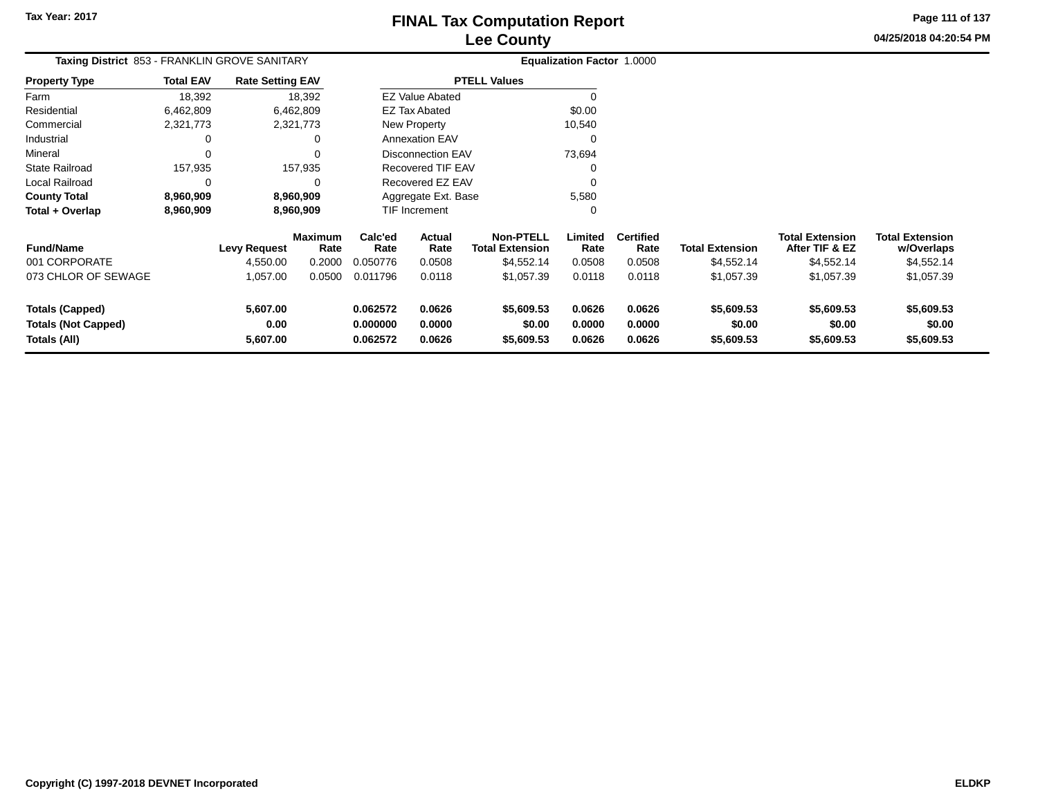# FINAL Tax Computation Report
## Lee County

Tax Year: 2017

04/25/2018 04:20:54 PM

**Taxing District** 853 - FRANKLIN GROVE SANITARY

**Equalization Factor** 1.0000

| Property Type | Total EAV | Rate Setting EAV |
|---|---|---|
| Farm | 18,392 | 18,392 |
| Residential | 6,462,809 | 6,462,809 |
| Commercial | 2,321,773 | 2,321,773 |
| Industrial | 0 | 0 |
| Mineral | 0 | 0 |
| State Railroad | 157,935 | 157,935 |
| Local Railroad | 0 | 0 |
| **County Total** | **8,960,909** | **8,960,909** |
| **Total + Overlap** | **8,960,909** | **8,960,909** |

| PTELL Values | |
|---|---|
| EZ Value Abated | 0 |
| EZ Tax Abated | $0.00 |
| New Property | 10,540 |
| Annexation EAV | 0 |
| Disconnection EAV | 73,694 |
| Recovered TIF EAV | 0 |
| Recovered EZ EAV | 0 |
| Aggregate Ext. Base | 5,580 |
| TIF Increment | 0 |

| Fund/Name | Levy Request | Maximum Rate | Calc'ed Rate | Actual Rate | Non-PTELL Total Extension | Limited Rate | Certified Rate | Total Extension | Total Extension After TIF & EZ | Total Extension w/Overlaps |
|---|---|---|---|---|---|---|---|---|---|---|
| 001 CORPORATE | 4,550.00 | 0.2000 | 0.050776 | 0.0508 | $4,552.14 | 0.0508 | 0.0508 | $4,552.14 | $4,552.14 | $4,552.14 |
| 073 CHLOR OF SEWAGE | 1,057.00 | 0.0500 | 0.011796 | 0.0118 | $1,057.39 | 0.0118 | 0.0118 | $1,057.39 | $1,057.39 | $1,057.39 |
| **Totals (Capped)** | **5,607.00** | | **0.062572** | **0.0626** | **$5,609.53** | **0.0626** | **0.0626** | **$5,609.53** | **$5,609.53** | **$5,609.53** |
| **Totals (Not Capped)** | **0.00** | | **0.000000** | **0.0000** | **$0.00** | **0.0000** | **0.0000** | **$0.00** | **$0.00** | **$0.00** |
| **Totals (All)** | **5,607.00** | | **0.062572** | **0.0626** | **$5,609.53** | **0.0626** | **0.0626** | **$5,609.53** | **$5,609.53** | **$5,609.53** |

**Copyright (C) 1997-2018 DEVNET Incorporated** **ELDKP**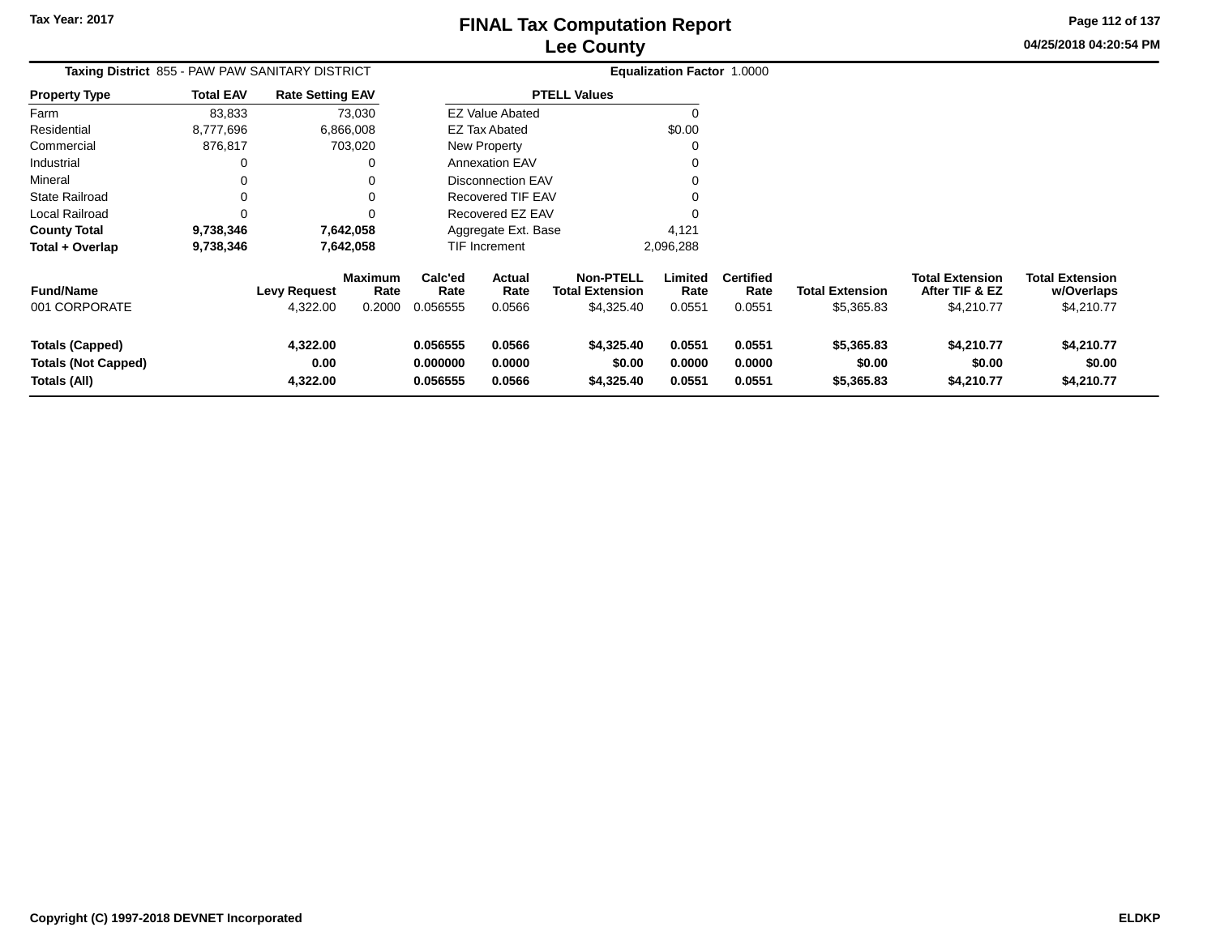# FINAL Tax Computation Report
## Lee County

Tax Year: 2017

04/25/2018 04:20:54 PM

**Taxing District** 855 - PAW PAW SANITARY DISTRICT

**Equalization Factor** 1.0000

| Property Type | Total EAV | Rate Setting EAV |
|---|---|---|
| Farm | 83,833 | 73,030 |
| Residential | 8,777,696 | 6,866,008 |
| Commercial | 876,817 | 703,020 |
| Industrial | 0 | 0 |
| Mineral | 0 | 0 |
| State Railroad | 0 | 0 |
| Local Railroad | 0 | 0 |
| **County Total** | **9,738,346** | **7,642,058** |
| **Total + Overlap** | **9,738,346** | **7,642,058** |

| PTELL Values | |
|---|---|
| EZ Value Abated | 0 |
| EZ Tax Abated | $0.00 |
| New Property | 0 |
| Annexation EAV | 0 |
| Disconnection EAV | 0 |
| Recovered TIF EAV | 0 |
| Recovered EZ EAV | 0 |
| Aggregate Ext. Base | 4,121 |
| TIF Increment | 2,096,288 |

| Fund/Name | Levy Request | Maximum Rate | Calc'ed Rate | Actual Rate | Non-PTELL Total Extension | Limited Rate | Certified Rate | Total Extension | Total Extension After TIF & EZ | Total Extension w/Overlaps |
|---|---|---|---|---|---|---|---|---|---|---|
| 001 CORPORATE | 4,322.00 | 0.2000 | 0.056555 | 0.0566 | $4,325.40 | 0.0551 | 0.0551 | $5,365.83 | $4,210.77 | $4,210.77 |
| **Totals (Capped)** | **4,322.00** | | **0.056555** | **0.0566** | **$4,325.40** | **0.0551** | **0.0551** | **$5,365.83** | **$4,210.77** | **$4,210.77** |
| **Totals (Not Capped)** | **0.00** | | **0.000000** | **0.0000** | **$0.00** | **0.0000** | **0.0000** | **$0.00** | **$0.00** | **$0.00** |
| **Totals (All)** | **4,322.00** | | **0.056555** | **0.0566** | **$4,325.40** | **0.0551** | **0.0551** | **$5,365.83** | **$4,210.77** | **$4,210.77** |

Copyright (C) 1997-2018 DEVNET Incorporated

ELDKP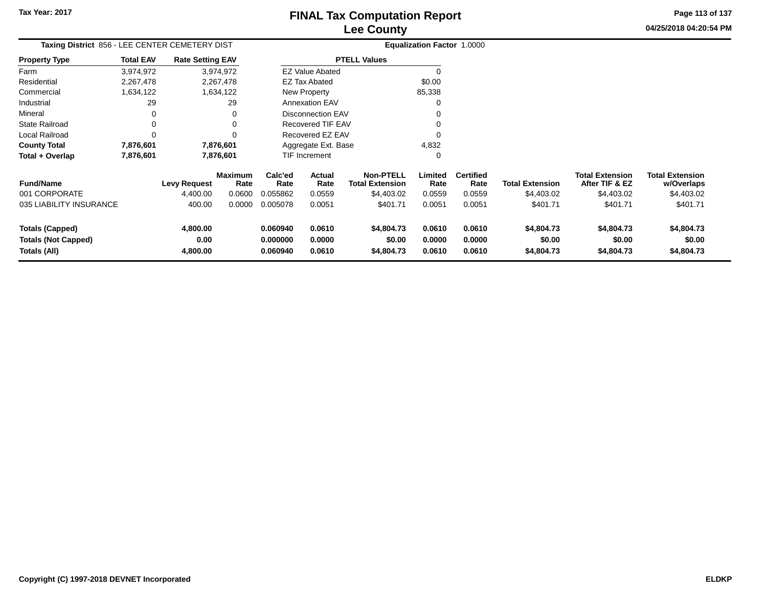# FINAL Tax Computation Report
## Lee County

Tax Year: 2017

**Taxing District** 856 - LEE CENTER CEMETERY DIST

**Equalization Factor** 1.0000

| Property Type | Total EAV | Rate Setting EAV |
|---|---|---|
| Farm | 3,974,972 | 3,974,972 |
| Residential | 2,267,478 | 2,267,478 |
| Commercial | 1,634,122 | 1,634,122 |
| Industrial | 29 | 29 |
| Mineral | 0 | 0 |
| State Railroad | 0 | 0 |
| Local Railroad | 0 | 0 |
| **County Total** | **7,876,601** | **7,876,601** |
| **Total + Overlap** | **7,876,601** | **7,876,601** |

| PTELL Values | |
|---|---|
| EZ Value Abated | 0 |
| EZ Tax Abated | $0.00 |
| New Property | 85,338 |
| Annexation EAV | 0 |
| Disconnection EAV | 0 |
| Recovered TIF EAV | 0 |
| Recovered EZ EAV | 0 |
| Aggregate Ext. Base | 4,832 |
| TIF Increment | 0 |

| Fund/Name | Levy Request | Maximum Rate | Calc'ed Rate | Actual Rate | Non-PTELL Total Extension | Limited Rate | Certified Rate | Total Extension | Total Extension After TIF & EZ | Total Extension w/Overlaps |
|---|---|---|---|---|---|---|---|---|---|---|
| 001 CORPORATE | 4,400.00 | 0.0600 | 0.055862 | 0.0559 | $4,403.02 | 0.0559 | 0.0559 | $4,403.02 | $4,403.02 | $4,403.02 |
| 035 LIABILITY INSURANCE | 400.00 | 0.0000 | 0.005078 | 0.0051 | $401.71 | 0.0051 | 0.0051 | $401.71 | $401.71 | $401.71 |
| **Totals (Capped)** | **4,800.00** | | **0.060940** | **0.0610** | **$4,804.73** | **0.0610** | **0.0610** | **$4,804.73** | **$4,804.73** | **$4,804.73** |
| **Totals (Not Capped)** | **0.00** | | **0.000000** | **0.0000** | **$0.00** | **0.0000** | **0.0000** | **$0.00** | **$0.00** | **$0.00** |
| **Totals (All)** | **4,800.00** | | **0.060940** | **0.0610** | **$4,804.73** | **0.0610** | **0.0610** | **$4,804.73** | **$4,804.73** | **$4,804.73** |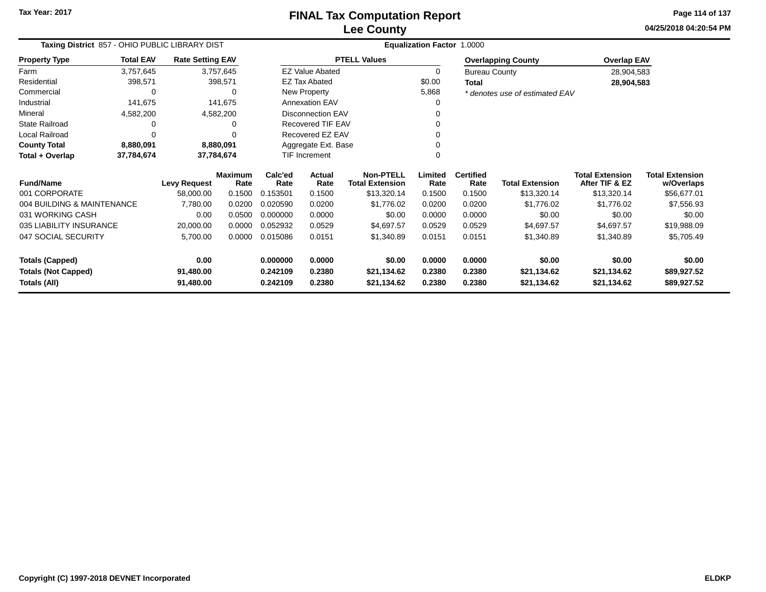Tax Year: 2017

# FINAL Tax Computation Report
## Lee County

04/25/2018 04:20:54 PM

**Taxing District** 857 - OHIO PUBLIC LIBRARY DIST

**Equalization Factor** 1.0000

| Property Type | Total EAV | Rate Setting EAV |
|---|---|---|
| Farm | 3,757,645 | 3,757,645 |
| Residential | 398,571 | 398,571 |
| Commercial | 0 | 0 |
| Industrial | 141,675 | 141,675 |
| Mineral | 4,582,200 | 4,582,200 |
| State Railroad | 0 | 0 |
| Local Railroad | 0 | 0 |
| **County Total** | **8,880,091** | **8,880,091** |
| **Total + Overlap** | **37,784,674** | **37,784,674** |

| PTELL Values | |
|---|---|
| EZ Value Abated | 0 |
| EZ Tax Abated | $0.00 |
| New Property | 5,868 |
| Annexation EAV | 0 |
| Disconnection EAV | 0 |
| Recovered TIF EAV | 0 |
| Recovered EZ EAV | 0 |
| Aggregate Ext. Base | 0 |
| TIF Increment | 0 |

| Overlapping County | Overlap EAV |
|---|---|
| Bureau County | 28,904,583 |
| **Total** | **28,904,583** |

*\* denotes use of estimated EAV*

| Fund/Name | Levy Request | Maximum Rate | Calc'ed Rate | Actual Rate | Non-PTELL Total Extension | Limited Rate | Certified Rate | Total Extension | Total Extension After TIF & EZ | Total Extension w/Overlaps |
|---|---|---|---|---|---|---|---|---|---|---|
| 001 CORPORATE | 58,000.00 | 0.1500 | 0.153501 | 0.1500 | $13,320.14 | 0.1500 | 0.1500 | $13,320.14 | $13,320.14 | $56,677.01 |
| 004 BUILDING & MAINTENANCE | 7,780.00 | 0.0200 | 0.020590 | 0.0200 | $1,776.02 | 0.0200 | 0.0200 | $1,776.02 | $1,776.02 | $7,556.93 |
| 031 WORKING CASH | 0.00 | 0.0500 | 0.000000 | 0.0000 | $0.00 | 0.0000 | 0.0000 | $0.00 | $0.00 | $0.00 |
| 035 LIABILITY INSURANCE | 20,000.00 | 0.0000 | 0.052932 | 0.0529 | $4,697.57 | 0.0529 | 0.0529 | $4,697.57 | $4,697.57 | $19,988.09 |
| 047 SOCIAL SECURITY | 5,700.00 | 0.0000 | 0.015086 | 0.0151 | $1,340.89 | 0.0151 | 0.0151 | $1,340.89 | $1,340.89 | $5,705.49 |
| **Totals (Capped)** | **0.00** | | **0.000000** | **0.0000** | **$0.00** | **0.0000** | **0.0000** | **$0.00** | **$0.00** | **$0.00** |
| **Totals (Not Capped)** | **91,480.00** | | **0.242109** | **0.2380** | **$21,134.62** | **0.2380** | **0.2380** | **$21,134.62** | **$21,134.62** | **$89,927.52** |
| **Totals (All)** | **91,480.00** | | **0.242109** | **0.2380** | **$21,134.62** | **0.2380** | **0.2380** | **$21,134.62** | **$21,134.62** | **$89,927.52** |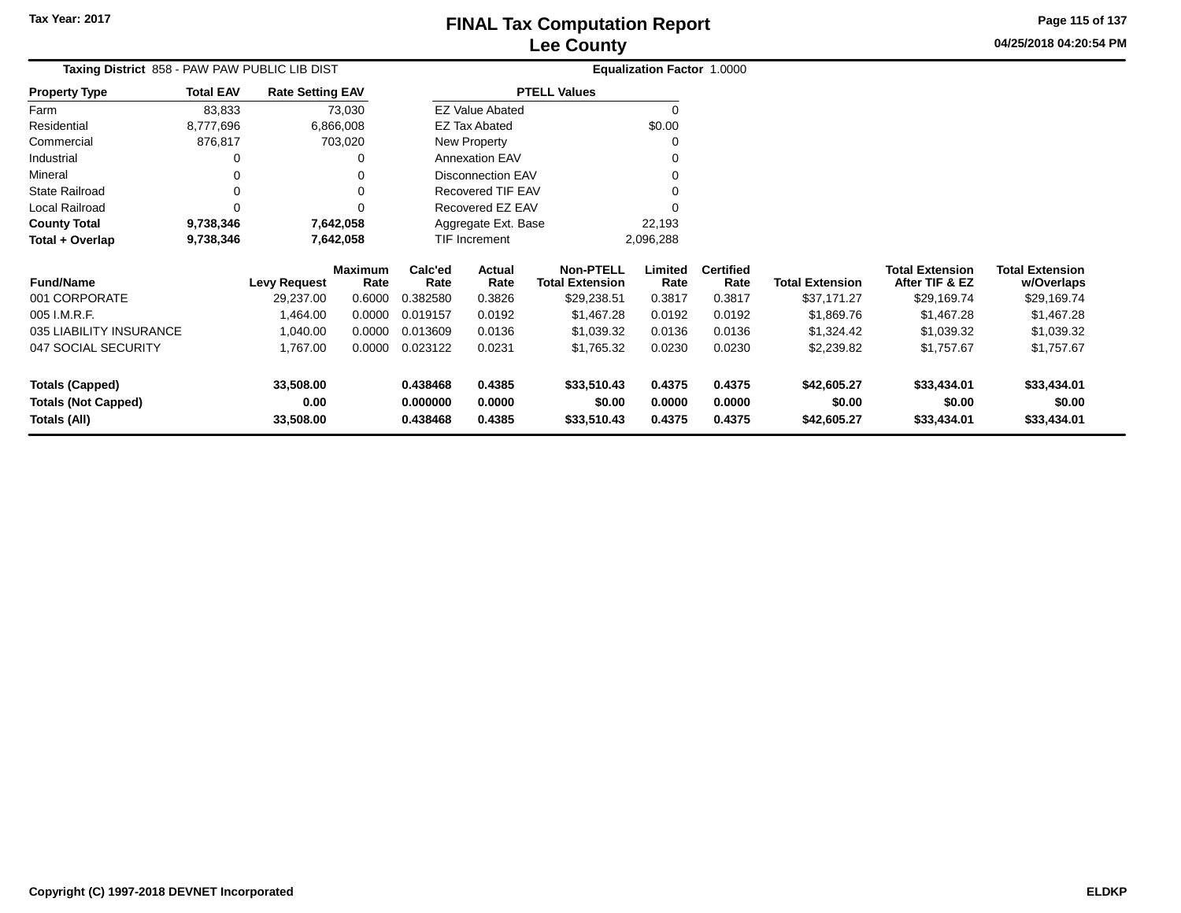# FINAL Tax Computation Report
## Lee County

Tax Year: 2017

04/25/2018 04:20:54 PM

**Taxing District** 858 - PAW PAW PUBLIC LIB DIST **Equalization Factor** 1.0000

| Property Type | Total EAV | Rate Setting EAV |
|---|---|---|
| Farm | 83,833 | 73,030 |
| Residential | 8,777,696 | 6,866,008 |
| Commercial | 876,817 | 703,020 |
| Industrial | 0 | 0 |
| Mineral | 0 | 0 |
| State Railroad | 0 | 0 |
| Local Railroad | 0 | 0 |
| **County Total** | **9,738,346** | **7,642,058** |
| **Total + Overlap** | **9,738,346** | **7,642,058** |

| PTELL Values | |
|---|---|
| EZ Value Abated | 0 |
| EZ Tax Abated | $0.00 |
| New Property | 0 |
| Annexation EAV | 0 |
| Disconnection EAV | 0 |
| Recovered TIF EAV | 0 |
| Recovered EZ EAV | 0 |
| Aggregate Ext. Base | 22,193 |
| TIF Increment | 2,096,288 |

| Fund/Name | Levy Request | Maximum Rate | Calc'ed Rate | Actual Rate | Non-PTELL Total Extension | Limited Rate | Certified Rate | Total Extension | Total Extension After TIF & EZ | Total Extension w/Overlaps |
|---|---|---|---|---|---|---|---|---|---|---|
| 001 CORPORATE | 29,237.00 | 0.6000 | 0.382580 | 0.3826 | $29,238.51 | 0.3817 | 0.3817 | $37,171.27 | $29,169.74 | $29,169.74 |
| 005 I.M.R.F. | 1,464.00 | 0.0000 | 0.019157 | 0.0192 | $1,467.28 | 0.0192 | 0.0192 | $1,869.76 | $1,467.28 | $1,467.28 |
| 035 LIABILITY INSURANCE | 1,040.00 | 0.0000 | 0.013609 | 0.0136 | $1,039.32 | 0.0136 | 0.0136 | $1,324.42 | $1,039.32 | $1,039.32 |
| 047 SOCIAL SECURITY | 1,767.00 | 0.0000 | 0.023122 | 0.0231 | $1,765.32 | 0.0230 | 0.0230 | $2,239.82 | $1,757.67 | $1,757.67 |
| **Totals (Capped)** | **33,508.00** | | **0.438468** | **0.4385** | **$33,510.43** | **0.4375** | **0.4375** | **$42,605.27** | **$33,434.01** | **$33,434.01** |
| **Totals (Not Capped)** | **0.00** | | **0.000000** | **0.0000** | **$0.00** | **0.0000** | **0.0000** | **$0.00** | **$0.00** | **$0.00** |
| **Totals (All)** | **33,508.00** | | **0.438468** | **0.4385** | **$33,510.43** | **0.4375** | **0.4375** | **$42,605.27** | **$33,434.01** | **$33,434.01** |

Copyright (C) 1997-2018 DEVNET Incorporated ELDKP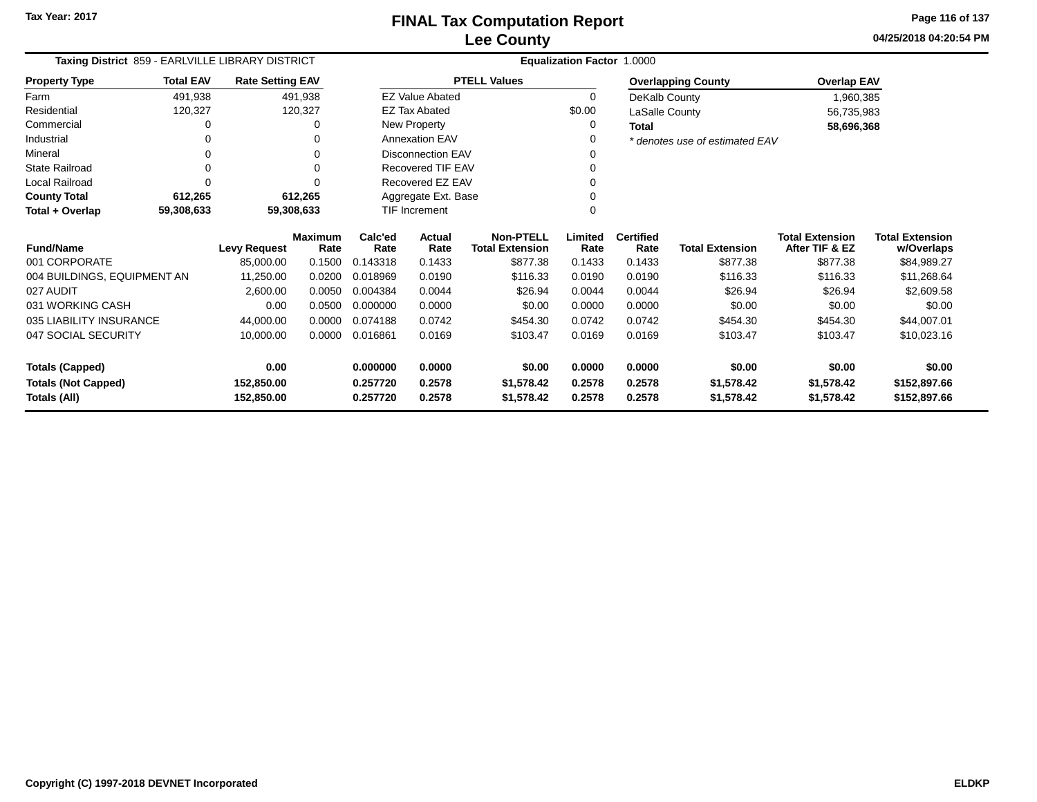Tax Year: 2017

# FINAL Tax Computation Report
## Lee County

04/25/2018 04:20:54 PM

**Taxing District** 859 - EARLVILLE LIBRARY DISTRICT

**Equalization Factor** 1.0000

| Property Type | Total EAV | Rate Setting EAV |
|---|---|---|
| Farm | 491,938 | 491,938 |
| Residential | 120,327 | 120,327 |
| Commercial | 0 | 0 |
| Industrial | 0 | 0 |
| Mineral | 0 | 0 |
| State Railroad | 0 | 0 |
| Local Railroad | 0 | 0 |
| **County Total** | **612,265** | **612,265** |
| **Total + Overlap** | **59,308,633** | **59,308,633** |

| PTELL Values | |
|---|---|
| EZ Value Abated | 0 |
| EZ Tax Abated | $0.00 |
| New Property | 0 |
| Annexation EAV | 0 |
| Disconnection EAV | 0 |
| Recovered TIF EAV | 0 |
| Recovered EZ EAV | 0 |
| Aggregate Ext. Base | 0 |
| TIF Increment | 0 |

| Overlapping County | Overlap EAV |
|---|---|
| DeKalb County | 1,960,385 |
| LaSalle County | 56,735,983 |
| **Total** | **58,696,368** |

*\* denotes use of estimated EAV*

| Fund/Name | Levy Request | Maximum Rate | Calc'ed Rate | Actual Rate | Non-PTELL Total Extension | Limited Rate | Certified Rate | Total Extension | Total Extension After TIF & EZ | Total Extension w/Overlaps |
|---|---|---|---|---|---|---|---|---|---|---|
| 001 CORPORATE | 85,000.00 | 0.1500 | 0.143318 | 0.1433 | $877.38 | 0.1433 | 0.1433 | $877.38 | $877.38 | $84,989.27 |
| 004 BUILDINGS, EQUIPMENT AN | 11,250.00 | 0.0200 | 0.018969 | 0.0190 | $116.33 | 0.0190 | 0.0190 | $116.33 | $116.33 | $11,268.64 |
| 027 AUDIT | 2,600.00 | 0.0050 | 0.004384 | 0.0044 | $26.94 | 0.0044 | 0.0044 | $26.94 | $26.94 | $2,609.58 |
| 031 WORKING CASH | 0.00 | 0.0500 | 0.000000 | 0.0000 | $0.00 | 0.0000 | 0.0000 | $0.00 | $0.00 | $0.00 |
| 035 LIABILITY INSURANCE | 44,000.00 | 0.0000 | 0.074188 | 0.0742 | $454.30 | 0.0742 | 0.0742 | $454.30 | $454.30 | $44,007.01 |
| 047 SOCIAL SECURITY | 10,000.00 | 0.0000 | 0.016861 | 0.0169 | $103.47 | 0.0169 | 0.0169 | $103.47 | $103.47 | $10,023.16 |
| **Totals (Capped)** | **0.00** | | **0.000000** | **0.0000** | **$0.00** | **0.0000** | **0.0000** | **$0.00** | **$0.00** | **$0.00** |
| **Totals (Not Capped)** | **152,850.00** | | **0.257720** | **0.2578** | **$1,578.42** | **0.2578** | **0.2578** | **$1,578.42** | **$1,578.42** | **$152,897.66** |
| **Totals (All)** | **152,850.00** | | **0.257720** | **0.2578** | **$1,578.42** | **0.2578** | **0.2578** | **$1,578.42** | **$1,578.42** | **$152,897.66** |

Copyright (C) 1997-2018 DEVNET Incorporated

ELDKP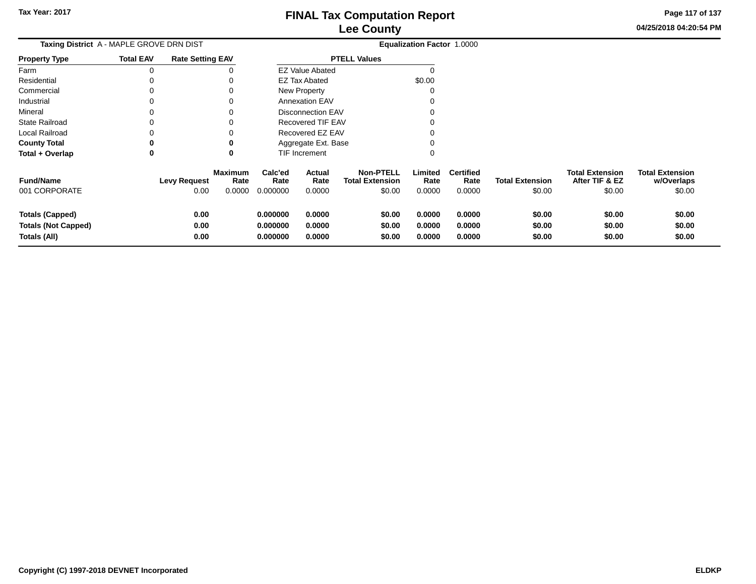**Taxing District** A - MAPLE GROVE DRN DIST

**Equalization Factor** 1.0000

| Property Type | Total EAV | Rate Setting EAV |
|---|---|---|
| Farm | 0 | 0 |
| Residential | 0 | 0 |
| Commercial | 0 | 0 |
| Industrial | 0 | 0 |
| Mineral | 0 | 0 |
| State Railroad | 0 | 0 |
| Local Railroad | 0 | 0 |
| **County Total** | **0** | **0** |
| **Total + Overlap** | **0** | **0** |

| PTELL Values | |
|---|---|
| EZ Value Abated | 0 |
| EZ Tax Abated | $0.00 |
| New Property | 0 |
| Annexation EAV | 0 |
| Disconnection EAV | 0 |
| Recovered TIF EAV | 0 |
| Recovered EZ EAV | 0 |
| Aggregate Ext. Base | 0 |
| TIF Increment | 0 |

| Fund/Name | Levy Request | Maximum Rate | Calc'ed Rate | Actual Rate | Non-PTELL Total Extension | Limited Rate | Certified Rate | Total Extension | Total Extension After TIF & EZ | Total Extension w/Overlaps |
|---|---|---|---|---|---|---|---|---|---|---|
| 001 CORPORATE | 0.00 | 0.0000 | 0.000000 | 0.0000 | $0.00 | 0.0000 | 0.0000 | $0.00 | $0.00 | $0.00 |
| **Totals (Capped)** | **0.00** | | **0.000000** | **0.0000** | **$0.00** | **0.0000** | **0.0000** | **$0.00** | **$0.00** | **$0.00** |
| **Totals (Not Capped)** | **0.00** | | **0.000000** | **0.0000** | **$0.00** | **0.0000** | **0.0000** | **$0.00** | **$0.00** | **$0.00** |
| **Totals (All)** | **0.00** | | **0.000000** | **0.0000** | **$0.00** | **0.0000** | **0.0000** | **$0.00** | **$0.00** | **$0.00** |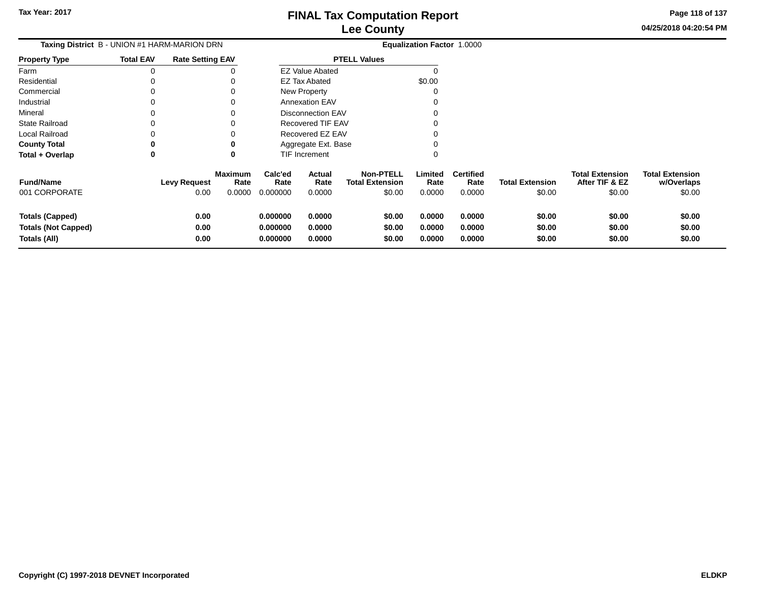Tax Year: 2017

# FINAL Tax Computation Report
## Lee County

04/25/2018 04:20:54 PM

**Taxing District** B - UNION #1 HARM-MARION DRN **Equalization Factor** 1.0000

| Property Type | Total EAV | Rate Setting EAV |
|---|---|---|
| Farm | 0 | 0 |
| Residential | 0 | 0 |
| Commercial | 0 | 0 |
| Industrial | 0 | 0 |
| Mineral | 0 | 0 |
| State Railroad | 0 | 0 |
| Local Railroad | 0 | 0 |
| **County Total** | **0** | **0** |
| **Total + Overlap** | **0** | **0** |

| PTELL Values | |
|---|---|
| EZ Value Abated | 0 |
| EZ Tax Abated | $0.00 |
| New Property | 0 |
| Annexation EAV | 0 |
| Disconnection EAV | 0 |
| Recovered TIF EAV | 0 |
| Recovered EZ EAV | 0 |
| Aggregate Ext. Base | 0 |
| TIF Increment | 0 |

| Fund/Name | Levy Request | Maximum Rate | Calc'ed Rate | Actual Rate | Non-PTELL Total Extension | Limited Rate | Certified Rate | Total Extension | Total Extension After TIF & EZ | Total Extension w/Overlaps |
|---|---|---|---|---|---|---|---|---|---|---|
| 001 CORPORATE | 0.00 | 0.0000 | 0.000000 | 0.0000 | $0.00 | 0.0000 | 0.0000 | $0.00 | $0.00 | $0.00 |
| **Totals (Capped)** | **0.00** | | **0.000000** | **0.0000** | **$0.00** | **0.0000** | **0.0000** | **$0.00** | **$0.00** | **$0.00** |
| **Totals (Not Capped)** | **0.00** | | **0.000000** | **0.0000** | **$0.00** | **0.0000** | **0.0000** | **$0.00** | **$0.00** | **$0.00** |
| **Totals (All)** | **0.00** | | **0.000000** | **0.0000** | **$0.00** | **0.0000** | **0.0000** | **$0.00** | **$0.00** | **$0.00** |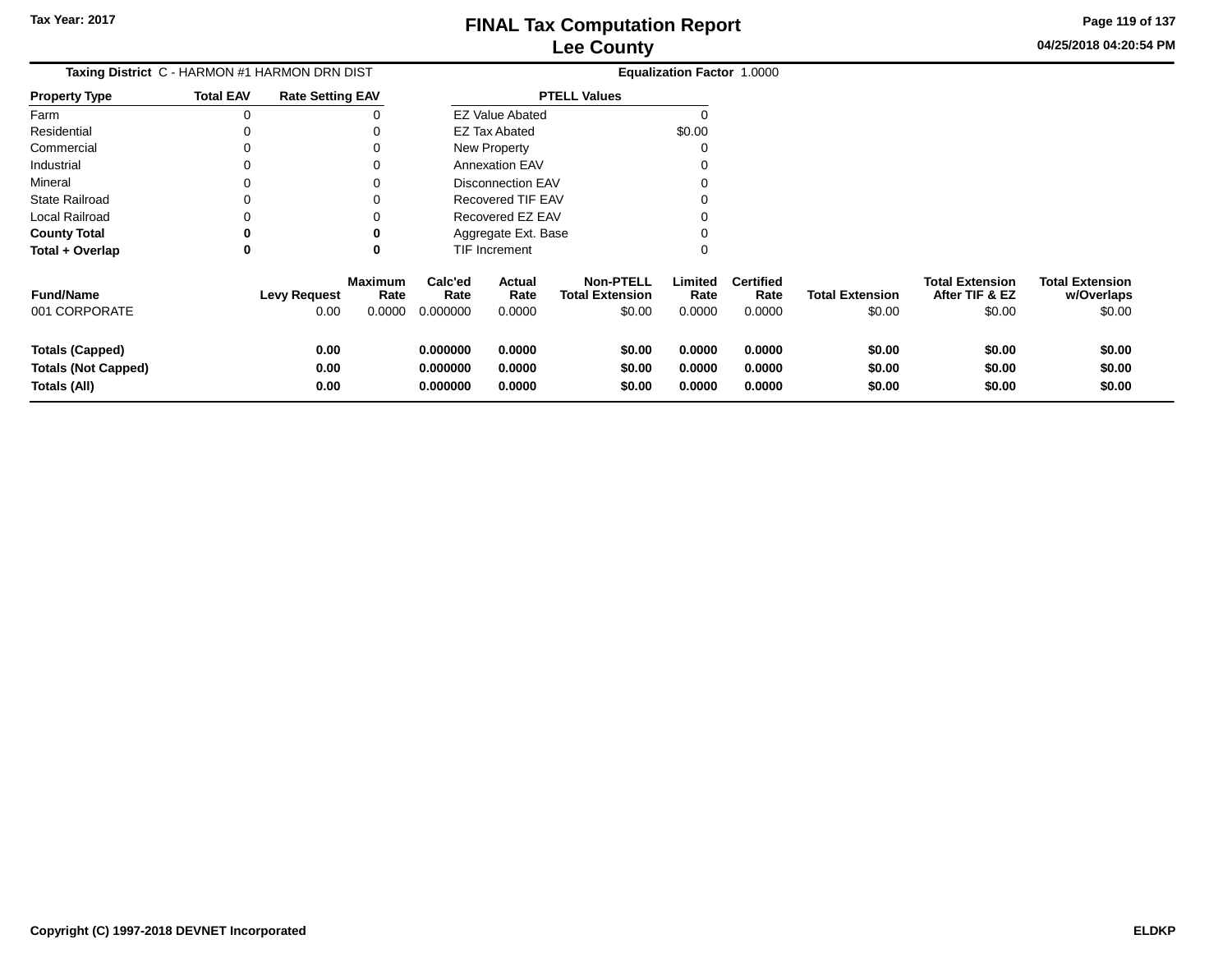Tax Year: 2017

# FINAL Tax Computation Report
## Lee County

04/25/2018 04:20:54 PM

**Taxing District** C - HARMON #1 HARMON DRN DIST **Equalization Factor** 1.0000

| Property Type | Total EAV | Rate Setting EAV |
|---|---|---|
| Farm | 0 | 0 |
| Residential | 0 | 0 |
| Commercial | 0 | 0 |
| Industrial | 0 | 0 |
| Mineral | 0 | 0 |
| State Railroad | 0 | 0 |
| Local Railroad | 0 | 0 |
| **County Total** | **0** | **0** |
| **Total + Overlap** | **0** | **0** |

| PTELL Values | |
|---|---|
| EZ Value Abated | 0 |
| EZ Tax Abated | $0.00 |
| New Property | 0 |
| Annexation EAV | 0 |
| Disconnection EAV | 0 |
| Recovered TIF EAV | 0 |
| Recovered EZ EAV | 0 |
| Aggregate Ext. Base | 0 |
| TIF Increment | 0 |

| Fund/Name | Levy Request | Maximum Rate | Calc'ed Rate | Actual Rate | Non-PTELL Total Extension | Limited Rate | Certified Rate | Total Extension | Total Extension After TIF & EZ | Total Extension w/Overlaps |
|---|---|---|---|---|---|---|---|---|---|---|
| 001 CORPORATE | 0.00 | 0.0000 | 0.000000 | 0.0000 | $0.00 | 0.0000 | 0.0000 | $0.00 | $0.00 | $0.00 |
| **Totals (Capped)** | **0.00** | | **0.000000** | **0.0000** | **$0.00** | **0.0000** | **0.0000** | **$0.00** | **$0.00** | **$0.00** |
| **Totals (Not Capped)** | **0.00** | | **0.000000** | **0.0000** | **$0.00** | **0.0000** | **0.0000** | **$0.00** | **$0.00** | **$0.00** |
| **Totals (All)** | **0.00** | | **0.000000** | **0.0000** | **$0.00** | **0.0000** | **0.0000** | **$0.00** | **$0.00** | **$0.00** |

Copyright (C) 1997-2018 DEVNET Incorporated ELDKP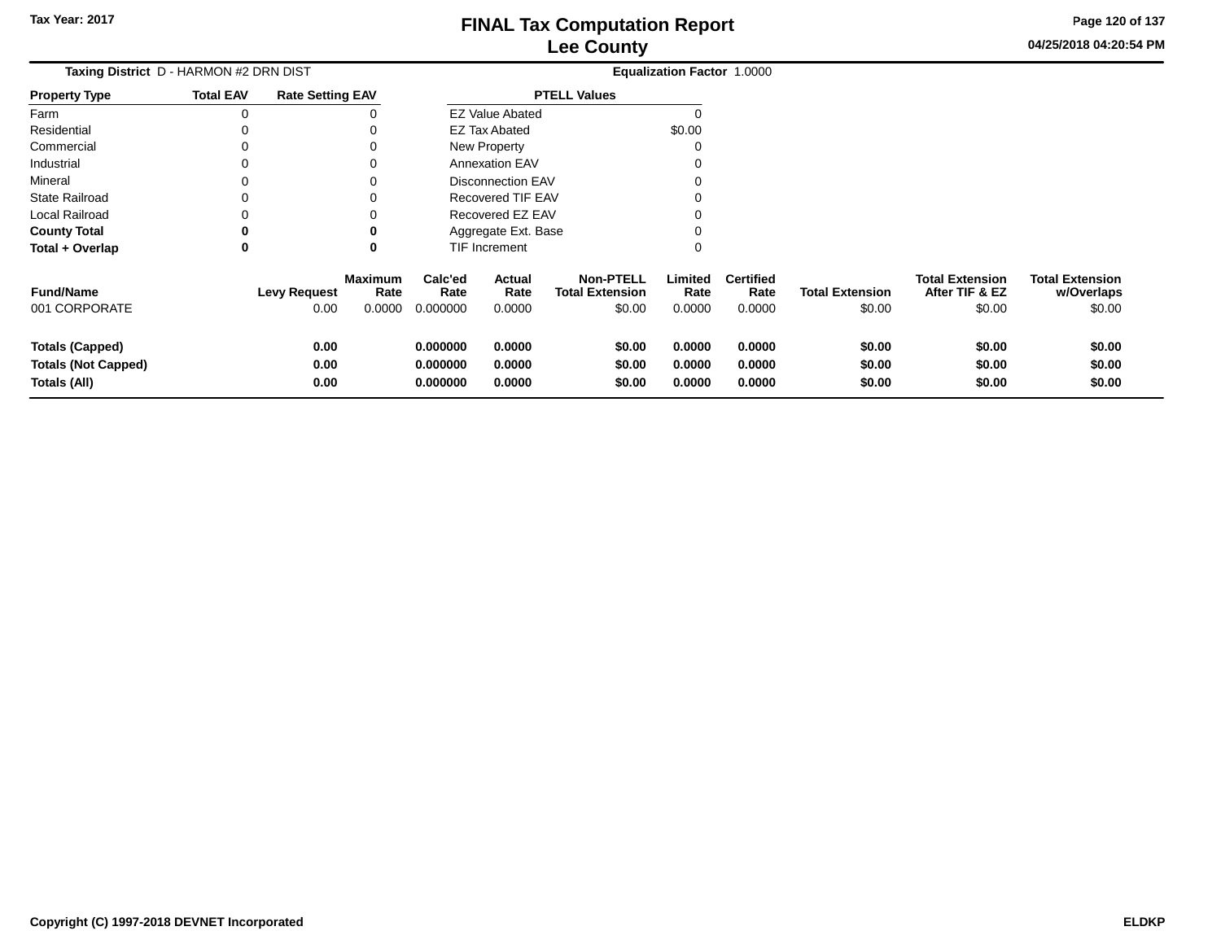# FINAL Tax Computation Report
# Lee County

Tax Year: 2017

04/25/2018 04:20:54 PM

**Taxing District** D - HARMON #2 DRN DIST

**Equalization Factor** 1.0000

| Property Type | Total EAV | Rate Setting EAV |
|---|---|---|
| Farm | 0 | 0 |
| Residential | 0 | 0 |
| Commercial | 0 | 0 |
| Industrial | 0 | 0 |
| Mineral | 0 | 0 |
| State Railroad | 0 | 0 |
| Local Railroad | 0 | 0 |
| **County Total** | **0** | **0** |
| **Total + Overlap** | **0** | **0** |

| PTELL Values | |
|---|---|
| EZ Value Abated | 0 |
| EZ Tax Abated | $0.00 |
| New Property | 0 |
| Annexation EAV | 0 |
| Disconnection EAV | 0 |
| Recovered TIF EAV | 0 |
| Recovered EZ EAV | 0 |
| Aggregate Ext. Base | 0 |
| TIF Increment | 0 |

| Fund/Name | Levy Request | Maximum Rate | Calc'ed Rate | Actual Rate | Non-PTELL Total Extension | Limited Rate | Certified Rate | Total Extension | Total Extension After TIF & EZ | Total Extension w/Overlaps |
|---|---|---|---|---|---|---|---|---|---|---|
| 001 CORPORATE | 0.00 | 0.0000 | 0.000000 | 0.0000 | $0.00 | 0.0000 | 0.0000 | $0.00 | $0.00 | $0.00 |
| **Totals (Capped)** | **0.00** | | **0.000000** | **0.0000** | **$0.00** | **0.0000** | **0.0000** | **$0.00** | **$0.00** | **$0.00** |
| **Totals (Not Capped)** | **0.00** | | **0.000000** | **0.0000** | **$0.00** | **0.0000** | **0.0000** | **$0.00** | **$0.00** | **$0.00** |
| **Totals (All)** | **0.00** | | **0.000000** | **0.0000** | **$0.00** | **0.0000** | **0.0000** | **$0.00** | **$0.00** | **$0.00** |

Copyright (C) 1997-2018 DEVNET Incorporated

ELDKP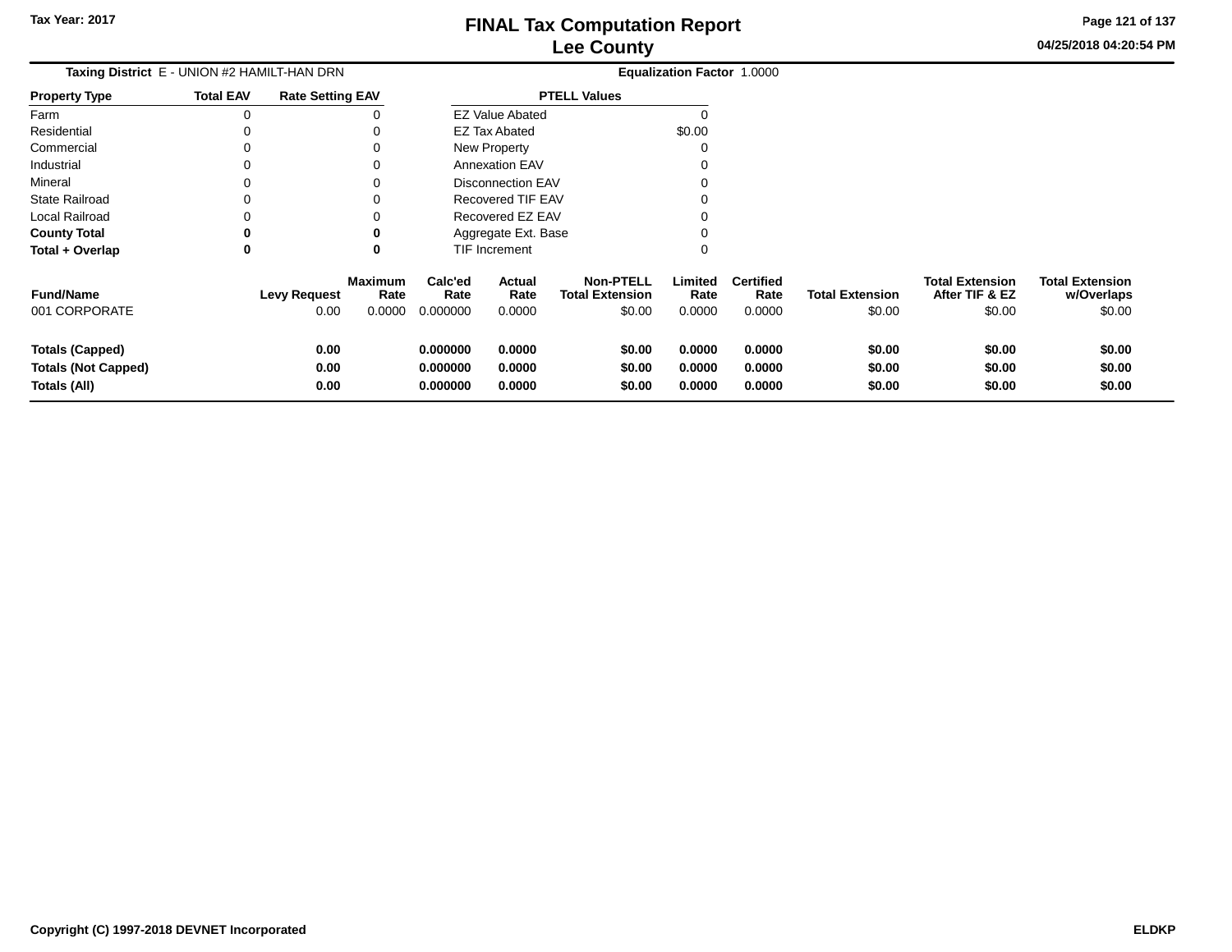# FINAL Tax Computation Report
# Lee County

Tax Year: 2017

04/25/2018 04:20:54 PM

**Taxing District** E - UNION #2 HAMILT-HAN DRN

**Equalization Factor** 1.0000

| Property Type | Total EAV | Rate Setting EAV |
|---|---|---|
| Farm | 0 | 0 |
| Residential | 0 | 0 |
| Commercial | 0 | 0 |
| Industrial | 0 | 0 |
| Mineral | 0 | 0 |
| State Railroad | 0 | 0 |
| Local Railroad | 0 | 0 |
| **County Total** | **0** | **0** |
| **Total + Overlap** | **0** | **0** |

| PTELL Values | |
|---|---|
| EZ Value Abated | 0 |
| EZ Tax Abated | $0.00 |
| New Property | 0 |
| Annexation EAV | 0 |
| Disconnection EAV | 0 |
| Recovered TIF EAV | 0 |
| Recovered EZ EAV | 0 |
| Aggregate Ext. Base | 0 |
| TIF Increment | 0 |

| Fund/Name | Levy Request | Maximum Rate | Calc'ed Rate | Actual Rate | Non-PTELL Total Extension | Limited Rate | Certified Rate | Total Extension | Total Extension After TIF & EZ | Total Extension w/Overlaps |
|---|---|---|---|---|---|---|---|---|---|---|
| 001 CORPORATE | 0.00 | 0.0000 | 0.000000 | 0.0000 | $0.00 | 0.0000 | 0.0000 | $0.00 | $0.00 | $0.00 |
| **Totals (Capped)** | **0.00** | | **0.000000** | **0.0000** | **$0.00** | **0.0000** | **0.0000** | **$0.00** | **$0.00** | **$0.00** |
| **Totals (Not Capped)** | **0.00** | | **0.000000** | **0.0000** | **$0.00** | **0.0000** | **0.0000** | **$0.00** | **$0.00** | **$0.00** |
| **Totals (All)** | **0.00** | | **0.000000** | **0.0000** | **$0.00** | **0.0000** | **0.0000** | **$0.00** | **$0.00** | **$0.00** |

**Copyright (C) 1997-2018 DEVNET Incorporated** **ELDKP**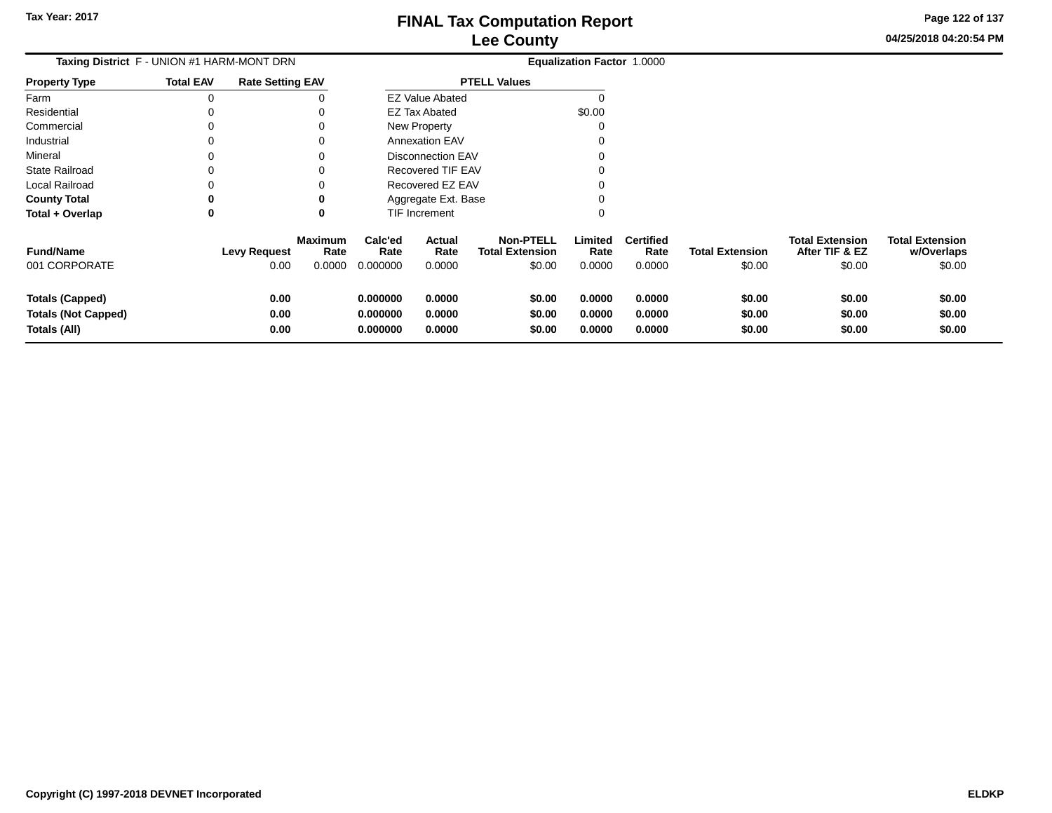Tax Year: 2017

# FINAL Tax Computation Report
## Lee County

**Taxing District** F - UNION #1 HARM-MONT DRN **Equalization Factor** 1.0000

| Property Type | Total EAV | Rate Setting EAV |
|---|---|---|
| Farm | 0 | 0 |
| Residential | 0 | 0 |
| Commercial | 0 | 0 |
| Industrial | 0 | 0 |
| Mineral | 0 | 0 |
| State Railroad | 0 | 0 |
| Local Railroad | 0 | 0 |
| **County Total** | **0** | **0** |
| **Total + Overlap** | **0** | **0** |

| PTELL Values | |
|---|---|
| EZ Value Abated | 0 |
| EZ Tax Abated | $0.00 |
| New Property | 0 |
| Annexation EAV | 0 |
| Disconnection EAV | 0 |
| Recovered TIF EAV | 0 |
| Recovered EZ EAV | 0 |
| Aggregate Ext. Base | 0 |
| TIF Increment | 0 |

| Fund/Name | Levy Request | Maximum Rate | Calc'ed Rate | Actual Rate | Non-PTELL Total Extension | Limited Rate | Certified Rate | Total Extension | Total Extension After TIF & EZ | Total Extension w/Overlaps |
|---|---|---|---|---|---|---|---|---|---|---|
| 001 CORPORATE | 0.00 | 0.0000 | 0.000000 | 0.0000 | $0.00 | 0.0000 | 0.0000 | $0.00 | $0.00 | $0.00 |
| **Totals (Capped)** | **0.00** | | **0.000000** | **0.0000** | **$0.00** | **0.0000** | **0.0000** | **$0.00** | **$0.00** | **$0.00** |
| **Totals (Not Capped)** | **0.00** | | **0.000000** | **0.0000** | **$0.00** | **0.0000** | **0.0000** | **$0.00** | **$0.00** | **$0.00** |
| **Totals (All)** | **0.00** | | **0.000000** | **0.0000** | **$0.00** | **0.0000** | **0.0000** | **$0.00** | **$0.00** | **$0.00** |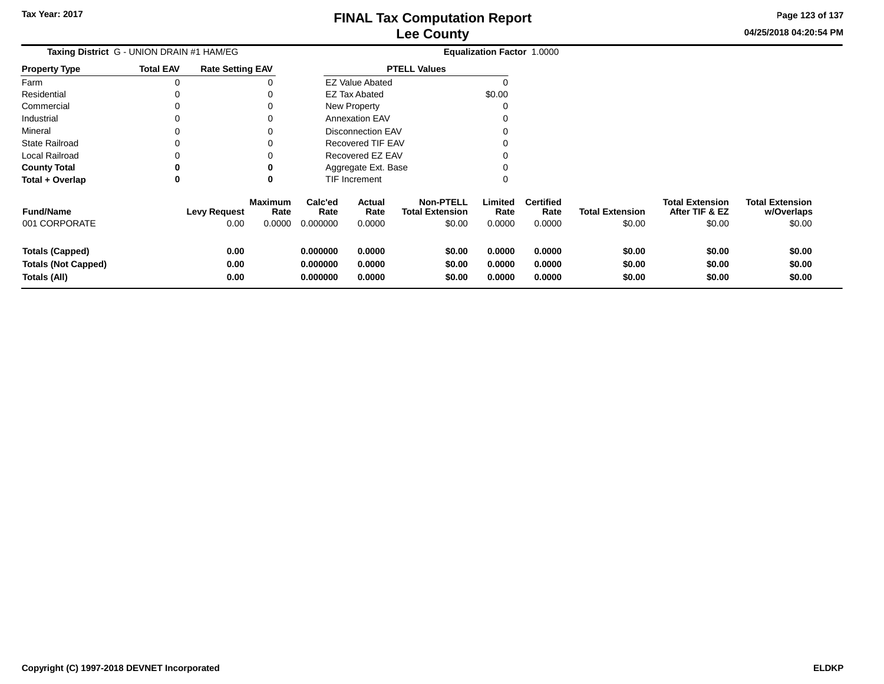**Taxing District** G - UNION DRAIN #1 HAM/EG **Equalization Factor** 1.0000

| Property Type | Total EAV | Rate Setting EAV |
|---|---|---|
| Farm | 0 | 0 |
| Residential | 0 | 0 |
| Commercial | 0 | 0 |
| Industrial | 0 | 0 |
| Mineral | 0 | 0 |
| State Railroad | 0 | 0 |
| Local Railroad | 0 | 0 |
| **County Total** | **0** | **0** |
| **Total + Overlap** | **0** | **0** |

| PTELL Values | |
|---|---|
| EZ Value Abated | 0 |
| EZ Tax Abated | $0.00 |
| New Property | 0 |
| Annexation EAV | 0 |
| Disconnection EAV | 0 |
| Recovered TIF EAV | 0 |
| Recovered EZ EAV | 0 |
| Aggregate Ext. Base | 0 |
| TIF Increment | 0 |

| Fund/Name | Levy Request | Maximum Rate | Calc'ed Rate | Actual Rate | Non-PTELL Total Extension | Limited Rate | Certified Rate | Total Extension | Total Extension After TIF & EZ | Total Extension w/Overlaps |
|---|---|---|---|---|---|---|---|---|---|---|
| 001 CORPORATE | 0.00 | 0.0000 | 0.000000 | 0.0000 | $0.00 | 0.0000 | 0.0000 | $0.00 | $0.00 | $0.00 |
| **Totals (Capped)** | **0.00** | | **0.000000** | **0.0000** | **$0.00** | **0.0000** | **0.0000** | **$0.00** | **$0.00** | **$0.00** |
| **Totals (Not Capped)** | **0.00** | | **0.000000** | **0.0000** | **$0.00** | **0.0000** | **0.0000** | **$0.00** | **$0.00** | **$0.00** |
| **Totals (All)** | **0.00** | | **0.000000** | **0.0000** | **$0.00** | **0.0000** | **0.0000** | **$0.00** | **$0.00** | **$0.00** |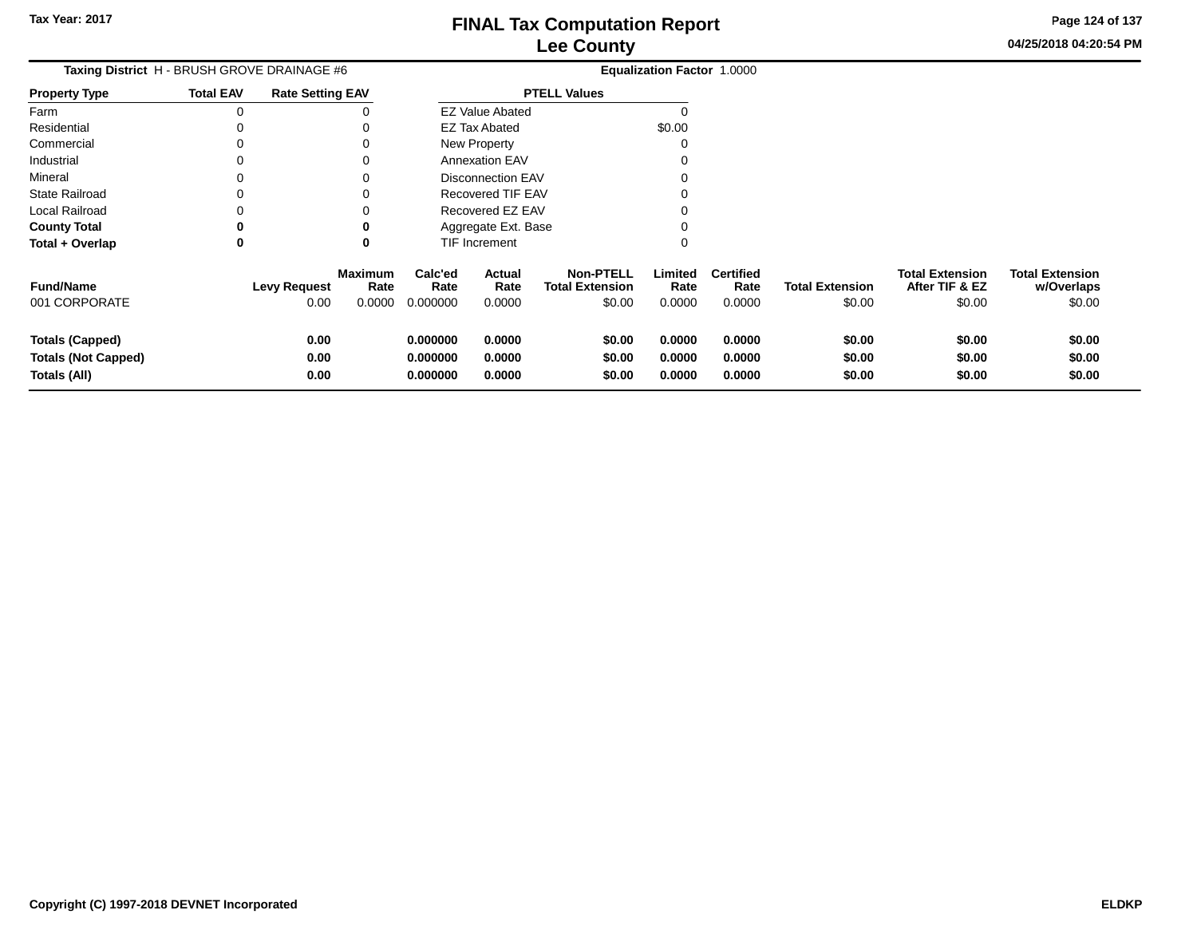# FINAL Tax Computation Report
## Lee County

Tax Year: 2017

04/25/2018 04:20:54 PM

**Taxing District** H - BRUSH GROVE DRAINAGE #6 **Equalization Factor** 1.0000

| Property Type | Total EAV | Rate Setting EAV |
|---|---|---|
| Farm | 0 | 0 |
| Residential | 0 | 0 |
| Commercial | 0 | 0 |
| Industrial | 0 | 0 |
| Mineral | 0 | 0 |
| State Railroad | 0 | 0 |
| Local Railroad | 0 | 0 |
| **County Total** | **0** | **0** |
| **Total + Overlap** | **0** | **0** |

| PTELL Values | |
|---|---|
| EZ Value Abated | 0 |
| EZ Tax Abated | $0.00 |
| New Property | 0 |
| Annexation EAV | 0 |
| Disconnection EAV | 0 |
| Recovered TIF EAV | 0 |
| Recovered EZ EAV | 0 |
| Aggregate Ext. Base | 0 |
| TIF Increment | 0 |

| Fund/Name | Levy Request | Maximum Rate | Calc'ed Rate | Actual Rate | Non-PTELL Total Extension | Limited Rate | Certified Rate | Total Extension | Total Extension After TIF & EZ | Total Extension w/Overlaps |
|---|---|---|---|---|---|---|---|---|---|---|
| 001 CORPORATE | 0.00 | 0.0000 | 0.000000 | 0.0000 | $0.00 | 0.0000 | 0.0000 | $0.00 | $0.00 | $0.00 |
| **Totals (Capped)** | **0.00** | | **0.000000** | **0.0000** | **$0.00** | **0.0000** | **0.0000** | **$0.00** | **$0.00** | **$0.00** |
| **Totals (Not Capped)** | **0.00** | | **0.000000** | **0.0000** | **$0.00** | **0.0000** | **0.0000** | **$0.00** | **$0.00** | **$0.00** |
| **Totals (All)** | **0.00** | | **0.000000** | **0.0000** | **$0.00** | **0.0000** | **0.0000** | **$0.00** | **$0.00** | **$0.00** |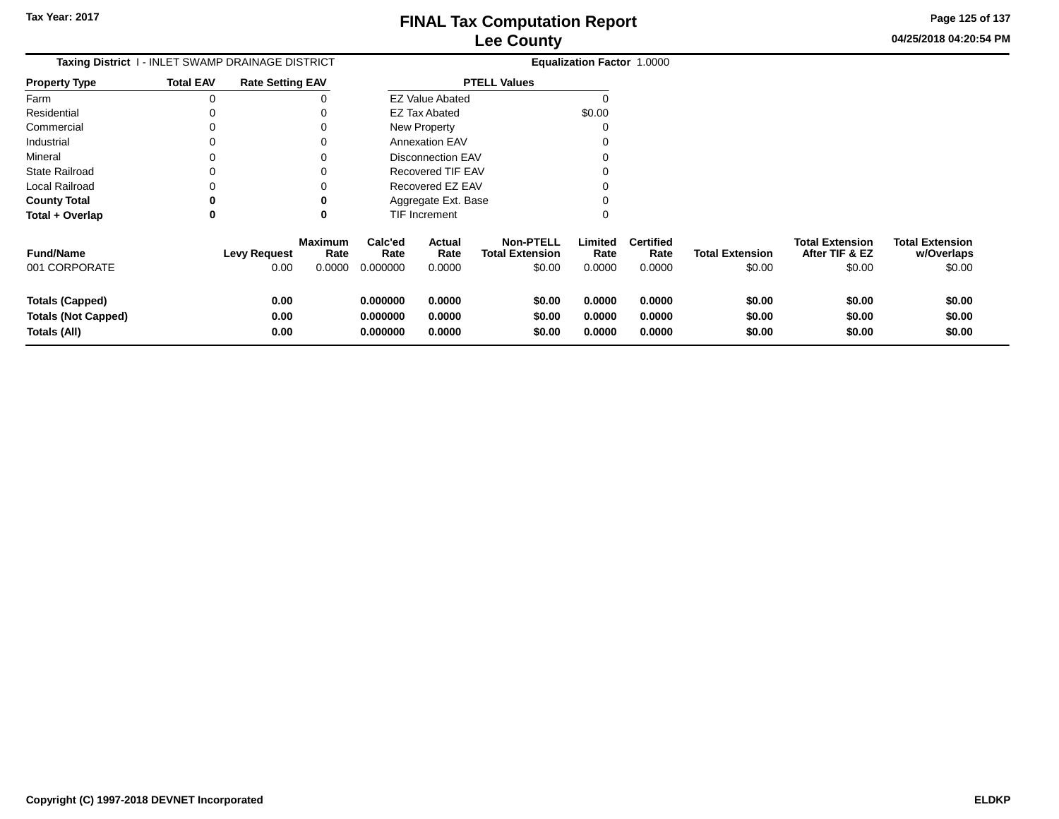**Taxing District** I - INLET SWAMP DRAINAGE DISTRICT

**Equalization Factor** 1.0000

| Property Type | Total EAV | Rate Setting EAV |
|---|---|---|
| Farm | 0 | 0 |
| Residential | 0 | 0 |
| Commercial | 0 | 0 |
| Industrial | 0 | 0 |
| Mineral | 0 | 0 |
| State Railroad | 0 | 0 |
| Local Railroad | 0 | 0 |
| **County Total** | **0** | **0** |
| **Total + Overlap** | **0** | **0** |

| PTELL Values | |
|---|---|
| EZ Value Abated | 0 |
| EZ Tax Abated | $0.00 |
| New Property | 0 |
| Annexation EAV | 0 |
| Disconnection EAV | 0 |
| Recovered TIF EAV | 0 |
| Recovered EZ EAV | 0 |
| Aggregate Ext. Base | 0 |
| TIF Increment | 0 |

| Fund/Name | Levy Request | Maximum Rate | Calc'ed Rate | Actual Rate | Non-PTELL Total Extension | Limited Rate | Certified Rate | Total Extension | Total Extension After TIF & EZ | Total Extension w/Overlaps |
|---|---|---|---|---|---|---|---|---|---|---|
| 001 CORPORATE | 0.00 | 0.0000 | 0.000000 | 0.0000 | $0.00 | 0.0000 | 0.0000 | $0.00 | $0.00 | $0.00 |
| **Totals (Capped)** | **0.00** | | **0.000000** | **0.0000** | **$0.00** | **0.0000** | **0.0000** | **$0.00** | **$0.00** | **$0.00** |
| **Totals (Not Capped)** | **0.00** | | **0.000000** | **0.0000** | **$0.00** | **0.0000** | **0.0000** | **$0.00** | **$0.00** | **$0.00** |
| **Totals (All)** | **0.00** | | **0.000000** | **0.0000** | **$0.00** | **0.0000** | **0.0000** | **$0.00** | **$0.00** | **$0.00** |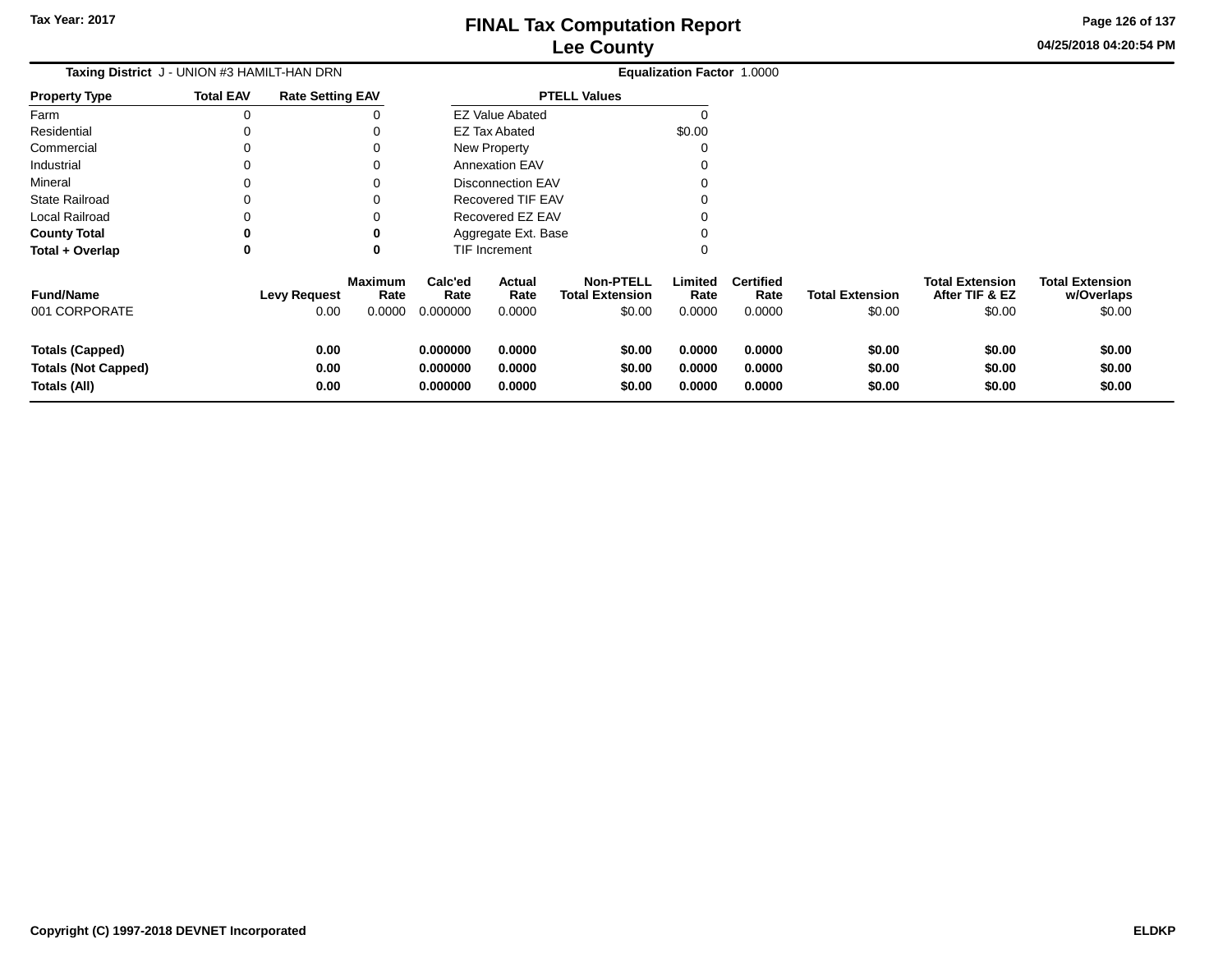# FINAL Tax Computation Report
## Lee County

Tax Year: 2017

04/25/2018 04:20:54 PM

**Taxing District** J - UNION #3 HAMILT-HAN DRN

**Equalization Factor** 1.0000

| Property Type | Total EAV | Rate Setting EAV |
|---|---|---|
| Farm | 0 | 0 |
| Residential | 0 | 0 |
| Commercial | 0 | 0 |
| Industrial | 0 | 0 |
| Mineral | 0 | 0 |
| State Railroad | 0 | 0 |
| Local Railroad | 0 | 0 |
| **County Total** | **0** | **0** |
| **Total + Overlap** | **0** | **0** |

| PTELL Values | |
|---|---|
| EZ Value Abated | 0 |
| EZ Tax Abated | $0.00 |
| New Property | 0 |
| Annexation EAV | 0 |
| Disconnection EAV | 0 |
| Recovered TIF EAV | 0 |
| Recovered EZ EAV | 0 |
| Aggregate Ext. Base | 0 |
| TIF Increment | 0 |

| Fund/Name | Levy Request | Maximum Rate | Calc'ed Rate | Actual Rate | Non-PTELL Total Extension | Limited Rate | Certified Rate | Total Extension | Total Extension After TIF & EZ | Total Extension w/Overlaps |
|---|---|---|---|---|---|---|---|---|---|---|
| 001 CORPORATE | 0.00 | 0.0000 | 0.000000 | 0.0000 | $0.00 | 0.0000 | 0.0000 | $0.00 | $0.00 | $0.00 |
| **Totals (Capped)** | **0.00** | | **0.000000** | **0.0000** | **$0.00** | **0.0000** | **0.0000** | **$0.00** | **$0.00** | **$0.00** |
| **Totals (Not Capped)** | **0.00** | | **0.000000** | **0.0000** | **$0.00** | **0.0000** | **0.0000** | **$0.00** | **$0.00** | **$0.00** |
| **Totals (All)** | **0.00** | | **0.000000** | **0.0000** | **$0.00** | **0.0000** | **0.0000** | **$0.00** | **$0.00** | **$0.00** |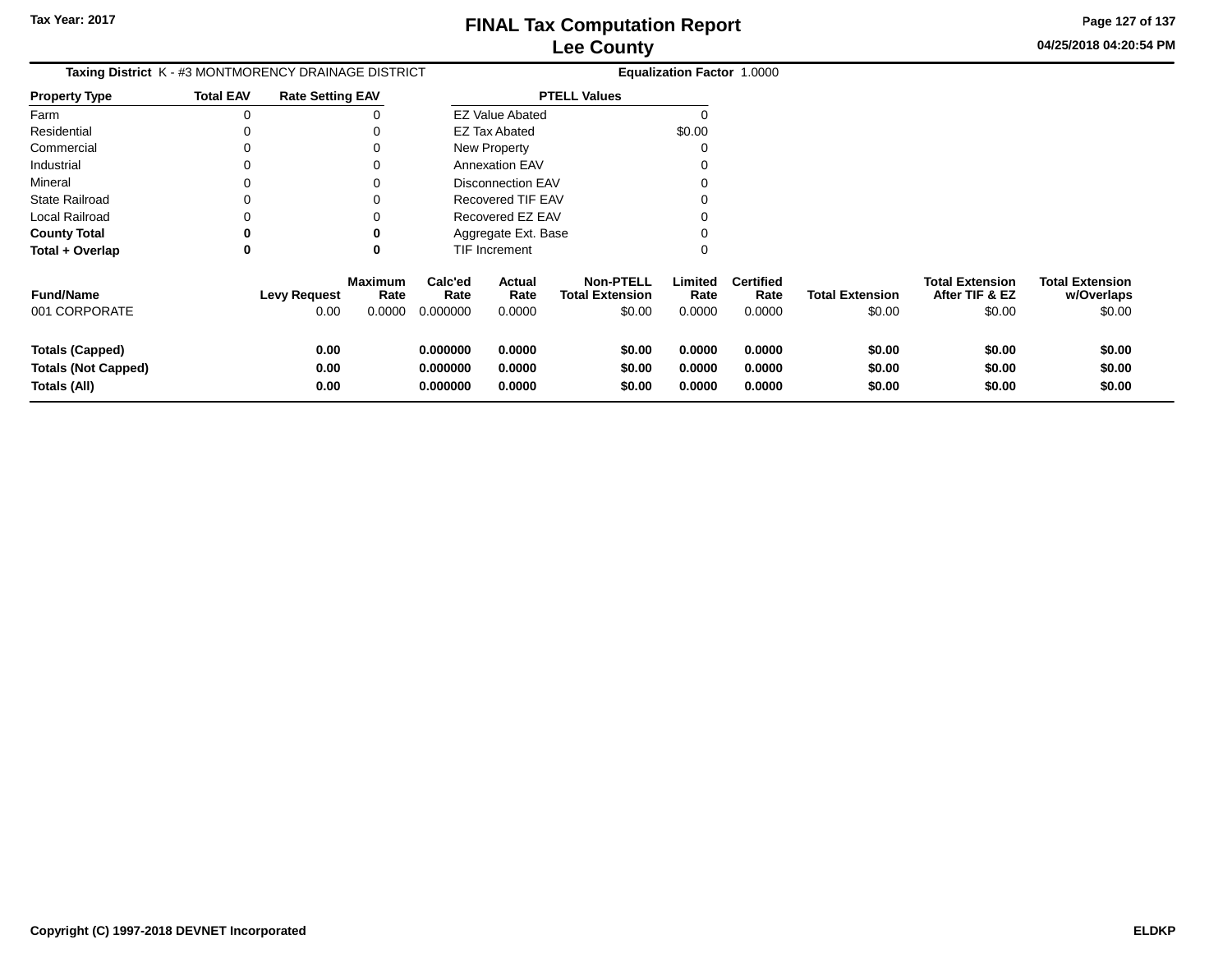**Taxing District** K - #3 MONTMORENCY DRAINAGE DISTRICT **Equalization Factor** 1.0000

| Property Type | Total EAV | Rate Setting EAV |
|---|---|---|
| Farm | 0 | 0 |
| Residential | 0 | 0 |
| Commercial | 0 | 0 |
| Industrial | 0 | 0 |
| Mineral | 0 | 0 |
| State Railroad | 0 | 0 |
| Local Railroad | 0 | 0 |
| **County Total** | **0** | **0** |
| **Total + Overlap** | **0** | **0** |

| PTELL Values | |
|---|---|
| EZ Value Abated | 0 |
| EZ Tax Abated | $0.00 |
| New Property | 0 |
| Annexation EAV | 0 |
| Disconnection EAV | 0 |
| Recovered TIF EAV | 0 |
| Recovered EZ EAV | 0 |
| Aggregate Ext. Base | 0 |
| TIF Increment | 0 |

| Fund/Name | Levy Request | Maximum Rate | Calc'ed Rate | Actual Rate | Non-PTELL Total Extension | Limited Rate | Certified Rate | Total Extension | Total Extension After TIF & EZ | Total Extension w/Overlaps |
|---|---|---|---|---|---|---|---|---|---|---|
| 001 CORPORATE | 0.00 | 0.0000 | 0.000000 | 0.0000 | $0.00 | 0.0000 | 0.0000 | $0.00 | $0.00 | $0.00 |
| **Totals (Capped)** | **0.00** | | **0.000000** | **0.0000** | **$0.00** | **0.0000** | **0.0000** | **$0.00** | **$0.00** | **$0.00** |
| **Totals (Not Capped)** | **0.00** | | **0.000000** | **0.0000** | **$0.00** | **0.0000** | **0.0000** | **$0.00** | **$0.00** | **$0.00** |
| **Totals (All)** | **0.00** | | **0.000000** | **0.0000** | **$0.00** | **0.0000** | **0.0000** | **$0.00** | **$0.00** | **$0.00** |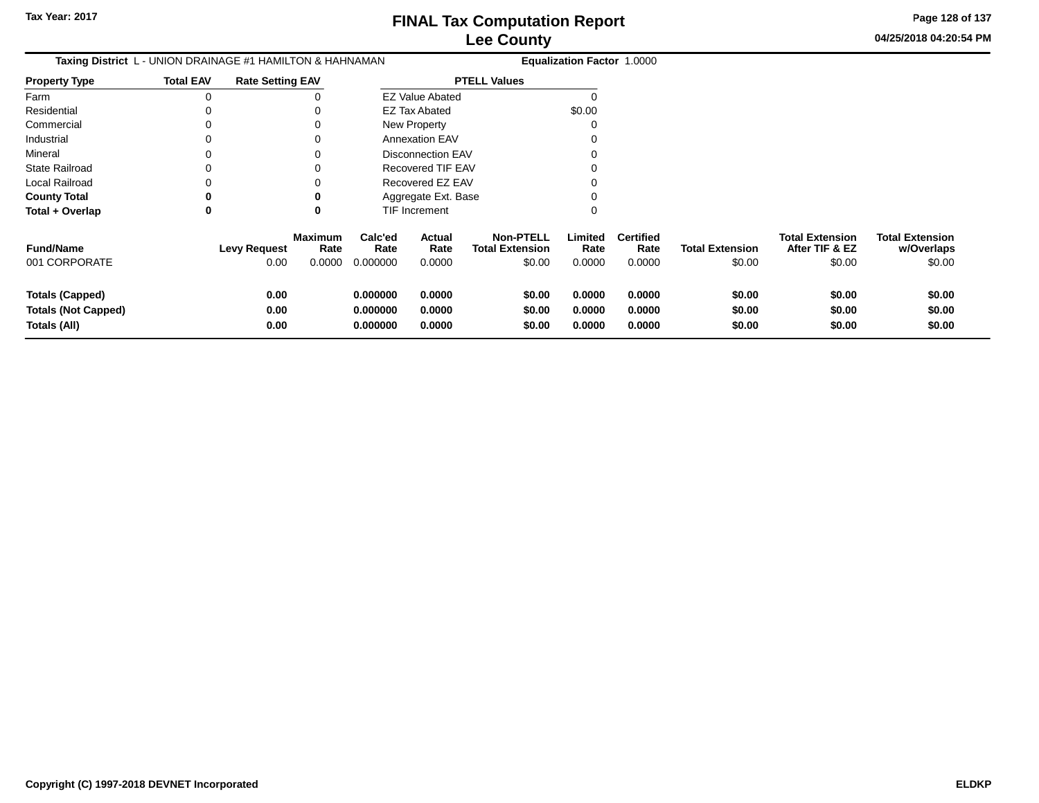Tax Year: 2017

# FINAL Tax Computation Report
## Lee County

04/25/2018 04:20:54 PM

**Taxing District** L - UNION DRAINAGE #1 HAMILTON & HAHNAMAN **Equalization Factor** 1.0000

| Property Type | Total EAV | Rate Setting EAV |
|---|---|---|
| Farm | 0 | 0 |
| Residential | 0 | 0 |
| Commercial | 0 | 0 |
| Industrial | 0 | 0 |
| Mineral | 0 | 0 |
| State Railroad | 0 | 0 |
| Local Railroad | 0 | 0 |
| **County Total** | **0** | **0** |
| **Total + Overlap** | **0** | **0** |

| PTELL Values | |
|---|---|
| EZ Value Abated | 0 |
| EZ Tax Abated | $0.00 |
| New Property | 0 |
| Annexation EAV | 0 |
| Disconnection EAV | 0 |
| Recovered TIF EAV | 0 |
| Recovered EZ EAV | 0 |
| Aggregate Ext. Base | 0 |
| TIF Increment | 0 |

| Fund/Name | Levy Request | Maximum Rate | Calc'ed Rate | Actual Rate | Non-PTELL Total Extension | Limited Rate | Certified Rate | Total Extension | Total Extension After TIF & EZ | Total Extension w/Overlaps |
|---|---|---|---|---|---|---|---|---|---|---|
| 001 CORPORATE | 0.00 | 0.0000 | 0.000000 | 0.0000 | $0.00 | 0.0000 | 0.0000 | $0.00 | $0.00 | $0.00 |
| **Totals (Capped)** | **0.00** | | **0.000000** | **0.0000** | **$0.00** | **0.0000** | **0.0000** | **$0.00** | **$0.00** | **$0.00** |
| **Totals (Not Capped)** | **0.00** | | **0.000000** | **0.0000** | **$0.00** | **0.0000** | **0.0000** | **$0.00** | **$0.00** | **$0.00** |
| **Totals (All)** | **0.00** | | **0.000000** | **0.0000** | **$0.00** | **0.0000** | **0.0000** | **$0.00** | **$0.00** | **$0.00** |

Copyright (C) 1997-2018 DEVNET Incorporated ELDKP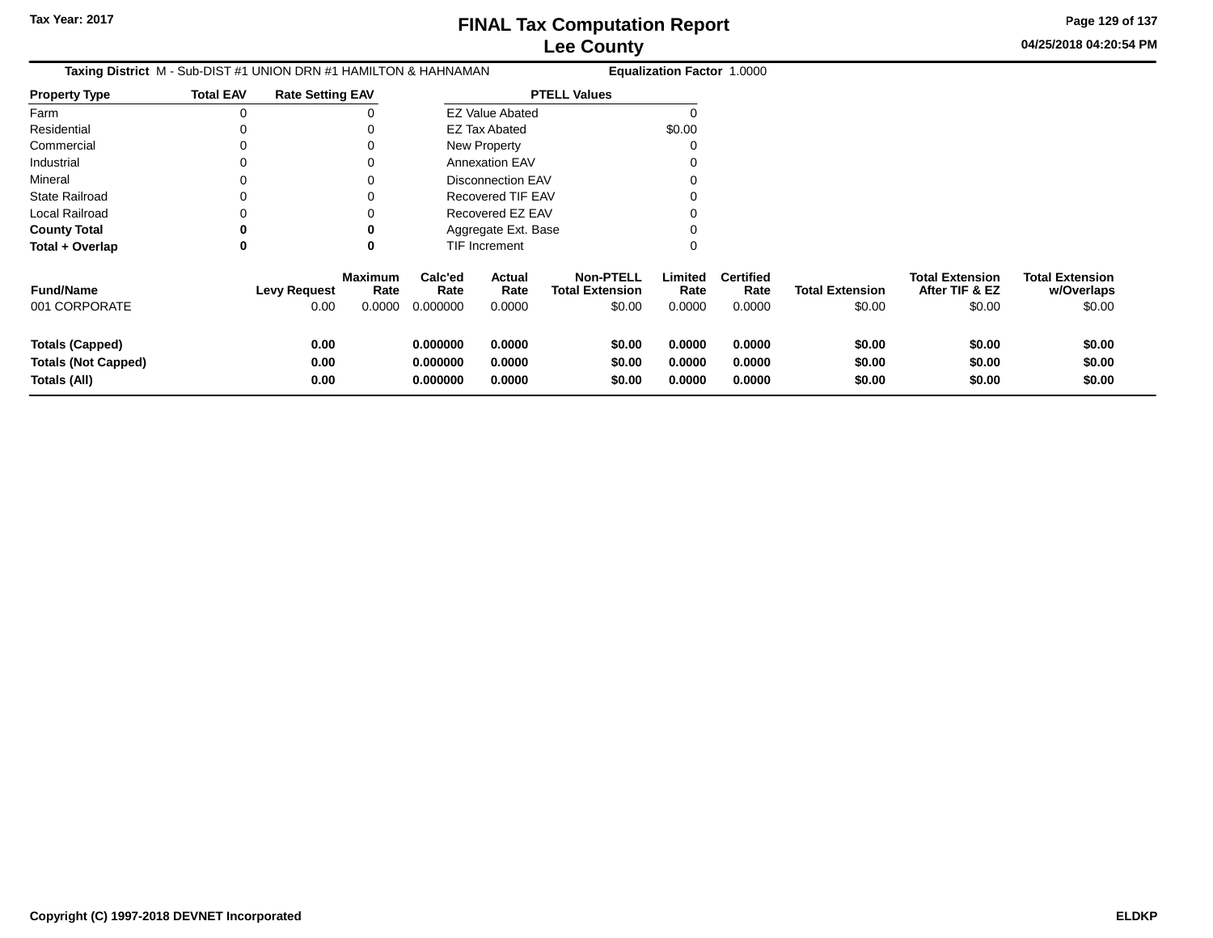# FINAL Tax Computation Report
## Lee County

Tax Year: 2017

04/25/2018 04:20:54 PM

**Taxing District** M - Sub-DIST #1 UNION DRN #1 HAMILTON & HAHNAMAN **Equalization Factor** 1.0000

| Property Type | Total EAV | Rate Setting EAV |
|---|---|---|
| Farm | 0 | 0 |
| Residential | 0 | 0 |
| Commercial | 0 | 0 |
| Industrial | 0 | 0 |
| Mineral | 0 | 0 |
| State Railroad | 0 | 0 |
| Local Railroad | 0 | 0 |
| **County Total** | **0** | **0** |
| **Total + Overlap** | **0** | **0** |

| PTELL Values | |
|---|---|
| EZ Value Abated | 0 |
| EZ Tax Abated | $0.00 |
| New Property | 0 |
| Annexation EAV | 0 |
| Disconnection EAV | 0 |
| Recovered TIF EAV | 0 |
| Recovered EZ EAV | 0 |
| Aggregate Ext. Base | 0 |
| TIF Increment | 0 |

| Fund/Name | Levy Request | Maximum Rate | Calc'ed Rate | Actual Rate | Non-PTELL Total Extension | Limited Rate | Certified Rate | Total Extension | Total Extension After TIF & EZ | Total Extension w/Overlaps |
|---|---|---|---|---|---|---|---|---|---|---|
| 001 CORPORATE | 0.00 | 0.0000 | 0.000000 | 0.0000 | $0.00 | 0.0000 | 0.0000 | $0.00 | $0.00 | $0.00 |
| **Totals (Capped)** | **0.00** | | **0.000000** | **0.0000** | **$0.00** | **0.0000** | **0.0000** | **$0.00** | **$0.00** | **$0.00** |
| **Totals (Not Capped)** | **0.00** | | **0.000000** | **0.0000** | **$0.00** | **0.0000** | **0.0000** | **$0.00** | **$0.00** | **$0.00** |
| **Totals (All)** | **0.00** | | **0.000000** | **0.0000** | **$0.00** | **0.0000** | **0.0000** | **$0.00** | **$0.00** | **$0.00** |

Copyright (C) 1997-2018 DEVNET Incorporated ELDKP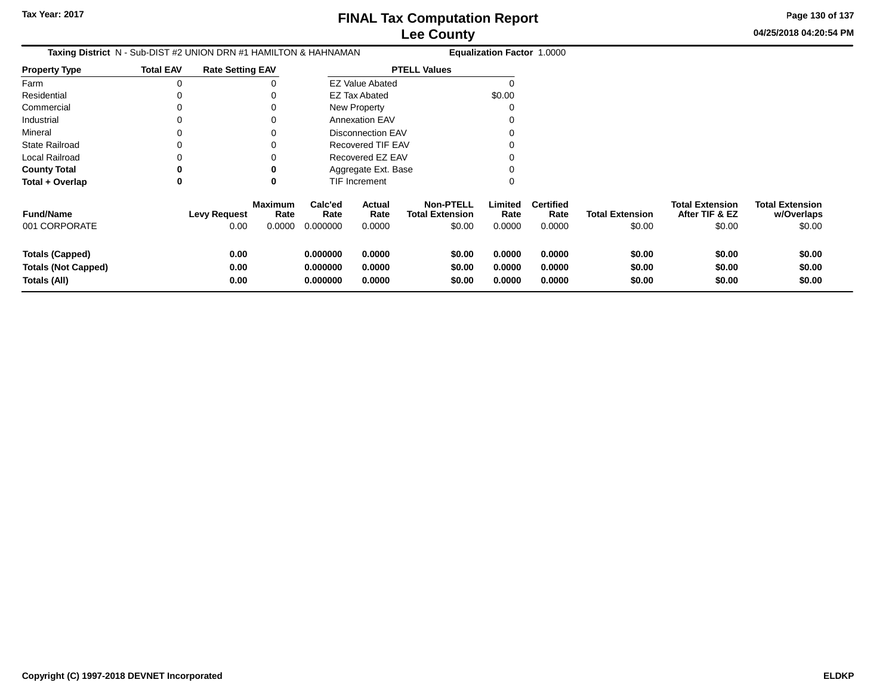**Taxing District** N - Sub-DIST #2 UNION DRN #1 HAMILTON & HAHNAMAN **Equalization Factor** 1.0000

| Property Type | Total EAV | Rate Setting EAV |
|---|---|---|
| Farm | 0 | 0 |
| Residential | 0 | 0 |
| Commercial | 0 | 0 |
| Industrial | 0 | 0 |
| Mineral | 0 | 0 |
| State Railroad | 0 | 0 |
| Local Railroad | 0 | 0 |
| **County Total** | **0** | **0** |
| **Total + Overlap** | **0** | **0** |

| PTELL Values | |
|---|---|
| EZ Value Abated | 0 |
| EZ Tax Abated | $0.00 |
| New Property | 0 |
| Annexation EAV | 0 |
| Disconnection EAV | 0 |
| Recovered TIF EAV | 0 |
| Recovered EZ EAV | 0 |
| Aggregate Ext. Base | 0 |
| TIF Increment | 0 |

| Fund/Name | Levy Request | Maximum Rate | Calc'ed Rate | Actual Rate | Non-PTELL Total Extension | Limited Rate | Certified Rate | Total Extension | Total Extension After TIF & EZ | Total Extension w/Overlaps |
|---|---|---|---|---|---|---|---|---|---|---|
| 001 CORPORATE | 0.00 | 0.0000 | 0.000000 | 0.0000 | $0.00 | 0.0000 | 0.0000 | $0.00 | $0.00 | $0.00 |
| **Totals (Capped)** | **0.00** | | **0.000000** | **0.0000** | **$0.00** | **0.0000** | **0.0000** | **$0.00** | **$0.00** | **$0.00** |
| **Totals (Not Capped)** | **0.00** | | **0.000000** | **0.0000** | **$0.00** | **0.0000** | **0.0000** | **$0.00** | **$0.00** | **$0.00** |
| **Totals (All)** | **0.00** | | **0.000000** | **0.0000** | **$0.00** | **0.0000** | **0.0000** | **$0.00** | **$0.00** | **$0.00** |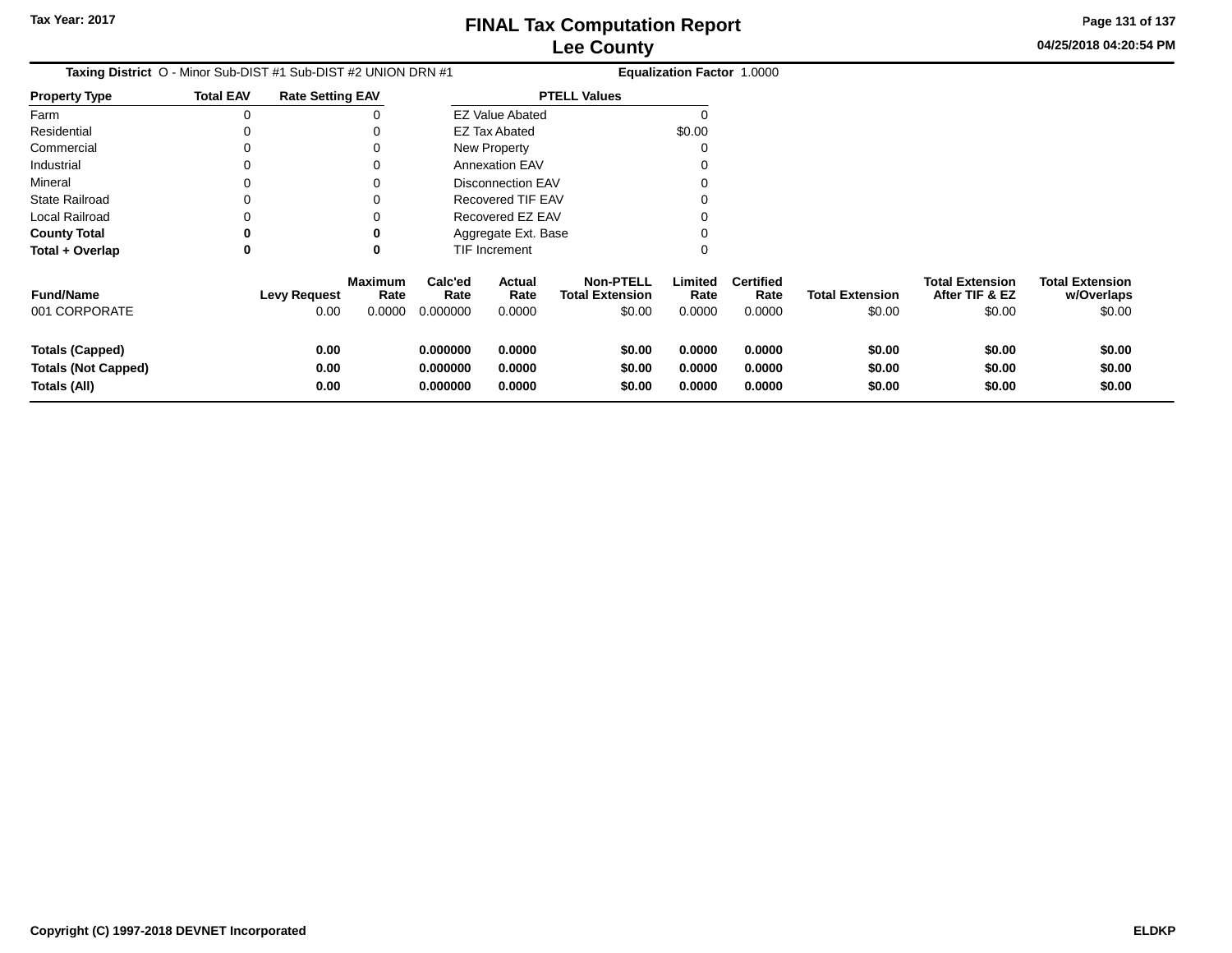**Taxing District** O - Minor Sub-DIST #1 Sub-DIST #2 UNION DRN #1 **Equalization Factor** 1.0000

| Property Type | Total EAV | Rate Setting EAV |
|---|---|---|
| Farm | 0 | 0 |
| Residential | 0 | 0 |
| Commercial | 0 | 0 |
| Industrial | 0 | 0 |
| Mineral | 0 | 0 |
| State Railroad | 0 | 0 |
| Local Railroad | 0 | 0 |
| **County Total** | **0** | **0** |
| **Total + Overlap** | **0** | **0** |

| PTELL Values | |
|---|---|
| EZ Value Abated | 0 |
| EZ Tax Abated | $0.00 |
| New Property | 0 |
| Annexation EAV | 0 |
| Disconnection EAV | 0 |
| Recovered TIF EAV | 0 |
| Recovered EZ EAV | 0 |
| Aggregate Ext. Base | 0 |
| TIF Increment | 0 |

| Fund/Name | Levy Request | Maximum Rate | Calc'ed Rate | Actual Rate | Non-PTELL Total Extension | Limited Rate | Certified Rate | Total Extension | Total Extension After TIF & EZ | Total Extension w/Overlaps |
|---|---|---|---|---|---|---|---|---|---|---|
| 001 CORPORATE | 0.00 | 0.0000 | 0.000000 | 0.0000 | $0.00 | 0.0000 | 0.0000 | $0.00 | $0.00 | $0.00 |
| **Totals (Capped)** | **0.00** | | **0.000000** | **0.0000** | **$0.00** | **0.0000** | **0.0000** | **$0.00** | **$0.00** | **$0.00** |
| **Totals (Not Capped)** | **0.00** | | **0.000000** | **0.0000** | **$0.00** | **0.0000** | **0.0000** | **$0.00** | **$0.00** | **$0.00** |
| **Totals (All)** | **0.00** | | **0.000000** | **0.0000** | **$0.00** | **0.0000** | **0.0000** | **$0.00** | **$0.00** | **$0.00** |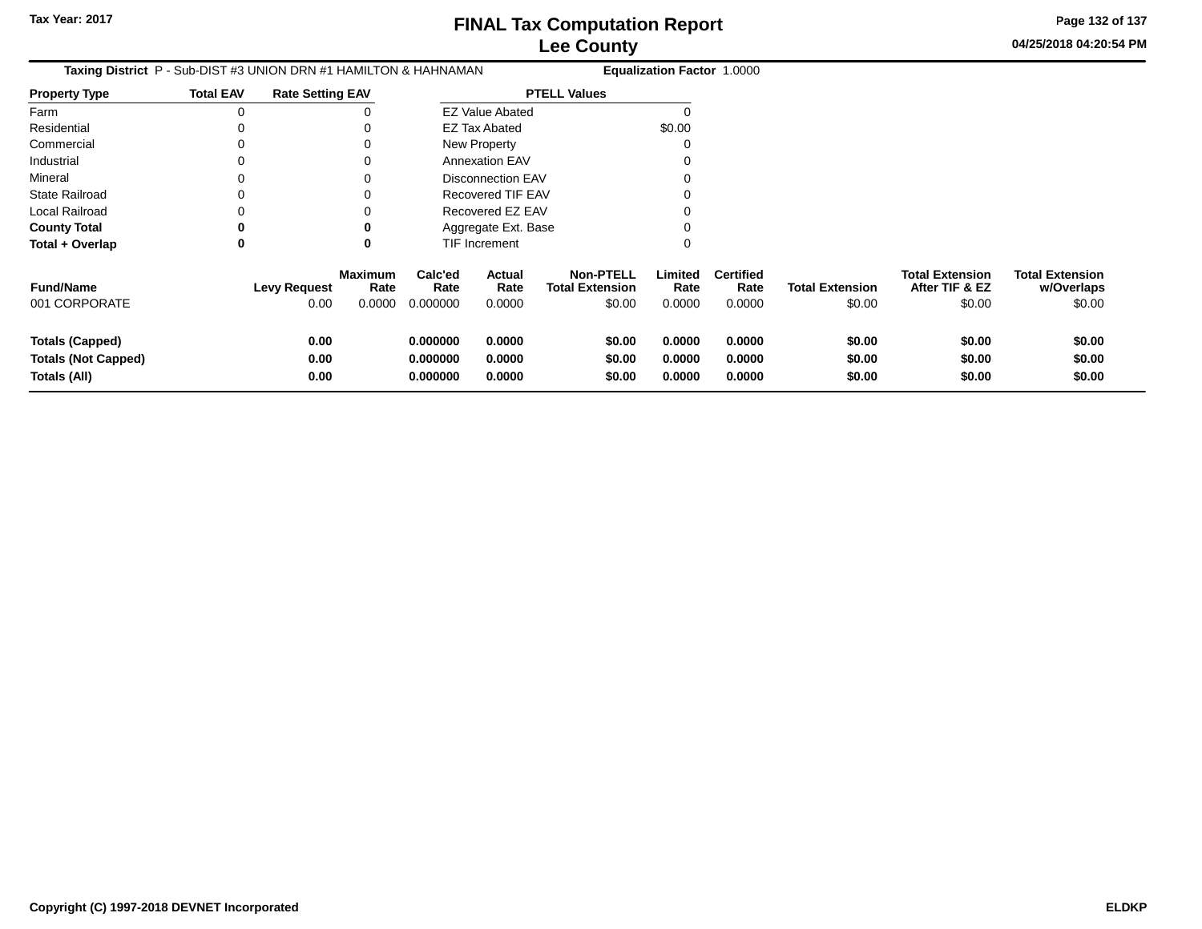# FINAL Tax Computation Report
## Lee County

Tax Year: 2017

04/25/2018 04:20:54 PM

**Taxing District** P - Sub-DIST #3 UNION DRN #1 HAMILTON & HAHNAMAN **Equalization Factor** 1.0000

| Property Type | Total EAV | Rate Setting EAV |
|---|---|---|
| Farm | 0 | 0 |
| Residential | 0 | 0 |
| Commercial | 0 | 0 |
| Industrial | 0 | 0 |
| Mineral | 0 | 0 |
| State Railroad | 0 | 0 |
| Local Railroad | 0 | 0 |
| **County Total** | **0** | **0** |
| **Total + Overlap** | **0** | **0** |

| PTELL Values | |
|---|---|
| EZ Value Abated | 0 |
| EZ Tax Abated | $0.00 |
| New Property | 0 |
| Annexation EAV | 0 |
| Disconnection EAV | 0 |
| Recovered TIF EAV | 0 |
| Recovered EZ EAV | 0 |
| Aggregate Ext. Base | 0 |
| TIF Increment | 0 |

| Fund/Name | Levy Request | Maximum Rate | Calc'ed Rate | Actual Rate | Non-PTELL Total Extension | Limited Rate | Certified Rate | Total Extension | Total Extension After TIF & EZ | Total Extension w/Overlaps |
|---|---|---|---|---|---|---|---|---|---|---|
| 001 CORPORATE | 0.00 | 0.0000 | 0.000000 | 0.0000 | $0.00 | 0.0000 | 0.0000 | $0.00 | $0.00 | $0.00 |
| **Totals (Capped)** | **0.00** | | **0.000000** | **0.0000** | **$0.00** | **0.0000** | **0.0000** | **$0.00** | **$0.00** | **$0.00** |
| **Totals (Not Capped)** | **0.00** | | **0.000000** | **0.0000** | **$0.00** | **0.0000** | **0.0000** | **$0.00** | **$0.00** | **$0.00** |
| **Totals (All)** | **0.00** | | **0.000000** | **0.0000** | **$0.00** | **0.0000** | **0.0000** | **$0.00** | **$0.00** | **$0.00** |

Copyright (C) 1997-2018 DEVNET Incorporated ELDKP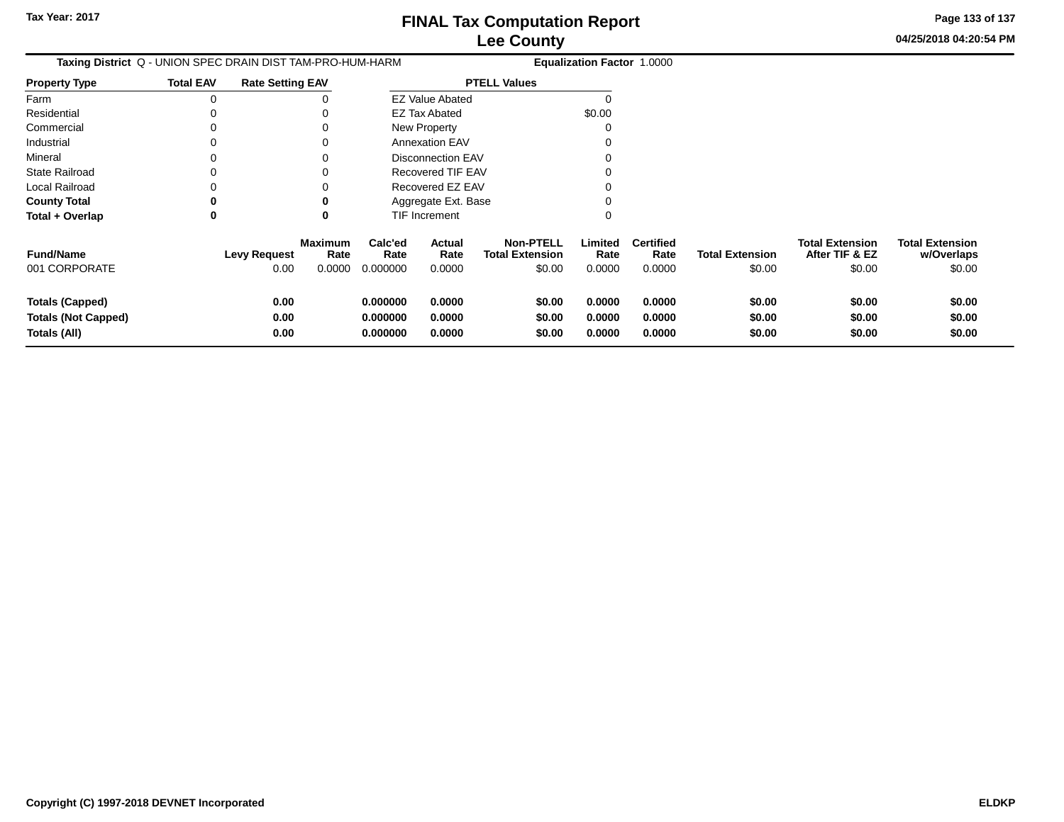Taxing District Q - UNION SPEC DRAIN DIST TAM-PRO-HUM-HARM

Equalization Factor 1.0000

| Property Type | Total EAV | Rate Setting EAV |
|---|---|---|
| Farm | 0 | 0 |
| Residential | 0 | 0 |
| Commercial | 0 | 0 |
| Industrial | 0 | 0 |
| Mineral | 0 | 0 |
| State Railroad | 0 | 0 |
| Local Railroad | 0 | 0 |
| **County Total** | **0** | **0** |
| **Total + Overlap** | **0** | **0** |

| PTELL Values | |
|---|---|
| EZ Value Abated | 0 |
| EZ Tax Abated | $0.00 |
| New Property | 0 |
| Annexation EAV | 0 |
| Disconnection EAV | 0 |
| Recovered TIF EAV | 0 |
| Recovered EZ EAV | 0 |
| Aggregate Ext. Base | 0 |
| TIF Increment | 0 |

| Fund/Name | Levy Request | Maximum Rate | Calc'ed Rate | Actual Rate | Non-PTELL Total Extension | Limited Rate | Certified Rate | Total Extension | Total Extension After TIF & EZ | Total Extension w/Overlaps |
|---|---|---|---|---|---|---|---|---|---|---|
| 001 CORPORATE | 0.00 | 0.0000 | 0.000000 | 0.0000 | $0.00 | 0.0000 | 0.0000 | $0.00 | $0.00 | $0.00 |
| **Totals (Capped)** | **0.00** | | **0.000000** | **0.0000** | **$0.00** | **0.0000** | **0.0000** | **$0.00** | **$0.00** | **$0.00** |
| **Totals (Not Capped)** | **0.00** | | **0.000000** | **0.0000** | **$0.00** | **0.0000** | **0.0000** | **$0.00** | **$0.00** | **$0.00** |
| **Totals (All)** | **0.00** | | **0.000000** | **0.0000** | **$0.00** | **0.0000** | **0.0000** | **$0.00** | **$0.00** | **$0.00** |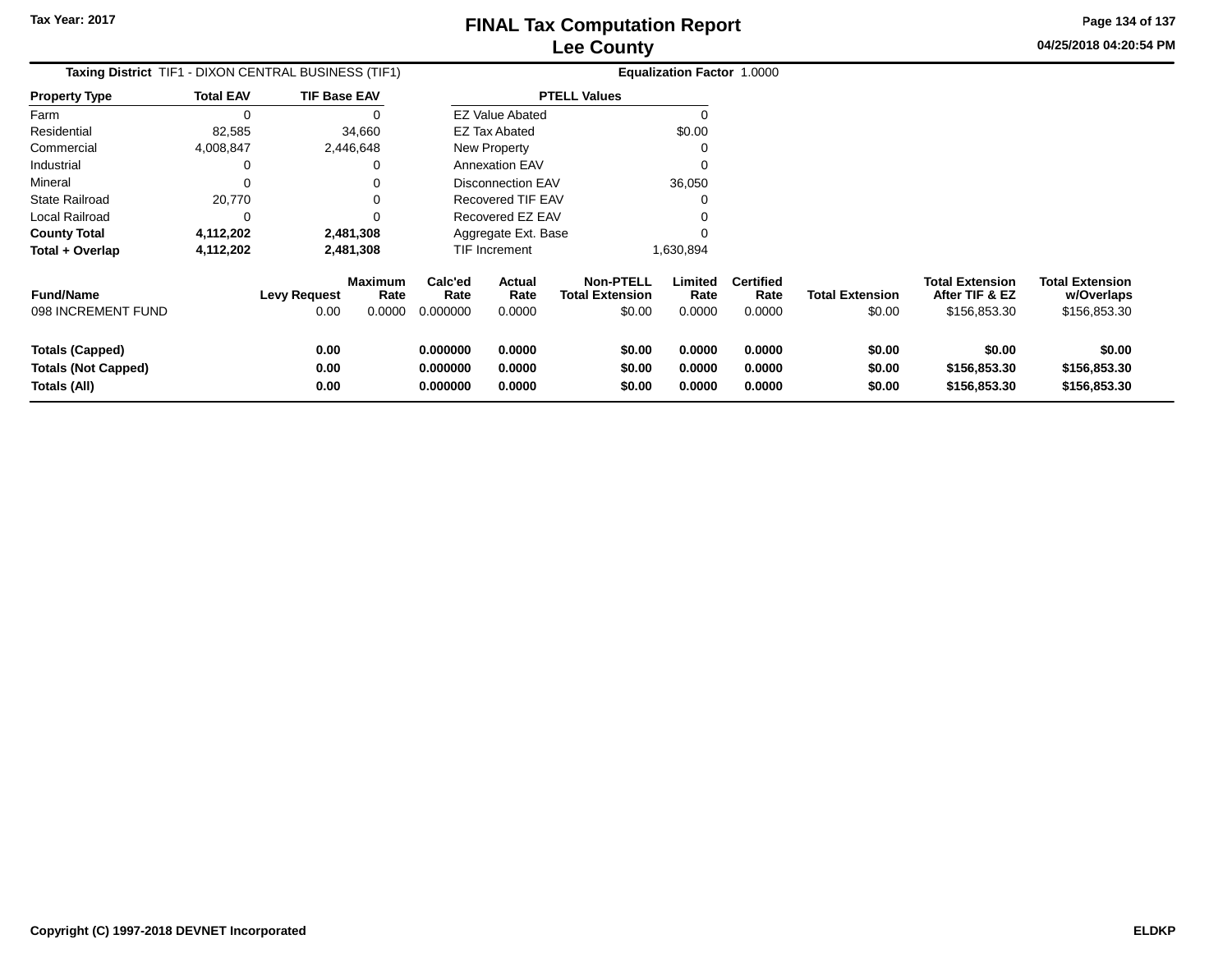Tax Year: 2017

# FINAL Tax Computation Report
## Lee County

04/25/2018 04:20:54 PM

**Taxing District** TIF1 - DIXON CENTRAL BUSINESS (TIF1) **Equalization Factor** 1.0000

| Property Type | Total EAV | TIF Base EAV |
|---|---|---|
| Farm | 0 | 0 |
| Residential | 82,585 | 34,660 |
| Commercial | 4,008,847 | 2,446,648 |
| Industrial | 0 | 0 |
| Mineral | 0 | 0 |
| State Railroad | 20,770 | 0 |
| Local Railroad | 0 | 0 |
| **County Total** | **4,112,202** | **2,481,308** |
| **Total + Overlap** | **4,112,202** | **2,481,308** |

| PTELL Values | |
|---|---|
| EZ Value Abated | 0 |
| EZ Tax Abated | $0.00 |
| New Property | 0 |
| Annexation EAV | 0 |
| Disconnection EAV | 36,050 |
| Recovered TIF EAV | 0 |
| Recovered EZ EAV | 0 |
| Aggregate Ext. Base | 0 |
| TIF Increment | 1,630,894 |

| Fund/Name | Levy Request | Maximum Rate | Calc'ed Rate | Actual Rate | Non-PTELL Total Extension | Limited Rate | Certified Rate | Total Extension | Total Extension After TIF & EZ | Total Extension w/Overlaps |
|---|---|---|---|---|---|---|---|---|---|---|
| 098 INCREMENT FUND | 0.00 | 0.0000 | 0.000000 | 0.0000 | $0.00 | 0.0000 | 0.0000 | $0.00 | $156,853.30 | $156,853.30 |
| **Totals (Capped)** | **0.00** | | **0.000000** | **0.0000** | **$0.00** | **0.0000** | **0.0000** | **$0.00** | **$0.00** | **$0.00** |
| **Totals (Not Capped)** | **0.00** | | **0.000000** | **0.0000** | **$0.00** | **0.0000** | **0.0000** | **$0.00** | **$156,853.30** | **$156,853.30** |
| **Totals (All)** | **0.00** | | **0.000000** | **0.0000** | **$0.00** | **0.0000** | **0.0000** | **$0.00** | **$156,853.30** | **$156,853.30** |

Copyright (C) 1997-2018 DEVNET Incorporated ELDKP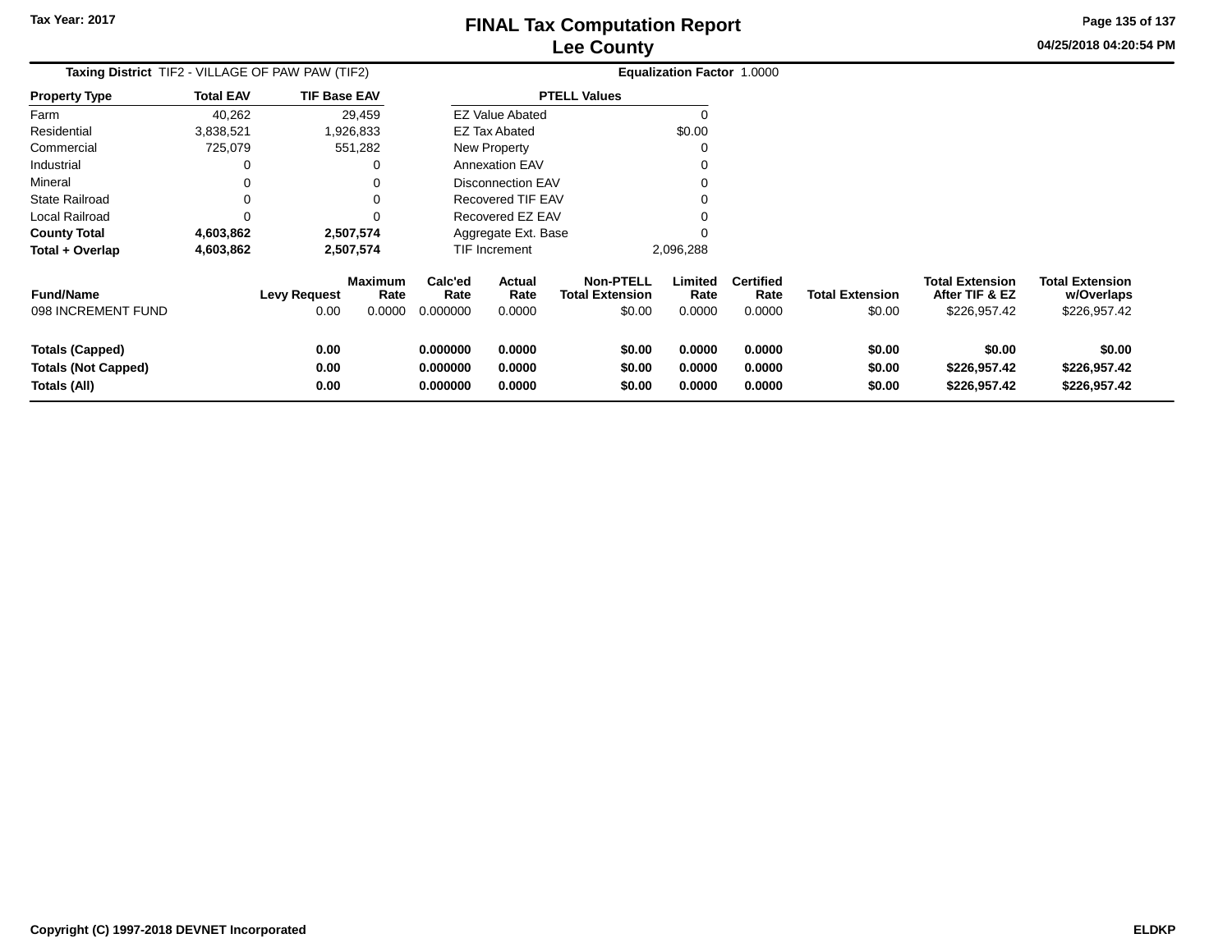Tax Year: 2017

# FINAL Tax Computation Report
## Lee County

04/25/2018 04:20:54 PM

**Taxing District** TIF2 - VILLAGE OF PAW PAW (TIF2) **Equalization Factor** 1.0000

| Property Type | Total EAV | TIF Base EAV |
|---|---|---|
| Farm | 40,262 | 29,459 |
| Residential | 3,838,521 | 1,926,833 |
| Commercial | 725,079 | 551,282 |
| Industrial | 0 | 0 |
| Mineral | 0 | 0 |
| State Railroad | 0 | 0 |
| Local Railroad | 0 | 0 |
| **County Total** | **4,603,862** | **2,507,574** |
| **Total + Overlap** | **4,603,862** | **2,507,574** |

| PTELL Values | |
|---|---|
| EZ Value Abated | 0 |
| EZ Tax Abated | $0.00 |
| New Property | 0 |
| Annexation EAV | 0 |
| Disconnection EAV | 0 |
| Recovered TIF EAV | 0 |
| Recovered EZ EAV | 0 |
| Aggregate Ext. Base | 0 |
| TIF Increment | 2,096,288 |

| Fund/Name | Levy Request | Maximum Rate | Calc'ed Rate | Actual Rate | Non-PTELL Total Extension | Limited Rate | Certified Rate | Total Extension | Total Extension After TIF & EZ | Total Extension w/Overlaps |
|---|---|---|---|---|---|---|---|---|---|---|
| 098 INCREMENT FUND | 0.00 | 0.0000 | 0.000000 | 0.0000 | $0.00 | 0.0000 | 0.0000 | $0.00 | $226,957.42 | $226,957.42 |
| **Totals (Capped)** | **0.00** | | **0.000000** | **0.0000** | **$0.00** | **0.0000** | **0.0000** | **$0.00** | **$0.00** | **$0.00** |
| **Totals (Not Capped)** | **0.00** | | **0.000000** | **0.0000** | **$0.00** | **0.0000** | **0.0000** | **$0.00** | **$226,957.42** | **$226,957.42** |
| **Totals (All)** | **0.00** | | **0.000000** | **0.0000** | **$0.00** | **0.0000** | **0.0000** | **$0.00** | **$226,957.42** | **$226,957.42** |

Copyright (C) 1997-2018 DEVNET Incorporated ELDKP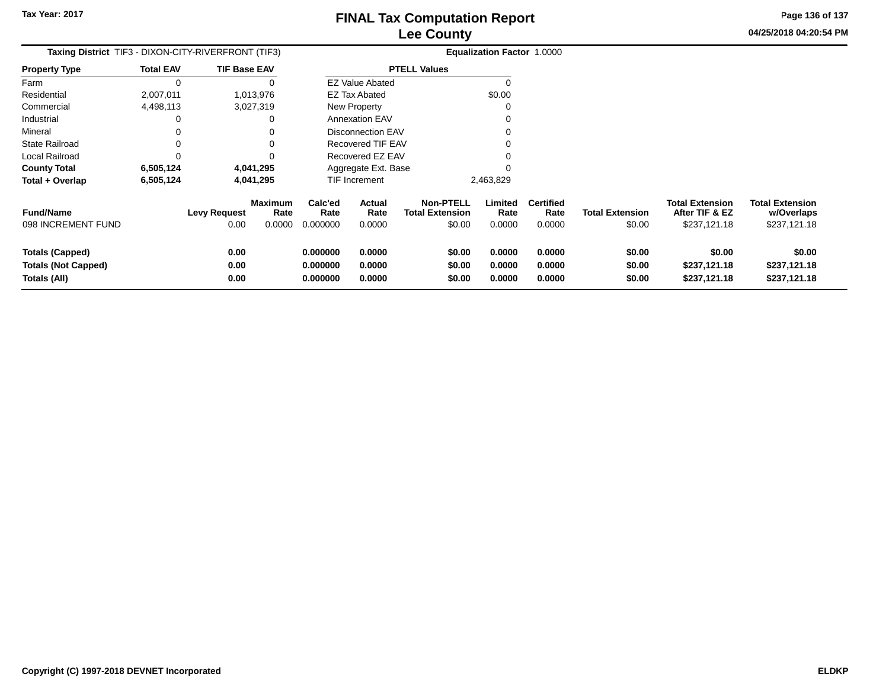Tax Year: 2017

# FINAL Tax Computation Report
## Lee County

04/25/2018 04:20:54 PM

**Taxing District** TIF3 - DIXON-CITY-RIVERFRONT (TIF3)  **Equalization Factor** 1.0000

| Property Type | Total EAV | TIF Base EAV |
|---|---|---|
| Farm | 0 | 0 |
| Residential | 2,007,011 | 1,013,976 |
| Commercial | 4,498,113 | 3,027,319 |
| Industrial | 0 | 0 |
| Mineral | 0 | 0 |
| State Railroad | 0 | 0 |
| Local Railroad | 0 | 0 |
| **County Total** | **6,505,124** | **4,041,295** |
| **Total + Overlap** | **6,505,124** | **4,041,295** |

| PTELL Values | |
|---|---|
| EZ Value Abated | 0 |
| EZ Tax Abated | $0.00 |
| New Property | 0 |
| Annexation EAV | 0 |
| Disconnection EAV | 0 |
| Recovered TIF EAV | 0 |
| Recovered EZ EAV | 0 |
| Aggregate Ext. Base | 0 |
| TIF Increment | 2,463,829 |

| Fund/Name | Levy Request | Maximum Rate | Calc'ed Rate | Actual Rate | Non-PTELL Total Extension | Limited Rate | Certified Rate | Total Extension | Total Extension After TIF & EZ | Total Extension w/Overlaps |
|---|---|---|---|---|---|---|---|---|---|---|
| 098 INCREMENT FUND | 0.00 | 0.0000 | 0.000000 | 0.0000 | $0.00 | 0.0000 | 0.0000 | $0.00 | $237,121.18 | $237,121.18 |
| **Totals (Capped)** | **0.00** | | **0.000000** | **0.0000** | **$0.00** | **0.0000** | **0.0000** | **$0.00** | **$0.00** | **$0.00** |
| **Totals (Not Capped)** | **0.00** | | **0.000000** | **0.0000** | **$0.00** | **0.0000** | **0.0000** | **$0.00** | **$237,121.18** | **$237,121.18** |
| **Totals (All)** | **0.00** | | **0.000000** | **0.0000** | **$0.00** | **0.0000** | **0.0000** | **$0.00** | **$237,121.18** | **$237,121.18** |

Copyright (C) 1997-2018 DEVNET Incorporated  ELDKP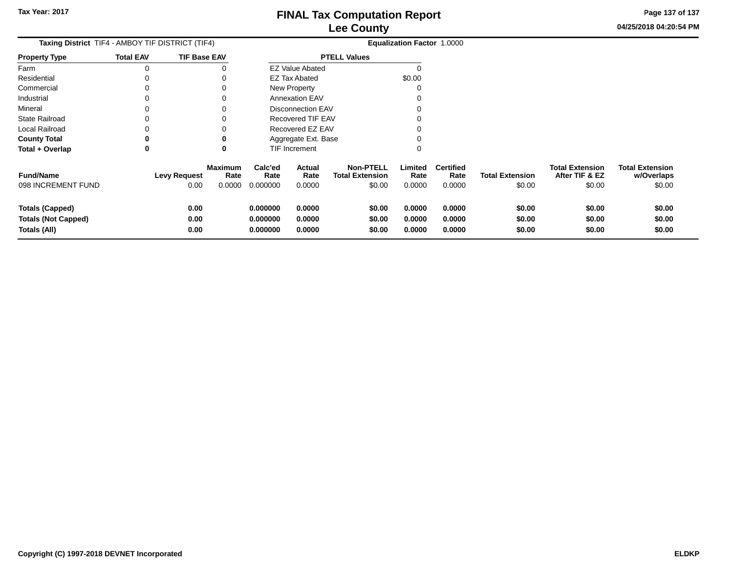**Tax Year: 2017**

# FINAL Tax Computation Report
## Lee County

04/25/2018 04:20:54 PM

**Taxing District** TIF4 - AMBOY TIF DISTRICT (TIF4) **Equalization Factor** 1.0000

| Property Type | Total EAV | TIF Base EAV |
|---|---|---|
| Farm | 0 | 0 |
| Residential | 0 | 0 |
| Commercial | 0 | 0 |
| Industrial | 0 | 0 |
| Mineral | 0 | 0 |
| State Railroad | 0 | 0 |
| Local Railroad | 0 | 0 |
| **County Total** | **0** | **0** |
| **Total + Overlap** | **0** | **0** |

| PTELL Values | |
|---|---|
| EZ Value Abated | 0 |
| EZ Tax Abated | $0.00 |
| New Property | 0 |
| Annexation EAV | 0 |
| Disconnection EAV | 0 |
| Recovered TIF EAV | 0 |
| Recovered EZ EAV | 0 |
| Aggregate Ext. Base | 0 |
| TIF Increment | 0 |

| Fund/Name | Levy Request | Maximum Rate | Calc'ed Rate | Actual Rate | Non-PTELL Total Extension | Limited Rate | Certified Rate | Total Extension | Total Extension After TIF & EZ | Total Extension w/Overlaps |
|---|---|---|---|---|---|---|---|---|---|---|
| 098 INCREMENT FUND | 0.00 | 0.0000 | 0.000000 | 0.0000 | $0.00 | 0.0000 | 0.0000 | $0.00 | $0.00 | $0.00 |
| **Totals (Capped)** | **0.00** | | **0.000000** | **0.0000** | **$0.00** | **0.0000** | **0.0000** | **$0.00** | **$0.00** | **$0.00** |
| **Totals (Not Capped)** | **0.00** | | **0.000000** | **0.0000** | **$0.00** | **0.0000** | **0.0000** | **$0.00** | **$0.00** | **$0.00** |
| **Totals (All)** | **0.00** | | **0.000000** | **0.0000** | **$0.00** | **0.0000** | **0.0000** | **$0.00** | **$0.00** | **$0.00** |

**Copyright (C) 1997-2018 DEVNET Incorporated** **ELDKP**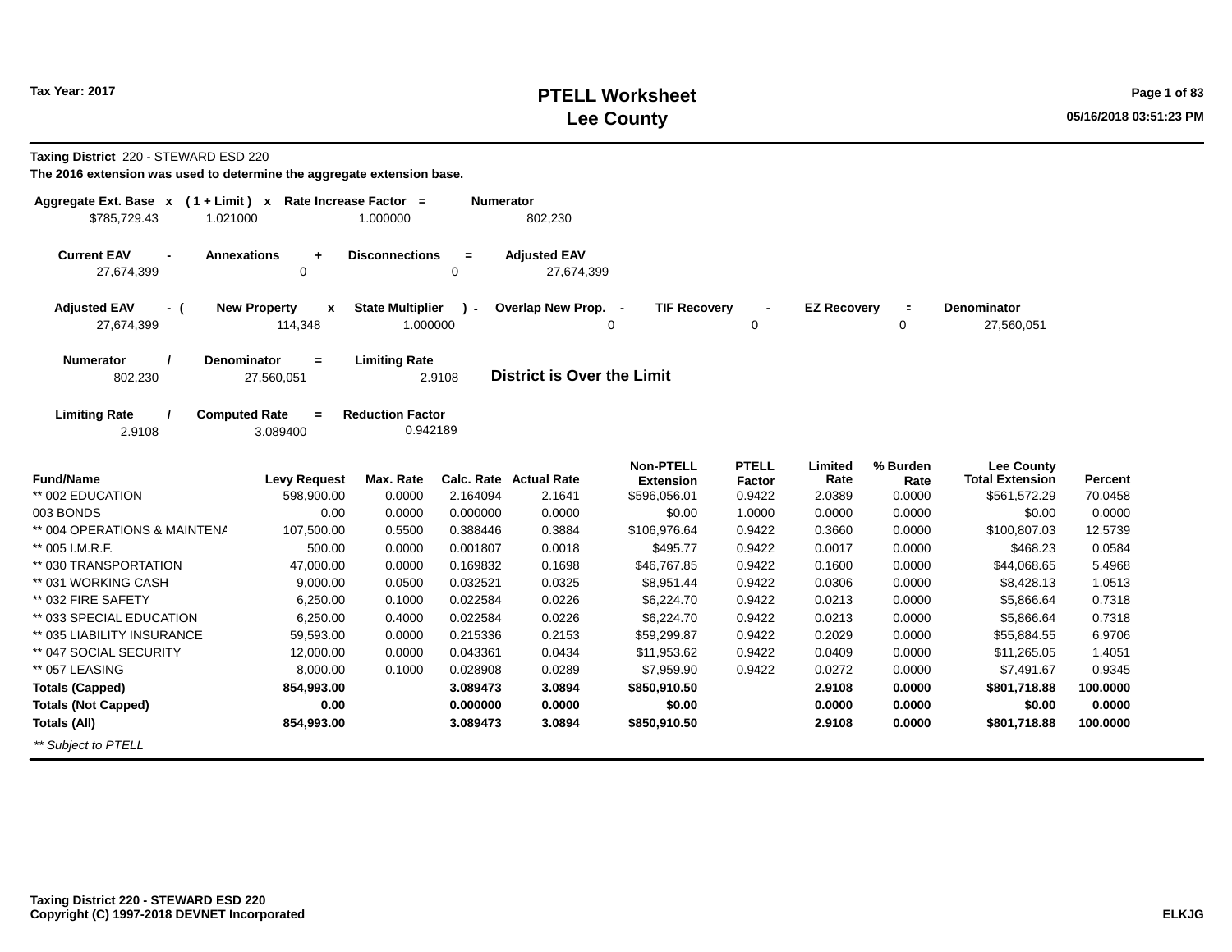Tax Year: 2017

# PTELL Worksheet
# Lee County

05/16/2018 03:51:23 PM

**Taxing District** 220 - STEWARD ESD 220

**The 2016 extension was used to determine the aggregate extension base.**

| Aggregate Ext. Base x | ( 1 + Limit ) x | Rate Increase Factor = | Numerator |
|---|---|---|---|
| $785,729.43 | 1.021000 | 1.000000 | 802,230 |

| Current EAV - | Annexations + | Disconnections = | Adjusted EAV |
|---|---|---|---|
| 27,674,399 | 0 | 0 | 27,674,399 |

| Adjusted EAV - ( | New Property x | State Multiplier ) - | Overlap New Prop. - | TIF Recovery - | EZ Recovery = | Denominator |
|---|---|---|---|---|---|---|
| 27,674,399 | 114,348 | 1.000000 | 0 | 0 | 0 | 27,560,051 |

| Numerator / | Denominator = | Limiting Rate |
|---|---|---|
| 802,230 | 27,560,051 | 2.9108 |

**District is Over the Limit**

| Limiting Rate / | Computed Rate = | Reduction Factor |
|---|---|---|
| 2.9108 | 3.089400 | 0.942189 |

| Fund/Name | Levy Request | Max. Rate | Calc. Rate | Actual Rate | Non-PTELL Extension | PTELL Factor | Limited Rate | % Burden Rate | Lee County Total Extension | Percent |
|---|---|---|---|---|---|---|---|---|---|---|
| ** 002 EDUCATION | 598,900.00 | 0.0000 | 2.164094 | 2.1641 | $596,056.01 | 0.9422 | 2.0389 | 0.0000 | $561,572.29 | 70.0458 |
| 003 BONDS | 0.00 | 0.0000 | 0.000000 | 0.0000 | $0.00 | 1.0000 | 0.0000 | 0.0000 | $0.00 | 0.0000 |
| ** 004 OPERATIONS & MAINTENA | 107,500.00 | 0.5500 | 0.388446 | 0.3884 | $106,976.64 | 0.9422 | 0.3660 | 0.0000 | $100,807.03 | 12.5739 |
| ** 005 I.M.R.F. | 500.00 | 0.0000 | 0.001807 | 0.0018 | $495.77 | 0.9422 | 0.0017 | 0.0000 | $468.23 | 0.0584 |
| ** 030 TRANSPORTATION | 47,000.00 | 0.0000 | 0.169832 | 0.1698 | $46,767.85 | 0.9422 | 0.1600 | 0.0000 | $44,068.65 | 5.4968 |
| ** 031 WORKING CASH | 9,000.00 | 0.0500 | 0.032521 | 0.0325 | $8,951.44 | 0.9422 | 0.0306 | 0.0000 | $8,428.13 | 1.0513 |
| ** 032 FIRE SAFETY | 6,250.00 | 0.1000 | 0.022584 | 0.0226 | $6,224.70 | 0.9422 | 0.0213 | 0.0000 | $5,866.64 | 0.7318 |
| ** 033 SPECIAL EDUCATION | 6,250.00 | 0.4000 | 0.022584 | 0.0226 | $6,224.70 | 0.9422 | 0.0213 | 0.0000 | $5,866.64 | 0.7318 |
| ** 035 LIABILITY INSURANCE | 59,593.00 | 0.0000 | 0.215336 | 0.2153 | $59,299.87 | 0.9422 | 0.2029 | 0.0000 | $55,884.55 | 6.9706 |
| ** 047 SOCIAL SECURITY | 12,000.00 | 0.0000 | 0.043361 | 0.0434 | $11,953.62 | 0.9422 | 0.0409 | 0.0000 | $11,265.05 | 1.4051 |
| ** 057 LEASING | 8,000.00 | 0.1000 | 0.028908 | 0.0289 | $7,959.90 | 0.9422 | 0.0272 | 0.0000 | $7,491.67 | 0.9345 |
| **Totals (Capped)** | **854,993.00** | | **3.089473** | **3.0894** | **$850,910.50** | | **2.9108** | **0.0000** | **$801,718.88** | **100.0000** |
| **Totals (Not Capped)** | **0.00** | | **0.000000** | **0.0000** | **$0.00** | | **0.0000** | **0.0000** | **$0.00** | **0.0000** |
| **Totals (All)** | **854,993.00** | | **3.089473** | **3.0894** | **$850,910.50** | | **2.9108** | **0.0000** | **$801,718.88** | **100.0000** |

*** Subject to PTELL*

**Taxing District 220 - STEWARD ESD 220**
**Copyright (C) 1997-2018 DEVNET Incorporated**

**ELKJG**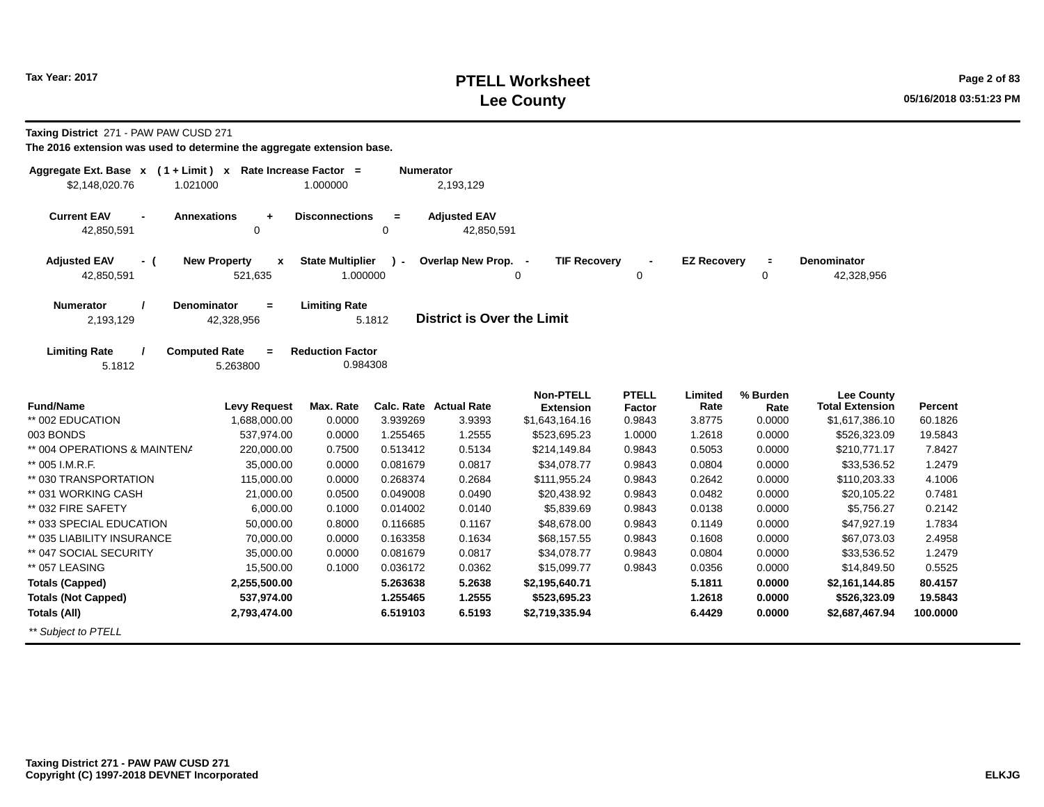Tax Year: 2017

# PTELL Worksheet
# Lee County

05/16/2018 03:51:23 PM

**Taxing District** 271 - PAW PAW CUSD 271

**The 2016 extension was used to determine the aggregate extension base.**

| Aggregate Ext. Base x | ( 1 + Limit ) x | Rate Increase Factor = | Numerator |
|---|---|---|---|
| $2,148,020.76 | 1.021000 | 1.000000 | 2,193,129 |

| Current EAV - | Annexations + | Disconnections = | Adjusted EAV |
|---|---|---|---|
| 42,850,591 | 0 | 0 | 42,850,591 |

| Adjusted EAV - ( | New Property x | State Multiplier ) - | Overlap New Prop. - | TIF Recovery - | EZ Recovery = | Denominator |
|---|---|---|---|---|---|---|
| 42,850,591 | 521,635 | 1.000000 | 0 | 0 | 0 | 42,328,956 |

| Numerator / | Denominator = | Limiting Rate |
|---|---|---|
| 2,193,129 | 42,328,956 | 5.1812 |

**District is Over the Limit**

| Limiting Rate / | Computed Rate = | Reduction Factor |
|---|---|---|
| 5.1812 | 5.263800 | 0.984308 |

| Fund/Name | Levy Request | Max. Rate | Calc. Rate | Actual Rate | Non-PTELL Extension | PTELL Factor | Limited Rate | % Burden Rate | Lee County Total Extension | Percent |
|---|---|---|---|---|---|---|---|---|---|---|
| ** 002 EDUCATION | 1,688,000.00 | 0.0000 | 3.939269 | 3.9393 | $1,643,164.16 | 0.9843 | 3.8775 | 0.0000 | $1,617,386.10 | 60.1826 |
| 003 BONDS | 537,974.00 | 0.0000 | 1.255465 | 1.2555 | $523,695.23 | 1.0000 | 1.2618 | 0.0000 | $526,323.09 | 19.5843 |
| ** 004 OPERATIONS & MAINTENA | 220,000.00 | 0.7500 | 0.513412 | 0.5134 | $214,149.84 | 0.9843 | 0.5053 | 0.0000 | $210,771.17 | 7.8427 |
| ** 005 I.M.R.F. | 35,000.00 | 0.0000 | 0.081679 | 0.0817 | $34,078.77 | 0.9843 | 0.0804 | 0.0000 | $33,536.52 | 1.2479 |
| ** 030 TRANSPORTATION | 115,000.00 | 0.0000 | 0.268374 | 0.2684 | $111,955.24 | 0.9843 | 0.2642 | 0.0000 | $110,203.33 | 4.1006 |
| ** 031 WORKING CASH | 21,000.00 | 0.0500 | 0.049008 | 0.0490 | $20,438.92 | 0.9843 | 0.0482 | 0.0000 | $20,105.22 | 0.7481 |
| ** 032 FIRE SAFETY | 6,000.00 | 0.1000 | 0.014002 | 0.0140 | $5,839.69 | 0.9843 | 0.0138 | 0.0000 | $5,756.27 | 0.2142 |
| ** 033 SPECIAL EDUCATION | 50,000.00 | 0.8000 | 0.116685 | 0.1167 | $48,678.00 | 0.9843 | 0.1149 | 0.0000 | $47,927.19 | 1.7834 |
| ** 035 LIABILITY INSURANCE | 70,000.00 | 0.0000 | 0.163358 | 0.1634 | $68,157.55 | 0.9843 | 0.1608 | 0.0000 | $67,073.03 | 2.4958 |
| ** 047 SOCIAL SECURITY | 35,000.00 | 0.0000 | 0.081679 | 0.0817 | $34,078.77 | 0.9843 | 0.0804 | 0.0000 | $33,536.52 | 1.2479 |
| ** 057 LEASING | 15,500.00 | 0.1000 | 0.036172 | 0.0362 | $15,099.77 | 0.9843 | 0.0356 | 0.0000 | $14,849.50 | 0.5525 |
| **Totals (Capped)** | **2,255,500.00** | | **5.263638** | **5.2638** | **$2,195,640.71** | | **5.1811** | **0.0000** | **$2,161,144.85** | **80.4157** |
| **Totals (Not Capped)** | **537,974.00** | | **1.255465** | **1.2555** | **$523,695.23** | | **1.2618** | **0.0000** | **$526,323.09** | **19.5843** |
| **Totals (All)** | **2,793,474.00** | | **6.519103** | **6.5193** | **$2,719,335.94** | | **6.4429** | **0.0000** | **$2,687,467.94** | **100.0000** |

*** Subject to PTELL*

**Taxing District 271 - PAW PAW CUSD 271**
**Copyright (C) 1997-2018 DEVNET Incorporated**

**ELKJG**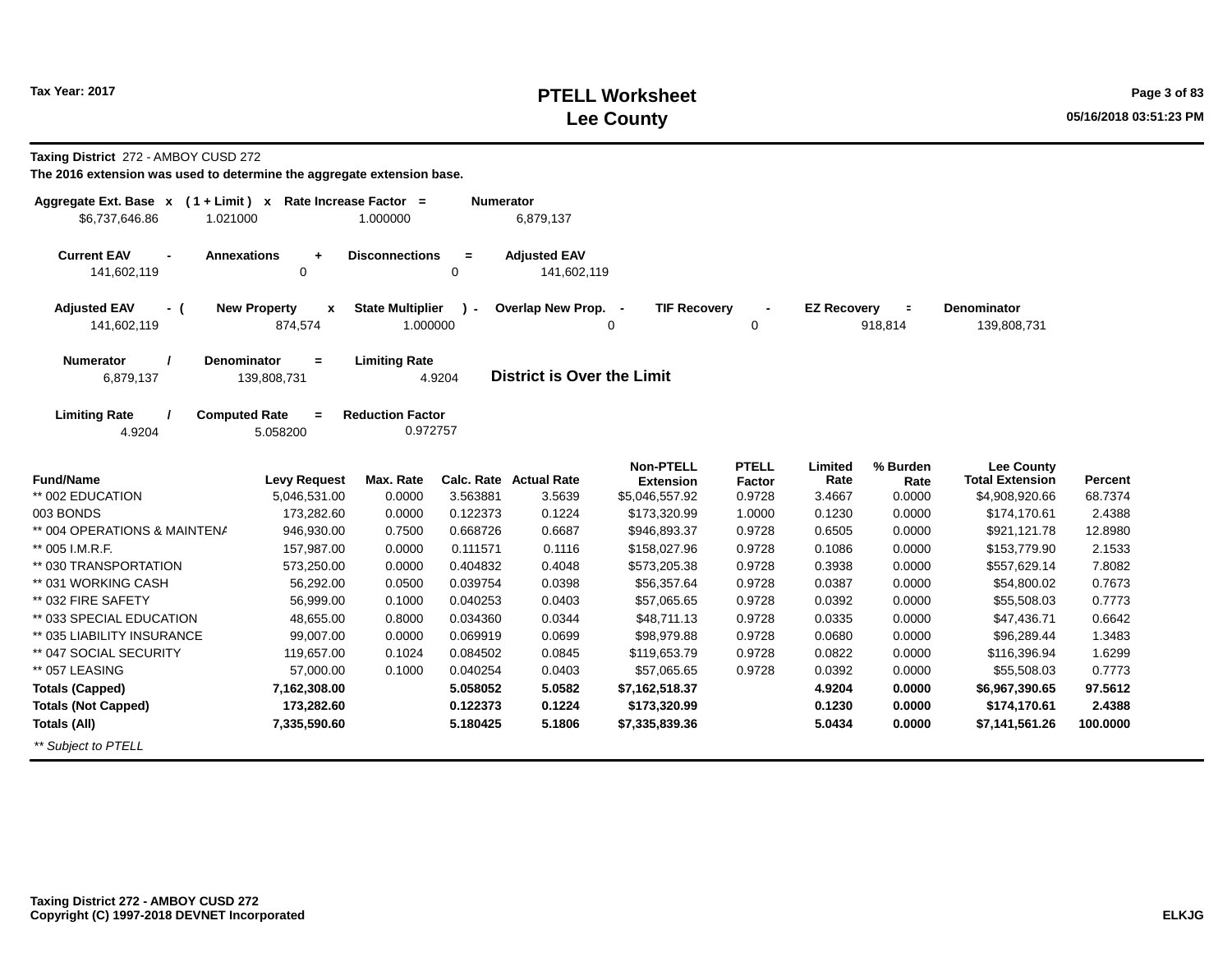Tax Year: 2017

# PTELL Worksheet
# Lee County

**Taxing District** 272 - AMBOY CUSD 272

**The 2016 extension was used to determine the aggregate extension base.**

| Aggregate Ext. Base x | (1 + Limit) x | Rate Increase Factor = | Numerator |
|---|---|---|---|
| $6,737,646.86 | 1.021000 | 1.000000 | 6,879,137 |

| Current EAV - | Annexations + | Disconnections = | Adjusted EAV |
|---|---|---|---|
| 141,602,119 | 0 | 0 | 141,602,119 |

| Adjusted EAV - ( | New Property x | State Multiplier ) - | Overlap New Prop. - | TIF Recovery - | EZ Recovery = | Denominator |
|---|---|---|---|---|---|---|
| 141,602,119 | 874,574 | 1.000000 | 0 | 0 | 918,814 | 139,808,731 |

| Numerator / | Denominator = | Limiting Rate |
|---|---|---|
| 6,879,137 | 139,808,731 | 4.9204 |

**District is Over the Limit**

| Limiting Rate / | Computed Rate = | Reduction Factor |
|---|---|---|
| 4.9204 | 5.058200 | 0.972757 |

| Fund/Name | Levy Request | Max. Rate | Calc. Rate | Actual Rate | Non-PTELL Extension | PTELL Factor | Limited Rate | % Burden Rate | Lee County Total Extension | Percent |
|---|---|---|---|---|---|---|---|---|---|---|
| ** 002 EDUCATION | 5,046,531.00 | 0.0000 | 3.563881 | 3.5639 | $5,046,557.92 | 0.9728 | 3.4667 | 0.0000 | $4,908,920.66 | 68.7374 |
| 003 BONDS | 173,282.60 | 0.0000 | 0.122373 | 0.1224 | $173,320.99 | 1.0000 | 0.1230 | 0.0000 | $174,170.61 | 2.4388 |
| ** 004 OPERATIONS & MAINTENA | 946,930.00 | 0.7500 | 0.668726 | 0.6687 | $946,893.37 | 0.9728 | 0.6505 | 0.0000 | $921,121.78 | 12.8980 |
| ** 005 I.M.R.F. | 157,987.00 | 0.0000 | 0.111571 | 0.1116 | $158,027.96 | 0.9728 | 0.1086 | 0.0000 | $153,779.90 | 2.1533 |
| ** 030 TRANSPORTATION | 573,250.00 | 0.0000 | 0.404832 | 0.4048 | $573,205.38 | 0.9728 | 0.3938 | 0.0000 | $557,629.14 | 7.8082 |
| ** 031 WORKING CASH | 56,292.00 | 0.0500 | 0.039754 | 0.0398 | $56,357.64 | 0.9728 | 0.0387 | 0.0000 | $54,800.02 | 0.7673 |
| ** 032 FIRE SAFETY | 56,999.00 | 0.1000 | 0.040253 | 0.0403 | $57,065.65 | 0.9728 | 0.0392 | 0.0000 | $55,508.03 | 0.7773 |
| ** 033 SPECIAL EDUCATION | 48,655.00 | 0.8000 | 0.034360 | 0.0344 | $48,711.13 | 0.9728 | 0.0335 | 0.0000 | $47,436.71 | 0.6642 |
| ** 035 LIABILITY INSURANCE | 99,007.00 | 0.0000 | 0.069919 | 0.0699 | $98,979.88 | 0.9728 | 0.0680 | 0.0000 | $96,289.44 | 1.3483 |
| ** 047 SOCIAL SECURITY | 119,657.00 | 0.1024 | 0.084502 | 0.0845 | $119,653.79 | 0.9728 | 0.0822 | 0.0000 | $116,396.94 | 1.6299 |
| ** 057 LEASING | 57,000.00 | 0.1000 | 0.040254 | 0.0403 | $57,065.65 | 0.9728 | 0.0392 | 0.0000 | $55,508.03 | 0.7773 |
| **Totals (Capped)** | **7,162,308.00** | | **5.058052** | **5.0582** | **$7,162,518.37** | | **4.9204** | **0.0000** | **$6,967,390.65** | **97.5612** |
| **Totals (Not Capped)** | **173,282.60** | | **0.122373** | **0.1224** | **$173,320.99** | | **0.1230** | **0.0000** | **$174,170.61** | **2.4388** |
| **Totals (All)** | **7,335,590.60** | | **5.180425** | **5.1806** | **$7,335,839.36** | | **5.0434** | **0.0000** | **$7,141,561.26** | **100.0000** |

*** Subject to PTELL*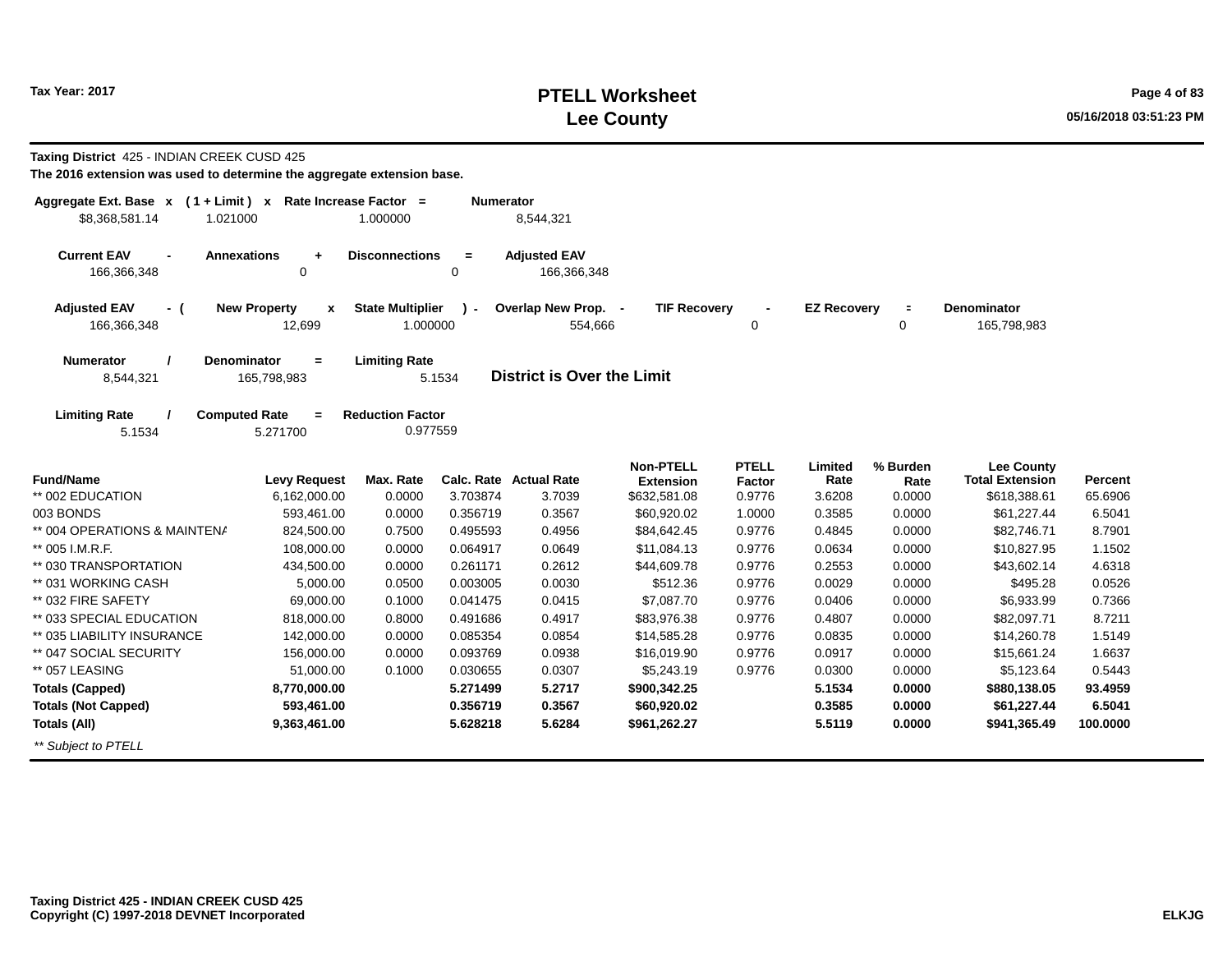**Tax Year: 2017**

# PTELL Worksheet
# Lee County

05/16/2018 03:51:23 PM

**Taxing District** 425 - INDIAN CREEK CUSD 425

**The 2016 extension was used to determine the aggregate extension base.**

| Aggregate Ext. Base x | ( 1 + Limit ) x | Rate Increase Factor = | Numerator |
|---|---|---|---|
| $8,368,581.14 | 1.021000 | 1.000000 | 8,544,321 |

| Current EAV - | Annexations + | Disconnections = | Adjusted EAV |
|---|---|---|---|
| 166,366,348 | 0 | 0 | 166,366,348 |

| Adjusted EAV - ( | New Property x | State Multiplier ) - | Overlap New Prop. - | TIF Recovery - | EZ Recovery = | Denominator |
|---|---|---|---|---|---|---|
| 166,366,348 | 12,699 | 1.000000 | 554,666 | 0 | 0 | 165,798,983 |

| Numerator / | Denominator = | Limiting Rate |
|---|---|---|
| 8,544,321 | 165,798,983 | 5.1534 |

**District is Over the Limit**

| Limiting Rate / | Computed Rate = | Reduction Factor |
|---|---|---|
| 5.1534 | 5.271700 | 0.977559 |

| Fund/Name | Levy Request | Max. Rate | Calc. Rate | Actual Rate | Non-PTELL Extension | PTELL Factor | Limited Rate | % Burden Rate | Lee County Total Extension | Percent |
|---|---|---|---|---|---|---|---|---|---|---|
| ** 002 EDUCATION | 6,162,000.00 | 0.0000 | 3.703874 | 3.7039 | $632,581.08 | 0.9776 | 3.6208 | 0.0000 | $618,388.61 | 65.6906 |
| 003 BONDS | 593,461.00 | 0.0000 | 0.356719 | 0.3567 | $60,920.02 | 1.0000 | 0.3585 | 0.0000 | $61,227.44 | 6.5041 |
| ** 004 OPERATIONS & MAINTENA | 824,500.00 | 0.7500 | 0.495593 | 0.4956 | $84,642.45 | 0.9776 | 0.4845 | 0.0000 | $82,746.71 | 8.7901 |
| ** 005 I.M.R.F. | 108,000.00 | 0.0000 | 0.064917 | 0.0649 | $11,084.13 | 0.9776 | 0.0634 | 0.0000 | $10,827.95 | 1.1502 |
| ** 030 TRANSPORTATION | 434,500.00 | 0.0000 | 0.261171 | 0.2612 | $44,609.78 | 0.9776 | 0.2553 | 0.0000 | $43,602.14 | 4.6318 |
| ** 031 WORKING CASH | 5,000.00 | 0.0500 | 0.003005 | 0.0030 | $512.36 | 0.9776 | 0.0029 | 0.0000 | $495.28 | 0.0526 |
| ** 032 FIRE SAFETY | 69,000.00 | 0.1000 | 0.041475 | 0.0415 | $7,087.70 | 0.9776 | 0.0406 | 0.0000 | $6,933.99 | 0.7366 |
| ** 033 SPECIAL EDUCATION | 818,000.00 | 0.8000 | 0.491686 | 0.4917 | $83,976.38 | 0.9776 | 0.4807 | 0.0000 | $82,097.71 | 8.7211 |
| ** 035 LIABILITY INSURANCE | 142,000.00 | 0.0000 | 0.085354 | 0.0854 | $14,585.28 | 0.9776 | 0.0835 | 0.0000 | $14,260.78 | 1.5149 |
| ** 047 SOCIAL SECURITY | 156,000.00 | 0.0000 | 0.093769 | 0.0938 | $16,019.90 | 0.9776 | 0.0917 | 0.0000 | $15,661.24 | 1.6637 |
| ** 057 LEASING | 51,000.00 | 0.1000 | 0.030655 | 0.0307 | $5,243.19 | 0.9776 | 0.0300 | 0.0000 | $5,123.64 | 0.5443 |
| **Totals (Capped)** | **8,770,000.00** | | **5.271499** | **5.2717** | **$900,342.25** | | **5.1534** | **0.0000** | **$880,138.05** | **93.4959** |
| **Totals (Not Capped)** | **593,461.00** | | **0.356719** | **0.3567** | **$60,920.02** | | **0.3585** | **0.0000** | **$61,227.44** | **6.5041** |
| **Totals (All)** | **9,363,461.00** | | **5.628218** | **5.6284** | **$961,262.27** | | **5.5119** | **0.0000** | **$941,365.49** | **100.0000** |

*** Subject to PTELL*

**Taxing District 425 - INDIAN CREEK CUSD 425**
**Copyright (C) 1997-2018 DEVNET Incorporated**

ELKJG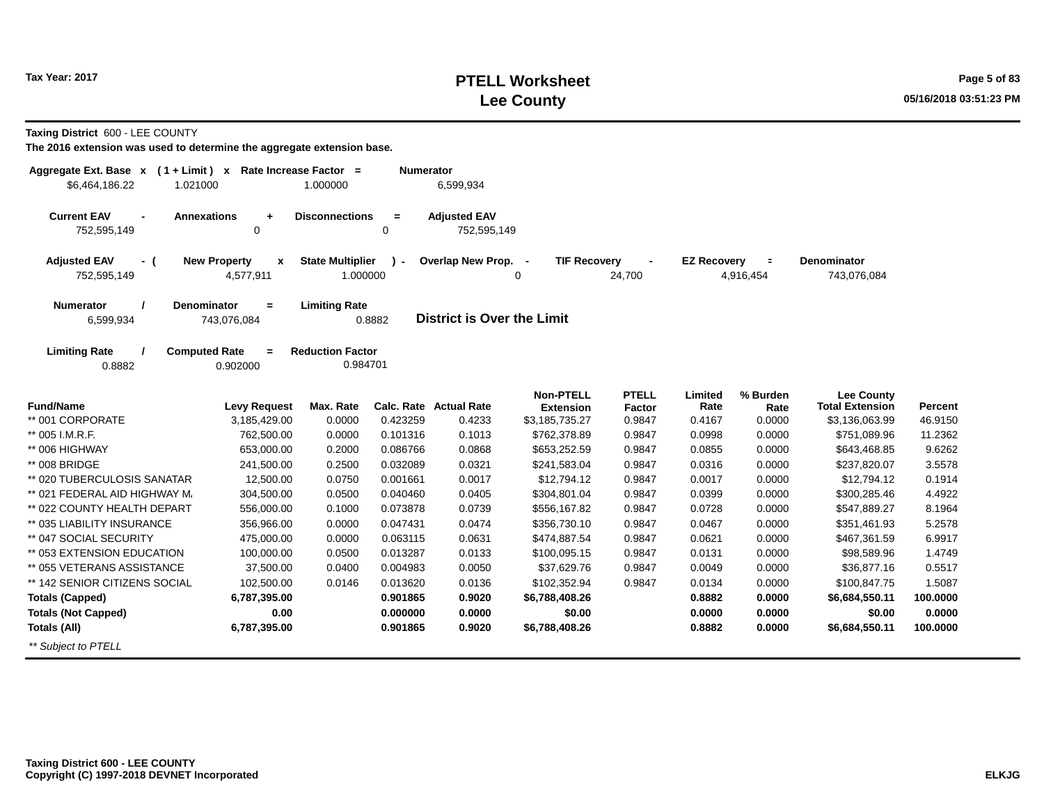# PTELL Worksheet
# Lee County

Tax Year: 2017

**Taxing District** 600 - LEE COUNTY

**The 2016 extension was used to determine the aggregate extension base.**

| Aggregate Ext. Base | x | ( 1 + Limit ) | x | Rate Increase Factor | = | Numerator |
|---|---|---|---|---|---|---|
| $6,464,186.22 | | 1.021000 | | 1.000000 | | 6,599,934 |

| Current EAV | - | Annexations | + | Disconnections | = | Adjusted EAV |
|---|---|---|---|---|---|---|
| 752,595,149 | | 0 | | 0 | | 752,595,149 |

| Adjusted EAV | - ( | New Property | x | State Multiplier | ) - | Overlap New Prop. | - | TIF Recovery | - | EZ Recovery | = | Denominator |
|---|---|---|---|---|---|---|---|---|---|---|---|---|
| 752,595,149 | | 4,577,911 | | 1.000000 | | 0 | | 24,700 | | 4,916,454 | | 743,076,084 |

| Numerator | / | Denominator | = | Limiting Rate |
|---|---|---|---|---|
| 6,599,934 | | 743,076,084 | | 0.8882 |

**District is Over the Limit**

| Limiting Rate | / | Computed Rate | = | Reduction Factor |
|---|---|---|---|---|
| 0.8882 | | 0.902000 | | 0.984701 |

| Fund/Name | Levy Request | Max. Rate | Calc. Rate | Actual Rate | Non-PTELL Extension | PTELL Factor | Limited Rate | % Burden Rate | Lee County Total Extension | Percent |
|---|---|---|---|---|---|---|---|---|---|---|
| ** 001 CORPORATE | 3,185,429.00 | 0.0000 | 0.423259 | 0.4233 | $3,185,735.27 | 0.9847 | 0.4167 | 0.0000 | $3,136,063.99 | 46.9150 |
| ** 005 I.M.R.F. | 762,500.00 | 0.0000 | 0.101316 | 0.1013 | $762,378.89 | 0.9847 | 0.0998 | 0.0000 | $751,089.96 | 11.2362 |
| ** 006 HIGHWAY | 653,000.00 | 0.2000 | 0.086766 | 0.0868 | $653,252.59 | 0.9847 | 0.0855 | 0.0000 | $643,468.85 | 9.6262 |
| ** 008 BRIDGE | 241,500.00 | 0.2500 | 0.032089 | 0.0321 | $241,583.04 | 0.9847 | 0.0316 | 0.0000 | $237,820.07 | 3.5578 |
| ** 020 TUBERCULOSIS SANATAR | 12,500.00 | 0.0750 | 0.001661 | 0.0017 | $12,794.12 | 0.9847 | 0.0017 | 0.0000 | $12,794.12 | 0.1914 |
| ** 021 FEDERAL AID HIGHWAY M. | 304,500.00 | 0.0500 | 0.040460 | 0.0405 | $304,801.04 | 0.9847 | 0.0399 | 0.0000 | $300,285.46 | 4.4922 |
| ** 022 COUNTY HEALTH DEPART | 556,000.00 | 0.1000 | 0.073878 | 0.0739 | $556,167.82 | 0.9847 | 0.0728 | 0.0000 | $547,889.27 | 8.1964 |
| ** 035 LIABILITY INSURANCE | 356,966.00 | 0.0000 | 0.047431 | 0.0474 | $356,730.10 | 0.9847 | 0.0467 | 0.0000 | $351,461.93 | 5.2578 |
| ** 047 SOCIAL SECURITY | 475,000.00 | 0.0000 | 0.063115 | 0.0631 | $474,887.54 | 0.9847 | 0.0621 | 0.0000 | $467,361.59 | 6.9917 |
| ** 053 EXTENSION EDUCATION | 100,000.00 | 0.0500 | 0.013287 | 0.0133 | $100,095.15 | 0.9847 | 0.0131 | 0.0000 | $98,589.96 | 1.4749 |
| ** 055 VETERANS ASSISTANCE | 37,500.00 | 0.0400 | 0.004983 | 0.0050 | $37,629.76 | 0.9847 | 0.0049 | 0.0000 | $36,877.16 | 0.5517 |
| ** 142 SENIOR CITIZENS SOCIAL | 102,500.00 | 0.0146 | 0.013620 | 0.0136 | $102,352.94 | 0.9847 | 0.0134 | 0.0000 | $100,847.75 | 1.5087 |
| **Totals (Capped)** | **6,787,395.00** | | **0.901865** | **0.9020** | **$6,788,408.26** | | **0.8882** | **0.0000** | **$6,684,550.11** | **100.0000** |
| **Totals (Not Capped)** | **0.00** | | **0.000000** | **0.0000** | **$0.00** | | **0.0000** | **0.0000** | **$0.00** | **0.0000** |
| **Totals (All)** | **6,787,395.00** | | **0.901865** | **0.9020** | **$6,788,408.26** | | **0.8882** | **0.0000** | **$6,684,550.11** | **100.0000** |

*** Subject to PTELL*

**Taxing District 600 - LEE COUNTY**
**Copyright (C) 1997-2018 DEVNET Incorporated**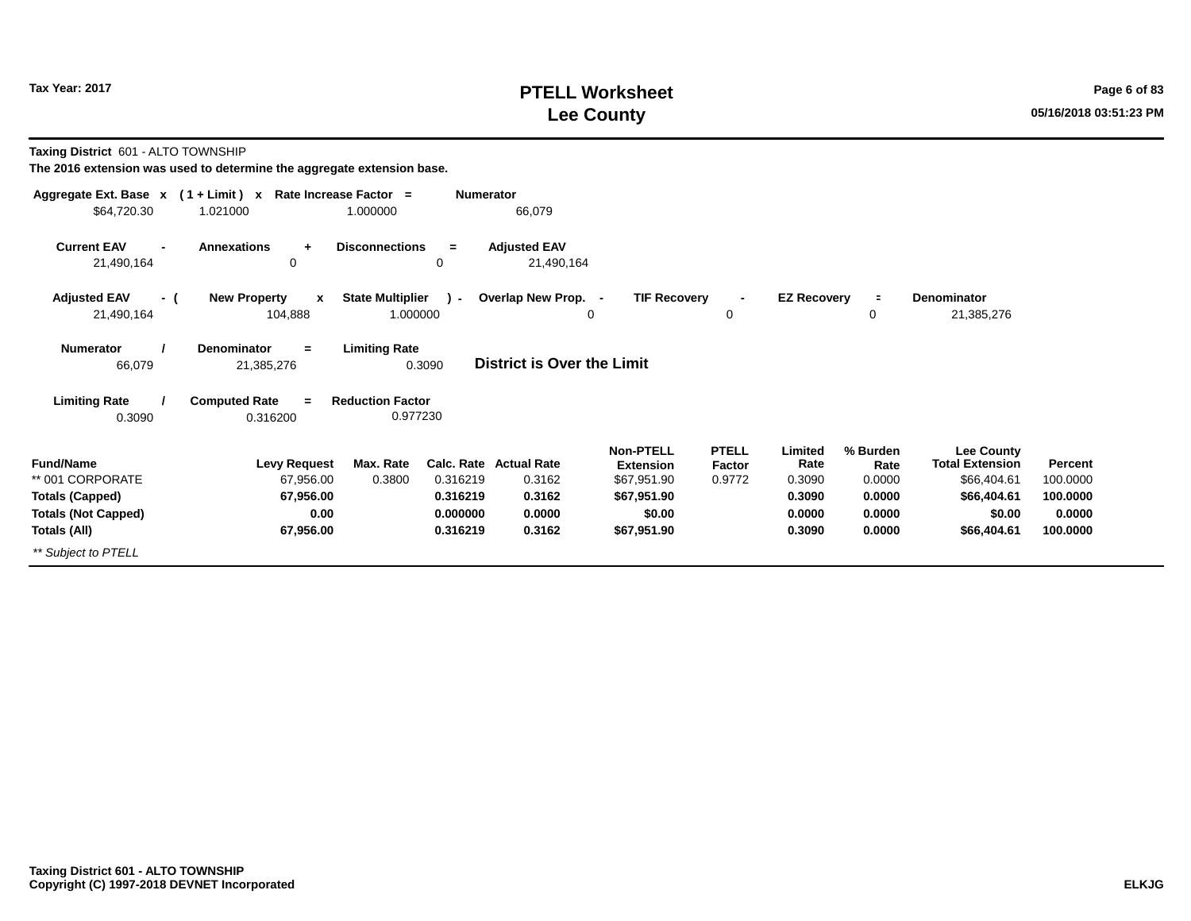# PTELL Worksheet
# Lee County

Tax Year: 2017

**Taxing District** 601 - ALTO TOWNSHIP

**The 2016 extension was used to determine the aggregate extension base.**

| Aggregate Ext. Base | x | ( 1 + Limit ) | x | Rate Increase Factor | = | Numerator |
|---|---|---|---|---|---|---|
| $64,720.30 | | 1.021000 | | 1.000000 | | 66,079 |

| Current EAV | - | Annexations | + | Disconnections | = | Adjusted EAV |
|---|---|---|---|---|---|---|
| 21,490,164 | | 0 | | 0 | | 21,490,164 |

| Adjusted EAV | - ( | New Property | x | State Multiplier | ) - | Overlap New Prop. | - | TIF Recovery | - | EZ Recovery | = | Denominator |
|---|---|---|---|---|---|---|---|---|---|---|---|---|
| 21,490,164 | | 104,888 | | 1.000000 | | 0 | | 0 | | 0 | | 21,385,276 |

| Numerator | / | Denominator | = | Limiting Rate |
|---|---|---|---|---|
| 66,079 | | 21,385,276 | | 0.3090 |

**District is Over the Limit**

| Limiting Rate | / | Computed Rate | = | Reduction Factor |
|---|---|---|---|---|
| 0.3090 | | 0.316200 | | 0.977230 |

| Fund/Name | Levy Request | Max. Rate | Calc. Rate | Actual Rate | Non-PTELL Extension | PTELL Factor | Limited Rate | % Burden Rate | Lee County Total Extension | Percent |
|---|---|---|---|---|---|---|---|---|---|---|
| ** 001 CORPORATE | 67,956.00 | 0.3800 | 0.316219 | 0.3162 | $67,951.90 | 0.9772 | 0.3090 | 0.0000 | $66,404.61 | 100.0000 |
| **Totals (Capped)** | **67,956.00** | | **0.316219** | **0.3162** | **$67,951.90** | | **0.3090** | **0.0000** | **$66,404.61** | **100.0000** |
| **Totals (Not Capped)** | **0.00** | | **0.000000** | **0.0000** | **$0.00** | | **0.0000** | **0.0000** | **$0.00** | **0.0000** |
| **Totals (All)** | **67,956.00** | | **0.316219** | **0.3162** | **$67,951.90** | | **0.3090** | **0.0000** | **$66,404.61** | **100.0000** |

*** Subject to PTELL*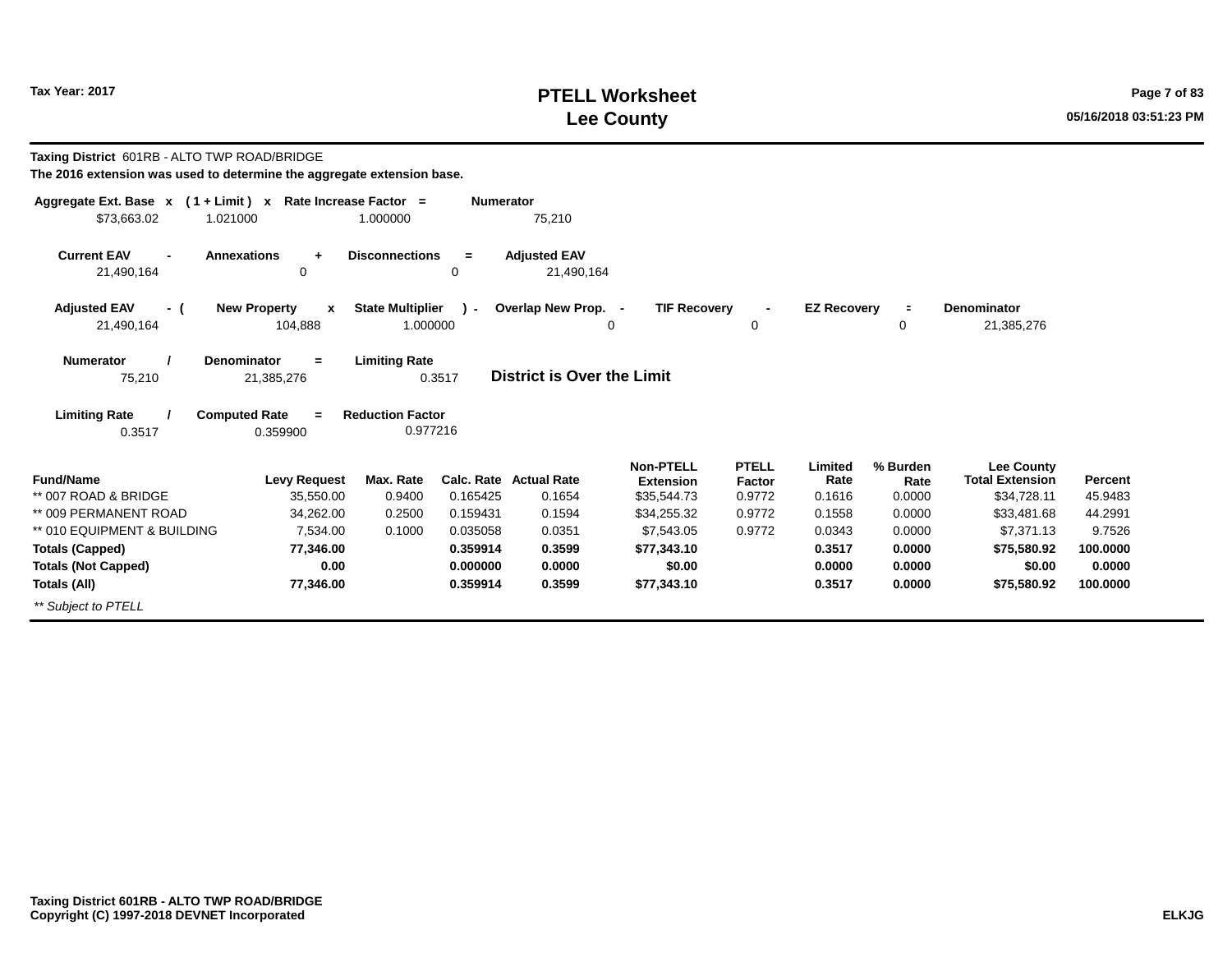# PTELL Worksheet
# Lee County

Tax Year: 2017

05/16/2018 03:51:23 PM

**Taxing District** 601RB - ALTO TWP ROAD/BRIDGE

**The 2016 extension was used to determine the aggregate extension base.**

| Aggregate Ext. Base | x | ( 1 + Limit ) | x | Rate Increase Factor | = | Numerator |
|---|---|---|---|---|---|---|
| $73,663.02 | | 1.021000 | | 1.000000 | | 75,210 |

| Current EAV | - | Annexations | + | Disconnections | = | Adjusted EAV |
|---|---|---|---|---|---|---|
| 21,490,164 | | 0 | | 0 | | 21,490,164 |

| Adjusted EAV | - ( | New Property | x | State Multiplier | ) - | Overlap New Prop. | - | TIF Recovery | - | EZ Recovery | = | Denominator |
|---|---|---|---|---|---|---|---|---|---|---|---|---|
| 21,490,164 | | 104,888 | | 1.000000 | | 0 | | 0 | | 0 | | 21,385,276 |

| Numerator | / | Denominator | = | Limiting Rate |
|---|---|---|---|---|
| 75,210 | | 21,385,276 | | 0.3517 |

**District is Over the Limit**

| Limiting Rate | / | Computed Rate | = | Reduction Factor |
|---|---|---|---|---|
| 0.3517 | | 0.359900 | | 0.977216 |

| Fund/Name | Levy Request | Max. Rate | Calc. Rate | Actual Rate | Non-PTELL Extension | PTELL Factor | Limited Rate | % Burden Rate | Lee County Total Extension | Percent |
|---|---|---|---|---|---|---|---|---|---|---|
| ** 007 ROAD & BRIDGE | 35,550.00 | 0.9400 | 0.165425 | 0.1654 | $35,544.73 | 0.9772 | 0.1616 | 0.0000 | $34,728.11 | 45.9483 |
| ** 009 PERMANENT ROAD | 34,262.00 | 0.2500 | 0.159431 | 0.1594 | $34,255.32 | 0.9772 | 0.1558 | 0.0000 | $33,481.68 | 44.2991 |
| ** 010 EQUIPMENT & BUILDING | 7,534.00 | 0.1000 | 0.035058 | 0.0351 | $7,543.05 | 0.9772 | 0.0343 | 0.0000 | $7,371.13 | 9.7526 |
| **Totals (Capped)** | **77,346.00** | | **0.359914** | **0.3599** | **$77,343.10** | | **0.3517** | **0.0000** | **$75,580.92** | **100.0000** |
| **Totals (Not Capped)** | **0.00** | | **0.000000** | **0.0000** | **$0.00** | | **0.0000** | **0.0000** | **$0.00** | **0.0000** |
| **Totals (All)** | **77,346.00** | | **0.359914** | **0.3599** | **$77,343.10** | | **0.3517** | **0.0000** | **$75,580.92** | **100.0000** |

*** Subject to PTELL*

**Taxing District 601RB - ALTO TWP ROAD/BRIDGE**
**Copyright (C) 1997-2018 DEVNET Incorporated**

ELKJG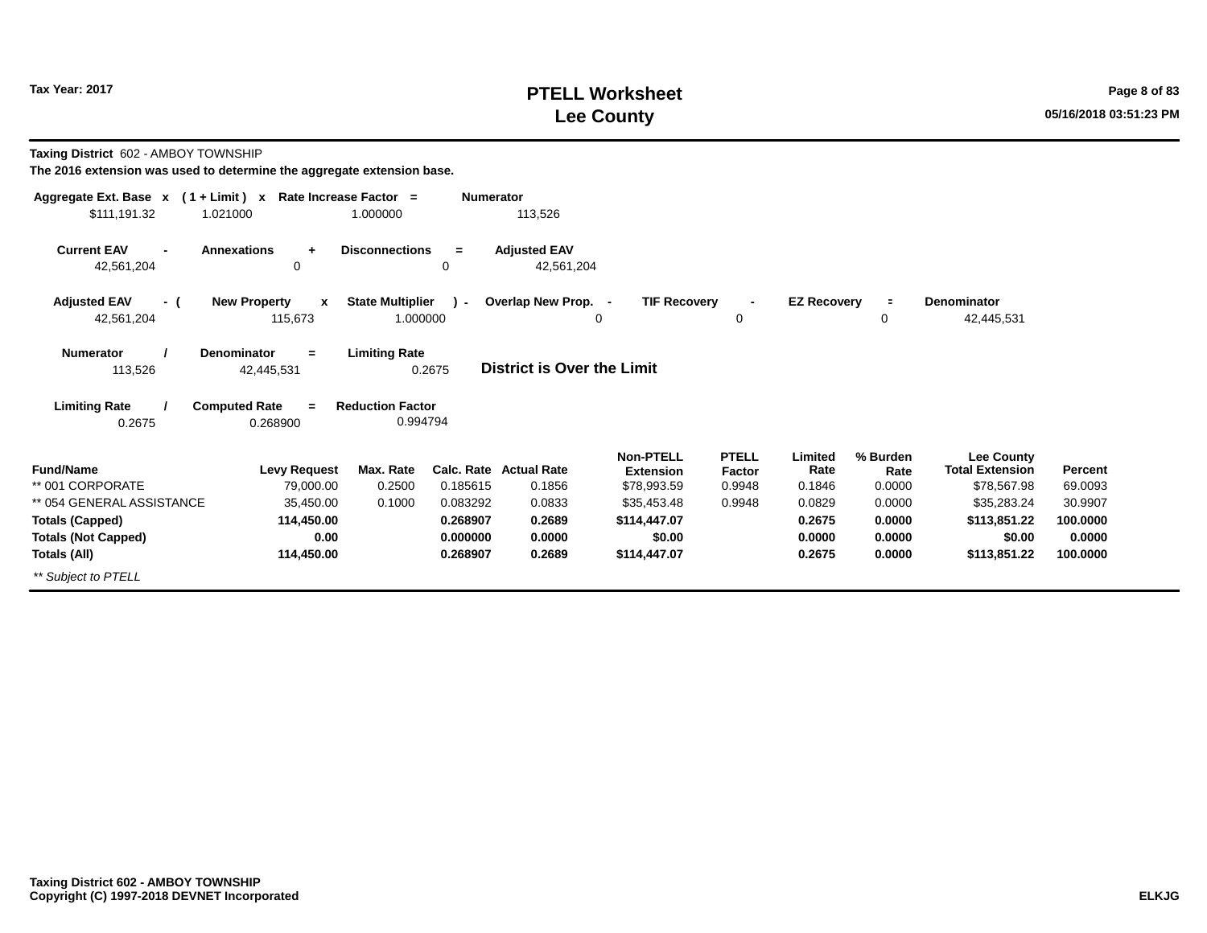# PTELL Worksheet
# Lee County

Tax Year: 2017

**Taxing District** 602 - AMBOY TOWNSHIP
**The 2016 extension was used to determine the aggregate extension base.**

| Aggregate Ext. Base | x | ( 1 + Limit ) | x | Rate Increase Factor | = | Numerator |
|---|---|---|---|---|---|---|
| $111,191.32 | | 1.021000 | | 1.000000 | | 113,526 |

| Current EAV | - | Annexations | + | Disconnections | = | Adjusted EAV |
|---|---|---|---|---|---|---|
| 42,561,204 | | 0 | | 0 | | 42,561,204 |

| Adjusted EAV | - ( | New Property | x | State Multiplier | ) - | Overlap New Prop. | - | TIF Recovery | - | EZ Recovery | = | Denominator |
|---|---|---|---|---|---|---|---|---|---|---|---|---|
| 42,561,204 | | 115,673 | | 1.000000 | | 0 | | 0 | | 0 | | 42,445,531 |

| Numerator | / | Denominator | = | Limiting Rate |
|---|---|---|---|---|
| 113,526 | | 42,445,531 | | 0.2675 |

**District is Over the Limit**

| Limiting Rate | / | Computed Rate | = | Reduction Factor |
|---|---|---|---|---|
| 0.2675 | | 0.268900 | | 0.994794 |

| Fund/Name | Levy Request | Max. Rate | Calc. Rate | Actual Rate | Non-PTELL Extension | PTELL Factor | Limited Rate | % Burden Rate | Lee County Total Extension | Percent |
|---|---|---|---|---|---|---|---|---|---|---|
| ** 001 CORPORATE | 79,000.00 | 0.2500 | 0.185615 | 0.1856 | $78,993.59 | 0.9948 | 0.1846 | 0.0000 | $78,567.98 | 69.0093 |
| ** 054 GENERAL ASSISTANCE | 35,450.00 | 0.1000 | 0.083292 | 0.0833 | $35,453.48 | 0.9948 | 0.0829 | 0.0000 | $35,283.24 | 30.9907 |
| **Totals (Capped)** | **114,450.00** | | **0.268907** | **0.2689** | **$114,447.07** | | **0.2675** | **0.0000** | **$113,851.22** | **100.0000** |
| **Totals (Not Capped)** | **0.00** | | **0.000000** | **0.0000** | **$0.00** | | **0.0000** | **0.0000** | **$0.00** | **0.0000** |
| **Totals (All)** | **114,450.00** | | **0.268907** | **0.2689** | **$114,447.07** | | **0.2675** | **0.0000** | **$113,851.22** | **100.0000** |

*** Subject to PTELL*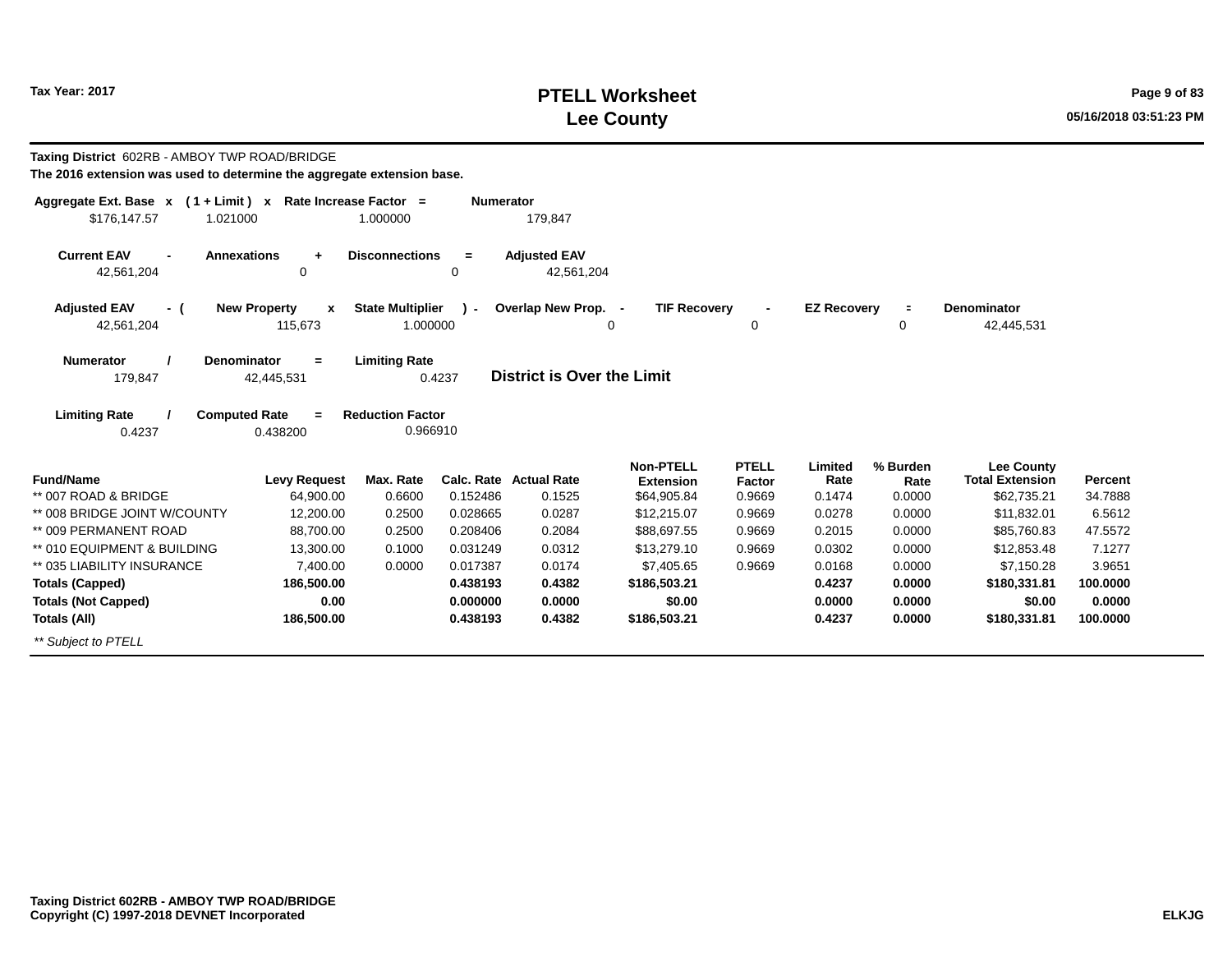Tax Year: 2017

# PTELL Worksheet
# Lee County

**Taxing District** 602RB - AMBOY TWP ROAD/BRIDGE

**The 2016 extension was used to determine the aggregate extension base.**

| Aggregate Ext. Base | x | ( 1 + Limit ) | x | Rate Increase Factor | = | Numerator |
|---|---|---|---|---|---|---|
| $176,147.57 | | 1.021000 | | 1.000000 | | 179,847 |

| Current EAV | - | Annexations | + | Disconnections | = | Adjusted EAV |
|---|---|---|---|---|---|---|
| 42,561,204 | | 0 | | 0 | | 42,561,204 |

| Adjusted EAV | - ( | New Property | x | State Multiplier | ) - | Overlap New Prop. | - | TIF Recovery | - | EZ Recovery | = | Denominator |
|---|---|---|---|---|---|---|---|---|---|---|---|---|
| 42,561,204 | | 115,673 | | 1.000000 | | 0 | | 0 | | 0 | | 42,445,531 |

| Numerator | / | Denominator | = | Limiting Rate |
|---|---|---|---|---|
| 179,847 | | 42,445,531 | | 0.4237 |

**District is Over the Limit**

| Limiting Rate | / | Computed Rate | = | Reduction Factor |
|---|---|---|---|---|
| 0.4237 | | 0.438200 | | 0.966910 |

| Fund/Name | Levy Request | Max. Rate | Calc. Rate | Actual Rate | Non-PTELL Extension | PTELL Factor | Limited Rate | % Burden Rate | Lee County Total Extension | Percent |
|---|---|---|---|---|---|---|---|---|---|---|
| ** 007 ROAD & BRIDGE | 64,900.00 | 0.6600 | 0.152486 | 0.1525 | $64,905.84 | 0.9669 | 0.1474 | 0.0000 | $62,735.21 | 34.7888 |
| ** 008 BRIDGE JOINT W/COUNTY | 12,200.00 | 0.2500 | 0.028665 | 0.0287 | $12,215.07 | 0.9669 | 0.0278 | 0.0000 | $11,832.01 | 6.5612 |
| ** 009 PERMANENT ROAD | 88,700.00 | 0.2500 | 0.208406 | 0.2084 | $88,697.55 | 0.9669 | 0.2015 | 0.0000 | $85,760.83 | 47.5572 |
| ** 010 EQUIPMENT & BUILDING | 13,300.00 | 0.1000 | 0.031249 | 0.0312 | $13,279.10 | 0.9669 | 0.0302 | 0.0000 | $12,853.48 | 7.1277 |
| ** 035 LIABILITY INSURANCE | 7,400.00 | 0.0000 | 0.017387 | 0.0174 | $7,405.65 | 0.9669 | 0.0168 | 0.0000 | $7,150.28 | 3.9651 |
| **Totals (Capped)** | **186,500.00** | | **0.438193** | **0.4382** | **$186,503.21** | | **0.4237** | **0.0000** | **$180,331.81** | **100.0000** |
| **Totals (Not Capped)** | **0.00** | | **0.000000** | **0.0000** | **$0.00** | | **0.0000** | **0.0000** | **$0.00** | **0.0000** |
| **Totals (All)** | **186,500.00** | | **0.438193** | **0.4382** | **$186,503.21** | | **0.4237** | **0.0000** | **$180,331.81** | **100.0000** |

*** Subject to PTELL*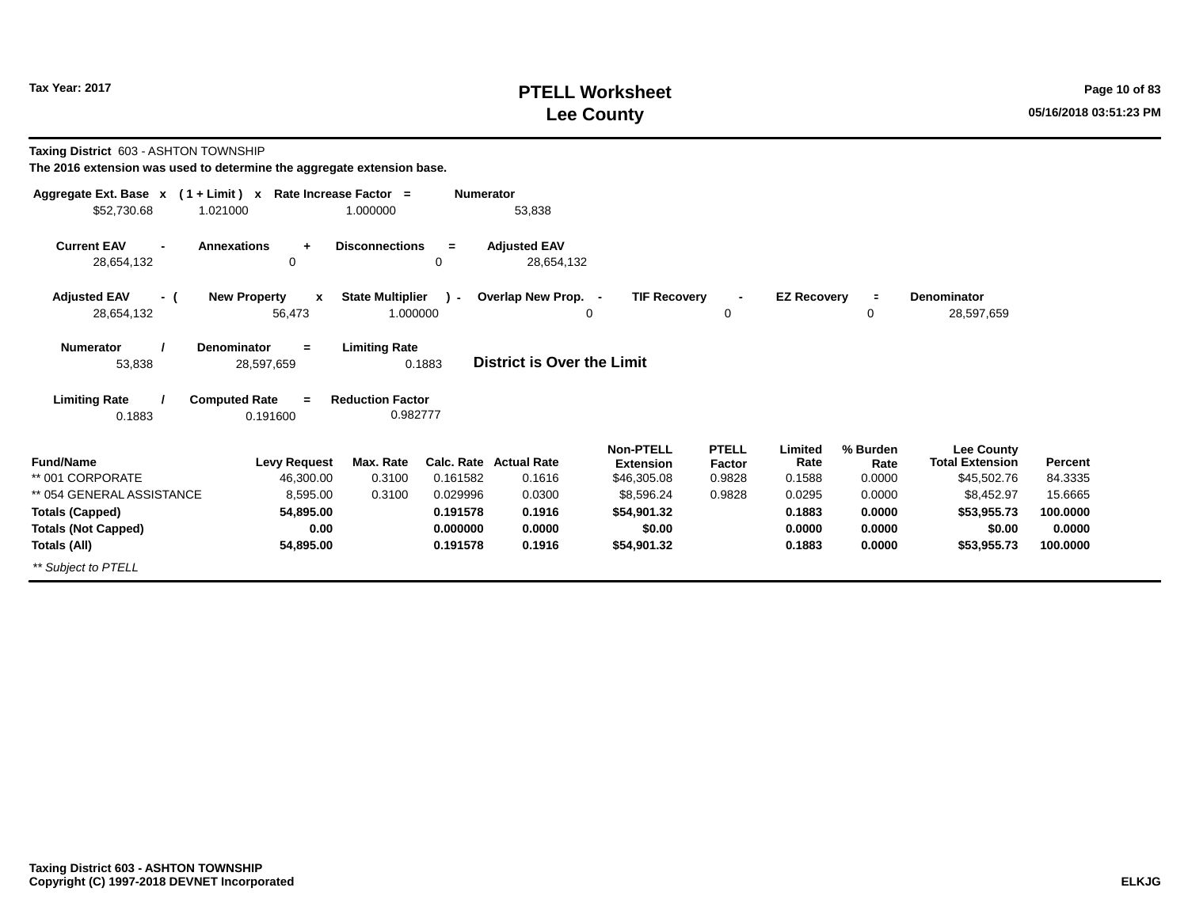# PTELL Worksheet
# Lee County

Tax Year: 2017

**Taxing District** 603 - ASHTON TOWNSHIP
**The 2016 extension was used to determine the aggregate extension base.**

| Aggregate Ext. Base x | ( 1 + Limit ) x | Rate Increase Factor = | Numerator |
|---|---|---|---|
| $52,730.68 | 1.021000 | 1.000000 | 53,838 |

| Current EAV - | Annexations + | Disconnections = | Adjusted EAV |
|---|---|---|---|
| 28,654,132 | 0 | 0 | 28,654,132 |

| Adjusted EAV - ( | New Property x | State Multiplier ) - | Overlap New Prop. - | TIF Recovery - | EZ Recovery = | Denominator |
|---|---|---|---|---|---|---|
| 28,654,132 | 56,473 | 1.000000 | 0 | 0 | 0 | 28,597,659 |

| Numerator / | Denominator = | Limiting Rate |
|---|---|---|
| 53,838 | 28,597,659 | 0.1883 |

**District is Over the Limit**

| Limiting Rate / | Computed Rate = | Reduction Factor |
|---|---|---|
| 0.1883 | 0.191600 | 0.982777 |

| Fund/Name | Levy Request | Max. Rate | Calc. Rate | Actual Rate | Non-PTELL Extension | PTELL Factor | Limited Rate | % Burden Rate | Lee County Total Extension | Percent |
|---|---|---|---|---|---|---|---|---|---|---|
| ** 001 CORPORATE | 46,300.00 | 0.3100 | 0.161582 | 0.1616 | $46,305.08 | 0.9828 | 0.1588 | 0.0000 | $45,502.76 | 84.3335 |
| ** 054 GENERAL ASSISTANCE | 8,595.00 | 0.3100 | 0.029996 | 0.0300 | $8,596.24 | 0.9828 | 0.0295 | 0.0000 | $8,452.97 | 15.6665 |
| **Totals (Capped)** | **54,895.00** | | **0.191578** | **0.1916** | **$54,901.32** | | **0.1883** | **0.0000** | **$53,955.73** | **100.0000** |
| **Totals (Not Capped)** | **0.00** | | **0.000000** | **0.0000** | **$0.00** | | **0.0000** | **0.0000** | **$0.00** | **0.0000** |
| **Totals (All)** | **54,895.00** | | **0.191578** | **0.1916** | **$54,901.32** | | **0.1883** | **0.0000** | **$53,955.73** | **100.0000** |

*** Subject to PTELL*

**Taxing District 603 - ASHTON TOWNSHIP**
**Copyright (C) 1997-2018 DEVNET Incorporated**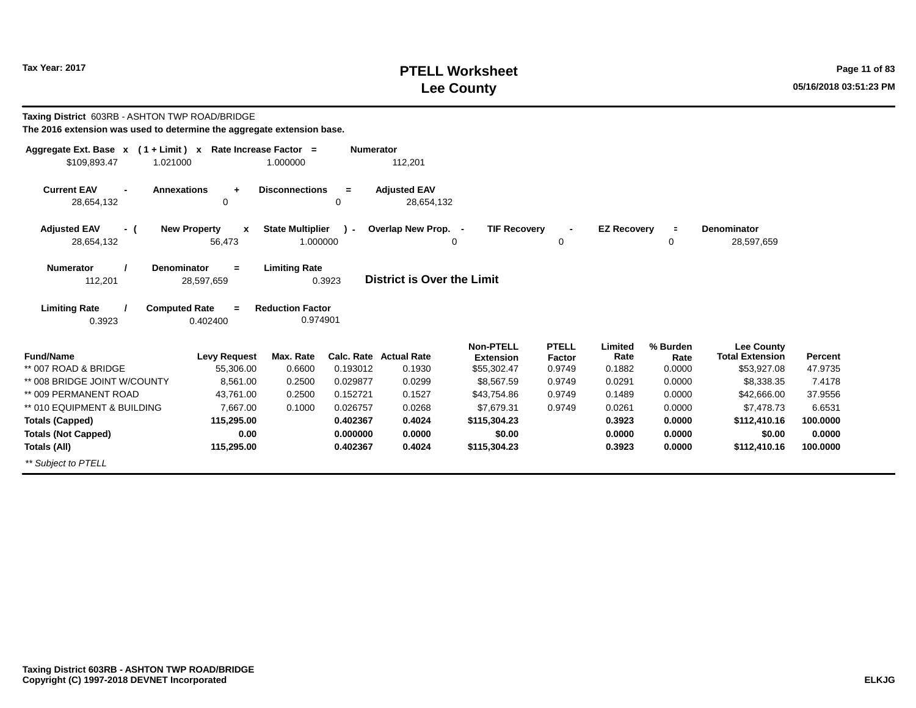# PTELL Worksheet
# Lee County

Tax Year: 2017

**Taxing District** 603RB - ASHTON TWP ROAD/BRIDGE
**The 2016 extension was used to determine the aggregate extension base.**

| Aggregate Ext. Base | x | ( 1 + Limit ) | x | Rate Increase Factor | = | Numerator |
|---|---|---|---|---|---|---|
| $109,893.47 | | 1.021000 | | 1.000000 | | 112,201 |

| Current EAV | - | Annexations | + | Disconnections | = | Adjusted EAV |
|---|---|---|---|---|---|---|
| 28,654,132 | | 0 | | 0 | | 28,654,132 |

| Adjusted EAV | - ( | New Property | x | State Multiplier | ) - | Overlap New Prop. | - | TIF Recovery | - | EZ Recovery | = | Denominator |
|---|---|---|---|---|---|---|---|---|---|---|---|---|
| 28,654,132 | | 56,473 | | 1.000000 | | 0 | | 0 | | 0 | | 28,597,659 |

| Numerator | / | Denominator | = | Limiting Rate |
|---|---|---|---|---|
| 112,201 | | 28,597,659 | | 0.3923 |

**District is Over the Limit**

| Limiting Rate | / | Computed Rate | = | Reduction Factor |
|---|---|---|---|---|
| 0.3923 | | 0.402400 | | 0.974901 |

| Fund/Name | Levy Request | Max. Rate | Calc. Rate | Actual Rate | Non-PTELL Extension | PTELL Factor | Limited Rate | % Burden Rate | Lee County Total Extension | Percent |
|---|---|---|---|---|---|---|---|---|---|---|
| ** 007 ROAD & BRIDGE | 55,306.00 | 0.6600 | 0.193012 | 0.1930 | $55,302.47 | 0.9749 | 0.1882 | 0.0000 | $53,927.08 | 47.9735 |
| ** 008 BRIDGE JOINT W/COUNTY | 8,561.00 | 0.2500 | 0.029877 | 0.0299 | $8,567.59 | 0.9749 | 0.0291 | 0.0000 | $8,338.35 | 7.4178 |
| ** 009 PERMANENT ROAD | 43,761.00 | 0.2500 | 0.152721 | 0.1527 | $43,754.86 | 0.9749 | 0.1489 | 0.0000 | $42,666.00 | 37.9556 |
| ** 010 EQUIPMENT & BUILDING | 7,667.00 | 0.1000 | 0.026757 | 0.0268 | $7,679.31 | 0.9749 | 0.0261 | 0.0000 | $7,478.73 | 6.6531 |
| **Totals (Capped)** | **115,295.00** | | **0.402367** | **0.4024** | **$115,304.23** | | **0.3923** | **0.0000** | **$112,410.16** | **100.0000** |
| **Totals (Not Capped)** | **0.00** | | **0.000000** | **0.0000** | **$0.00** | | **0.0000** | **0.0000** | **$0.00** | **0.0000** |
| **Totals (All)** | **115,295.00** | | **0.402367** | **0.4024** | **$115,304.23** | | **0.3923** | **0.0000** | **$112,410.16** | **100.0000** |

*** Subject to PTELL*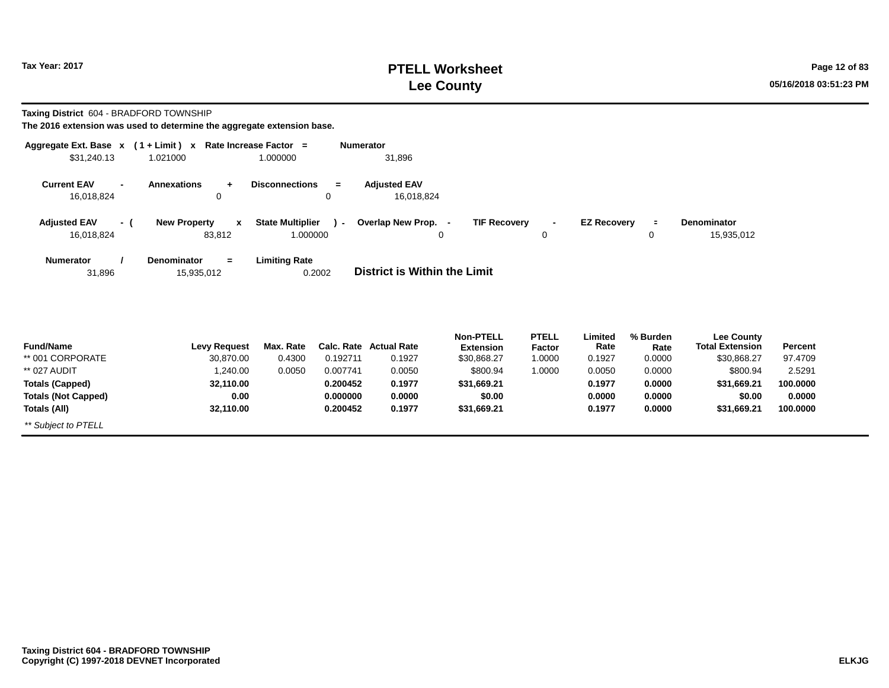**Tax Year: 2017**

# PTELL Worksheet
# Lee County

**Taxing District** 604 - BRADFORD TOWNSHIP

**The 2016 extension was used to determine the aggregate extension base.**

| Aggregate Ext. Base | x | ( 1 + Limit ) | x | Rate Increase Factor | = | Numerator |
|---|---|---|---|---|---|---|
| $31,240.13 | | 1.021000 | | 1.000000 | | 31,896 |

| Current EAV | - | Annexations | + | Disconnections | = | Adjusted EAV |
|---|---|---|---|---|---|---|
| 16,018,824 | | 0 | | 0 | | 16,018,824 |

| Adjusted EAV | - ( | New Property | x | State Multiplier | ) - | Overlap New Prop. | - | TIF Recovery | - | EZ Recovery | = | Denominator |
|---|---|---|---|---|---|---|---|---|---|---|---|---|
| 16,018,824 | | 83,812 | | 1.000000 | | 0 | | 0 | | 0 | | 15,935,012 |

| Numerator | / | Denominator | = | Limiting Rate |
|---|---|---|---|---|
| 31,896 | | 15,935,012 | | 0.2002 |

**District is Within the Limit**

| Fund/Name | Levy Request | Max. Rate | Calc. Rate | Actual Rate | Non-PTELL Extension | PTELL Factor | Limited Rate | % Burden Rate | Lee County Total Extension | Percent |
|---|---|---|---|---|---|---|---|---|---|---|
| ** 001 CORPORATE | 30,870.00 | 0.4300 | 0.192711 | 0.1927 | $30,868.27 | 1.0000 | 0.1927 | 0.0000 | $30,868.27 | 97.4709 |
| ** 027 AUDIT | 1,240.00 | 0.0050 | 0.007741 | 0.0050 | $800.94 | 1.0000 | 0.0050 | 0.0000 | $800.94 | 2.5291 |
| **Totals (Capped)** | **32,110.00** | | **0.200452** | **0.1977** | **$31,669.21** | | **0.1977** | **0.0000** | **$31,669.21** | **100.0000** |
| **Totals (Not Capped)** | **0.00** | | **0.000000** | **0.0000** | **$0.00** | | **0.0000** | **0.0000** | **$0.00** | **0.0000** |
| **Totals (All)** | **32,110.00** | | **0.200452** | **0.1977** | **$31,669.21** | | **0.1977** | **0.0000** | **$31,669.21** | **100.0000** |

*** Subject to PTELL*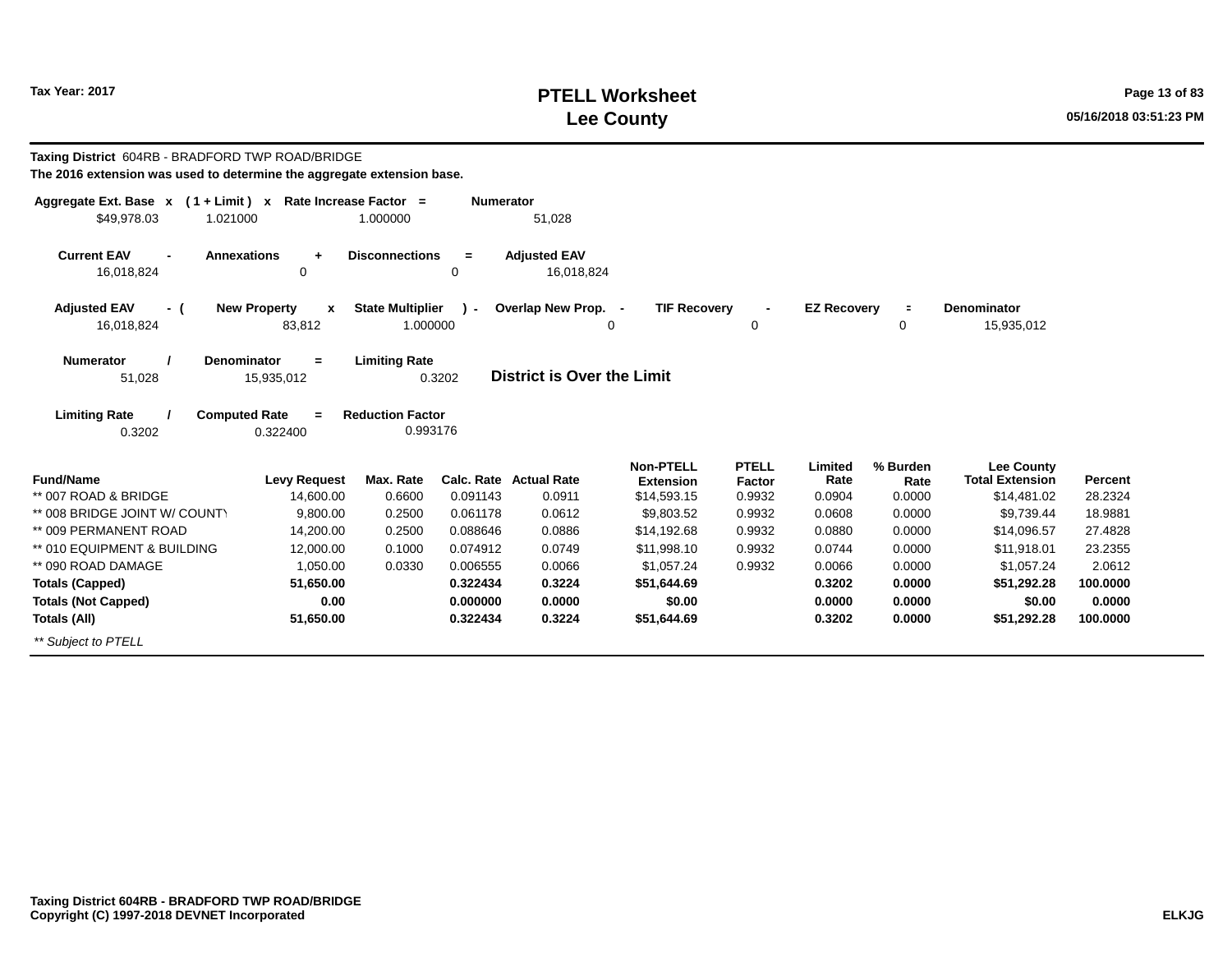Tax Year: 2017

# PTELL Worksheet
## Lee County

**Taxing District** 604RB - BRADFORD TWP ROAD/BRIDGE

**The 2016 extension was used to determine the aggregate extension base.**

| Aggregate Ext. Base | x | ( 1 + Limit ) | x | Rate Increase Factor | = | Numerator |
|---|---|---|---|---|---|---|
| $49,978.03 | | 1.021000 | | 1.000000 | | 51,028 |

| Current EAV | - | Annexations | + | Disconnections | = | Adjusted EAV |
|---|---|---|---|---|---|---|
| 16,018,824 | | 0 | | 0 | | 16,018,824 |

| Adjusted EAV | - ( | New Property | x | State Multiplier | ) - | Overlap New Prop. | - | TIF Recovery | - | EZ Recovery | = | Denominator |
|---|---|---|---|---|---|---|---|---|---|---|---|---|
| 16,018,824 | | 83,812 | | 1.000000 | | 0 | | 0 | | 0 | | 15,935,012 |

| Numerator | / | Denominator | = | Limiting Rate |
|---|---|---|---|---|
| 51,028 | | 15,935,012 | | 0.3202 |

**District is Over the Limit**

| Limiting Rate | / | Computed Rate | = | Reduction Factor |
|---|---|---|---|---|
| 0.3202 | | 0.322400 | | 0.993176 |

| Fund/Name | Levy Request | Max. Rate | Calc. Rate | Actual Rate | Non-PTELL Extension | PTELL Factor | Limited Rate | % Burden Rate | Lee County Total Extension | Percent |
|---|---|---|---|---|---|---|---|---|---|---|
| ** 007 ROAD & BRIDGE | 14,600.00 | 0.6600 | 0.091143 | 0.0911 | $14,593.15 | 0.9932 | 0.0904 | 0.0000 | $14,481.02 | 28.2324 |
| ** 008 BRIDGE JOINT W/ COUNTY | 9,800.00 | 0.2500 | 0.061178 | 0.0612 | $9,803.52 | 0.9932 | 0.0608 | 0.0000 | $9,739.44 | 18.9881 |
| ** 009 PERMANENT ROAD | 14,200.00 | 0.2500 | 0.088646 | 0.0886 | $14,192.68 | 0.9932 | 0.0880 | 0.0000 | $14,096.57 | 27.4828 |
| ** 010 EQUIPMENT & BUILDING | 12,000.00 | 0.1000 | 0.074912 | 0.0749 | $11,998.10 | 0.9932 | 0.0744 | 0.0000 | $11,918.01 | 23.2355 |
| ** 090 ROAD DAMAGE | 1,050.00 | 0.0330 | 0.006555 | 0.0066 | $1,057.24 | 0.9932 | 0.0066 | 0.0000 | $1,057.24 | 2.0612 |
| **Totals (Capped)** | **51,650.00** | | **0.322434** | **0.3224** | **$51,644.69** | | **0.3202** | **0.0000** | **$51,292.28** | **100.0000** |
| **Totals (Not Capped)** | **0.00** | | **0.000000** | **0.0000** | **$0.00** | | **0.0000** | **0.0000** | **$0.00** | **0.0000** |
| **Totals (All)** | **51,650.00** | | **0.322434** | **0.3224** | **$51,644.69** | | **0.3202** | **0.0000** | **$51,292.28** | **100.0000** |

*** Subject to PTELL*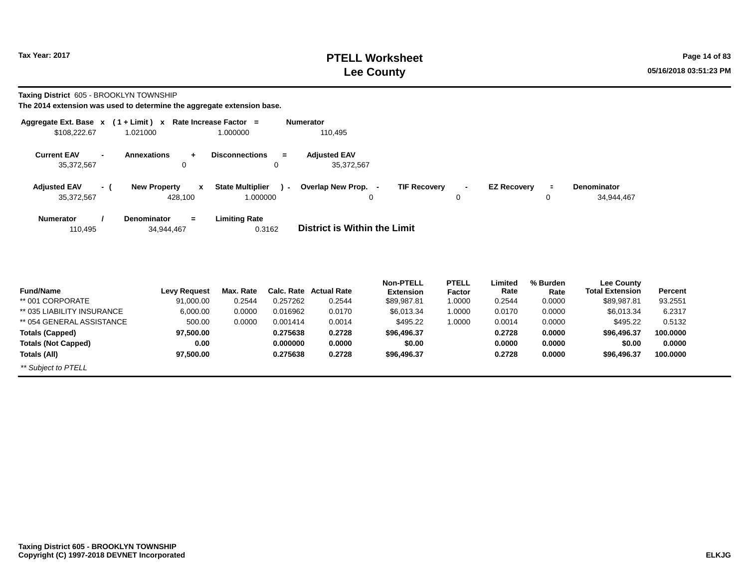**Taxing District** 605 - BROOKLYN TOWNSHIP

**The 2014 extension was used to determine the aggregate extension base.**

| Aggregate Ext. Base | x | ( 1 + Limit ) | x | Rate Increase Factor | = | Numerator |
|---|---|---|---|---|---|---|
| $108,222.67 | | 1.021000 | | 1.000000 | | 110,495 |

| Current EAV | - | Annexations | + | Disconnections | = | Adjusted EAV |
|---|---|---|---|---|---|---|
| 35,372,567 | | 0 | | 0 | | 35,372,567 |

| Adjusted EAV | - ( | New Property | x | State Multiplier | ) - | Overlap New Prop. | - | TIF Recovery | - | EZ Recovery | = | Denominator |
|---|---|---|---|---|---|---|---|---|---|---|---|---|
| 35,372,567 | | 428,100 | | 1.000000 | | 0 | | 0 | | 0 | | 34,944,467 |

| Numerator | / | Denominator | = | Limiting Rate |
|---|---|---|---|---|
| 110,495 | | 34,944,467 | | 0.3162 |

**District is Within the Limit**

| Fund/Name | Levy Request | Max. Rate | Calc. Rate | Actual Rate | Non-PTELL Extension | PTELL Factor | Limited Rate | % Burden Rate | Lee County Total Extension | Percent |
|---|---|---|---|---|---|---|---|---|---|---|
| ** 001 CORPORATE | 91,000.00 | 0.2544 | 0.257262 | 0.2544 | $89,987.81 | 1.0000 | 0.2544 | 0.0000 | $89,987.81 | 93.2551 |
| ** 035 LIABILITY INSURANCE | 6,000.00 | 0.0000 | 0.016962 | 0.0170 | $6,013.34 | 1.0000 | 0.0170 | 0.0000 | $6,013.34 | 6.2317 |
| ** 054 GENERAL ASSISTANCE | 500.00 | 0.0000 | 0.001414 | 0.0014 | $495.22 | 1.0000 | 0.0014 | 0.0000 | $495.22 | 0.5132 |
| **Totals (Capped)** | **97,500.00** | | **0.275638** | **0.2728** | **$96,496.37** | | **0.2728** | **0.0000** | **$96,496.37** | **100.0000** |
| **Totals (Not Capped)** | **0.00** | | **0.000000** | **0.0000** | **$0.00** | | **0.0000** | **0.0000** | **$0.00** | **0.0000** |
| **Totals (All)** | **97,500.00** | | **0.275638** | **0.2728** | **$96,496.37** | | **0.2728** | **0.0000** | **$96,496.37** | **100.0000** |

*** Subject to PTELL*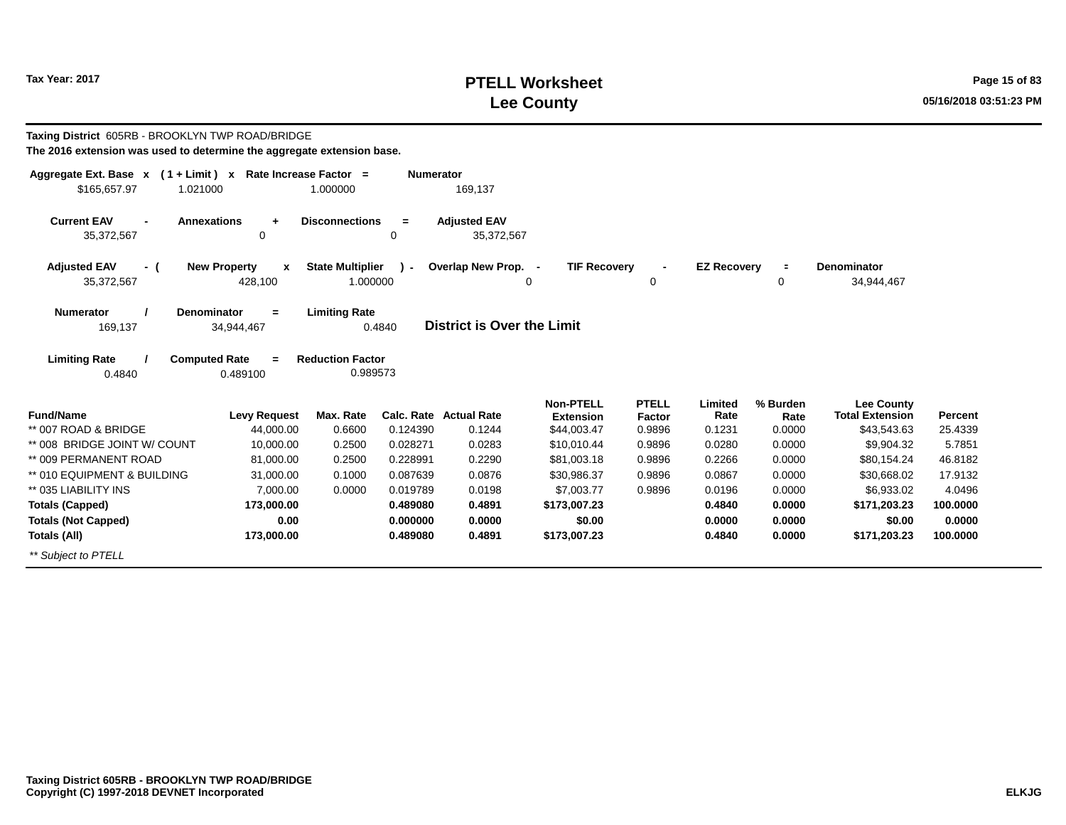# PTELL Worksheet
# Lee County

Tax Year: 2017

**Taxing District** 605RB - BROOKLYN TWP ROAD/BRIDGE

**The 2016 extension was used to determine the aggregate extension base.**

| Aggregate Ext. Base | x | ( 1 + Limit ) | x | Rate Increase Factor | = | Numerator |
|---|---|---|---|---|---|---|
| $165,657.97 | | 1.021000 | | 1.000000 | | 169,137 |

| Current EAV | - | Annexations | + | Disconnections | = | Adjusted EAV |
|---|---|---|---|---|---|---|
| 35,372,567 | | 0 | | 0 | | 35,372,567 |

| Adjusted EAV | - ( | New Property | x | State Multiplier | ) - | Overlap New Prop. | - | TIF Recovery | - | EZ Recovery | = | Denominator |
|---|---|---|---|---|---|---|---|---|---|---|---|---|
| 35,372,567 | | 428,100 | | 1.000000 | | 0 | | 0 | | 0 | | 34,944,467 |

| Numerator | / | Denominator | = | Limiting Rate |
|---|---|---|---|---|
| 169,137 | | 34,944,467 | | 0.4840 |

**District is Over the Limit**

| Limiting Rate | / | Computed Rate | = | Reduction Factor |
|---|---|---|---|---|
| 0.4840 | | 0.489100 | | 0.989573 |

| Fund/Name | Levy Request | Max. Rate | Calc. Rate | Actual Rate | Non-PTELL Extension | PTELL Factor | Limited Rate | % Burden Rate | Lee County Total Extension | Percent |
|---|---|---|---|---|---|---|---|---|---|---|
| ** 007 ROAD & BRIDGE | 44,000.00 | 0.6600 | 0.124390 | 0.1244 | $44,003.47 | 0.9896 | 0.1231 | 0.0000 | $43,543.63 | 25.4339 |
| ** 008 BRIDGE JOINT W/ COUNT | 10,000.00 | 0.2500 | 0.028271 | 0.0283 | $10,010.44 | 0.9896 | 0.0280 | 0.0000 | $9,904.32 | 5.7851 |
| ** 009 PERMANENT ROAD | 81,000.00 | 0.2500 | 0.228991 | 0.2290 | $81,003.18 | 0.9896 | 0.2266 | 0.0000 | $80,154.24 | 46.8182 |
| ** 010 EQUIPMENT & BUILDING | 31,000.00 | 0.1000 | 0.087639 | 0.0876 | $30,986.37 | 0.9896 | 0.0867 | 0.0000 | $30,668.02 | 17.9132 |
| ** 035 LIABILITY INS | 7,000.00 | 0.0000 | 0.019789 | 0.0198 | $7,003.77 | 0.9896 | 0.0196 | 0.0000 | $6,933.02 | 4.0496 |
| **Totals (Capped)** | **173,000.00** | | **0.489080** | **0.4891** | **$173,007.23** | | **0.4840** | **0.0000** | **$171,203.23** | **100.0000** |
| **Totals (Not Capped)** | **0.00** | | **0.000000** | **0.0000** | **$0.00** | | **0.0000** | **0.0000** | **$0.00** | **0.0000** |
| **Totals (All)** | **173,000.00** | | **0.489080** | **0.4891** | **$173,007.23** | | **0.4840** | **0.0000** | **$171,203.23** | **100.0000** |

*** Subject to PTELL*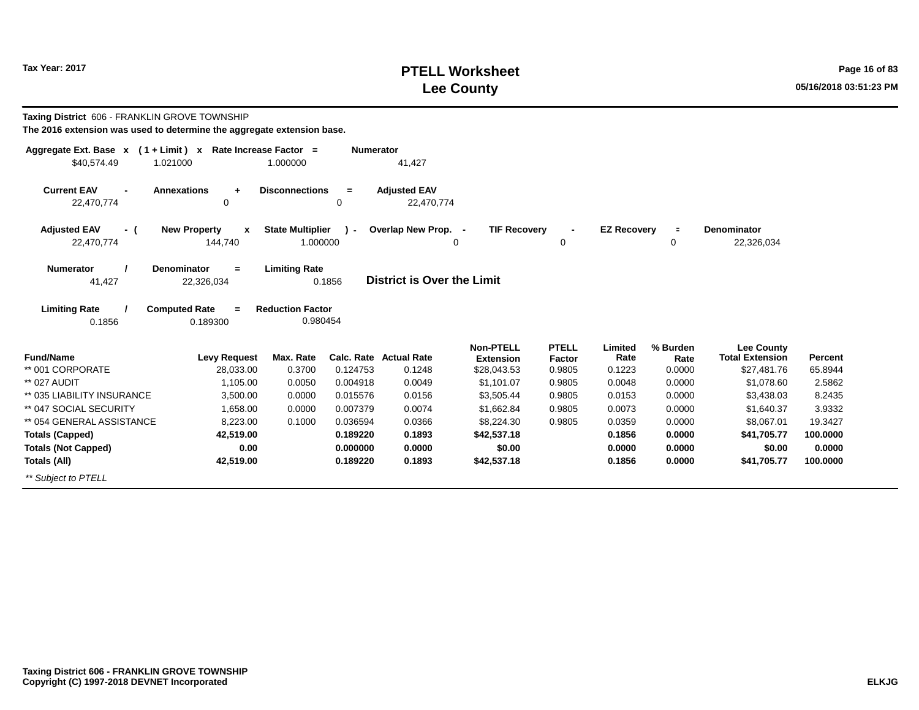# PTELL Worksheet
# Lee County

Tax Year: 2017

**Taxing District** 606 - FRANKLIN GROVE TOWNSHIP

**The 2016 extension was used to determine the aggregate extension base.**

| Aggregate Ext. Base | x | ( 1 + Limit ) | x | Rate Increase Factor | = | Numerator |
|---|---|---|---|---|---|---|
| $40,574.49 | | 1.021000 | | 1.000000 | | 41,427 |

| Current EAV | - | Annexations | + | Disconnections | = | Adjusted EAV |
|---|---|---|---|---|---|---|
| 22,470,774 | | 0 | | 0 | | 22,470,774 |

| Adjusted EAV | - ( | New Property | x | State Multiplier | ) - | Overlap New Prop. | - | TIF Recovery | - | EZ Recovery | = | Denominator |
|---|---|---|---|---|---|---|---|---|---|---|---|---|
| 22,470,774 | | 144,740 | | 1.000000 | | 0 | | 0 | | 0 | | 22,326,034 |

| Numerator | / | Denominator | = | Limiting Rate | |
|---|---|---|---|---|---|
| 41,427 | | 22,326,034 | | 0.1856 | **District is Over the Limit** |

| Limiting Rate | / | Computed Rate | = | Reduction Factor |
|---|---|---|---|---|
| 0.1856 | | 0.189300 | | 0.980454 |

| Fund/Name | Levy Request | Max. Rate | Calc. Rate | Actual Rate | Non-PTELL Extension | PTELL Factor | Limited Rate | % Burden Rate | Lee County Total Extension | Percent |
|---|---|---|---|---|---|---|---|---|---|---|
| ** 001 CORPORATE | 28,033.00 | 0.3700 | 0.124753 | 0.1248 | $28,043.53 | 0.9805 | 0.1223 | 0.0000 | $27,481.76 | 65.8944 |
| ** 027 AUDIT | 1,105.00 | 0.0050 | 0.004918 | 0.0049 | $1,101.07 | 0.9805 | 0.0048 | 0.0000 | $1,078.60 | 2.5862 |
| ** 035 LIABILITY INSURANCE | 3,500.00 | 0.0000 | 0.015576 | 0.0156 | $3,505.44 | 0.9805 | 0.0153 | 0.0000 | $3,438.03 | 8.2435 |
| ** 047 SOCIAL SECURITY | 1,658.00 | 0.0000 | 0.007379 | 0.0074 | $1,662.84 | 0.9805 | 0.0073 | 0.0000 | $1,640.37 | 3.9332 |
| ** 054 GENERAL ASSISTANCE | 8,223.00 | 0.1000 | 0.036594 | 0.0366 | $8,224.30 | 0.9805 | 0.0359 | 0.0000 | $8,067.01 | 19.3427 |
| **Totals (Capped)** | **42,519.00** | | **0.189220** | **0.1893** | **$42,537.18** | | **0.1856** | **0.0000** | **$41,705.77** | **100.0000** |
| **Totals (Not Capped)** | **0.00** | | **0.000000** | **0.0000** | **$0.00** | | **0.0000** | **0.0000** | **$0.00** | **0.0000** |
| **Totals (All)** | **42,519.00** | | **0.189220** | **0.1893** | **$42,537.18** | | **0.1856** | **0.0000** | **$41,705.77** | **100.0000** |

*** Subject to PTELL*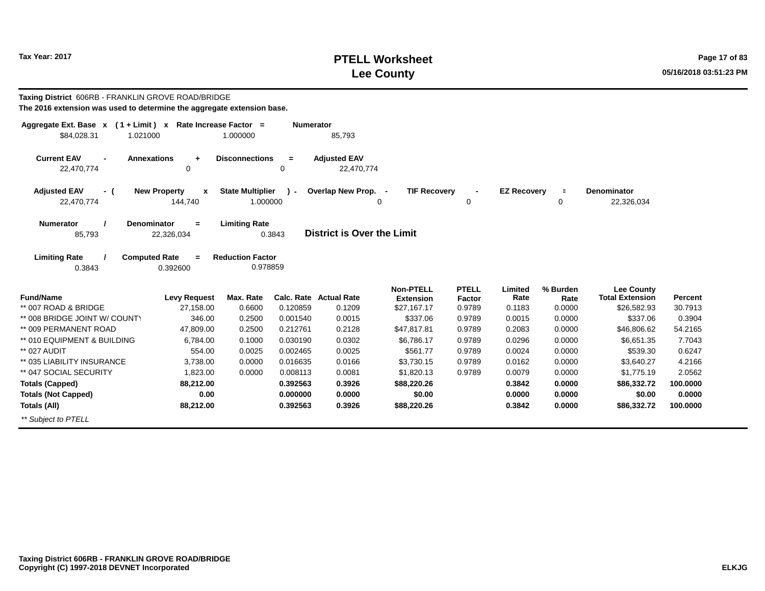# PTELL Worksheet
## Lee County

Tax Year: 2017

**Taxing District** 606RB - FRANKLIN GROVE ROAD/BRIDGE

**The 2016 extension was used to determine the aggregate extension base.**

| Aggregate Ext. Base | x | ( 1 + Limit ) | x | Rate Increase Factor | = | Numerator |
|---|---|---|---|---|---|---|
| $84,028.31 | | 1.021000 | | 1.000000 | | 85,793 |

| Current EAV | - | Annexations | + | Disconnections | = | Adjusted EAV |
|---|---|---|---|---|---|---|
| 22,470,774 | | 0 | | 0 | | 22,470,774 |

| Adjusted EAV | - ( | New Property | x | State Multiplier | ) - | Overlap New Prop. | - | TIF Recovery | - | EZ Recovery | = | Denominator |
|---|---|---|---|---|---|---|---|---|---|---|---|---|
| 22,470,774 | | 144,740 | | 1.000000 | | 0 | | 0 | | 0 | | 22,326,034 |

| Numerator | / | Denominator | = | Limiting Rate |
|---|---|---|---|---|
| 85,793 | | 22,326,034 | | 0.3843 |

**District is Over the Limit**

| Limiting Rate | / | Computed Rate | = | Reduction Factor |
|---|---|---|---|---|
| 0.3843 | | 0.392600 | | 0.978859 |

| Fund/Name | Levy Request | Max. Rate | Calc. Rate | Actual Rate | Non-PTELL Extension | PTELL Factor | Limited Rate | % Burden Rate | Lee County Total Extension | Percent |
|---|---|---|---|---|---|---|---|---|---|---|
| ** 007 ROAD & BRIDGE | 27,158.00 | 0.6600 | 0.120859 | 0.1209 | $27,167.17 | 0.9789 | 0.1183 | 0.0000 | $26,582.93 | 30.7913 |
| ** 008 BRIDGE JOINT W/ COUNTY | 346.00 | 0.2500 | 0.001540 | 0.0015 | $337.06 | 0.9789 | 0.0015 | 0.0000 | $337.06 | 0.3904 |
| ** 009 PERMANENT ROAD | 47,809.00 | 0.2500 | 0.212761 | 0.2128 | $47,817.81 | 0.9789 | 0.2083 | 0.0000 | $46,806.62 | 54.2165 |
| ** 010 EQUIPMENT & BUILDING | 6,784.00 | 0.1000 | 0.030190 | 0.0302 | $6,786.17 | 0.9789 | 0.0296 | 0.0000 | $6,651.35 | 7.7043 |
| ** 027 AUDIT | 554.00 | 0.0025 | 0.002465 | 0.0025 | $561.77 | 0.9789 | 0.0024 | 0.0000 | $539.30 | 0.6247 |
| ** 035 LIABILITY INSURANCE | 3,738.00 | 0.0000 | 0.016635 | 0.0166 | $3,730.15 | 0.9789 | 0.0162 | 0.0000 | $3,640.27 | 4.2166 |
| ** 047 SOCIAL SECURITY | 1,823.00 | 0.0000 | 0.008113 | 0.0081 | $1,820.13 | 0.9789 | 0.0079 | 0.0000 | $1,775.19 | 2.0562 |
| **Totals (Capped)** | **88,212.00** | | **0.392563** | **0.3926** | **$88,220.26** | | **0.3842** | **0.0000** | **$86,332.72** | **100.0000** |
| **Totals (Not Capped)** | **0.00** | | **0.000000** | **0.0000** | **$0.00** | | **0.0000** | **0.0000** | **$0.00** | **0.0000** |
| **Totals (All)** | **88,212.00** | | **0.392563** | **0.3926** | **$88,220.26** | | **0.3842** | **0.0000** | **$86,332.72** | **100.0000** |

*** Subject to PTELL*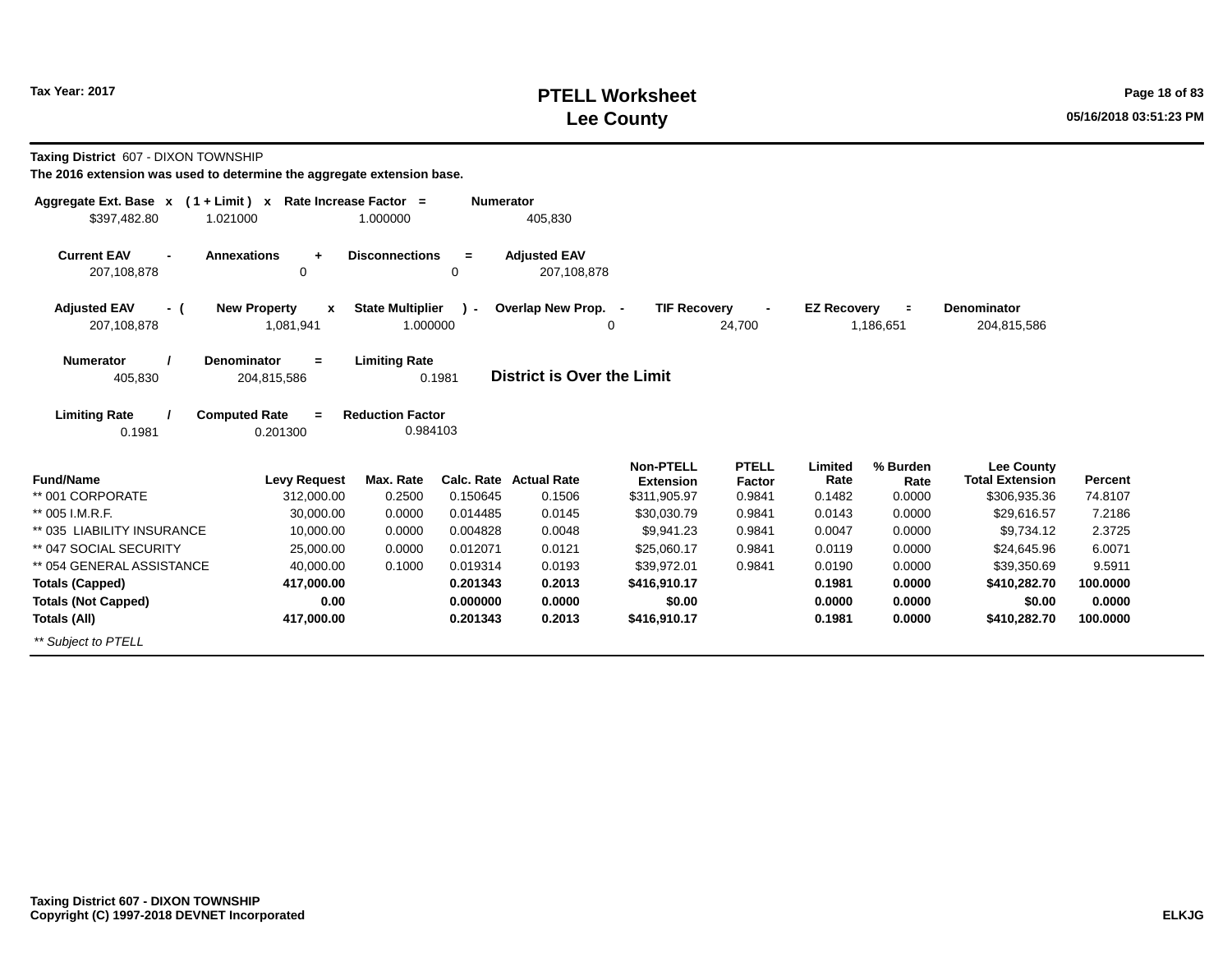**Taxing District** 607 - DIXON TOWNSHIP

**The 2016 extension was used to determine the aggregate extension base.**

| Aggregate Ext. Base x | ( 1 + Limit ) x | Rate Increase Factor = | Numerator |
|---|---|---|---|
| $397,482.80 | 1.021000 | 1.000000 | 405,830 |

| Current EAV - | Annexations + | Disconnections = | Adjusted EAV |
|---|---|---|---|
| 207,108,878 | 0 | 0 | 207,108,878 |

| Adjusted EAV - ( | New Property x | State Multiplier ) - | Overlap New Prop. - | TIF Recovery - | EZ Recovery = | Denominator |
|---|---|---|---|---|---|---|
| 207,108,878 | 1,081,941 | 1.000000 | 0 | 24,700 | 1,186,651 | 204,815,586 |

| Numerator / | Denominator = | Limiting Rate |
|---|---|---|
| 405,830 | 204,815,586 | 0.1981 |

**District is Over the Limit**

| Limiting Rate / | Computed Rate = | Reduction Factor |
|---|---|---|
| 0.1981 | 0.201300 | 0.984103 |

| Fund/Name | Levy Request | Max. Rate | Calc. Rate | Actual Rate | Non-PTELL Extension | PTELL Factor | Limited Rate | % Burden Rate | Lee County Total Extension | Percent |
|---|---|---|---|---|---|---|---|---|---|---|
| ** 001 CORPORATE | 312,000.00 | 0.2500 | 0.150645 | 0.1506 | $311,905.97 | 0.9841 | 0.1482 | 0.0000 | $306,935.36 | 74.8107 |
| ** 005 I.M.R.F. | 30,000.00 | 0.0000 | 0.014485 | 0.0145 | $30,030.79 | 0.9841 | 0.0143 | 0.0000 | $29,616.57 | 7.2186 |
| ** 035 LIABILITY INSURANCE | 10,000.00 | 0.0000 | 0.004828 | 0.0048 | $9,941.23 | 0.9841 | 0.0047 | 0.0000 | $9,734.12 | 2.3725 |
| ** 047 SOCIAL SECURITY | 25,000.00 | 0.0000 | 0.012071 | 0.0121 | $25,060.17 | 0.9841 | 0.0119 | 0.0000 | $24,645.96 | 6.0071 |
| ** 054 GENERAL ASSISTANCE | 40,000.00 | 0.1000 | 0.019314 | 0.0193 | $39,972.01 | 0.9841 | 0.0190 | 0.0000 | $39,350.69 | 9.5911 |
| **Totals (Capped)** | **417,000.00** | | **0.201343** | **0.2013** | **$416,910.17** | | **0.1981** | **0.0000** | **$410,282.70** | **100.0000** |
| **Totals (Not Capped)** | **0.00** | | **0.000000** | **0.0000** | **$0.00** | | **0.0000** | **0.0000** | **$0.00** | **0.0000** |
| **Totals (All)** | **417,000.00** | | **0.201343** | **0.2013** | **$416,910.17** | | **0.1981** | **0.0000** | **$410,282.70** | **100.0000** |

*** Subject to PTELL*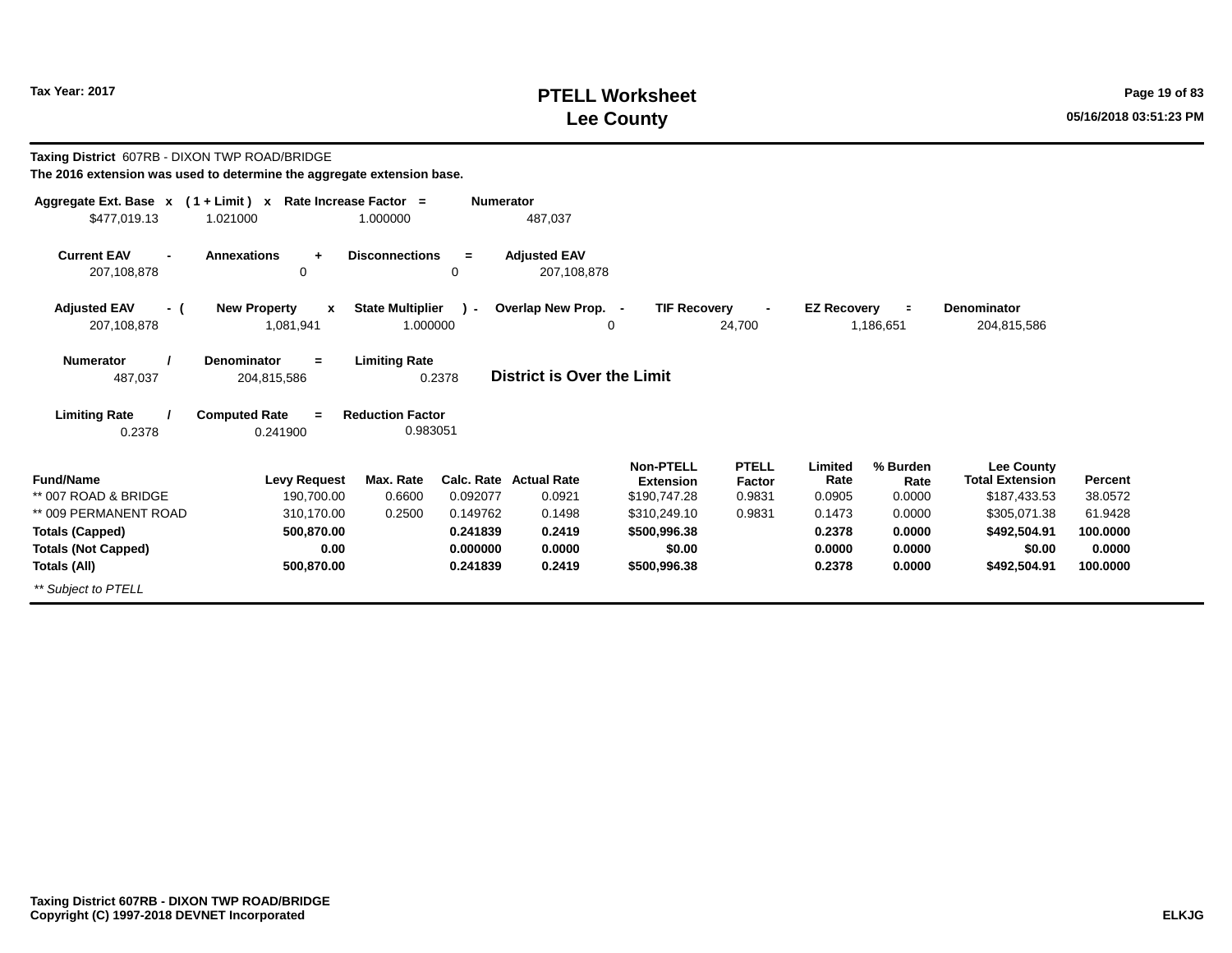# PTELL Worksheet
# Lee County

Tax Year: 2017

05/16/2018 03:51:23 PM

**Taxing District** 607RB - DIXON TWP ROAD/BRIDGE

**The 2016 extension was used to determine the aggregate extension base.**

| Aggregate Ext. Base | x | ( 1 + Limit ) | x | Rate Increase Factor | = | Numerator |
|---|---|---|---|---|---|---|
| $477,019.13 | | 1.021000 | | 1.000000 | | 487,037 |

| Current EAV | - | Annexations | + | Disconnections | = | Adjusted EAV |
|---|---|---|---|---|---|---|
| 207,108,878 | | 0 | | 0 | | 207,108,878 |

| Adjusted EAV | - ( | New Property | x | State Multiplier | ) - | Overlap New Prop. | - | TIF Recovery | - | EZ Recovery | = | Denominator |
|---|---|---|---|---|---|---|---|---|---|---|---|---|
| 207,108,878 | | 1,081,941 | | 1.000000 | | 0 | | 24,700 | | 1,186,651 | | 204,815,586 |

| Numerator | / | Denominator | = | Limiting Rate |
|---|---|---|---|---|
| 487,037 | | 204,815,586 | | 0.2378 |

**District is Over the Limit**

| Limiting Rate | / | Computed Rate | = | Reduction Factor |
|---|---|---|---|---|
| 0.2378 | | 0.241900 | | 0.983051 |

| Fund/Name | Levy Request | Max. Rate | Calc. Rate | Actual Rate | Non-PTELL Extension | PTELL Factor | Limited Rate | % Burden Rate | Lee County Total Extension | Percent |
|---|---|---|---|---|---|---|---|---|---|---|
| ** 007 ROAD & BRIDGE | 190,700.00 | 0.6600 | 0.092077 | 0.0921 | $190,747.28 | 0.9831 | 0.0905 | 0.0000 | $187,433.53 | 38.0572 |
| ** 009 PERMANENT ROAD | 310,170.00 | 0.2500 | 0.149762 | 0.1498 | $310,249.10 | 0.9831 | 0.1473 | 0.0000 | $305,071.38 | 61.9428 |
| **Totals (Capped)** | **500,870.00** | | **0.241839** | **0.2419** | **$500,996.38** | | **0.2378** | **0.0000** | **$492,504.91** | **100.0000** |
| **Totals (Not Capped)** | **0.00** | | **0.000000** | **0.0000** | **$0.00** | | **0.0000** | **0.0000** | **$0.00** | **0.0000** |
| **Totals (All)** | **500,870.00** | | **0.241839** | **0.2419** | **$500,996.38** | | **0.2378** | **0.0000** | **$492,504.91** | **100.0000** |

*** Subject to PTELL*

**Taxing District 607RB - DIXON TWP ROAD/BRIDGE**
**Copyright (C) 1997-2018 DEVNET Incorporated**

**ELKJG**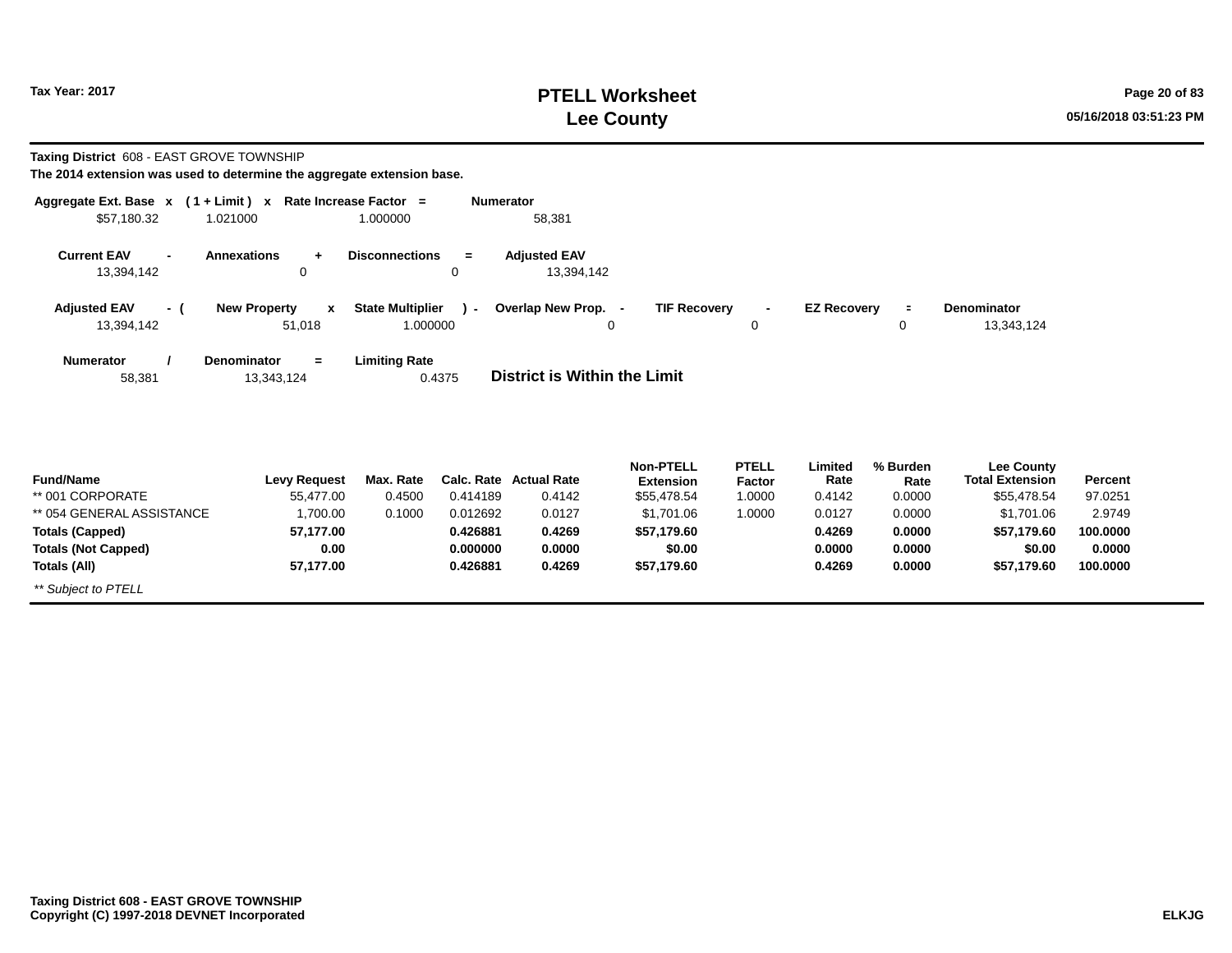**Tax Year: 2017**

# PTELL Worksheet
# Lee County

**Taxing District** 608 - EAST GROVE TOWNSHIP

**The 2014 extension was used to determine the aggregate extension base.**

| Aggregate Ext. Base | x | ( 1 + Limit ) | x | Rate Increase Factor | = | Numerator |
|---|---|---|---|---|---|---|
| $57,180.32 | | 1.021000 | | 1.000000 | | 58,381 |

| Current EAV | - | Annexations | + | Disconnections | = | Adjusted EAV |
|---|---|---|---|---|---|---|
| 13,394,142 | | 0 | | 0 | | 13,394,142 |

| Adjusted EAV | - ( | New Property | x | State Multiplier | ) - | Overlap New Prop. | - | TIF Recovery | - | EZ Recovery | = | Denominator |
|---|---|---|---|---|---|---|---|---|---|---|---|---|
| 13,394,142 | | 51,018 | | 1.000000 | | 0 | | 0 | | 0 | | 13,343,124 |

| Numerator | / | Denominator | = | Limiting Rate |
|---|---|---|---|---|
| 58,381 | | 13,343,124 | | 0.4375 |

**District is Within the Limit**

| Fund/Name | Levy Request | Max. Rate | Calc. Rate | Actual Rate | Non-PTELL Extension | PTELL Factor | Limited Rate | % Burden Rate | Lee County Total Extension | Percent |
|---|---|---|---|---|---|---|---|---|---|---|
| ** 001 CORPORATE | 55,477.00 | 0.4500 | 0.414189 | 0.4142 | $55,478.54 | 1.0000 | 0.4142 | 0.0000 | $55,478.54 | 97.0251 |
| ** 054 GENERAL ASSISTANCE | 1,700.00 | 0.1000 | 0.012692 | 0.0127 | $1,701.06 | 1.0000 | 0.0127 | 0.0000 | $1,701.06 | 2.9749 |
| **Totals (Capped)** | **57,177.00** | | **0.426881** | **0.4269** | **$57,179.60** | | **0.4269** | **0.0000** | **$57,179.60** | **100.0000** |
| **Totals (Not Capped)** | **0.00** | | **0.000000** | **0.0000** | **$0.00** | | **0.0000** | **0.0000** | **$0.00** | **0.0000** |
| **Totals (All)** | **57,177.00** | | **0.426881** | **0.4269** | **$57,179.60** | | **0.4269** | **0.0000** | **$57,179.60** | **100.0000** |

*** Subject to PTELL*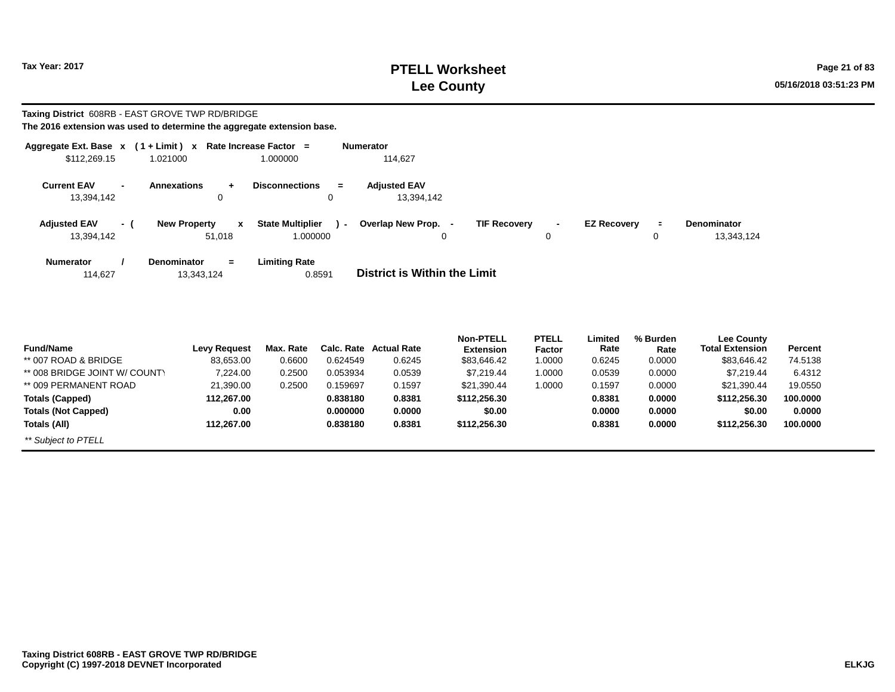Tax Year: 2017

# PTELL Worksheet
# Lee County

05/16/2018 03:51:23 PM

**Taxing District** 608RB - EAST GROVE TWP RD/BRIDGE

**The 2016 extension was used to determine the aggregate extension base.**

| Aggregate Ext. Base | x | ( 1 + Limit ) | x | Rate Increase Factor | = | Numerator |
|---|---|---|---|---|---|---|
| $112,269.15 | | 1.021000 | | 1.000000 | | 114,627 |

| Current EAV | - | Annexations | + | Disconnections | = | Adjusted EAV |
|---|---|---|---|---|---|---|
| 13,394,142 | | 0 | | 0 | | 13,394,142 |

| Adjusted EAV | - ( | New Property | x | State Multiplier | ) - | Overlap New Prop. | - | TIF Recovery | - | EZ Recovery | = | Denominator |
|---|---|---|---|---|---|---|---|---|---|---|---|---|
| 13,394,142 | | 51,018 | | 1.000000 | | 0 | | 0 | | 0 | | 13,343,124 |

| Numerator | / | Denominator | = | Limiting Rate |
|---|---|---|---|---|
| 114,627 | | 13,343,124 | | 0.8591 |

**District is Within the Limit**

| Fund/Name | Levy Request | Max. Rate | Calc. Rate | Actual Rate | Non-PTELL Extension | PTELL Factor | Limited Rate | % Burden Rate | Lee County Total Extension | Percent |
|---|---|---|---|---|---|---|---|---|---|---|
| ** 007 ROAD & BRIDGE | 83,653.00 | 0.6600 | 0.624549 | 0.6245 | $83,646.42 | 1.0000 | 0.6245 | 0.0000 | $83,646.42 | 74.5138 |
| ** 008 BRIDGE JOINT W/ COUNTY | 7,224.00 | 0.2500 | 0.053934 | 0.0539 | $7,219.44 | 1.0000 | 0.0539 | 0.0000 | $7,219.44 | 6.4312 |
| ** 009 PERMANENT ROAD | 21,390.00 | 0.2500 | 0.159697 | 0.1597 | $21,390.44 | 1.0000 | 0.1597 | 0.0000 | $21,390.44 | 19.0550 |
| **Totals (Capped)** | **112,267.00** | | **0.838180** | **0.8381** | **$112,256.30** | | **0.8381** | **0.0000** | **$112,256.30** | **100.0000** |
| **Totals (Not Capped)** | **0.00** | | **0.000000** | **0.0000** | **$0.00** | | **0.0000** | **0.0000** | **$0.00** | **0.0000** |
| **Totals (All)** | **112,267.00** | | **0.838180** | **0.8381** | **$112,256.30** | | **0.8381** | **0.0000** | **$112,256.30** | **100.0000** |

*** Subject to PTELL*

**Taxing District 608RB - EAST GROVE TWP RD/BRIDGE**
**Copyright (C) 1997-2018 DEVNET Incorporated**

**ELKJG**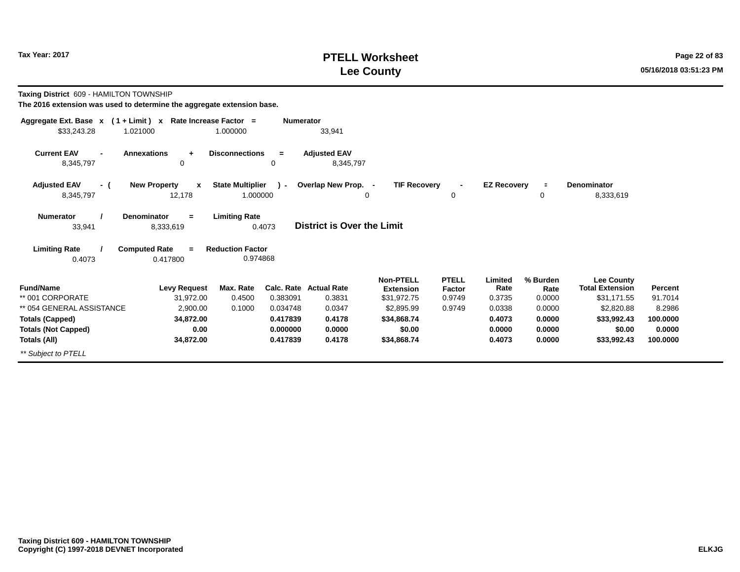**Tax Year: 2017**

# PTELL Worksheet
# Lee County

**Taxing District** 609 - HAMILTON TOWNSHIP

**The 2016 extension was used to determine the aggregate extension base.**

| Aggregate Ext. Base | x | ( 1 + Limit ) | x | Rate Increase Factor | = | Numerator |
|---|---|---|---|---|---|---|
| $33,243.28 | | 1.021000 | | 1.000000 | | 33,941 |

| Current EAV | - | Annexations | + | Disconnections | = | Adjusted EAV |
|---|---|---|---|---|---|---|
| 8,345,797 | | 0 | | 0 | | 8,345,797 |

| Adjusted EAV | - ( | New Property | x | State Multiplier | ) - | Overlap New Prop. | - | TIF Recovery | - | EZ Recovery | = | Denominator |
|---|---|---|---|---|---|---|---|---|---|---|---|---|
| 8,345,797 | | 12,178 | | 1.000000 | | 0 | | 0 | | 0 | | 8,333,619 |

| Numerator | / | Denominator | = | Limiting Rate |
|---|---|---|---|---|
| 33,941 | | 8,333,619 | | 0.4073 |

**District is Over the Limit**

| Limiting Rate | / | Computed Rate | = | Reduction Factor |
|---|---|---|---|---|
| 0.4073 | | 0.417800 | | 0.974868 |

| Fund/Name | Levy Request | Max. Rate | Calc. Rate | Actual Rate | Non-PTELL Extension | PTELL Factor | Limited Rate | % Burden Rate | Lee County Total Extension | Percent |
|---|---|---|---|---|---|---|---|---|---|---|
| ** 001 CORPORATE | 31,972.00 | 0.4500 | 0.383091 | 0.3831 | $31,972.75 | 0.9749 | 0.3735 | 0.0000 | $31,171.55 | 91.7014 |
| ** 054 GENERAL ASSISTANCE | 2,900.00 | 0.1000 | 0.034748 | 0.0347 | $2,895.99 | 0.9749 | 0.0338 | 0.0000 | $2,820.88 | 8.2986 |
| **Totals (Capped)** | **34,872.00** | | **0.417839** | **0.4178** | **$34,868.74** | | **0.4073** | **0.0000** | **$33,992.43** | **100.0000** |
| **Totals (Not Capped)** | **0.00** | | **0.000000** | **0.0000** | **$0.00** | | **0.0000** | **0.0000** | **$0.00** | **0.0000** |
| **Totals (All)** | **34,872.00** | | **0.417839** | **0.4178** | **$34,868.74** | | **0.4073** | **0.0000** | **$33,992.43** | **100.0000** |

*** Subject to PTELL*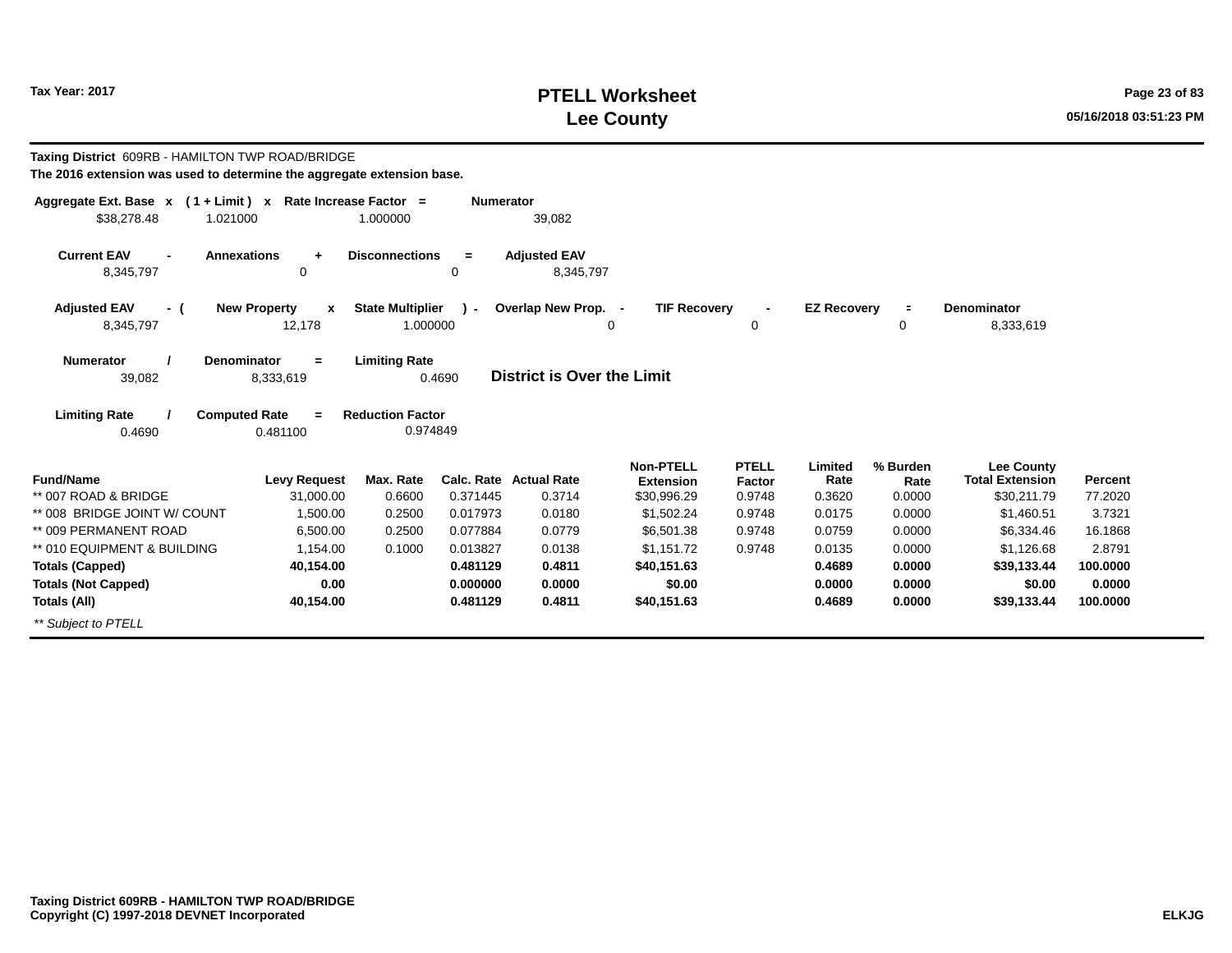**Tax Year: 2017**

# PTELL Worksheet
# Lee County

**Taxing District** 609RB - HAMILTON TWP ROAD/BRIDGE

**The 2016 extension was used to determine the aggregate extension base.**

| Aggregate Ext. Base x | (1 + Limit) x | Rate Increase Factor = | Numerator |
|---|---|---|---|
| $38,278.48 | 1.021000 | 1.000000 | 39,082 |

| Current EAV - | Annexations + | Disconnections = | Adjusted EAV |
|---|---|---|---|
| 8,345,797 | 0 | 0 | 8,345,797 |

| Adjusted EAV - ( | New Property x | State Multiplier ) - | Overlap New Prop. - | TIF Recovery - | EZ Recovery = | Denominator |
|---|---|---|---|---|---|---|
| 8,345,797 | 12,178 | 1.000000 | 0 | 0 | 0 | 8,333,619 |

| Numerator / | Denominator = | Limiting Rate |
|---|---|---|
| 39,082 | 8,333,619 | 0.4690 |

**District is Over the Limit**

| Limiting Rate / | Computed Rate = | Reduction Factor |
|---|---|---|
| 0.4690 | 0.481100 | 0.974849 |

| Fund/Name | Levy Request | Max. Rate | Calc. Rate | Actual Rate | Non-PTELL Extension | PTELL Factor | Limited Rate | % Burden Rate | Lee County Total Extension | Percent |
|---|---|---|---|---|---|---|---|---|---|---|
| ** 007 ROAD & BRIDGE | 31,000.00 | 0.6600 | 0.371445 | 0.3714 | $30,996.29 | 0.9748 | 0.3620 | 0.0000 | $30,211.79 | 77.2020 |
| ** 008 BRIDGE JOINT W/ COUNT | 1,500.00 | 0.2500 | 0.017973 | 0.0180 | $1,502.24 | 0.9748 | 0.0175 | 0.0000 | $1,460.51 | 3.7321 |
| ** 009 PERMANENT ROAD | 6,500.00 | 0.2500 | 0.077884 | 0.0779 | $6,501.38 | 0.9748 | 0.0759 | 0.0000 | $6,334.46 | 16.1868 |
| ** 010 EQUIPMENT & BUILDING | 1,154.00 | 0.1000 | 0.013827 | 0.0138 | $1,151.72 | 0.9748 | 0.0135 | 0.0000 | $1,126.68 | 2.8791 |
| **Totals (Capped)** | **40,154.00** | | **0.481129** | **0.4811** | **$40,151.63** | | **0.4689** | **0.0000** | **$39,133.44** | **100.0000** |
| **Totals (Not Capped)** | **0.00** | | **0.000000** | **0.0000** | **$0.00** | | **0.0000** | **0.0000** | **$0.00** | **0.0000** |
| **Totals (All)** | **40,154.00** | | **0.481129** | **0.4811** | **$40,151.63** | | **0.4689** | **0.0000** | **$39,133.44** | **100.0000** |

*** Subject to PTELL*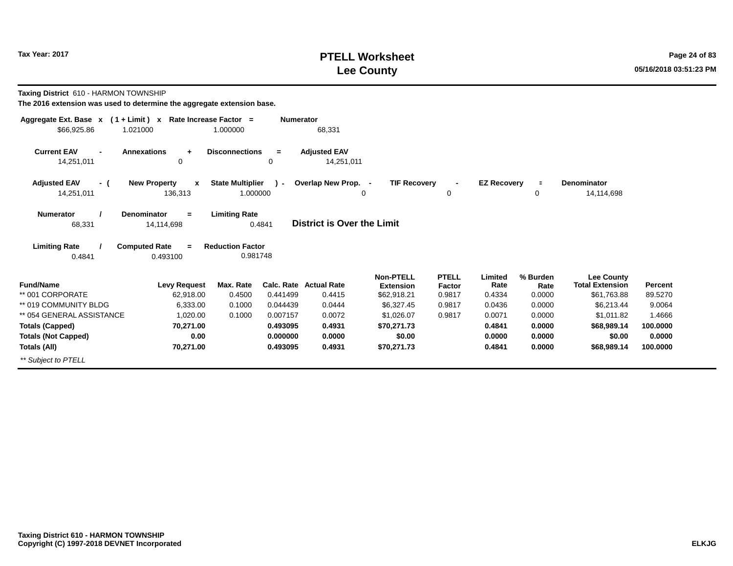Tax Year: 2017

# PTELL Worksheet
# Lee County

05/16/2018 03:51:23 PM

**Taxing District** 610 - HARMON TOWNSHIP

**The 2016 extension was used to determine the aggregate extension base.**

| Aggregate Ext. Base | x | (1 + Limit) | x | Rate Increase Factor | = | Numerator |
|---|---|---|---|---|---|---|
| $66,925.86 | | 1.021000 | | 1.000000 | | 68,331 |

| Current EAV | - | Annexations | + | Disconnections | = | Adjusted EAV |
|---|---|---|---|---|---|---|
| 14,251,011 | | 0 | | 0 | | 14,251,011 |

| Adjusted EAV | - ( | New Property | x | State Multiplier | ) - | Overlap New Prop. | - | TIF Recovery | - | EZ Recovery | = | Denominator |
|---|---|---|---|---|---|---|---|---|---|---|---|---|
| 14,251,011 | | 136,313 | | 1.000000 | | 0 | | 0 | | 0 | | 14,114,698 |

| Numerator | / | Denominator | = | Limiting Rate |
|---|---|---|---|---|
| 68,331 | | 14,114,698 | | 0.4841 |

**District is Over the Limit**

| Limiting Rate | / | Computed Rate | = | Reduction Factor |
|---|---|---|---|---|
| 0.4841 | | 0.493100 | | 0.981748 |

| Fund/Name | Levy Request | Max. Rate | Calc. Rate | Actual Rate | Non-PTELL Extension | PTELL Factor | Limited Rate | % Burden Rate | Lee County Total Extension | Percent |
|---|---|---|---|---|---|---|---|---|---|---|
| ** 001 CORPORATE | 62,918.00 | 0.4500 | 0.441499 | 0.4415 | $62,918.21 | 0.9817 | 0.4334 | 0.0000 | $61,763.88 | 89.5270 |
| ** 019 COMMUNITY BLDG | 6,333.00 | 0.1000 | 0.044439 | 0.0444 | $6,327.45 | 0.9817 | 0.0436 | 0.0000 | $6,213.44 | 9.0064 |
| ** 054 GENERAL ASSISTANCE | 1,020.00 | 0.1000 | 0.007157 | 0.0072 | $1,026.07 | 0.9817 | 0.0071 | 0.0000 | $1,011.82 | 1.4666 |
| **Totals (Capped)** | **70,271.00** | | **0.493095** | **0.4931** | **$70,271.73** | | **0.4841** | **0.0000** | **$68,989.14** | **100.0000** |
| **Totals (Not Capped)** | **0.00** | | **0.000000** | **0.0000** | **$0.00** | | **0.0000** | **0.0000** | **$0.00** | **0.0000** |
| **Totals (All)** | **70,271.00** | | **0.493095** | **0.4931** | **$70,271.73** | | **0.4841** | **0.0000** | **$68,989.14** | **100.0000** |

*** Subject to PTELL*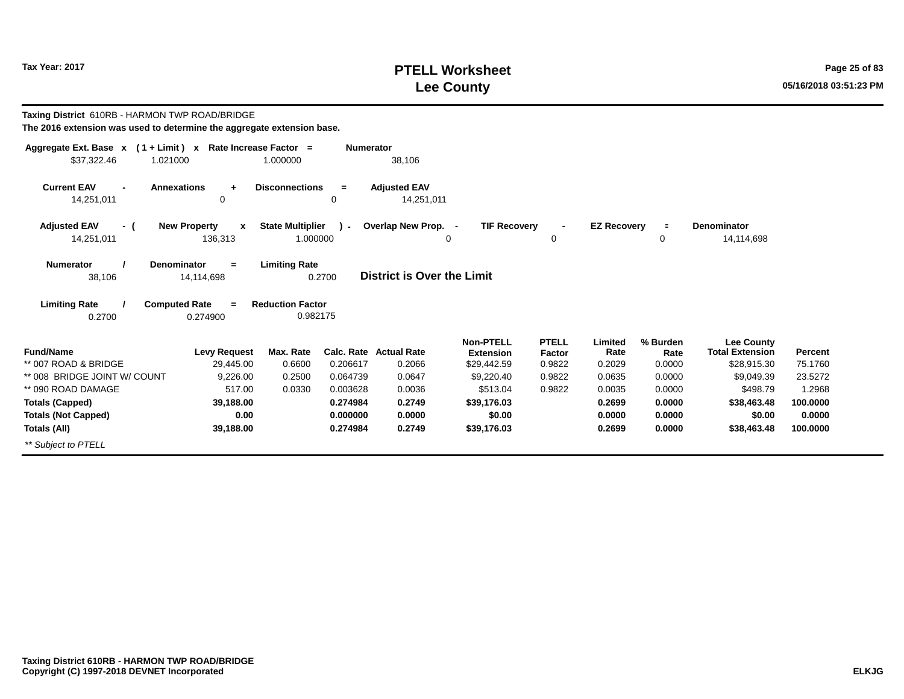# PTELL Worksheet
# Lee County

**Tax Year: 2017**

**Taxing District** 610RB - HARMON TWP ROAD/BRIDGE

**The 2016 extension was used to determine the aggregate extension base.**

| Aggregate Ext. Base | x | ( 1 + Limit ) | x | Rate Increase Factor | = | Numerator |
|---|---|---|---|---|---|---|
| $37,322.46 | | 1.021000 | | 1.000000 | | 38,106 |

| Current EAV | - | Annexations | + | Disconnections | = | Adjusted EAV |
|---|---|---|---|---|---|---|
| 14,251,011 | | 0 | | 0 | | 14,251,011 |

| Adjusted EAV | - ( | New Property | x | State Multiplier | ) - | Overlap New Prop. | - | TIF Recovery | - | EZ Recovery | = | Denominator |
|---|---|---|---|---|---|---|---|---|---|---|---|---|
| 14,251,011 | | 136,313 | | 1.000000 | | 0 | | 0 | | 0 | | 14,114,698 |

| Numerator | / | Denominator | = | Limiting Rate |
|---|---|---|---|---|
| 38,106 | | 14,114,698 | | 0.2700 |

**District is Over the Limit**

| Limiting Rate | / | Computed Rate | = | Reduction Factor |
|---|---|---|---|---|
| 0.2700 | | 0.274900 | | 0.982175 |

| Fund/Name | Levy Request | Max. Rate | Calc. Rate | Actual Rate | Non-PTELL Extension | PTELL Factor | Limited Rate | % Burden Rate | Lee County Total Extension | Percent |
|---|---|---|---|---|---|---|---|---|---|---|
| ** 007 ROAD & BRIDGE | 29,445.00 | 0.6600 | 0.206617 | 0.2066 | $29,442.59 | 0.9822 | 0.2029 | 0.0000 | $28,915.30 | 75.1760 |
| ** 008 BRIDGE JOINT W/ COUNT | 9,226.00 | 0.2500 | 0.064739 | 0.0647 | $9,220.40 | 0.9822 | 0.0635 | 0.0000 | $9,049.39 | 23.5272 |
| ** 090 ROAD DAMAGE | 517.00 | 0.0330 | 0.003628 | 0.0036 | $513.04 | 0.9822 | 0.0035 | 0.0000 | $498.79 | 1.2968 |
| **Totals (Capped)** | **39,188.00** | | **0.274984** | **0.2749** | **$39,176.03** | | **0.2699** | **0.0000** | **$38,463.48** | **100.0000** |
| **Totals (Not Capped)** | **0.00** | | **0.000000** | **0.0000** | **$0.00** | | **0.0000** | **0.0000** | **$0.00** | **0.0000** |
| **Totals (All)** | **39,188.00** | | **0.274984** | **0.2749** | **$39,176.03** | | **0.2699** | **0.0000** | **$38,463.48** | **100.0000** |

*** Subject to PTELL*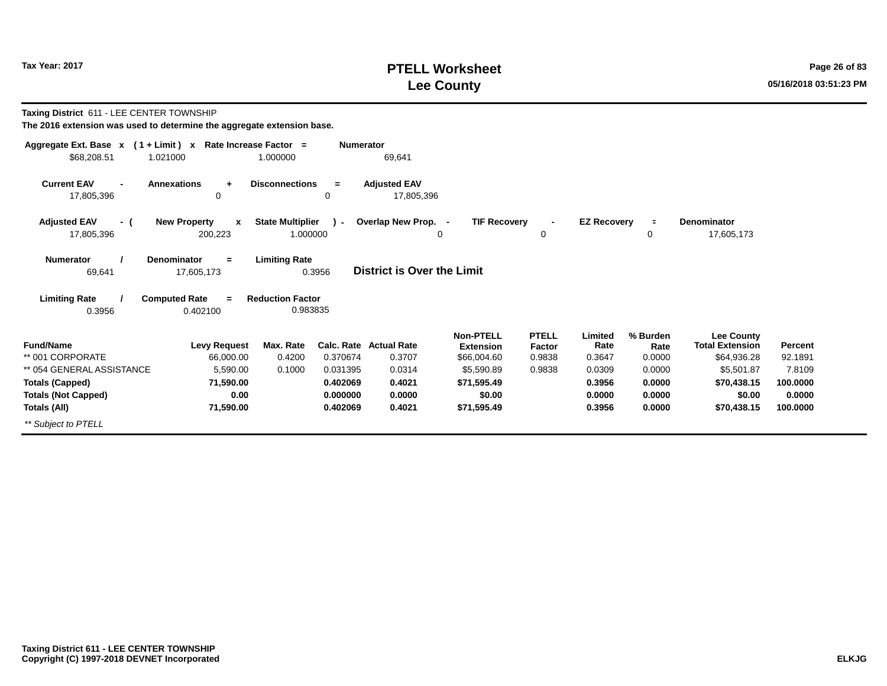**Taxing District** 611 - LEE CENTER TOWNSHIP

**The 2016 extension was used to determine the aggregate extension base.**

| Aggregate Ext. Base x | ( 1 + Limit ) x | Rate Increase Factor = | Numerator |
|---|---|---|---|
| $68,208.51 | 1.021000 | 1.000000 | 69,641 |

| Current EAV - | Annexations + | Disconnections = | Adjusted EAV |
|---|---|---|---|
| 17,805,396 | 0 | 0 | 17,805,396 |

| Adjusted EAV - ( | New Property x | State Multiplier ) - | Overlap New Prop. - | TIF Recovery - | EZ Recovery = | Denominator |
|---|---|---|---|---|---|---|
| 17,805,396 | 200,223 | 1.000000 | 0 | 0 | 0 | 17,605,173 |

| Numerator / | Denominator = | Limiting Rate |
|---|---|---|
| 69,641 | 17,605,173 | 0.3956 |

**District is Over the Limit**

| Limiting Rate / | Computed Rate = | Reduction Factor |
|---|---|---|
| 0.3956 | 0.402100 | 0.983835 |

| Fund/Name | Levy Request | Max. Rate | Calc. Rate | Actual Rate | Non-PTELL Extension | PTELL Factor | Limited Rate | % Burden Rate | Lee County Total Extension | Percent |
|---|---|---|---|---|---|---|---|---|---|---|
| ** 001 CORPORATE | 66,000.00 | 0.4200 | 0.370674 | 0.3707 | $66,004.60 | 0.9838 | 0.3647 | 0.0000 | $64,936.28 | 92.1891 |
| ** 054 GENERAL ASSISTANCE | 5,590.00 | 0.1000 | 0.031395 | 0.0314 | $5,590.89 | 0.9838 | 0.0309 | 0.0000 | $5,501.87 | 7.8109 |
| **Totals (Capped)** | **71,590.00** | | **0.402069** | **0.4021** | **$71,595.49** | | **0.3956** | **0.0000** | **$70,438.15** | **100.0000** |
| **Totals (Not Capped)** | **0.00** | | **0.000000** | **0.0000** | **$0.00** | | **0.0000** | **0.0000** | **$0.00** | **0.0000** |
| **Totals (All)** | **71,590.00** | | **0.402069** | **0.4021** | **$71,595.49** | | **0.3956** | **0.0000** | **$70,438.15** | **100.0000** |

*** Subject to PTELL*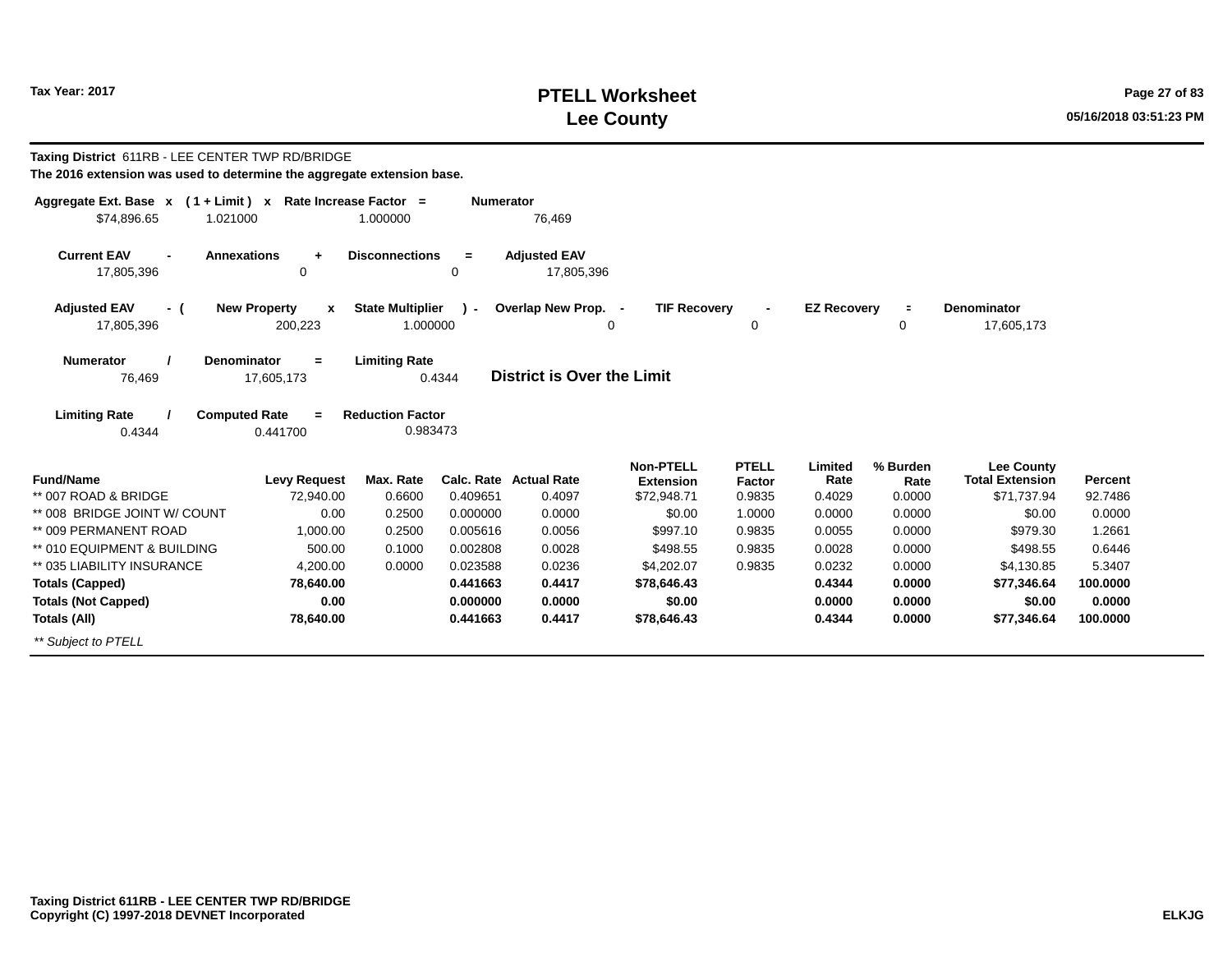Tax Year: 2017

# PTELL Worksheet
# Lee County

**Taxing District** 611RB - LEE CENTER TWP RD/BRIDGE

**The 2016 extension was used to determine the aggregate extension base.**

| Aggregate Ext. Base | x | ( 1 + Limit ) | x | Rate Increase Factor | = | Numerator |
|---|---|---|---|---|---|---|
| $74,896.65 | | 1.021000 | | 1.000000 | | 76,469 |

| Current EAV | - | Annexations | + | Disconnections | = | Adjusted EAV |
|---|---|---|---|---|---|---|
| 17,805,396 | | 0 | | 0 | | 17,805,396 |

| Adjusted EAV | - ( | New Property | x | State Multiplier | ) - | Overlap New Prop. | - | TIF Recovery | - | EZ Recovery | = | Denominator |
|---|---|---|---|---|---|---|---|---|---|---|---|---|
| 17,805,396 | | 200,223 | | 1.000000 | | 0 | | 0 | | 0 | | 17,605,173 |

| Numerator | / | Denominator | = | Limiting Rate |
|---|---|---|---|---|
| 76,469 | | 17,605,173 | | 0.4344 |

**District is Over the Limit**

| Limiting Rate | / | Computed Rate | = | Reduction Factor |
|---|---|---|---|---|
| 0.4344 | | 0.441700 | | 0.983473 |

| Fund/Name | Levy Request | Max. Rate | Calc. Rate | Actual Rate | Non-PTELL Extension | PTELL Factor | Limited Rate | % Burden Rate | Lee County Total Extension | Percent |
|---|---|---|---|---|---|---|---|---|---|---|
| ** 007 ROAD & BRIDGE | 72,940.00 | 0.6600 | 0.409651 | 0.4097 | $72,948.71 | 0.9835 | 0.4029 | 0.0000 | $71,737.94 | 92.7486 |
| ** 008 BRIDGE JOINT W/ COUNT | 0.00 | 0.2500 | 0.000000 | 0.0000 | $0.00 | 1.0000 | 0.0000 | 0.0000 | $0.00 | 0.0000 |
| ** 009 PERMANENT ROAD | 1,000.00 | 0.2500 | 0.005616 | 0.0056 | $997.10 | 0.9835 | 0.0055 | 0.0000 | $979.30 | 1.2661 |
| ** 010 EQUIPMENT & BUILDING | 500.00 | 0.1000 | 0.002808 | 0.0028 | $498.55 | 0.9835 | 0.0028 | 0.0000 | $498.55 | 0.6446 |
| ** 035 LIABILITY INSURANCE | 4,200.00 | 0.0000 | 0.023588 | 0.0236 | $4,202.07 | 0.9835 | 0.0232 | 0.0000 | $4,130.85 | 5.3407 |
| **Totals (Capped)** | **78,640.00** | | **0.441663** | **0.4417** | **$78,646.43** | | **0.4344** | **0.0000** | **$77,346.64** | **100.0000** |
| **Totals (Not Capped)** | **0.00** | | **0.000000** | **0.0000** | **$0.00** | | **0.0000** | **0.0000** | **$0.00** | **0.0000** |
| **Totals (All)** | **78,640.00** | | **0.441663** | **0.4417** | **$78,646.43** | | **0.4344** | **0.0000** | **$77,346.64** | **100.0000** |

*** Subject to PTELL*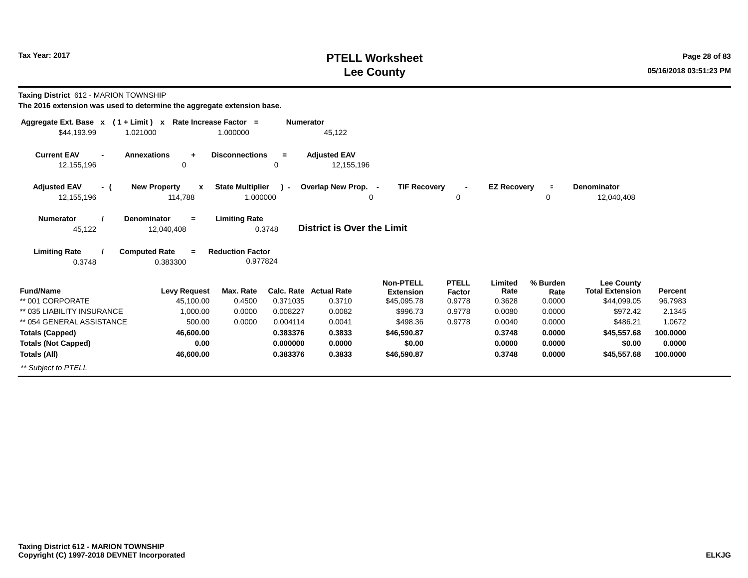# PTELL Worksheet
# Lee County

Tax Year: 2017

**Taxing District** 612 - MARION TOWNSHIP

**The 2016 extension was used to determine the aggregate extension base.**

| Aggregate Ext. Base | x | ( 1 + Limit ) | x | Rate Increase Factor | = | Numerator |
|---|---|---|---|---|---|---|
| $44,193.99 | | 1.021000 | | 1.000000 | | 45,122 |

| Current EAV | - | Annexations | + | Disconnections | = | Adjusted EAV |
|---|---|---|---|---|---|---|
| 12,155,196 | | 0 | | 0 | | 12,155,196 |

| Adjusted EAV | - ( | New Property | x | State Multiplier | ) - | Overlap New Prop. | - | TIF Recovery | - | EZ Recovery | = | Denominator |
|---|---|---|---|---|---|---|---|---|---|---|---|---|
| 12,155,196 | | 114,788 | | 1.000000 | | 0 | | 0 | | 0 | | 12,040,408 |

| Numerator | / | Denominator | = | Limiting Rate |
|---|---|---|---|---|
| 45,122 | | 12,040,408 | | 0.3748 |

**District is Over the Limit**

| Limiting Rate | / | Computed Rate | = | Reduction Factor |
|---|---|---|---|---|
| 0.3748 | | 0.383300 | | 0.977824 |

| Fund/Name | Levy Request | Max. Rate | Calc. Rate | Actual Rate | Non-PTELL Extension | PTELL Factor | Limited Rate | % Burden Rate | Lee County Total Extension | Percent |
|---|---|---|---|---|---|---|---|---|---|---|
| ** 001 CORPORATE | 45,100.00 | 0.4500 | 0.371035 | 0.3710 | $45,095.78 | 0.9778 | 0.3628 | 0.0000 | $44,099.05 | 96.7983 |
| ** 035 LIABILITY INSURANCE | 1,000.00 | 0.0000 | 0.008227 | 0.0082 | $996.73 | 0.9778 | 0.0080 | 0.0000 | $972.42 | 2.1345 |
| ** 054 GENERAL ASSISTANCE | 500.00 | 0.0000 | 0.004114 | 0.0041 | $498.36 | 0.9778 | 0.0040 | 0.0000 | $486.21 | 1.0672 |
| **Totals (Capped)** | **46,600.00** | | **0.383376** | **0.3833** | **$46,590.87** | | **0.3748** | **0.0000** | **$45,557.68** | **100.0000** |
| **Totals (Not Capped)** | **0.00** | | **0.000000** | **0.0000** | **$0.00** | | **0.0000** | **0.0000** | **$0.00** | **0.0000** |
| **Totals (All)** | **46,600.00** | | **0.383376** | **0.3833** | **$46,590.87** | | **0.3748** | **0.0000** | **$45,557.68** | **100.0000** |

*** Subject to PTELL*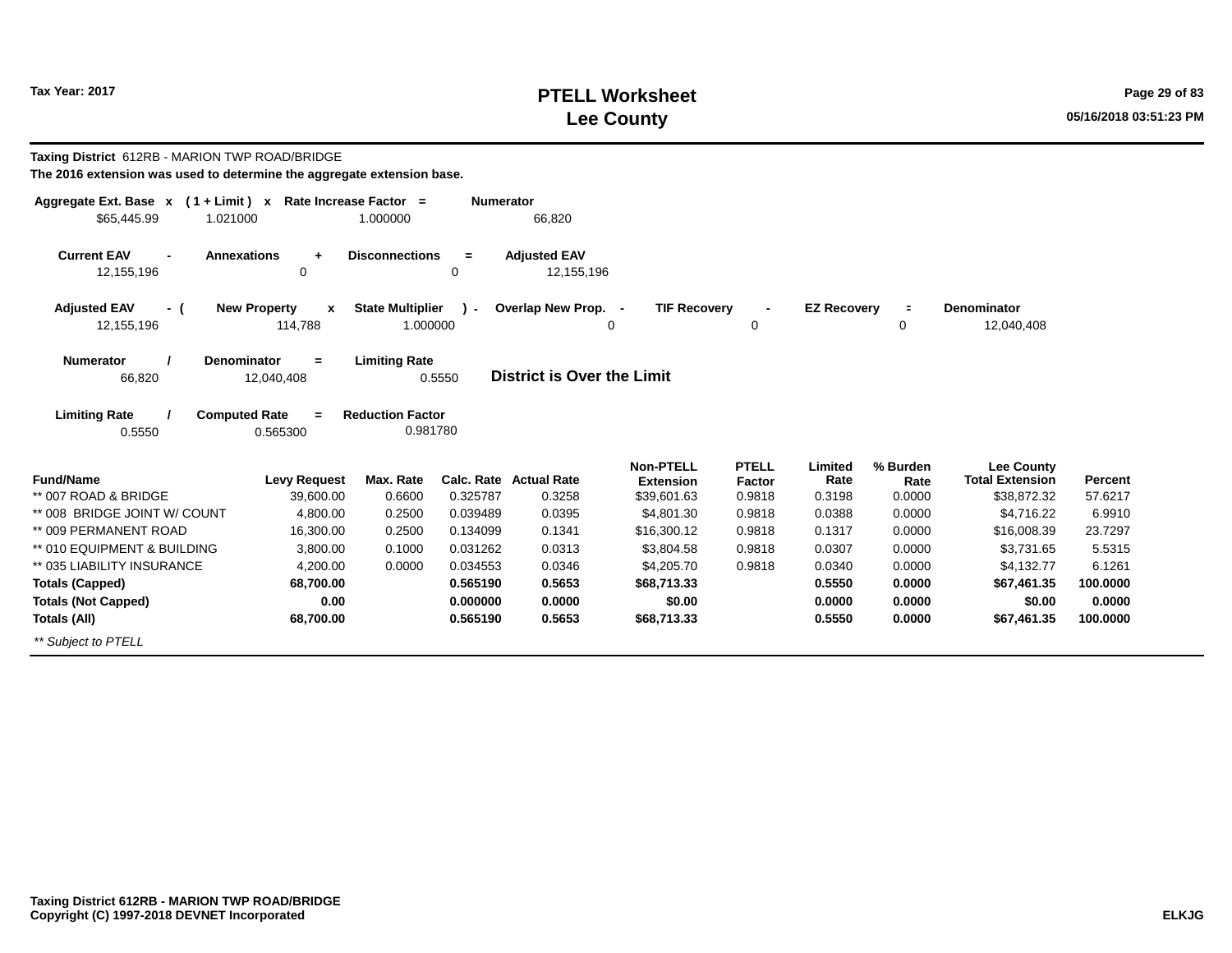# PTELL Worksheet
# Lee County

Tax Year: 2017

**Taxing District** 612RB - MARION TWP ROAD/BRIDGE

**The 2016 extension was used to determine the aggregate extension base.**

| Aggregate Ext. Base | x | ( 1 + Limit ) | x | Rate Increase Factor | = | Numerator |
|---|---|---|---|---|---|---|
| $65,445.99 | | 1.021000 | | 1.000000 | | 66,820 |

| Current EAV | - | Annexations | + | Disconnections | = | Adjusted EAV |
|---|---|---|---|---|---|---|
| 12,155,196 | | 0 | | 0 | | 12,155,196 |

| Adjusted EAV | - ( | New Property | x | State Multiplier | ) - | Overlap New Prop. | - | TIF Recovery | - | EZ Recovery | = | Denominator |
|---|---|---|---|---|---|---|---|---|---|---|---|---|
| 12,155,196 | | 114,788 | | 1.000000 | | 0 | | 0 | | 0 | | 12,040,408 |

| Numerator | / | Denominator | = | Limiting Rate |
|---|---|---|---|---|
| 66,820 | | 12,040,408 | | 0.5550 |

**District is Over the Limit**

| Limiting Rate | / | Computed Rate | = | Reduction Factor |
|---|---|---|---|---|
| 0.5550 | | 0.565300 | | 0.981780 |

| Fund/Name | Levy Request | Max. Rate | Calc. Rate | Actual Rate | Non-PTELL Extension | PTELL Factor | Limited Rate | % Burden Rate | Lee County Total Extension | Percent |
|---|---|---|---|---|---|---|---|---|---|---|
| ** 007 ROAD & BRIDGE | 39,600.00 | 0.6600 | 0.325787 | 0.3258 | $39,601.63 | 0.9818 | 0.3198 | 0.0000 | $38,872.32 | 57.6217 |
| ** 008 BRIDGE JOINT W/ COUNT | 4,800.00 | 0.2500 | 0.039489 | 0.0395 | $4,801.30 | 0.9818 | 0.0388 | 0.0000 | $4,716.22 | 6.9910 |
| ** 009 PERMANENT ROAD | 16,300.00 | 0.2500 | 0.134099 | 0.1341 | $16,300.12 | 0.9818 | 0.1317 | 0.0000 | $16,008.39 | 23.7297 |
| ** 010 EQUIPMENT & BUILDING | 3,800.00 | 0.1000 | 0.031262 | 0.0313 | $3,804.58 | 0.9818 | 0.0307 | 0.0000 | $3,731.65 | 5.5315 |
| ** 035 LIABILITY INSURANCE | 4,200.00 | 0.0000 | 0.034553 | 0.0346 | $4,205.70 | 0.9818 | 0.0340 | 0.0000 | $4,132.77 | 6.1261 |
| **Totals (Capped)** | **68,700.00** | | **0.565190** | **0.5653** | **$68,713.33** | | **0.5550** | **0.0000** | **$67,461.35** | **100.0000** |
| **Totals (Not Capped)** | **0.00** | | **0.000000** | **0.0000** | **$0.00** | | **0.0000** | **0.0000** | **$0.00** | **0.0000** |
| **Totals (All)** | **68,700.00** | | **0.565190** | **0.5653** | **$68,713.33** | | **0.5550** | **0.0000** | **$67,461.35** | **100.0000** |

*\** Subject to PTELL*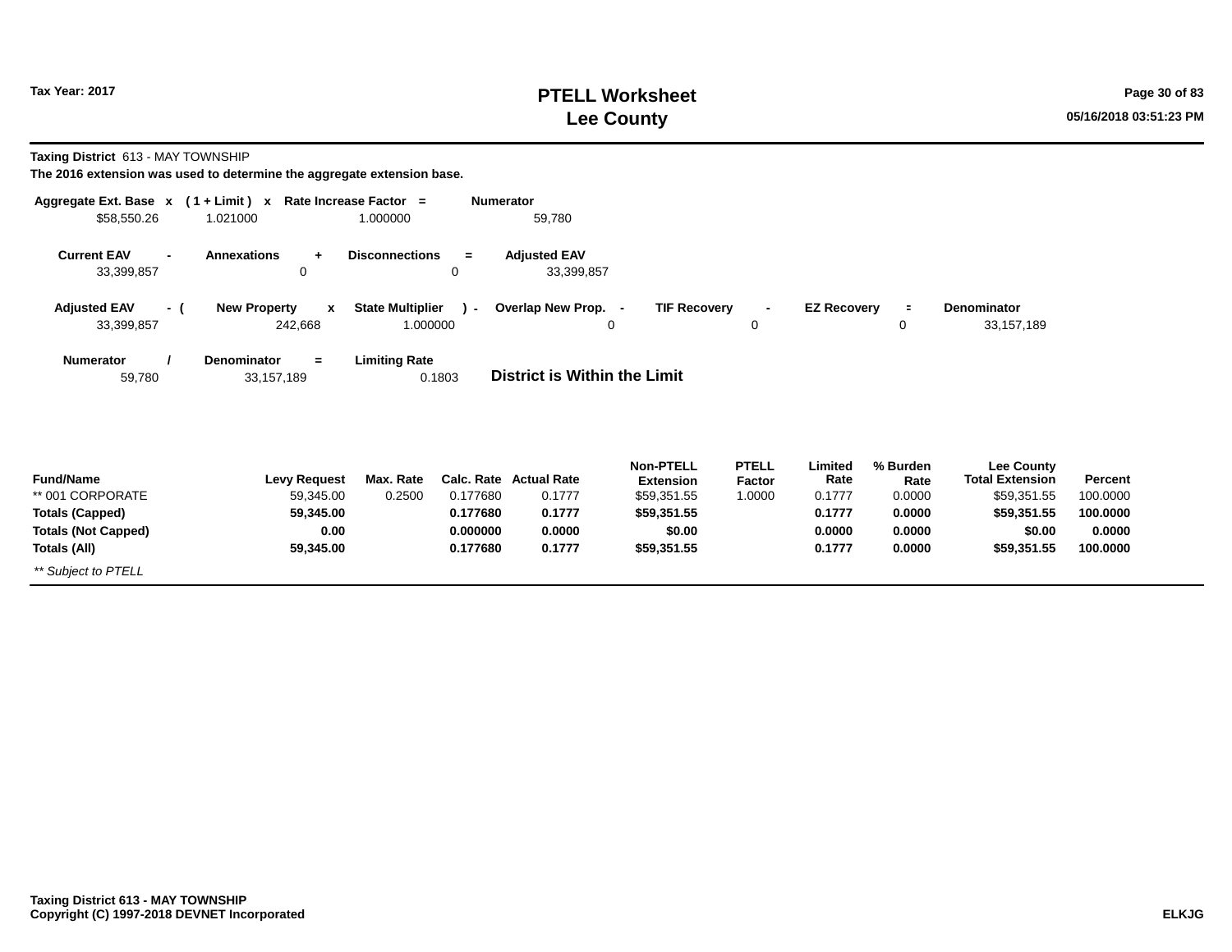# PTELL Worksheet
# Lee County

Tax Year: 2017

**Taxing District** 613 - MAY TOWNSHIP

**The 2016 extension was used to determine the aggregate extension base.**

| Aggregate Ext. Base | x | ( 1 + Limit ) | x | Rate Increase Factor | = | Numerator |
|---|---|---|---|---|---|---|
| $58,550.26 | | 1.021000 | | 1.000000 | | 59,780 |

| Current EAV | - | Annexations | + | Disconnections | = | Adjusted EAV |
|---|---|---|---|---|---|---|
| 33,399,857 | | 0 | | 0 | | 33,399,857 |

| Adjusted EAV | - ( | New Property | x | State Multiplier | ) - | Overlap New Prop. | - | TIF Recovery | - | EZ Recovery | = | Denominator |
|---|---|---|---|---|---|---|---|---|---|---|---|---|
| 33,399,857 | | 242,668 | | 1.000000 | | 0 | | 0 | | 0 | | 33,157,189 |

| Numerator | / | Denominator | = | Limiting Rate |
|---|---|---|---|---|
| 59,780 | | 33,157,189 | | 0.1803 |

**District is Within the Limit**

| Fund/Name | Levy Request | Max. Rate | Calc. Rate | Actual Rate | Non-PTELL Extension | PTELL Factor | Limited Rate | % Burden Rate | Lee County Total Extension | Percent |
|---|---|---|---|---|---|---|---|---|---|---|
| ** 001 CORPORATE | 59,345.00 | 0.2500 | 0.177680 | 0.1777 | $59,351.55 | 1.0000 | 0.1777 | 0.0000 | $59,351.55 | 100.0000 |
| **Totals (Capped)** | **59,345.00** | | **0.177680** | **0.1777** | **$59,351.55** | | **0.1777** | **0.0000** | **$59,351.55** | **100.0000** |
| **Totals (Not Capped)** | **0.00** | | **0.000000** | **0.0000** | **$0.00** | | **0.0000** | **0.0000** | **$0.00** | **0.0000** |
| **Totals (All)** | **59,345.00** | | **0.177680** | **0.1777** | **$59,351.55** | | **0.1777** | **0.0000** | **$59,351.55** | **100.0000** |

*** Subject to PTELL*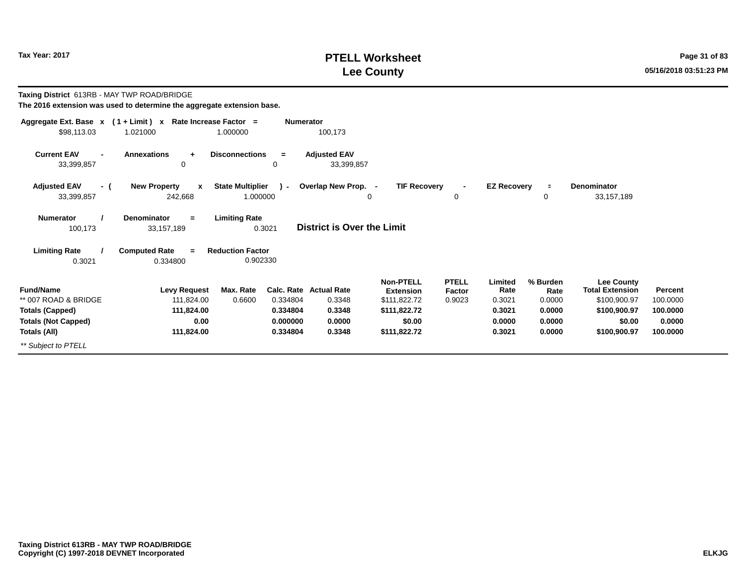# PTELL Worksheet
# Lee County

Tax Year: 2017

05/16/2018 03:51:23 PM

**Taxing District** 613RB - MAY TWP ROAD/BRIDGE

**The 2016 extension was used to determine the aggregate extension base.**

| Aggregate Ext. Base | x | ( 1 + Limit ) | x | Rate Increase Factor | = | Numerator |
|---|---|---|---|---|---|---|
| $98,113.03 | | 1.021000 | | 1.000000 | | 100,173 |

| Current EAV | - | Annexations | + | Disconnections | = | Adjusted EAV |
|---|---|---|---|---|---|---|
| 33,399,857 | | 0 | | 0 | | 33,399,857 |

| Adjusted EAV | - ( | New Property | x | State Multiplier | ) - | Overlap New Prop. | - | TIF Recovery | - | EZ Recovery | = | Denominator |
|---|---|---|---|---|---|---|---|---|---|---|---|---|
| 33,399,857 | | 242,668 | | 1.000000 | | 0 | | 0 | | 0 | | 33,157,189 |

| Numerator | / | Denominator | = | Limiting Rate |
|---|---|---|---|---|
| 100,173 | | 33,157,189 | | 0.3021 |

**District is Over the Limit**

| Limiting Rate | / | Computed Rate | = | Reduction Factor |
|---|---|---|---|---|
| 0.3021 | | 0.334800 | | 0.902330 |

| Fund/Name | Levy Request | Max. Rate | Calc. Rate | Actual Rate | Non-PTELL Extension | PTELL Factor | Limited Rate | % Burden Rate | Lee County Total Extension | Percent |
|---|---|---|---|---|---|---|---|---|---|---|
| ** 007 ROAD & BRIDGE | 111,824.00 | 0.6600 | 0.334804 | 0.3348 | $111,822.72 | 0.9023 | 0.3021 | 0.0000 | $100,900.97 | 100.0000 |
| **Totals (Capped)** | **111,824.00** | | **0.334804** | **0.3348** | **$111,822.72** | | **0.3021** | **0.0000** | **$100,900.97** | **100.0000** |
| **Totals (Not Capped)** | **0.00** | | **0.000000** | **0.0000** | **$0.00** | | **0.0000** | **0.0000** | **$0.00** | **0.0000** |
| **Totals (All)** | **111,824.00** | | **0.334804** | **0.3348** | **$111,822.72** | | **0.3021** | **0.0000** | **$100,900.97** | **100.0000** |

*** Subject to PTELL*

**Taxing District 613RB - MAY TWP ROAD/BRIDGE**
**Copyright (C) 1997-2018 DEVNET Incorporated**

**ELKJG**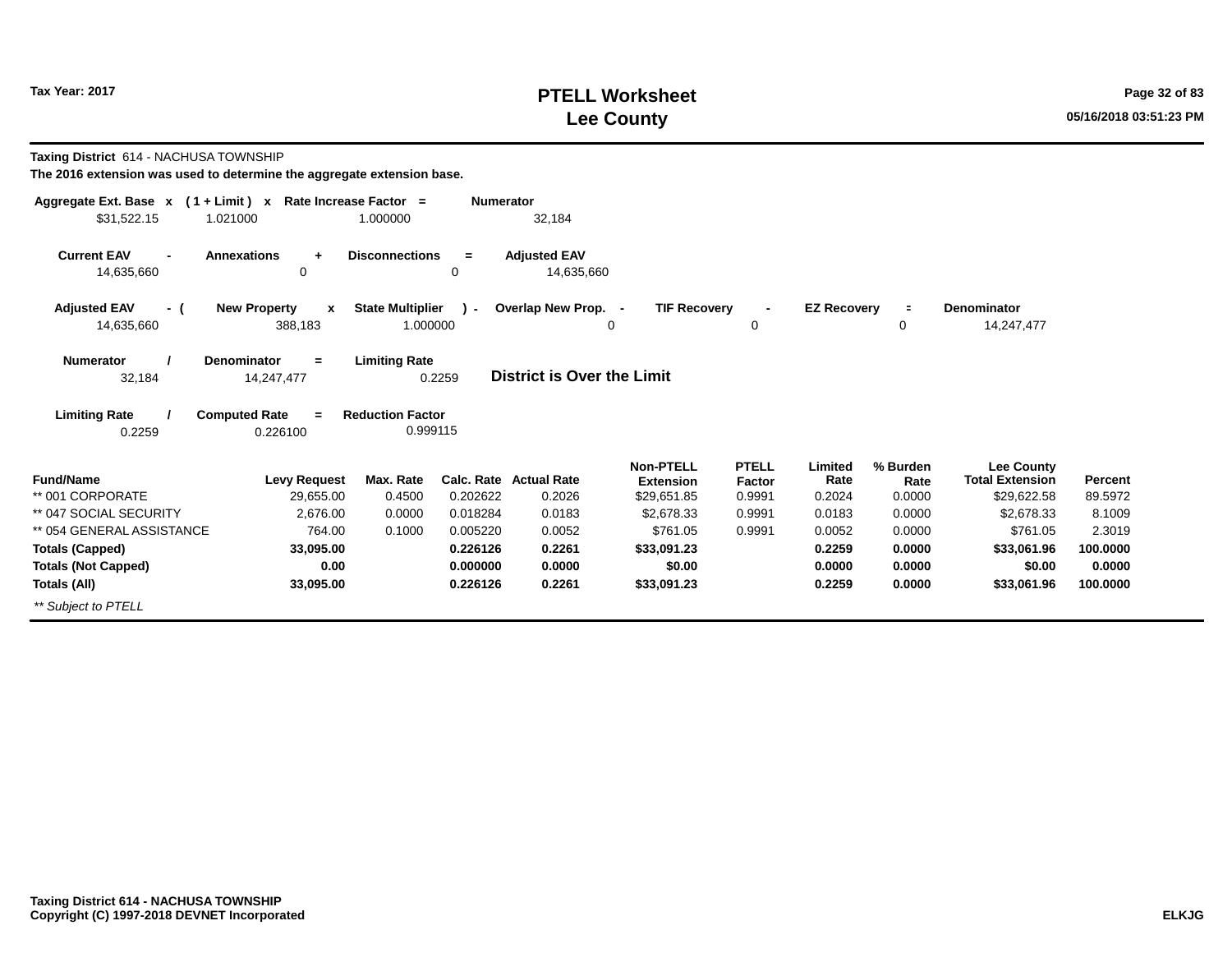# PTELL Worksheet
# Lee County

Tax Year: 2017

**Taxing District** 614 - NACHUSA TOWNSHIP

**The 2016 extension was used to determine the aggregate extension base.**

| Aggregate Ext. Base | x | ( 1 + Limit ) | x | Rate Increase Factor | = | Numerator |
|---|---|---|---|---|---|---|
| $31,522.15 | | 1.021000 | | 1.000000 | | 32,184 |

| Current EAV | - | Annexations | + | Disconnections | = | Adjusted EAV |
|---|---|---|---|---|---|---|
| 14,635,660 | | 0 | | 0 | | 14,635,660 |

| Adjusted EAV | - ( | New Property | x | State Multiplier | ) - | Overlap New Prop. | - | TIF Recovery | - | EZ Recovery | = | Denominator |
|---|---|---|---|---|---|---|---|---|---|---|---|---|
| 14,635,660 | | 388,183 | | 1.000000 | | 0 | | 0 | | 0 | | 14,247,477 |

| Numerator | / | Denominator | = | Limiting Rate |
|---|---|---|---|---|
| 32,184 | | 14,247,477 | | 0.2259 |

**District is Over the Limit**

| Limiting Rate | / | Computed Rate | = | Reduction Factor |
|---|---|---|---|---|
| 0.2259 | | 0.226100 | | 0.999115 |

| Fund/Name | Levy Request | Max. Rate | Calc. Rate | Actual Rate | Non-PTELL Extension | PTELL Factor | Limited Rate | % Burden Rate | Lee County Total Extension | Percent |
|---|---|---|---|---|---|---|---|---|---|---|
| ** 001 CORPORATE | 29,655.00 | 0.4500 | 0.202622 | 0.2026 | $29,651.85 | 0.9991 | 0.2024 | 0.0000 | $29,622.58 | 89.5972 |
| ** 047 SOCIAL SECURITY | 2,676.00 | 0.0000 | 0.018284 | 0.0183 | $2,678.33 | 0.9991 | 0.0183 | 0.0000 | $2,678.33 | 8.1009 |
| ** 054 GENERAL ASSISTANCE | 764.00 | 0.1000 | 0.005220 | 0.0052 | $761.05 | 0.9991 | 0.0052 | 0.0000 | $761.05 | 2.3019 |
| **Totals (Capped)** | **33,095.00** | | **0.226126** | **0.2261** | **$33,091.23** | | **0.2259** | **0.0000** | **$33,061.96** | **100.0000** |
| **Totals (Not Capped)** | **0.00** | | **0.000000** | **0.0000** | **$0.00** | | **0.0000** | **0.0000** | **$0.00** | **0.0000** |
| **Totals (All)** | **33,095.00** | | **0.226126** | **0.2261** | **$33,091.23** | | **0.2259** | **0.0000** | **$33,061.96** | **100.0000** |

*** Subject to PTELL*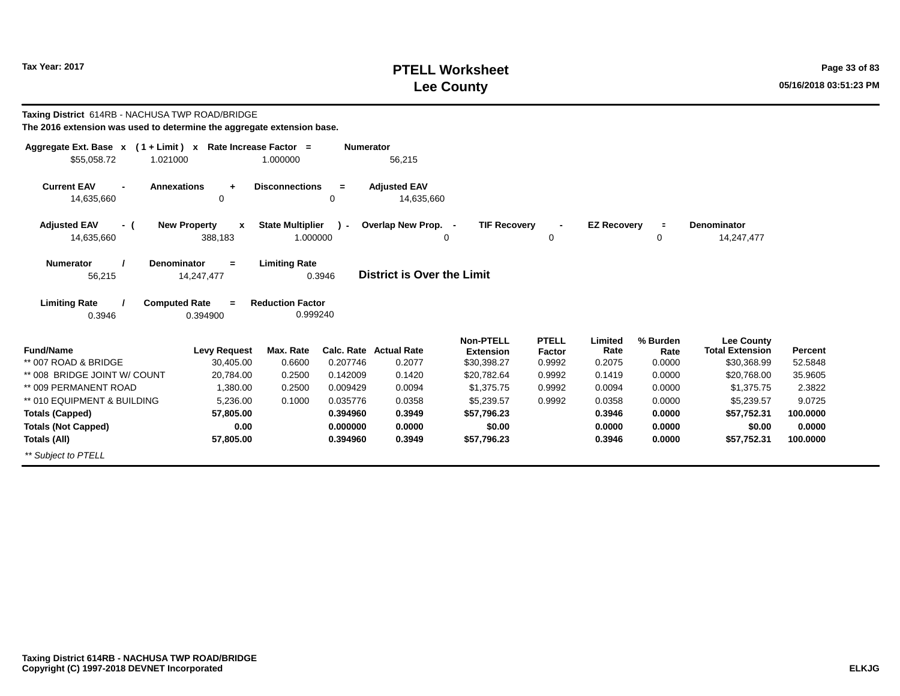**Tax Year: 2017**

# PTELL Worksheet
# Lee County

**Taxing District** 614RB - NACHUSA TWP ROAD/BRIDGE
**The 2016 extension was used to determine the aggregate extension base.**

| Aggregate Ext. Base | x | ( 1 + Limit ) | x | Rate Increase Factor | = | Numerator |
|---|---|---|---|---|---|---|
| $55,058.72 | | 1.021000 | | 1.000000 | | 56,215 |

| Current EAV | - | Annexations | + | Disconnections | = | Adjusted EAV |
|---|---|---|---|---|---|---|
| 14,635,660 | | 0 | | 0 | | 14,635,660 |

| Adjusted EAV | - ( | New Property | x | State Multiplier | ) - | Overlap New Prop. | - | TIF Recovery | - | EZ Recovery | = | Denominator |
|---|---|---|---|---|---|---|---|---|---|---|---|---|
| 14,635,660 | | 388,183 | | 1.000000 | | 0 | | 0 | | 0 | | 14,247,477 |

| Numerator | / | Denominator | = | Limiting Rate |
|---|---|---|---|---|
| 56,215 | | 14,247,477 | | 0.3946 |

**District is Over the Limit**

| Limiting Rate | / | Computed Rate | = | Reduction Factor |
|---|---|---|---|---|
| 0.3946 | | 0.394900 | | 0.999240 |

| Fund/Name | Levy Request | Max. Rate | Calc. Rate | Actual Rate | Non-PTELL Extension | PTELL Factor | Limited Rate | % Burden Rate | Lee County Total Extension | Percent |
|---|---|---|---|---|---|---|---|---|---|---|
| ** 007 ROAD & BRIDGE | 30,405.00 | 0.6600 | 0.207746 | 0.2077 | $30,398.27 | 0.9992 | 0.2075 | 0.0000 | $30,368.99 | 52.5848 |
| ** 008 BRIDGE JOINT W/ COUNT | 20,784.00 | 0.2500 | 0.142009 | 0.1420 | $20,782.64 | 0.9992 | 0.1419 | 0.0000 | $20,768.00 | 35.9605 |
| ** 009 PERMANENT ROAD | 1,380.00 | 0.2500 | 0.009429 | 0.0094 | $1,375.75 | 0.9992 | 0.0094 | 0.0000 | $1,375.75 | 2.3822 |
| ** 010 EQUIPMENT & BUILDING | 5,236.00 | 0.1000 | 0.035776 | 0.0358 | $5,239.57 | 0.9992 | 0.0358 | 0.0000 | $5,239.57 | 9.0725 |
| **Totals (Capped)** | **57,805.00** | | **0.394960** | **0.3949** | **$57,796.23** | | **0.3946** | **0.0000** | **$57,752.31** | **100.0000** |
| **Totals (Not Capped)** | **0.00** | | **0.000000** | **0.0000** | **$0.00** | | **0.0000** | **0.0000** | **$0.00** | **0.0000** |
| **Totals (All)** | **57,805.00** | | **0.394960** | **0.3949** | **$57,796.23** | | **0.3946** | **0.0000** | **$57,752.31** | **100.0000** |

*** Subject to PTELL*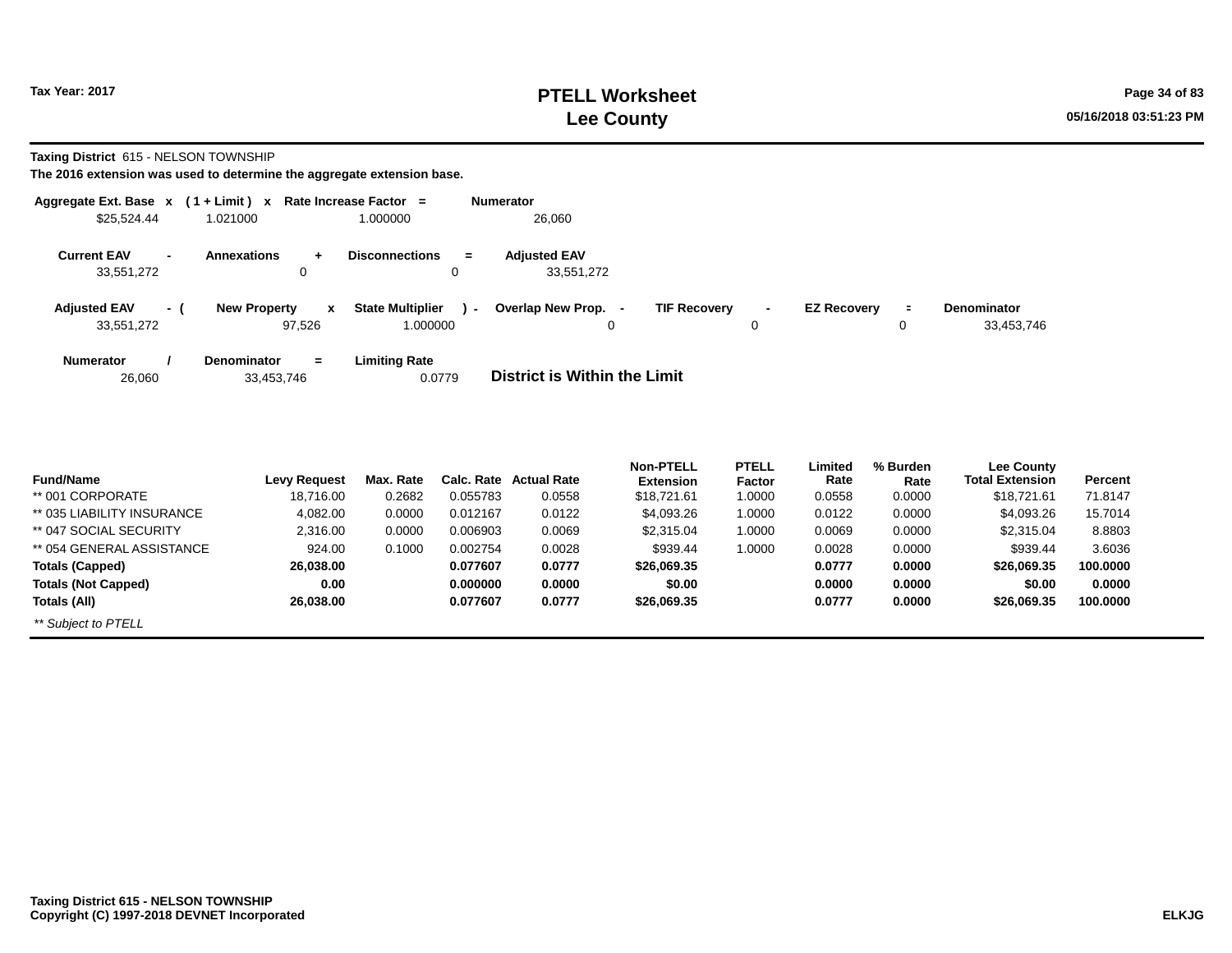**Tax Year: 2017**

# PTELL Worksheet
# Lee County

**Taxing District** 615 - NELSON TOWNSHIP

**The 2016 extension was used to determine the aggregate extension base.**

| Aggregate Ext. Base | x | ( 1 + Limit ) | x | Rate Increase Factor | = | Numerator |
|---|---|---|---|---|---|---|
| $25,524.44 | | 1.021000 | | 1.000000 | | 26,060 |

| Current EAV | - | Annexations | + | Disconnections | = | Adjusted EAV |
|---|---|---|---|---|---|---|
| 33,551,272 | | 0 | | 0 | | 33,551,272 |

| Adjusted EAV | - ( | New Property | x | State Multiplier | ) - | Overlap New Prop. | - | TIF Recovery | - | EZ Recovery | = | Denominator |
|---|---|---|---|---|---|---|---|---|---|---|---|---|
| 33,551,272 | | 97,526 | | 1.000000 | | 0 | | 0 | | 0 | | 33,453,746 |

| Numerator | / | Denominator | = | Limiting Rate |
|---|---|---|---|---|
| 26,060 | | 33,453,746 | | 0.0779 |

**District is Within the Limit**

| Fund/Name | Levy Request | Max. Rate | Calc. Rate | Actual Rate | Non-PTELL Extension | PTELL Factor | Limited Rate | % Burden Rate | Lee County Total Extension | Percent |
|---|---|---|---|---|---|---|---|---|---|---|
| ** 001 CORPORATE | 18,716.00 | 0.2682 | 0.055783 | 0.0558 | $18,721.61 | 1.0000 | 0.0558 | 0.0000 | $18,721.61 | 71.8147 |
| ** 035 LIABILITY INSURANCE | 4,082.00 | 0.0000 | 0.012167 | 0.0122 | $4,093.26 | 1.0000 | 0.0122 | 0.0000 | $4,093.26 | 15.7014 |
| ** 047 SOCIAL SECURITY | 2,316.00 | 0.0000 | 0.006903 | 0.0069 | $2,315.04 | 1.0000 | 0.0069 | 0.0000 | $2,315.04 | 8.8803 |
| ** 054 GENERAL ASSISTANCE | 924.00 | 0.1000 | 0.002754 | 0.0028 | $939.44 | 1.0000 | 0.0028 | 0.0000 | $939.44 | 3.6036 |
| **Totals (Capped)** | **26,038.00** | | **0.077607** | **0.0777** | **$26,069.35** | | **0.0777** | **0.0000** | **$26,069.35** | **100.0000** |
| **Totals (Not Capped)** | **0.00** | | **0.000000** | **0.0000** | **$0.00** | | **0.0000** | **0.0000** | **$0.00** | **0.0000** |
| **Totals (All)** | **26,038.00** | | **0.077607** | **0.0777** | **$26,069.35** | | **0.0777** | **0.0000** | **$26,069.35** | **100.0000** |

*** Subject to PTELL*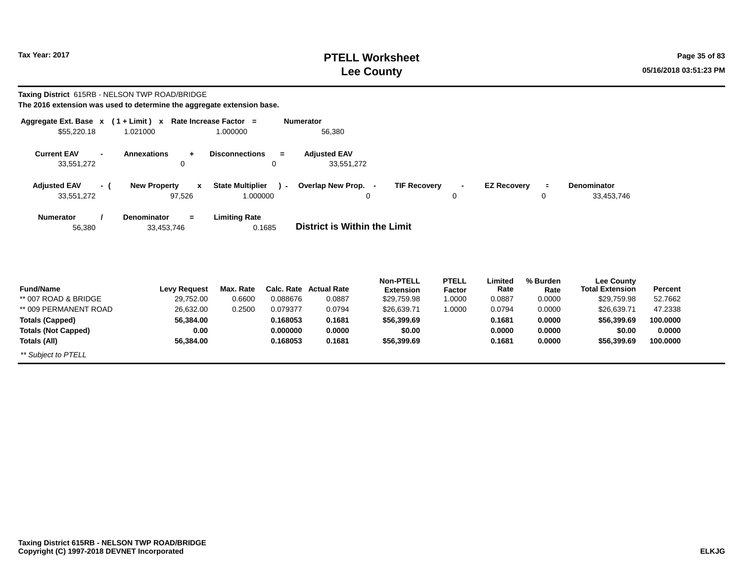**Taxing District** 615RB - NELSON TWP ROAD/BRIDGE

**The 2016 extension was used to determine the aggregate extension base.**

| Aggregate Ext. Base | x | ( 1 + Limit ) | x | Rate Increase Factor | = | Numerator |
|---|---|---|---|---|---|---|
| $55,220.18 | | 1.021000 | | 1.000000 | | 56,380 |

| Current EAV | - | Annexations | + | Disconnections | = | Adjusted EAV |
|---|---|---|---|---|---|---|
| 33,551,272 | | 0 | | 0 | | 33,551,272 |

| Adjusted EAV | - ( | New Property | x | State Multiplier | ) - | Overlap New Prop. | - | TIF Recovery | - | EZ Recovery | = | Denominator |
|---|---|---|---|---|---|---|---|---|---|---|---|---|
| 33,551,272 | | 97,526 | | 1.000000 | | 0 | | 0 | | 0 | | 33,453,746 |

| Numerator | / | Denominator | = | Limiting Rate |
|---|---|---|---|---|
| 56,380 | | 33,453,746 | | 0.1685 |

**District is Within the Limit**

| Fund/Name | Levy Request | Max. Rate | Calc. Rate | Actual Rate | Non-PTELL Extension | PTELL Factor | Limited Rate | % Burden Rate | Lee County Total Extension | Percent |
|---|---|---|---|---|---|---|---|---|---|---|
| ** 007 ROAD & BRIDGE | 29,752.00 | 0.6600 | 0.088676 | 0.0887 | $29,759.98 | 1.0000 | 0.0887 | 0.0000 | $29,759.98 | 52.7662 |
| ** 009 PERMANENT ROAD | 26,632.00 | 0.2500 | 0.079377 | 0.0794 | $26,639.71 | 1.0000 | 0.0794 | 0.0000 | $26,639.71 | 47.2338 |
| **Totals (Capped)** | **56,384.00** | | **0.168053** | **0.1681** | **$56,399.69** | | **0.1681** | **0.0000** | **$56,399.69** | **100.0000** |
| **Totals (Not Capped)** | **0.00** | | **0.000000** | **0.0000** | **$0.00** | | **0.0000** | **0.0000** | **$0.00** | **0.0000** |
| **Totals (All)** | **56,384.00** | | **0.168053** | **0.1681** | **$56,399.69** | | **0.1681** | **0.0000** | **$56,399.69** | **100.0000** |

*** Subject to PTELL*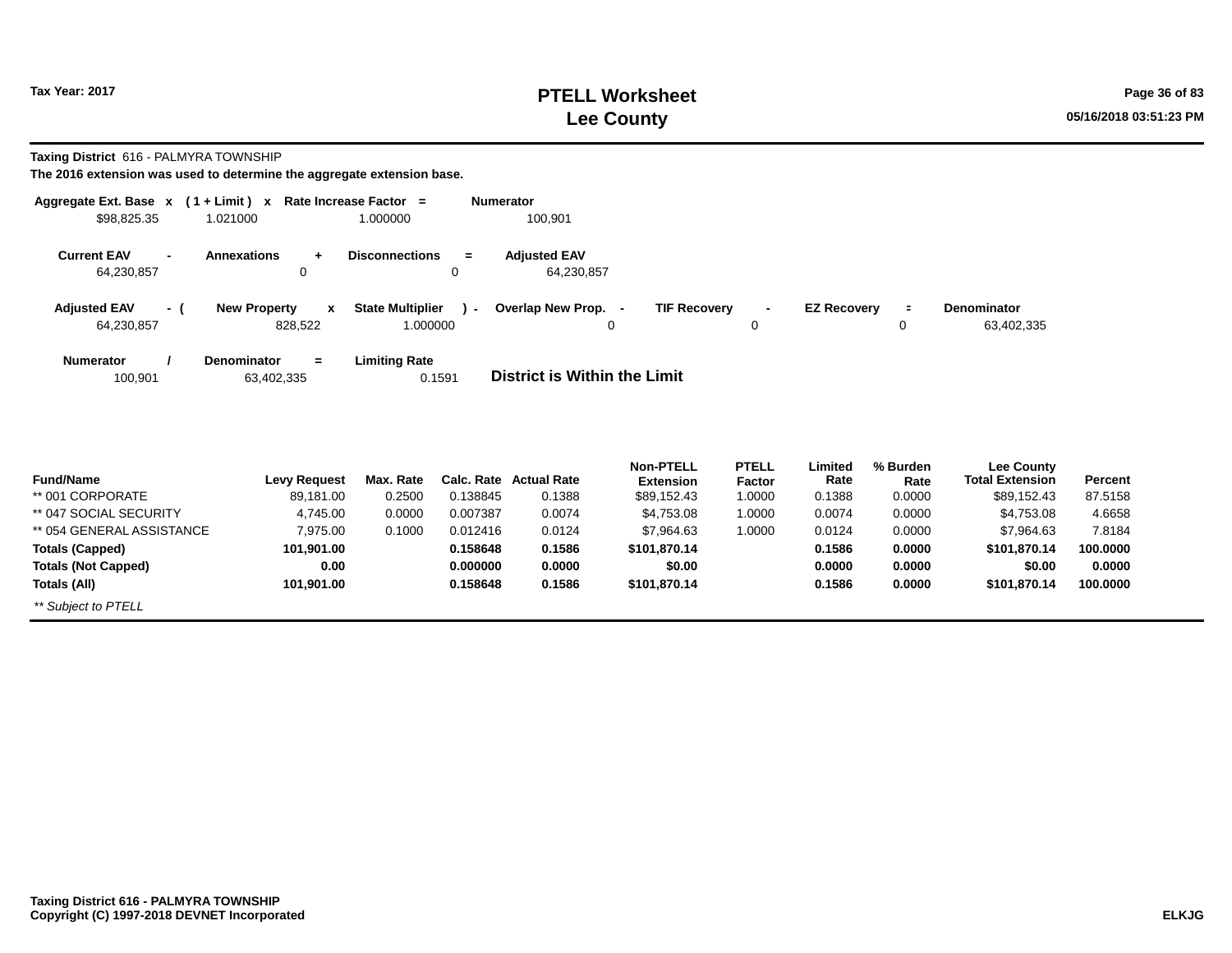# PTELL Worksheet
# Lee County

Tax Year: 2017

**Taxing District** 616 - PALMYRA TOWNSHIP

**The 2016 extension was used to determine the aggregate extension base.**

| Aggregate Ext. Base | x | ( 1 + Limit ) | x | Rate Increase Factor | = | Numerator |
|---|---|---|---|---|---|---|
| $98,825.35 | | 1.021000 | | 1.000000 | | 100,901 |

| Current EAV | - | Annexations | + | Disconnections | = | Adjusted EAV |
|---|---|---|---|---|---|---|
| 64,230,857 | | 0 | | 0 | | 64,230,857 |

| Adjusted EAV | - ( | New Property | x | State Multiplier | ) - | Overlap New Prop. | - | TIF Recovery | - | EZ Recovery | = | Denominator |
|---|---|---|---|---|---|---|---|---|---|---|---|---|
| 64,230,857 | | 828,522 | | 1.000000 | | 0 | | 0 | | 0 | | 63,402,335 |

| Numerator | / | Denominator | = | Limiting Rate |
|---|---|---|---|---|
| 100,901 | | 63,402,335 | | 0.1591 |

**District is Within the Limit**

| Fund/Name | Levy Request | Max. Rate | Calc. Rate | Actual Rate | Non-PTELL Extension | PTELL Factor | Limited Rate | % Burden Rate | Lee County Total Extension | Percent |
|---|---|---|---|---|---|---|---|---|---|---|
| ** 001 CORPORATE | 89,181.00 | 0.2500 | 0.138845 | 0.1388 | $89,152.43 | 1.0000 | 0.1388 | 0.0000 | $89,152.43 | 87.5158 |
| ** 047 SOCIAL SECURITY | 4,745.00 | 0.0000 | 0.007387 | 0.0074 | $4,753.08 | 1.0000 | 0.0074 | 0.0000 | $4,753.08 | 4.6658 |
| ** 054 GENERAL ASSISTANCE | 7,975.00 | 0.1000 | 0.012416 | 0.0124 | $7,964.63 | 1.0000 | 0.0124 | 0.0000 | $7,964.63 | 7.8184 |
| **Totals (Capped)** | **101,901.00** | | **0.158648** | **0.1586** | **$101,870.14** | | **0.1586** | **0.0000** | **$101,870.14** | **100.0000** |
| **Totals (Not Capped)** | **0.00** | | **0.000000** | **0.0000** | **$0.00** | | **0.0000** | **0.0000** | **$0.00** | **0.0000** |
| **Totals (All)** | **101,901.00** | | **0.158648** | **0.1586** | **$101,870.14** | | **0.1586** | **0.0000** | **$101,870.14** | **100.0000** |

*** Subject to PTELL*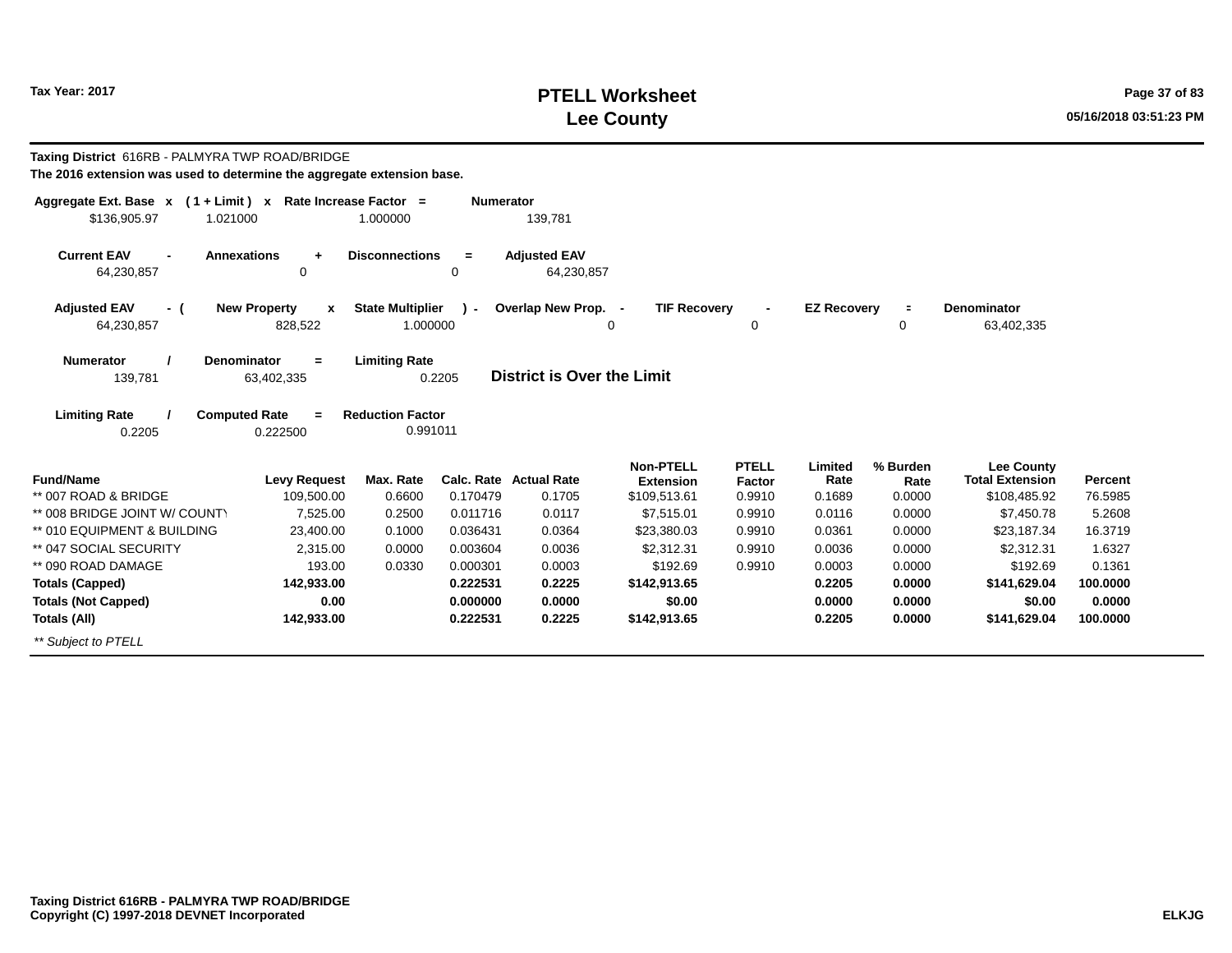Tax Year: 2017

# PTELL Worksheet
# Lee County

**Taxing District** 616RB - PALMYRA TWP ROAD/BRIDGE

**The 2016 extension was used to determine the aggregate extension base.**

| Aggregate Ext. Base | x | ( 1 + Limit ) | x | Rate Increase Factor | = | Numerator |
|---|---|---|---|---|---|---|
| $136,905.97 | | 1.021000 | | 1.000000 | | 139,781 |

| Current EAV | - | Annexations | + | Disconnections | = | Adjusted EAV |
|---|---|---|---|---|---|---|
| 64,230,857 | | 0 | | 0 | | 64,230,857 |

| Adjusted EAV | - ( | New Property | x | State Multiplier | ) - | Overlap New Prop. | - | TIF Recovery | - | EZ Recovery | = | Denominator |
|---|---|---|---|---|---|---|---|---|---|---|---|---|
| 64,230,857 | | 828,522 | | 1.000000 | | 0 | | 0 | | 0 | | 63,402,335 |

| Numerator | / | Denominator | = | Limiting Rate |
|---|---|---|---|---|
| 139,781 | | 63,402,335 | | 0.2205 |

**District is Over the Limit**

| Limiting Rate | / | Computed Rate | = | Reduction Factor |
|---|---|---|---|---|
| 0.2205 | | 0.222500 | | 0.991011 |

| Fund/Name | Levy Request | Max. Rate | Calc. Rate | Actual Rate | Non-PTELL Extension | PTELL Factor | Limited Rate | % Burden Rate | Lee County Total Extension | Percent |
|---|---|---|---|---|---|---|---|---|---|---|
| ** 007 ROAD & BRIDGE | 109,500.00 | 0.6600 | 0.170479 | 0.1705 | $109,513.61 | 0.9910 | 0.1689 | 0.0000 | $108,485.92 | 76.5985 |
| ** 008 BRIDGE JOINT W/ COUNTY | 7,525.00 | 0.2500 | 0.011716 | 0.0117 | $7,515.01 | 0.9910 | 0.0116 | 0.0000 | $7,450.78 | 5.2608 |
| ** 010 EQUIPMENT & BUILDING | 23,400.00 | 0.1000 | 0.036431 | 0.0364 | $23,380.03 | 0.9910 | 0.0361 | 0.0000 | $23,187.34 | 16.3719 |
| ** 047 SOCIAL SECURITY | 2,315.00 | 0.0000 | 0.003604 | 0.0036 | $2,312.31 | 0.9910 | 0.0036 | 0.0000 | $2,312.31 | 1.6327 |
| ** 090 ROAD DAMAGE | 193.00 | 0.0330 | 0.000301 | 0.0003 | $192.69 | 0.9910 | 0.0003 | 0.0000 | $192.69 | 0.1361 |
| **Totals (Capped)** | **142,933.00** | | **0.222531** | **0.2225** | **$142,913.65** | | **0.2205** | **0.0000** | **$141,629.04** | **100.0000** |
| **Totals (Not Capped)** | **0.00** | | **0.000000** | **0.0000** | **$0.00** | | **0.0000** | **0.0000** | **$0.00** | **0.0000** |
| **Totals (All)** | **142,933.00** | | **0.222531** | **0.2225** | **$142,913.65** | | **0.2205** | **0.0000** | **$141,629.04** | **100.0000** |

*** Subject to PTELL*

**Taxing District 616RB - PALMYRA TWP ROAD/BRIDGE**
**Copyright (C) 1997-2018 DEVNET Incorporated**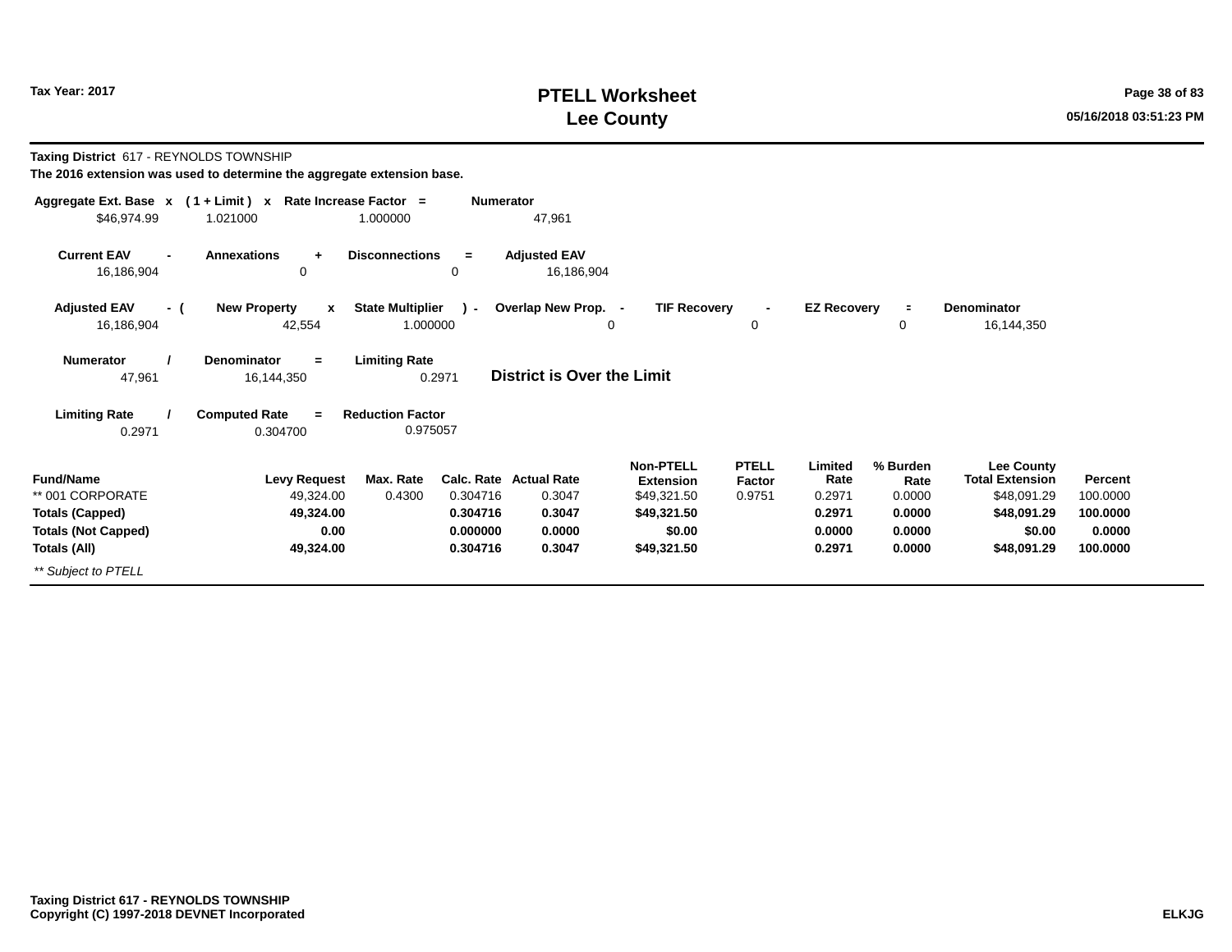**Tax Year: 2017**

# PTELL Worksheet
# Lee County

**Taxing District** 617 - REYNOLDS TOWNSHIP

**The 2016 extension was used to determine the aggregate extension base.**

| Aggregate Ext. Base | x | ( 1 + Limit ) | x | Rate Increase Factor | = | Numerator |
|---|---|---|---|---|---|---|
| $46,974.99 | | 1.021000 | | 1.000000 | | 47,961 |

| Current EAV | - | Annexations | + | Disconnections | = | Adjusted EAV |
|---|---|---|---|---|---|---|
| 16,186,904 | | 0 | | 0 | | 16,186,904 |

| Adjusted EAV | - ( | New Property | x | State Multiplier | ) - | Overlap New Prop. | - | TIF Recovery | - | EZ Recovery | = | Denominator |
|---|---|---|---|---|---|---|---|---|---|---|---|---|
| 16,186,904 | | 42,554 | | 1.000000 | | 0 | | 0 | | 0 | | 16,144,350 |

| Numerator | / | Denominator | = | Limiting Rate |
|---|---|---|---|---|
| 47,961 | | 16,144,350 | | 0.2971 |

**District is Over the Limit**

| Limiting Rate | / | Computed Rate | = | Reduction Factor |
|---|---|---|---|---|
| 0.2971 | | 0.304700 | | 0.975057 |

| Fund/Name | Levy Request | Max. Rate | Calc. Rate | Actual Rate | Non-PTELL Extension | PTELL Factor | Limited Rate | % Burden Rate | Lee County Total Extension | Percent |
|---|---|---|---|---|---|---|---|---|---|---|
| ** 001 CORPORATE | 49,324.00 | 0.4300 | 0.304716 | 0.3047 | $49,321.50 | 0.9751 | 0.2971 | 0.0000 | $48,091.29 | 100.0000 |
| **Totals (Capped)** | **49,324.00** | | **0.304716** | **0.3047** | **$49,321.50** | | **0.2971** | **0.0000** | **$48,091.29** | **100.0000** |
| **Totals (Not Capped)** | **0.00** | | **0.000000** | **0.0000** | **$0.00** | | **0.0000** | **0.0000** | **$0.00** | **0.0000** |
| **Totals (All)** | **49,324.00** | | **0.304716** | **0.3047** | **$49,321.50** | | **0.2971** | **0.0000** | **$48,091.29** | **100.0000** |

*** Subject to PTELL*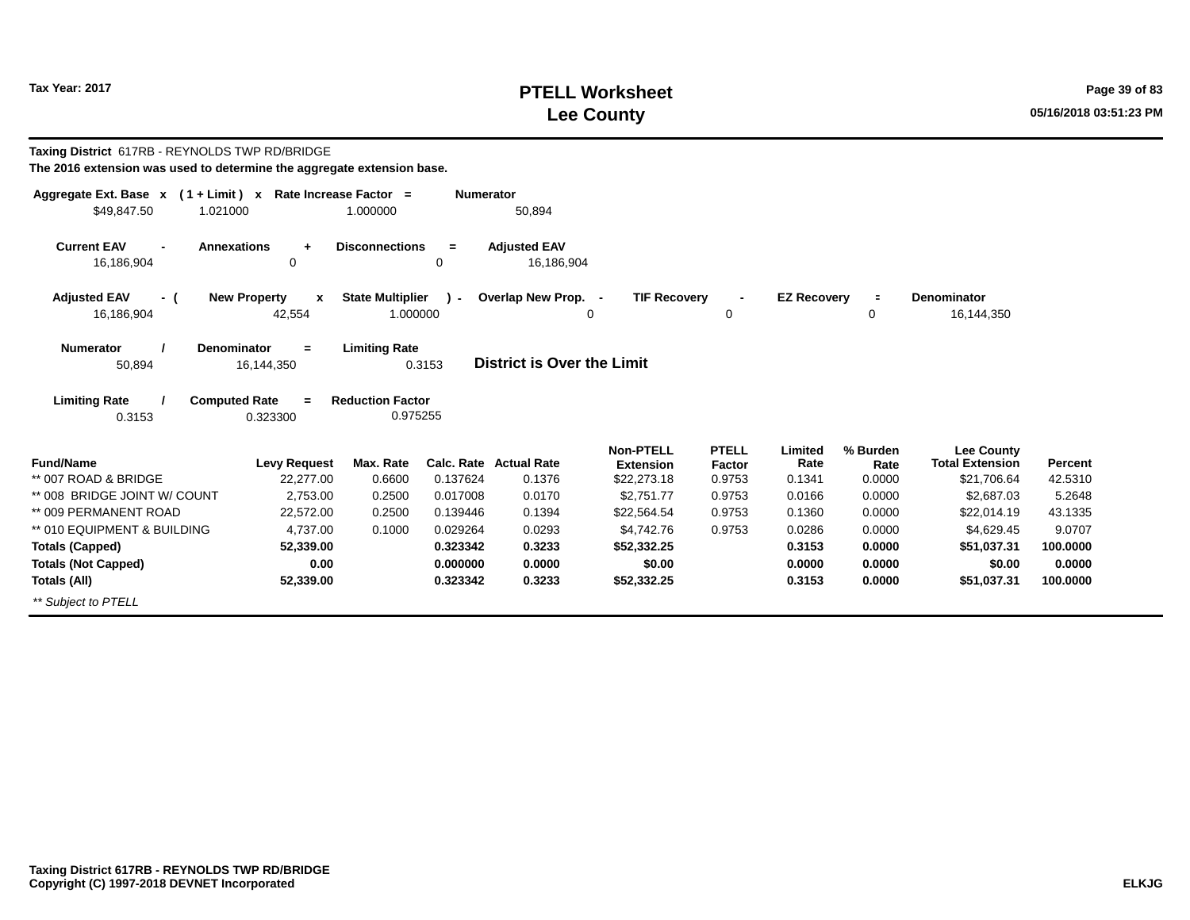# PTELL Worksheet
# Lee County

Tax Year: 2017

**Taxing District** 617RB - REYNOLDS TWP RD/BRIDGE

**The 2016 extension was used to determine the aggregate extension base.**

| Aggregate Ext. Base | x | ( 1 + Limit ) | x | Rate Increase Factor | = | Numerator |
|---|---|---|---|---|---|---|
| $49,847.50 | | 1.021000 | | 1.000000 | | 50,894 |

| Current EAV | - | Annexations | + | Disconnections | = | Adjusted EAV |
|---|---|---|---|---|---|---|
| 16,186,904 | | 0 | | 0 | | 16,186,904 |

| Adjusted EAV | - ( | New Property | x | State Multiplier | ) - | Overlap New Prop. | - | TIF Recovery | - | EZ Recovery | = | Denominator |
|---|---|---|---|---|---|---|---|---|---|---|---|---|
| 16,186,904 | | 42,554 | | 1.000000 | | 0 | | 0 | | 0 | | 16,144,350 |

| Numerator | / | Denominator | = | Limiting Rate |
|---|---|---|---|---|
| 50,894 | | 16,144,350 | | 0.3153 |

**District is Over the Limit**

| Limiting Rate | / | Computed Rate | = | Reduction Factor |
|---|---|---|---|---|
| 0.3153 | | 0.323300 | | 0.975255 |

| Fund/Name | Levy Request | Max. Rate | Calc. Rate | Actual Rate | Non-PTELL Extension | PTELL Factor | Limited Rate | % Burden Rate | Lee County Total Extension | Percent |
|---|---|---|---|---|---|---|---|---|---|---|
| ** 007 ROAD & BRIDGE | 22,277.00 | 0.6600 | 0.137624 | 0.1376 | $22,273.18 | 0.9753 | 0.1341 | 0.0000 | $21,706.64 | 42.5310 |
| ** 008 BRIDGE JOINT W/ COUNT | 2,753.00 | 0.2500 | 0.017008 | 0.0170 | $2,751.77 | 0.9753 | 0.0166 | 0.0000 | $2,687.03 | 5.2648 |
| ** 009 PERMANENT ROAD | 22,572.00 | 0.2500 | 0.139446 | 0.1394 | $22,564.54 | 0.9753 | 0.1360 | 0.0000 | $22,014.19 | 43.1335 |
| ** 010 EQUIPMENT & BUILDING | 4,737.00 | 0.1000 | 0.029264 | 0.0293 | $4,742.76 | 0.9753 | 0.0286 | 0.0000 | $4,629.45 | 9.0707 |
| **Totals (Capped)** | **52,339.00** | | **0.323342** | **0.3233** | **$52,332.25** | | **0.3153** | **0.0000** | **$51,037.31** | **100.0000** |
| **Totals (Not Capped)** | **0.00** | | **0.000000** | **0.0000** | **$0.00** | | **0.0000** | **0.0000** | **$0.00** | **0.0000** |
| **Totals (All)** | **52,339.00** | | **0.323342** | **0.3233** | **$52,332.25** | | **0.3153** | **0.0000** | **$51,037.31** | **100.0000** |

*** Subject to PTELL*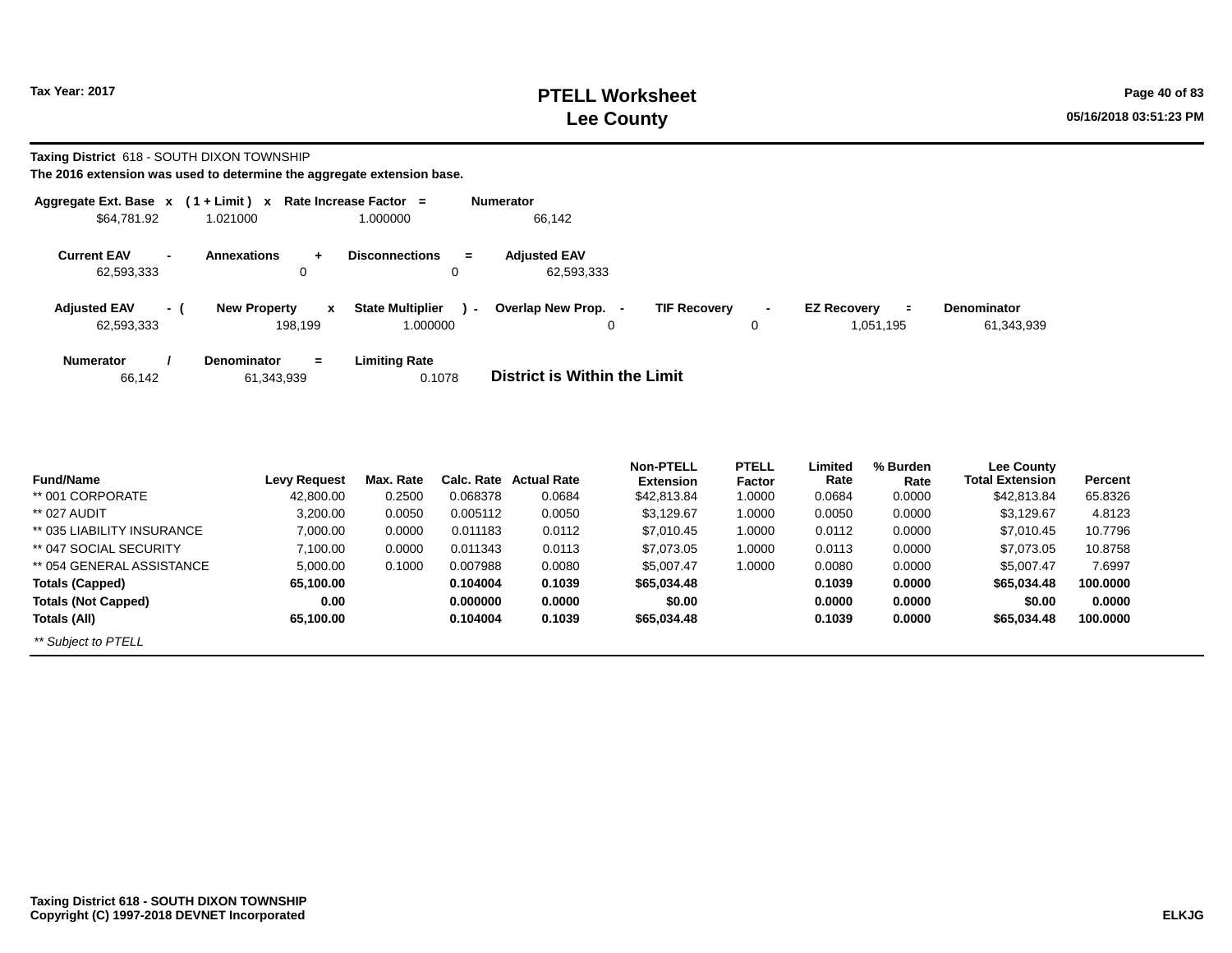# PTELL Worksheet
# Lee County

Tax Year: 2017

05/16/2018 03:51:23 PM

**Taxing District** 618 - SOUTH DIXON TOWNSHIP

**The 2016 extension was used to determine the aggregate extension base.**

| Aggregate Ext. Base | x | ( 1 + Limit ) | x | Rate Increase Factor | = | Numerator |
|---|---|---|---|---|---|---|
| $64,781.92 | | 1.021000 | | 1.000000 | | 66,142 |

| Current EAV | - | Annexations | + | Disconnections | = | Adjusted EAV |
|---|---|---|---|---|---|---|
| 62,593,333 | | 0 | | 0 | | 62,593,333 |

| Adjusted EAV | - ( | New Property | x | State Multiplier | ) - | Overlap New Prop. | - | TIF Recovery | - | EZ Recovery | = | Denominator |
|---|---|---|---|---|---|---|---|---|---|---|---|---|
| 62,593,333 | | 198,199 | | 1.000000 | | 0 | | 0 | | 1,051,195 | | 61,343,939 |

| Numerator | / | Denominator | = | Limiting Rate |
|---|---|---|---|---|
| 66,142 | | 61,343,939 | | 0.1078 |

**District is Within the Limit**

| Fund/Name | Levy Request | Max. Rate | Calc. Rate | Actual Rate | Non-PTELL Extension | PTELL Factor | Limited Rate | % Burden Rate | Lee County Total Extension | Percent |
|---|---|---|---|---|---|---|---|---|---|---|
| ** 001 CORPORATE | 42,800.00 | 0.2500 | 0.068378 | 0.0684 | $42,813.84 | 1.0000 | 0.0684 | 0.0000 | $42,813.84 | 65.8326 |
| ** 027 AUDIT | 3,200.00 | 0.0050 | 0.005112 | 0.0050 | $3,129.67 | 1.0000 | 0.0050 | 0.0000 | $3,129.67 | 4.8123 |
| ** 035 LIABILITY INSURANCE | 7,000.00 | 0.0000 | 0.011183 | 0.0112 | $7,010.45 | 1.0000 | 0.0112 | 0.0000 | $7,010.45 | 10.7796 |
| ** 047 SOCIAL SECURITY | 7,100.00 | 0.0000 | 0.011343 | 0.0113 | $7,073.05 | 1.0000 | 0.0113 | 0.0000 | $7,073.05 | 10.8758 |
| ** 054 GENERAL ASSISTANCE | 5,000.00 | 0.1000 | 0.007988 | 0.0080 | $5,007.47 | 1.0000 | 0.0080 | 0.0000 | $5,007.47 | 7.6997 |
| **Totals (Capped)** | **65,100.00** | | **0.104004** | **0.1039** | **$65,034.48** | | **0.1039** | **0.0000** | **$65,034.48** | **100.0000** |
| **Totals (Not Capped)** | **0.00** | | **0.000000** | **0.0000** | **$0.00** | | **0.0000** | **0.0000** | **$0.00** | **0.0000** |
| **Totals (All)** | **65,100.00** | | **0.104004** | **0.1039** | **$65,034.48** | | **0.1039** | **0.0000** | **$65,034.48** | **100.0000** |

*** Subject to PTELL*

**Taxing District 618 - SOUTH DIXON TOWNSHIP**
**Copyright (C) 1997-2018 DEVNET Incorporated**

**ELKJG**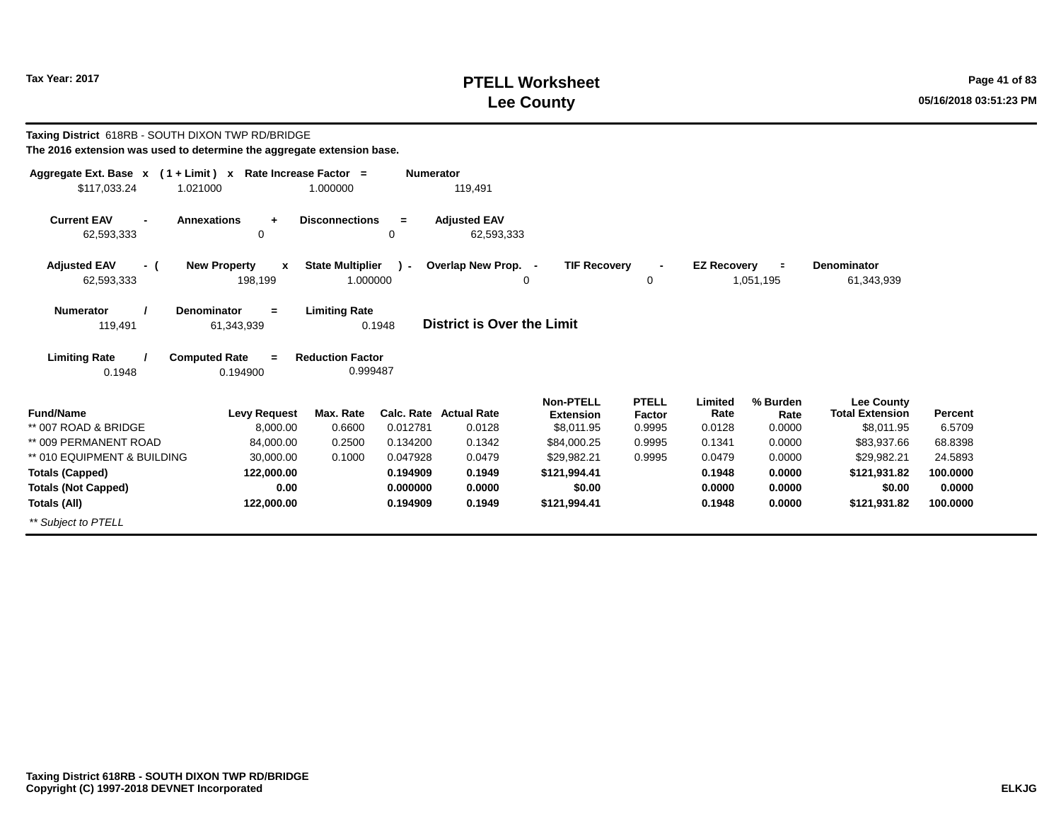# PTELL Worksheet
# Lee County

Tax Year: 2017

**Taxing District** 618RB - SOUTH DIXON TWP RD/BRIDGE

**The 2016 extension was used to determine the aggregate extension base.**

| Aggregate Ext. Base | x | ( 1 + Limit ) | x | Rate Increase Factor | = | Numerator |
|---|---|---|---|---|---|---|
| $117,033.24 | | 1.021000 | | 1.000000 | | 119,491 |

| Current EAV | - | Annexations | + | Disconnections | = | Adjusted EAV |
|---|---|---|---|---|---|---|
| 62,593,333 | | 0 | | 0 | | 62,593,333 |

| Adjusted EAV | - ( | New Property | x | State Multiplier | ) - | Overlap New Prop. | - | TIF Recovery | - | EZ Recovery | = | Denominator |
|---|---|---|---|---|---|---|---|---|---|---|---|---|
| 62,593,333 | | 198,199 | | 1.000000 | | 0 | | 0 | | 1,051,195 | | 61,343,939 |

| Numerator | / | Denominator | = | Limiting Rate |
|---|---|---|---|---|
| 119,491 | | 61,343,939 | | 0.1948 |

**District is Over the Limit**

| Limiting Rate | / | Computed Rate | = | Reduction Factor |
|---|---|---|---|---|
| 0.1948 | | 0.194900 | | 0.999487 |

| Fund/Name | Levy Request | Max. Rate | Calc. Rate | Actual Rate | Non-PTELL Extension | PTELL Factor | Limited Rate | % Burden Rate | Lee County Total Extension | Percent |
|---|---|---|---|---|---|---|---|---|---|---|
| ** 007 ROAD & BRIDGE | 8,000.00 | 0.6600 | 0.012781 | 0.0128 | $8,011.95 | 0.9995 | 0.0128 | 0.0000 | $8,011.95 | 6.5709 |
| ** 009 PERMANENT ROAD | 84,000.00 | 0.2500 | 0.134200 | 0.1342 | $84,000.25 | 0.9995 | 0.1341 | 0.0000 | $83,937.66 | 68.8398 |
| ** 010 EQUIPMENT & BUILDING | 30,000.00 | 0.1000 | 0.047928 | 0.0479 | $29,982.21 | 0.9995 | 0.0479 | 0.0000 | $29,982.21 | 24.5893 |
| **Totals (Capped)** | **122,000.00** | | **0.194909** | **0.1949** | **$121,994.41** | | **0.1948** | **0.0000** | **$121,931.82** | **100.0000** |
| **Totals (Not Capped)** | **0.00** | | **0.000000** | **0.0000** | **$0.00** | | **0.0000** | **0.0000** | **$0.00** | **0.0000** |
| **Totals (All)** | **122,000.00** | | **0.194909** | **0.1949** | **$121,994.41** | | **0.1948** | **0.0000** | **$121,931.82** | **100.0000** |

*** Subject to PTELL*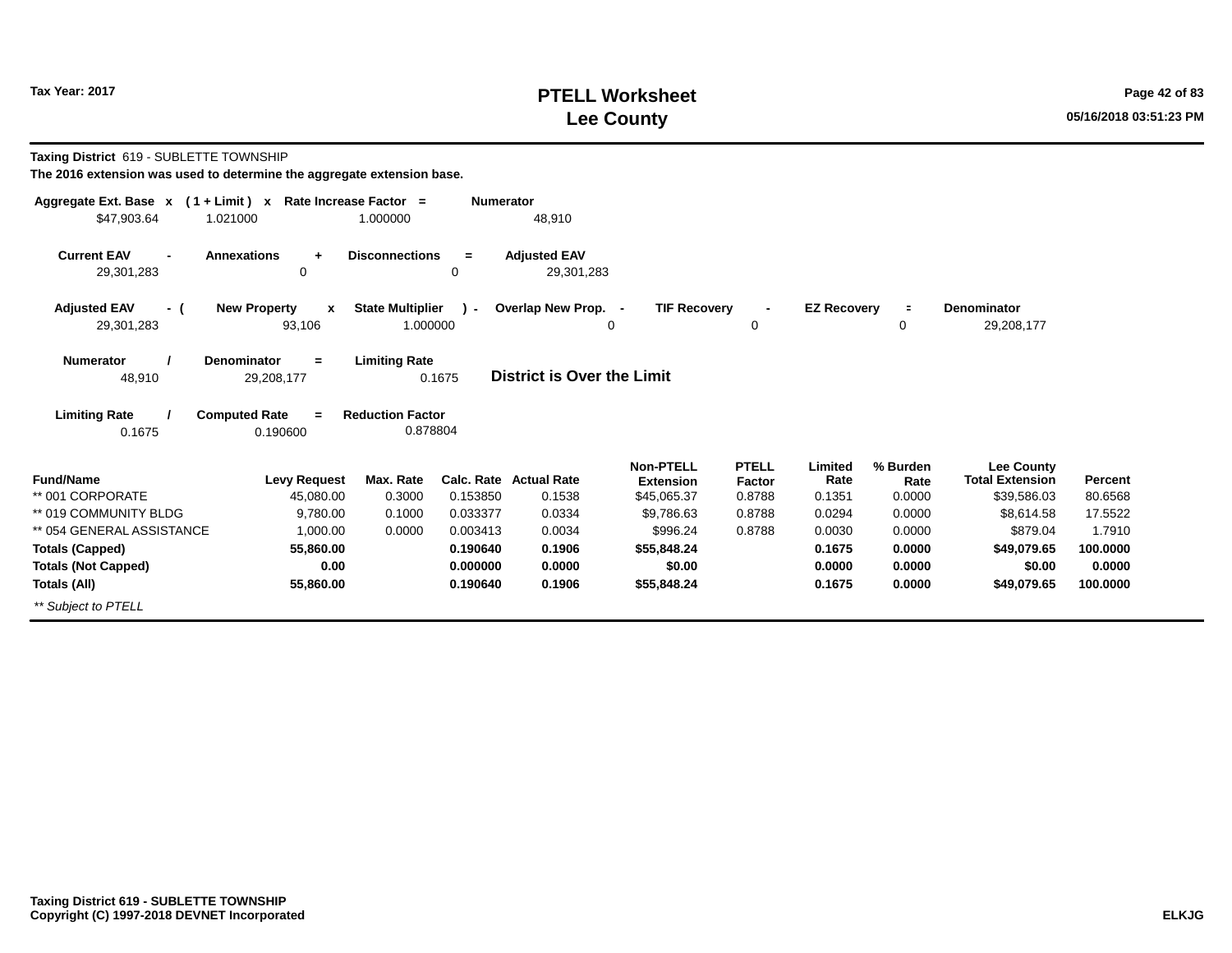Tax Year: 2017

# PTELL Worksheet
# Lee County

**Taxing District** 619 - SUBLETTE TOWNSHIP

**The 2016 extension was used to determine the aggregate extension base.**

| Aggregate Ext. Base x | ( 1 + Limit ) x | Rate Increase Factor = | Numerator |
|---|---|---|---|
| $47,903.64 | 1.021000 | 1.000000 | 48,910 |

| Current EAV - | Annexations + | Disconnections = | Adjusted EAV |
|---|---|---|---|
| 29,301,283 | 0 | 0 | 29,301,283 |

| Adjusted EAV - ( | New Property x | State Multiplier ) - | Overlap New Prop. - | TIF Recovery - | EZ Recovery = | Denominator |
|---|---|---|---|---|---|---|
| 29,301,283 | 93,106 | 1.000000 | 0 | 0 | 0 | 29,208,177 |

| Numerator / | Denominator = | Limiting Rate |
|---|---|---|
| 48,910 | 29,208,177 | 0.1675 |

**District is Over the Limit**

| Limiting Rate / | Computed Rate = | Reduction Factor |
|---|---|---|
| 0.1675 | 0.190600 | 0.878804 |

| Fund/Name | Levy Request | Max. Rate | Calc. Rate | Actual Rate | Non-PTELL Extension | PTELL Factor | Limited Rate | % Burden Rate | Lee County Total Extension | Percent |
|---|---|---|---|---|---|---|---|---|---|---|
| ** 001 CORPORATE | 45,080.00 | 0.3000 | 0.153850 | 0.1538 | $45,065.37 | 0.8788 | 0.1351 | 0.0000 | $39,586.03 | 80.6568 |
| ** 019 COMMUNITY BLDG | 9,780.00 | 0.1000 | 0.033377 | 0.0334 | $9,786.63 | 0.8788 | 0.0294 | 0.0000 | $8,614.58 | 17.5522 |
| ** 054 GENERAL ASSISTANCE | 1,000.00 | 0.0000 | 0.003413 | 0.0034 | $996.24 | 0.8788 | 0.0030 | 0.0000 | $879.04 | 1.7910 |
| **Totals (Capped)** | **55,860.00** | | **0.190640** | **0.1906** | **$55,848.24** | | **0.1675** | **0.0000** | **$49,079.65** | **100.0000** |
| **Totals (Not Capped)** | **0.00** | | **0.000000** | **0.0000** | **$0.00** | | **0.0000** | **0.0000** | **$0.00** | **0.0000** |
| **Totals (All)** | **55,860.00** | | **0.190640** | **0.1906** | **$55,848.24** | | **0.1675** | **0.0000** | **$49,079.65** | **100.0000** |

*** Subject to PTELL*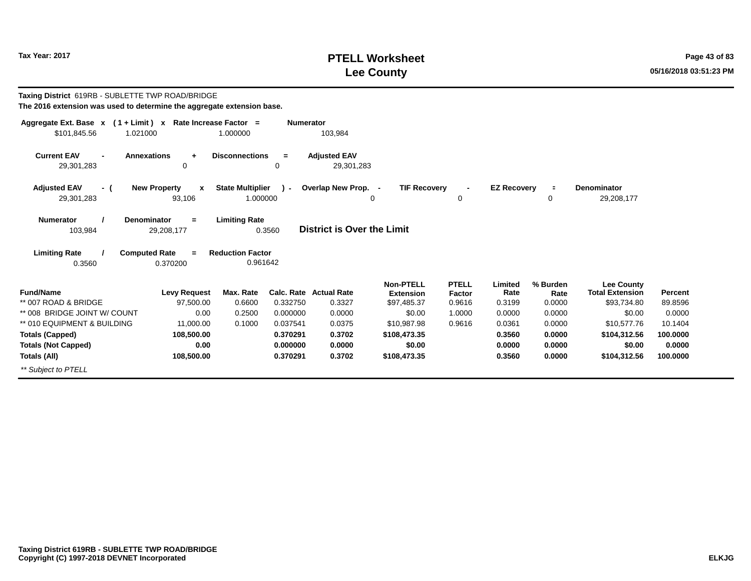**Tax Year: 2017**

# PTELL Worksheet
# Lee County

**Taxing District** 619RB - SUBLETTE TWP ROAD/BRIDGE
**The 2016 extension was used to determine the aggregate extension base.**

| Aggregate Ext. Base | x | ( 1 + Limit ) | x | Rate Increase Factor | = | Numerator |
|---|---|---|---|---|---|---|
| $101,845.56 | | 1.021000 | | 1.000000 | | 103,984 |

| Current EAV | - | Annexations | + | Disconnections | = | Adjusted EAV |
|---|---|---|---|---|---|---|
| 29,301,283 | | 0 | | 0 | | 29,301,283 |

| Adjusted EAV | - ( | New Property | x | State Multiplier | ) - | Overlap New Prop. | - | TIF Recovery | - | EZ Recovery | = | Denominator |
|---|---|---|---|---|---|---|---|---|---|---|---|---|
| 29,301,283 | | 93,106 | | 1.000000 | | 0 | | 0 | | 0 | | 29,208,177 |

| Numerator | / | Denominator | = | Limiting Rate |
|---|---|---|---|---|
| 103,984 | | 29,208,177 | | 0.3560 |

**District is Over the Limit**

| Limiting Rate | / | Computed Rate | = | Reduction Factor |
|---|---|---|---|---|
| 0.3560 | | 0.370200 | | 0.961642 |

| Fund/Name | Levy Request | Max. Rate | Calc. Rate | Actual Rate | Non-PTELL Extension | PTELL Factor | Limited Rate | % Burden Rate | Lee County Total Extension | Percent |
|---|---|---|---|---|---|---|---|---|---|---|
| ** 007 ROAD & BRIDGE | 97,500.00 | 0.6600 | 0.332750 | 0.3327 | $97,485.37 | 0.9616 | 0.3199 | 0.0000 | $93,734.80 | 89.8596 |
| ** 008 BRIDGE JOINT W/ COUNT | 0.00 | 0.2500 | 0.000000 | 0.0000 | $0.00 | 1.0000 | 0.0000 | 0.0000 | $0.00 | 0.0000 |
| ** 010 EQUIPMENT & BUILDING | 11,000.00 | 0.1000 | 0.037541 | 0.0375 | $10,987.98 | 0.9616 | 0.0361 | 0.0000 | $10,577.76 | 10.1404 |
| **Totals (Capped)** | **108,500.00** | | **0.370291** | **0.3702** | **$108,473.35** | | **0.3560** | **0.0000** | **$104,312.56** | **100.0000** |
| **Totals (Not Capped)** | **0.00** | | **0.000000** | **0.0000** | **$0.00** | | **0.0000** | **0.0000** | **$0.00** | **0.0000** |
| **Totals (All)** | **108,500.00** | | **0.370291** | **0.3702** | **$108,473.35** | | **0.3560** | **0.0000** | **$104,312.56** | **100.0000** |

*** Subject to PTELL*

**Taxing District 619RB - SUBLETTE TWP ROAD/BRIDGE**
**Copyright (C) 1997-2018 DEVNET Incorporated**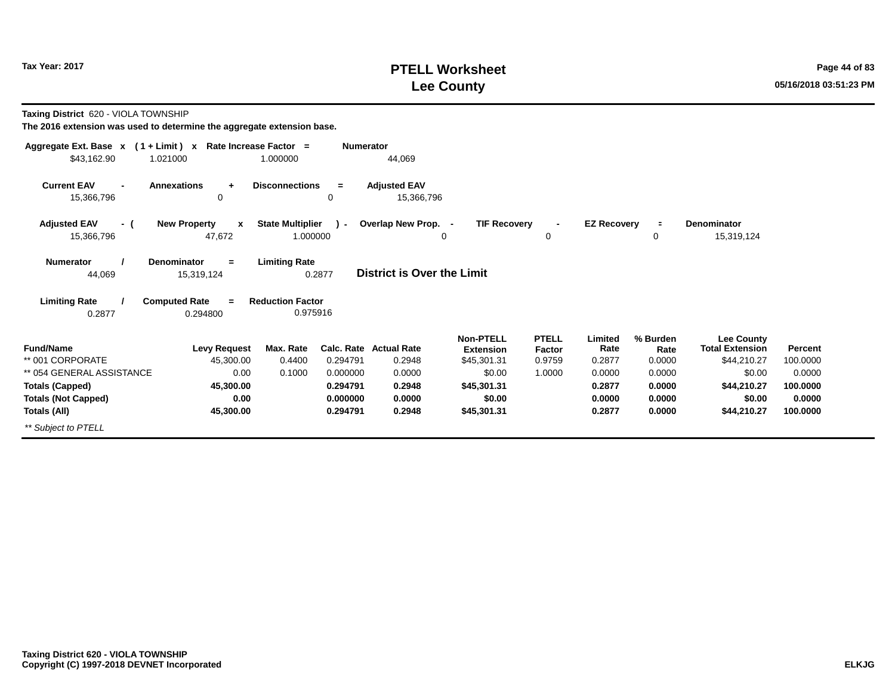**Tax Year: 2017**

# PTELL Worksheet
## Lee County

**Taxing District** 620 - VIOLA TOWNSHIP
**The 2016 extension was used to determine the aggregate extension base.**

| Aggregate Ext. Base | x | ( 1 + Limit ) | x | Rate Increase Factor | = | Numerator |
|---|---|---|---|---|---|---|
| $43,162.90 | | 1.021000 | | 1.000000 | | 44,069 |

| Current EAV | - | Annexations | + | Disconnections | = | Adjusted EAV |
|---|---|---|---|---|---|---|
| 15,366,796 | | 0 | | 0 | | 15,366,796 |

| Adjusted EAV | - ( | New Property | x | State Multiplier | ) - | Overlap New Prop. | - | TIF Recovery | - | EZ Recovery | = | Denominator |
|---|---|---|---|---|---|---|---|---|---|---|---|---|
| 15,366,796 | | 47,672 | | 1.000000 | | 0 | | 0 | | 0 | | 15,319,124 |

| Numerator | / | Denominator | = | Limiting Rate |
|---|---|---|---|---|
| 44,069 | | 15,319,124 | | 0.2877 |

**District is Over the Limit**

| Limiting Rate | / | Computed Rate | = | Reduction Factor |
|---|---|---|---|---|
| 0.2877 | | 0.294800 | | 0.975916 |

| Fund/Name | Levy Request | Max. Rate | Calc. Rate | Actual Rate | Non-PTELL Extension | PTELL Factor | Limited Rate | % Burden Rate | Lee County Total Extension | Percent |
|---|---|---|---|---|---|---|---|---|---|---|
| ** 001 CORPORATE | 45,300.00 | 0.4400 | 0.294791 | 0.2948 | $45,301.31 | 0.9759 | 0.2877 | 0.0000 | $44,210.27 | 100.0000 |
| ** 054 GENERAL ASSISTANCE | 0.00 | 0.1000 | 0.000000 | 0.0000 | $0.00 | 1.0000 | 0.0000 | 0.0000 | $0.00 | 0.0000 |
| **Totals (Capped)** | **45,300.00** | | **0.294791** | **0.2948** | **$45,301.31** | | **0.2877** | **0.0000** | **$44,210.27** | **100.0000** |
| **Totals (Not Capped)** | **0.00** | | **0.000000** | **0.0000** | **$0.00** | | **0.0000** | **0.0000** | **$0.00** | **0.0000** |
| **Totals (All)** | **45,300.00** | | **0.294791** | **0.2948** | **$45,301.31** | | **0.2877** | **0.0000** | **$44,210.27** | **100.0000** |

*** Subject to PTELL*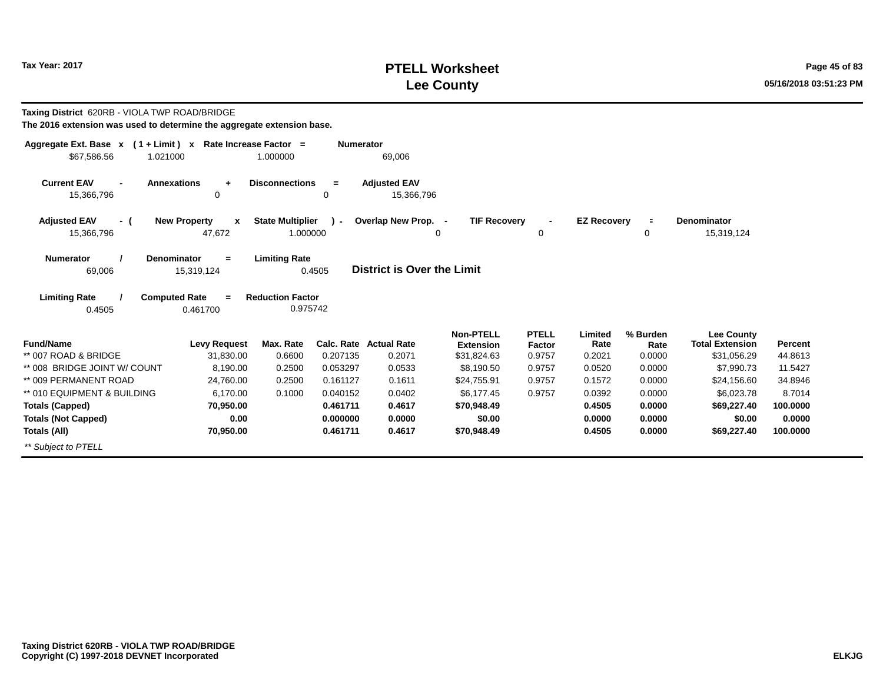Tax Year: 2017

# PTELL Worksheet
## Lee County

**Taxing District** 620RB - VIOLA TWP ROAD/BRIDGE

**The 2016 extension was used to determine the aggregate extension base.**

| Aggregate Ext. Base | x | ( 1 + Limit ) | x | Rate Increase Factor | = | Numerator |
|---|---|---|---|---|---|---|
| $67,586.56 | | 1.021000 | | 1.000000 | | 69,006 |

| Current EAV | - | Annexations | + | Disconnections | = | Adjusted EAV |
|---|---|---|---|---|---|---|
| 15,366,796 | | 0 | | 0 | | 15,366,796 |

| Adjusted EAV | - ( | New Property | x | State Multiplier | ) - | Overlap New Prop. | - | TIF Recovery | - | EZ Recovery | = | Denominator |
|---|---|---|---|---|---|---|---|---|---|---|---|---|
| 15,366,796 | | 47,672 | | 1.000000 | | 0 | | 0 | | 0 | | 15,319,124 |

| Numerator | / | Denominator | = | Limiting Rate |
|---|---|---|---|---|
| 69,006 | | 15,319,124 | | 0.4505 |

**District is Over the Limit**

| Limiting Rate | / | Computed Rate | = | Reduction Factor |
|---|---|---|---|---|
| 0.4505 | | 0.461700 | | 0.975742 |

| Fund/Name | Levy Request | Max. Rate | Calc. Rate | Actual Rate | Non-PTELL Extension | PTELL Factor | Limited Rate | % Burden Rate | Lee County Total Extension | Percent |
|---|---|---|---|---|---|---|---|---|---|---|
| ** 007 ROAD & BRIDGE | 31,830.00 | 0.6600 | 0.207135 | 0.2071 | $31,824.63 | 0.9757 | 0.2021 | 0.0000 | $31,056.29 | 44.8613 |
| ** 008 BRIDGE JOINT W/ COUNT | 8,190.00 | 0.2500 | 0.053297 | 0.0533 | $8,190.50 | 0.9757 | 0.0520 | 0.0000 | $7,990.73 | 11.5427 |
| ** 009 PERMANENT ROAD | 24,760.00 | 0.2500 | 0.161127 | 0.1611 | $24,755.91 | 0.9757 | 0.1572 | 0.0000 | $24,156.60 | 34.8946 |
| ** 010 EQUIPMENT & BUILDING | 6,170.00 | 0.1000 | 0.040152 | 0.0402 | $6,177.45 | 0.9757 | 0.0392 | 0.0000 | $6,023.78 | 8.7014 |
| **Totals (Capped)** | **70,950.00** | | **0.461711** | **0.4617** | **$70,948.49** | | **0.4505** | **0.0000** | **$69,227.40** | **100.0000** |
| **Totals (Not Capped)** | **0.00** | | **0.000000** | **0.0000** | **$0.00** | | **0.0000** | **0.0000** | **$0.00** | **0.0000** |
| **Totals (All)** | **70,950.00** | | **0.461711** | **0.4617** | **$70,948.49** | | **0.4505** | **0.0000** | **$69,227.40** | **100.0000** |

*** Subject to PTELL*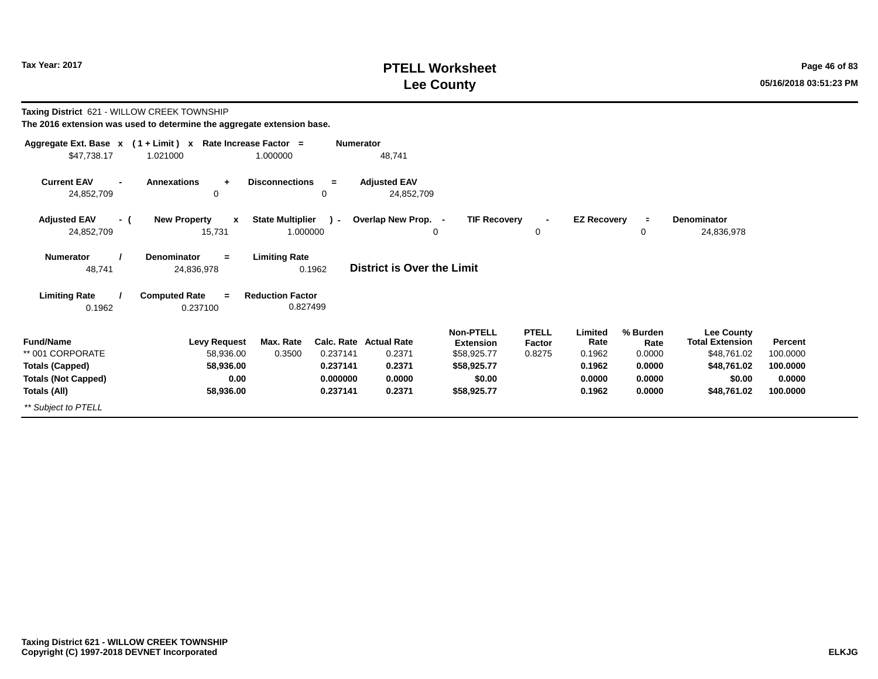**Tax Year: 2017**

# PTELL Worksheet
## Lee County

05/16/2018 03:51:23 PM

**Taxing District** 621 - WILLOW CREEK TOWNSHIP
**The 2016 extension was used to determine the aggregate extension base.**

| Aggregate Ext. Base | x | ( 1 + Limit ) | x | Rate Increase Factor | = | Numerator |
|---|---|---|---|---|---|---|
| $47,738.17 | | 1.021000 | | 1.000000 | | 48,741 |

| Current EAV | - | Annexations | + | Disconnections | = | Adjusted EAV |
|---|---|---|---|---|---|---|
| 24,852,709 | | 0 | | 0 | | 24,852,709 |

| Adjusted EAV | - ( | New Property | x | State Multiplier | ) - | Overlap New Prop. | - | TIF Recovery | - | EZ Recovery | = | Denominator |
|---|---|---|---|---|---|---|---|---|---|---|---|---|
| 24,852,709 | | 15,731 | | 1.000000 | | 0 | | 0 | | 0 | | 24,836,978 |

| Numerator | / | Denominator | = | Limiting Rate |
|---|---|---|---|---|
| 48,741 | | 24,836,978 | | 0.1962 |

**District is Over the Limit**

| Limiting Rate | / | Computed Rate | = | Reduction Factor |
|---|---|---|---|---|
| 0.1962 | | 0.237100 | | 0.827499 |

| Fund/Name | Levy Request | Max. Rate | Calc. Rate | Actual Rate | Non-PTELL Extension | PTELL Factor | Limited Rate | % Burden Rate | Lee County Total Extension | Percent |
|---|---|---|---|---|---|---|---|---|---|---|
| ** 001 CORPORATE | 58,936.00 | 0.3500 | 0.237141 | 0.2371 | $58,925.77 | 0.8275 | 0.1962 | 0.0000 | $48,761.02 | 100.0000 |
| **Totals (Capped)** | **58,936.00** | | **0.237141** | **0.2371** | **$58,925.77** | | **0.1962** | **0.0000** | **$48,761.02** | **100.0000** |
| **Totals (Not Capped)** | **0.00** | | **0.000000** | **0.0000** | **$0.00** | | **0.0000** | **0.0000** | **$0.00** | **0.0000** |
| **Totals (All)** | **58,936.00** | | **0.237141** | **0.2371** | **$58,925.77** | | **0.1962** | **0.0000** | **$48,761.02** | **100.0000** |

*** Subject to PTELL*

**Taxing District 621 - WILLOW CREEK TOWNSHIP**
**Copyright (C) 1997-2018 DEVNET Incorporated**

**ELKJG**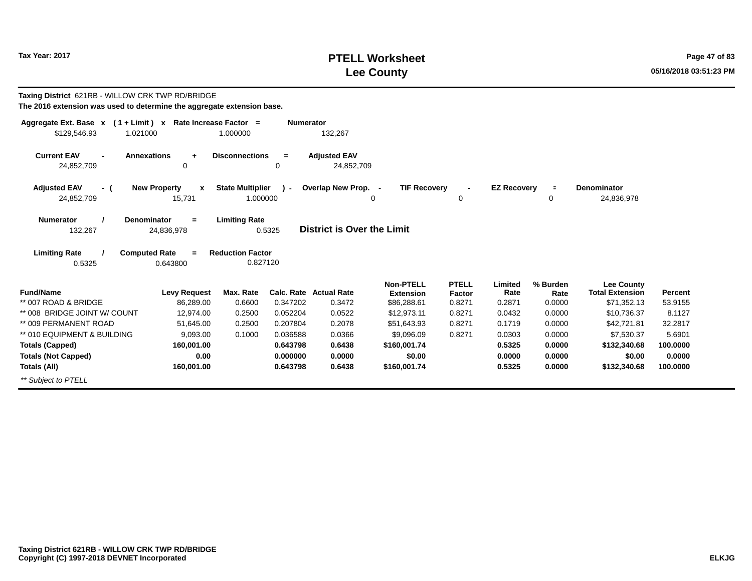Tax Year: 2017

# PTELL Worksheet
# Lee County

**Taxing District** 621RB - WILLOW CRK TWP RD/BRIDGE

**The 2016 extension was used to determine the aggregate extension base.**

| Aggregate Ext. Base x | ( 1 + Limit ) x | Rate Increase Factor = | Numerator |
|---|---|---|---|
| $129,546.93 | 1.021000 | 1.000000 | 132,267 |

| Current EAV - | Annexations + | Disconnections = | Adjusted EAV |
|---|---|---|---|
| 24,852,709 | 0 | 0 | 24,852,709 |

| Adjusted EAV - ( | New Property x | State Multiplier ) - | Overlap New Prop. - | TIF Recovery - | EZ Recovery = | Denominator |
|---|---|---|---|---|---|---|
| 24,852,709 | 15,731 | 1.000000 | 0 | 0 | 0 | 24,836,978 |

| Numerator / | Denominator = | Limiting Rate |
|---|---|---|
| 132,267 | 24,836,978 | 0.5325 |

**District is Over the Limit**

| Limiting Rate / | Computed Rate = | Reduction Factor |
|---|---|---|
| 0.5325 | 0.643800 | 0.827120 |

| Fund/Name | Levy Request | Max. Rate | Calc. Rate | Actual Rate | Non-PTELL Extension | PTELL Factor | Limited Rate | % Burden Rate | Lee County Total Extension | Percent |
|---|---|---|---|---|---|---|---|---|---|---|
| ** 007 ROAD & BRIDGE | 86,289.00 | 0.6600 | 0.347202 | 0.3472 | $86,288.61 | 0.8271 | 0.2871 | 0.0000 | $71,352.13 | 53.9155 |
| ** 008 BRIDGE JOINT W/ COUNT | 12,974.00 | 0.2500 | 0.052204 | 0.0522 | $12,973.11 | 0.8271 | 0.0432 | 0.0000 | $10,736.37 | 8.1127 |
| ** 009 PERMANENT ROAD | 51,645.00 | 0.2500 | 0.207804 | 0.2078 | $51,643.93 | 0.8271 | 0.1719 | 0.0000 | $42,721.81 | 32.2817 |
| ** 010 EQUIPMENT & BUILDING | 9,093.00 | 0.1000 | 0.036588 | 0.0366 | $9,096.09 | 0.8271 | 0.0303 | 0.0000 | $7,530.37 | 5.6901 |
| **Totals (Capped)** | **160,001.00** | | **0.643798** | **0.6438** | **$160,001.74** | | **0.5325** | **0.0000** | **$132,340.68** | **100.0000** |
| **Totals (Not Capped)** | **0.00** | | **0.000000** | **0.0000** | **$0.00** | | **0.0000** | **0.0000** | **$0.00** | **0.0000** |
| **Totals (All)** | **160,001.00** | | **0.643798** | **0.6438** | **$160,001.74** | | **0.5325** | **0.0000** | **$132,340.68** | **100.0000** |

*** Subject to PTELL*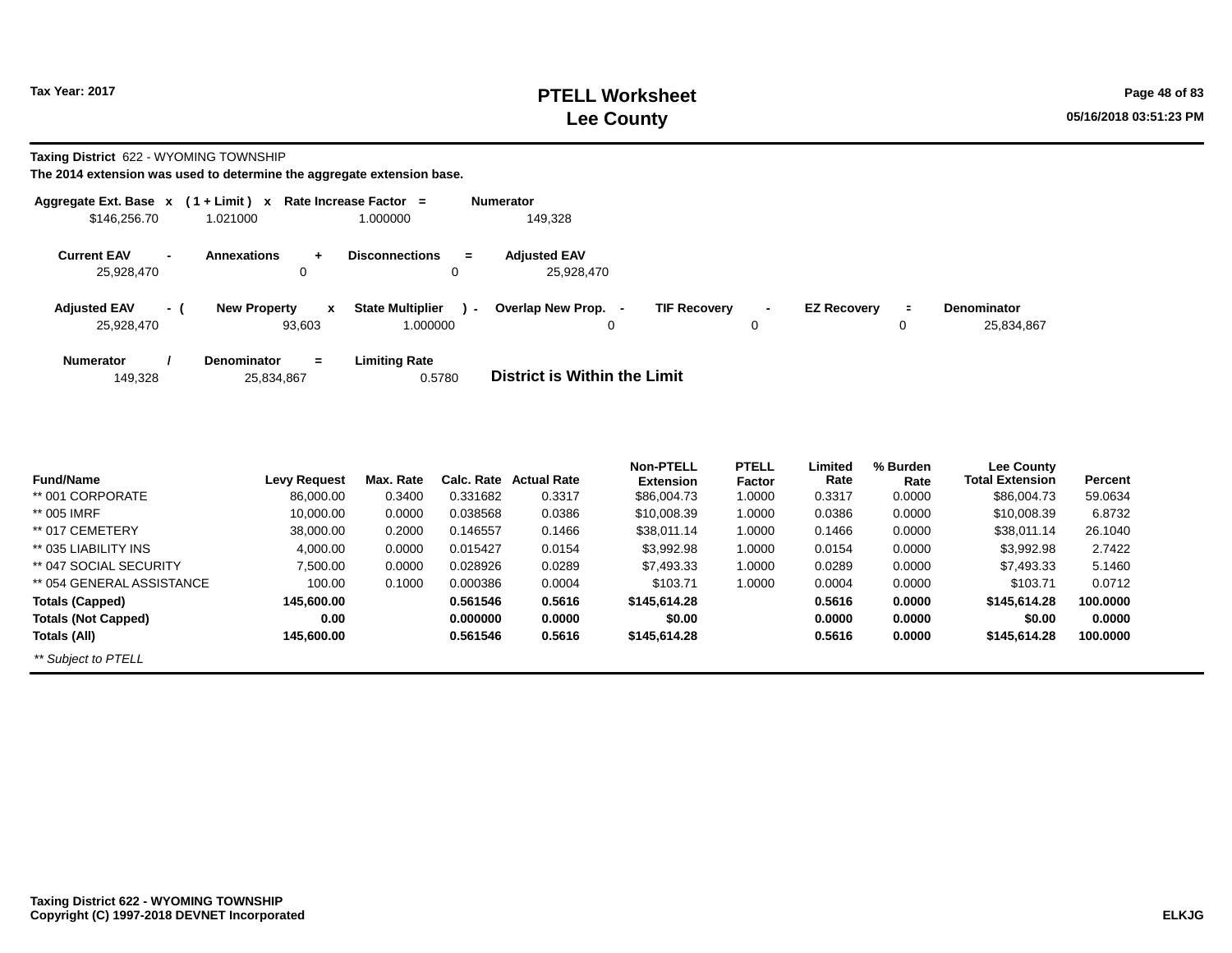Tax Year: 2017

# PTELL Worksheet
# Lee County

**Taxing District** 622 - WYOMING TOWNSHIP
**The 2014 extension was used to determine the aggregate extension base.**

| Aggregate Ext. Base | x | ( 1 + Limit ) | x | Rate Increase Factor | = | Numerator |
|---|---|---|---|---|---|---|
| $146,256.70 | | 1.021000 | | 1.000000 | | 149,328 |

| Current EAV | - | Annexations | + | Disconnections | = | Adjusted EAV |
|---|---|---|---|---|---|---|
| 25,928,470 | | 0 | | 0 | | 25,928,470 |

| Adjusted EAV | - ( | New Property | x | State Multiplier | ) - | Overlap New Prop. | - | TIF Recovery | - | EZ Recovery | = | Denominator |
|---|---|---|---|---|---|---|---|---|---|---|---|---|
| 25,928,470 | | 93,603 | | 1.000000 | | 0 | | 0 | | 0 | | 25,834,867 |

| Numerator | / | Denominator | = | Limiting Rate |
|---|---|---|---|---|
| 149,328 | | 25,834,867 | | 0.5780 |

**District is Within the Limit**

| Fund/Name | Levy Request | Max. Rate | Calc. Rate | Actual Rate | Non-PTELL Extension | PTELL Factor | Limited Rate | % Burden Rate | Lee County Total Extension | Percent |
|---|---|---|---|---|---|---|---|---|---|---|
| ** 001 CORPORATE | 86,000.00 | 0.3400 | 0.331682 | 0.3317 | $86,004.73 | 1.0000 | 0.3317 | 0.0000 | $86,004.73 | 59.0634 |
| ** 005 IMRF | 10,000.00 | 0.0000 | 0.038568 | 0.0386 | $10,008.39 | 1.0000 | 0.0386 | 0.0000 | $10,008.39 | 6.8732 |
| ** 017 CEMETERY | 38,000.00 | 0.2000 | 0.146557 | 0.1466 | $38,011.14 | 1.0000 | 0.1466 | 0.0000 | $38,011.14 | 26.1040 |
| ** 035 LIABILITY INS | 4,000.00 | 0.0000 | 0.015427 | 0.0154 | $3,992.98 | 1.0000 | 0.0154 | 0.0000 | $3,992.98 | 2.7422 |
| ** 047 SOCIAL SECURITY | 7,500.00 | 0.0000 | 0.028926 | 0.0289 | $7,493.33 | 1.0000 | 0.0289 | 0.0000 | $7,493.33 | 5.1460 |
| ** 054 GENERAL ASSISTANCE | 100.00 | 0.1000 | 0.000386 | 0.0004 | $103.71 | 1.0000 | 0.0004 | 0.0000 | $103.71 | 0.0712 |
| **Totals (Capped)** | **145,600.00** | | **0.561546** | **0.5616** | **$145,614.28** | | **0.5616** | **0.0000** | **$145,614.28** | **100.0000** |
| **Totals (Not Capped)** | **0.00** | | **0.000000** | **0.0000** | **$0.00** | | **0.0000** | **0.0000** | **$0.00** | **0.0000** |
| **Totals (All)** | **145,600.00** | | **0.561546** | **0.5616** | **$145,614.28** | | **0.5616** | **0.0000** | **$145,614.28** | **100.0000** |

*** Subject to PTELL*

**Taxing District 622 - WYOMING TOWNSHIP**
**Copyright (C) 1997-2018 DEVNET Incorporated**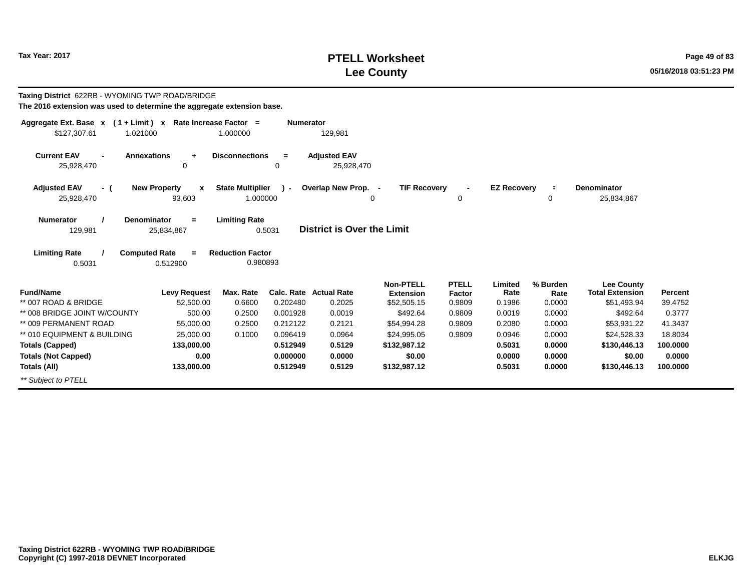# PTELL Worksheet
# Lee County

Tax Year: 2017

**Taxing District** 622RB - WYOMING TWP ROAD/BRIDGE

**The 2016 extension was used to determine the aggregate extension base.**

| Aggregate Ext. Base | x | ( 1 + Limit ) | x | Rate Increase Factor | = | Numerator |
|---|---|---|---|---|---|---|
| $127,307.61 | | 1.021000 | | 1.000000 | | 129,981 |

| Current EAV | - | Annexations | + | Disconnections | = | Adjusted EAV |
|---|---|---|---|---|---|---|
| 25,928,470 | | 0 | | 0 | | 25,928,470 |

| Adjusted EAV | - ( | New Property | x | State Multiplier | ) - | Overlap New Prop. | - | TIF Recovery | - | EZ Recovery | = | Denominator |
|---|---|---|---|---|---|---|---|---|---|---|---|---|
| 25,928,470 | | 93,603 | | 1.000000 | | 0 | | 0 | | 0 | | 25,834,867 |

| Numerator | / | Denominator | = | Limiting Rate |
|---|---|---|---|---|
| 129,981 | | 25,834,867 | | 0.5031 |

**District is Over the Limit**

| Limiting Rate | / | Computed Rate | = | Reduction Factor |
|---|---|---|---|---|
| 0.5031 | | 0.512900 | | 0.980893 |

| Fund/Name | Levy Request | Max. Rate | Calc. Rate | Actual Rate | Non-PTELL Extension | PTELL Factor | Limited Rate | % Burden Rate | Lee County Total Extension | Percent |
|---|---|---|---|---|---|---|---|---|---|---|
| ** 007 ROAD & BRIDGE | 52,500.00 | 0.6600 | 0.202480 | 0.2025 | $52,505.15 | 0.9809 | 0.1986 | 0.0000 | $51,493.94 | 39.4752 |
| ** 008 BRIDGE JOINT W/COUNTY | 500.00 | 0.2500 | 0.001928 | 0.0019 | $492.64 | 0.9809 | 0.0019 | 0.0000 | $492.64 | 0.3777 |
| ** 009 PERMANENT ROAD | 55,000.00 | 0.2500 | 0.212122 | 0.2121 | $54,994.28 | 0.9809 | 0.2080 | 0.0000 | $53,931.22 | 41.3437 |
| ** 010 EQUIPMENT & BUILDING | 25,000.00 | 0.1000 | 0.096419 | 0.0964 | $24,995.05 | 0.9809 | 0.0946 | 0.0000 | $24,528.33 | 18.8034 |
| **Totals (Capped)** | **133,000.00** | | **0.512949** | **0.5129** | **$132,987.12** | | **0.5031** | **0.0000** | **$130,446.13** | **100.0000** |
| **Totals (Not Capped)** | **0.00** | | **0.000000** | **0.0000** | **$0.00** | | **0.0000** | **0.0000** | **$0.00** | **0.0000** |
| **Totals (All)** | **133,000.00** | | **0.512949** | **0.5129** | **$132,987.12** | | **0.5031** | **0.0000** | **$130,446.13** | **100.0000** |

*** Subject to PTELL*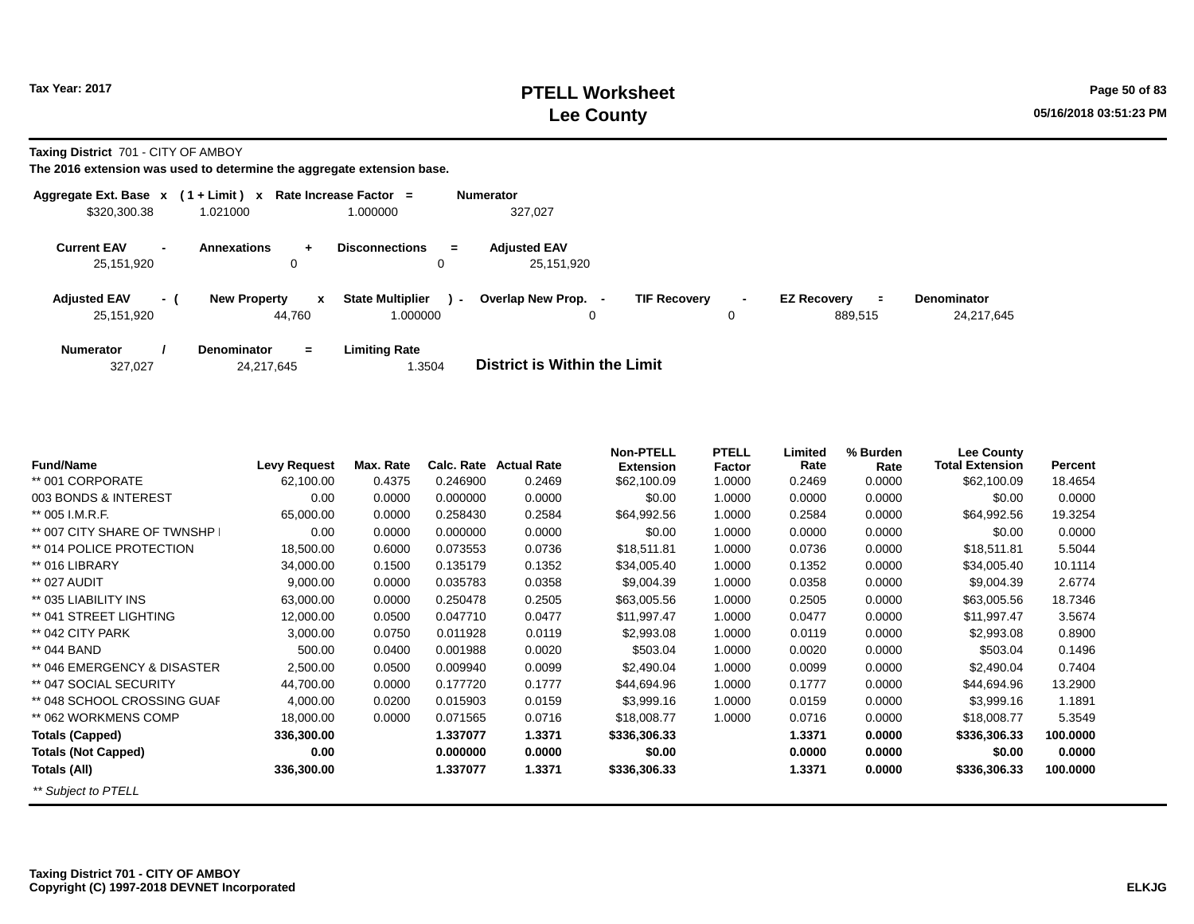# PTELL Worksheet
# Lee County

Tax Year: 2017

**Taxing District** 701 - CITY OF AMBOY

**The 2016 extension was used to determine the aggregate extension base.**

| Aggregate Ext. Base | x | ( 1 + Limit ) | x | Rate Increase Factor | = | Numerator |
|---|---|---|---|---|---|---|
| $320,300.38 | | 1.021000 | | 1.000000 | | 327,027 |

| Current EAV | - | Annexations | + | Disconnections | = | Adjusted EAV |
|---|---|---|---|---|---|---|
| 25,151,920 | | 0 | | 0 | | 25,151,920 |

| Adjusted EAV | - ( | New Property | x | State Multiplier | ) - | Overlap New Prop. | - | TIF Recovery | - | EZ Recovery | = | Denominator |
|---|---|---|---|---|---|---|---|---|---|---|---|---|
| 25,151,920 | | 44,760 | | 1.000000 | | 0 | | 0 | | 889,515 | | 24,217,645 |

| Numerator | / | Denominator | = | Limiting Rate |
|---|---|---|---|---|
| 327,027 | | 24,217,645 | | 1.3504 |

**District is Within the Limit**

| Fund/Name | Levy Request | Max. Rate | Calc. Rate | Actual Rate | Non-PTELL Extension | PTELL Factor | Limited Rate | % Burden Rate | Lee County Total Extension | Percent |
|---|---|---|---|---|---|---|---|---|---|---|
| ** 001 CORPORATE | 62,100.00 | 0.4375 | 0.246900 | 0.2469 | $62,100.09 | 1.0000 | 0.2469 | 0.0000 | $62,100.09 | 18.4654 |
| 003 BONDS & INTEREST | 0.00 | 0.0000 | 0.000000 | 0.0000 | $0.00 | 1.0000 | 0.0000 | 0.0000 | $0.00 | 0.0000 |
| ** 005 I.M.R.F. | 65,000.00 | 0.0000 | 0.258430 | 0.2584 | $64,992.56 | 1.0000 | 0.2584 | 0.0000 | $64,992.56 | 19.3254 |
| ** 007 CITY SHARE OF TWNSHP I | 0.00 | 0.0000 | 0.000000 | 0.0000 | $0.00 | 1.0000 | 0.0000 | 0.0000 | $0.00 | 0.0000 |
| ** 014 POLICE PROTECTION | 18,500.00 | 0.6000 | 0.073553 | 0.0736 | $18,511.81 | 1.0000 | 0.0736 | 0.0000 | $18,511.81 | 5.5044 |
| ** 016 LIBRARY | 34,000.00 | 0.1500 | 0.135179 | 0.1352 | $34,005.40 | 1.0000 | 0.1352 | 0.0000 | $34,005.40 | 10.1114 |
| ** 027 AUDIT | 9,000.00 | 0.0000 | 0.035783 | 0.0358 | $9,004.39 | 1.0000 | 0.0358 | 0.0000 | $9,004.39 | 2.6774 |
| ** 035 LIABILITY INS | 63,000.00 | 0.0000 | 0.250478 | 0.2505 | $63,005.56 | 1.0000 | 0.2505 | 0.0000 | $63,005.56 | 18.7346 |
| ** 041 STREET LIGHTING | 12,000.00 | 0.0500 | 0.047710 | 0.0477 | $11,997.47 | 1.0000 | 0.0477 | 0.0000 | $11,997.47 | 3.5674 |
| ** 042 CITY PARK | 3,000.00 | 0.0750 | 0.011928 | 0.0119 | $2,993.08 | 1.0000 | 0.0119 | 0.0000 | $2,993.08 | 0.8900 |
| ** 044 BAND | 500.00 | 0.0400 | 0.001988 | 0.0020 | $503.04 | 1.0000 | 0.0020 | 0.0000 | $503.04 | 0.1496 |
| ** 046 EMERGENCY & DISASTER | 2,500.00 | 0.0500 | 0.009940 | 0.0099 | $2,490.04 | 1.0000 | 0.0099 | 0.0000 | $2,490.04 | 0.7404 |
| ** 047 SOCIAL SECURITY | 44,700.00 | 0.0000 | 0.177720 | 0.1777 | $44,694.96 | 1.0000 | 0.1777 | 0.0000 | $44,694.96 | 13.2900 |
| ** 048 SCHOOL CROSSING GUAF | 4,000.00 | 0.0200 | 0.015903 | 0.0159 | $3,999.16 | 1.0000 | 0.0159 | 0.0000 | $3,999.16 | 1.1891 |
| ** 062 WORKMENS COMP | 18,000.00 | 0.0000 | 0.071565 | 0.0716 | $18,008.77 | 1.0000 | 0.0716 | 0.0000 | $18,008.77 | 5.3549 |
| **Totals (Capped)** | **336,300.00** | | **1.337077** | **1.3371** | **$336,306.33** | | **1.3371** | **0.0000** | **$336,306.33** | **100.0000** |
| **Totals (Not Capped)** | **0.00** | | **0.000000** | **0.0000** | **$0.00** | | **0.0000** | **0.0000** | **$0.00** | **0.0000** |
| **Totals (All)** | **336,300.00** | | **1.337077** | **1.3371** | **$336,306.33** | | **1.3371** | **0.0000** | **$336,306.33** | **100.0000** |

*** Subject to PTELL*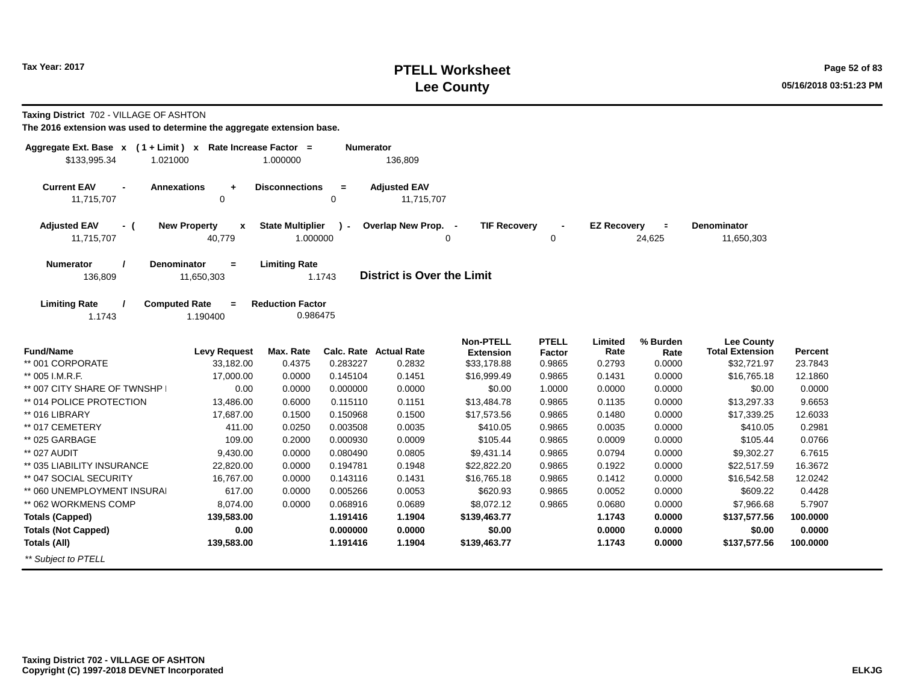# PTELL Worksheet
# Lee County

Tax Year: 2017

**Taxing District** 702 - VILLAGE OF ASHTON

**The 2016 extension was used to determine the aggregate extension base.**

| Aggregate Ext. Base | x | (1 + Limit) | x | Rate Increase Factor | = | Numerator |
|---|---|---|---|---|---|---|
| $133,995.34 | | 1.021000 | | 1.000000 | | 136,809 |

| Current EAV | - | Annexations | + | Disconnections | = | Adjusted EAV |
|---|---|---|---|---|---|---|
| 11,715,707 | | 0 | | 0 | | 11,715,707 |

| Adjusted EAV | - ( | New Property | x | State Multiplier | ) - | Overlap New Prop. | - | TIF Recovery | - | EZ Recovery | = | Denominator |
|---|---|---|---|---|---|---|---|---|---|---|---|---|
| 11,715,707 | | 40,779 | | 1.000000 | | 0 | | 0 | | 24,625 | | 11,650,303 |

| Numerator | / | Denominator | = | Limiting Rate |
|---|---|---|---|---|
| 136,809 | | 11,650,303 | | 1.1743 |

**District is Over the Limit**

| Limiting Rate | / | Computed Rate | = | Reduction Factor |
|---|---|---|---|---|
| 1.1743 | | 1.190400 | | 0.986475 |

| Fund/Name | Levy Request | Max. Rate | Calc. Rate | Actual Rate | Non-PTELL Extension | PTELL Factor | Limited Rate | % Burden Rate | Lee County Total Extension | Percent |
|---|---|---|---|---|---|---|---|---|---|---|
| ** 001 CORPORATE | 33,182.00 | 0.4375 | 0.283227 | 0.2832 | $33,178.88 | 0.9865 | 0.2793 | 0.0000 | $32,721.97 | 23.7843 |
| ** 005 I.M.R.F. | 17,000.00 | 0.0000 | 0.145104 | 0.1451 | $16,999.49 | 0.9865 | 0.1431 | 0.0000 | $16,765.18 | 12.1860 |
| ** 007 CITY SHARE OF TWNSHP I | 0.00 | 0.0000 | 0.000000 | 0.0000 | $0.00 | 1.0000 | 0.0000 | 0.0000 | $0.00 | 0.0000 |
| ** 014 POLICE PROTECTION | 13,486.00 | 0.6000 | 0.115110 | 0.1151 | $13,484.78 | 0.9865 | 0.1135 | 0.0000 | $13,297.33 | 9.6653 |
| ** 016 LIBRARY | 17,687.00 | 0.1500 | 0.150968 | 0.1500 | $17,573.56 | 0.9865 | 0.1480 | 0.0000 | $17,339.25 | 12.6033 |
| ** 017 CEMETERY | 411.00 | 0.0250 | 0.003508 | 0.0035 | $410.05 | 0.9865 | 0.0035 | 0.0000 | $410.05 | 0.2981 |
| ** 025 GARBAGE | 109.00 | 0.2000 | 0.000930 | 0.0009 | $105.44 | 0.9865 | 0.0009 | 0.0000 | $105.44 | 0.0766 |
| ** 027 AUDIT | 9,430.00 | 0.0000 | 0.080490 | 0.0805 | $9,431.14 | 0.9865 | 0.0794 | 0.0000 | $9,302.27 | 6.7615 |
| ** 035 LIABILITY INSURANCE | 22,820.00 | 0.0000 | 0.194781 | 0.1948 | $22,822.20 | 0.9865 | 0.1922 | 0.0000 | $22,517.59 | 16.3672 |
| ** 047 SOCIAL SECURITY | 16,767.00 | 0.0000 | 0.143116 | 0.1431 | $16,765.18 | 0.9865 | 0.1412 | 0.0000 | $16,542.58 | 12.0242 |
| ** 060 UNEMPLOYMENT INSURAI | 617.00 | 0.0000 | 0.005266 | 0.0053 | $620.93 | 0.9865 | 0.0052 | 0.0000 | $609.22 | 0.4428 |
| ** 062 WORKMENS COMP | 8,074.00 | 0.0000 | 0.068916 | 0.0689 | $8,072.12 | 0.9865 | 0.0680 | 0.0000 | $7,966.68 | 5.7907 |
| **Totals (Capped)** | **139,583.00** | | **1.191416** | **1.1904** | **$139,463.77** | | **1.1743** | **0.0000** | **$137,577.56** | **100.0000** |
| **Totals (Not Capped)** | **0.00** | | **0.000000** | **0.0000** | **$0.00** | | **0.0000** | **0.0000** | **$0.00** | **0.0000** |
| **Totals (All)** | **139,583.00** | | **1.191416** | **1.1904** | **$139,463.77** | | **1.1743** | **0.0000** | **$137,577.56** | **100.0000** |

*** Subject to PTELL*

**Taxing District 702 - VILLAGE OF ASHTON**
**Copyright (C) 1997-2018 DEVNET Incorporated**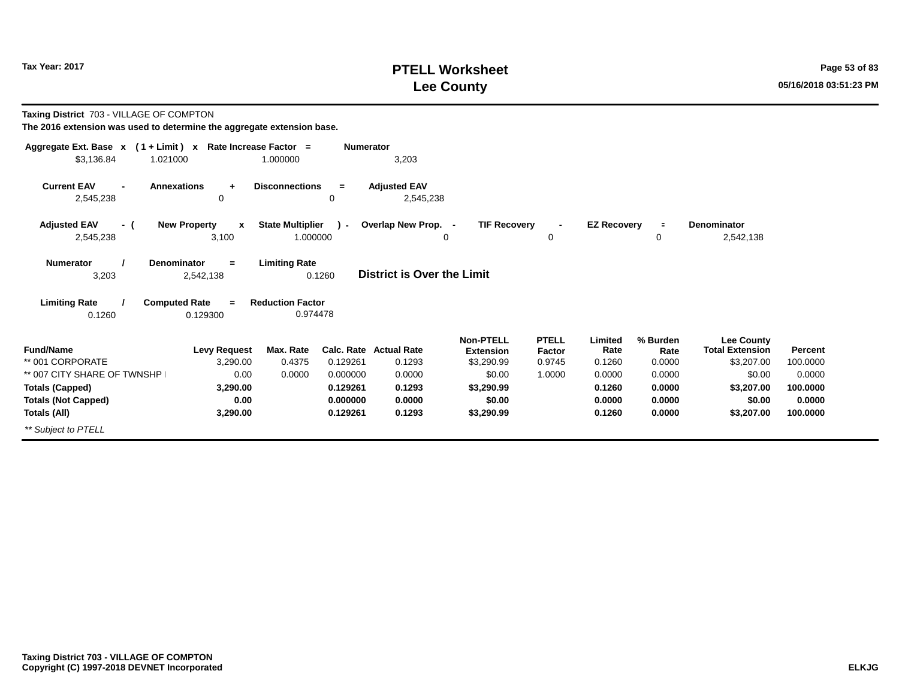# PTELL Worksheet
# Lee County

Tax Year: 2017

**Taxing District** 703 - VILLAGE OF COMPTON

**The 2016 extension was used to determine the aggregate extension base.**

| Aggregate Ext. Base x | ( 1 + Limit ) x | Rate Increase Factor = | Numerator |
|---|---|---|---|
| $3,136.84 | 1.021000 | 1.000000 | 3,203 |

| Current EAV - | Annexations + | Disconnections = | Adjusted EAV |
|---|---|---|---|
| 2,545,238 | 0 | 0 | 2,545,238 |

| Adjusted EAV - ( | New Property x | State Multiplier ) - | Overlap New Prop. - | TIF Recovery - | EZ Recovery = | Denominator |
|---|---|---|---|---|---|---|
| 2,545,238 | 3,100 | 1.000000 | 0 | 0 | 0 | 2,542,138 |

| Numerator / | Denominator = | Limiting Rate |
|---|---|---|
| 3,203 | 2,542,138 | 0.1260 |

**District is Over the Limit**

| Limiting Rate / | Computed Rate = | Reduction Factor |
|---|---|---|
| 0.1260 | 0.129300 | 0.974478 |

| Fund/Name | Levy Request | Max. Rate | Calc. Rate | Actual Rate | Non-PTELL Extension | PTELL Factor | Limited Rate | % Burden Rate | Lee County Total Extension | Percent |
|---|---|---|---|---|---|---|---|---|---|---|
| ** 001 CORPORATE | 3,290.00 | 0.4375 | 0.129261 | 0.1293 | $3,290.99 | 0.9745 | 0.1260 | 0.0000 | $3,207.00 | 100.0000 |
| ** 007 CITY SHARE OF TWNSHP I | 0.00 | 0.0000 | 0.000000 | 0.0000 | $0.00 | 1.0000 | 0.0000 | 0.0000 | $0.00 | 0.0000 |
| **Totals (Capped)** | **3,290.00** | | **0.129261** | **0.1293** | **$3,290.99** | | **0.1260** | **0.0000** | **$3,207.00** | **100.0000** |
| **Totals (Not Capped)** | **0.00** | | **0.000000** | **0.0000** | **$0.00** | | **0.0000** | **0.0000** | **$0.00** | **0.0000** |
| **Totals (All)** | **3,290.00** | | **0.129261** | **0.1293** | **$3,290.99** | | **0.1260** | **0.0000** | **$3,207.00** | **100.0000** |

*** Subject to PTELL*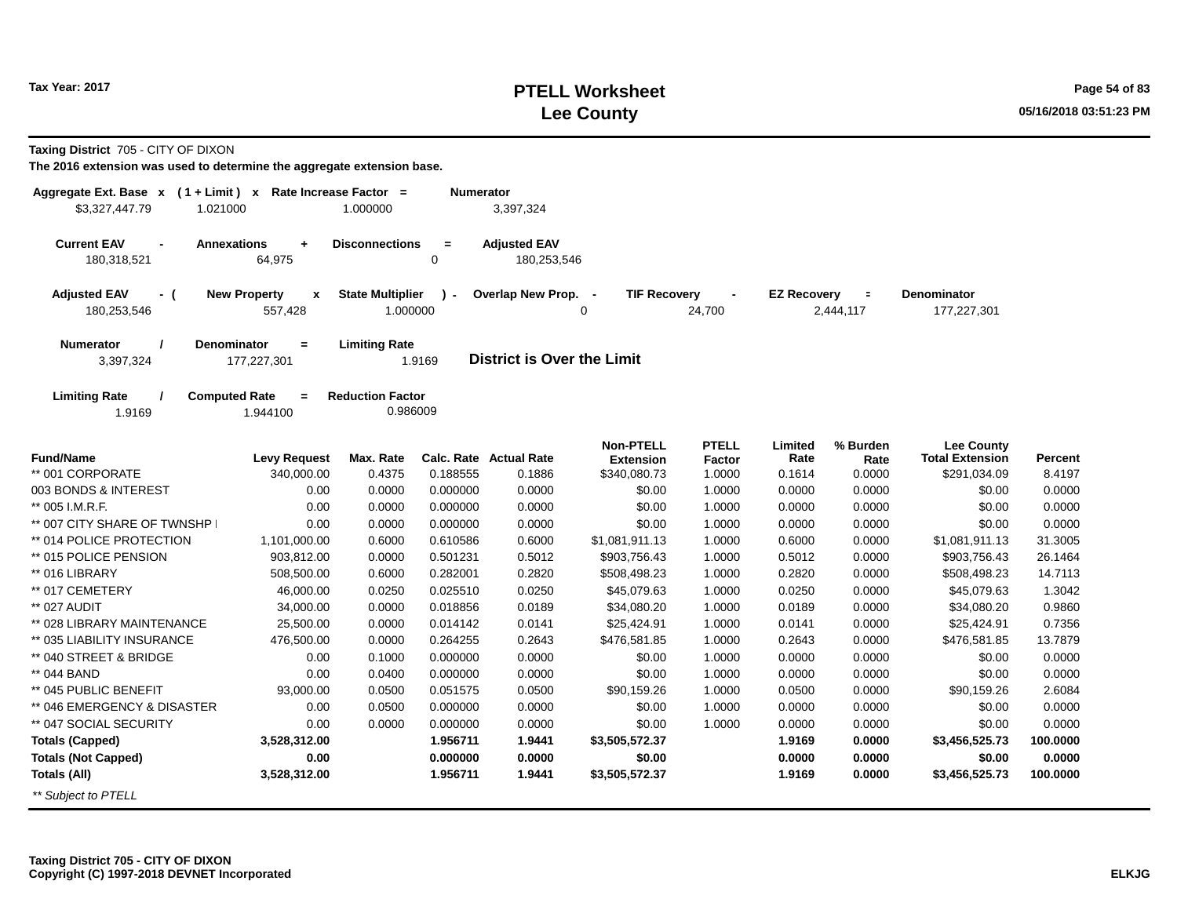Tax Year: 2017

# PTELL Worksheet
# Lee County

**Taxing District** 705 - CITY OF DIXON

**The 2016 extension was used to determine the aggregate extension base.**

| Aggregate Ext. Base x | ( 1 + Limit ) x | Rate Increase Factor = | Numerator |
|---|---|---|---|
| $3,327,447.79 | 1.021000 | 1.000000 | 3,397,324 |

| Current EAV - | Annexations + | Disconnections = | Adjusted EAV |
|---|---|---|---|
| 180,318,521 | 64,975 | 0 | 180,253,546 |

| Adjusted EAV - ( | New Property x | State Multiplier ) - | Overlap New Prop. - | TIF Recovery - | EZ Recovery = | Denominator |
|---|---|---|---|---|---|---|
| 180,253,546 | 557,428 | 1.000000 | 0 | 24,700 | 2,444,117 | 177,227,301 |

| Numerator / | Denominator = | Limiting Rate |
|---|---|---|
| 3,397,324 | 177,227,301 | 1.9169 |

**District is Over the Limit**

| Limiting Rate / | Computed Rate = | Reduction Factor |
|---|---|---|
| 1.9169 | 1.944100 | 0.986009 |

| Fund/Name | Levy Request | Max. Rate | Calc. Rate | Actual Rate | Non-PTELL Extension | PTELL Factor | Limited Rate | % Burden Rate | Lee County Total Extension | Percent |
|---|---|---|---|---|---|---|---|---|---|---|
| ** 001 CORPORATE | 340,000.00 | 0.4375 | 0.188555 | 0.1886 | $340,080.73 | 1.0000 | 0.1614 | 0.0000 | $291,034.09 | 8.4197 |
| 003 BONDS & INTEREST | 0.00 | 0.0000 | 0.000000 | 0.0000 | $0.00 | 1.0000 | 0.0000 | 0.0000 | $0.00 | 0.0000 |
| ** 005 I.M.R.F. | 0.00 | 0.0000 | 0.000000 | 0.0000 | $0.00 | 1.0000 | 0.0000 | 0.0000 | $0.00 | 0.0000 |
| ** 007 CITY SHARE OF TWNSHP I | 0.00 | 0.0000 | 0.000000 | 0.0000 | $0.00 | 1.0000 | 0.0000 | 0.0000 | $0.00 | 0.0000 |
| ** 014 POLICE PROTECTION | 1,101,000.00 | 0.6000 | 0.610586 | 0.6000 | $1,081,911.13 | 1.0000 | 0.6000 | 0.0000 | $1,081,911.13 | 31.3005 |
| ** 015 POLICE PENSION | 903,812.00 | 0.0000 | 0.501231 | 0.5012 | $903,756.43 | 1.0000 | 0.5012 | 0.0000 | $903,756.43 | 26.1464 |
| ** 016 LIBRARY | 508,500.00 | 0.6000 | 0.282001 | 0.2820 | $508,498.23 | 1.0000 | 0.2820 | 0.0000 | $508,498.23 | 14.7113 |
| ** 017 CEMETERY | 46,000.00 | 0.0250 | 0.025510 | 0.0250 | $45,079.63 | 1.0000 | 0.0250 | 0.0000 | $45,079.63 | 1.3042 |
| ** 027 AUDIT | 34,000.00 | 0.0000 | 0.018856 | 0.0189 | $34,080.20 | 1.0000 | 0.0189 | 0.0000 | $34,080.20 | 0.9860 |
| ** 028 LIBRARY MAINTENANCE | 25,500.00 | 0.0000 | 0.014142 | 0.0141 | $25,424.91 | 1.0000 | 0.0141 | 0.0000 | $25,424.91 | 0.7356 |
| ** 035 LIABILITY INSURANCE | 476,500.00 | 0.0000 | 0.264255 | 0.2643 | $476,581.85 | 1.0000 | 0.2643 | 0.0000 | $476,581.85 | 13.7879 |
| ** 040 STREET & BRIDGE | 0.00 | 0.1000 | 0.000000 | 0.0000 | $0.00 | 1.0000 | 0.0000 | 0.0000 | $0.00 | 0.0000 |
| ** 044 BAND | 0.00 | 0.0400 | 0.000000 | 0.0000 | $0.00 | 1.0000 | 0.0000 | 0.0000 | $0.00 | 0.0000 |
| ** 045 PUBLIC BENEFIT | 93,000.00 | 0.0500 | 0.051575 | 0.0500 | $90,159.26 | 1.0000 | 0.0500 | 0.0000 | $90,159.26 | 2.6084 |
| ** 046 EMERGENCY & DISASTER | 0.00 | 0.0500 | 0.000000 | 0.0000 | $0.00 | 1.0000 | 0.0000 | 0.0000 | $0.00 | 0.0000 |
| ** 047 SOCIAL SECURITY | 0.00 | 0.0000 | 0.000000 | 0.0000 | $0.00 | 1.0000 | 0.0000 | 0.0000 | $0.00 | 0.0000 |
| **Totals (Capped)** | **3,528,312.00** | | **1.956711** | **1.9441** | **$3,505,572.37** | | **1.9169** | **0.0000** | **$3,456,525.73** | **100.0000** |
| **Totals (Not Capped)** | **0.00** | | **0.000000** | **0.0000** | **$0.00** | | **0.0000** | **0.0000** | **$0.00** | **0.0000** |
| **Totals (All)** | **3,528,312.00** | | **1.956711** | **1.9441** | **$3,505,572.37** | | **1.9169** | **0.0000** | **$3,456,525.73** | **100.0000** |

*** Subject to PTELL*

**Taxing District 705 - CITY OF DIXON**
**Copyright (C) 1997-2018 DEVNET Incorporated**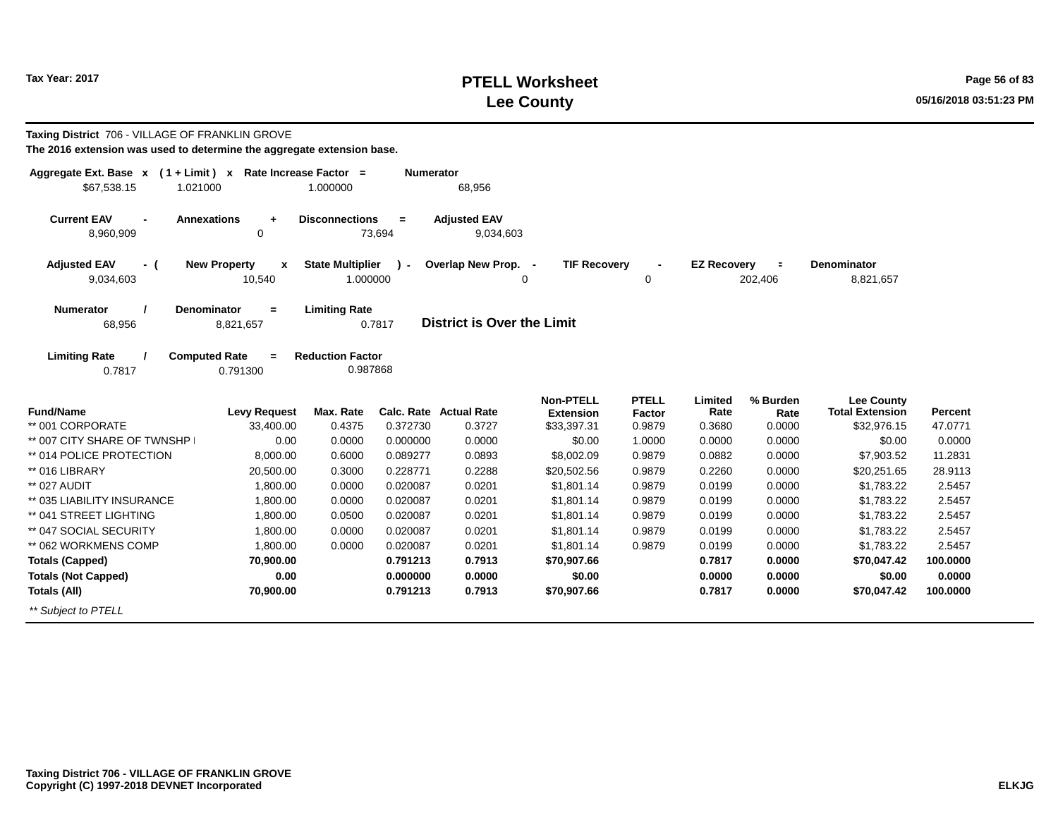**Taxing District** 706 - VILLAGE OF FRANKLIN GROVE

**The 2016 extension was used to determine the aggregate extension base.**

| Aggregate Ext. Base | x | ( 1 + Limit ) | x | Rate Increase Factor | = | Numerator |
|---|---|---|---|---|---|---|
| $67,538.15 | | 1.021000 | | 1.000000 | | 68,956 |

| Current EAV | - | Annexations | + | Disconnections | = | Adjusted EAV |
|---|---|---|---|---|---|---|
| 8,960,909 | | 0 | | 73,694 | | 9,034,603 |

| Adjusted EAV | - ( | New Property | x | State Multiplier | ) - | Overlap New Prop. | - | TIF Recovery | - | EZ Recovery | = | Denominator |
|---|---|---|---|---|---|---|---|---|---|---|---|---|
| 9,034,603 | | 10,540 | | 1.000000 | | 0 | | 0 | | 202,406 | | 8,821,657 |

| Numerator | / | Denominator | = | Limiting Rate |
|---|---|---|---|---|
| 68,956 | | 8,821,657 | | 0.7817 |

**District is Over the Limit**

| Limiting Rate | / | Computed Rate | = | Reduction Factor |
|---|---|---|---|---|
| 0.7817 | | 0.791300 | | 0.987868 |

| Fund/Name | Levy Request | Max. Rate | Calc. Rate | Actual Rate | Non-PTELL Extension | PTELL Factor | Limited Rate | % Burden Rate | Lee County Total Extension | Percent |
|---|---|---|---|---|---|---|---|---|---|---|
| ** 001 CORPORATE | 33,400.00 | 0.4375 | 0.372730 | 0.3727 | $33,397.31 | 0.9879 | 0.3680 | 0.0000 | $32,976.15 | 47.0771 |
| ** 007 CITY SHARE OF TWNSHP I | 0.00 | 0.0000 | 0.000000 | 0.0000 | $0.00 | 1.0000 | 0.0000 | 0.0000 | $0.00 | 0.0000 |
| ** 014 POLICE PROTECTION | 8,000.00 | 0.6000 | 0.089277 | 0.0893 | $8,002.09 | 0.9879 | 0.0882 | 0.0000 | $7,903.52 | 11.2831 |
| ** 016 LIBRARY | 20,500.00 | 0.3000 | 0.228771 | 0.2288 | $20,502.56 | 0.9879 | 0.2260 | 0.0000 | $20,251.65 | 28.9113 |
| ** 027 AUDIT | 1,800.00 | 0.0000 | 0.020087 | 0.0201 | $1,801.14 | 0.9879 | 0.0199 | 0.0000 | $1,783.22 | 2.5457 |
| ** 035 LIABILITY INSURANCE | 1,800.00 | 0.0000 | 0.020087 | 0.0201 | $1,801.14 | 0.9879 | 0.0199 | 0.0000 | $1,783.22 | 2.5457 |
| ** 041 STREET LIGHTING | 1,800.00 | 0.0500 | 0.020087 | 0.0201 | $1,801.14 | 0.9879 | 0.0199 | 0.0000 | $1,783.22 | 2.5457 |
| ** 047 SOCIAL SECURITY | 1,800.00 | 0.0000 | 0.020087 | 0.0201 | $1,801.14 | 0.9879 | 0.0199 | 0.0000 | $1,783.22 | 2.5457 |
| ** 062 WORKMENS COMP | 1,800.00 | 0.0000 | 0.020087 | 0.0201 | $1,801.14 | 0.9879 | 0.0199 | 0.0000 | $1,783.22 | 2.5457 |
| **Totals (Capped)** | **70,900.00** | | **0.791213** | **0.7913** | **$70,907.66** | | **0.7817** | **0.0000** | **$70,047.42** | **100.0000** |
| **Totals (Not Capped)** | **0.00** | | **0.000000** | **0.0000** | **$0.00** | | **0.0000** | **0.0000** | **$0.00** | **0.0000** |
| **Totals (All)** | **70,900.00** | | **0.791213** | **0.7913** | **$70,907.66** | | **0.7817** | **0.0000** | **$70,047.42** | **100.0000** |

*** Subject to PTELL*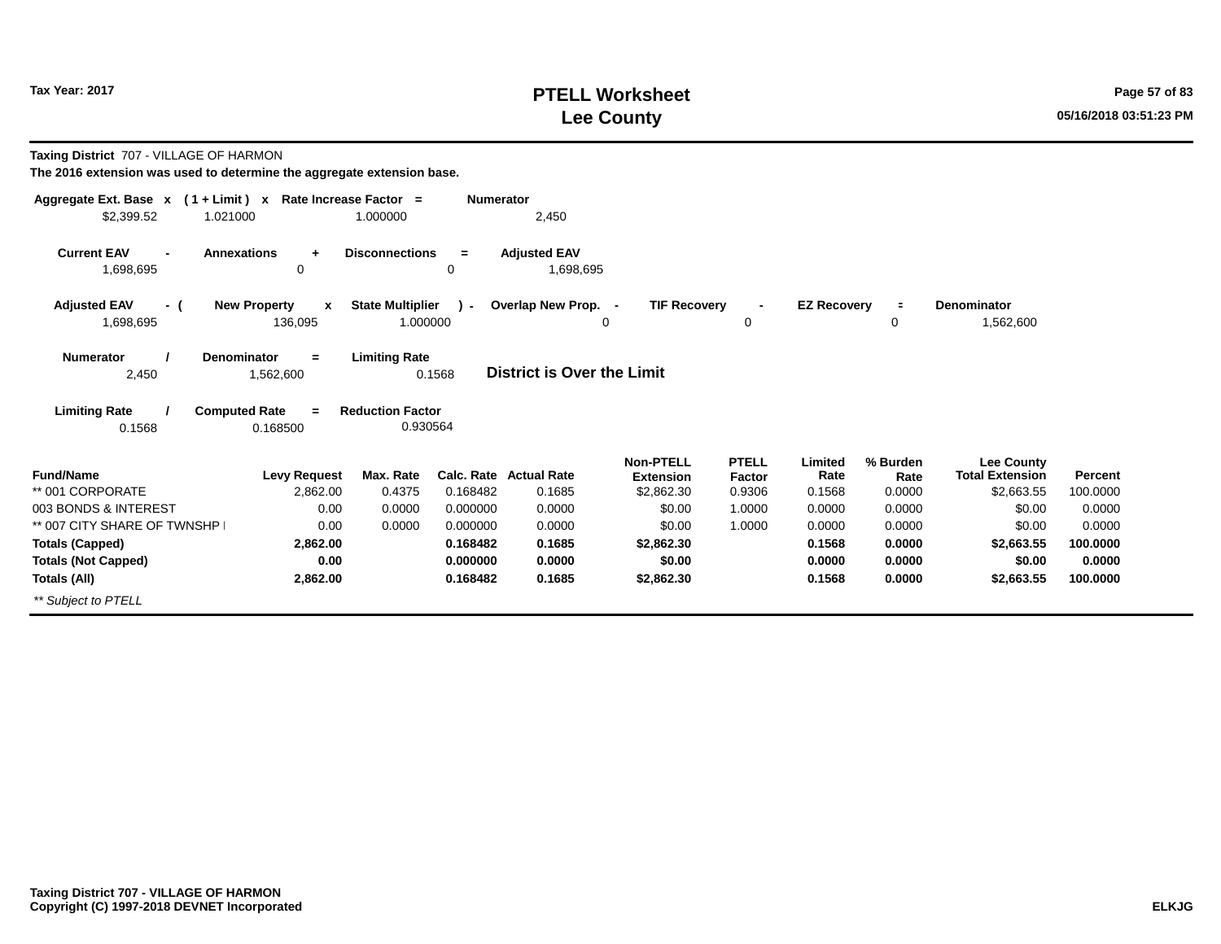**Taxing District** 707 - VILLAGE OF HARMON

**The 2016 extension was used to determine the aggregate extension base.**

| Aggregate Ext. Base | x | ( 1 + Limit ) | x | Rate Increase Factor | = | Numerator |
|---|---|---|---|---|---|---|
| $2,399.52 | | 1.021000 | | 1.000000 | | 2,450 |

| Current EAV | - | Annexations | + | Disconnections | = | Adjusted EAV |
|---|---|---|---|---|---|---|
| 1,698,695 | | 0 | | 0 | | 1,698,695 |

| Adjusted EAV | - ( | New Property | x | State Multiplier | ) - | Overlap New Prop. | - | TIF Recovery | - | EZ Recovery | = | Denominator |
|---|---|---|---|---|---|---|---|---|---|---|---|---|
| 1,698,695 | | 136,095 | | 1.000000 | | 0 | | 0 | | 0 | | 1,562,600 |

| Numerator | / | Denominator | = | Limiting Rate |
|---|---|---|---|---|
| 2,450 | | 1,562,600 | | 0.1568 |

**District is Over the Limit**

| Limiting Rate | / | Computed Rate | = | Reduction Factor |
|---|---|---|---|---|
| 0.1568 | | 0.168500 | | 0.930564 |

| Fund/Name | Levy Request | Max. Rate | Calc. Rate | Actual Rate | Non-PTELL Extension | PTELL Factor | Limited Rate | % Burden Rate | Lee County Total Extension | Percent |
|---|---|---|---|---|---|---|---|---|---|---|
| ** 001 CORPORATE | 2,862.00 | 0.4375 | 0.168482 | 0.1685 | $2,862.30 | 0.9306 | 0.1568 | 0.0000 | $2,663.55 | 100.0000 |
| 003 BONDS & INTEREST | 0.00 | 0.0000 | 0.000000 | 0.0000 | $0.00 | 1.0000 | 0.0000 | 0.0000 | $0.00 | 0.0000 |
| ** 007 CITY SHARE OF TWNSHP I | 0.00 | 0.0000 | 0.000000 | 0.0000 | $0.00 | 1.0000 | 0.0000 | 0.0000 | $0.00 | 0.0000 |
| **Totals (Capped)** | **2,862.00** | | **0.168482** | **0.1685** | **$2,862.30** | | **0.1568** | **0.0000** | **$2,663.55** | **100.0000** |
| **Totals (Not Capped)** | **0.00** | | **0.000000** | **0.0000** | **$0.00** | | **0.0000** | **0.0000** | **$0.00** | **0.0000** |
| **Totals (All)** | **2,862.00** | | **0.168482** | **0.1685** | **$2,862.30** | | **0.1568** | **0.0000** | **$2,663.55** | **100.0000** |

*** Subject to PTELL*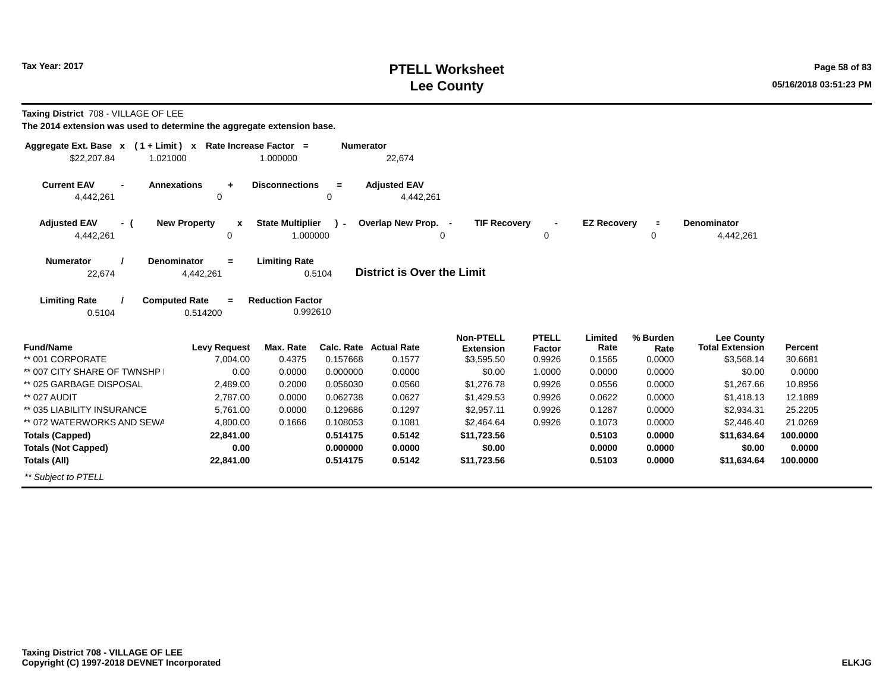# PTELL Worksheet
# Lee County

Tax Year: 2017

05/16/2018 03:51:23 PM

**Taxing District** 708 - VILLAGE OF LEE

**The 2014 extension was used to determine the aggregate extension base.**

| Aggregate Ext. Base | x | ( 1 + Limit ) | x | Rate Increase Factor | = | Numerator |
|---|---|---|---|---|---|---|
| $22,207.84 | | 1.021000 | | 1.000000 | | 22,674 |

| Current EAV | - | Annexations | + | Disconnections | = | Adjusted EAV |
|---|---|---|---|---|---|---|
| 4,442,261 | | 0 | | 0 | | 4,442,261 |

| Adjusted EAV | - ( | New Property | x | State Multiplier | ) - | Overlap New Prop. | - | TIF Recovery | - | EZ Recovery | = | Denominator |
|---|---|---|---|---|---|---|---|---|---|---|---|---|
| 4,442,261 | | 0 | | 1.000000 | | 0 | | 0 | | 0 | | 4,442,261 |

| Numerator | / | Denominator | = | Limiting Rate |
|---|---|---|---|---|
| 22,674 | | 4,442,261 | | 0.5104 |

**District is Over the Limit**

| Limiting Rate | / | Computed Rate | = | Reduction Factor |
|---|---|---|---|---|
| 0.5104 | | 0.514200 | | 0.992610 |

| Fund/Name | Levy Request | Max. Rate | Calc. Rate | Actual Rate | Non-PTELL Extension | PTELL Factor | Limited Rate | % Burden Rate | Lee County Total Extension | Percent |
|---|---|---|---|---|---|---|---|---|---|---|
| ** 001 CORPORATE | 7,004.00 | 0.4375 | 0.157668 | 0.1577 | $3,595.50 | 0.9926 | 0.1565 | 0.0000 | $3,568.14 | 30.6681 |
| ** 007 CITY SHARE OF TWNSHP I | 0.00 | 0.0000 | 0.000000 | 0.0000 | $0.00 | 1.0000 | 0.0000 | 0.0000 | $0.00 | 0.0000 |
| ** 025 GARBAGE DISPOSAL | 2,489.00 | 0.2000 | 0.056030 | 0.0560 | $1,276.78 | 0.9926 | 0.0556 | 0.0000 | $1,267.66 | 10.8956 |
| ** 027 AUDIT | 2,787.00 | 0.0000 | 0.062738 | 0.0627 | $1,429.53 | 0.9926 | 0.0622 | 0.0000 | $1,418.13 | 12.1889 |
| ** 035 LIABILITY INSURANCE | 5,761.00 | 0.0000 | 0.129686 | 0.1297 | $2,957.11 | 0.9926 | 0.1287 | 0.0000 | $2,934.31 | 25.2205 |
| ** 072 WATERWORKS AND SEWA | 4,800.00 | 0.1666 | 0.108053 | 0.1081 | $2,464.64 | 0.9926 | 0.1073 | 0.0000 | $2,446.40 | 21.0269 |
| **Totals (Capped)** | **22,841.00** | | **0.514175** | **0.5142** | **$11,723.56** | | **0.5103** | **0.0000** | **$11,634.64** | **100.0000** |
| **Totals (Not Capped)** | **0.00** | | **0.000000** | **0.0000** | **$0.00** | | **0.0000** | **0.0000** | **$0.00** | **0.0000** |
| **Totals (All)** | **22,841.00** | | **0.514175** | **0.5142** | **$11,723.56** | | **0.5103** | **0.0000** | **$11,634.64** | **100.0000** |

*** Subject to PTELL*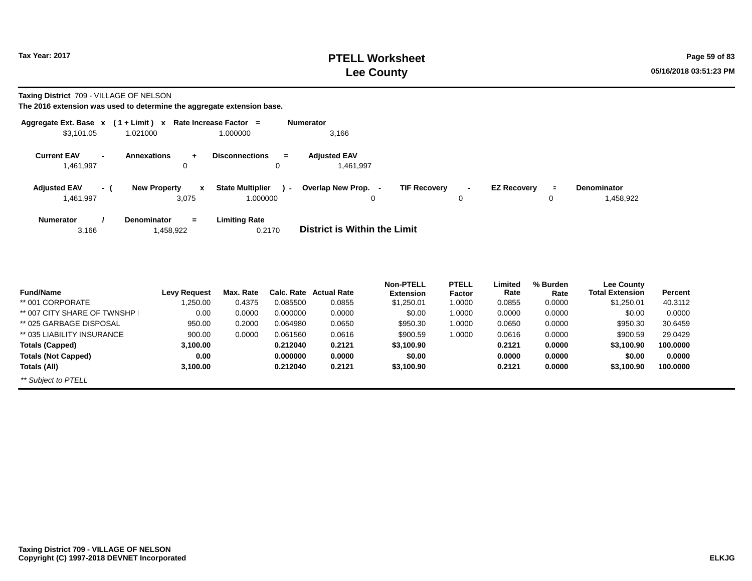# PTELL Worksheet
# Lee County

Tax Year: 2017

**Taxing District** 709 - VILLAGE OF NELSON

**The 2016 extension was used to determine the aggregate extension base.**

| Aggregate Ext. Base | x | ( 1 + Limit ) | x | Rate Increase Factor | = | Numerator |
|---|---|---|---|---|---|---|
| $3,101.05 | | 1.021000 | | 1.000000 | | 3,166 |

| Current EAV | - | Annexations | + | Disconnections | = | Adjusted EAV |
|---|---|---|---|---|---|---|
| 1,461,997 | | 0 | | 0 | | 1,461,997 |

| Adjusted EAV | - ( | New Property | x | State Multiplier | ) - | Overlap New Prop. | - | TIF Recovery | - | EZ Recovery | = | Denominator |
|---|---|---|---|---|---|---|---|---|---|---|---|---|
| 1,461,997 | | 3,075 | | 1.000000 | | 0 | | 0 | | 0 | | 1,458,922 |

| Numerator | / | Denominator | = | Limiting Rate |
|---|---|---|---|---|
| 3,166 | | 1,458,922 | | 0.2170 |

**District is Within the Limit**

| Fund/Name | Levy Request | Max. Rate | Calc. Rate | Actual Rate | Non-PTELL Extension | PTELL Factor | Limited Rate | % Burden Rate | Lee County Total Extension | Percent |
|---|---|---|---|---|---|---|---|---|---|---|
| ** 001 CORPORATE | 1,250.00 | 0.4375 | 0.085500 | 0.0855 | $1,250.01 | 1.0000 | 0.0855 | 0.0000 | $1,250.01 | 40.3112 |
| ** 007 CITY SHARE OF TWNSHP I | 0.00 | 0.0000 | 0.000000 | 0.0000 | $0.00 | 1.0000 | 0.0000 | 0.0000 | $0.00 | 0.0000 |
| ** 025 GARBAGE DISPOSAL | 950.00 | 0.2000 | 0.064980 | 0.0650 | $950.30 | 1.0000 | 0.0650 | 0.0000 | $950.30 | 30.6459 |
| ** 035 LIABILITY INSURANCE | 900.00 | 0.0000 | 0.061560 | 0.0616 | $900.59 | 1.0000 | 0.0616 | 0.0000 | $900.59 | 29.0429 |
| **Totals (Capped)** | **3,100.00** | | **0.212040** | **0.2121** | **$3,100.90** | | **0.2121** | **0.0000** | **$3,100.90** | **100.0000** |
| **Totals (Not Capped)** | **0.00** | | **0.000000** | **0.0000** | **$0.00** | | **0.0000** | **0.0000** | **$0.00** | **0.0000** |
| **Totals (All)** | **3,100.00** | | **0.212040** | **0.2121** | **$3,100.90** | | **0.2121** | **0.0000** | **$3,100.90** | **100.0000** |

*** Subject to PTELL*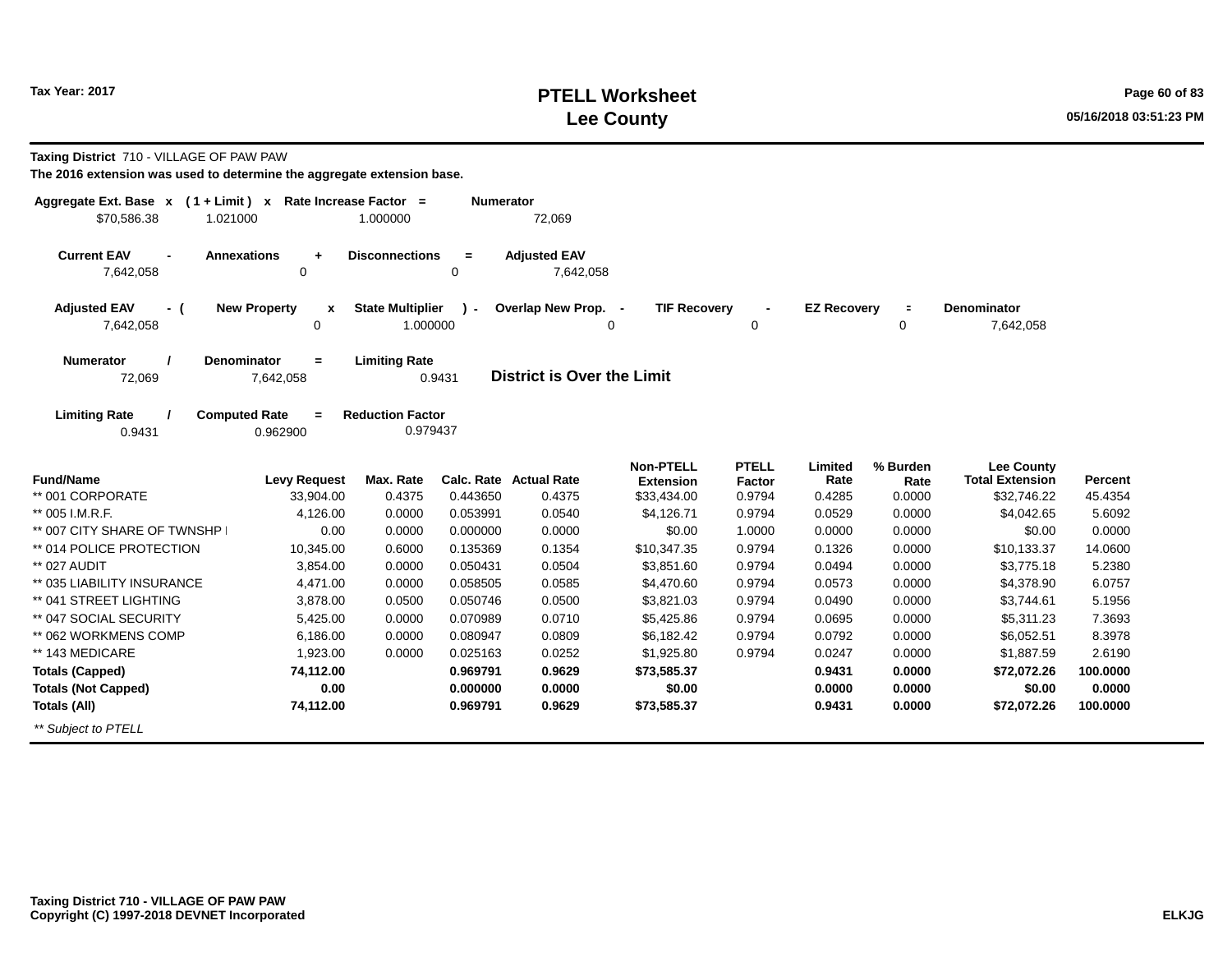# PTELL Worksheet
# Lee County

Tax Year: 2017

05/16/2018 03:51:23 PM

**Taxing District** 710 - VILLAGE OF PAW PAW

**The 2016 extension was used to determine the aggregate extension base.**

| Aggregate Ext. Base | x | ( 1 + Limit ) | x | Rate Increase Factor | = | Numerator |
|---|---|---|---|---|---|---|
| $70,586.38 | | 1.021000 | | 1.000000 | | 72,069 |

| Current EAV | - | Annexations | + | Disconnections | = | Adjusted EAV |
|---|---|---|---|---|---|---|
| 7,642,058 | | 0 | | 0 | | 7,642,058 |

| Adjusted EAV | - ( | New Property | x | State Multiplier | ) - | Overlap New Prop. | - | TIF Recovery | - | EZ Recovery | = | Denominator |
|---|---|---|---|---|---|---|---|---|---|---|---|---|
| 7,642,058 | | 0 | | 1.000000 | | 0 | | 0 | | 0 | | 7,642,058 |

| Numerator | / | Denominator | = | Limiting Rate |
|---|---|---|---|---|
| 72,069 | | 7,642,058 | | 0.9431 |

**District is Over the Limit**

| Limiting Rate | / | Computed Rate | = | Reduction Factor |
|---|---|---|---|---|
| 0.9431 | | 0.962900 | | 0.979437 |

| Fund/Name | Levy Request | Max. Rate | Calc. Rate | Actual Rate | Non-PTELL Extension | PTELL Factor | Limited Rate | % Burden Rate | Lee County Total Extension | Percent |
|---|---|---|---|---|---|---|---|---|---|---|
| ** 001 CORPORATE | 33,904.00 | 0.4375 | 0.443650 | 0.4375 | $33,434.00 | 0.9794 | 0.4285 | 0.0000 | $32,746.22 | 45.4354 |
| ** 005 I.M.R.F. | 4,126.00 | 0.0000 | 0.053991 | 0.0540 | $4,126.71 | 0.9794 | 0.0529 | 0.0000 | $4,042.65 | 5.6092 |
| ** 007 CITY SHARE OF TWNSHP I | 0.00 | 0.0000 | 0.000000 | 0.0000 | $0.00 | 1.0000 | 0.0000 | 0.0000 | $0.00 | 0.0000 |
| ** 014 POLICE PROTECTION | 10,345.00 | 0.6000 | 0.135369 | 0.1354 | $10,347.35 | 0.9794 | 0.1326 | 0.0000 | $10,133.37 | 14.0600 |
| ** 027 AUDIT | 3,854.00 | 0.0000 | 0.050431 | 0.0504 | $3,851.60 | 0.9794 | 0.0494 | 0.0000 | $3,775.18 | 5.2380 |
| ** 035 LIABILITY INSURANCE | 4,471.00 | 0.0000 | 0.058505 | 0.0585 | $4,470.60 | 0.9794 | 0.0573 | 0.0000 | $4,378.90 | 6.0757 |
| ** 041 STREET LIGHTING | 3,878.00 | 0.0500 | 0.050746 | 0.0500 | $3,821.03 | 0.9794 | 0.0490 | 0.0000 | $3,744.61 | 5.1956 |
| ** 047 SOCIAL SECURITY | 5,425.00 | 0.0000 | 0.070989 | 0.0710 | $5,425.86 | 0.9794 | 0.0695 | 0.0000 | $5,311.23 | 7.3693 |
| ** 062 WORKMENS COMP | 6,186.00 | 0.0000 | 0.080947 | 0.0809 | $6,182.42 | 0.9794 | 0.0792 | 0.0000 | $6,052.51 | 8.3978 |
| ** 143 MEDICARE | 1,923.00 | 0.0000 | 0.025163 | 0.0252 | $1,925.80 | 0.9794 | 0.0247 | 0.0000 | $1,887.59 | 2.6190 |
| **Totals (Capped)** | **74,112.00** | | **0.969791** | **0.9629** | **$73,585.37** | | **0.9431** | **0.0000** | **$72,072.26** | **100.0000** |
| **Totals (Not Capped)** | **0.00** | | **0.000000** | **0.0000** | **$0.00** | | **0.0000** | **0.0000** | **$0.00** | **0.0000** |
| **Totals (All)** | **74,112.00** | | **0.969791** | **0.9629** | **$73,585.37** | | **0.9431** | **0.0000** | **$72,072.26** | **100.0000** |

*** Subject to PTELL*

**Taxing District 710 - VILLAGE OF PAW PAW**
**Copyright (C) 1997-2018 DEVNET Incorporated**

**ELKJG**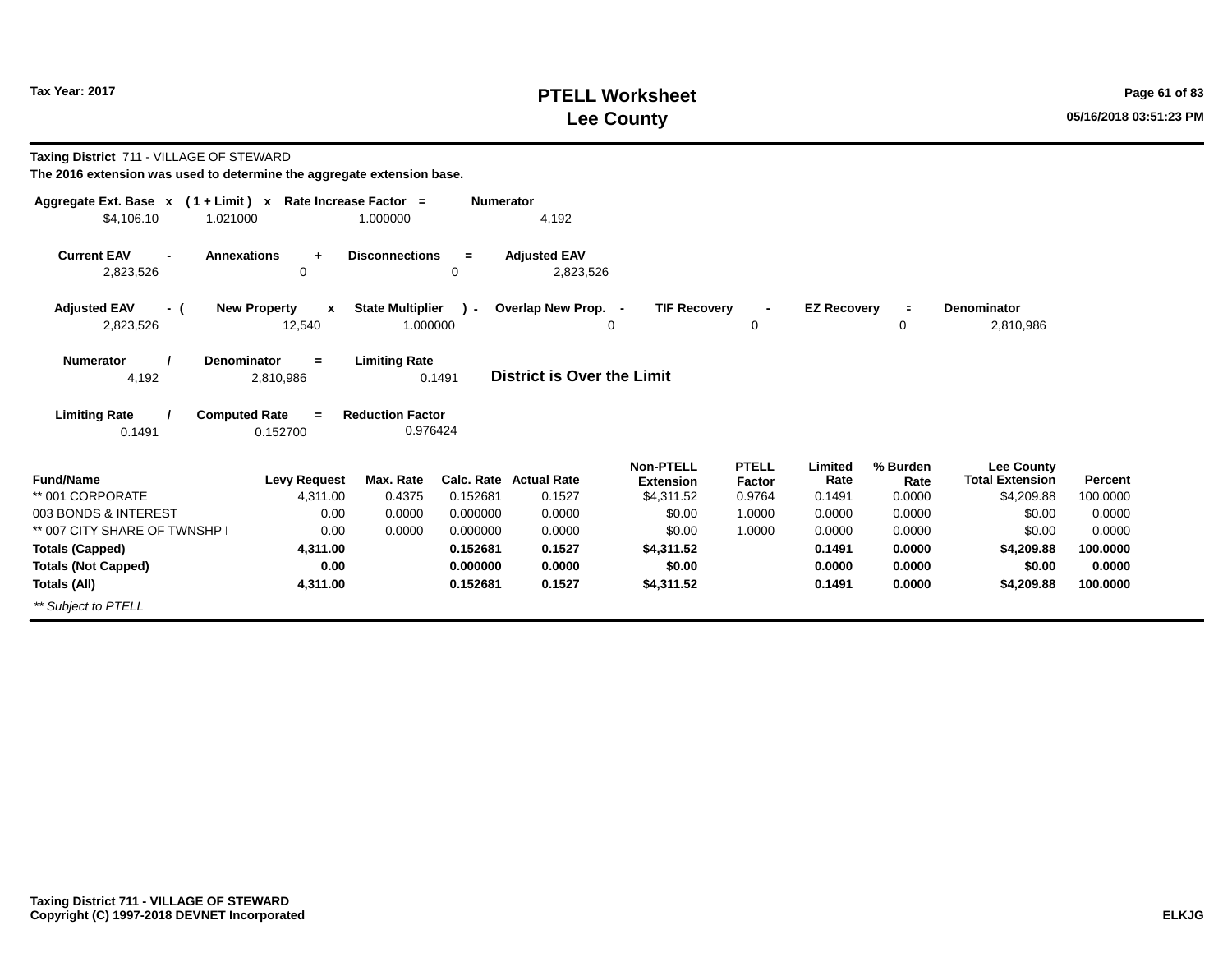**Tax Year: 2017**

# PTELL Worksheet
# Lee County

**Taxing District** 711 - VILLAGE OF STEWARD

**The 2016 extension was used to determine the aggregate extension base.**

| Aggregate Ext. Base | x | ( 1 + Limit ) | x | Rate Increase Factor | = | Numerator |
|---|---|---|---|---|---|---|
| $4,106.10 | | 1.021000 | | 1.000000 | | 4,192 |

| Current EAV | - | Annexations | + | Disconnections | = | Adjusted EAV |
|---|---|---|---|---|---|---|
| 2,823,526 | | 0 | | 0 | | 2,823,526 |

| Adjusted EAV | - ( | New Property | x | State Multiplier | ) - | Overlap New Prop. | - | TIF Recovery | - | EZ Recovery | = | Denominator |
|---|---|---|---|---|---|---|---|---|---|---|---|---|
| 2,823,526 | | 12,540 | | 1.000000 | | 0 | | 0 | | 0 | | 2,810,986 |

| Numerator | / | Denominator | = | Limiting Rate |
|---|---|---|---|---|
| 4,192 | | 2,810,986 | | 0.1491 |

**District is Over the Limit**

| Limiting Rate | / | Computed Rate | = | Reduction Factor |
|---|---|---|---|---|
| 0.1491 | | 0.152700 | | 0.976424 |

| Fund/Name | Levy Request | Max. Rate | Calc. Rate | Actual Rate | Non-PTELL Extension | PTELL Factor | Limited Rate | % Burden Rate | Lee County Total Extension | Percent |
|---|---|---|---|---|---|---|---|---|---|---|
| ** 001 CORPORATE | 4,311.00 | 0.4375 | 0.152681 | 0.1527 | $4,311.52 | 0.9764 | 0.1491 | 0.0000 | $4,209.88 | 100.0000 |
| 003 BONDS & INTEREST | 0.00 | 0.0000 | 0.000000 | 0.0000 | $0.00 | 1.0000 | 0.0000 | 0.0000 | $0.00 | 0.0000 |
| ** 007 CITY SHARE OF TWNSHP I | 0.00 | 0.0000 | 0.000000 | 0.0000 | $0.00 | 1.0000 | 0.0000 | 0.0000 | $0.00 | 0.0000 |
| **Totals (Capped)** | **4,311.00** | | **0.152681** | **0.1527** | **$4,311.52** | | **0.1491** | **0.0000** | **$4,209.88** | **100.0000** |
| **Totals (Not Capped)** | **0.00** | | **0.000000** | **0.0000** | **$0.00** | | **0.0000** | **0.0000** | **$0.00** | **0.0000** |
| **Totals (All)** | **4,311.00** | | **0.152681** | **0.1527** | **$4,311.52** | | **0.1491** | **0.0000** | **$4,209.88** | **100.0000** |

*** Subject to PTELL*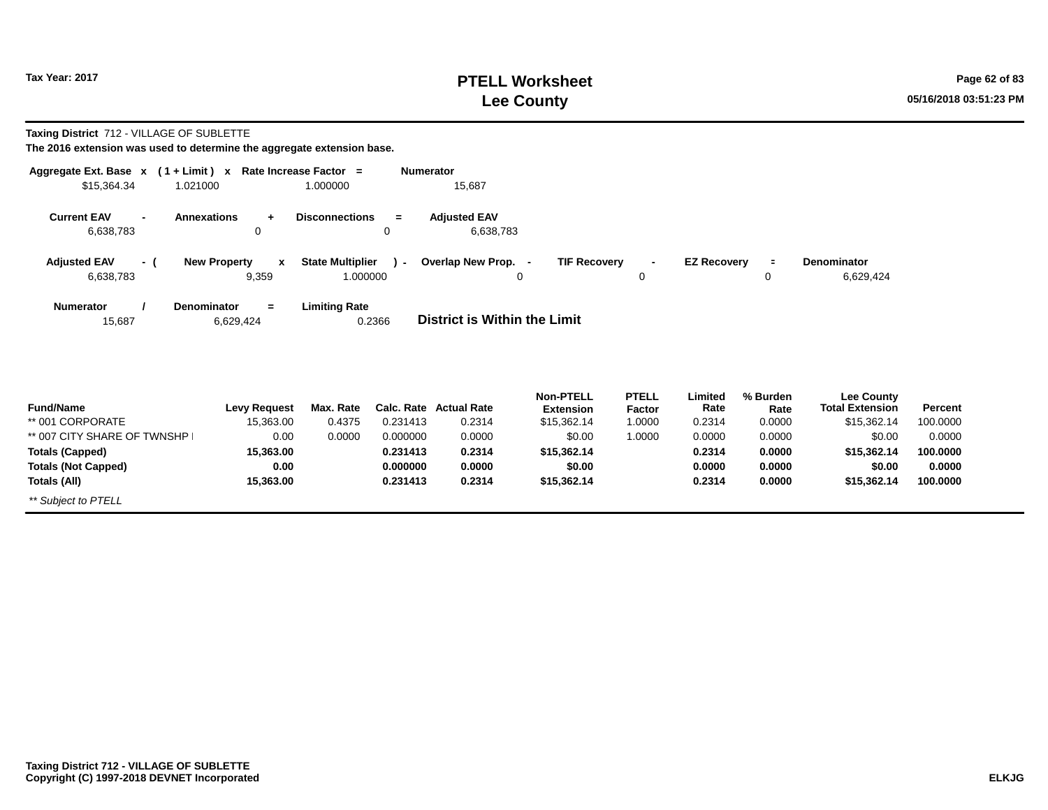# PTELL Worksheet
# Lee County

Tax Year: 2017

**Taxing District** 712 - VILLAGE OF SUBLETTE

**The 2016 extension was used to determine the aggregate extension base.**

| Aggregate Ext. Base | x | ( 1 + Limit ) | x | Rate Increase Factor | = | Numerator |
|---|---|---|---|---|---|---|
| $15,364.34 | | 1.021000 | | 1.000000 | | 15,687 |

| Current EAV | - | Annexations | + | Disconnections | = | Adjusted EAV |
|---|---|---|---|---|---|---|
| 6,638,783 | | 0 | | 0 | | 6,638,783 |

| Adjusted EAV | - ( | New Property | x | State Multiplier | ) - | Overlap New Prop. | - | TIF Recovery | - | EZ Recovery | = | Denominator |
|---|---|---|---|---|---|---|---|---|---|---|---|---|
| 6,638,783 | | 9,359 | | 1.000000 | | 0 | | 0 | | 0 | | 6,629,424 |

| Numerator | / | Denominator | = | Limiting Rate |
|---|---|---|---|---|
| 15,687 | | 6,629,424 | | 0.2366 |

**District is Within the Limit**

| Fund/Name | Levy Request | Max. Rate | Calc. Rate | Actual Rate | Non-PTELL Extension | PTELL Factor | Limited Rate | % Burden Rate | Lee County Total Extension | Percent |
|---|---|---|---|---|---|---|---|---|---|---|
| ** 001 CORPORATE | 15,363.00 | 0.4375 | 0.231413 | 0.2314 | $15,362.14 | 1.0000 | 0.2314 | 0.0000 | $15,362.14 | 100.0000 |
| ** 007 CITY SHARE OF TWNSHP I | 0.00 | 0.0000 | 0.000000 | 0.0000 | $0.00 | 1.0000 | 0.0000 | 0.0000 | $0.00 | 0.0000 |
| **Totals (Capped)** | **15,363.00** | | **0.231413** | **0.2314** | **$15,362.14** | | **0.2314** | **0.0000** | **$15,362.14** | **100.0000** |
| **Totals (Not Capped)** | **0.00** | | **0.000000** | **0.0000** | **$0.00** | | **0.0000** | **0.0000** | **$0.00** | **0.0000** |
| **Totals (All)** | **15,363.00** | | **0.231413** | **0.2314** | **$15,362.14** | | **0.2314** | **0.0000** | **$15,362.14** | **100.0000** |

*** Subject to PTELL*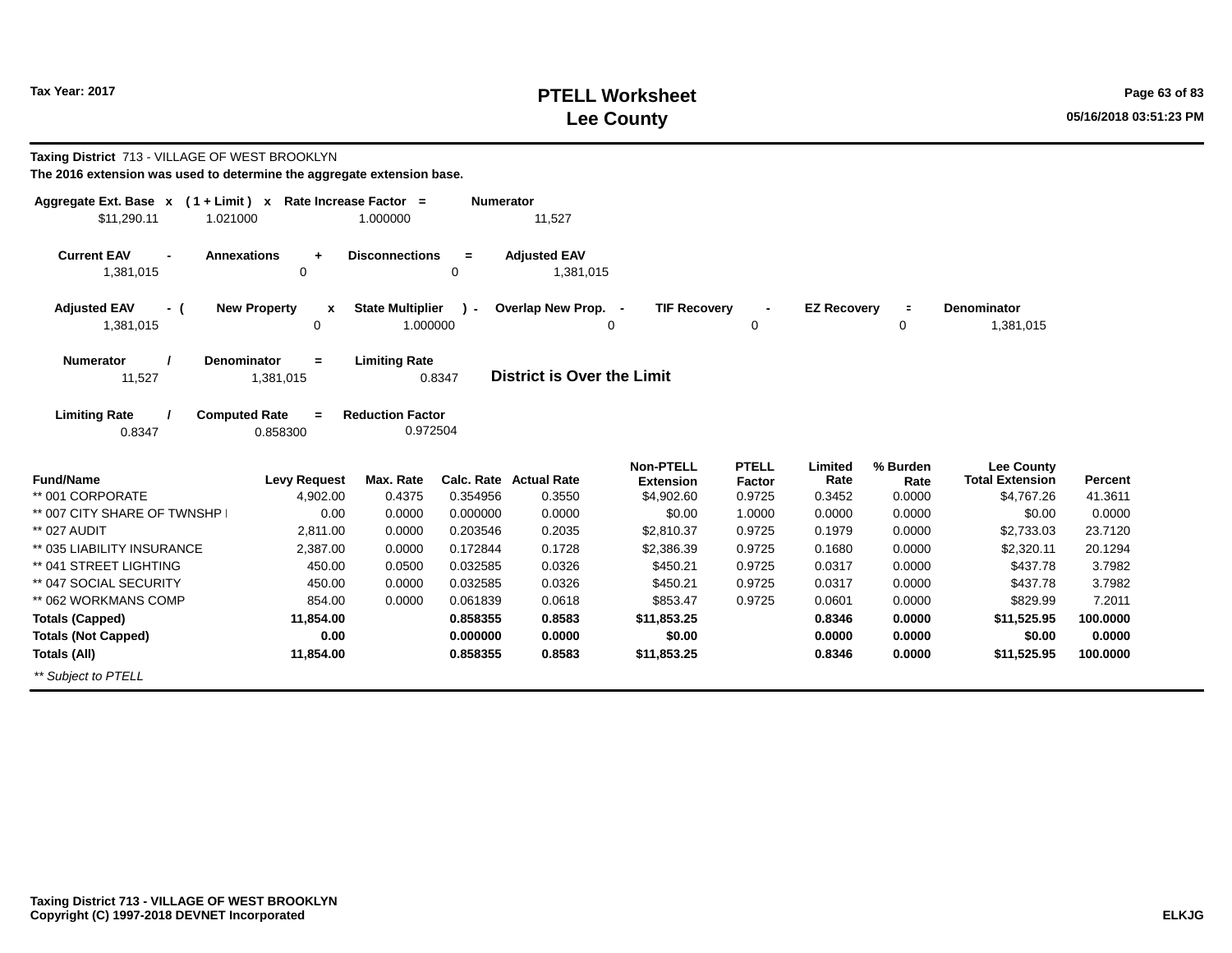Tax Year: 2017

# PTELL Worksheet
## Lee County

**Taxing District** 713 - VILLAGE OF WEST BROOKLYN
**The 2016 extension was used to determine the aggregate extension base.**

| Aggregate Ext. Base | x | ( 1 + Limit ) | x | Rate Increase Factor | = | Numerator |
|---|---|---|---|---|---|---|
| $11,290.11 | | 1.021000 | | 1.000000 | | 11,527 |

| Current EAV | - | Annexations | + | Disconnections | = | Adjusted EAV |
|---|---|---|---|---|---|---|
| 1,381,015 | | 0 | | 0 | | 1,381,015 |

| Adjusted EAV | - ( | New Property | x | State Multiplier | ) - | Overlap New Prop. | - | TIF Recovery | - | EZ Recovery | = | Denominator |
|---|---|---|---|---|---|---|---|---|---|---|---|---|
| 1,381,015 | | 0 | | 1.000000 | | 0 | | 0 | | 0 | | 1,381,015 |

| Numerator | / | Denominator | = | Limiting Rate |
|---|---|---|---|---|
| 11,527 | | 1,381,015 | | 0.8347 |

**District is Over the Limit**

| Limiting Rate | / | Computed Rate | = | Reduction Factor |
|---|---|---|---|---|
| 0.8347 | | 0.858300 | | 0.972504 |

| Fund/Name | Levy Request | Max. Rate | Calc. Rate | Actual Rate | Non-PTELL Extension | PTELL Factor | Limited Rate | % Burden Rate | Lee County Total Extension | Percent |
|---|---|---|---|---|---|---|---|---|---|---|
| ** 001 CORPORATE | 4,902.00 | 0.4375 | 0.354956 | 0.3550 | $4,902.60 | 0.9725 | 0.3452 | 0.0000 | $4,767.26 | 41.3611 |
| ** 007 CITY SHARE OF TWNSHP I | 0.00 | 0.0000 | 0.000000 | 0.0000 | $0.00 | 1.0000 | 0.0000 | 0.0000 | $0.00 | 0.0000 |
| ** 027 AUDIT | 2,811.00 | 0.0000 | 0.203546 | 0.2035 | $2,810.37 | 0.9725 | 0.1979 | 0.0000 | $2,733.03 | 23.7120 |
| ** 035 LIABILITY INSURANCE | 2,387.00 | 0.0000 | 0.172844 | 0.1728 | $2,386.39 | 0.9725 | 0.1680 | 0.0000 | $2,320.11 | 20.1294 |
| ** 041 STREET LIGHTING | 450.00 | 0.0500 | 0.032585 | 0.0326 | $450.21 | 0.9725 | 0.0317 | 0.0000 | $437.78 | 3.7982 |
| ** 047 SOCIAL SECURITY | 450.00 | 0.0000 | 0.032585 | 0.0326 | $450.21 | 0.9725 | 0.0317 | 0.0000 | $437.78 | 3.7982 |
| ** 062 WORKMANS COMP | 854.00 | 0.0000 | 0.061839 | 0.0618 | $853.47 | 0.9725 | 0.0601 | 0.0000 | $829.99 | 7.2011 |
| **Totals (Capped)** | **11,854.00** | | **0.858355** | **0.8583** | **$11,853.25** | | **0.8346** | **0.0000** | **$11,525.95** | **100.0000** |
| **Totals (Not Capped)** | **0.00** | | **0.000000** | **0.0000** | **$0.00** | | **0.0000** | **0.0000** | **$0.00** | **0.0000** |
| **Totals (All)** | **11,854.00** | | **0.858355** | **0.8583** | **$11,853.25** | | **0.8346** | **0.0000** | **$11,525.95** | **100.0000** |

*** Subject to PTELL*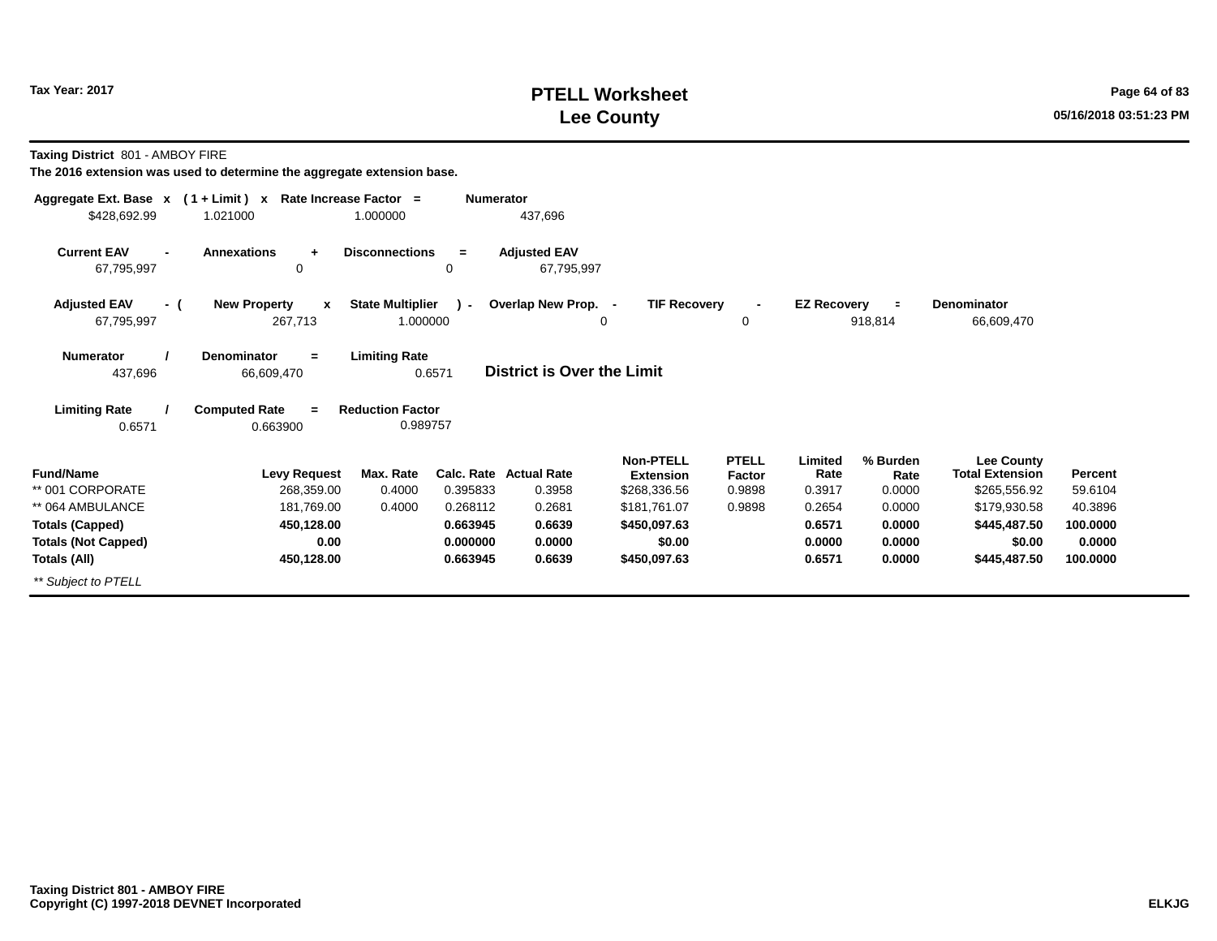# PTELL Worksheet
# Lee County

Tax Year: 2017

05/16/2018 03:51:23 PM

**Taxing District** 801 - AMBOY FIRE

**The 2016 extension was used to determine the aggregate extension base.**

| Aggregate Ext. Base | x | ( 1 + Limit ) | x | Rate Increase Factor | = | Numerator |
|---|---|---|---|---|---|---|
| $428,692.99 | | 1.021000 | | 1.000000 | | 437,696 |

| Current EAV | - | Annexations | + | Disconnections | = | Adjusted EAV |
|---|---|---|---|---|---|---|
| 67,795,997 | | 0 | | 0 | | 67,795,997 |

| Adjusted EAV | - ( | New Property | x | State Multiplier | ) - | Overlap New Prop. | - | TIF Recovery | - | EZ Recovery | = | Denominator |
|---|---|---|---|---|---|---|---|---|---|---|---|---|
| 67,795,997 | | 267,713 | | 1.000000 | | 0 | | 0 | | 918,814 | | 66,609,470 |

| Numerator | / | Denominator | = | Limiting Rate |
|---|---|---|---|---|
| 437,696 | | 66,609,470 | | 0.6571 |

**District is Over the Limit**

| Limiting Rate | / | Computed Rate | = | Reduction Factor |
|---|---|---|---|---|
| 0.6571 | | 0.663900 | | 0.989757 |

| Fund/Name | Levy Request | Max. Rate | Calc. Rate | Actual Rate | Non-PTELL Extension | PTELL Factor | Limited Rate | % Burden Rate | Lee County Total Extension | Percent |
|---|---|---|---|---|---|---|---|---|---|---|
| ** 001 CORPORATE | 268,359.00 | 0.4000 | 0.395833 | 0.3958 | $268,336.56 | 0.9898 | 0.3917 | 0.0000 | $265,556.92 | 59.6104 |
| ** 064 AMBULANCE | 181,769.00 | 0.4000 | 0.268112 | 0.2681 | $181,761.07 | 0.9898 | 0.2654 | 0.0000 | $179,930.58 | 40.3896 |
| **Totals (Capped)** | **450,128.00** | | **0.663945** | **0.6639** | **$450,097.63** | | **0.6571** | **0.0000** | **$445,487.50** | **100.0000** |
| **Totals (Not Capped)** | **0.00** | | **0.000000** | **0.0000** | **$0.00** | | **0.0000** | **0.0000** | **$0.00** | **0.0000** |
| **Totals (All)** | **450,128.00** | | **0.663945** | **0.6639** | **$450,097.63** | | **0.6571** | **0.0000** | **$445,487.50** | **100.0000** |

*** Subject to PTELL*

**Taxing District 801 - AMBOY FIRE**
**Copyright (C) 1997-2018 DEVNET Incorporated**

**ELKJG**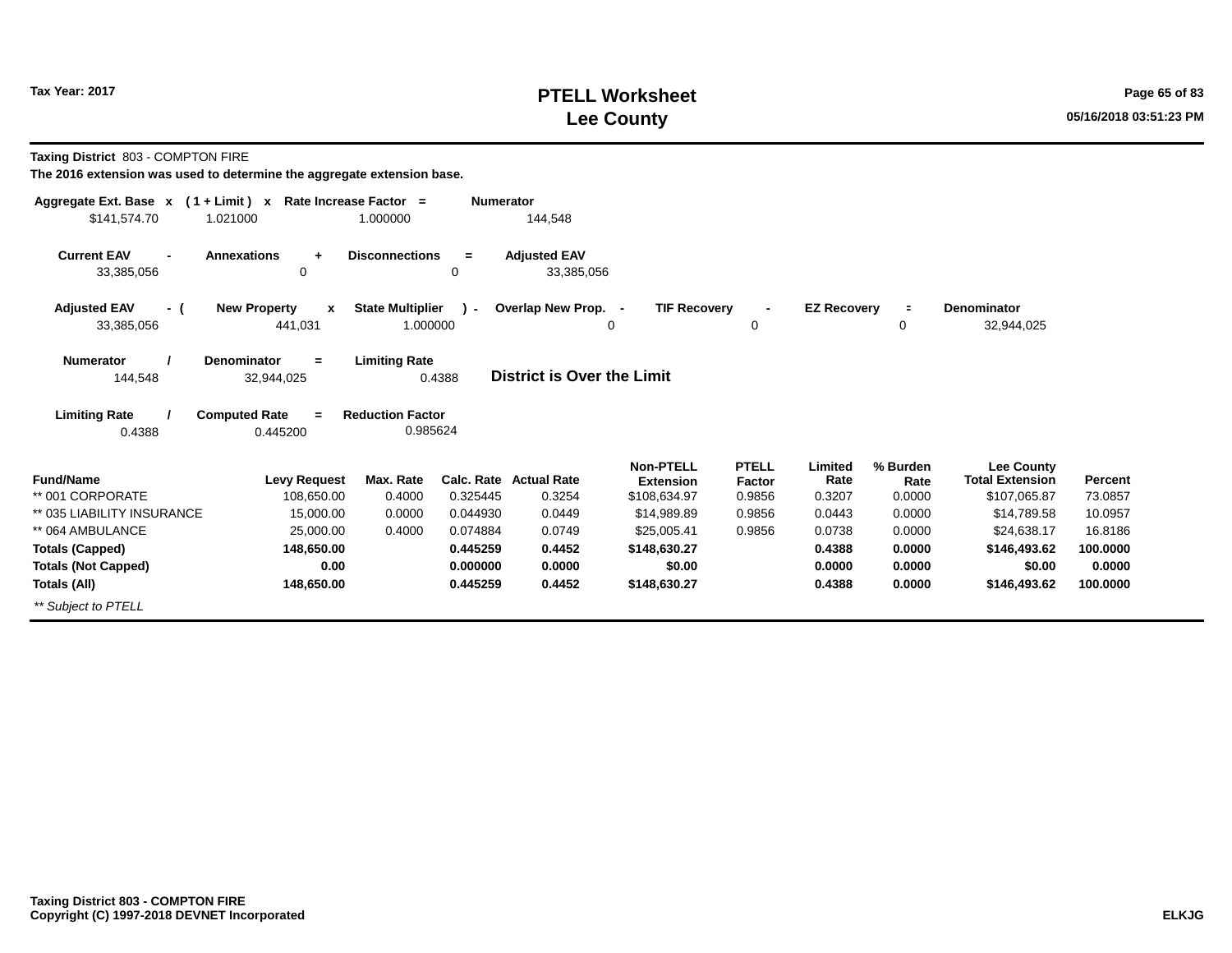# PTELL Worksheet
# Lee County

Tax Year: 2017

**Taxing District** 803 - COMPTON FIRE

**The 2016 extension was used to determine the aggregate extension base.**

| Aggregate Ext. Base x | ( 1 + Limit ) x | Rate Increase Factor = | Numerator |
|---|---|---|---|
| $141,574.70 | 1.021000 | 1.000000 | 144,548 |

| Current EAV - | Annexations + | Disconnections = | Adjusted EAV |
|---|---|---|---|
| 33,385,056 | 0 | 0 | 33,385,056 |

| Adjusted EAV - ( | New Property x | State Multiplier ) - | Overlap New Prop. - | TIF Recovery - | EZ Recovery = | Denominator |
|---|---|---|---|---|---|---|
| 33,385,056 | 441,031 | 1.000000 | 0 | 0 | 0 | 32,944,025 |

| Numerator / | Denominator = | Limiting Rate |
|---|---|---|
| 144,548 | 32,944,025 | 0.4388 |

**District is Over the Limit**

| Limiting Rate / | Computed Rate = | Reduction Factor |
|---|---|---|
| 0.4388 | 0.445200 | 0.985624 |

| Fund/Name | Levy Request | Max. Rate | Calc. Rate | Actual Rate | Non-PTELL Extension | PTELL Factor | Limited Rate | % Burden Rate | Lee County Total Extension | Percent |
|---|---|---|---|---|---|---|---|---|---|---|
| ** 001 CORPORATE | 108,650.00 | 0.4000 | 0.325445 | 0.3254 | $108,634.97 | 0.9856 | 0.3207 | 0.0000 | $107,065.87 | 73.0857 |
| ** 035 LIABILITY INSURANCE | 15,000.00 | 0.0000 | 0.044930 | 0.0449 | $14,989.89 | 0.9856 | 0.0443 | 0.0000 | $14,789.58 | 10.0957 |
| ** 064 AMBULANCE | 25,000.00 | 0.4000 | 0.074884 | 0.0749 | $25,005.41 | 0.9856 | 0.0738 | 0.0000 | $24,638.17 | 16.8186 |
| **Totals (Capped)** | **148,650.00** | | **0.445259** | **0.4452** | **$148,630.27** | | **0.4388** | **0.0000** | **$146,493.62** | **100.0000** |
| **Totals (Not Capped)** | **0.00** | | **0.000000** | **0.0000** | **$0.00** | | **0.0000** | **0.0000** | **$0.00** | **0.0000** |
| **Totals (All)** | **148,650.00** | | **0.445259** | **0.4452** | **$148,630.27** | | **0.4388** | **0.0000** | **$146,493.62** | **100.0000** |

*** Subject to PTELL*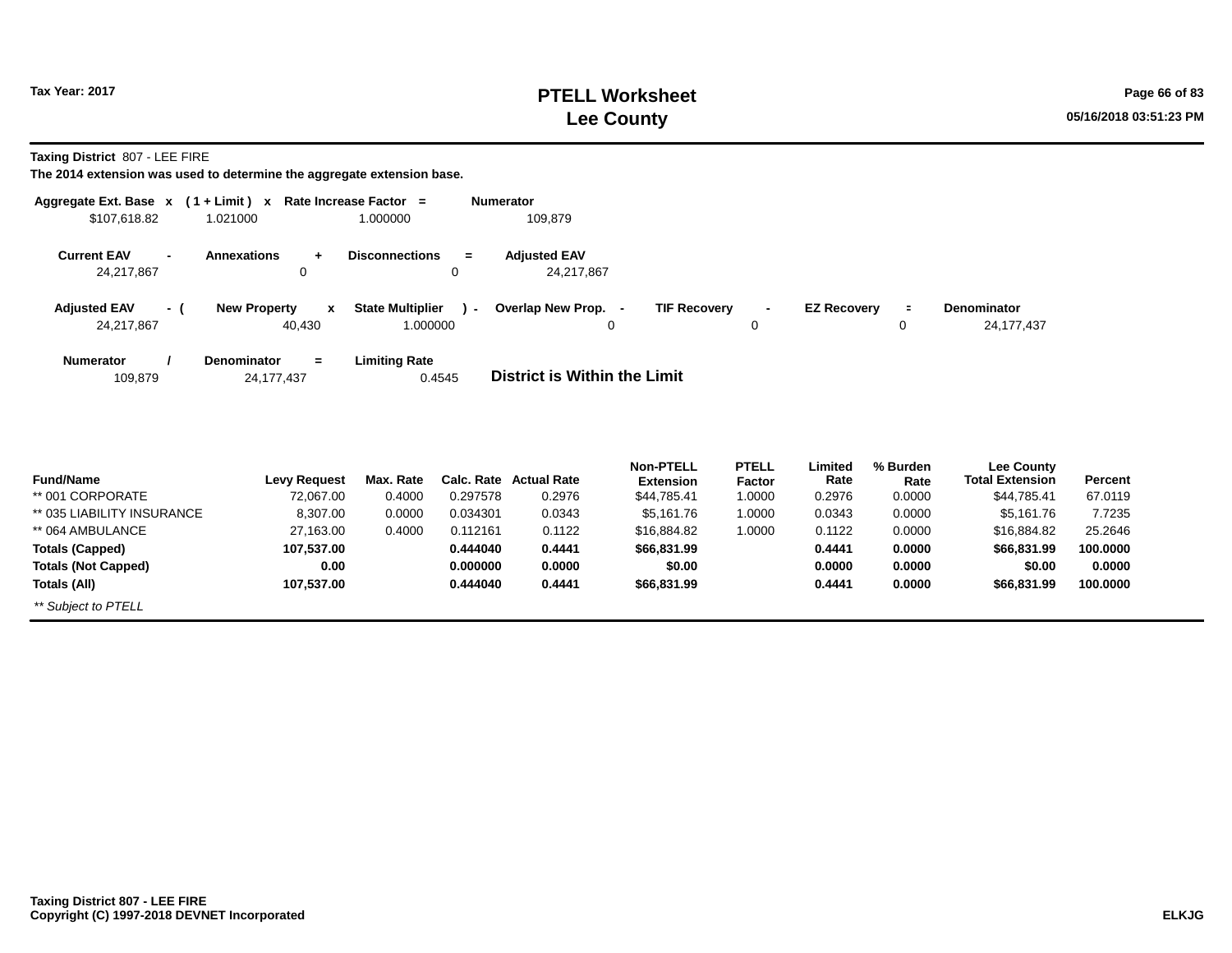**Taxing District** 807 - LEE FIRE

**The 2014 extension was used to determine the aggregate extension base.**

| Aggregate Ext. Base | x | ( 1 + Limit ) | x | Rate Increase Factor | = | Numerator |
|---|---|---|---|---|---|---|
| $107,618.82 | | 1.021000 | | 1.000000 | | 109,879 |

| Current EAV | - | Annexations | + | Disconnections | = | Adjusted EAV |
|---|---|---|---|---|---|---|
| 24,217,867 | | 0 | | 0 | | 24,217,867 |

| Adjusted EAV | - ( | New Property | x | State Multiplier | ) - | Overlap New Prop. | - | TIF Recovery | - | EZ Recovery | = | Denominator |
|---|---|---|---|---|---|---|---|---|---|---|---|---|
| 24,217,867 | | 40,430 | | 1.000000 | | 0 | | 0 | | 0 | | 24,177,437 |

| Numerator | / | Denominator | = | Limiting Rate | |
|---|---|---|---|---|---|
| 109,879 | | 24,177,437 | | 0.4545 | **District is Within the Limit** |

| Fund/Name | Levy Request | Max. Rate | Calc. Rate | Actual Rate | Non-PTELL Extension | PTELL Factor | Limited Rate | % Burden Rate | Lee County Total Extension | Percent |
|---|---|---|---|---|---|---|---|---|---|---|
| ** 001 CORPORATE | 72,067.00 | 0.4000 | 0.297578 | 0.2976 | $44,785.41 | 1.0000 | 0.2976 | 0.0000 | $44,785.41 | 67.0119 |
| ** 035 LIABILITY INSURANCE | 8,307.00 | 0.0000 | 0.034301 | 0.0343 | $5,161.76 | 1.0000 | 0.0343 | 0.0000 | $5,161.76 | 7.7235 |
| ** 064 AMBULANCE | 27,163.00 | 0.4000 | 0.112161 | 0.1122 | $16,884.82 | 1.0000 | 0.1122 | 0.0000 | $16,884.82 | 25.2646 |
| **Totals (Capped)** | **107,537.00** | | **0.444040** | **0.4441** | **$66,831.99** | | **0.4441** | **0.0000** | **$66,831.99** | **100.0000** |
| **Totals (Not Capped)** | **0.00** | | **0.000000** | **0.0000** | **$0.00** | | **0.0000** | **0.0000** | **$0.00** | **0.0000** |
| **Totals (All)** | **107,537.00** | | **0.444040** | **0.4441** | **$66,831.99** | | **0.4441** | **0.0000** | **$66,831.99** | **100.0000** |

*** Subject to PTELL*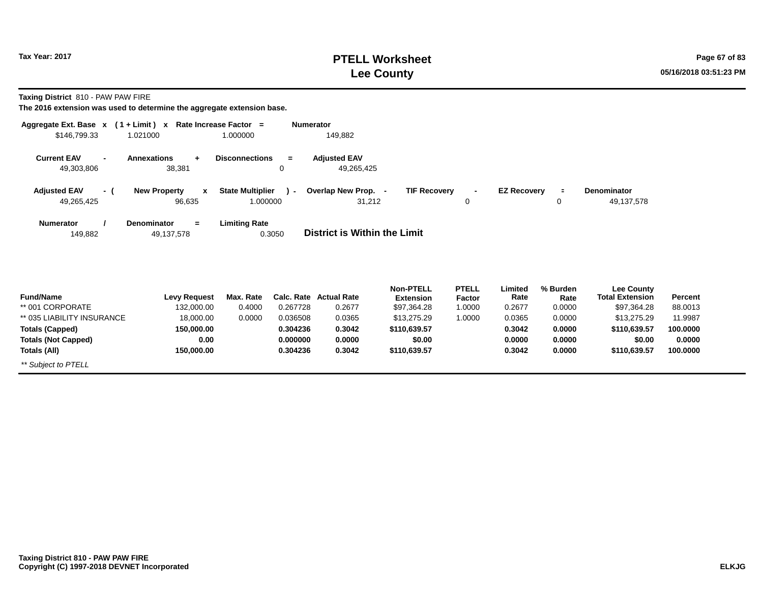Tax Year: 2017

# PTELL Worksheet
# Lee County

**Taxing District** 810 - PAW PAW FIRE

**The 2016 extension was used to determine the aggregate extension base.**

| Aggregate Ext. Base | x | ( 1 + Limit ) | x | Rate Increase Factor | = | Numerator |
|---|---|---|---|---|---|---|
| $146,799.33 | | 1.021000 | | 1.000000 | | 149,882 |

| Current EAV | - | Annexations | + | Disconnections | = | Adjusted EAV |
|---|---|---|---|---|---|---|
| 49,303,806 | | 38,381 | | 0 | | 49,265,425 |

| Adjusted EAV | - ( | New Property | x | State Multiplier | ) - | Overlap New Prop. | - | TIF Recovery | - | EZ Recovery | = | Denominator |
|---|---|---|---|---|---|---|---|---|---|---|---|---|
| 49,265,425 | | 96,635 | | 1.000000 | | 31,212 | | 0 | | 0 | | 49,137,578 |

| Numerator | / | Denominator | = | Limiting Rate |
|---|---|---|---|---|
| 149,882 | | 49,137,578 | | 0.3050 |

**District is Within the Limit**

| Fund/Name | Levy Request | Max. Rate | Calc. Rate | Actual Rate | Non-PTELL Extension | PTELL Factor | Limited Rate | % Burden Rate | Lee County Total Extension | Percent |
|---|---|---|---|---|---|---|---|---|---|---|
| ** 001 CORPORATE | 132,000.00 | 0.4000 | 0.267728 | 0.2677 | $97,364.28 | 1.0000 | 0.2677 | 0.0000 | $97,364.28 | 88.0013 |
| ** 035 LIABILITY INSURANCE | 18,000.00 | 0.0000 | 0.036508 | 0.0365 | $13,275.29 | 1.0000 | 0.0365 | 0.0000 | $13,275.29 | 11.9987 |
| **Totals (Capped)** | **150,000.00** | | **0.304236** | **0.3042** | **$110,639.57** | | **0.3042** | **0.0000** | **$110,639.57** | **100.0000** |
| **Totals (Not Capped)** | **0.00** | | **0.000000** | **0.0000** | **$0.00** | | **0.0000** | **0.0000** | **$0.00** | **0.0000** |
| **Totals (All)** | **150,000.00** | | **0.304236** | **0.3042** | **$110,639.57** | | **0.3042** | **0.0000** | **$110,639.57** | **100.0000** |

*** Subject to PTELL*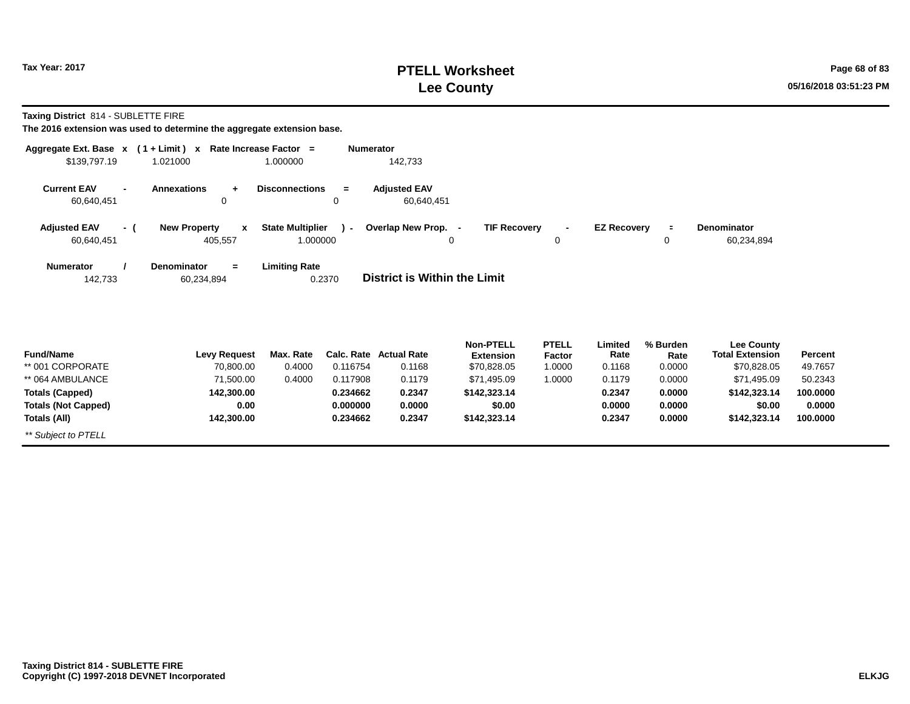# PTELL Worksheet
# Lee County

Tax Year: 2017

**Taxing District** 814 - SUBLETTE FIRE

**The 2016 extension was used to determine the aggregate extension base.**

| Aggregate Ext. Base | x | ( 1 + Limit ) | x | Rate Increase Factor | = | Numerator |
|---|---|---|---|---|---|---|
| $139,797.19 | | 1.021000 | | 1.000000 | | 142,733 |

| Current EAV | - | Annexations | + | Disconnections | = | Adjusted EAV |
|---|---|---|---|---|---|---|
| 60,640,451 | | 0 | | 0 | | 60,640,451 |

| Adjusted EAV | - ( | New Property | x | State Multiplier | ) - | Overlap New Prop. | - | TIF Recovery | - | EZ Recovery | = | Denominator |
|---|---|---|---|---|---|---|---|---|---|---|---|---|
| 60,640,451 | | 405,557 | | 1.000000 | | 0 | | 0 | | 0 | | 60,234,894 |

| Numerator | / | Denominator | = | Limiting Rate |
|---|---|---|---|---|
| 142,733 | | 60,234,894 | | 0.2370 |

**District is Within the Limit**

| Fund/Name | Levy Request | Max. Rate | Calc. Rate | Actual Rate | Non-PTELL Extension | PTELL Factor | Limited Rate | % Burden Rate | Lee County Total Extension | Percent |
|---|---|---|---|---|---|---|---|---|---|---|
| ** 001 CORPORATE | 70,800.00 | 0.4000 | 0.116754 | 0.1168 | $70,828.05 | 1.0000 | 0.1168 | 0.0000 | $70,828.05 | 49.7657 |
| ** 064 AMBULANCE | 71,500.00 | 0.4000 | 0.117908 | 0.1179 | $71,495.09 | 1.0000 | 0.1179 | 0.0000 | $71,495.09 | 50.2343 |
| **Totals (Capped)** | **142,300.00** | | **0.234662** | **0.2347** | **$142,323.14** | | **0.2347** | **0.0000** | **$142,323.14** | **100.0000** |
| **Totals (Not Capped)** | **0.00** | | **0.000000** | **0.0000** | **$0.00** | | **0.0000** | **0.0000** | **$0.00** | **0.0000** |
| **Totals (All)** | **142,300.00** | | **0.234662** | **0.2347** | **$142,323.14** | | **0.2347** | **0.0000** | **$142,323.14** | **100.0000** |

*** Subject to PTELL*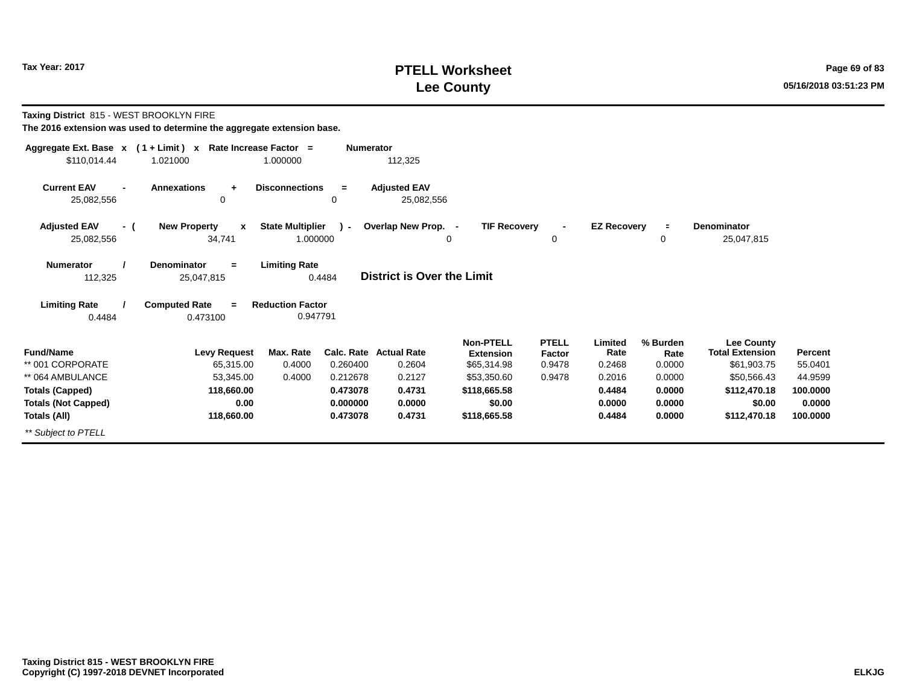# PTELL Worksheet
# Lee County

Tax Year: 2017

**Taxing District** 815 - WEST BROOKLYN FIRE

**The 2016 extension was used to determine the aggregate extension base.**

| Aggregate Ext. Base | x | ( 1 + Limit ) | x | Rate Increase Factor | = | Numerator |
|---|---|---|---|---|---|---|
| $110,014.44 | | 1.021000 | | 1.000000 | | 112,325 |

| Current EAV | - | Annexations | + | Disconnections | = | Adjusted EAV |
|---|---|---|---|---|---|---|
| 25,082,556 | | 0 | | 0 | | 25,082,556 |

| Adjusted EAV | - ( | New Property | x | State Multiplier | ) - | Overlap New Prop. | - | TIF Recovery | - | EZ Recovery | = | Denominator |
|---|---|---|---|---|---|---|---|---|---|---|---|---|
| 25,082,556 | | 34,741 | | 1.000000 | | 0 | | 0 | | 0 | | 25,047,815 |

| Numerator | / | Denominator | = | Limiting Rate |
|---|---|---|---|---|
| 112,325 | | 25,047,815 | | 0.4484 |

**District is Over the Limit**

| Limiting Rate | / | Computed Rate | = | Reduction Factor |
|---|---|---|---|---|
| 0.4484 | | 0.473100 | | 0.947791 |

| Fund/Name | Levy Request | Max. Rate | Calc. Rate | Actual Rate | Non-PTELL Extension | PTELL Factor | Limited Rate | % Burden Rate | Lee County Total Extension | Percent |
|---|---|---|---|---|---|---|---|---|---|---|
| ** 001 CORPORATE | 65,315.00 | 0.4000 | 0.260400 | 0.2604 | $65,314.98 | 0.9478 | 0.2468 | 0.0000 | $61,903.75 | 55.0401 |
| ** 064 AMBULANCE | 53,345.00 | 0.4000 | 0.212678 | 0.2127 | $53,350.60 | 0.9478 | 0.2016 | 0.0000 | $50,566.43 | 44.9599 |
| **Totals (Capped)** | **118,660.00** | | **0.473078** | **0.4731** | **$118,665.58** | | **0.4484** | **0.0000** | **$112,470.18** | **100.0000** |
| **Totals (Not Capped)** | **0.00** | | **0.000000** | **0.0000** | **$0.00** | | **0.0000** | **0.0000** | **$0.00** | **0.0000** |
| **Totals (All)** | **118,660.00** | | **0.473078** | **0.4731** | **$118,665.58** | | **0.4484** | **0.0000** | **$112,470.18** | **100.0000** |

*** Subject to PTELL*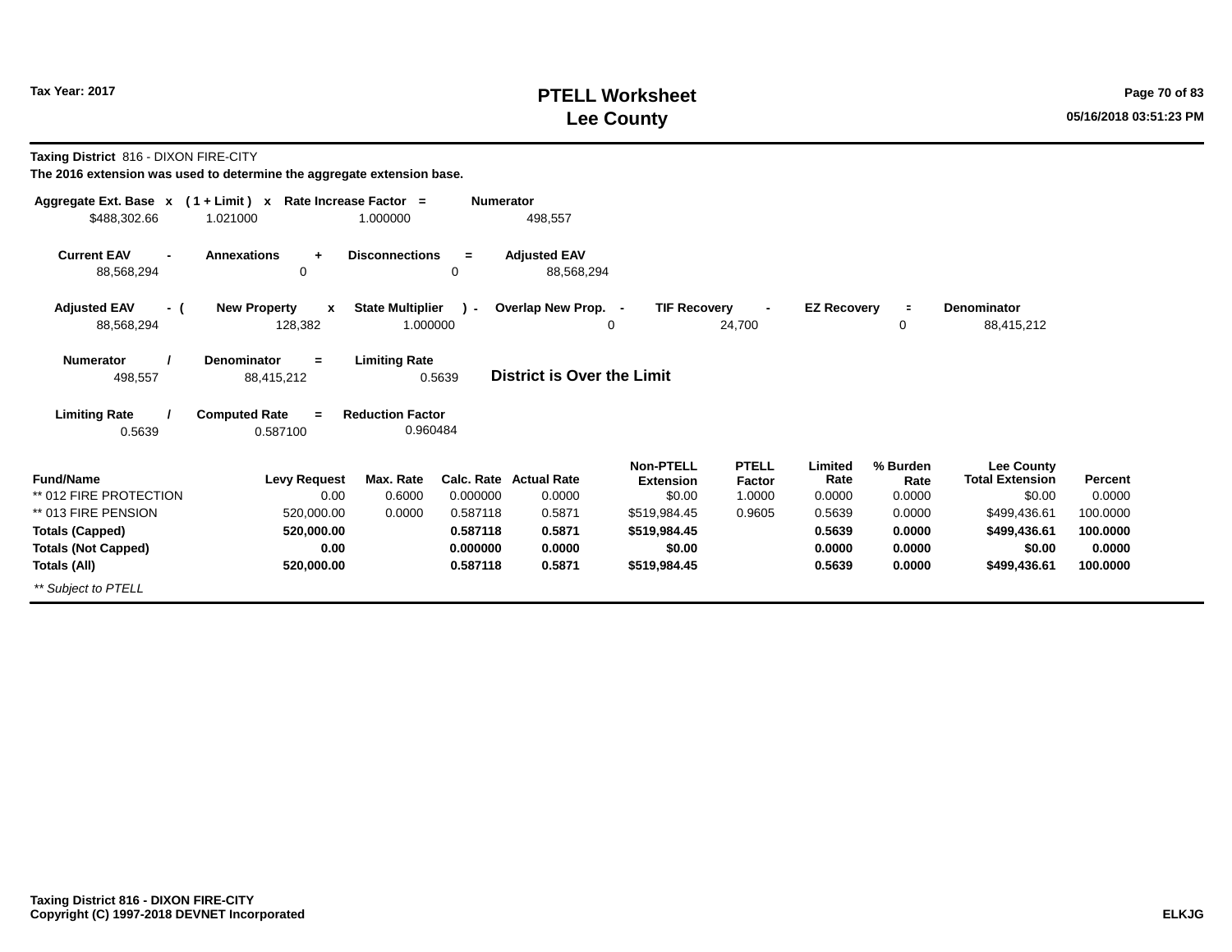# PTELL Worksheet
# Lee County

Tax Year: 2017

**Taxing District** 816 - DIXON FIRE-CITY

**The 2016 extension was used to determine the aggregate extension base.**

| Aggregate Ext. Base x | ( 1 + Limit ) x | Rate Increase Factor = | Numerator |
|---|---|---|---|
| $488,302.66 | 1.021000 | 1.000000 | 498,557 |

| Current EAV - | Annexations + | Disconnections = | Adjusted EAV |
|---|---|---|---|
| 88,568,294 | 0 | 0 | 88,568,294 |

| Adjusted EAV - ( | New Property x | State Multiplier ) - | Overlap New Prop. - | TIF Recovery - | EZ Recovery = | Denominator |
|---|---|---|---|---|---|---|
| 88,568,294 | 128,382 | 1.000000 | 0 | 24,700 | 0 | 88,415,212 |

| Numerator / | Denominator = | Limiting Rate |
|---|---|---|
| 498,557 | 88,415,212 | 0.5639 |

**District is Over the Limit**

| Limiting Rate / | Computed Rate = | Reduction Factor |
|---|---|---|
| 0.5639 | 0.587100 | 0.960484 |

| Fund/Name | Levy Request | Max. Rate | Calc. Rate | Actual Rate | Non-PTELL Extension | PTELL Factor | Limited Rate | % Burden Rate | Lee County Total Extension | Percent |
|---|---|---|---|---|---|---|---|---|---|---|
| ** 012 FIRE PROTECTION | 0.00 | 0.6000 | 0.000000 | 0.0000 | $0.00 | 1.0000 | 0.0000 | 0.0000 | $0.00 | 0.0000 |
| ** 013 FIRE PENSION | 520,000.00 | 0.0000 | 0.587118 | 0.5871 | $519,984.45 | 0.9605 | 0.5639 | 0.0000 | $499,436.61 | 100.0000 |
| **Totals (Capped)** | **520,000.00** | | **0.587118** | **0.5871** | **$519,984.45** | | **0.5639** | **0.0000** | **$499,436.61** | **100.0000** |
| **Totals (Not Capped)** | **0.00** | | **0.000000** | **0.0000** | **$0.00** | | **0.0000** | **0.0000** | **$0.00** | **0.0000** |
| **Totals (All)** | **520,000.00** | | **0.587118** | **0.5871** | **$519,984.45** | | **0.5639** | **0.0000** | **$499,436.61** | **100.0000** |

*** Subject to PTELL*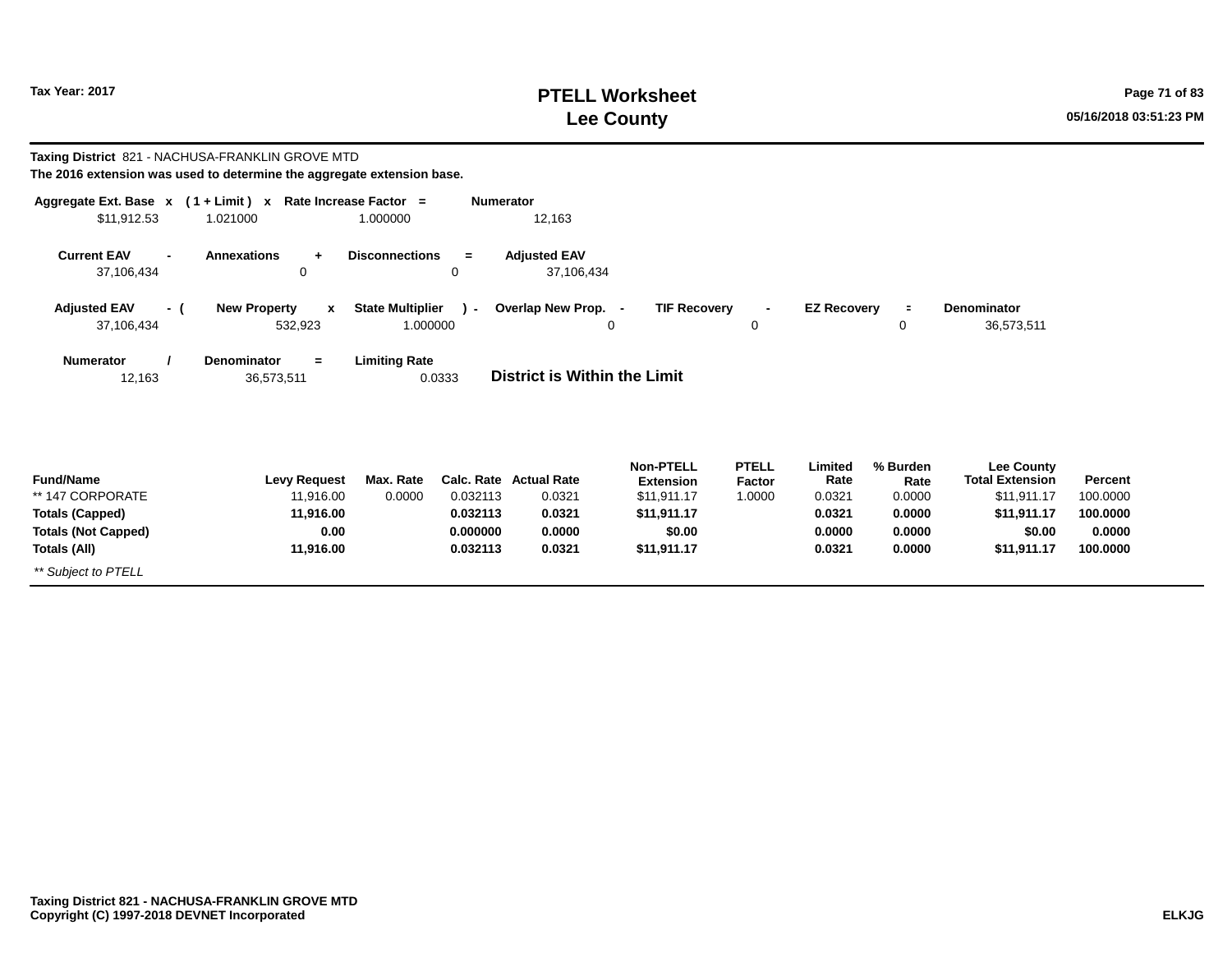**Taxing District** 821 - NACHUSA-FRANKLIN GROVE MTD

**The 2016 extension was used to determine the aggregate extension base.**

| Aggregate Ext. Base | x | ( 1 + Limit ) | x | Rate Increase Factor | = | Numerator |
|---|---|---|---|---|---|---|
| $11,912.53 | | 1.021000 | | 1.000000 | | 12,163 |

| Current EAV | - | Annexations | + | Disconnections | = | Adjusted EAV |
|---|---|---|---|---|---|---|
| 37,106,434 | | 0 | | 0 | | 37,106,434 |

| Adjusted EAV | - ( | New Property | x | State Multiplier | ) - | Overlap New Prop. | - | TIF Recovery | - | EZ Recovery | = | Denominator |
|---|---|---|---|---|---|---|---|---|---|---|---|---|
| 37,106,434 | | 532,923 | | 1.000000 | | 0 | | 0 | | 0 | | 36,573,511 |

| Numerator | / | Denominator | = | Limiting Rate |
|---|---|---|---|---|
| 12,163 | | 36,573,511 | | 0.0333 |

**District is Within the Limit**

| Fund/Name | Levy Request | Max. Rate | Calc. Rate | Actual Rate | Non-PTELL Extension | PTELL Factor | Limited Rate | % Burden Rate | Lee County Total Extension | Percent |
|---|---|---|---|---|---|---|---|---|---|---|
| ** 147 CORPORATE | 11,916.00 | 0.0000 | 0.032113 | 0.0321 | $11,911.17 | 1.0000 | 0.0321 | 0.0000 | $11,911.17 | 100.0000 |
| **Totals (Capped)** | **11,916.00** | | **0.032113** | **0.0321** | **$11,911.17** | | **0.0321** | **0.0000** | **$11,911.17** | **100.0000** |
| **Totals (Not Capped)** | **0.00** | | **0.000000** | **0.0000** | **$0.00** | | **0.0000** | **0.0000** | **$0.00** | **0.0000** |
| **Totals (All)** | **11,916.00** | | **0.032113** | **0.0321** | **$11,911.17** | | **0.0321** | **0.0000** | **$11,911.17** | **100.0000** |

*** Subject to PTELL*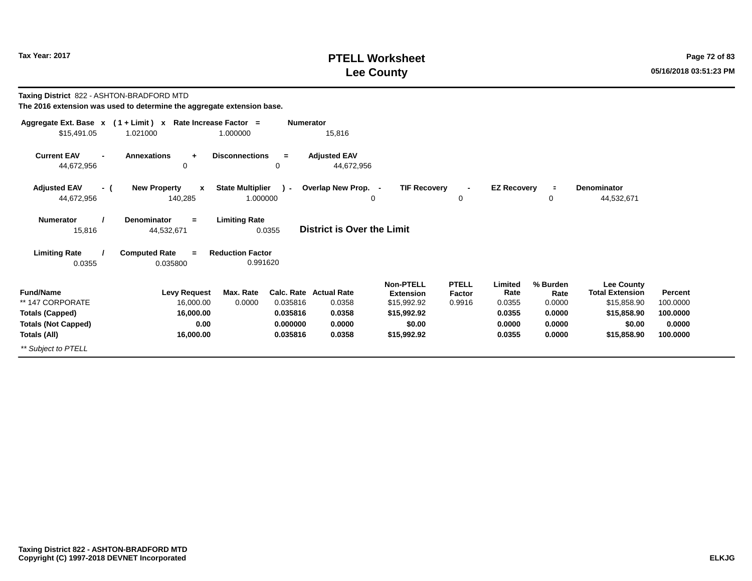# PTELL Worksheet
# Lee County

Tax Year: 2017

**Taxing District** 822 - ASHTON-BRADFORD MTD

**The 2016 extension was used to determine the aggregate extension base.**

| Aggregate Ext. Base | x | ( 1 + Limit ) | x | Rate Increase Factor | = | Numerator |
|---|---|---|---|---|---|---|
| $15,491.05 | | 1.021000 | | 1.000000 | | 15,816 |

| Current EAV | - | Annexations | + | Disconnections | = | Adjusted EAV |
|---|---|---|---|---|---|---|
| 44,672,956 | | 0 | | 0 | | 44,672,956 |

| Adjusted EAV | - ( | New Property | x | State Multiplier | ) - | Overlap New Prop. | - | TIF Recovery | - | EZ Recovery | = | Denominator |
|---|---|---|---|---|---|---|---|---|---|---|---|---|
| 44,672,956 | | 140,285 | | 1.000000 | | 0 | | 0 | | 0 | | 44,532,671 |

| Numerator | / | Denominator | = | Limiting Rate |
|---|---|---|---|---|
| 15,816 | | 44,532,671 | | 0.0355 |

**District is Over the Limit**

| Limiting Rate | / | Computed Rate | = | Reduction Factor |
|---|---|---|---|---|
| 0.0355 | | 0.035800 | | 0.991620 |

| Fund/Name | Levy Request | Max. Rate | Calc. Rate | Actual Rate | Non-PTELL Extension | PTELL Factor | Limited Rate | % Burden Rate | Lee County Total Extension | Percent |
|---|---|---|---|---|---|---|---|---|---|---|
| ** 147 CORPORATE | 16,000.00 | 0.0000 | 0.035816 | 0.0358 | $15,992.92 | 0.9916 | 0.0355 | 0.0000 | $15,858.90 | 100.0000 |
| **Totals (Capped)** | **16,000.00** | | **0.035816** | **0.0358** | **$15,992.92** | | **0.0355** | **0.0000** | **$15,858.90** | **100.0000** |
| **Totals (Not Capped)** | **0.00** | | **0.000000** | **0.0000** | **$0.00** | | **0.0000** | **0.0000** | **$0.00** | **0.0000** |
| **Totals (All)** | **16,000.00** | | **0.035816** | **0.0358** | **$15,992.92** | | **0.0355** | **0.0000** | **$15,858.90** | **100.0000** |

*** Subject to PTELL*

**Taxing District 822 - ASHTON-BRADFORD MTD**
**Copyright (C) 1997-2018 DEVNET Incorporated**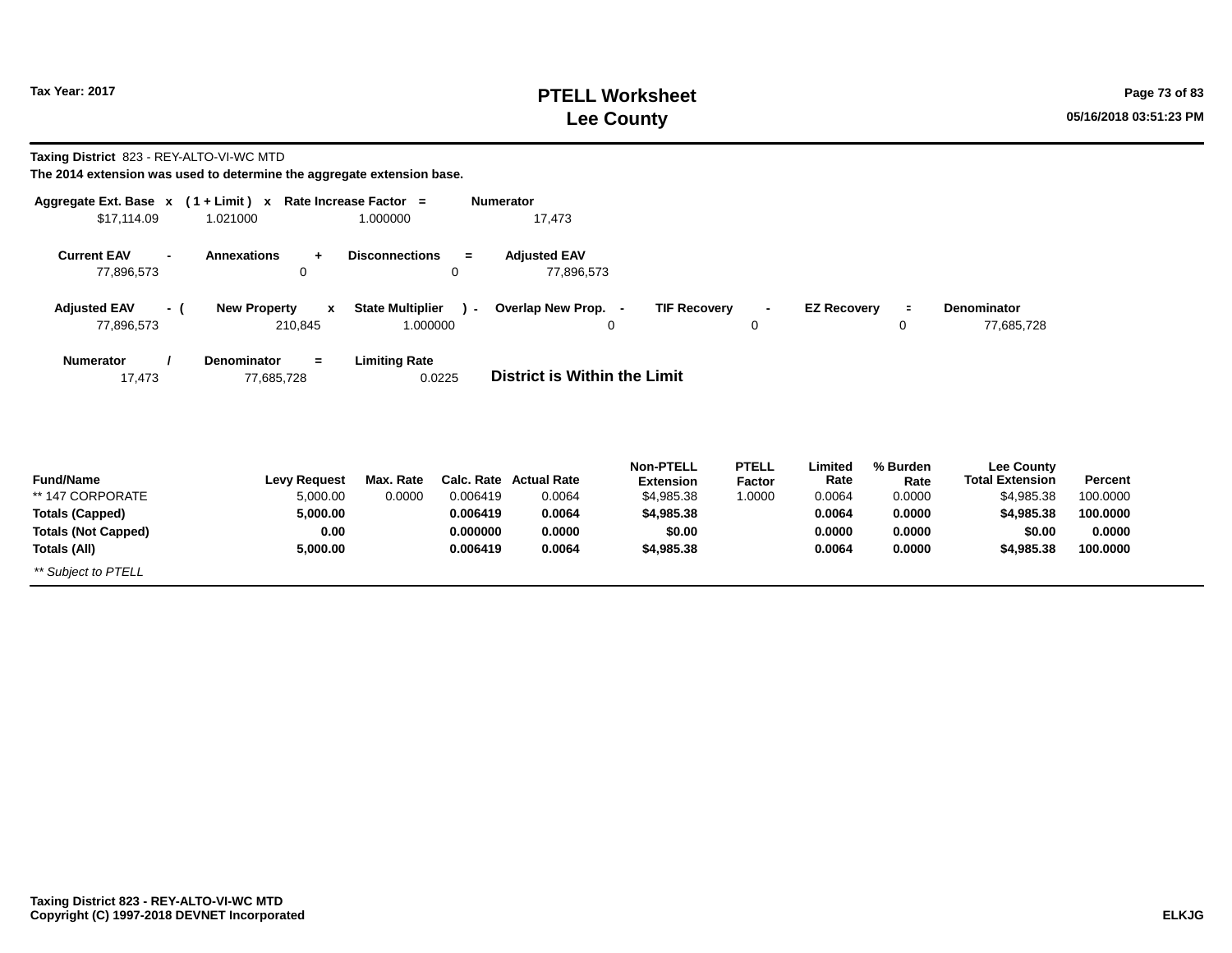**Taxing District** 823 - REY-ALTO-VI-WC MTD

**The 2014 extension was used to determine the aggregate extension base.**

| Aggregate Ext. Base | x | ( 1 + Limit ) | x | Rate Increase Factor | = | Numerator |
|---|---|---|---|---|---|---|
| $17,114.09 | | 1.021000 | | 1.000000 | | 17,473 |

| Current EAV | - | Annexations | + | Disconnections | = | Adjusted EAV |
|---|---|---|---|---|---|---|
| 77,896,573 | | 0 | | 0 | | 77,896,573 |

| Adjusted EAV | - ( | New Property | x | State Multiplier | ) - | Overlap New Prop. | - | TIF Recovery | - | EZ Recovery | = | Denominator |
|---|---|---|---|---|---|---|---|---|---|---|---|---|
| 77,896,573 | | 210,845 | | 1.000000 | | 0 | | 0 | | 0 | | 77,685,728 |

| Numerator | / | Denominator | = | Limiting Rate |
|---|---|---|---|---|
| 17,473 | | 77,685,728 | | 0.0225 |

**District is Within the Limit**

| Fund/Name | Levy Request | Max. Rate | Calc. Rate | Actual Rate | Non-PTELL Extension | PTELL Factor | Limited Rate | % Burden Rate | Lee County Total Extension | Percent |
|---|---|---|---|---|---|---|---|---|---|---|
| ** 147 CORPORATE | 5,000.00 | 0.0000 | 0.006419 | 0.0064 | $4,985.38 | 1.0000 | 0.0064 | 0.0000 | $4,985.38 | 100.0000 |
| **Totals (Capped)** | **5,000.00** | | **0.006419** | **0.0064** | **$4,985.38** | | **0.0064** | **0.0000** | **$4,985.38** | **100.0000** |
| **Totals (Not Capped)** | **0.00** | | **0.000000** | **0.0000** | **$0.00** | | **0.0000** | **0.0000** | **$0.00** | **0.0000** |
| **Totals (All)** | **5,000.00** | | **0.006419** | **0.0064** | **$4,985.38** | | **0.0064** | **0.0000** | **$4,985.38** | **100.0000** |

*** Subject to PTELL*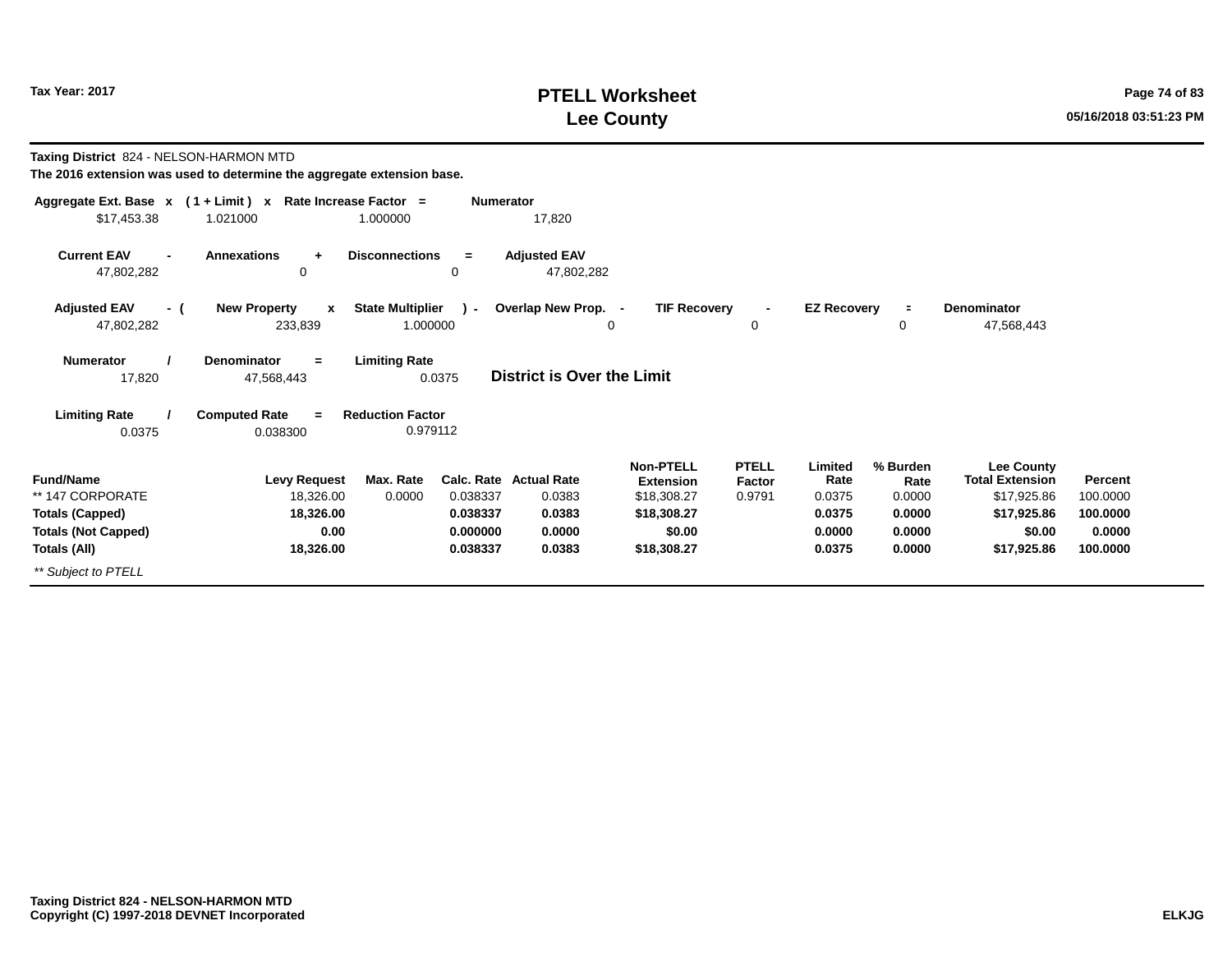Tax Year: 2017

# PTELL Worksheet
# Lee County

**Taxing District** 824 - NELSON-HARMON MTD

**The 2016 extension was used to determine the aggregate extension base.**

| Aggregate Ext. Base | x | ( 1 + Limit ) | x | Rate Increase Factor | = | Numerator |
|---|---|---|---|---|---|---|
| $17,453.38 | | 1.021000 | | 1.000000 | | 17,820 |

| Current EAV | - | Annexations | + | Disconnections | = | Adjusted EAV |
|---|---|---|---|---|---|---|
| 47,802,282 | | 0 | | 0 | | 47,802,282 |

| Adjusted EAV | - ( | New Property | x | State Multiplier | ) - | Overlap New Prop. | - | TIF Recovery | - | EZ Recovery | = | Denominator |
|---|---|---|---|---|---|---|---|---|---|---|---|---|
| 47,802,282 | | 233,839 | | 1.000000 | | 0 | | 0 | | 0 | | 47,568,443 |

| Numerator | / | Denominator | = | Limiting Rate |
|---|---|---|---|---|
| 17,820 | | 47,568,443 | | 0.0375 |

**District is Over the Limit**

| Limiting Rate | / | Computed Rate | = | Reduction Factor |
|---|---|---|---|---|
| 0.0375 | | 0.038300 | | 0.979112 |

| Fund/Name | Levy Request | Max. Rate | Calc. Rate | Actual Rate | Non-PTELL Extension | PTELL Factor | Limited Rate | % Burden Rate | Lee County Total Extension | Percent |
|---|---|---|---|---|---|---|---|---|---|---|
| ** 147 CORPORATE | 18,326.00 | 0.0000 | 0.038337 | 0.0383 | $18,308.27 | 0.9791 | 0.0375 | 0.0000 | $17,925.86 | 100.0000 |
| **Totals (Capped)** | **18,326.00** | | **0.038337** | **0.0383** | **$18,308.27** | | **0.0375** | **0.0000** | **$17,925.86** | **100.0000** |
| **Totals (Not Capped)** | **0.00** | | **0.000000** | **0.0000** | **$0.00** | | **0.0000** | **0.0000** | **$0.00** | **0.0000** |
| **Totals (All)** | **18,326.00** | | **0.038337** | **0.0383** | **$18,308.27** | | **0.0375** | **0.0000** | **$17,925.86** | **100.0000** |

*** Subject to PTELL*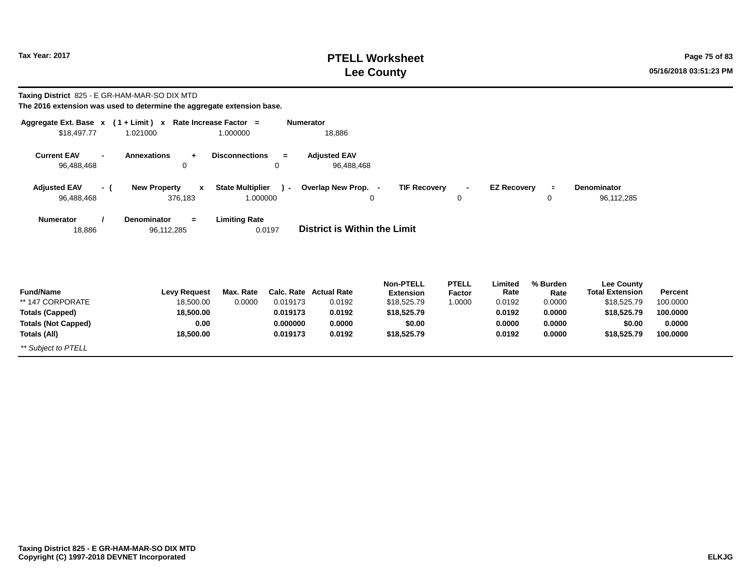Tax Year: 2017

# PTELL Worksheet
# Lee County

**Taxing District** 825 - E GR-HAM-MAR-SO DIX MTD

**The 2016 extension was used to determine the aggregate extension base.**

| Aggregate Ext. Base | x | ( 1 + Limit ) | x | Rate Increase Factor | = | Numerator |
|---|---|---|---|---|---|---|
| $18,497.77 | | 1.021000 | | 1.000000 | | 18,886 |

| Current EAV | - | Annexations | + | Disconnections | = | Adjusted EAV |
|---|---|---|---|---|---|---|
| 96,488,468 | | 0 | | 0 | | 96,488,468 |

| Adjusted EAV | - ( | New Property | x | State Multiplier | ) - | Overlap New Prop. | - | TIF Recovery | - | EZ Recovery | = | Denominator |
|---|---|---|---|---|---|---|---|---|---|---|---|---|
| 96,488,468 | | 376,183 | | 1.000000 | | 0 | | 0 | | 0 | | 96,112,285 |

| Numerator | / | Denominator | = | Limiting Rate |
|---|---|---|---|---|
| 18,886 | | 96,112,285 | | 0.0197 |

**District is Within the Limit**

| Fund/Name | Levy Request | Max. Rate | Calc. Rate | Actual Rate | Non-PTELL Extension | PTELL Factor | Limited Rate | % Burden Rate | Lee County Total Extension | Percent |
|---|---|---|---|---|---|---|---|---|---|---|
| ** 147 CORPORATE | 18,500.00 | 0.0000 | 0.019173 | 0.0192 | $18,525.79 | 1.0000 | 0.0192 | 0.0000 | $18,525.79 | 100.0000 |
| **Totals (Capped)** | **18,500.00** | | **0.019173** | **0.0192** | **$18,525.79** | | **0.0192** | **0.0000** | **$18,525.79** | **100.0000** |
| **Totals (Not Capped)** | **0.00** | | **0.000000** | **0.0000** | **$0.00** | | **0.0000** | **0.0000** | **$0.00** | **0.0000** |
| **Totals (All)** | **18,500.00** | | **0.019173** | **0.0192** | **$18,525.79** | | **0.0192** | **0.0000** | **$18,525.79** | **100.0000** |

*** Subject to PTELL*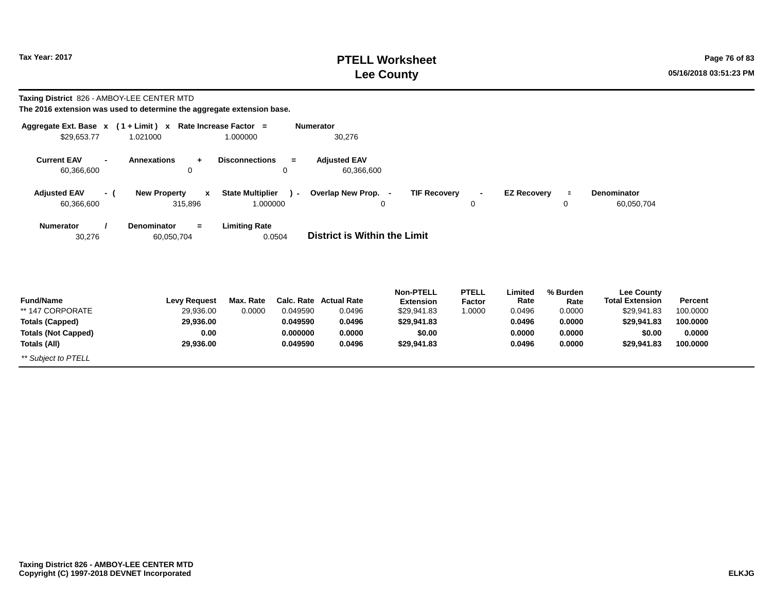**Tax Year: 2017**

# PTELL Worksheet
# Lee County

**Taxing District** 826 - AMBOY-LEE CENTER MTD

**The 2016 extension was used to determine the aggregate extension base.**

| Aggregate Ext. Base | x | ( 1 + Limit ) | x | Rate Increase Factor | = | Numerator |
|---|---|---|---|---|---|---|
| $29,653.77 | | 1.021000 | | 1.000000 | | 30,276 |

| Current EAV | - | Annexations | + | Disconnections | = | Adjusted EAV |
|---|---|---|---|---|---|---|
| 60,366,600 | | 0 | | 0 | | 60,366,600 |

| Adjusted EAV | - ( | New Property | x | State Multiplier | ) - | Overlap New Prop. | - | TIF Recovery | - | EZ Recovery | = | Denominator |
|---|---|---|---|---|---|---|---|---|---|---|---|---|
| 60,366,600 | | 315,896 | | 1.000000 | | 0 | | 0 | | 0 | | 60,050,704 |

| Numerator | / | Denominator | = | Limiting Rate |
|---|---|---|---|---|
| 30,276 | | 60,050,704 | | 0.0504 |

**District is Within the Limit**

| Fund/Name | Levy Request | Max. Rate | Calc. Rate | Actual Rate | Non-PTELL Extension | PTELL Factor | Limited Rate | % Burden Rate | Lee County Total Extension | Percent |
|---|---|---|---|---|---|---|---|---|---|---|
| ** 147 CORPORATE | 29,936.00 | 0.0000 | 0.049590 | 0.0496 | $29,941.83 | 1.0000 | 0.0496 | 0.0000 | $29,941.83 | 100.0000 |
| **Totals (Capped)** | **29,936.00** | | **0.049590** | **0.0496** | **$29,941.83** | | **0.0496** | **0.0000** | **$29,941.83** | **100.0000** |
| **Totals (Not Capped)** | **0.00** | | **0.000000** | **0.0000** | **$0.00** | | **0.0000** | **0.0000** | **$0.00** | **0.0000** |
| **Totals (All)** | **29,936.00** | | **0.049590** | **0.0496** | **$29,941.83** | | **0.0496** | **0.0000** | **$29,941.83** | **100.0000** |

*** Subject to PTELL*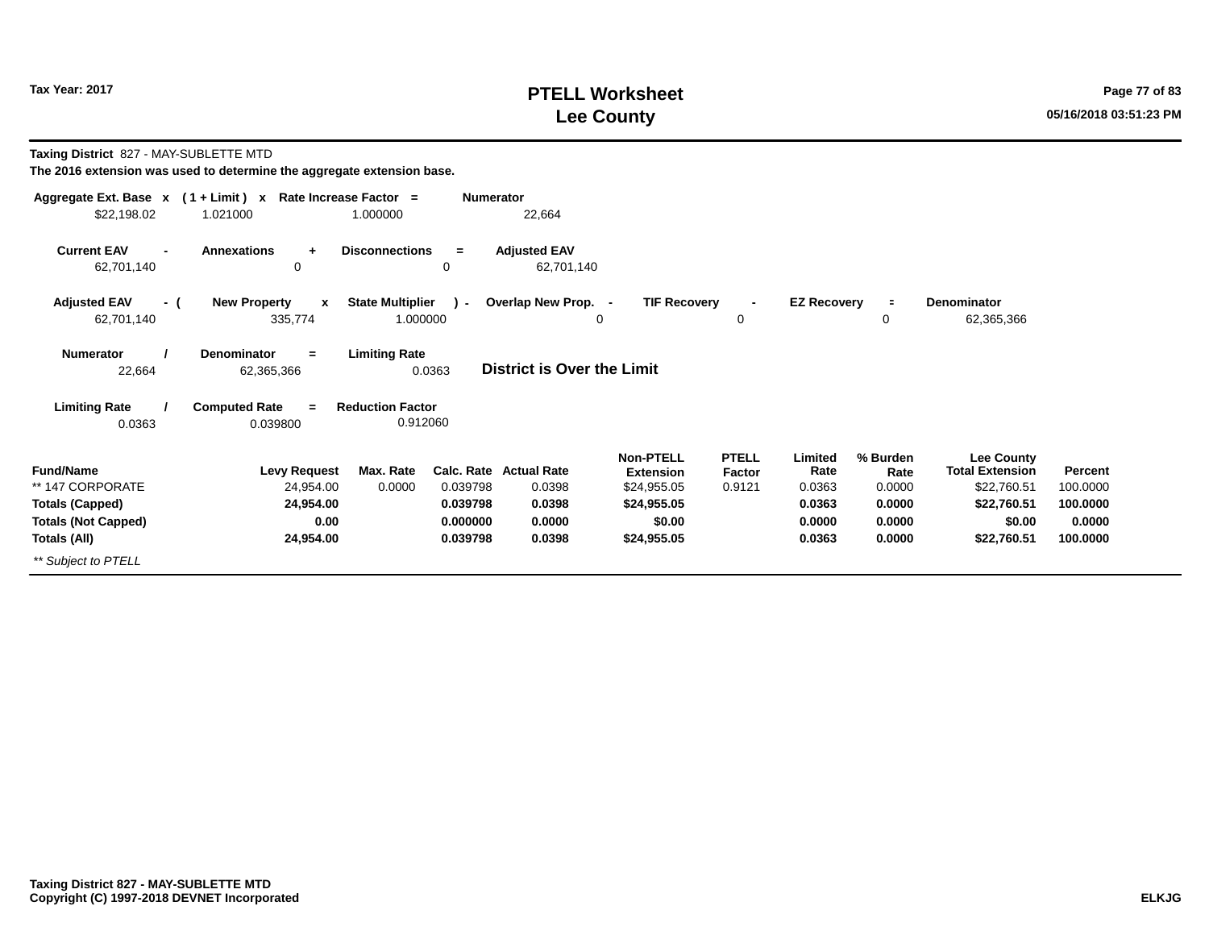# PTELL Worksheet
# Lee County

Tax Year: 2017

**Taxing District** 827 - MAY-SUBLETTE MTD

**The 2016 extension was used to determine the aggregate extension base.**

| Aggregate Ext. Base | x | ( 1 + Limit ) | x | Rate Increase Factor | = | Numerator |
|---|---|---|---|---|---|---|
| $22,198.02 | | 1.021000 | | 1.000000 | | 22,664 |

| Current EAV | - | Annexations | + | Disconnections | = | Adjusted EAV |
|---|---|---|---|---|---|---|
| 62,701,140 | | 0 | | 0 | | 62,701,140 |

| Adjusted EAV | - ( | New Property | x | State Multiplier | ) - | Overlap New Prop. | - | TIF Recovery | - | EZ Recovery | = | Denominator |
|---|---|---|---|---|---|---|---|---|---|---|---|---|
| 62,701,140 | | 335,774 | | 1.000000 | | 0 | | 0 | | 0 | | 62,365,366 |

| Numerator | / | Denominator | = | Limiting Rate |
|---|---|---|---|---|
| 22,664 | | 62,365,366 | | 0.0363 |

**District is Over the Limit**

| Limiting Rate | / | Computed Rate | = | Reduction Factor |
|---|---|---|---|---|
| 0.0363 | | 0.039800 | | 0.912060 |

| Fund/Name | Levy Request | Max. Rate | Calc. Rate | Actual Rate | Non-PTELL Extension | PTELL Factor | Limited Rate | % Burden Rate | Lee County Total Extension | Percent |
|---|---|---|---|---|---|---|---|---|---|---|
| ** 147 CORPORATE | 24,954.00 | 0.0000 | 0.039798 | 0.0398 | $24,955.05 | 0.9121 | 0.0363 | 0.0000 | $22,760.51 | 100.0000 |
| **Totals (Capped)** | **24,954.00** | | **0.039798** | **0.0398** | **$24,955.05** | | **0.0363** | **0.0000** | **$22,760.51** | **100.0000** |
| **Totals (Not Capped)** | **0.00** | | **0.000000** | **0.0000** | **$0.00** | | **0.0000** | **0.0000** | **$0.00** | **0.0000** |
| **Totals (All)** | **24,954.00** | | **0.039798** | **0.0398** | **$24,955.05** | | **0.0363** | **0.0000** | **$22,760.51** | **100.0000** |

*** Subject to PTELL*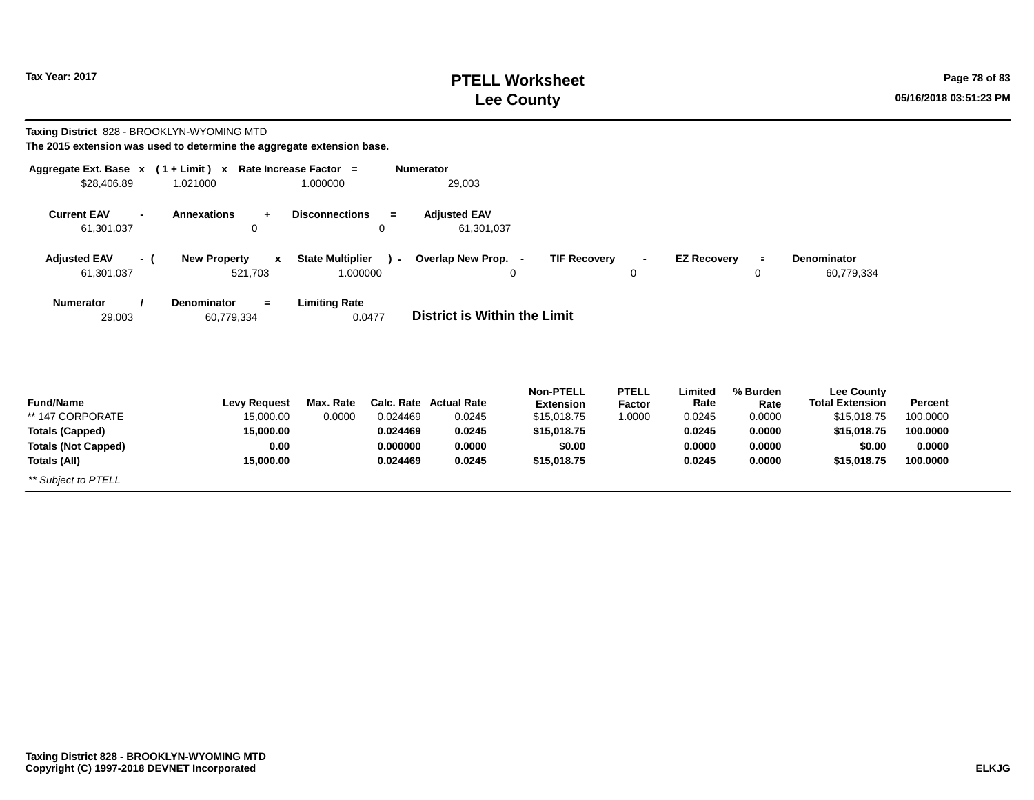# PTELL Worksheet
# Lee County

Tax Year: 2017

05/16/2018 03:51:23 PM

**Taxing District** 828 - BROOKLYN-WYOMING MTD

**The 2015 extension was used to determine the aggregate extension base.**

| Aggregate Ext. Base | x | ( 1 + Limit ) | x | Rate Increase Factor | = | Numerator |
|---|---|---|---|---|---|---|
| $28,406.89 | | 1.021000 | | 1.000000 | | 29,003 |

| Current EAV | - | Annexations | + | Disconnections | = | Adjusted EAV |
|---|---|---|---|---|---|---|
| 61,301,037 | | 0 | | 0 | | 61,301,037 |

| Adjusted EAV | - ( | New Property | x | State Multiplier | ) - | Overlap New Prop. | - | TIF Recovery | - | EZ Recovery | = | Denominator |
|---|---|---|---|---|---|---|---|---|---|---|---|---|
| 61,301,037 | | 521,703 | | 1.000000 | | 0 | | 0 | | 0 | | 60,779,334 |

| Numerator | / | Denominator | = | Limiting Rate |
|---|---|---|---|---|
| 29,003 | | 60,779,334 | | 0.0477 |

**District is Within the Limit**

| Fund/Name | Levy Request | Max. Rate | Calc. Rate | Actual Rate | Non-PTELL Extension | PTELL Factor | Limited Rate | % Burden Rate | Lee County Total Extension | Percent |
|---|---|---|---|---|---|---|---|---|---|---|
| ** 147 CORPORATE | 15,000.00 | 0.0000 | 0.024469 | 0.0245 | $15,018.75 | 1.0000 | 0.0245 | 0.0000 | $15,018.75 | 100.0000 |
| **Totals (Capped)** | **15,000.00** | | **0.024469** | **0.0245** | **$15,018.75** | | **0.0245** | **0.0000** | **$15,018.75** | **100.0000** |
| **Totals (Not Capped)** | **0.00** | | **0.000000** | **0.0000** | **$0.00** | | **0.0000** | **0.0000** | **$0.00** | **0.0000** |
| **Totals (All)** | **15,000.00** | | **0.024469** | **0.0245** | **$15,018.75** | | **0.0245** | **0.0000** | **$15,018.75** | **100.0000** |

*** Subject to PTELL*

**Taxing District 828 - BROOKLYN-WYOMING MTD**
**Copyright (C) 1997-2018 DEVNET Incorporated**

**ELKJG**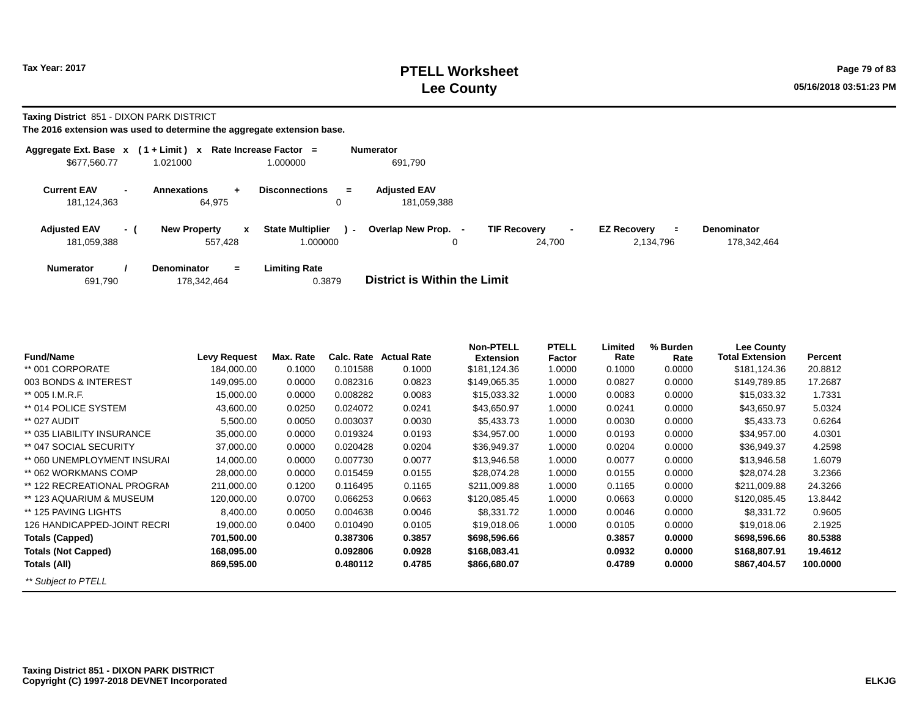**Taxing District** 851 - DIXON PARK DISTRICT

**The 2016 extension was used to determine the aggregate extension base.**

| Aggregate Ext. Base | x | ( 1 + Limit ) | x | Rate Increase Factor | = | Numerator |
|---|---|---|---|---|---|---|
| $677,560.77 | | 1.021000 | | 1.000000 | | 691,790 |

| Current EAV | - | Annexations | + | Disconnections | = | Adjusted EAV |
|---|---|---|---|---|---|---|
| 181,124,363 | | 64,975 | | 0 | | 181,059,388 |

| Adjusted EAV | - ( | New Property | x | State Multiplier | ) - | Overlap New Prop. | - | TIF Recovery | - | EZ Recovery | = | Denominator |
|---|---|---|---|---|---|---|---|---|---|---|---|---|
| 181,059,388 | | 557,428 | | 1.000000 | | 0 | | 24,700 | | 2,134,796 | | 178,342,464 |

| Numerator | / | Denominator | = | Limiting Rate |
|---|---|---|---|---|
| 691,790 | | 178,342,464 | | 0.3879 |

**District is Within the Limit**

| Fund/Name | Levy Request | Max. Rate | Calc. Rate | Actual Rate | Non-PTELL Extension | PTELL Factor | Limited Rate | % Burden Rate | Lee County Total Extension | Percent |
|---|---|---|---|---|---|---|---|---|---|---|
| ** 001 CORPORATE | 184,000.00 | 0.1000 | 0.101588 | 0.1000 | $181,124.36 | 1.0000 | 0.1000 | 0.0000 | $181,124.36 | 20.8812 |
| 003 BONDS & INTEREST | 149,095.00 | 0.0000 | 0.082316 | 0.0823 | $149,065.35 | 1.0000 | 0.0827 | 0.0000 | $149,789.85 | 17.2687 |
| ** 005 I.M.R.F. | 15,000.00 | 0.0000 | 0.008282 | 0.0083 | $15,033.32 | 1.0000 | 0.0083 | 0.0000 | $15,033.32 | 1.7331 |
| ** 014 POLICE SYSTEM | 43,600.00 | 0.0250 | 0.024072 | 0.0241 | $43,650.97 | 1.0000 | 0.0241 | 0.0000 | $43,650.97 | 5.0324 |
| ** 027 AUDIT | 5,500.00 | 0.0050 | 0.003037 | 0.0030 | $5,433.73 | 1.0000 | 0.0030 | 0.0000 | $5,433.73 | 0.6264 |
| ** 035 LIABILITY INSURANCE | 35,000.00 | 0.0000 | 0.019324 | 0.0193 | $34,957.00 | 1.0000 | 0.0193 | 0.0000 | $34,957.00 | 4.0301 |
| ** 047 SOCIAL SECURITY | 37,000.00 | 0.0000 | 0.020428 | 0.0204 | $36,949.37 | 1.0000 | 0.0204 | 0.0000 | $36,949.37 | 4.2598 |
| ** 060 UNEMPLOYMENT INSURAI | 14,000.00 | 0.0000 | 0.007730 | 0.0077 | $13,946.58 | 1.0000 | 0.0077 | 0.0000 | $13,946.58 | 1.6079 |
| ** 062 WORKMANS COMP | 28,000.00 | 0.0000 | 0.015459 | 0.0155 | $28,074.28 | 1.0000 | 0.0155 | 0.0000 | $28,074.28 | 3.2366 |
| ** 122 RECREATIONAL PROGRAM | 211,000.00 | 0.1200 | 0.116495 | 0.1165 | $211,009.88 | 1.0000 | 0.1165 | 0.0000 | $211,009.88 | 24.3266 |
| ** 123 AQUARIUM & MUSEUM | 120,000.00 | 0.0700 | 0.066253 | 0.0663 | $120,085.45 | 1.0000 | 0.0663 | 0.0000 | $120,085.45 | 13.8442 |
| ** 125 PAVING LIGHTS | 8,400.00 | 0.0050 | 0.004638 | 0.0046 | $8,331.72 | 1.0000 | 0.0046 | 0.0000 | $8,331.72 | 0.9605 |
| 126 HANDICAPPED-JOINT RECRI | 19,000.00 | 0.0400 | 0.010490 | 0.0105 | $19,018.06 | 1.0000 | 0.0105 | 0.0000 | $19,018.06 | 2.1925 |
| **Totals (Capped)** | **701,500.00** | | **0.387306** | **0.3857** | **$698,596.66** | | **0.3857** | **0.0000** | **$698,596.66** | **80.5388** |
| **Totals (Not Capped)** | **168,095.00** | | **0.092806** | **0.0928** | **$168,083.41** | | **0.0932** | **0.0000** | **$168,807.91** | **19.4612** |
| **Totals (All)** | **869,595.00** | | **0.480112** | **0.4785** | **$866,680.07** | | **0.4789** | **0.0000** | **$867,404.57** | **100.0000** |

*** Subject to PTELL*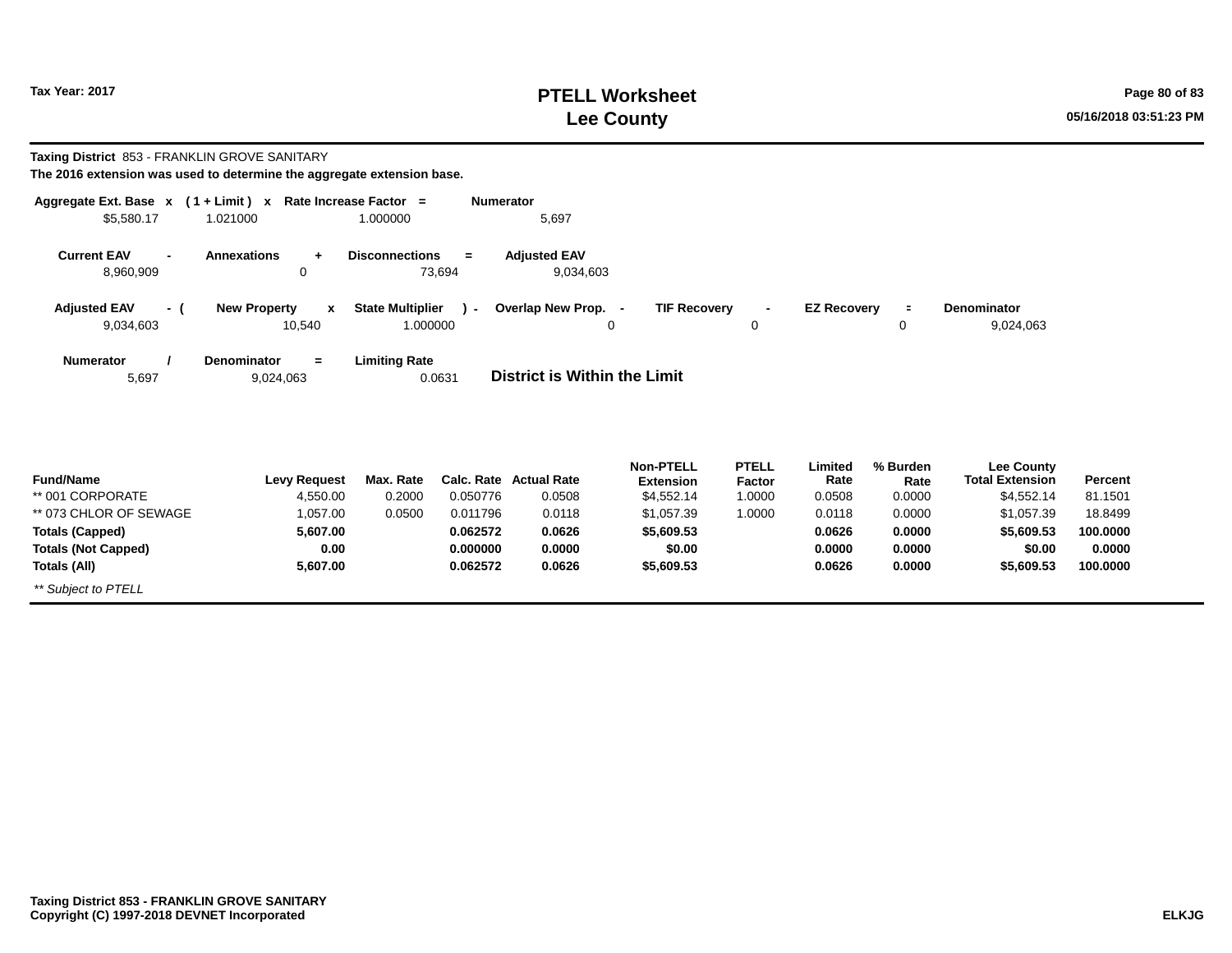**Taxing District** 853 - FRANKLIN GROVE SANITARY

**The 2016 extension was used to determine the aggregate extension base.**

| Aggregate Ext. Base | x | ( 1 + Limit ) | x | Rate Increase Factor | = | Numerator |
|---|---|---|---|---|---|---|
| $5,580.17 | | 1.021000 | | 1.000000 | | 5,697 |

| Current EAV | - | Annexations | + | Disconnections | = | Adjusted EAV |
|---|---|---|---|---|---|---|
| 8,960,909 | | 0 | | 73,694 | | 9,034,603 |

| Adjusted EAV | - ( | New Property | x | State Multiplier | ) - | Overlap New Prop. | - | TIF Recovery | - | EZ Recovery | = | Denominator |
|---|---|---|---|---|---|---|---|---|---|---|---|---|
| 9,034,603 | | 10,540 | | 1.000000 | | 0 | | 0 | | 0 | | 9,024,063 |

| Numerator | / | Denominator | = | Limiting Rate | |
|---|---|---|---|---|---|
| 5,697 | | 9,024,063 | | 0.0631 | **District is Within the Limit** |

| Fund/Name | Levy Request | Max. Rate | Calc. Rate | Actual Rate | Non-PTELL Extension | PTELL Factor | Limited Rate | % Burden Rate | Lee County Total Extension | Percent |
|---|---|---|---|---|---|---|---|---|---|---|
| ** 001 CORPORATE | 4,550.00 | 0.2000 | 0.050776 | 0.0508 | $4,552.14 | 1.0000 | 0.0508 | 0.0000 | $4,552.14 | 81.1501 |
| ** 073 CHLOR OF SEWAGE | 1,057.00 | 0.0500 | 0.011796 | 0.0118 | $1,057.39 | 1.0000 | 0.0118 | 0.0000 | $1,057.39 | 18.8499 |
| **Totals (Capped)** | **5,607.00** | | **0.062572** | **0.0626** | **$5,609.53** | | **0.0626** | **0.0000** | **$5,609.53** | **100.0000** |
| **Totals (Not Capped)** | **0.00** | | **0.000000** | **0.0000** | **$0.00** | | **0.0000** | **0.0000** | **$0.00** | **0.0000** |
| **Totals (All)** | **5,607.00** | | **0.062572** | **0.0626** | **$5,609.53** | | **0.0626** | **0.0000** | **$5,609.53** | **100.0000** |

*** Subject to PTELL*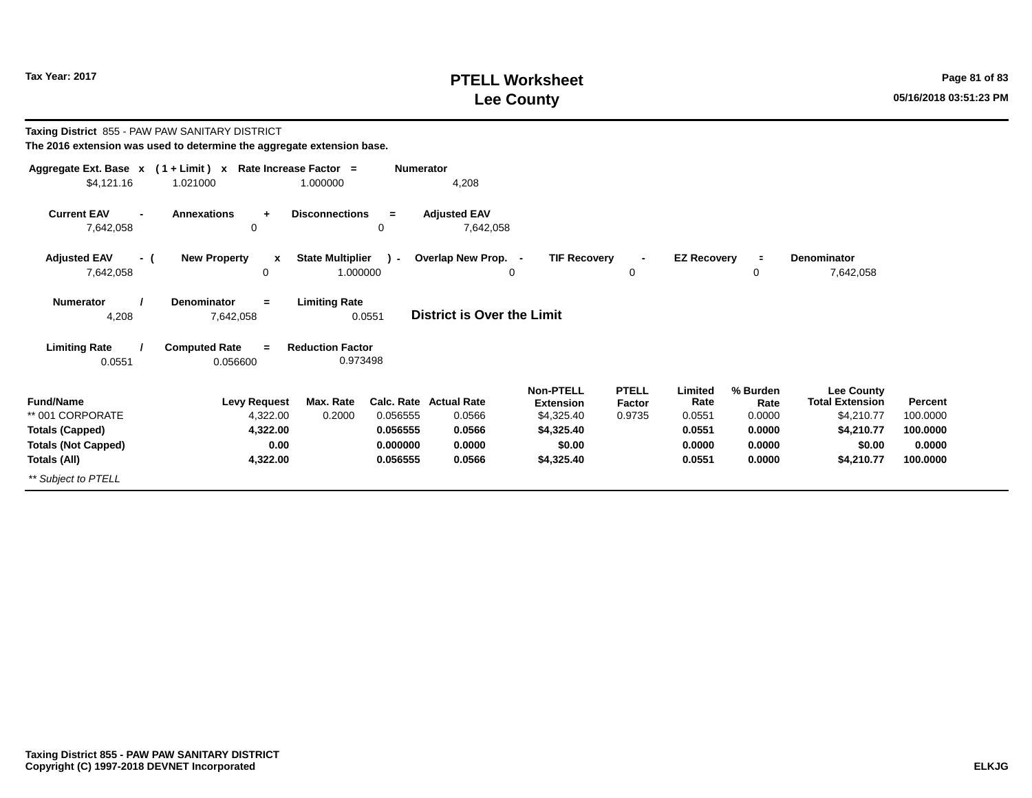# PTELL Worksheet
# Lee County

Tax Year: 2017

**Taxing District** 855 - PAW PAW SANITARY DISTRICT

**The 2016 extension was used to determine the aggregate extension base.**

| Aggregate Ext. Base | x | ( 1 + Limit ) | x | Rate Increase Factor | = | Numerator |
|---|---|---|---|---|---|---|
| $4,121.16 | | 1.021000 | | 1.000000 | | 4,208 |

| Current EAV | - | Annexations | + | Disconnections | = | Adjusted EAV |
|---|---|---|---|---|---|---|
| 7,642,058 | | 0 | | 0 | | 7,642,058 |

| Adjusted EAV | - ( | New Property | x | State Multiplier | ) - | Overlap New Prop. | - | TIF Recovery | - | EZ Recovery | = | Denominator |
|---|---|---|---|---|---|---|---|---|---|---|---|---|
| 7,642,058 | | 0 | | 1.000000 | | 0 | | 0 | | 0 | | 7,642,058 |

| Numerator | / | Denominator | = | Limiting Rate |
|---|---|---|---|---|
| 4,208 | | 7,642,058 | | 0.0551 |

**District is Over the Limit**

| Limiting Rate | / | Computed Rate | = | Reduction Factor |
|---|---|---|---|---|
| 0.0551 | | 0.056600 | | 0.973498 |

| Fund/Name | Levy Request | Max. Rate | Calc. Rate | Actual Rate | Non-PTELL Extension | PTELL Factor | Limited Rate | % Burden Rate | Lee County Total Extension | Percent |
|---|---|---|---|---|---|---|---|---|---|---|
| ** 001 CORPORATE | 4,322.00 | 0.2000 | 0.056555 | 0.0566 | $4,325.40 | 0.9735 | 0.0551 | 0.0000 | $4,210.77 | 100.0000 |
| **Totals (Capped)** | **4,322.00** | | **0.056555** | **0.0566** | **$4,325.40** | | **0.0551** | **0.0000** | **$4,210.77** | **100.0000** |
| **Totals (Not Capped)** | **0.00** | | **0.000000** | **0.0000** | **$0.00** | | **0.0000** | **0.0000** | **$0.00** | **0.0000** |
| **Totals (All)** | **4,322.00** | | **0.056555** | **0.0566** | **$4,325.40** | | **0.0551** | **0.0000** | **$4,210.77** | **100.0000** |

*** Subject to PTELL*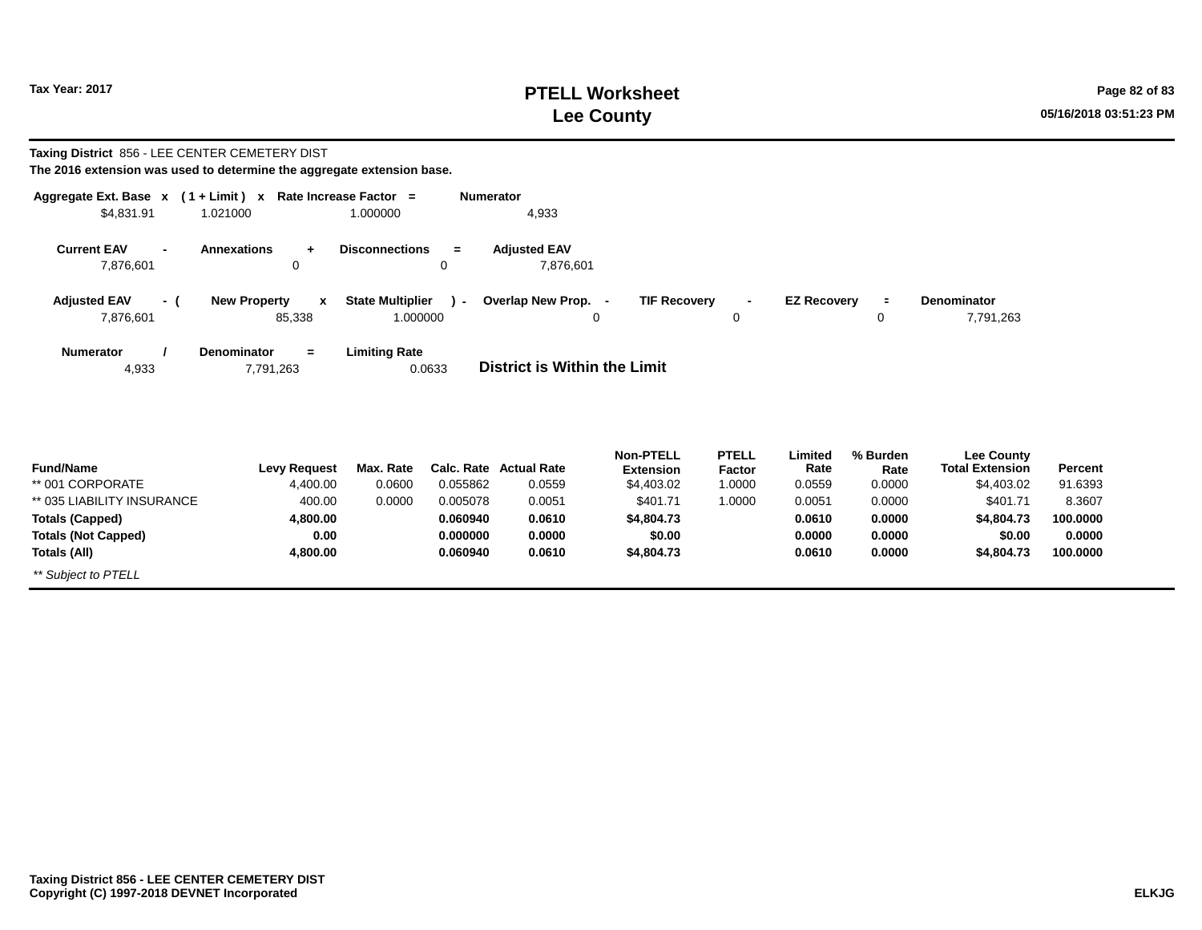**Tax Year: 2017**

# PTELL Worksheet
# Lee County

**Taxing District** 856 - LEE CENTER CEMETERY DIST
**The 2016 extension was used to determine the aggregate extension base.**

| Aggregate Ext. Base x | ( 1 + Limit ) x | Rate Increase Factor = | Numerator |
|---|---|---|---|
| $4,831.91 | 1.021000 | 1.000000 | 4,933 |

| Current EAV - | Annexations + | Disconnections = | Adjusted EAV |
|---|---|---|---|
| 7,876,601 | 0 | 0 | 7,876,601 |

| Adjusted EAV - ( | New Property x | State Multiplier ) - | Overlap New Prop. - | TIF Recovery - | EZ Recovery = | Denominator |
|---|---|---|---|---|---|---|
| 7,876,601 | 85,338 | 1.000000 | 0 | 0 | 0 | 7,791,263 |

| Numerator / | Denominator = | Limiting Rate | |
|---|---|---|---|
| 4,933 | 7,791,263 | 0.0633 | **District is Within the Limit** |

| Fund/Name | Levy Request | Max. Rate | Calc. Rate | Actual Rate | Non-PTELL Extension | PTELL Factor | Limited Rate | % Burden Rate | Lee County Total Extension | Percent |
|---|---|---|---|---|---|---|---|---|---|---|
| ** 001 CORPORATE | 4,400.00 | 0.0600 | 0.055862 | 0.0559 | $4,403.02 | 1.0000 | 0.0559 | 0.0000 | $4,403.02 | 91.6393 |
| ** 035 LIABILITY INSURANCE | 400.00 | 0.0000 | 0.005078 | 0.0051 | $401.71 | 1.0000 | 0.0051 | 0.0000 | $401.71 | 8.3607 |
| **Totals (Capped)** | **4,800.00** | | **0.060940** | **0.0610** | **$4,804.73** | | **0.0610** | **0.0000** | **$4,804.73** | **100.0000** |
| **Totals (Not Capped)** | **0.00** | | **0.000000** | **0.0000** | **$0.00** | | **0.0000** | **0.0000** | **$0.00** | **0.0000** |
| **Totals (All)** | **4,800.00** | | **0.060940** | **0.0610** | **$4,804.73** | | **0.0610** | **0.0000** | **$4,804.73** | **100.0000** |

*** Subject to PTELL*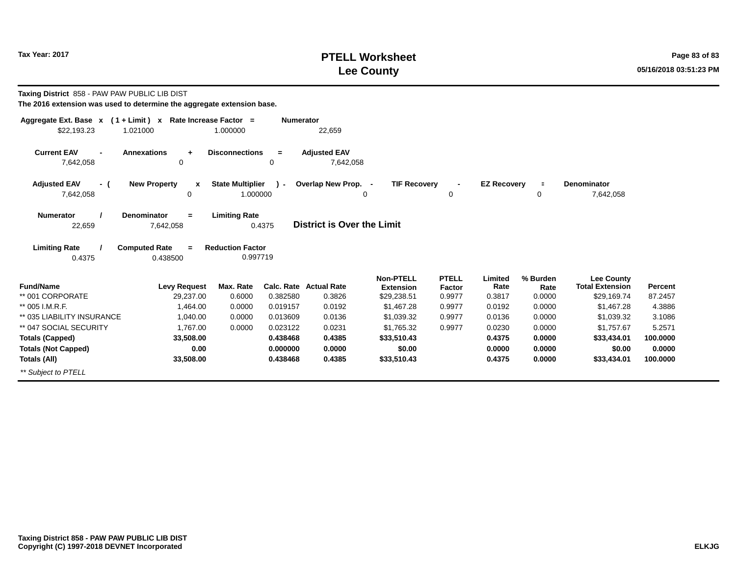# PTELL Worksheet
# Lee County

Tax Year: 2017

**Taxing District** 858 - PAW PAW PUBLIC LIB DIST

**The 2016 extension was used to determine the aggregate extension base.**

| Aggregate Ext. Base | x | ( 1 + Limit ) | x | Rate Increase Factor | = | Numerator |
|---|---|---|---|---|---|---|
| $22,193.23 | | 1.021000 | | 1.000000 | | 22,659 |

| Current EAV | - | Annexations | + | Disconnections | = | Adjusted EAV |
|---|---|---|---|---|---|---|
| 7,642,058 | | 0 | | 0 | | 7,642,058 |

| Adjusted EAV | - ( | New Property | x | State Multiplier | ) - | Overlap New Prop. | - | TIF Recovery | - | EZ Recovery | = | Denominator |
|---|---|---|---|---|---|---|---|---|---|---|---|---|
| 7,642,058 | | 0 | | 1.000000 | | 0 | | 0 | | 0 | | 7,642,058 |

| Numerator | / | Denominator | = | Limiting Rate |
|---|---|---|---|---|
| 22,659 | | 7,642,058 | | 0.4375 |

**District is Over the Limit**

| Limiting Rate | / | Computed Rate | = | Reduction Factor |
|---|---|---|---|---|
| 0.4375 | | 0.438500 | | 0.997719 |

| Fund/Name | Levy Request | Max. Rate | Calc. Rate | Actual Rate | Non-PTELL Extension | PTELL Factor | Limited Rate | % Burden Rate | Lee County Total Extension | Percent |
|---|---|---|---|---|---|---|---|---|---|---|
| ** 001 CORPORATE | 29,237.00 | 0.6000 | 0.382580 | 0.3826 | $29,238.51 | 0.9977 | 0.3817 | 0.0000 | $29,169.74 | 87.2457 |
| ** 005 I.M.R.F. | 1,464.00 | 0.0000 | 0.019157 | 0.0192 | $1,467.28 | 0.9977 | 0.0192 | 0.0000 | $1,467.28 | 4.3886 |
| ** 035 LIABILITY INSURANCE | 1,040.00 | 0.0000 | 0.013609 | 0.0136 | $1,039.32 | 0.9977 | 0.0136 | 0.0000 | $1,039.32 | 3.1086 |
| ** 047 SOCIAL SECURITY | 1,767.00 | 0.0000 | 0.023122 | 0.0231 | $1,765.32 | 0.9977 | 0.0230 | 0.0000 | $1,757.67 | 5.2571 |
| **Totals (Capped)** | **33,508.00** | | **0.438468** | **0.4385** | **$33,510.43** | | **0.4375** | **0.0000** | **$33,434.01** | **100.0000** |
| **Totals (Not Capped)** | **0.00** | | **0.000000** | **0.0000** | **$0.00** | | **0.0000** | **0.0000** | **$0.00** | **0.0000** |
| **Totals (All)** | **33,508.00** | | **0.438468** | **0.4385** | **$33,510.43** | | **0.4375** | **0.0000** | **$33,434.01** | **100.0000** |

*** Subject to PTELL*